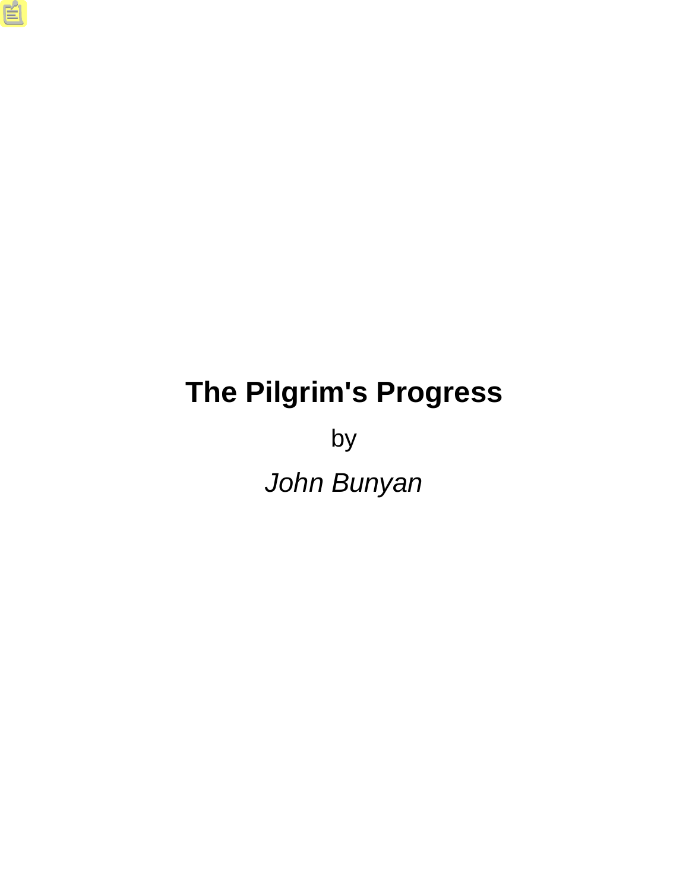# The Pilgrim's Progress

by

*John Bunyan*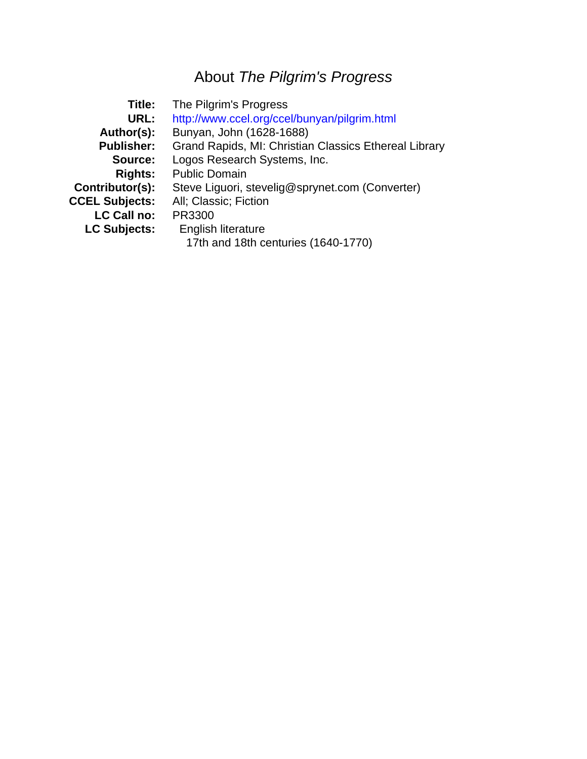# About *The Pilgrim's Progress*

| | |
|---|---|
| **Title:** | The Pilgrim's Progress |
| **URL:** | http://www.ccel.org/ccel/bunyan/pilgrim.html |
| **Author(s):** | Bunyan, John (1628-1688) |
| **Publisher:** | Grand Rapids, MI: Christian Classics Ethereal Library |
| **Source:** | Logos Research Systems, Inc. |
| **Rights:** | Public Domain |
| **Contributor(s):** | Steve Liguori, stevelig@sprynet.com (Converter) |
| **CCEL Subjects:** | All; Classic; Fiction |
| **LC Call no:** | PR3300 |
| **LC Subjects:** | English literature<br>17th and 18th centuries (1640-1770) |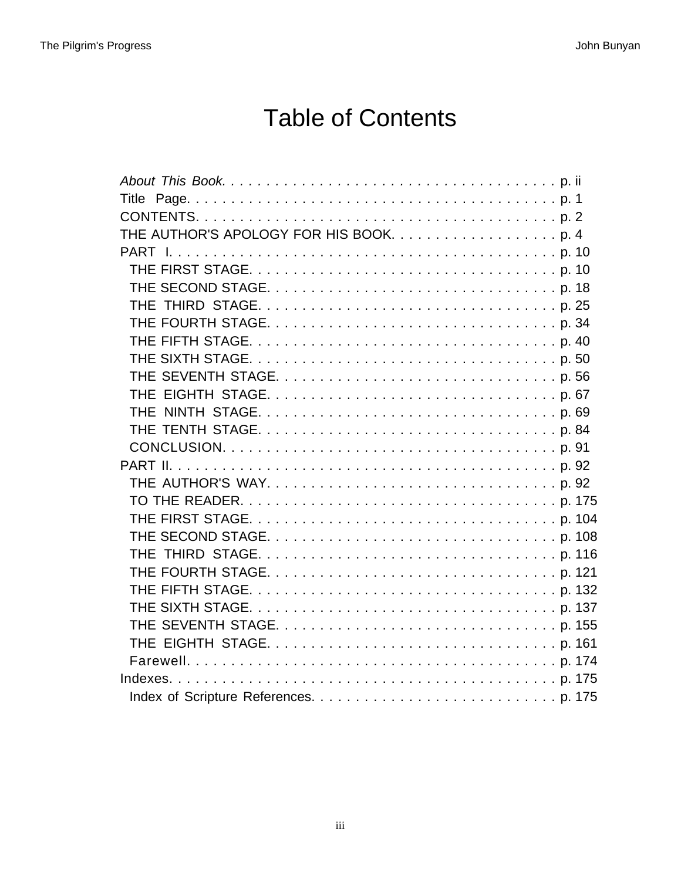# Table of Contents

- *About This Book.* . . . . . . . . . . . . . . . . . . . . . . . . . . . . . . . . . . . . . p. ii
- Title Page. . . . . . . . . . . . . . . . . . . . . . . . . . . . . . . . . . . . . . . . . . p. 1
- CONTENTS. . . . . . . . . . . . . . . . . . . . . . . . . . . . . . . . . . . . . . . . p. 2
- THE AUTHOR'S APOLOGY FOR HIS BOOK. . . . . . . . . . . . . . . . . . . p. 4
- PART I. . . . . . . . . . . . . . . . . . . . . . . . . . . . . . . . . . . . . . . . . . p. 10
  - THE FIRST STAGE. . . . . . . . . . . . . . . . . . . . . . . . . . . . . . . . . . p. 10
  - THE SECOND STAGE. . . . . . . . . . . . . . . . . . . . . . . . . . . . . . . . p. 18
  - THE THIRD STAGE. . . . . . . . . . . . . . . . . . . . . . . . . . . . . . . . . p. 25
  - THE FOURTH STAGE. . . . . . . . . . . . . . . . . . . . . . . . . . . . . . . . p. 34
  - THE FIFTH STAGE. . . . . . . . . . . . . . . . . . . . . . . . . . . . . . . . . p. 40
  - THE SIXTH STAGE. . . . . . . . . . . . . . . . . . . . . . . . . . . . . . . . . p. 50
  - THE SEVENTH STAGE. . . . . . . . . . . . . . . . . . . . . . . . . . . . . . . p. 56
  - THE EIGHTH STAGE. . . . . . . . . . . . . . . . . . . . . . . . . . . . . . . . p. 67
  - THE NINTH STAGE. . . . . . . . . . . . . . . . . . . . . . . . . . . . . . . . . p. 69
  - THE TENTH STAGE. . . . . . . . . . . . . . . . . . . . . . . . . . . . . . . . . p. 84
  - CONCLUSION. . . . . . . . . . . . . . . . . . . . . . . . . . . . . . . . . . . . . p. 91
- PART II. . . . . . . . . . . . . . . . . . . . . . . . . . . . . . . . . . . . . . . . . p. 92
  - THE AUTHOR'S WAY. . . . . . . . . . . . . . . . . . . . . . . . . . . . . . . . p. 92
  - TO THE READER. . . . . . . . . . . . . . . . . . . . . . . . . . . . . . . . . . p. 175
  - THE FIRST STAGE. . . . . . . . . . . . . . . . . . . . . . . . . . . . . . . . . . p. 104
  - THE SECOND STAGE. . . . . . . . . . . . . . . . . . . . . . . . . . . . . . . . p. 108
  - THE THIRD STAGE. . . . . . . . . . . . . . . . . . . . . . . . . . . . . . . . . p. 116
  - THE FOURTH STAGE. . . . . . . . . . . . . . . . . . . . . . . . . . . . . . . . p. 121
  - THE FIFTH STAGE. . . . . . . . . . . . . . . . . . . . . . . . . . . . . . . . . p. 132
  - THE SIXTH STAGE. . . . . . . . . . . . . . . . . . . . . . . . . . . . . . . . . p. 137
  - THE SEVENTH STAGE. . . . . . . . . . . . . . . . . . . . . . . . . . . . . . . p. 155
  - THE EIGHTH STAGE. . . . . . . . . . . . . . . . . . . . . . . . . . . . . . . . p. 161
  - Farewell. . . . . . . . . . . . . . . . . . . . . . . . . . . . . . . . . . . . . . . . p. 174
- Indexes. . . . . . . . . . . . . . . . . . . . . . . . . . . . . . . . . . . . . . . . . p. 175
  - Index of Scripture References. . . . . . . . . . . . . . . . . . . . . . . . . . p. 175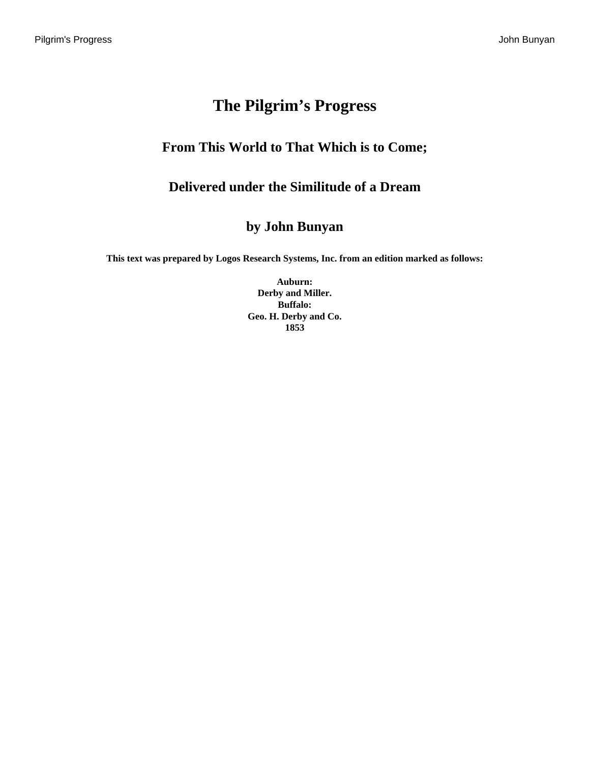# The Pilgrim’s Progress

## From This World to That Which is to Come;

## Delivered under the Similitude of a Dream

## by John Bunyan

**This text was prepared by Logos Research Systems, Inc. from an edition marked as follows:**

**Auburn:**
**Derby and Miller.**
**Buffalo:**
**Geo. H. Derby and Co.**
**1853**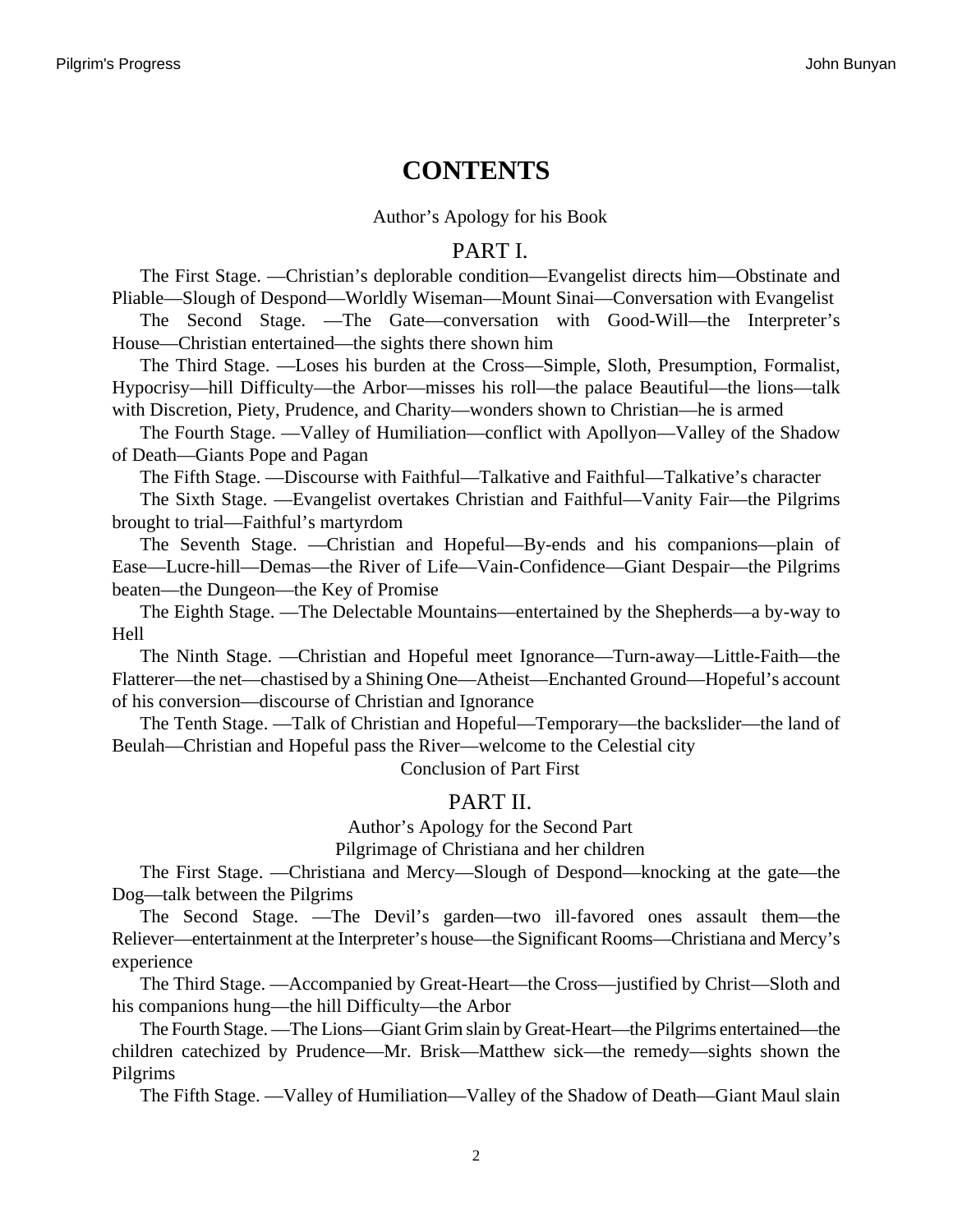# CONTENTS

Author's Apology for his Book

## PART I.

The First Stage. —Christian's deplorable condition—Evangelist directs him—Obstinate and Pliable—Slough of Despond—Worldly Wiseman—Mount Sinai—Conversation with Evangelist

The Second Stage. —The Gate—conversation with Good-Will—the Interpreter's House—Christian entertained—the sights there shown him

The Third Stage. —Loses his burden at the Cross—Simple, Sloth, Presumption, Formalist, Hypocrisy—hill Difficulty—the Arbor—misses his roll—the palace Beautiful—the lions—talk with Discretion, Piety, Prudence, and Charity—wonders shown to Christian—he is armed

The Fourth Stage. —Valley of Humiliation—conflict with Apollyon—Valley of the Shadow of Death—Giants Pope and Pagan

The Fifth Stage. —Discourse with Faithful—Talkative and Faithful—Talkative's character

The Sixth Stage. —Evangelist overtakes Christian and Faithful—Vanity Fair—the Pilgrims brought to trial—Faithful's martyrdom

The Seventh Stage. —Christian and Hopeful—By-ends and his companions—plain of Ease—Lucre-hill—Demas—the River of Life—Vain-Confidence—Giant Despair—the Pilgrims beaten—the Dungeon—the Key of Promise

The Eighth Stage. —The Delectable Mountains—entertained by the Shepherds—a by-way to Hell

The Ninth Stage. —Christian and Hopeful meet Ignorance—Turn-away—Little-Faith—the Flatterer—the net—chastised by a Shining One—Atheist—Enchanted Ground—Hopeful's account of his conversion—discourse of Christian and Ignorance

The Tenth Stage. —Talk of Christian and Hopeful—Temporary—the backslider—the land of Beulah—Christian and Hopeful pass the River—welcome to the Celestial city

Conclusion of Part First

## PART II.

Author's Apology for the Second Part

Pilgrimage of Christiana and her children

The First Stage. —Christiana and Mercy—Slough of Despond—knocking at the gate—the Dog—talk between the Pilgrims

The Second Stage. —The Devil's garden—two ill-favored ones assault them—the Reliever—entertainment at the Interpreter's house—the Significant Rooms—Christiana and Mercy's experience

The Third Stage. —Accompanied by Great-Heart—the Cross—justified by Christ—Sloth and his companions hung—the hill Difficulty—the Arbor

The Fourth Stage. —The Lions—Giant Grim slain by Great-Heart—the Pilgrims entertained—the children catechized by Prudence—Mr. Brisk—Matthew sick—the remedy—sights shown the Pilgrims

The Fifth Stage. —Valley of Humiliation—Valley of the Shadow of Death—Giant Maul slain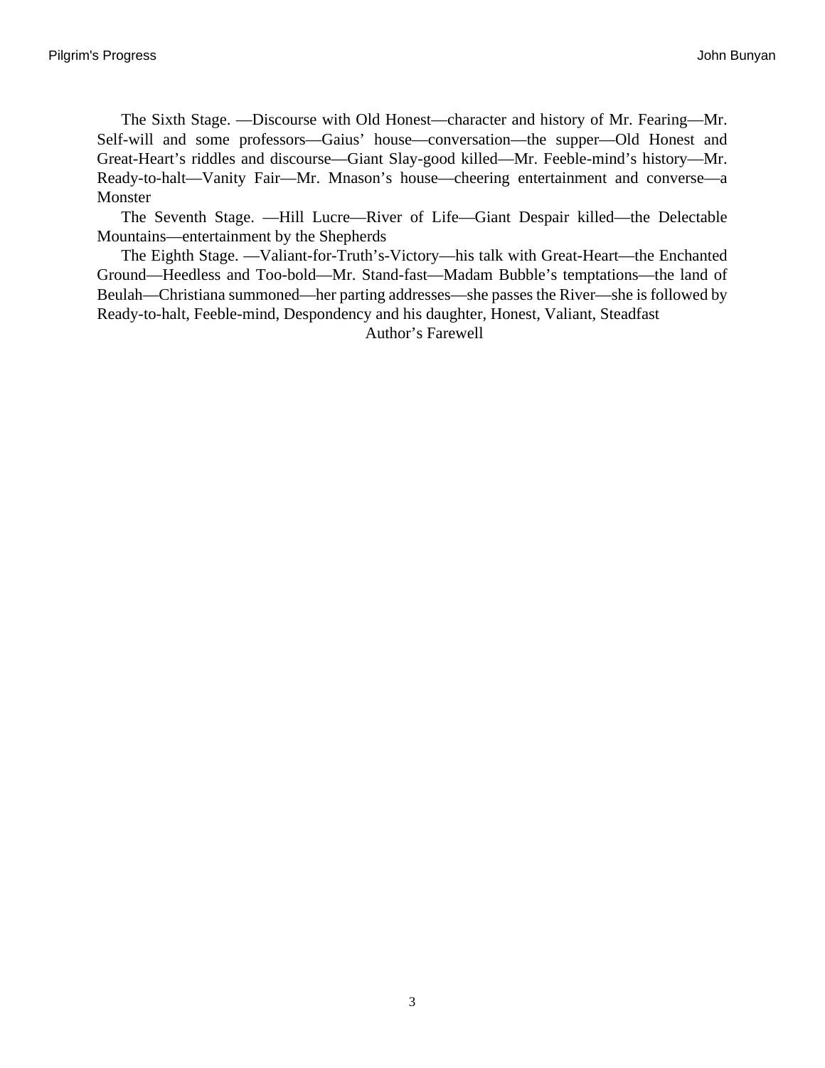The Sixth Stage. —Discourse with Old Honest—character and history of Mr. Fearing—Mr. Self-will and some professors—Gaius' house—conversation—the supper—Old Honest and Great-Heart's riddles and discourse—Giant Slay-good killed—Mr. Feeble-mind's history—Mr. Ready-to-halt—Vanity Fair—Mr. Mnason's house—cheering entertainment and converse—a Monster

The Seventh Stage. —Hill Lucre—River of Life—Giant Despair killed—the Delectable Mountains—entertainment by the Shepherds

The Eighth Stage. —Valiant-for-Truth's-Victory—his talk with Great-Heart—the Enchanted Ground—Heedless and Too-bold—Mr. Stand-fast—Madam Bubble's temptations—the land of Beulah—Christiana summoned—her parting addresses—she passes the River—she is followed by Ready-to-halt, Feeble-mind, Despondency and his daughter, Honest, Valiant, Steadfast

Author's Farewell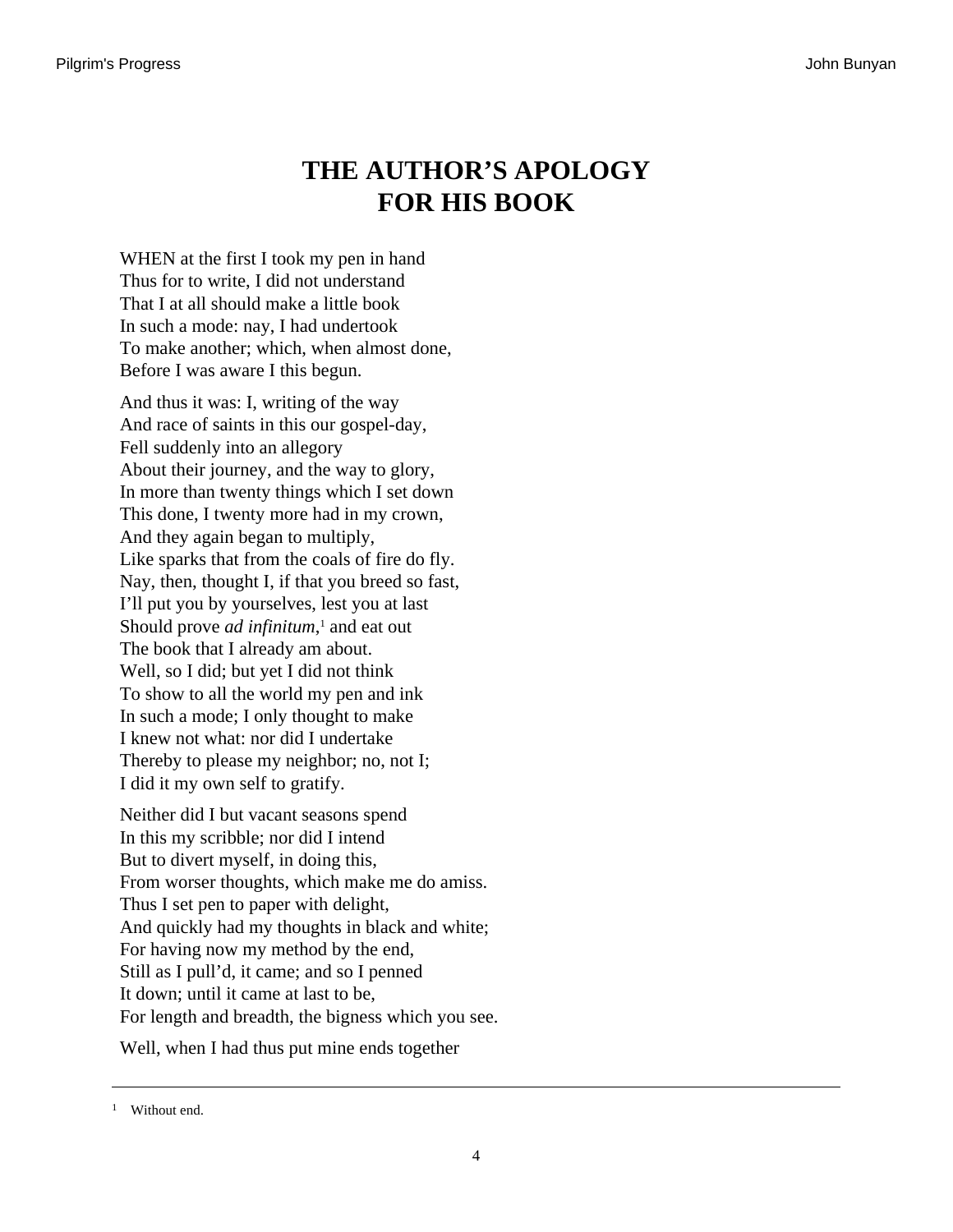# THE AUTHOR'S APOLOGY FOR HIS BOOK

WHEN at the first I took my pen in hand  
Thus for to write, I did not understand  
That I at all should make a little book  
In such a mode: nay, I had undertook  
To make another; which, when almost done,  
Before I was aware I this begun.

And thus it was: I, writing of the way  
And race of saints in this our gospel-day,  
Fell suddenly into an allegory  
About their journey, and the way to glory,  
In more than twenty things which I set down  
This done, I twenty more had in my crown,  
And they again began to multiply,  
Like sparks that from the coals of fire do fly.  
Nay, then, thought I, if that you breed so fast,  
I'll put you by yourselves, lest you at last  
Should prove *ad infinitum*,[1] and eat out  
The book that I already am about.  
Well, so I did; but yet I did not think  
To show to all the world my pen and ink  
In such a mode; I only thought to make  
I knew not what: nor did I undertake  
Thereby to please my neighbor; no, not I;  
I did it my own self to gratify.

Neither did I but vacant seasons spend  
In this my scribble; nor did I intend  
But to divert myself, in doing this,  
From worser thoughts, which make me do amiss.  
Thus I set pen to paper with delight,  
And quickly had my thoughts in black and white;  
For having now my method by the end,  
Still as I pull'd, it came; and so I penned  
It down; until it came at last to be,  
For length and breadth, the bigness which you see.

Well, when I had thus put mine ends together

---

[1] Without end.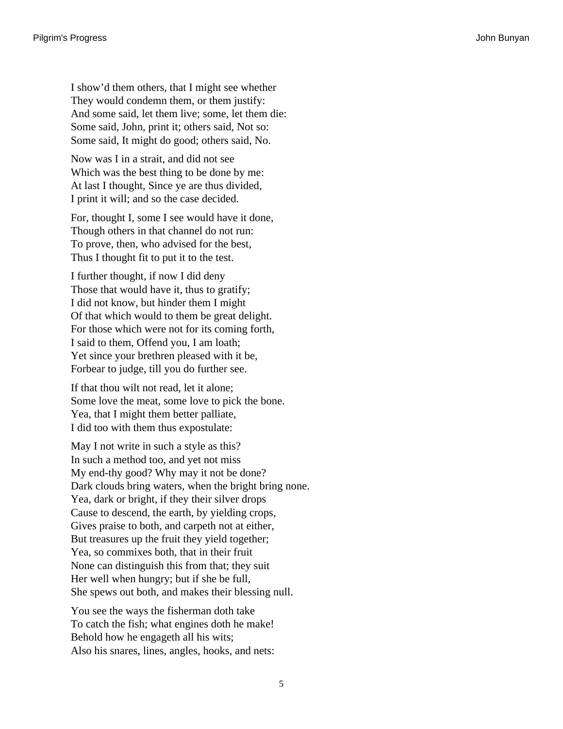I show'd them others, that I might see whether  
They would condemn them, or them justify:  
And some said, let them live; some, let them die:  
Some said, John, print it; others said, Not so:  
Some said, It might do good; others said, No.

Now was I in a strait, and did not see  
Which was the best thing to be done by me:  
At last I thought, Since ye are thus divided,  
I print it will; and so the case decided.

For, thought I, some I see would have it done,  
Though others in that channel do not run:  
To prove, then, who advised for the best,  
Thus I thought fit to put it to the test.

I further thought, if now I did deny  
Those that would have it, thus to gratify;  
I did not know, but hinder them I might  
Of that which would to them be great delight.  
For those which were not for its coming forth,  
I said to them, Offend you, I am loath;  
Yet since your brethren pleased with it be,  
Forbear to judge, till you do further see.

If that thou wilt not read, let it alone;  
Some love the meat, some love to pick the bone.  
Yea, that I might them better palliate,  
I did too with them thus expostulate:

May I not write in such a style as this?  
In such a method too, and yet not miss  
My end-thy good? Why may it not be done?  
Dark clouds bring waters, when the bright bring none.  
Yea, dark or bright, if they their silver drops  
Cause to descend, the earth, by yielding crops,  
Gives praise to both, and carpeth not at either,  
But treasures up the fruit they yield together;  
Yea, so commixes both, that in their fruit  
None can distinguish this from that; they suit  
Her well when hungry; but if she be full,  
She spews out both, and makes their blessing null.

You see the ways the fisherman doth take  
To catch the fish; what engines doth he make!  
Behold how he engageth all his wits;  
Also his snares, lines, angles, hooks, and nets: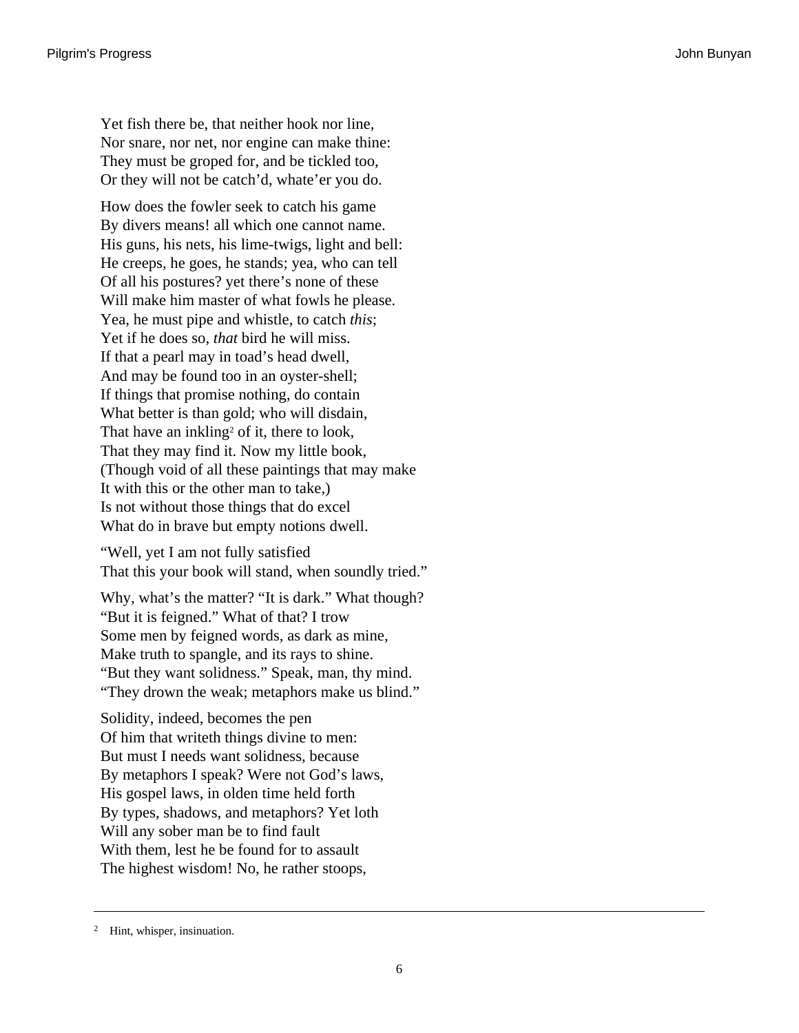Yet fish there be, that neither hook nor line,  
Nor snare, nor net, nor engine can make thine:  
They must be groped for, and be tickled too,  
Or they will not be catch'd, whate'er you do.

How does the fowler seek to catch his game  
By divers means! all which one cannot name.  
His guns, his nets, his lime-twigs, light and bell:  
He creeps, he goes, he stands; yea, who can tell  
Of all his postures? yet there's none of these  
Will make him master of what fowls he please.  
Yea, he must pipe and whistle, to catch *this*;  
Yet if he does so, *that* bird he will miss.  
If that a pearl may in toad's head dwell,  
And may be found too in an oyster-shell;  
If things that promise nothing, do contain  
What better is than gold; who will disdain,  
That have an inkling[2] of it, there to look,  
That they may find it. Now my little book,  
(Though void of all these paintings that may make  
It with this or the other man to take,)  
Is not without those things that do excel  
What do in brave but empty notions dwell.

"Well, yet I am not fully satisfied  
That this your book will stand, when soundly tried."

Why, what's the matter? "It is dark." What though?  
"But it is feigned." What of that? I trow  
Some men by feigned words, as dark as mine,  
Make truth to spangle, and its rays to shine.  
"But they want solidness." Speak, man, thy mind.  
"They drown the weak; metaphors make us blind."

Solidity, indeed, becomes the pen  
Of him that writeth things divine to men:  
But must I needs want solidness, because  
By metaphors I speak? Were not God's laws,  
His gospel laws, in olden time held forth  
By types, shadows, and metaphors? Yet loth  
Will any sober man be to find fault  
With them, lest he be found for to assault  
The highest wisdom! No, he rather stoops,

---

[2] Hint, whisper, insinuation.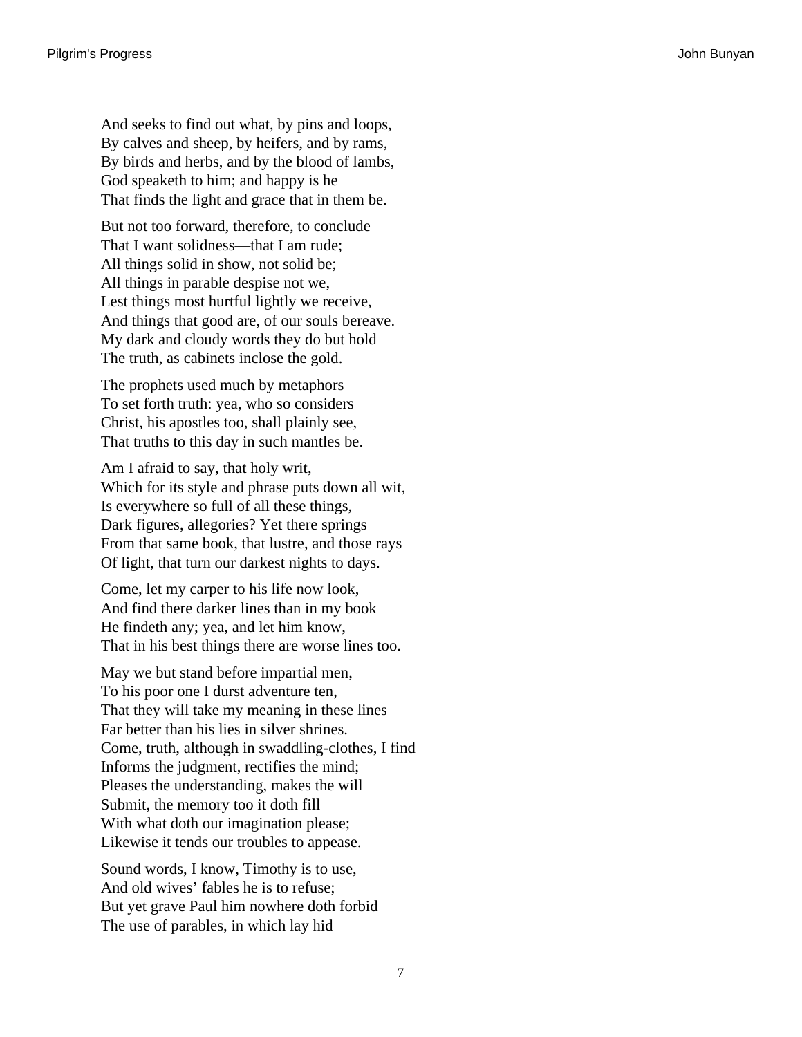And seeks to find out what, by pins and loops,
By calves and sheep, by heifers, and by rams,
By birds and herbs, and by the blood of lambs,
God speaketh to him; and happy is he
That finds the light and grace that in them be.

But not too forward, therefore, to conclude
That I want solidness—that I am rude;
All things solid in show, not solid be;
All things in parable despise not we,
Lest things most hurtful lightly we receive,
And things that good are, of our souls bereave.
My dark and cloudy words they do but hold
The truth, as cabinets inclose the gold.

The prophets used much by metaphors
To set forth truth: yea, who so considers
Christ, his apostles too, shall plainly see,
That truths to this day in such mantles be.

Am I afraid to say, that holy writ,
Which for its style and phrase puts down all wit,
Is everywhere so full of all these things,
Dark figures, allegories? Yet there springs
From that same book, that lustre, and those rays
Of light, that turn our darkest nights to days.

Come, let my carper to his life now look,
And find there darker lines than in my book
He findeth any; yea, and let him know,
That in his best things there are worse lines too.

May we but stand before impartial men,
To his poor one I durst adventure ten,
That they will take my meaning in these lines
Far better than his lies in silver shrines.
Come, truth, although in swaddling-clothes, I find
Informs the judgment, rectifies the mind;
Pleases the understanding, makes the will
Submit, the memory too it doth fill
With what doth our imagination please;
Likewise it tends our troubles to appease.

Sound words, I know, Timothy is to use,
And old wives' fables he is to refuse;
But yet grave Paul him nowhere doth forbid
The use of parables, in which lay hid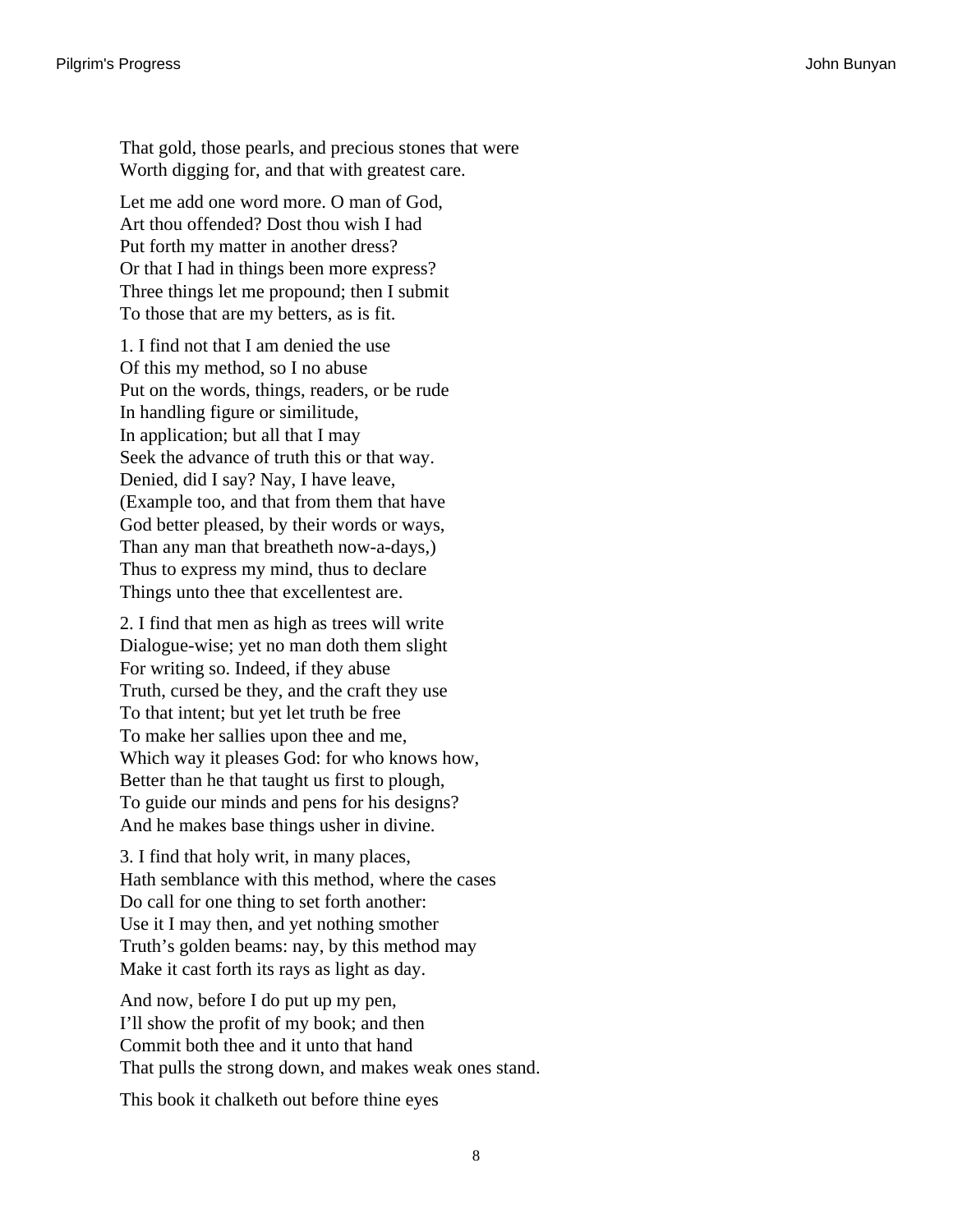That gold, those pearls, and precious stones that were
Worth digging for, and that with greatest care.

Let me add one word more. O man of God,
Art thou offended? Dost thou wish I had
Put forth my matter in another dress?
Or that I had in things been more express?
Three things let me propound; then I submit
To those that are my betters, as is fit.

1. I find not that I am denied the use
Of this my method, so I no abuse
Put on the words, things, readers, or be rude
In handling figure or similitude,
In application; but all that I may
Seek the advance of truth this or that way.
Denied, did I say? Nay, I have leave,
(Example too, and that from them that have
God better pleased, by their words or ways,
Than any man that breatheth now-a-days,)
Thus to express my mind, thus to declare
Things unto thee that excellentest are.

2. I find that men as high as trees will write
Dialogue-wise; yet no man doth them slight
For writing so. Indeed, if they abuse
Truth, cursed be they, and the craft they use
To that intent; but yet let truth be free
To make her sallies upon thee and me,
Which way it pleases God: for who knows how,
Better than he that taught us first to plough,
To guide our minds and pens for his designs?
And he makes base things usher in divine.

3. I find that holy writ, in many places,
Hath semblance with this method, where the cases
Do call for one thing to set forth another:
Use it I may then, and yet nothing smother
Truth's golden beams: nay, by this method may
Make it cast forth its rays as light as day.

And now, before I do put up my pen,
I'll show the profit of my book; and then
Commit both thee and it unto that hand
That pulls the strong down, and makes weak ones stand.

This book it chalketh out before thine eyes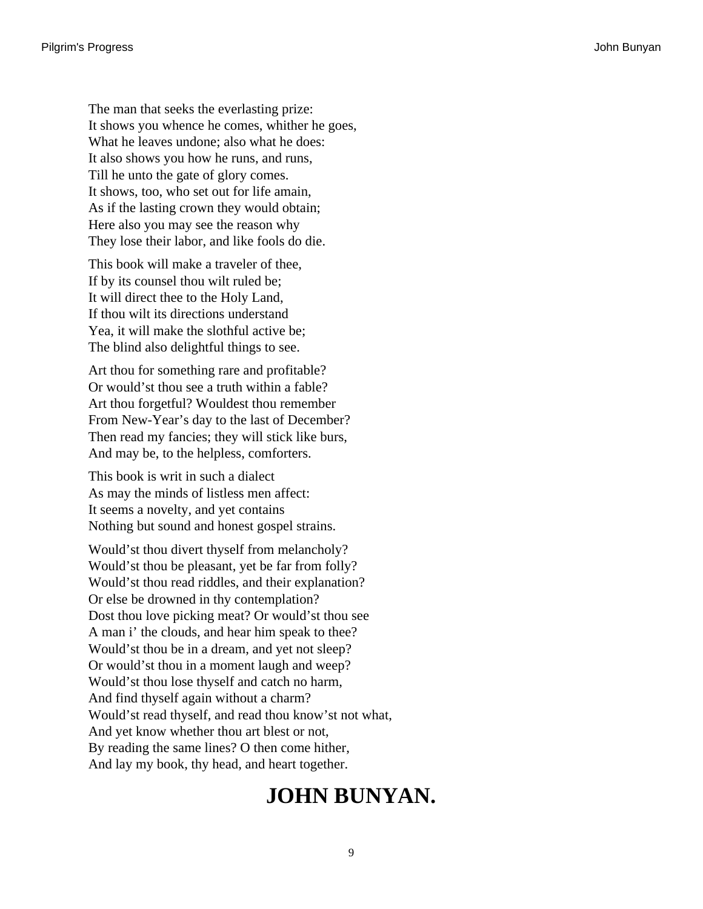The man that seeks the everlasting prize:  
It shows you whence he comes, whither he goes,  
What he leaves undone; also what he does:  
It also shows you how he runs, and runs,  
Till he unto the gate of glory comes.  
It shows, too, who set out for life amain,  
As if the lasting crown they would obtain;  
Here also you may see the reason why  
They lose their labor, and like fools do die.

This book will make a traveler of thee,  
If by its counsel thou wilt ruled be;  
It will direct thee to the Holy Land,  
If thou wilt its directions understand  
Yea, it will make the slothful active be;  
The blind also delightful things to see.

Art thou for something rare and profitable?  
Or would'st thou see a truth within a fable?  
Art thou forgetful? Wouldest thou remember  
From New-Year's day to the last of December?  
Then read my fancies; they will stick like burs,  
And may be, to the helpless, comforters.

This book is writ in such a dialect  
As may the minds of listless men affect:  
It seems a novelty, and yet contains  
Nothing but sound and honest gospel strains.

Would'st thou divert thyself from melancholy?  
Would'st thou be pleasant, yet be far from folly?  
Would'st thou read riddles, and their explanation?  
Or else be drowned in thy contemplation?  
Dost thou love picking meat? Or would'st thou see  
A man i' the clouds, and hear him speak to thee?  
Would'st thou be in a dream, and yet not sleep?  
Or would'st thou in a moment laugh and weep?  
Would'st thou lose thyself and catch no harm,  
And find thyself again without a charm?  
Would'st read thyself, and read thou know'st not what,  
And yet know whether thou art blest or not,  
By reading the same lines? O then come hither,  
And lay my book, thy head, and heart together.

# JOHN BUNYAN.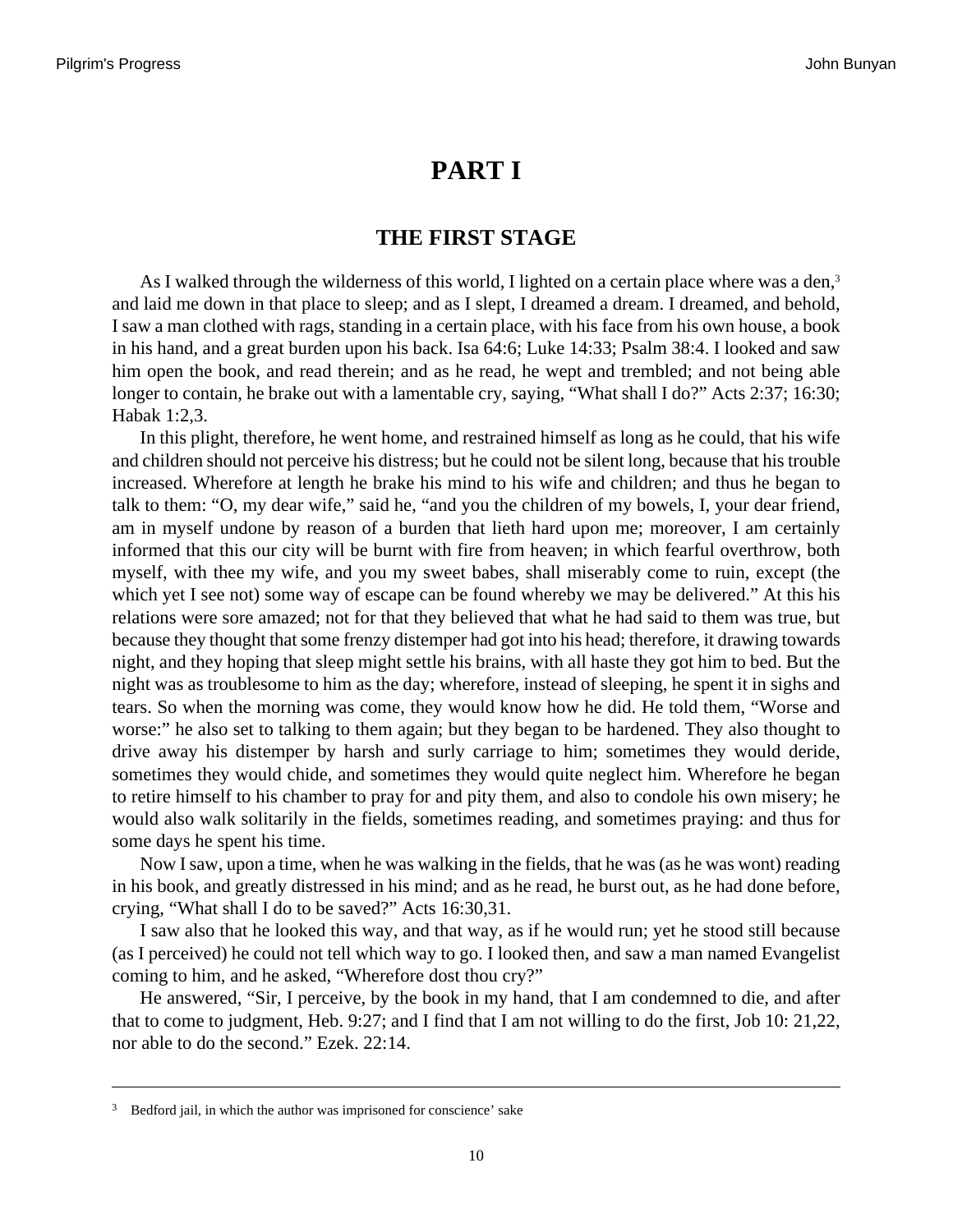# PART I

## THE FIRST STAGE

As I walked through the wilderness of this world, I lighted on a certain place where was a den,[3] and laid me down in that place to sleep; and as I slept, I dreamed a dream. I dreamed, and behold, I saw a man clothed with rags, standing in a certain place, with his face from his own house, a book in his hand, and a great burden upon his back. Isa 64:6; Luke 14:33; Psalm 38:4. I looked and saw him open the book, and read therein; and as he read, he wept and trembled; and not being able longer to contain, he brake out with a lamentable cry, saying, "What shall I do?" Acts 2:37; 16:30; Habak 1:2,3.

In this plight, therefore, he went home, and restrained himself as long as he could, that his wife and children should not perceive his distress; but he could not be silent long, because that his trouble increased. Wherefore at length he brake his mind to his wife and children; and thus he began to talk to them: "O, my dear wife," said he, "and you the children of my bowels, I, your dear friend, am in myself undone by reason of a burden that lieth hard upon me; moreover, I am certainly informed that this our city will be burnt with fire from heaven; in which fearful overthrow, both myself, with thee my wife, and you my sweet babes, shall miserably come to ruin, except (the which yet I see not) some way of escape can be found whereby we may be delivered." At this his relations were sore amazed; not for that they believed that what he had said to them was true, but because they thought that some frenzy distemper had got into his head; therefore, it drawing towards night, and they hoping that sleep might settle his brains, with all haste they got him to bed. But the night was as troublesome to him as the day; wherefore, instead of sleeping, he spent it in sighs and tears. So when the morning was come, they would know how he did. He told them, "Worse and worse:" he also set to talking to them again; but they began to be hardened. They also thought to drive away his distemper by harsh and surly carriage to him; sometimes they would deride, sometimes they would chide, and sometimes they would quite neglect him. Wherefore he began to retire himself to his chamber to pray for and pity them, and also to condole his own misery; he would also walk solitarily in the fields, sometimes reading, and sometimes praying: and thus for some days he spent his time.

Now I saw, upon a time, when he was walking in the fields, that he was (as he was wont) reading in his book, and greatly distressed in his mind; and as he read, he burst out, as he had done before, crying, "What shall I do to be saved?" Acts 16:30,31.

I saw also that he looked this way, and that way, as if he would run; yet he stood still because (as I perceived) he could not tell which way to go. I looked then, and saw a man named Evangelist coming to him, and he asked, "Wherefore dost thou cry?"

He answered, "Sir, I perceive, by the book in my hand, that I am condemned to die, and after that to come to judgment, Heb. 9:27; and I find that I am not willing to do the first, Job 10: 21,22, nor able to do the second." Ezek. 22:14.

---

[3] Bedford jail, in which the author was imprisoned for conscience' sake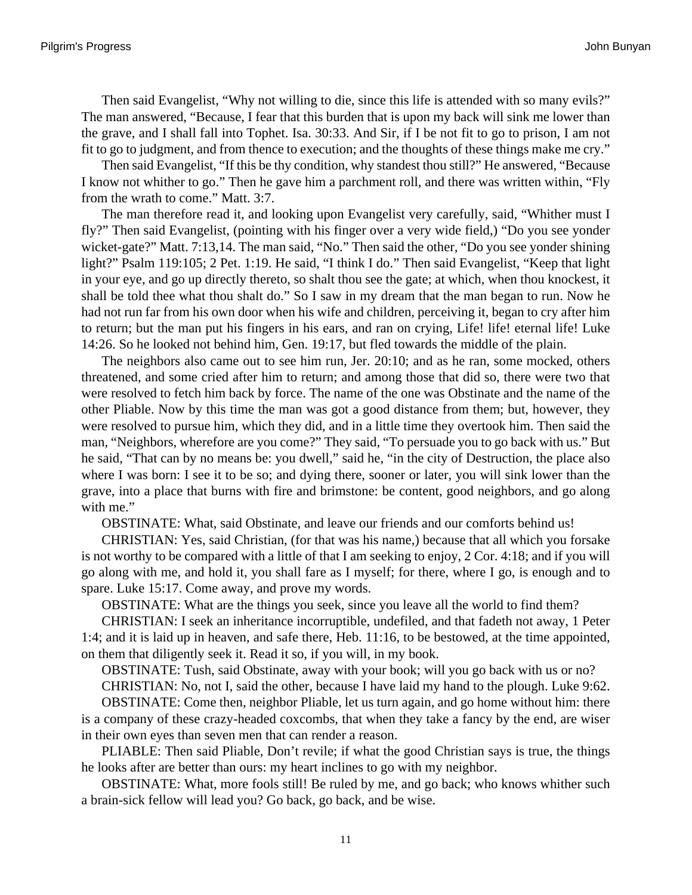Then said Evangelist, “Why not willing to die, since this life is attended with so many evils?” The man answered, “Because, I fear that this burden that is upon my back will sink me lower than the grave, and I shall fall into Tophet. Isa. 30:33. And Sir, if I be not fit to go to prison, I am not fit to go to judgment, and from thence to execution; and the thoughts of these things make me cry.”

Then said Evangelist, “If this be thy condition, why standest thou still?” He answered, “Because I know not whither to go.” Then he gave him a parchment roll, and there was written within, “Fly from the wrath to come.” Matt. 3:7.

The man therefore read it, and looking upon Evangelist very carefully, said, “Whither must I fly?” Then said Evangelist, (pointing with his finger over a very wide field,) “Do you see yonder wicket-gate?” Matt. 7:13,14. The man said, “No.” Then said the other, “Do you see yonder shining light?” Psalm 119:105; 2 Pet. 1:19. He said, “I think I do.” Then said Evangelist, “Keep that light in your eye, and go up directly thereto, so shalt thou see the gate; at which, when thou knockest, it shall be told thee what thou shalt do.” So I saw in my dream that the man began to run. Now he had not run far from his own door when his wife and children, perceiving it, began to cry after him to return; but the man put his fingers in his ears, and ran on crying, Life! life! eternal life! Luke 14:26. So he looked not behind him, Gen. 19:17, but fled towards the middle of the plain.

The neighbors also came out to see him run, Jer. 20:10; and as he ran, some mocked, others threatened, and some cried after him to return; and among those that did so, there were two that were resolved to fetch him back by force. The name of the one was Obstinate and the name of the other Pliable. Now by this time the man was got a good distance from them; but, however, they were resolved to pursue him, which they did, and in a little time they overtook him. Then said the man, “Neighbors, wherefore are you come?” They said, “To persuade you to go back with us.” But he said, “That can by no means be: you dwell,” said he, “in the city of Destruction, the place also where I was born: I see it to be so; and dying there, sooner or later, you will sink lower than the grave, into a place that burns with fire and brimstone: be content, good neighbors, and go along with me.”

OBSTINATE: What, said Obstinate, and leave our friends and our comforts behind us!

CHRISTIAN: Yes, said Christian, (for that was his name,) because that all which you forsake is not worthy to be compared with a little of that I am seeking to enjoy, 2 Cor. 4:18; and if you will go along with me, and hold it, you shall fare as I myself; for there, where I go, is enough and to spare. Luke 15:17. Come away, and prove my words.

OBSTINATE: What are the things you seek, since you leave all the world to find them?

CHRISTIAN: I seek an inheritance incorruptible, undefiled, and that fadeth not away, 1 Peter 1:4; and it is laid up in heaven, and safe there, Heb. 11:16, to be bestowed, at the time appointed, on them that diligently seek it. Read it so, if you will, in my book.

OBSTINATE: Tush, said Obstinate, away with your book; will you go back with us or no?

CHRISTIAN: No, not I, said the other, because I have laid my hand to the plough. Luke 9:62.

OBSTINATE: Come then, neighbor Pliable, let us turn again, and go home without him: there is a company of these crazy-headed coxcombs, that when they take a fancy by the end, are wiser in their own eyes than seven men that can render a reason.

PLIABLE: Then said Pliable, Don’t revile; if what the good Christian says is true, the things he looks after are better than ours: my heart inclines to go with my neighbor.

OBSTINATE: What, more fools still! Be ruled by me, and go back; who knows whither such a brain-sick fellow will lead you? Go back, go back, and be wise.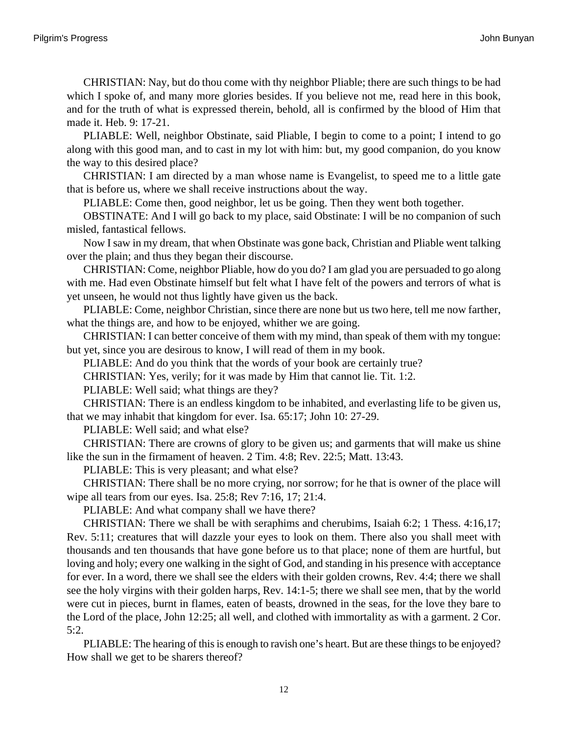CHRISTIAN: Nay, but do thou come with thy neighbor Pliable; there are such things to be had which I spoke of, and many more glories besides. If you believe not me, read here in this book, and for the truth of what is expressed therein, behold, all is confirmed by the blood of Him that made it. Heb. 9: 17-21.

PLIABLE: Well, neighbor Obstinate, said Pliable, I begin to come to a point; I intend to go along with this good man, and to cast in my lot with him: but, my good companion, do you know the way to this desired place?

CHRISTIAN: I am directed by a man whose name is Evangelist, to speed me to a little gate that is before us, where we shall receive instructions about the way.

PLIABLE: Come then, good neighbor, let us be going. Then they went both together.

OBSTINATE: And I will go back to my place, said Obstinate: I will be no companion of such misled, fantastical fellows.

Now I saw in my dream, that when Obstinate was gone back, Christian and Pliable went talking over the plain; and thus they began their discourse.

CHRISTIAN: Come, neighbor Pliable, how do you do? I am glad you are persuaded to go along with me. Had even Obstinate himself but felt what I have felt of the powers and terrors of what is yet unseen, he would not thus lightly have given us the back.

PLIABLE: Come, neighbor Christian, since there are none but us two here, tell me now farther, what the things are, and how to be enjoyed, whither we are going.

CHRISTIAN: I can better conceive of them with my mind, than speak of them with my tongue: but yet, since you are desirous to know, I will read of them in my book.

PLIABLE: And do you think that the words of your book are certainly true?

CHRISTIAN: Yes, verily; for it was made by Him that cannot lie. Tit. 1:2.

PLIABLE: Well said; what things are they?

CHRISTIAN: There is an endless kingdom to be inhabited, and everlasting life to be given us, that we may inhabit that kingdom for ever. Isa. 65:17; John 10: 27-29.

PLIABLE: Well said; and what else?

CHRISTIAN: There are crowns of glory to be given us; and garments that will make us shine like the sun in the firmament of heaven. 2 Tim. 4:8; Rev. 22:5; Matt. 13:43.

PLIABLE: This is very pleasant; and what else?

CHRISTIAN: There shall be no more crying, nor sorrow; for he that is owner of the place will wipe all tears from our eyes. Isa. 25:8; Rev 7:16, 17; 21:4.

PLIABLE: And what company shall we have there?

CHRISTIAN: There we shall be with seraphims and cherubims, Isaiah 6:2; 1 Thess. 4:16,17; Rev. 5:11; creatures that will dazzle your eyes to look on them. There also you shall meet with thousands and ten thousands that have gone before us to that place; none of them are hurtful, but loving and holy; every one walking in the sight of God, and standing in his presence with acceptance for ever. In a word, there we shall see the elders with their golden crowns, Rev. 4:4; there we shall see the holy virgins with their golden harps, Rev. 14:1-5; there we shall see men, that by the world were cut in pieces, burnt in flames, eaten of beasts, drowned in the seas, for the love they bare to the Lord of the place, John 12:25; all well, and clothed with immortality as with a garment. 2 Cor. 5:2.

PLIABLE: The hearing of this is enough to ravish one's heart. But are these things to be enjoyed? How shall we get to be sharers thereof?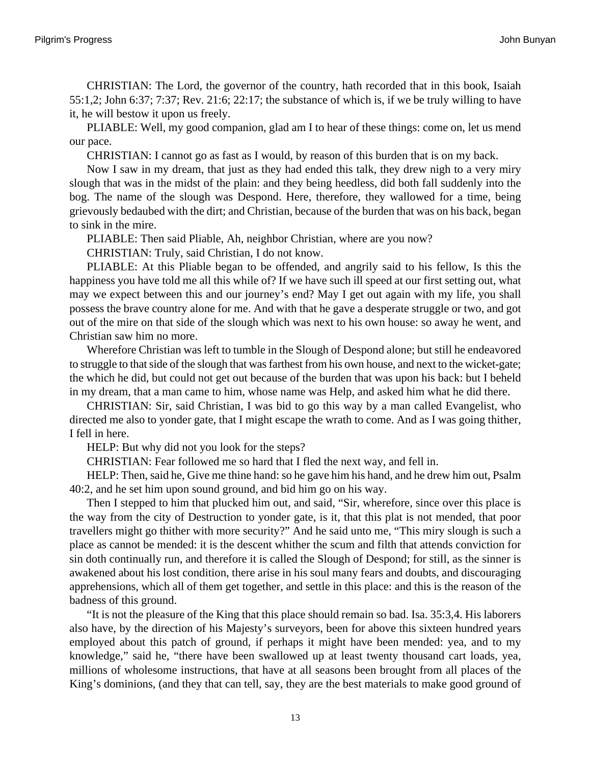CHRISTIAN: The Lord, the governor of the country, hath recorded that in this book, Isaiah 55:1,2; John 6:37; 7:37; Rev. 21:6; 22:17; the substance of which is, if we be truly willing to have it, he will bestow it upon us freely.

PLIABLE: Well, my good companion, glad am I to hear of these things: come on, let us mend our pace.

CHRISTIAN: I cannot go as fast as I would, by reason of this burden that is on my back.

Now I saw in my dream, that just as they had ended this talk, they drew nigh to a very miry slough that was in the midst of the plain: and they being heedless, did both fall suddenly into the bog. The name of the slough was Despond. Here, therefore, they wallowed for a time, being grievously bedaubed with the dirt; and Christian, because of the burden that was on his back, began to sink in the mire.

PLIABLE: Then said Pliable, Ah, neighbor Christian, where are you now?

CHRISTIAN: Truly, said Christian, I do not know.

PLIABLE: At this Pliable began to be offended, and angrily said to his fellow, Is this the happiness you have told me all this while of? If we have such ill speed at our first setting out, what may we expect between this and our journey's end? May I get out again with my life, you shall possess the brave country alone for me. And with that he gave a desperate struggle or two, and got out of the mire on that side of the slough which was next to his own house: so away he went, and Christian saw him no more.

Wherefore Christian was left to tumble in the Slough of Despond alone; but still he endeavored to struggle to that side of the slough that was farthest from his own house, and next to the wicket-gate; the which he did, but could not get out because of the burden that was upon his back: but I beheld in my dream, that a man came to him, whose name was Help, and asked him what he did there.

CHRISTIAN: Sir, said Christian, I was bid to go this way by a man called Evangelist, who directed me also to yonder gate, that I might escape the wrath to come. And as I was going thither, I fell in here.

HELP: But why did not you look for the steps?

CHRISTIAN: Fear followed me so hard that I fled the next way, and fell in.

HELP: Then, said he, Give me thine hand: so he gave him his hand, and he drew him out, Psalm 40:2, and he set him upon sound ground, and bid him go on his way.

Then I stepped to him that plucked him out, and said, "Sir, wherefore, since over this place is the way from the city of Destruction to yonder gate, is it, that this plat is not mended, that poor travellers might go thither with more security?" And he said unto me, "This miry slough is such a place as cannot be mended: it is the descent whither the scum and filth that attends conviction for sin doth continually run, and therefore it is called the Slough of Despond; for still, as the sinner is awakened about his lost condition, there arise in his soul many fears and doubts, and discouraging apprehensions, which all of them get together, and settle in this place: and this is the reason of the badness of this ground.

"It is not the pleasure of the King that this place should remain so bad. Isa. 35:3,4. His laborers also have, by the direction of his Majesty's surveyors, been for above this sixteen hundred years employed about this patch of ground, if perhaps it might have been mended: yea, and to my knowledge," said he, "there have been swallowed up at least twenty thousand cart loads, yea, millions of wholesome instructions, that have at all seasons been brought from all places of the King's dominions, (and they that can tell, say, they are the best materials to make good ground of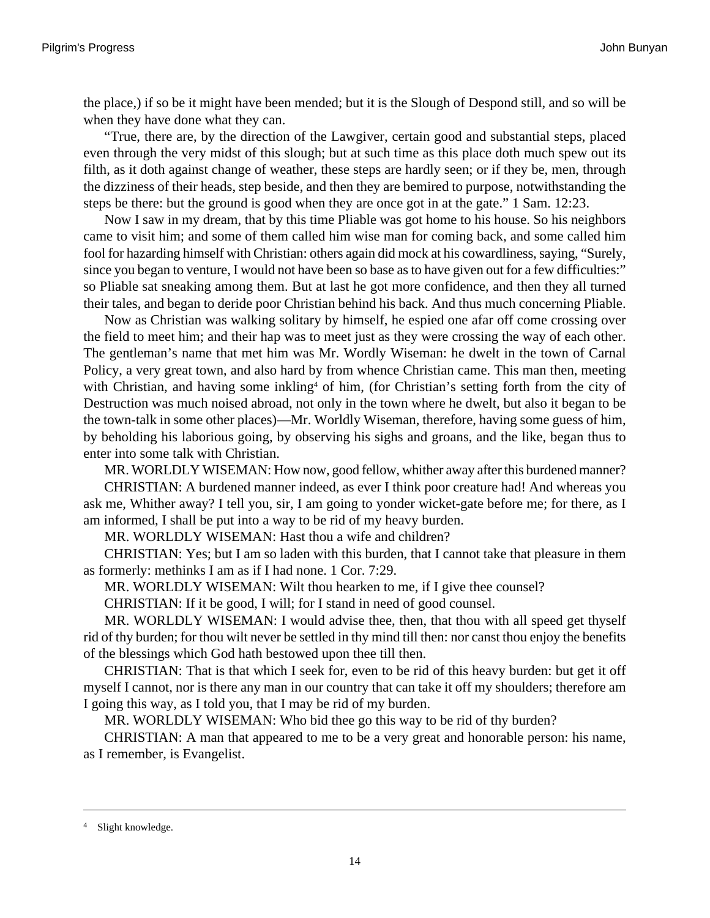the place,) if so be it might have been mended; but it is the Slough of Despond still, and so will be when they have done what they can.

"True, there are, by the direction of the Lawgiver, certain good and substantial steps, placed even through the very midst of this slough; but at such time as this place doth much spew out its filth, as it doth against change of weather, these steps are hardly seen; or if they be, men, through the dizziness of their heads, step beside, and then they are bemired to purpose, notwithstanding the steps be there: but the ground is good when they are once got in at the gate." 1 Sam. 12:23.

Now I saw in my dream, that by this time Pliable was got home to his house. So his neighbors came to visit him; and some of them called him wise man for coming back, and some called him fool for hazarding himself with Christian: others again did mock at his cowardliness, saying, "Surely, since you began to venture, I would not have been so base as to have given out for a few difficulties:" so Pliable sat sneaking among them. But at last he got more confidence, and then they all turned their tales, and began to deride poor Christian behind his back. And thus much concerning Pliable.

Now as Christian was walking solitary by himself, he espied one afar off come crossing over the field to meet him; and their hap was to meet just as they were crossing the way of each other. The gentleman's name that met him was Mr. Wordly Wiseman: he dwelt in the town of Carnal Policy, a very great town, and also hard by from whence Christian came. This man then, meeting with Christian, and having some inkling[4] of him, (for Christian's setting forth from the city of Destruction was much noised abroad, not only in the town where he dwelt, but also it began to be the town-talk in some other places)—Mr. Worldly Wiseman, therefore, having some guess of him, by beholding his laborious going, by observing his sighs and groans, and the like, began thus to enter into some talk with Christian.

MR. WORLDLY WISEMAN: How now, good fellow, whither away after this burdened manner?

CHRISTIAN: A burdened manner indeed, as ever I think poor creature had! And whereas you ask me, Whither away? I tell you, sir, I am going to yonder wicket-gate before me; for there, as I am informed, I shall be put into a way to be rid of my heavy burden.

MR. WORLDLY WISEMAN: Hast thou a wife and children?

CHRISTIAN: Yes; but I am so laden with this burden, that I cannot take that pleasure in them as formerly: methinks I am as if I had none. 1 Cor. 7:29.

MR. WORLDLY WISEMAN: Wilt thou hearken to me, if I give thee counsel?

CHRISTIAN: If it be good, I will; for I stand in need of good counsel.

MR. WORLDLY WISEMAN: I would advise thee, then, that thou with all speed get thyself rid of thy burden; for thou wilt never be settled in thy mind till then: nor canst thou enjoy the benefits of the blessings which God hath bestowed upon thee till then.

CHRISTIAN: That is that which I seek for, even to be rid of this heavy burden: but get it off myself I cannot, nor is there any man in our country that can take it off my shoulders; therefore am I going this way, as I told you, that I may be rid of my burden.

MR. WORLDLY WISEMAN: Who bid thee go this way to be rid of thy burden?

CHRISTIAN: A man that appeared to me to be a very great and honorable person: his name, as I remember, is Evangelist.

---

[4] Slight knowledge.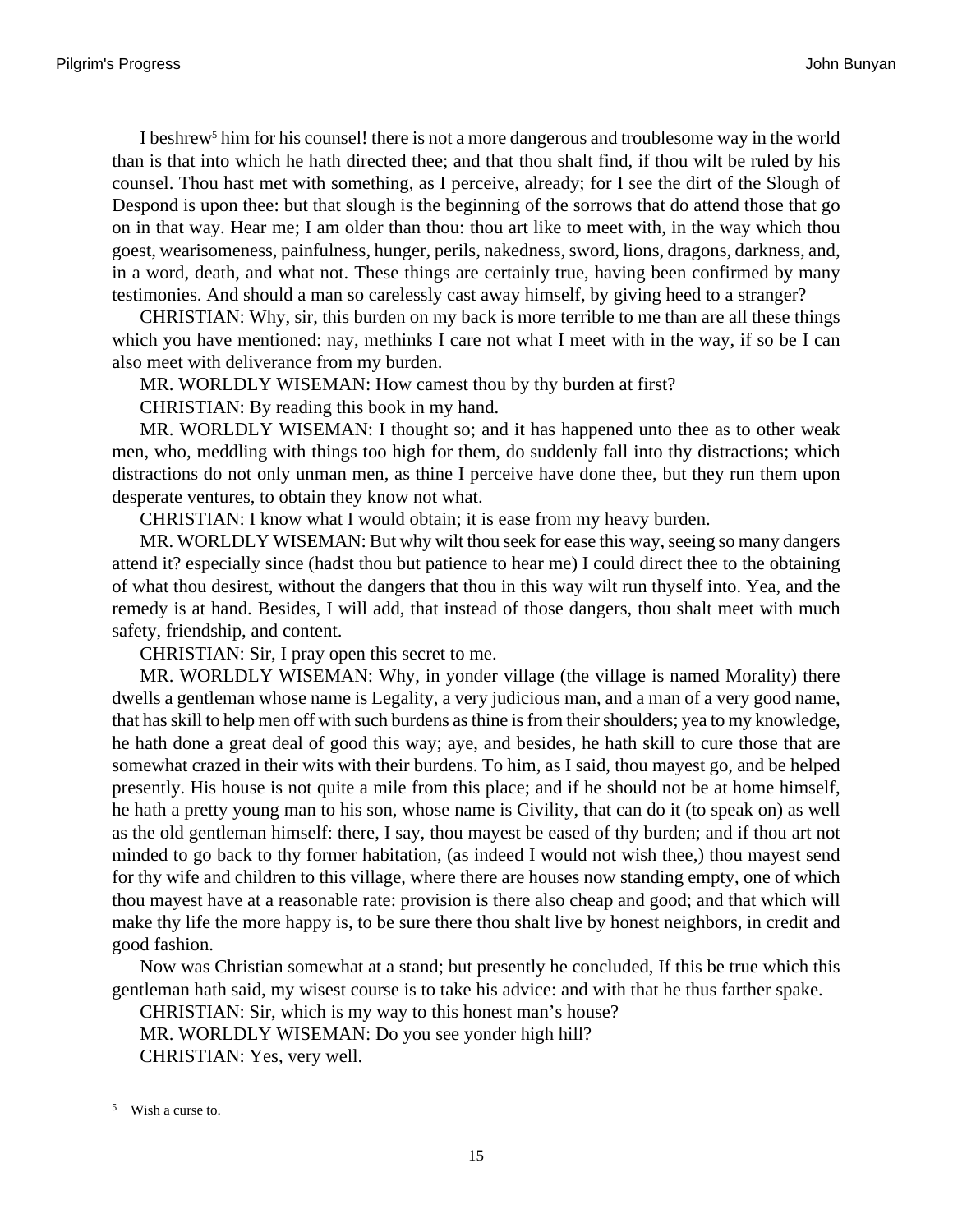I beshrew[5] him for his counsel! there is not a more dangerous and troublesome way in the world than is that into which he hath directed thee; and that thou shalt find, if thou wilt be ruled by his counsel. Thou hast met with something, as I perceive, already; for I see the dirt of the Slough of Despond is upon thee: but that slough is the beginning of the sorrows that do attend those that go on in that way. Hear me; I am older than thou: thou art like to meet with, in the way which thou goest, wearisomeness, painfulness, hunger, perils, nakedness, sword, lions, dragons, darkness, and, in a word, death, and what not. These things are certainly true, having been confirmed by many testimonies. And should a man so carelessly cast away himself, by giving heed to a stranger?

CHRISTIAN: Why, sir, this burden on my back is more terrible to me than are all these things which you have mentioned: nay, methinks I care not what I meet with in the way, if so be I can also meet with deliverance from my burden.

MR. WORLDLY WISEMAN: How camest thou by thy burden at first?

CHRISTIAN: By reading this book in my hand.

MR. WORLDLY WISEMAN: I thought so; and it has happened unto thee as to other weak men, who, meddling with things too high for them, do suddenly fall into thy distractions; which distractions do not only unman men, as thine I perceive have done thee, but they run them upon desperate ventures, to obtain they know not what.

CHRISTIAN: I know what I would obtain; it is ease from my heavy burden.

MR. WORLDLY WISEMAN: But why wilt thou seek for ease this way, seeing so many dangers attend it? especially since (hadst thou but patience to hear me) I could direct thee to the obtaining of what thou desirest, without the dangers that thou in this way wilt run thyself into. Yea, and the remedy is at hand. Besides, I will add, that instead of those dangers, thou shalt meet with much safety, friendship, and content.

CHRISTIAN: Sir, I pray open this secret to me.

MR. WORLDLY WISEMAN: Why, in yonder village (the village is named Morality) there dwells a gentleman whose name is Legality, a very judicious man, and a man of a very good name, that has skill to help men off with such burdens as thine is from their shoulders; yea to my knowledge, he hath done a great deal of good this way; aye, and besides, he hath skill to cure those that are somewhat crazed in their wits with their burdens. To him, as I said, thou mayest go, and be helped presently. His house is not quite a mile from this place; and if he should not be at home himself, he hath a pretty young man to his son, whose name is Civility, that can do it (to speak on) as well as the old gentleman himself: there, I say, thou mayest be eased of thy burden; and if thou art not minded to go back to thy former habitation, (as indeed I would not wish thee,) thou mayest send for thy wife and children to this village, where there are houses now standing empty, one of which thou mayest have at a reasonable rate: provision is there also cheap and good; and that which will make thy life the more happy is, to be sure there thou shalt live by honest neighbors, in credit and good fashion.

Now was Christian somewhat at a stand; but presently he concluded, If this be true which this gentleman hath said, my wisest course is to take his advice: and with that he thus farther spake.

CHRISTIAN: Sir, which is my way to this honest man's house?

MR. WORLDLY WISEMAN: Do you see yonder high hill?

CHRISTIAN: Yes, very well.

---

[5] Wish a curse to.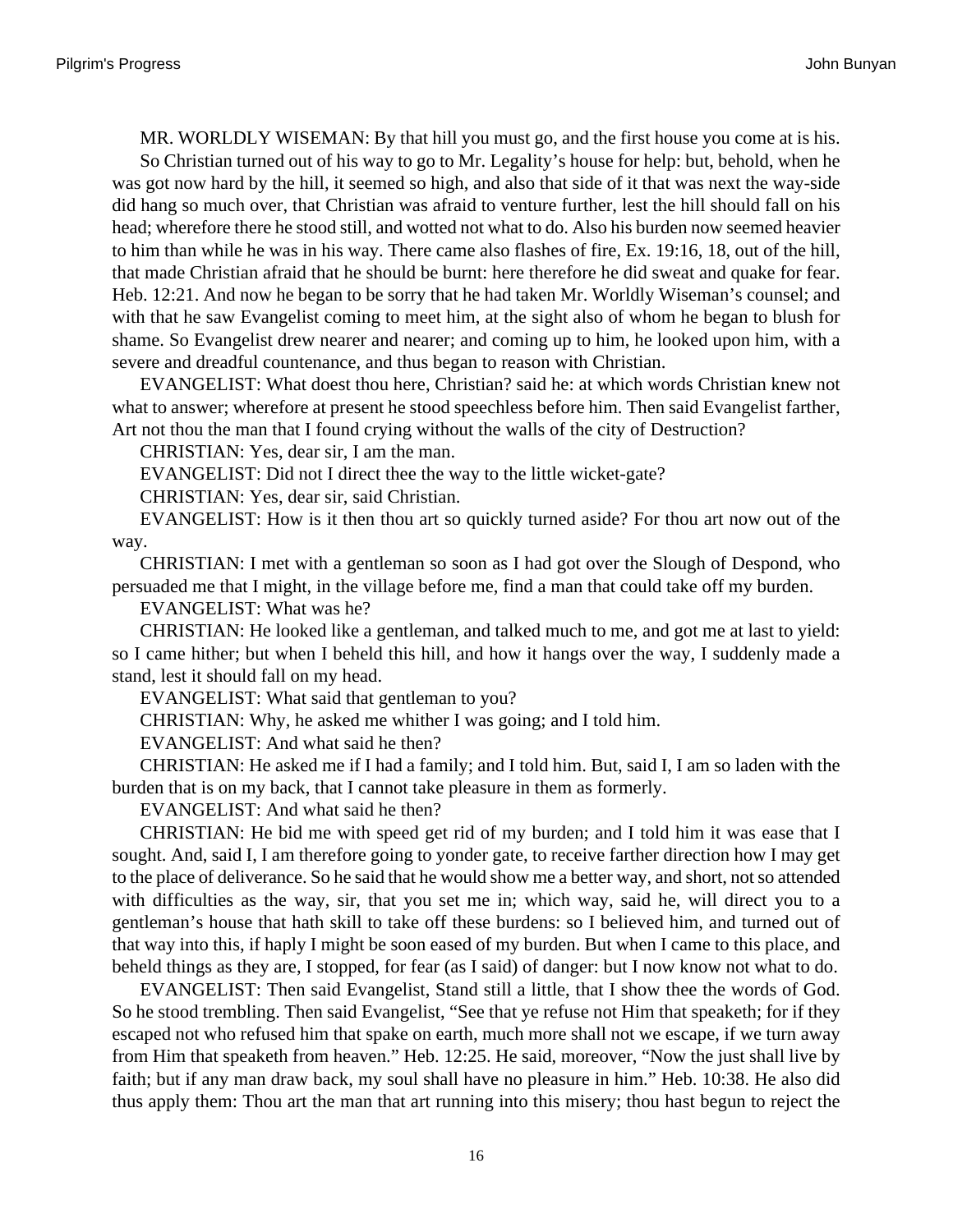MR. WORLDLY WISEMAN: By that hill you must go, and the first house you come at is his.

So Christian turned out of his way to go to Mr. Legality's house for help: but, behold, when he was got now hard by the hill, it seemed so high, and also that side of it that was next the way-side did hang so much over, that Christian was afraid to venture further, lest the hill should fall on his head; wherefore there he stood still, and wotted not what to do. Also his burden now seemed heavier to him than while he was in his way. There came also flashes of fire, Ex. 19:16, 18, out of the hill, that made Christian afraid that he should be burnt: here therefore he did sweat and quake for fear. Heb. 12:21. And now he began to be sorry that he had taken Mr. Worldly Wiseman's counsel; and with that he saw Evangelist coming to meet him, at the sight also of whom he began to blush for shame. So Evangelist drew nearer and nearer; and coming up to him, he looked upon him, with a severe and dreadful countenance, and thus began to reason with Christian.

EVANGELIST: What doest thou here, Christian? said he: at which words Christian knew not what to answer; wherefore at present he stood speechless before him. Then said Evangelist farther, Art not thou the man that I found crying without the walls of the city of Destruction?

CHRISTIAN: Yes, dear sir, I am the man.

EVANGELIST: Did not I direct thee the way to the little wicket-gate?

CHRISTIAN: Yes, dear sir, said Christian.

EVANGELIST: How is it then thou art so quickly turned aside? For thou art now out of the way.

CHRISTIAN: I met with a gentleman so soon as I had got over the Slough of Despond, who persuaded me that I might, in the village before me, find a man that could take off my burden.

EVANGELIST: What was he?

CHRISTIAN: He looked like a gentleman, and talked much to me, and got me at last to yield: so I came hither; but when I beheld this hill, and how it hangs over the way, I suddenly made a stand, lest it should fall on my head.

EVANGELIST: What said that gentleman to you?

CHRISTIAN: Why, he asked me whither I was going; and I told him.

EVANGELIST: And what said he then?

CHRISTIAN: He asked me if I had a family; and I told him. But, said I, I am so laden with the burden that is on my back, that I cannot take pleasure in them as formerly.

EVANGELIST: And what said he then?

CHRISTIAN: He bid me with speed get rid of my burden; and I told him it was ease that I sought. And, said I, I am therefore going to yonder gate, to receive farther direction how I may get to the place of deliverance. So he said that he would show me a better way, and short, not so attended with difficulties as the way, sir, that you set me in; which way, said he, will direct you to a gentleman's house that hath skill to take off these burdens: so I believed him, and turned out of that way into this, if haply I might be soon eased of my burden. But when I came to this place, and beheld things as they are, I stopped, for fear (as I said) of danger: but I now know not what to do.

EVANGELIST: Then said Evangelist, Stand still a little, that I show thee the words of God. So he stood trembling. Then said Evangelist, "See that ye refuse not Him that speaketh; for if they escaped not who refused him that spake on earth, much more shall not we escape, if we turn away from Him that speaketh from heaven." Heb. 12:25. He said, moreover, "Now the just shall live by faith; but if any man draw back, my soul shall have no pleasure in him." Heb. 10:38. He also did thus apply them: Thou art the man that art running into this misery; thou hast begun to reject the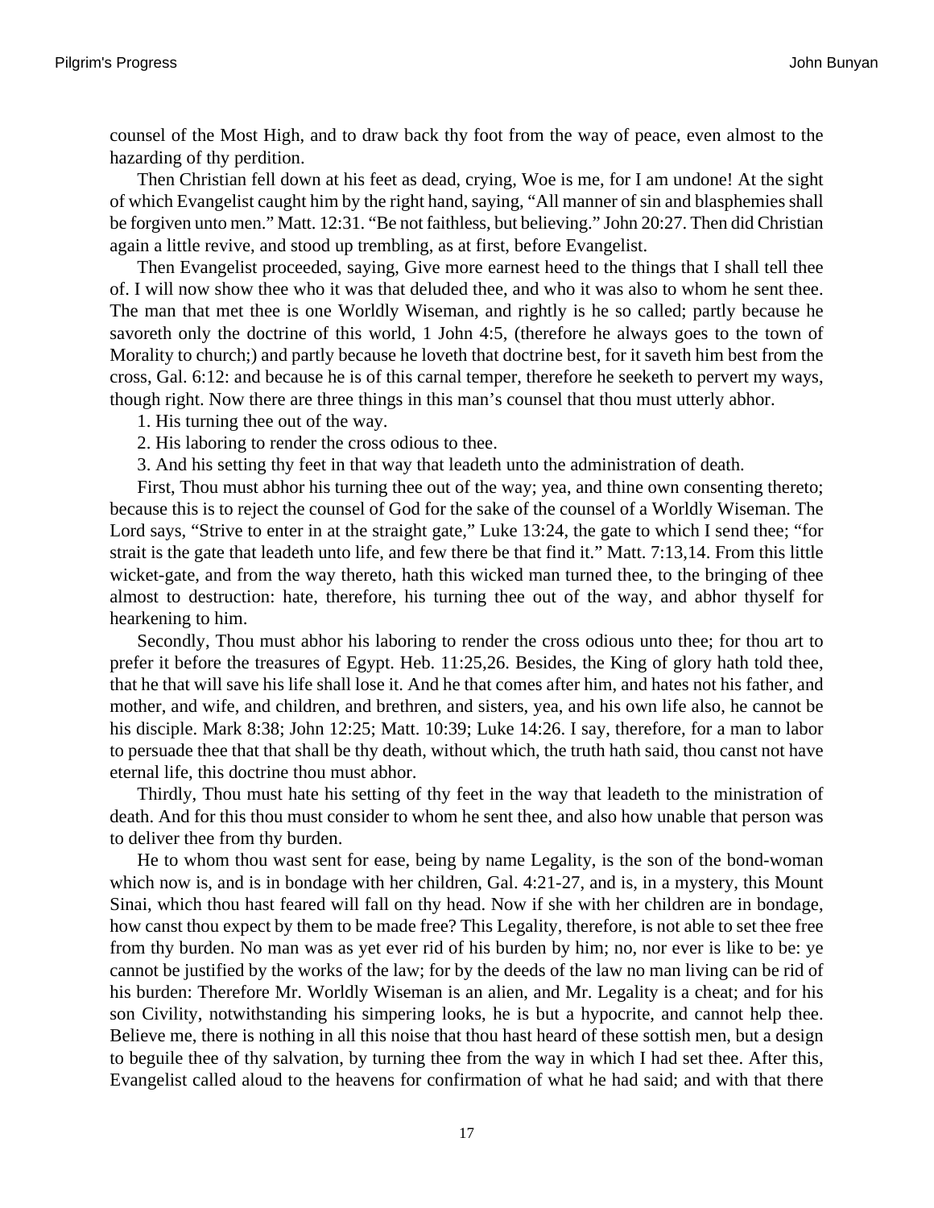counsel of the Most High, and to draw back thy foot from the way of peace, even almost to the hazarding of thy perdition.

Then Christian fell down at his feet as dead, crying, Woe is me, for I am undone! At the sight of which Evangelist caught him by the right hand, saying, "All manner of sin and blasphemies shall be forgiven unto men." Matt. 12:31. "Be not faithless, but believing." John 20:27. Then did Christian again a little revive, and stood up trembling, as at first, before Evangelist.

Then Evangelist proceeded, saying, Give more earnest heed to the things that I shall tell thee of. I will now show thee who it was that deluded thee, and who it was also to whom he sent thee. The man that met thee is one Worldly Wiseman, and rightly is he so called; partly because he savoreth only the doctrine of this world, 1 John 4:5, (therefore he always goes to the town of Morality to church;) and partly because he loveth that doctrine best, for it saveth him best from the cross, Gal. 6:12: and because he is of this carnal temper, therefore he seeketh to pervert my ways, though right. Now there are three things in this man's counsel that thou must utterly abhor.

1. His turning thee out of the way.

2. His laboring to render the cross odious to thee.

3. And his setting thy feet in that way that leadeth unto the administration of death.

First, Thou must abhor his turning thee out of the way; yea, and thine own consenting thereto; because this is to reject the counsel of God for the sake of the counsel of a Worldly Wiseman. The Lord says, "Strive to enter in at the straight gate," Luke 13:24, the gate to which I send thee; "for strait is the gate that leadeth unto life, and few there be that find it." Matt. 7:13,14. From this little wicket-gate, and from the way thereto, hath this wicked man turned thee, to the bringing of thee almost to destruction: hate, therefore, his turning thee out of the way, and abhor thyself for hearkening to him.

Secondly, Thou must abhor his laboring to render the cross odious unto thee; for thou art to prefer it before the treasures of Egypt. Heb. 11:25,26. Besides, the King of glory hath told thee, that he that will save his life shall lose it. And he that comes after him, and hates not his father, and mother, and wife, and children, and brethren, and sisters, yea, and his own life also, he cannot be his disciple. Mark 8:38; John 12:25; Matt. 10:39; Luke 14:26. I say, therefore, for a man to labor to persuade thee that that shall be thy death, without which, the truth hath said, thou canst not have eternal life, this doctrine thou must abhor.

Thirdly, Thou must hate his setting of thy feet in the way that leadeth to the ministration of death. And for this thou must consider to whom he sent thee, and also how unable that person was to deliver thee from thy burden.

He to whom thou wast sent for ease, being by name Legality, is the son of the bond-woman which now is, and is in bondage with her children, Gal. 4:21-27, and is, in a mystery, this Mount Sinai, which thou hast feared will fall on thy head. Now if she with her children are in bondage, how canst thou expect by them to be made free? This Legality, therefore, is not able to set thee free from thy burden. No man was as yet ever rid of his burden by him; no, nor ever is like to be: ye cannot be justified by the works of the law; for by the deeds of the law no man living can be rid of his burden: Therefore Mr. Worldly Wiseman is an alien, and Mr. Legality is a cheat; and for his son Civility, notwithstanding his simpering looks, he is but a hypocrite, and cannot help thee. Believe me, there is nothing in all this noise that thou hast heard of these sottish men, but a design to beguile thee of thy salvation, by turning thee from the way in which I had set thee. After this, Evangelist called aloud to the heavens for confirmation of what he had said; and with that there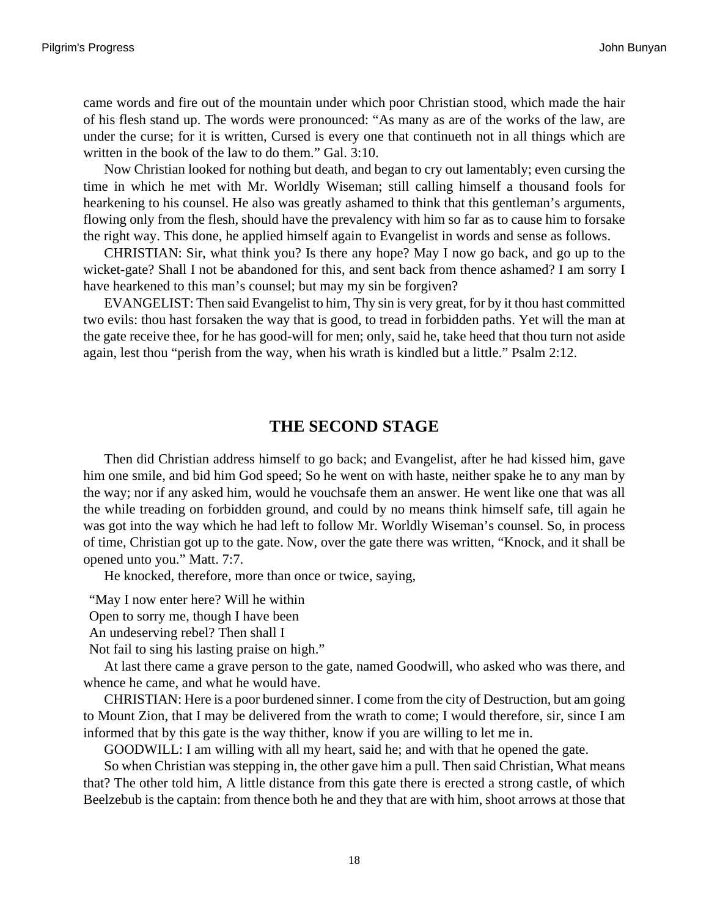came words and fire out of the mountain under which poor Christian stood, which made the hair of his flesh stand up. The words were pronounced: “As many as are of the works of the law, are under the curse; for it is written, Cursed is every one that continueth not in all things which are written in the book of the law to do them.” Gal. 3:10.

Now Christian looked for nothing but death, and began to cry out lamentably; even cursing the time in which he met with Mr. Worldly Wiseman; still calling himself a thousand fools for hearkening to his counsel. He also was greatly ashamed to think that this gentleman’s arguments, flowing only from the flesh, should have the prevalency with him so far as to cause him to forsake the right way. This done, he applied himself again to Evangelist in words and sense as follows.

CHRISTIAN: Sir, what think you? Is there any hope? May I now go back, and go up to the wicket-gate? Shall I not be abandoned for this, and sent back from thence ashamed? I am sorry I have hearkened to this man’s counsel; but may my sin be forgiven?

EVANGELIST: Then said Evangelist to him, Thy sin is very great, for by it thou hast committed two evils: thou hast forsaken the way that is good, to tread in forbidden paths. Yet will the man at the gate receive thee, for he has good-will for men; only, said he, take heed that thou turn not aside again, lest thou “perish from the way, when his wrath is kindled but a little.” Psalm 2:12.

## THE SECOND STAGE

Then did Christian address himself to go back; and Evangelist, after he had kissed him, gave him one smile, and bid him God speed; So he went on with haste, neither spake he to any man by the way; nor if any asked him, would he vouchsafe them an answer. He went like one that was all the while treading on forbidden ground, and could by no means think himself safe, till again he was got into the way which he had left to follow Mr. Worldly Wiseman’s counsel. So, in process of time, Christian got up to the gate. Now, over the gate there was written, “Knock, and it shall be opened unto you.” Matt. 7:7.

He knocked, therefore, more than once or twice, saying,

“May I now enter here? Will he within  
Open to sorry me, though I have been  
An undeserving rebel? Then shall I  
Not fail to sing his lasting praise on high.”

At last there came a grave person to the gate, named Goodwill, who asked who was there, and whence he came, and what he would have.

CHRISTIAN: Here is a poor burdened sinner. I come from the city of Destruction, but am going to Mount Zion, that I may be delivered from the wrath to come; I would therefore, sir, since I am informed that by this gate is the way thither, know if you are willing to let me in.

GOODWILL: I am willing with all my heart, said he; and with that he opened the gate.

So when Christian was stepping in, the other gave him a pull. Then said Christian, What means that? The other told him, A little distance from this gate there is erected a strong castle, of which Beelzebub is the captain: from thence both he and they that are with him, shoot arrows at those that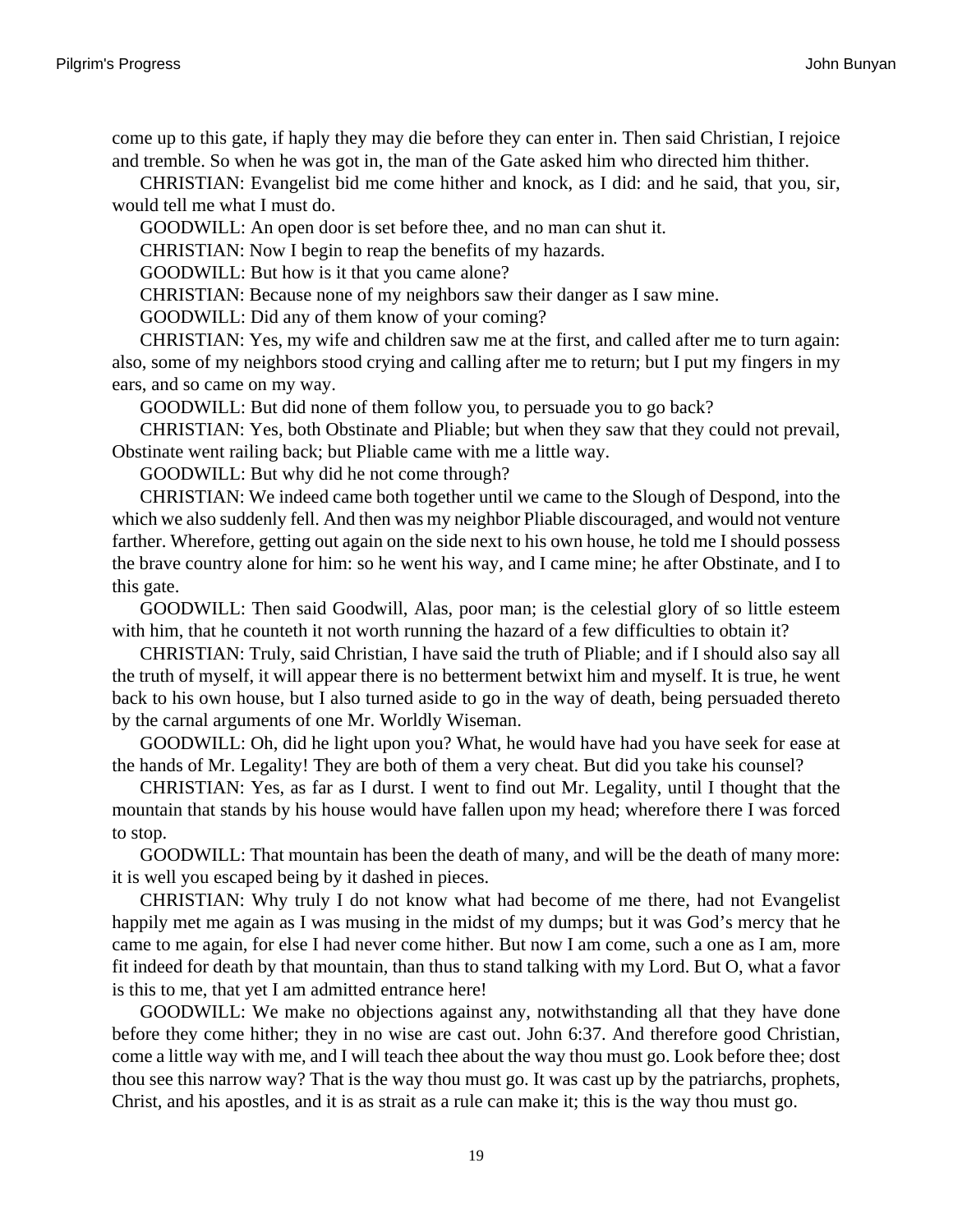come up to this gate, if haply they may die before they can enter in. Then said Christian, I rejoice and tremble. So when he was got in, the man of the Gate asked him who directed him thither.

CHRISTIAN: Evangelist bid me come hither and knock, as I did: and he said, that you, sir, would tell me what I must do.

GOODWILL: An open door is set before thee, and no man can shut it.

CHRISTIAN: Now I begin to reap the benefits of my hazards.

GOODWILL: But how is it that you came alone?

CHRISTIAN: Because none of my neighbors saw their danger as I saw mine.

GOODWILL: Did any of them know of your coming?

CHRISTIAN: Yes, my wife and children saw me at the first, and called after me to turn again: also, some of my neighbors stood crying and calling after me to return; but I put my fingers in my ears, and so came on my way.

GOODWILL: But did none of them follow you, to persuade you to go back?

CHRISTIAN: Yes, both Obstinate and Pliable; but when they saw that they could not prevail, Obstinate went railing back; but Pliable came with me a little way.

GOODWILL: But why did he not come through?

CHRISTIAN: We indeed came both together until we came to the Slough of Despond, into the which we also suddenly fell. And then was my neighbor Pliable discouraged, and would not venture farther. Wherefore, getting out again on the side next to his own house, he told me I should possess the brave country alone for him: so he went his way, and I came mine; he after Obstinate, and I to this gate.

GOODWILL: Then said Goodwill, Alas, poor man; is the celestial glory of so little esteem with him, that he counteth it not worth running the hazard of a few difficulties to obtain it?

CHRISTIAN: Truly, said Christian, I have said the truth of Pliable; and if I should also say all the truth of myself, it will appear there is no betterment betwixt him and myself. It is true, he went back to his own house, but I also turned aside to go in the way of death, being persuaded thereto by the carnal arguments of one Mr. Worldly Wiseman.

GOODWILL: Oh, did he light upon you? What, he would have had you have seek for ease at the hands of Mr. Legality! They are both of them a very cheat. But did you take his counsel?

CHRISTIAN: Yes, as far as I durst. I went to find out Mr. Legality, until I thought that the mountain that stands by his house would have fallen upon my head; wherefore there I was forced to stop.

GOODWILL: That mountain has been the death of many, and will be the death of many more: it is well you escaped being by it dashed in pieces.

CHRISTIAN: Why truly I do not know what had become of me there, had not Evangelist happily met me again as I was musing in the midst of my dumps; but it was God's mercy that he came to me again, for else I had never come hither. But now I am come, such a one as I am, more fit indeed for death by that mountain, than thus to stand talking with my Lord. But O, what a favor is this to me, that yet I am admitted entrance here!

GOODWILL: We make no objections against any, notwithstanding all that they have done before they come hither; they in no wise are cast out. John 6:37. And therefore good Christian, come a little way with me, and I will teach thee about the way thou must go. Look before thee; dost thou see this narrow way? That is the way thou must go. It was cast up by the patriarchs, prophets, Christ, and his apostles, and it is as strait as a rule can make it; this is the way thou must go.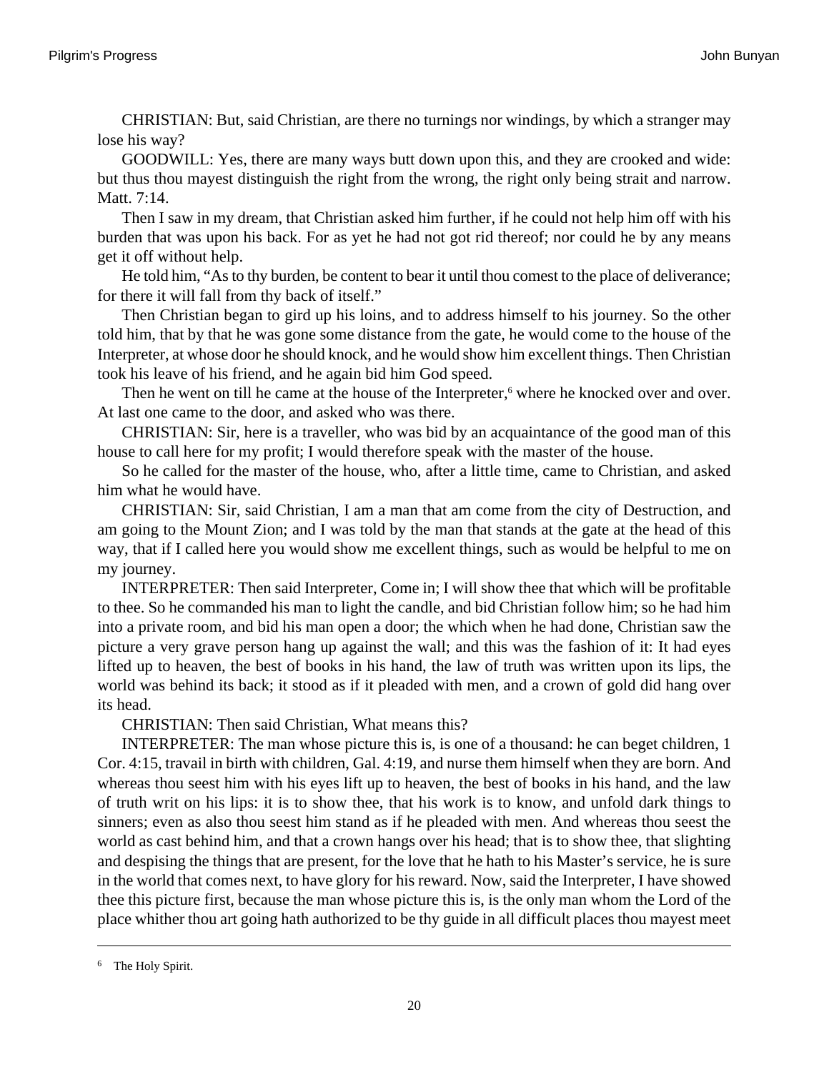CHRISTIAN: But, said Christian, are there no turnings nor windings, by which a stranger may lose his way?

GOODWILL: Yes, there are many ways butt down upon this, and they are crooked and wide: but thus thou mayest distinguish the right from the wrong, the right only being strait and narrow. Matt. 7:14.

Then I saw in my dream, that Christian asked him further, if he could not help him off with his burden that was upon his back. For as yet he had not got rid thereof; nor could he by any means get it off without help.

He told him, "As to thy burden, be content to bear it until thou comest to the place of deliverance; for there it will fall from thy back of itself."

Then Christian began to gird up his loins, and to address himself to his journey. So the other told him, that by that he was gone some distance from the gate, he would come to the house of the Interpreter, at whose door he should knock, and he would show him excellent things. Then Christian took his leave of his friend, and he again bid him God speed.

Then he went on till he came at the house of the Interpreter,[6] where he knocked over and over. At last one came to the door, and asked who was there.

CHRISTIAN: Sir, here is a traveller, who was bid by an acquaintance of the good man of this house to call here for my profit; I would therefore speak with the master of the house.

So he called for the master of the house, who, after a little time, came to Christian, and asked him what he would have.

CHRISTIAN: Sir, said Christian, I am a man that am come from the city of Destruction, and am going to the Mount Zion; and I was told by the man that stands at the gate at the head of this way, that if I called here you would show me excellent things, such as would be helpful to me on my journey.

INTERPRETER: Then said Interpreter, Come in; I will show thee that which will be profitable to thee. So he commanded his man to light the candle, and bid Christian follow him; so he had him into a private room, and bid his man open a door; the which when he had done, Christian saw the picture a very grave person hang up against the wall; and this was the fashion of it: It had eyes lifted up to heaven, the best of books in his hand, the law of truth was written upon its lips, the world was behind its back; it stood as if it pleaded with men, and a crown of gold did hang over its head.

CHRISTIAN: Then said Christian, What means this?

INTERPRETER: The man whose picture this is, is one of a thousand: he can beget children, 1 Cor. 4:15, travail in birth with children, Gal. 4:19, and nurse them himself when they are born. And whereas thou seest him with his eyes lift up to heaven, the best of books in his hand, and the law of truth writ on his lips: it is to show thee, that his work is to know, and unfold dark things to sinners; even as also thou seest him stand as if he pleaded with men. And whereas thou seest the world as cast behind him, and that a crown hangs over his head; that is to show thee, that slighting and despising the things that are present, for the love that he hath to his Master's service, he is sure in the world that comes next, to have glory for his reward. Now, said the Interpreter, I have showed thee this picture first, because the man whose picture this is, is the only man whom the Lord of the place whither thou art going hath authorized to be thy guide in all difficult places thou mayest meet

---

[6] The Holy Spirit.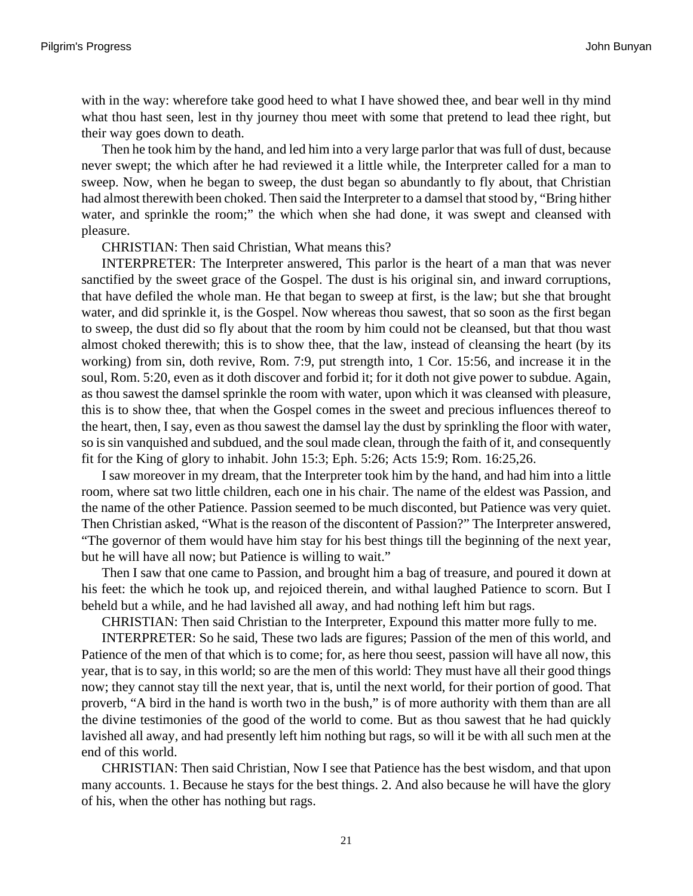with in the way: wherefore take good heed to what I have showed thee, and bear well in thy mind what thou hast seen, lest in thy journey thou meet with some that pretend to lead thee right, but their way goes down to death.

Then he took him by the hand, and led him into a very large parlor that was full of dust, because never swept; the which after he had reviewed it a little while, the Interpreter called for a man to sweep. Now, when he began to sweep, the dust began so abundantly to fly about, that Christian had almost therewith been choked. Then said the Interpreter to a damsel that stood by, "Bring hither water, and sprinkle the room;" the which when she had done, it was swept and cleansed with pleasure.

CHRISTIAN: Then said Christian, What means this?

INTERPRETER: The Interpreter answered, This parlor is the heart of a man that was never sanctified by the sweet grace of the Gospel. The dust is his original sin, and inward corruptions, that have defiled the whole man. He that began to sweep at first, is the law; but she that brought water, and did sprinkle it, is the Gospel. Now whereas thou sawest, that so soon as the first began to sweep, the dust did so fly about that the room by him could not be cleansed, but that thou wast almost choked therewith; this is to show thee, that the law, instead of cleansing the heart (by its working) from sin, doth revive, Rom. 7:9, put strength into, 1 Cor. 15:56, and increase it in the soul, Rom. 5:20, even as it doth discover and forbid it; for it doth not give power to subdue. Again, as thou sawest the damsel sprinkle the room with water, upon which it was cleansed with pleasure, this is to show thee, that when the Gospel comes in the sweet and precious influences thereof to the heart, then, I say, even as thou sawest the damsel lay the dust by sprinkling the floor with water, so is sin vanquished and subdued, and the soul made clean, through the faith of it, and consequently fit for the King of glory to inhabit. John 15:3; Eph. 5:26; Acts 15:9; Rom. 16:25,26.

I saw moreover in my dream, that the Interpreter took him by the hand, and had him into a little room, where sat two little children, each one in his chair. The name of the eldest was Passion, and the name of the other Patience. Passion seemed to be much disconted, but Patience was very quiet. Then Christian asked, "What is the reason of the discontent of Passion?" The Interpreter answered, "The governor of them would have him stay for his best things till the beginning of the next year, but he will have all now; but Patience is willing to wait."

Then I saw that one came to Passion, and brought him a bag of treasure, and poured it down at his feet: the which he took up, and rejoiced therein, and withal laughed Patience to scorn. But I beheld but a while, and he had lavished all away, and had nothing left him but rags.

CHRISTIAN: Then said Christian to the Interpreter, Expound this matter more fully to me.

INTERPRETER: So he said, These two lads are figures; Passion of the men of this world, and Patience of the men of that which is to come; for, as here thou seest, passion will have all now, this year, that is to say, in this world; so are the men of this world: They must have all their good things now; they cannot stay till the next year, that is, until the next world, for their portion of good. That proverb, "A bird in the hand is worth two in the bush," is of more authority with them than are all the divine testimonies of the good of the world to come. But as thou sawest that he had quickly lavished all away, and had presently left him nothing but rags, so will it be with all such men at the end of this world.

CHRISTIAN: Then said Christian, Now I see that Patience has the best wisdom, and that upon many accounts. 1. Because he stays for the best things. 2. And also because he will have the glory of his, when the other has nothing but rags.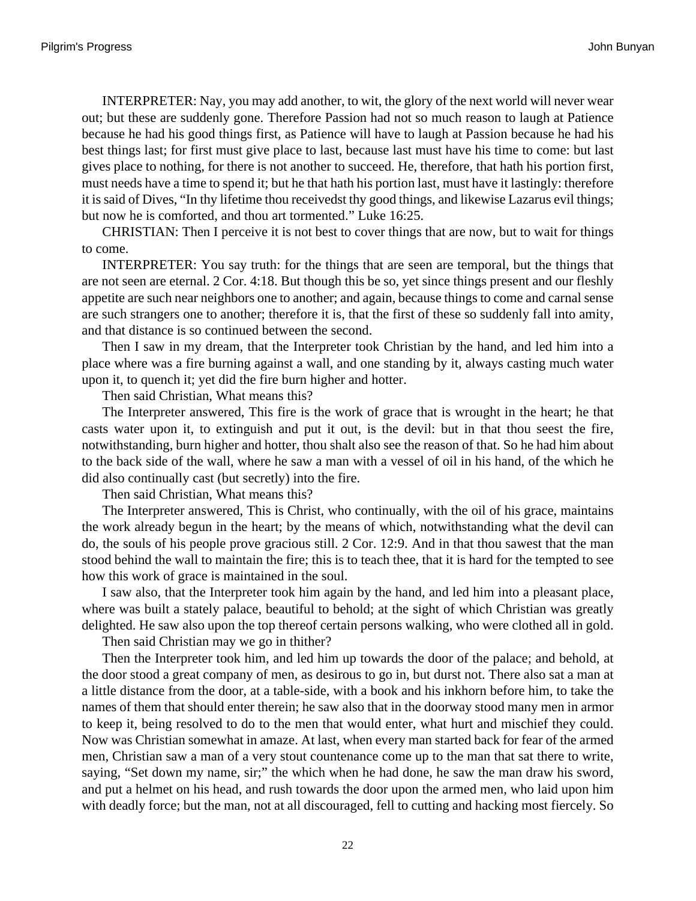INTERPRETER: Nay, you may add another, to wit, the glory of the next world will never wear out; but these are suddenly gone. Therefore Passion had not so much reason to laugh at Patience because he had his good things first, as Patience will have to laugh at Passion because he had his best things last; for first must give place to last, because last must have his time to come: but last gives place to nothing, for there is not another to succeed. He, therefore, that hath his portion first, must needs have a time to spend it; but he that hath his portion last, must have it lastingly: therefore it is said of Dives, "In thy lifetime thou receivedst thy good things, and likewise Lazarus evil things; but now he is comforted, and thou art tormented." Luke 16:25.

CHRISTIAN: Then I perceive it is not best to cover things that are now, but to wait for things to come.

INTERPRETER: You say truth: for the things that are seen are temporal, but the things that are not seen are eternal. 2 Cor. 4:18. But though this be so, yet since things present and our fleshly appetite are such near neighbors one to another; and again, because things to come and carnal sense are such strangers one to another; therefore it is, that the first of these so suddenly fall into amity, and that distance is so continued between the second.

Then I saw in my dream, that the Interpreter took Christian by the hand, and led him into a place where was a fire burning against a wall, and one standing by it, always casting much water upon it, to quench it; yet did the fire burn higher and hotter.

Then said Christian, What means this?

The Interpreter answered, This fire is the work of grace that is wrought in the heart; he that casts water upon it, to extinguish and put it out, is the devil: but in that thou seest the fire, notwithstanding, burn higher and hotter, thou shalt also see the reason of that. So he had him about to the back side of the wall, where he saw a man with a vessel of oil in his hand, of the which he did also continually cast (but secretly) into the fire.

Then said Christian, What means this?

The Interpreter answered, This is Christ, who continually, with the oil of his grace, maintains the work already begun in the heart; by the means of which, notwithstanding what the devil can do, the souls of his people prove gracious still. 2 Cor. 12:9. And in that thou sawest that the man stood behind the wall to maintain the fire; this is to teach thee, that it is hard for the tempted to see how this work of grace is maintained in the soul.

I saw also, that the Interpreter took him again by the hand, and led him into a pleasant place, where was built a stately palace, beautiful to behold; at the sight of which Christian was greatly delighted. He saw also upon the top thereof certain persons walking, who were clothed all in gold.

Then said Christian may we go in thither?

Then the Interpreter took him, and led him up towards the door of the palace; and behold, at the door stood a great company of men, as desirous to go in, but durst not. There also sat a man at a little distance from the door, at a table-side, with a book and his inkhorn before him, to take the names of them that should enter therein; he saw also that in the doorway stood many men in armor to keep it, being resolved to do to the men that would enter, what hurt and mischief they could. Now was Christian somewhat in amaze. At last, when every man started back for fear of the armed men, Christian saw a man of a very stout countenance come up to the man that sat there to write, saying, "Set down my name, sir;" the which when he had done, he saw the man draw his sword, and put a helmet on his head, and rush towards the door upon the armed men, who laid upon him with deadly force; but the man, not at all discouraged, fell to cutting and hacking most fiercely. So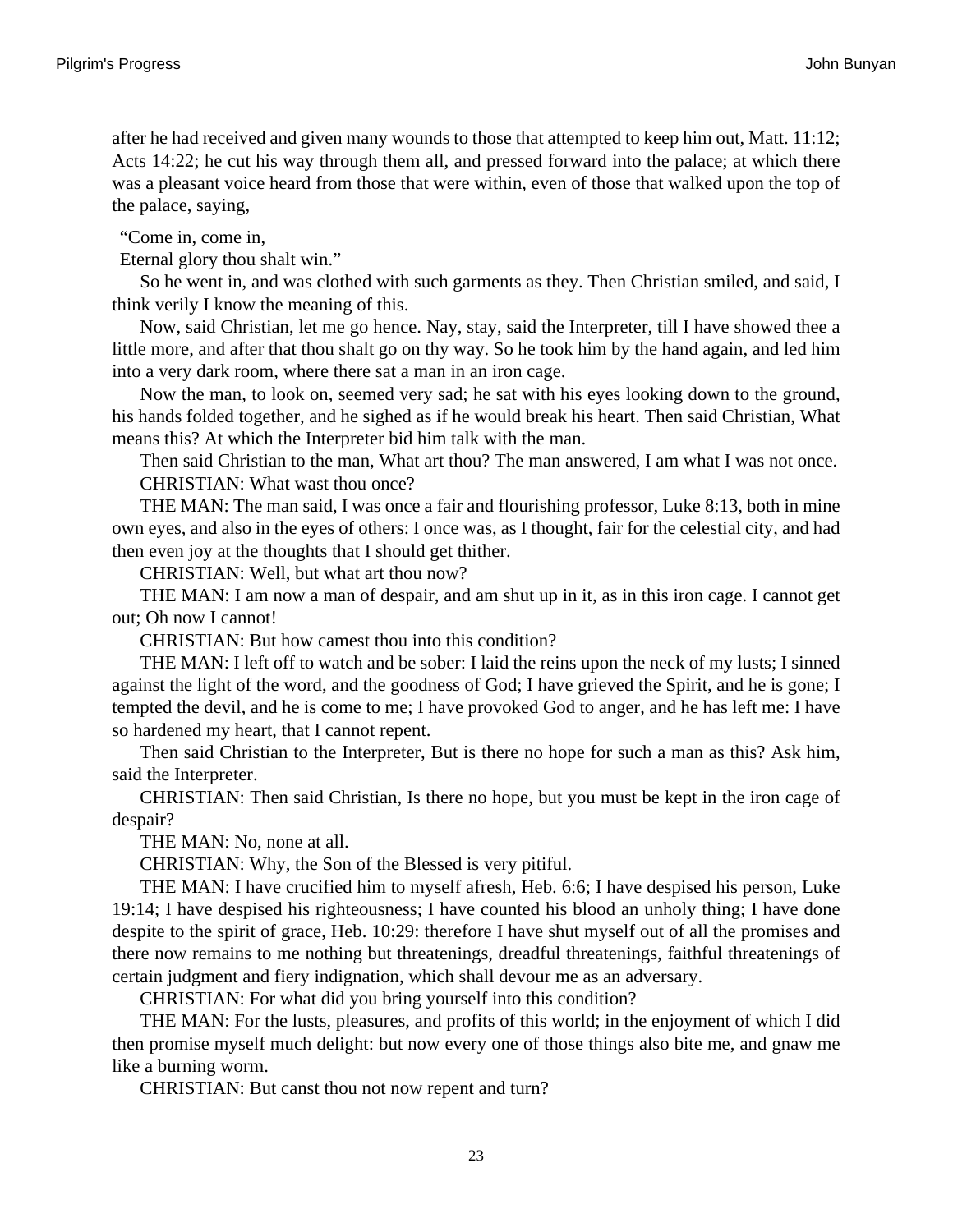after he had received and given many wounds to those that attempted to keep him out, Matt. 11:12; Acts 14:22; he cut his way through them all, and pressed forward into the palace; at which there was a pleasant voice heard from those that were within, even of those that walked upon the top of the palace, saying,

"Come in, come in,
Eternal glory thou shalt win."

So he went in, and was clothed with such garments as they. Then Christian smiled, and said, I think verily I know the meaning of this.

Now, said Christian, let me go hence. Nay, stay, said the Interpreter, till I have showed thee a little more, and after that thou shalt go on thy way. So he took him by the hand again, and led him into a very dark room, where there sat a man in an iron cage.

Now the man, to look on, seemed very sad; he sat with his eyes looking down to the ground, his hands folded together, and he sighed as if he would break his heart. Then said Christian, What means this? At which the Interpreter bid him talk with the man.

Then said Christian to the man, What art thou? The man answered, I am what I was not once.

CHRISTIAN: What wast thou once?

THE MAN: The man said, I was once a fair and flourishing professor, Luke 8:13, both in mine own eyes, and also in the eyes of others: I once was, as I thought, fair for the celestial city, and had then even joy at the thoughts that I should get thither.

CHRISTIAN: Well, but what art thou now?

THE MAN: I am now a man of despair, and am shut up in it, as in this iron cage. I cannot get out; Oh now I cannot!

CHRISTIAN: But how camest thou into this condition?

THE MAN: I left off to watch and be sober: I laid the reins upon the neck of my lusts; I sinned against the light of the word, and the goodness of God; I have grieved the Spirit, and he is gone; I tempted the devil, and he is come to me; I have provoked God to anger, and he has left me: I have so hardened my heart, that I cannot repent.

Then said Christian to the Interpreter, But is there no hope for such a man as this? Ask him, said the Interpreter.

CHRISTIAN: Then said Christian, Is there no hope, but you must be kept in the iron cage of despair?

THE MAN: No, none at all.

CHRISTIAN: Why, the Son of the Blessed is very pitiful.

THE MAN: I have crucified him to myself afresh, Heb. 6:6; I have despised his person, Luke 19:14; I have despised his righteousness; I have counted his blood an unholy thing; I have done despite to the spirit of grace, Heb. 10:29: therefore I have shut myself out of all the promises and there now remains to me nothing but threatenings, dreadful threatenings, faithful threatenings of certain judgment and fiery indignation, which shall devour me as an adversary.

CHRISTIAN: For what did you bring yourself into this condition?

THE MAN: For the lusts, pleasures, and profits of this world; in the enjoyment of which I did then promise myself much delight: but now every one of those things also bite me, and gnaw me like a burning worm.

CHRISTIAN: But canst thou not now repent and turn?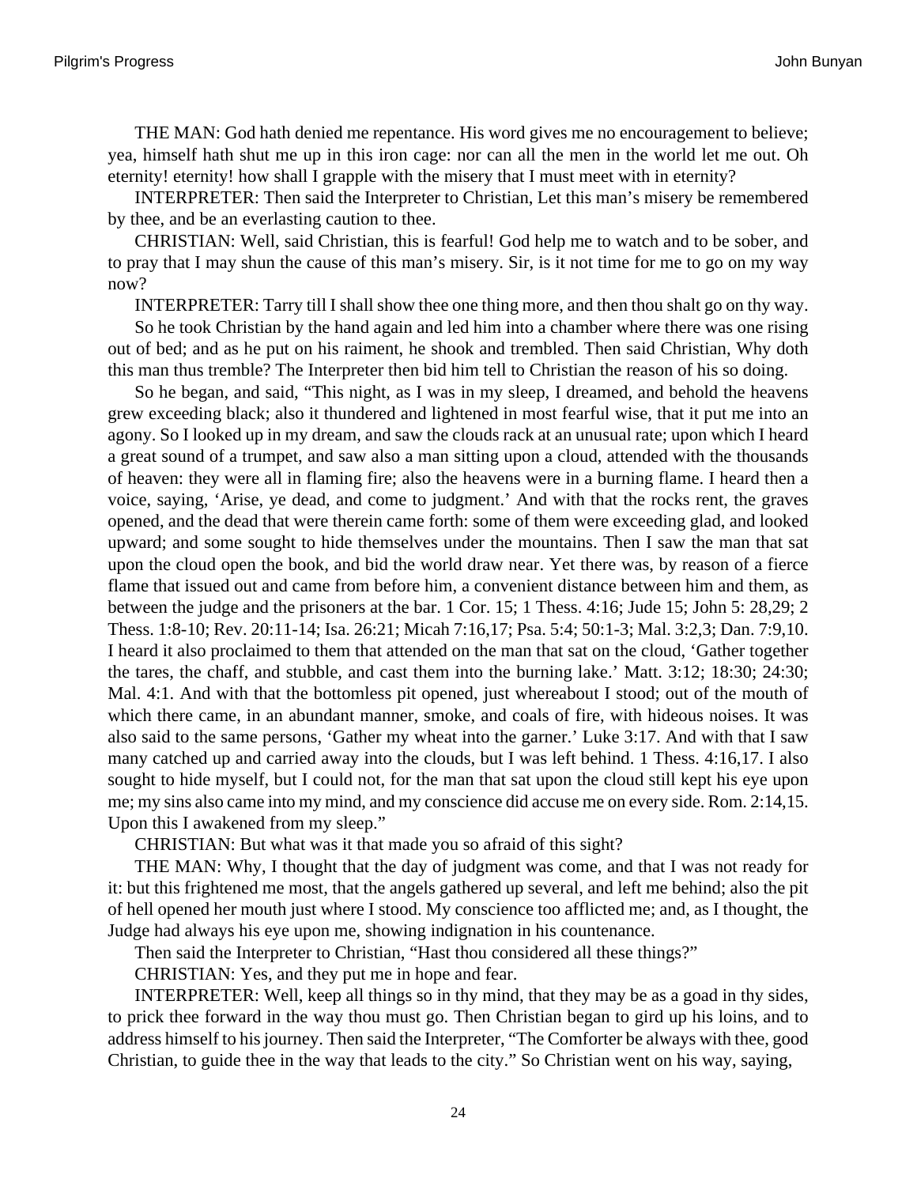THE MAN: God hath denied me repentance. His word gives me no encouragement to believe; yea, himself hath shut me up in this iron cage: nor can all the men in the world let me out. Oh eternity! eternity! how shall I grapple with the misery that I must meet with in eternity?

INTERPRETER: Then said the Interpreter to Christian, Let this man's misery be remembered by thee, and be an everlasting caution to thee.

CHRISTIAN: Well, said Christian, this is fearful! God help me to watch and to be sober, and to pray that I may shun the cause of this man's misery. Sir, is it not time for me to go on my way now?

INTERPRETER: Tarry till I shall show thee one thing more, and then thou shalt go on thy way.

So he took Christian by the hand again and led him into a chamber where there was one rising out of bed; and as he put on his raiment, he shook and trembled. Then said Christian, Why doth this man thus tremble? The Interpreter then bid him tell to Christian the reason of his so doing.

So he began, and said, "This night, as I was in my sleep, I dreamed, and behold the heavens grew exceeding black; also it thundered and lightened in most fearful wise, that it put me into an agony. So I looked up in my dream, and saw the clouds rack at an unusual rate; upon which I heard a great sound of a trumpet, and saw also a man sitting upon a cloud, attended with the thousands of heaven: they were all in flaming fire; also the heavens were in a burning flame. I heard then a voice, saying, 'Arise, ye dead, and come to judgment.' And with that the rocks rent, the graves opened, and the dead that were therein came forth: some of them were exceeding glad, and looked upward; and some sought to hide themselves under the mountains. Then I saw the man that sat upon the cloud open the book, and bid the world draw near. Yet there was, by reason of a fierce flame that issued out and came from before him, a convenient distance between him and them, as between the judge and the prisoners at the bar. 1 Cor. 15; 1 Thess. 4:16; Jude 15; John 5: 28,29; 2 Thess. 1:8-10; Rev. 20:11-14; Isa. 26:21; Micah 7:16,17; Psa. 5:4; 50:1-3; Mal. 3:2,3; Dan. 7:9,10. I heard it also proclaimed to them that attended on the man that sat on the cloud, 'Gather together the tares, the chaff, and stubble, and cast them into the burning lake.' Matt. 3:12; 18:30; 24:30; Mal. 4:1. And with that the bottomless pit opened, just whereabout I stood; out of the mouth of which there came, in an abundant manner, smoke, and coals of fire, with hideous noises. It was also said to the same persons, 'Gather my wheat into the garner.' Luke 3:17. And with that I saw many catched up and carried away into the clouds, but I was left behind. 1 Thess. 4:16,17. I also sought to hide myself, but I could not, for the man that sat upon the cloud still kept his eye upon me; my sins also came into my mind, and my conscience did accuse me on every side. Rom. 2:14,15. Upon this I awakened from my sleep."

CHRISTIAN: But what was it that made you so afraid of this sight?

THE MAN: Why, I thought that the day of judgment was come, and that I was not ready for it: but this frightened me most, that the angels gathered up several, and left me behind; also the pit of hell opened her mouth just where I stood. My conscience too afflicted me; and, as I thought, the Judge had always his eye upon me, showing indignation in his countenance.

Then said the Interpreter to Christian, "Hast thou considered all these things?"

CHRISTIAN: Yes, and they put me in hope and fear.

INTERPRETER: Well, keep all things so in thy mind, that they may be as a goad in thy sides, to prick thee forward in the way thou must go. Then Christian began to gird up his loins, and to address himself to his journey. Then said the Interpreter, "The Comforter be always with thee, good Christian, to guide thee in the way that leads to the city." So Christian went on his way, saying,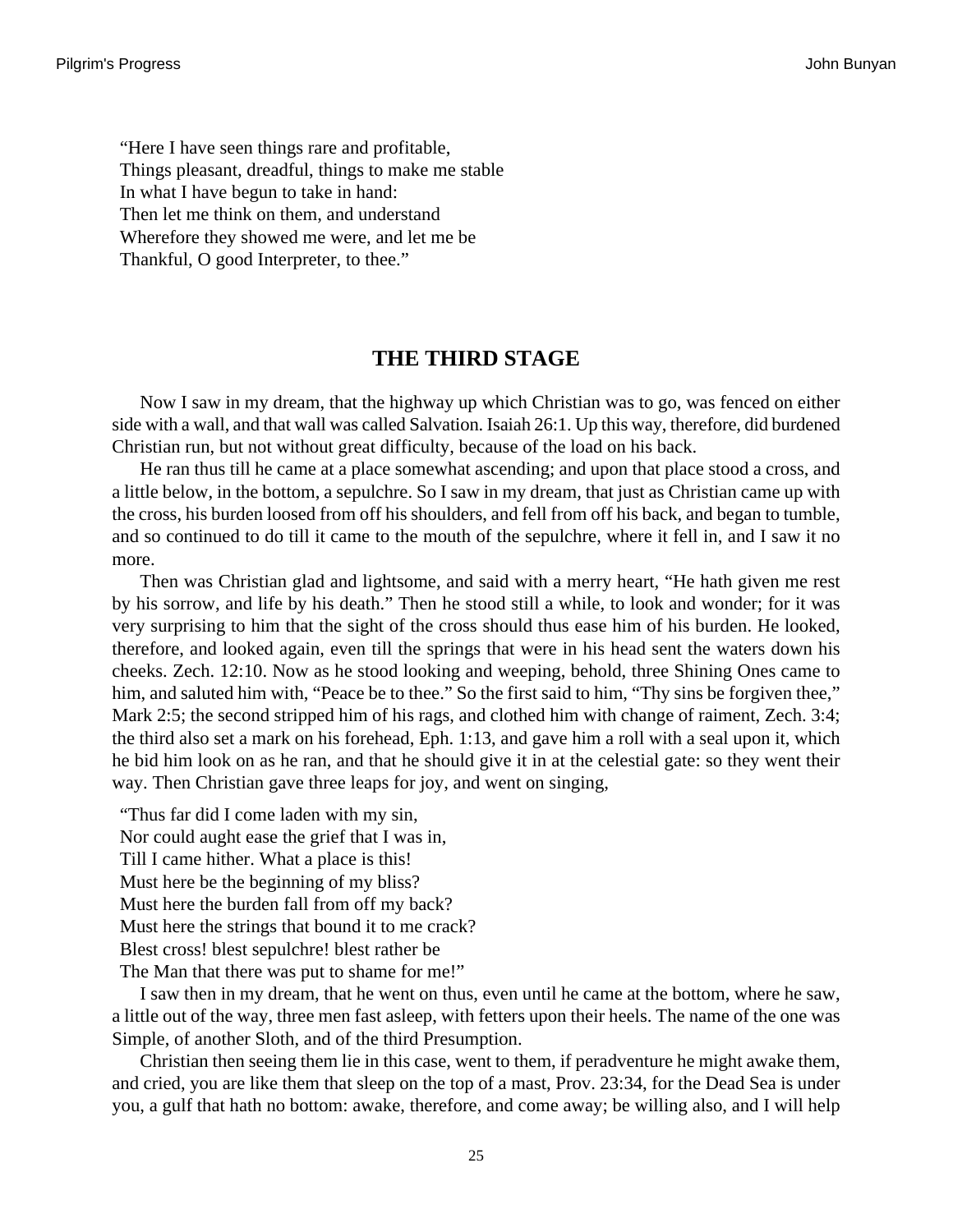"Here I have seen things rare and profitable,
Things pleasant, dreadful, things to make me stable
In what I have begun to take in hand:
Then let me think on them, and understand
Wherefore they showed me were, and let me be
Thankful, O good Interpreter, to thee."

## THE THIRD STAGE

Now I saw in my dream, that the highway up which Christian was to go, was fenced on either side with a wall, and that wall was called Salvation. Isaiah 26:1. Up this way, therefore, did burdened Christian run, but not without great difficulty, because of the load on his back.

He ran thus till he came at a place somewhat ascending; and upon that place stood a cross, and a little below, in the bottom, a sepulchre. So I saw in my dream, that just as Christian came up with the cross, his burden loosed from off his shoulders, and fell from off his back, and began to tumble, and so continued to do till it came to the mouth of the sepulchre, where it fell in, and I saw it no more.

Then was Christian glad and lightsome, and said with a merry heart, "He hath given me rest by his sorrow, and life by his death." Then he stood still a while, to look and wonder; for it was very surprising to him that the sight of the cross should thus ease him of his burden. He looked, therefore, and looked again, even till the springs that were in his head sent the waters down his cheeks. Zech. 12:10. Now as he stood looking and weeping, behold, three Shining Ones came to him, and saluted him with, "Peace be to thee." So the first said to him, "Thy sins be forgiven thee," Mark 2:5; the second stripped him of his rags, and clothed him with change of raiment, Zech. 3:4; the third also set a mark on his forehead, Eph. 1:13, and gave him a roll with a seal upon it, which he bid him look on as he ran, and that he should give it in at the celestial gate: so they went their way. Then Christian gave three leaps for joy, and went on singing,

"Thus far did I come laden with my sin,
Nor could aught ease the grief that I was in,
Till I came hither. What a place is this!
Must here be the beginning of my bliss?
Must here the burden fall from off my back?
Must here the strings that bound it to me crack?
Blest cross! blest sepulchre! blest rather be
The Man that there was put to shame for me!"

I saw then in my dream, that he went on thus, even until he came at the bottom, where he saw, a little out of the way, three men fast asleep, with fetters upon their heels. The name of the one was Simple, of another Sloth, and of the third Presumption.

Christian then seeing them lie in this case, went to them, if peradventure he might awake them, and cried, you are like them that sleep on the top of a mast, Prov. 23:34, for the Dead Sea is under you, a gulf that hath no bottom: awake, therefore, and come away; be willing also, and I will help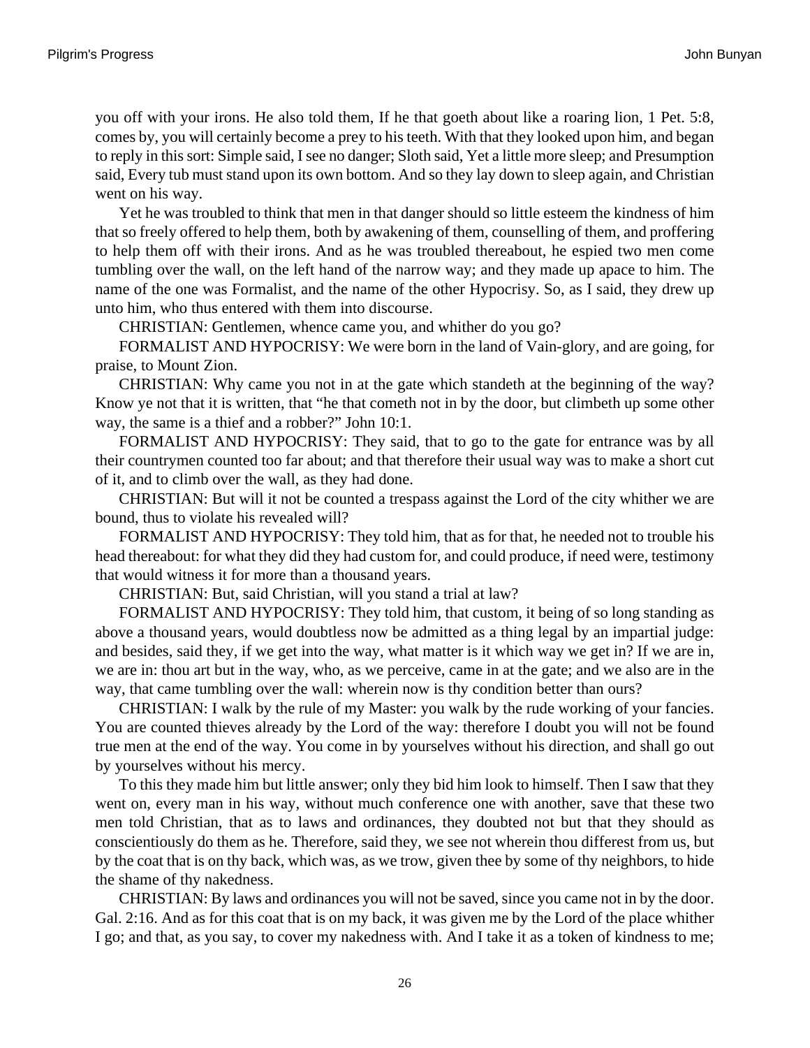you off with your irons. He also told them, If he that goeth about like a roaring lion, 1 Pet. 5:8, comes by, you will certainly become a prey to his teeth. With that they looked upon him, and began to reply in this sort: Simple said, I see no danger; Sloth said, Yet a little more sleep; and Presumption said, Every tub must stand upon its own bottom. And so they lay down to sleep again, and Christian went on his way.

Yet he was troubled to think that men in that danger should so little esteem the kindness of him that so freely offered to help them, both by awakening of them, counselling of them, and proffering to help them off with their irons. And as he was troubled thereabout, he espied two men come tumbling over the wall, on the left hand of the narrow way; and they made up apace to him. The name of the one was Formalist, and the name of the other Hypocrisy. So, as I said, they drew up unto him, who thus entered with them into discourse.

CHRISTIAN: Gentlemen, whence came you, and whither do you go?

FORMALIST AND HYPOCRISY: We were born in the land of Vain-glory, and are going, for praise, to Mount Zion.

CHRISTIAN: Why came you not in at the gate which standeth at the beginning of the way? Know ye not that it is written, that "he that cometh not in by the door, but climbeth up some other way, the same is a thief and a robber?" John 10:1.

FORMALIST AND HYPOCRISY: They said, that to go to the gate for entrance was by all their countrymen counted too far about; and that therefore their usual way was to make a short cut of it, and to climb over the wall, as they had done.

CHRISTIAN: But will it not be counted a trespass against the Lord of the city whither we are bound, thus to violate his revealed will?

FORMALIST AND HYPOCRISY: They told him, that as for that, he needed not to trouble his head thereabout: for what they did they had custom for, and could produce, if need were, testimony that would witness it for more than a thousand years.

CHRISTIAN: But, said Christian, will you stand a trial at law?

FORMALIST AND HYPOCRISY: They told him, that custom, it being of so long standing as above a thousand years, would doubtless now be admitted as a thing legal by an impartial judge: and besides, said they, if we get into the way, what matter is it which way we get in? If we are in, we are in: thou art but in the way, who, as we perceive, came in at the gate; and we also are in the way, that came tumbling over the wall: wherein now is thy condition better than ours?

CHRISTIAN: I walk by the rule of my Master: you walk by the rude working of your fancies. You are counted thieves already by the Lord of the way: therefore I doubt you will not be found true men at the end of the way. You come in by yourselves without his direction, and shall go out by yourselves without his mercy.

To this they made him but little answer; only they bid him look to himself. Then I saw that they went on, every man in his way, without much conference one with another, save that these two men told Christian, that as to laws and ordinances, they doubted not but that they should as conscientiously do them as he. Therefore, said they, we see not wherein thou differest from us, but by the coat that is on thy back, which was, as we trow, given thee by some of thy neighbors, to hide the shame of thy nakedness.

CHRISTIAN: By laws and ordinances you will not be saved, since you came not in by the door. Gal. 2:16. And as for this coat that is on my back, it was given me by the Lord of the place whither I go; and that, as you say, to cover my nakedness with. And I take it as a token of kindness to me;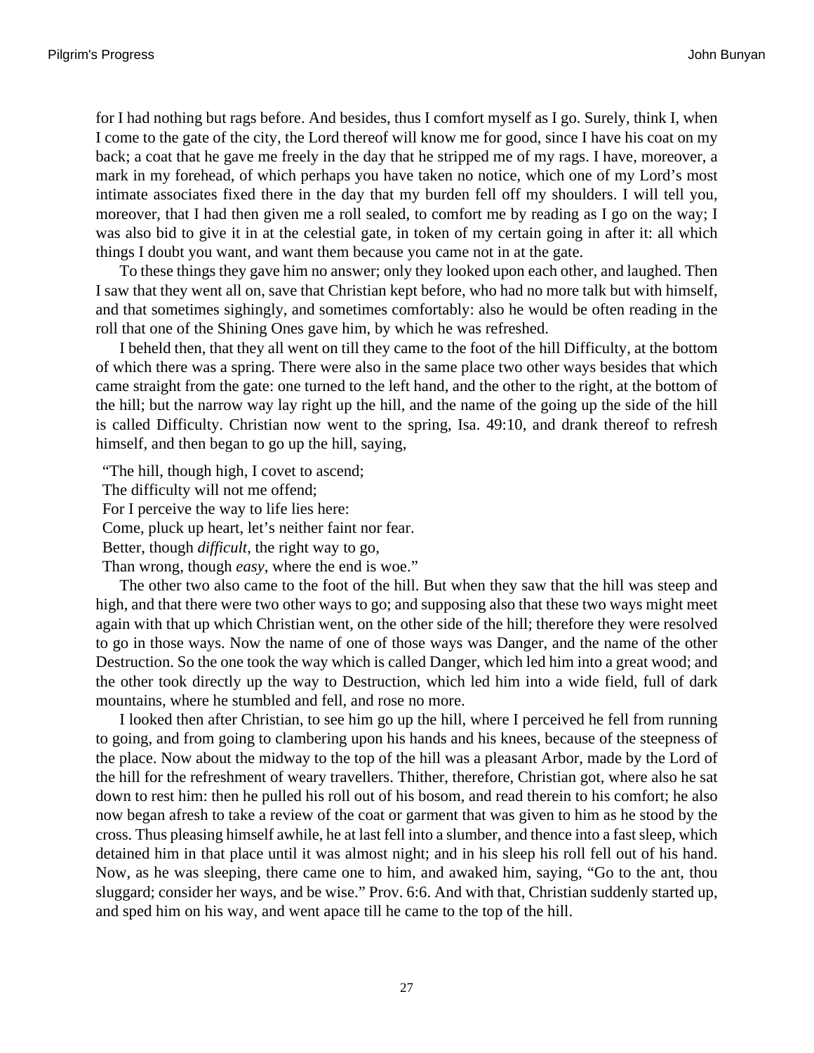for I had nothing but rags before. And besides, thus I comfort myself as I go. Surely, think I, when I come to the gate of the city, the Lord thereof will know me for good, since I have his coat on my back; a coat that he gave me freely in the day that he stripped me of my rags. I have, moreover, a mark in my forehead, of which perhaps you have taken no notice, which one of my Lord's most intimate associates fixed there in the day that my burden fell off my shoulders. I will tell you, moreover, that I had then given me a roll sealed, to comfort me by reading as I go on the way; I was also bid to give it in at the celestial gate, in token of my certain going in after it: all which things I doubt you want, and want them because you came not in at the gate.

To these things they gave him no answer; only they looked upon each other, and laughed. Then I saw that they went all on, save that Christian kept before, who had no more talk but with himself, and that sometimes sighingly, and sometimes comfortably: also he would be often reading in the roll that one of the Shining Ones gave him, by which he was refreshed.

I beheld then, that they all went on till they came to the foot of the hill Difficulty, at the bottom of which there was a spring. There were also in the same place two other ways besides that which came straight from the gate: one turned to the left hand, and the other to the right, at the bottom of the hill; but the narrow way lay right up the hill, and the name of the going up the side of the hill is called Difficulty. Christian now went to the spring, Isa. 49:10, and drank thereof to refresh himself, and then began to go up the hill, saying,

"The hill, though high, I covet to ascend;  
The difficulty will not me offend;  
For I perceive the way to life lies here:  
Come, pluck up heart, let's neither faint nor fear.  
Better, though *difficult*, the right way to go,  
Than wrong, though *easy*, where the end is woe."

The other two also came to the foot of the hill. But when they saw that the hill was steep and high, and that there were two other ways to go; and supposing also that these two ways might meet again with that up which Christian went, on the other side of the hill; therefore they were resolved to go in those ways. Now the name of one of those ways was Danger, and the name of the other Destruction. So the one took the way which is called Danger, which led him into a great wood; and the other took directly up the way to Destruction, which led him into a wide field, full of dark mountains, where he stumbled and fell, and rose no more.

I looked then after Christian, to see him go up the hill, where I perceived he fell from running to going, and from going to clambering upon his hands and his knees, because of the steepness of the place. Now about the midway to the top of the hill was a pleasant Arbor, made by the Lord of the hill for the refreshment of weary travellers. Thither, therefore, Christian got, where also he sat down to rest him: then he pulled his roll out of his bosom, and read therein to his comfort; he also now began afresh to take a review of the coat or garment that was given to him as he stood by the cross. Thus pleasing himself awhile, he at last fell into a slumber, and thence into a fast sleep, which detained him in that place until it was almost night; and in his sleep his roll fell out of his hand. Now, as he was sleeping, there came one to him, and awaked him, saying, "Go to the ant, thou sluggard; consider her ways, and be wise." Prov. 6:6. And with that, Christian suddenly started up, and sped him on his way, and went apace till he came to the top of the hill.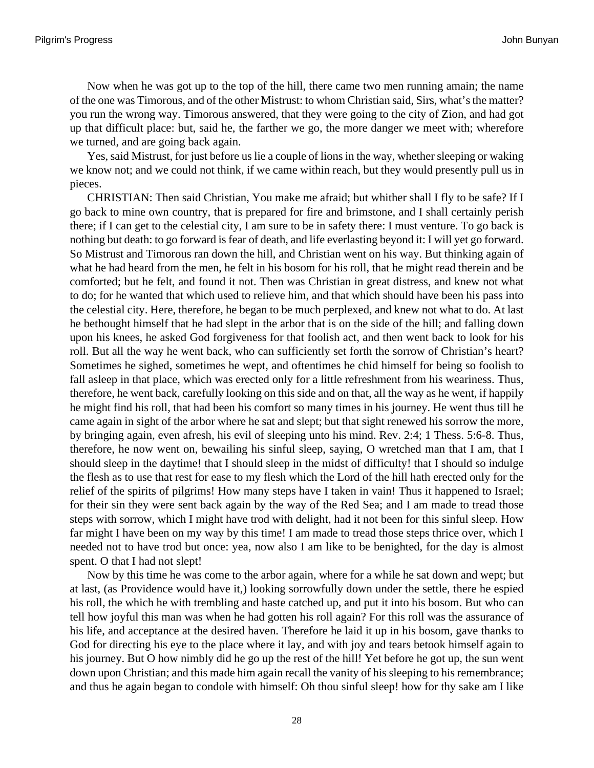Now when he was got up to the top of the hill, there came two men running amain; the name of the one was Timorous, and of the other Mistrust: to whom Christian said, Sirs, what's the matter? you run the wrong way. Timorous answered, that they were going to the city of Zion, and had got up that difficult place: but, said he, the farther we go, the more danger we meet with; wherefore we turned, and are going back again.

Yes, said Mistrust, for just before us lie a couple of lions in the way, whether sleeping or waking we know not; and we could not think, if we came within reach, but they would presently pull us in pieces.

CHRISTIAN: Then said Christian, You make me afraid; but whither shall I fly to be safe? If I go back to mine own country, that is prepared for fire and brimstone, and I shall certainly perish there; if I can get to the celestial city, I am sure to be in safety there: I must venture. To go back is nothing but death: to go forward is fear of death, and life everlasting beyond it: I will yet go forward. So Mistrust and Timorous ran down the hill, and Christian went on his way. But thinking again of what he had heard from the men, he felt in his bosom for his roll, that he might read therein and be comforted; but he felt, and found it not. Then was Christian in great distress, and knew not what to do; for he wanted that which used to relieve him, and that which should have been his pass into the celestial city. Here, therefore, he began to be much perplexed, and knew not what to do. At last he bethought himself that he had slept in the arbor that is on the side of the hill; and falling down upon his knees, he asked God forgiveness for that foolish act, and then went back to look for his roll. But all the way he went back, who can sufficiently set forth the sorrow of Christian's heart? Sometimes he sighed, sometimes he wept, and oftentimes he chid himself for being so foolish to fall asleep in that place, which was erected only for a little refreshment from his weariness. Thus, therefore, he went back, carefully looking on this side and on that, all the way as he went, if happily he might find his roll, that had been his comfort so many times in his journey. He went thus till he came again in sight of the arbor where he sat and slept; but that sight renewed his sorrow the more, by bringing again, even afresh, his evil of sleeping unto his mind. Rev. 2:4; 1 Thess. 5:6-8. Thus, therefore, he now went on, bewailing his sinful sleep, saying, O wretched man that I am, that I should sleep in the daytime! that I should sleep in the midst of difficulty! that I should so indulge the flesh as to use that rest for ease to my flesh which the Lord of the hill hath erected only for the relief of the spirits of pilgrims! How many steps have I taken in vain! Thus it happened to Israel; for their sin they were sent back again by the way of the Red Sea; and I am made to tread those steps with sorrow, which I might have trod with delight, had it not been for this sinful sleep. How far might I have been on my way by this time! I am made to tread those steps thrice over, which I needed not to have trod but once: yea, now also I am like to be benighted, for the day is almost spent. O that I had not slept!

Now by this time he was come to the arbor again, where for a while he sat down and wept; but at last, (as Providence would have it,) looking sorrowfully down under the settle, there he espied his roll, the which he with trembling and haste catched up, and put it into his bosom. But who can tell how joyful this man was when he had gotten his roll again? For this roll was the assurance of his life, and acceptance at the desired haven. Therefore he laid it up in his bosom, gave thanks to God for directing his eye to the place where it lay, and with joy and tears betook himself again to his journey. But O how nimbly did he go up the rest of the hill! Yet before he got up, the sun went down upon Christian; and this made him again recall the vanity of his sleeping to his remembrance; and thus he again began to condole with himself: Oh thou sinful sleep! how for thy sake am I like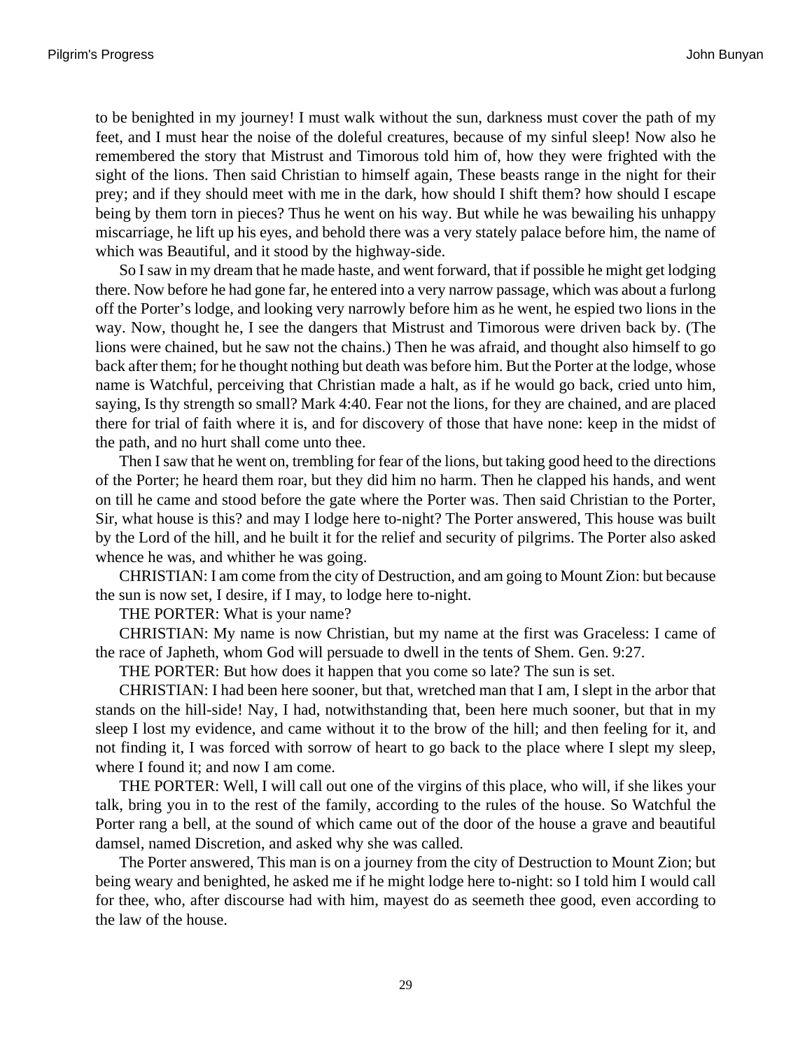to be benighted in my journey! I must walk without the sun, darkness must cover the path of my feet, and I must hear the noise of the doleful creatures, because of my sinful sleep! Now also he remembered the story that Mistrust and Timorous told him of, how they were frighted with the sight of the lions. Then said Christian to himself again, These beasts range in the night for their prey; and if they should meet with me in the dark, how should I shift them? how should I escape being by them torn in pieces? Thus he went on his way. But while he was bewailing his unhappy miscarriage, he lift up his eyes, and behold there was a very stately palace before him, the name of which was Beautiful, and it stood by the highway-side.

So I saw in my dream that he made haste, and went forward, that if possible he might get lodging there. Now before he had gone far, he entered into a very narrow passage, which was about a furlong off the Porter's lodge, and looking very narrowly before him as he went, he espied two lions in the way. Now, thought he, I see the dangers that Mistrust and Timorous were driven back by. (The lions were chained, but he saw not the chains.) Then he was afraid, and thought also himself to go back after them; for he thought nothing but death was before him. But the Porter at the lodge, whose name is Watchful, perceiving that Christian made a halt, as if he would go back, cried unto him, saying, Is thy strength so small? Mark 4:40. Fear not the lions, for they are chained, and are placed there for trial of faith where it is, and for discovery of those that have none: keep in the midst of the path, and no hurt shall come unto thee.

Then I saw that he went on, trembling for fear of the lions, but taking good heed to the directions of the Porter; he heard them roar, but they did him no harm. Then he clapped his hands, and went on till he came and stood before the gate where the Porter was. Then said Christian to the Porter, Sir, what house is this? and may I lodge here to-night? The Porter answered, This house was built by the Lord of the hill, and he built it for the relief and security of pilgrims. The Porter also asked whence he was, and whither he was going.

CHRISTIAN: I am come from the city of Destruction, and am going to Mount Zion: but because the sun is now set, I desire, if I may, to lodge here to-night.

THE PORTER: What is your name?

CHRISTIAN: My name is now Christian, but my name at the first was Graceless: I came of the race of Japheth, whom God will persuade to dwell in the tents of Shem. Gen. 9:27.

THE PORTER: But how does it happen that you come so late? The sun is set.

CHRISTIAN: I had been here sooner, but that, wretched man that I am, I slept in the arbor that stands on the hill-side! Nay, I had, notwithstanding that, been here much sooner, but that in my sleep I lost my evidence, and came without it to the brow of the hill; and then feeling for it, and not finding it, I was forced with sorrow of heart to go back to the place where I slept my sleep, where I found it; and now I am come.

THE PORTER: Well, I will call out one of the virgins of this place, who will, if she likes your talk, bring you in to the rest of the family, according to the rules of the house. So Watchful the Porter rang a bell, at the sound of which came out of the door of the house a grave and beautiful damsel, named Discretion, and asked why she was called.

The Porter answered, This man is on a journey from the city of Destruction to Mount Zion; but being weary and benighted, he asked me if he might lodge here to-night: so I told him I would call for thee, who, after discourse had with him, mayest do as seemeth thee good, even according to the law of the house.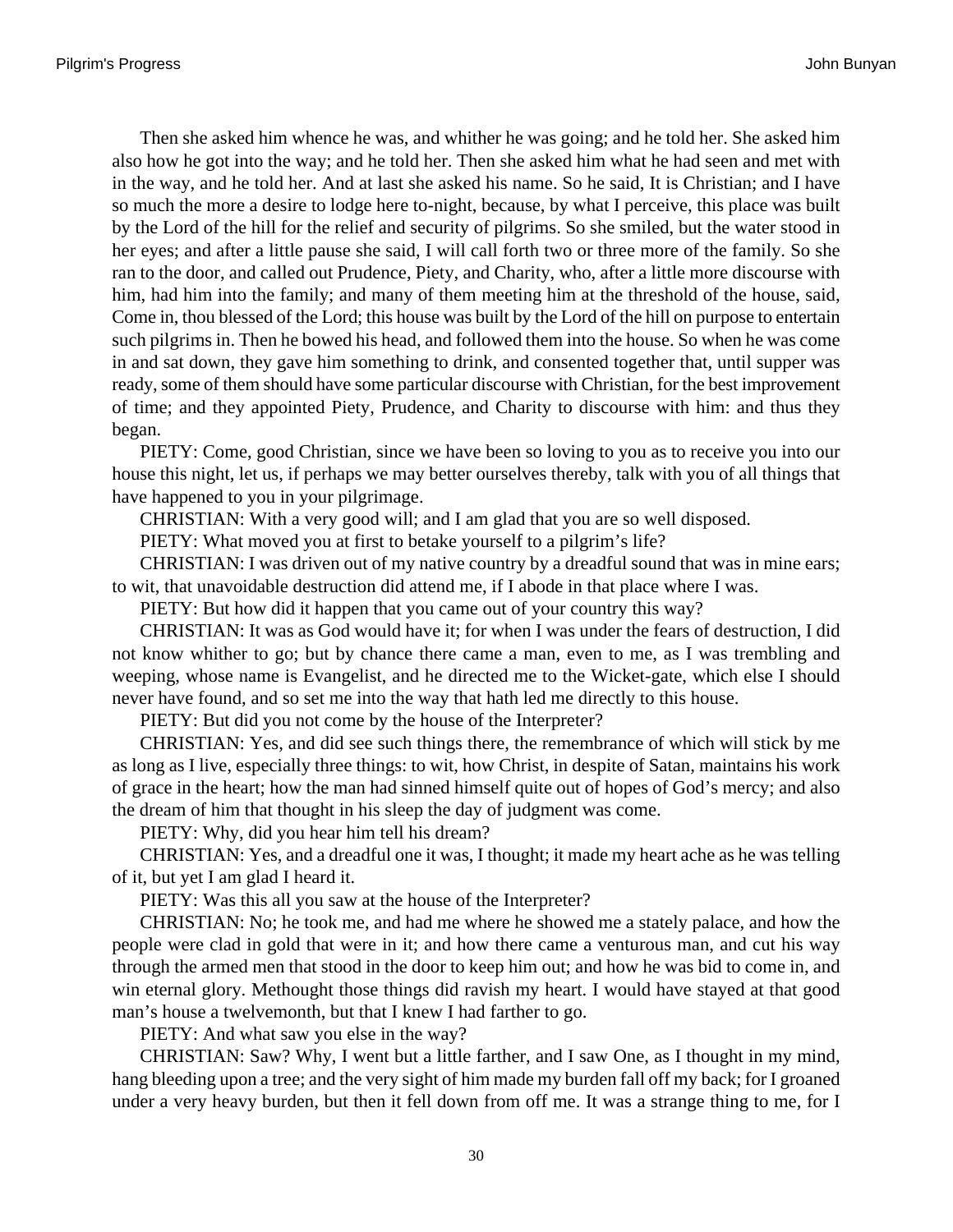Then she asked him whence he was, and whither he was going; and he told her. She asked him also how he got into the way; and he told her. Then she asked him what he had seen and met with in the way, and he told her. And at last she asked his name. So he said, It is Christian; and I have so much the more a desire to lodge here to-night, because, by what I perceive, this place was built by the Lord of the hill for the relief and security of pilgrims. So she smiled, but the water stood in her eyes; and after a little pause she said, I will call forth two or three more of the family. So she ran to the door, and called out Prudence, Piety, and Charity, who, after a little more discourse with him, had him into the family; and many of them meeting him at the threshold of the house, said, Come in, thou blessed of the Lord; this house was built by the Lord of the hill on purpose to entertain such pilgrims in. Then he bowed his head, and followed them into the house. So when he was come in and sat down, they gave him something to drink, and consented together that, until supper was ready, some of them should have some particular discourse with Christian, for the best improvement of time; and they appointed Piety, Prudence, and Charity to discourse with him: and thus they began.

PIETY: Come, good Christian, since we have been so loving to you as to receive you into our house this night, let us, if perhaps we may better ourselves thereby, talk with you of all things that have happened to you in your pilgrimage.

CHRISTIAN: With a very good will; and I am glad that you are so well disposed.

PIETY: What moved you at first to betake yourself to a pilgrim's life?

CHRISTIAN: I was driven out of my native country by a dreadful sound that was in mine ears; to wit, that unavoidable destruction did attend me, if I abode in that place where I was.

PIETY: But how did it happen that you came out of your country this way?

CHRISTIAN: It was as God would have it; for when I was under the fears of destruction, I did not know whither to go; but by chance there came a man, even to me, as I was trembling and weeping, whose name is Evangelist, and he directed me to the Wicket-gate, which else I should never have found, and so set me into the way that hath led me directly to this house.

PIETY: But did you not come by the house of the Interpreter?

CHRISTIAN: Yes, and did see such things there, the remembrance of which will stick by me as long as I live, especially three things: to wit, how Christ, in despite of Satan, maintains his work of grace in the heart; how the man had sinned himself quite out of hopes of God's mercy; and also the dream of him that thought in his sleep the day of judgment was come.

PIETY: Why, did you hear him tell his dream?

CHRISTIAN: Yes, and a dreadful one it was, I thought; it made my heart ache as he was telling of it, but yet I am glad I heard it.

PIETY: Was this all you saw at the house of the Interpreter?

CHRISTIAN: No; he took me, and had me where he showed me a stately palace, and how the people were clad in gold that were in it; and how there came a venturous man, and cut his way through the armed men that stood in the door to keep him out; and how he was bid to come in, and win eternal glory. Methought those things did ravish my heart. I would have stayed at that good man's house a twelvemonth, but that I knew I had farther to go.

PIETY: And what saw you else in the way?

CHRISTIAN: Saw? Why, I went but a little farther, and I saw One, as I thought in my mind, hang bleeding upon a tree; and the very sight of him made my burden fall off my back; for I groaned under a very heavy burden, but then it fell down from off me. It was a strange thing to me, for I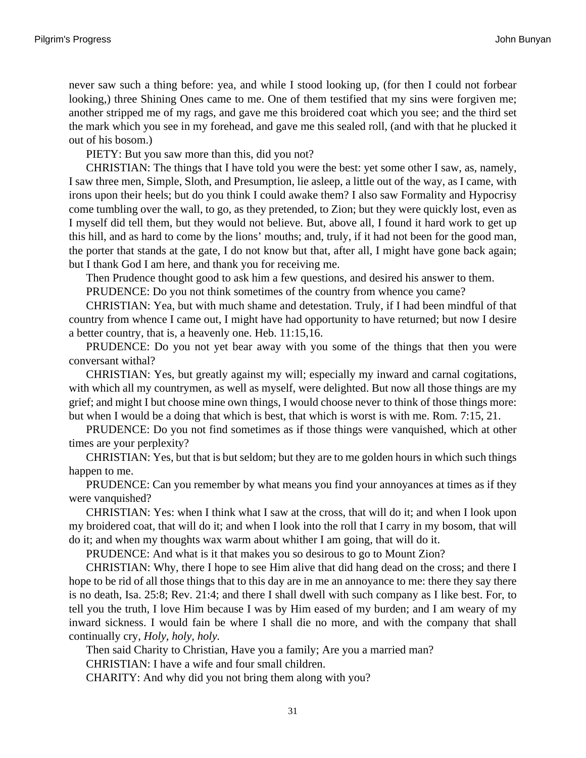never saw such a thing before: yea, and while I stood looking up, (for then I could not forbear looking,) three Shining Ones came to me. One of them testified that my sins were forgiven me; another stripped me of my rags, and gave me this broidered coat which you see; and the third set the mark which you see in my forehead, and gave me this sealed roll, (and with that he plucked it out of his bosom.)

PIETY: But you saw more than this, did you not?

CHRISTIAN: The things that I have told you were the best: yet some other I saw, as, namely, I saw three men, Simple, Sloth, and Presumption, lie asleep, a little out of the way, as I came, with irons upon their heels; but do you think I could awake them? I also saw Formality and Hypocrisy come tumbling over the wall, to go, as they pretended, to Zion; but they were quickly lost, even as I myself did tell them, but they would not believe. But, above all, I found it hard work to get up this hill, and as hard to come by the lions' mouths; and, truly, if it had not been for the good man, the porter that stands at the gate, I do not know but that, after all, I might have gone back again; but I thank God I am here, and thank you for receiving me.

Then Prudence thought good to ask him a few questions, and desired his answer to them.

PRUDENCE: Do you not think sometimes of the country from whence you came?

CHRISTIAN: Yea, but with much shame and detestation. Truly, if I had been mindful of that country from whence I came out, I might have had opportunity to have returned; but now I desire a better country, that is, a heavenly one. Heb. 11:15,16.

PRUDENCE: Do you not yet bear away with you some of the things that then you were conversant withal?

CHRISTIAN: Yes, but greatly against my will; especially my inward and carnal cogitations, with which all my countrymen, as well as myself, were delighted. But now all those things are my grief; and might I but choose mine own things, I would choose never to think of those things more: but when I would be a doing that which is best, that which is worst is with me. Rom. 7:15, 21.

PRUDENCE: Do you not find sometimes as if those things were vanquished, which at other times are your perplexity?

CHRISTIAN: Yes, but that is but seldom; but they are to me golden hours in which such things happen to me.

PRUDENCE: Can you remember by what means you find your annoyances at times as if they were vanquished?

CHRISTIAN: Yes: when I think what I saw at the cross, that will do it; and when I look upon my broidered coat, that will do it; and when I look into the roll that I carry in my bosom, that will do it; and when my thoughts wax warm about whither I am going, that will do it.

PRUDENCE: And what is it that makes you so desirous to go to Mount Zion?

CHRISTIAN: Why, there I hope to see Him alive that did hang dead on the cross; and there I hope to be rid of all those things that to this day are in me an annoyance to me: there they say there is no death, Isa. 25:8; Rev. 21:4; and there I shall dwell with such company as I like best. For, to tell you the truth, I love Him because I was by Him eased of my burden; and I am weary of my inward sickness. I would fain be where I shall die no more, and with the company that shall continually cry, *Holy, holy, holy.*

Then said Charity to Christian, Have you a family; Are you a married man?

CHRISTIAN: I have a wife and four small children.

CHARITY: And why did you not bring them along with you?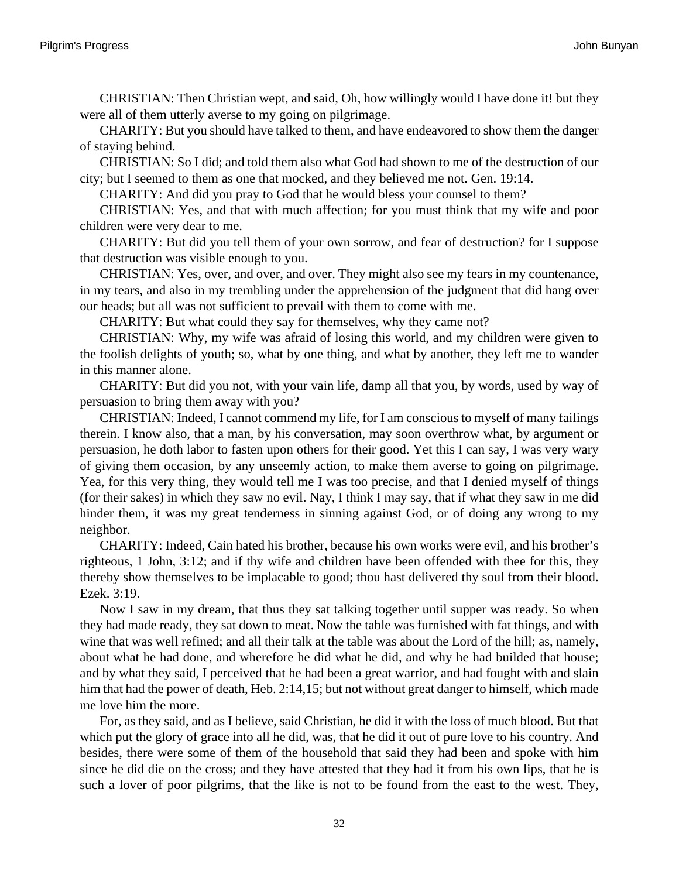CHRISTIAN: Then Christian wept, and said, Oh, how willingly would I have done it! but they were all of them utterly averse to my going on pilgrimage.

CHARITY: But you should have talked to them, and have endeavored to show them the danger of staying behind.

CHRISTIAN: So I did; and told them also what God had shown to me of the destruction of our city; but I seemed to them as one that mocked, and they believed me not. Gen. 19:14.

CHARITY: And did you pray to God that he would bless your counsel to them?

CHRISTIAN: Yes, and that with much affection; for you must think that my wife and poor children were very dear to me.

CHARITY: But did you tell them of your own sorrow, and fear of destruction? for I suppose that destruction was visible enough to you.

CHRISTIAN: Yes, over, and over, and over. They might also see my fears in my countenance, in my tears, and also in my trembling under the apprehension of the judgment that did hang over our heads; but all was not sufficient to prevail with them to come with me.

CHARITY: But what could they say for themselves, why they came not?

CHRISTIAN: Why, my wife was afraid of losing this world, and my children were given to the foolish delights of youth; so, what by one thing, and what by another, they left me to wander in this manner alone.

CHARITY: But did you not, with your vain life, damp all that you, by words, used by way of persuasion to bring them away with you?

CHRISTIAN: Indeed, I cannot commend my life, for I am conscious to myself of many failings therein. I know also, that a man, by his conversation, may soon overthrow what, by argument or persuasion, he doth labor to fasten upon others for their good. Yet this I can say, I was very wary of giving them occasion, by any unseemly action, to make them averse to going on pilgrimage. Yea, for this very thing, they would tell me I was too precise, and that I denied myself of things (for their sakes) in which they saw no evil. Nay, I think I may say, that if what they saw in me did hinder them, it was my great tenderness in sinning against God, or of doing any wrong to my neighbor.

CHARITY: Indeed, Cain hated his brother, because his own works were evil, and his brother's righteous, 1 John, 3:12; and if thy wife and children have been offended with thee for this, they thereby show themselves to be implacable to good; thou hast delivered thy soul from their blood. Ezek. 3:19.

Now I saw in my dream, that thus they sat talking together until supper was ready. So when they had made ready, they sat down to meat. Now the table was furnished with fat things, and with wine that was well refined; and all their talk at the table was about the Lord of the hill; as, namely, about what he had done, and wherefore he did what he did, and why he had builded that house; and by what they said, I perceived that he had been a great warrior, and had fought with and slain him that had the power of death, Heb. 2:14,15; but not without great danger to himself, which made me love him the more.

For, as they said, and as I believe, said Christian, he did it with the loss of much blood. But that which put the glory of grace into all he did, was, that he did it out of pure love to his country. And besides, there were some of them of the household that said they had been and spoke with him since he did die on the cross; and they have attested that they had it from his own lips, that he is such a lover of poor pilgrims, that the like is not to be found from the east to the west. They,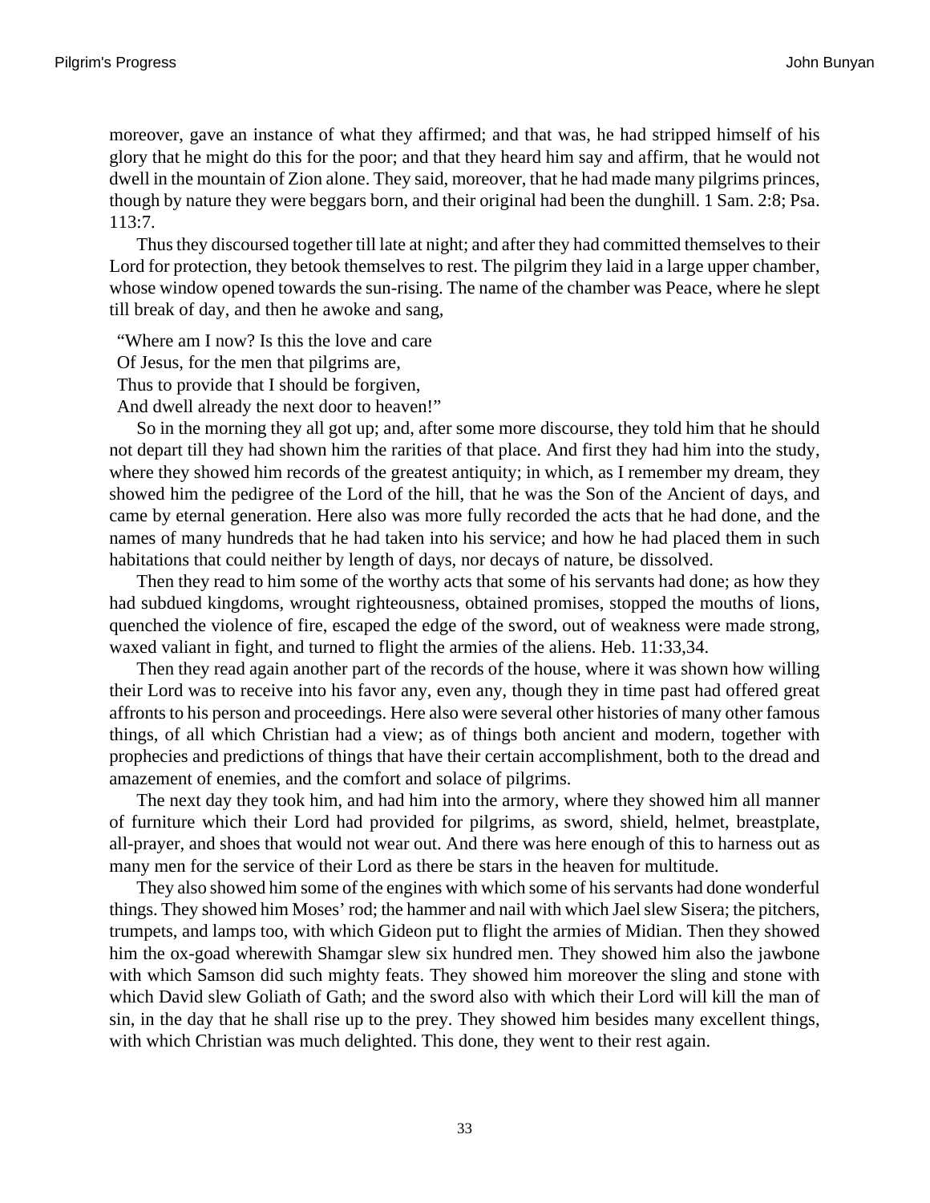moreover, gave an instance of what they affirmed; and that was, he had stripped himself of his glory that he might do this for the poor; and that they heard him say and affirm, that he would not dwell in the mountain of Zion alone. They said, moreover, that he had made many pilgrims princes, though by nature they were beggars born, and their original had been the dunghill. 1 Sam. 2:8; Psa. 113:7.

Thus they discoursed together till late at night; and after they had committed themselves to their Lord for protection, they betook themselves to rest. The pilgrim they laid in a large upper chamber, whose window opened towards the sun-rising. The name of the chamber was Peace, where he slept till break of day, and then he awoke and sang,

"Where am I now? Is this the love and care  
Of Jesus, for the men that pilgrims are,  
Thus to provide that I should be forgiven,  
And dwell already the next door to heaven!"

So in the morning they all got up; and, after some more discourse, they told him that he should not depart till they had shown him the rarities of that place. And first they had him into the study, where they showed him records of the greatest antiquity; in which, as I remember my dream, they showed him the pedigree of the Lord of the hill, that he was the Son of the Ancient of days, and came by eternal generation. Here also was more fully recorded the acts that he had done, and the names of many hundreds that he had taken into his service; and how he had placed them in such habitations that could neither by length of days, nor decays of nature, be dissolved.

Then they read to him some of the worthy acts that some of his servants had done; as how they had subdued kingdoms, wrought righteousness, obtained promises, stopped the mouths of lions, quenched the violence of fire, escaped the edge of the sword, out of weakness were made strong, waxed valiant in fight, and turned to flight the armies of the aliens. Heb. 11:33,34.

Then they read again another part of the records of the house, where it was shown how willing their Lord was to receive into his favor any, even any, though they in time past had offered great affronts to his person and proceedings. Here also were several other histories of many other famous things, of all which Christian had a view; as of things both ancient and modern, together with prophecies and predictions of things that have their certain accomplishment, both to the dread and amazement of enemies, and the comfort and solace of pilgrims.

The next day they took him, and had him into the armory, where they showed him all manner of furniture which their Lord had provided for pilgrims, as sword, shield, helmet, breastplate, all-prayer, and shoes that would not wear out. And there was here enough of this to harness out as many men for the service of their Lord as there be stars in the heaven for multitude.

They also showed him some of the engines with which some of his servants had done wonderful things. They showed him Moses' rod; the hammer and nail with which Jael slew Sisera; the pitchers, trumpets, and lamps too, with which Gideon put to flight the armies of Midian. Then they showed him the ox-goad wherewith Shamgar slew six hundred men. They showed him also the jawbone with which Samson did such mighty feats. They showed him moreover the sling and stone with which David slew Goliath of Gath; and the sword also with which their Lord will kill the man of sin, in the day that he shall rise up to the prey. They showed him besides many excellent things, with which Christian was much delighted. This done, they went to their rest again.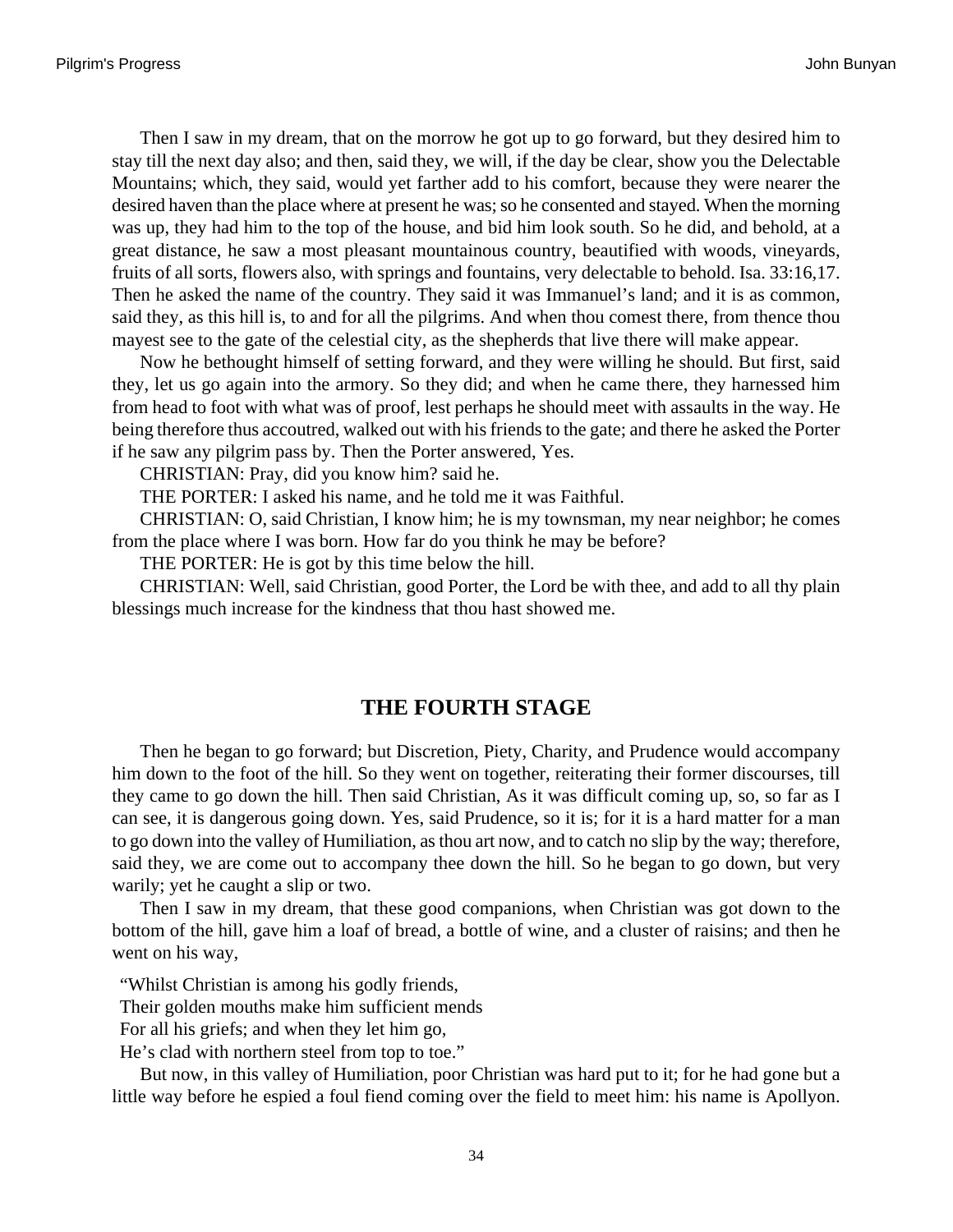Then I saw in my dream, that on the morrow he got up to go forward, but they desired him to stay till the next day also; and then, said they, we will, if the day be clear, show you the Delectable Mountains; which, they said, would yet farther add to his comfort, because they were nearer the desired haven than the place where at present he was; so he consented and stayed. When the morning was up, they had him to the top of the house, and bid him look south. So he did, and behold, at a great distance, he saw a most pleasant mountainous country, beautified with woods, vineyards, fruits of all sorts, flowers also, with springs and fountains, very delectable to behold. Isa. 33:16,17. Then he asked the name of the country. They said it was Immanuel's land; and it is as common, said they, as this hill is, to and for all the pilgrims. And when thou comest there, from thence thou mayest see to the gate of the celestial city, as the shepherds that live there will make appear.

Now he bethought himself of setting forward, and they were willing he should. But first, said they, let us go again into the armory. So they did; and when he came there, they harnessed him from head to foot with what was of proof, lest perhaps he should meet with assaults in the way. He being therefore thus accoutred, walked out with his friends to the gate; and there he asked the Porter if he saw any pilgrim pass by. Then the Porter answered, Yes.

CHRISTIAN: Pray, did you know him? said he.

THE PORTER: I asked his name, and he told me it was Faithful.

CHRISTIAN: O, said Christian, I know him; he is my townsman, my near neighbor; he comes from the place where I was born. How far do you think he may be before?

THE PORTER: He is got by this time below the hill.

CHRISTIAN: Well, said Christian, good Porter, the Lord be with thee, and add to all thy plain blessings much increase for the kindness that thou hast showed me.

## THE FOURTH STAGE

Then he began to go forward; but Discretion, Piety, Charity, and Prudence would accompany him down to the foot of the hill. So they went on together, reiterating their former discourses, till they came to go down the hill. Then said Christian, As it was difficult coming up, so, so far as I can see, it is dangerous going down. Yes, said Prudence, so it is; for it is a hard matter for a man to go down into the valley of Humiliation, as thou art now, and to catch no slip by the way; therefore, said they, we are come out to accompany thee down the hill. So he began to go down, but very warily; yet he caught a slip or two.

Then I saw in my dream, that these good companions, when Christian was got down to the bottom of the hill, gave him a loaf of bread, a bottle of wine, and a cluster of raisins; and then he went on his way,

"Whilst Christian is among his godly friends,  
Their golden mouths make him sufficient mends  
For all his griefs; and when they let him go,  
He's clad with northern steel from top to toe."

But now, in this valley of Humiliation, poor Christian was hard put to it; for he had gone but a little way before he espied a foul fiend coming over the field to meet him: his name is Apollyon.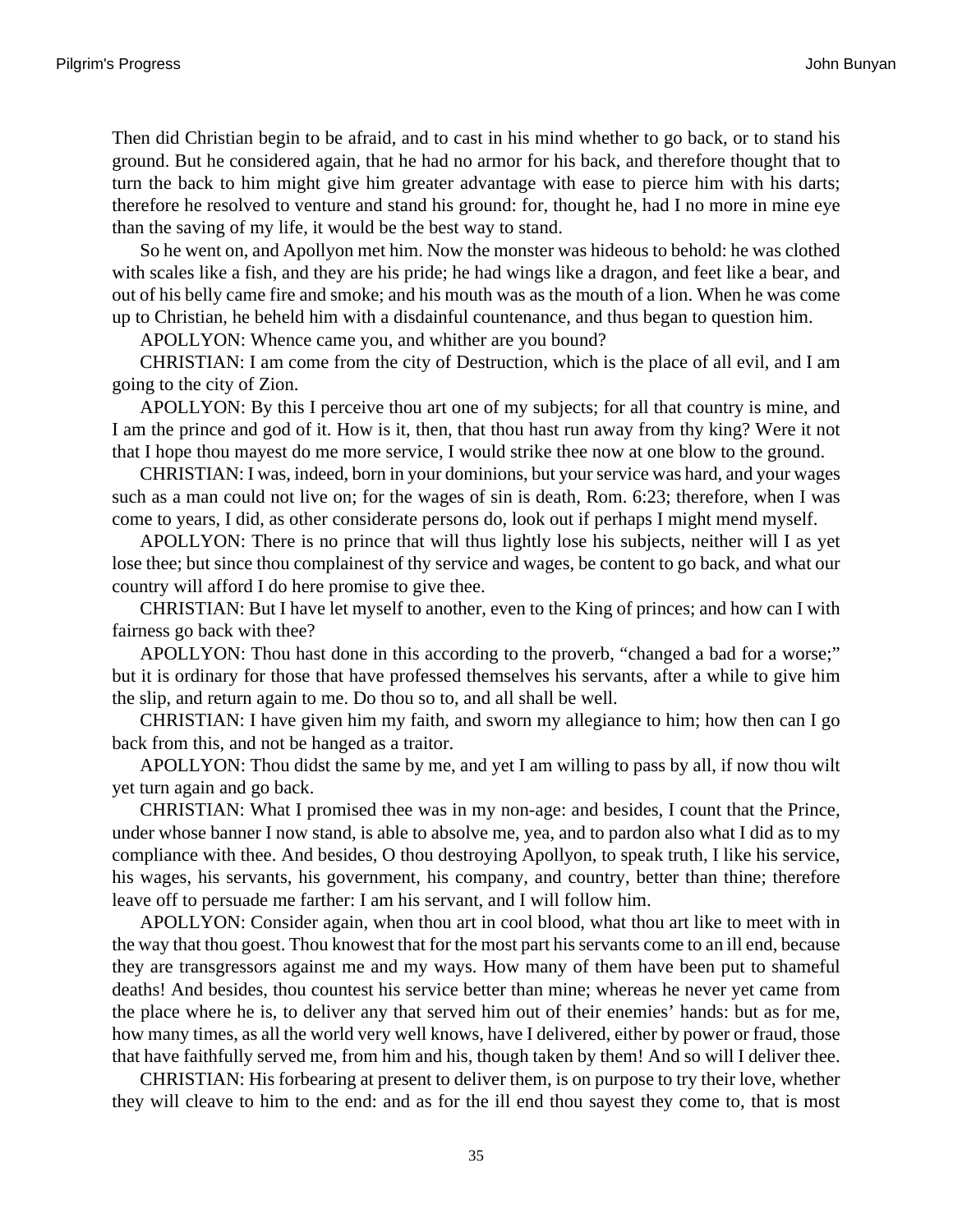Then did Christian begin to be afraid, and to cast in his mind whether to go back, or to stand his ground. But he considered again, that he had no armor for his back, and therefore thought that to turn the back to him might give him greater advantage with ease to pierce him with his darts; therefore he resolved to venture and stand his ground: for, thought he, had I no more in mine eye than the saving of my life, it would be the best way to stand.

So he went on, and Apollyon met him. Now the monster was hideous to behold: he was clothed with scales like a fish, and they are his pride; he had wings like a dragon, and feet like a bear, and out of his belly came fire and smoke; and his mouth was as the mouth of a lion. When he was come up to Christian, he beheld him with a disdainful countenance, and thus began to question him.

APOLLYON: Whence came you, and whither are you bound?

CHRISTIAN: I am come from the city of Destruction, which is the place of all evil, and I am going to the city of Zion.

APOLLYON: By this I perceive thou art one of my subjects; for all that country is mine, and I am the prince and god of it. How is it, then, that thou hast run away from thy king? Were it not that I hope thou mayest do me more service, I would strike thee now at one blow to the ground.

CHRISTIAN: I was, indeed, born in your dominions, but your service was hard, and your wages such as a man could not live on; for the wages of sin is death, Rom. 6:23; therefore, when I was come to years, I did, as other considerate persons do, look out if perhaps I might mend myself.

APOLLYON: There is no prince that will thus lightly lose his subjects, neither will I as yet lose thee; but since thou complainest of thy service and wages, be content to go back, and what our country will afford I do here promise to give thee.

CHRISTIAN: But I have let myself to another, even to the King of princes; and how can I with fairness go back with thee?

APOLLYON: Thou hast done in this according to the proverb, "changed a bad for a worse;" but it is ordinary for those that have professed themselves his servants, after a while to give him the slip, and return again to me. Do thou so to, and all shall be well.

CHRISTIAN: I have given him my faith, and sworn my allegiance to him; how then can I go back from this, and not be hanged as a traitor.

APOLLYON: Thou didst the same by me, and yet I am willing to pass by all, if now thou wilt yet turn again and go back.

CHRISTIAN: What I promised thee was in my non-age: and besides, I count that the Prince, under whose banner I now stand, is able to absolve me, yea, and to pardon also what I did as to my compliance with thee. And besides, O thou destroying Apollyon, to speak truth, I like his service, his wages, his servants, his government, his company, and country, better than thine; therefore leave off to persuade me farther: I am his servant, and I will follow him.

APOLLYON: Consider again, when thou art in cool blood, what thou art like to meet with in the way that thou goest. Thou knowest that for the most part his servants come to an ill end, because they are transgressors against me and my ways. How many of them have been put to shameful deaths! And besides, thou countest his service better than mine; whereas he never yet came from the place where he is, to deliver any that served him out of their enemies' hands: but as for me, how many times, as all the world very well knows, have I delivered, either by power or fraud, those that have faithfully served me, from him and his, though taken by them! And so will I deliver thee.

CHRISTIAN: His forbearing at present to deliver them, is on purpose to try their love, whether they will cleave to him to the end: and as for the ill end thou sayest they come to, that is most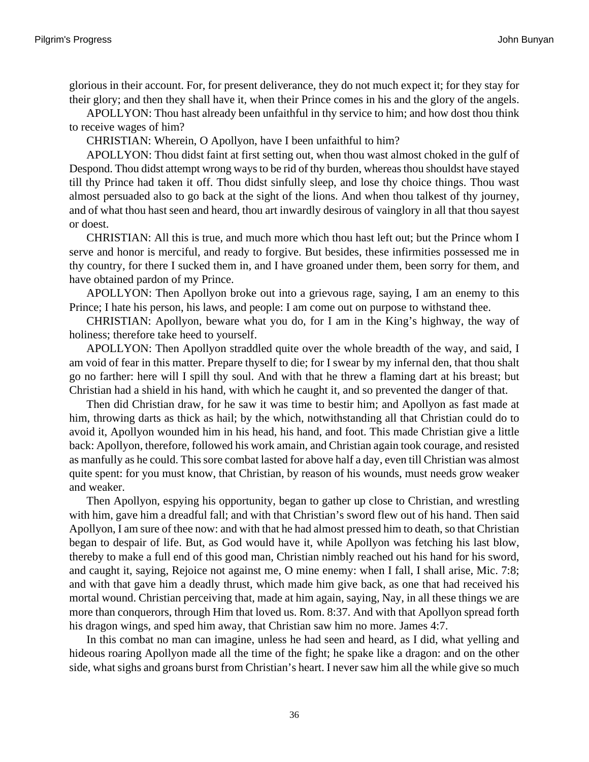glorious in their account. For, for present deliverance, they do not much expect it; for they stay for their glory; and then they shall have it, when their Prince comes in his and the glory of the angels.

APOLLYON: Thou hast already been unfaithful in thy service to him; and how dost thou think to receive wages of him?

CHRISTIAN: Wherein, O Apollyon, have I been unfaithful to him?

APOLLYON: Thou didst faint at first setting out, when thou wast almost choked in the gulf of Despond. Thou didst attempt wrong ways to be rid of thy burden, whereas thou shouldst have stayed till thy Prince had taken it off. Thou didst sinfully sleep, and lose thy choice things. Thou wast almost persuaded also to go back at the sight of the lions. And when thou talkest of thy journey, and of what thou hast seen and heard, thou art inwardly desirous of vainglory in all that thou sayest or doest.

CHRISTIAN: All this is true, and much more which thou hast left out; but the Prince whom I serve and honor is merciful, and ready to forgive. But besides, these infirmities possessed me in thy country, for there I sucked them in, and I have groaned under them, been sorry for them, and have obtained pardon of my Prince.

APOLLYON: Then Apollyon broke out into a grievous rage, saying, I am an enemy to this Prince; I hate his person, his laws, and people: I am come out on purpose to withstand thee.

CHRISTIAN: Apollyon, beware what you do, for I am in the King's highway, the way of holiness; therefore take heed to yourself.

APOLLYON: Then Apollyon straddled quite over the whole breadth of the way, and said, I am void of fear in this matter. Prepare thyself to die; for I swear by my infernal den, that thou shalt go no farther: here will I spill thy soul. And with that he threw a flaming dart at his breast; but Christian had a shield in his hand, with which he caught it, and so prevented the danger of that.

Then did Christian draw, for he saw it was time to bestir him; and Apollyon as fast made at him, throwing darts as thick as hail; by the which, notwithstanding all that Christian could do to avoid it, Apollyon wounded him in his head, his hand, and foot. This made Christian give a little back: Apollyon, therefore, followed his work amain, and Christian again took courage, and resisted as manfully as he could. This sore combat lasted for above half a day, even till Christian was almost quite spent: for you must know, that Christian, by reason of his wounds, must needs grow weaker and weaker.

Then Apollyon, espying his opportunity, began to gather up close to Christian, and wrestling with him, gave him a dreadful fall; and with that Christian's sword flew out of his hand. Then said Apollyon, I am sure of thee now: and with that he had almost pressed him to death, so that Christian began to despair of life. But, as God would have it, while Apollyon was fetching his last blow, thereby to make a full end of this good man, Christian nimbly reached out his hand for his sword, and caught it, saying, Rejoice not against me, O mine enemy: when I fall, I shall arise, Mic. 7:8; and with that gave him a deadly thrust, which made him give back, as one that had received his mortal wound. Christian perceiving that, made at him again, saying, Nay, in all these things we are more than conquerors, through Him that loved us. Rom. 8:37. And with that Apollyon spread forth his dragon wings, and sped him away, that Christian saw him no more. James 4:7.

In this combat no man can imagine, unless he had seen and heard, as I did, what yelling and hideous roaring Apollyon made all the time of the fight; he spake like a dragon: and on the other side, what sighs and groans burst from Christian's heart. I never saw him all the while give so much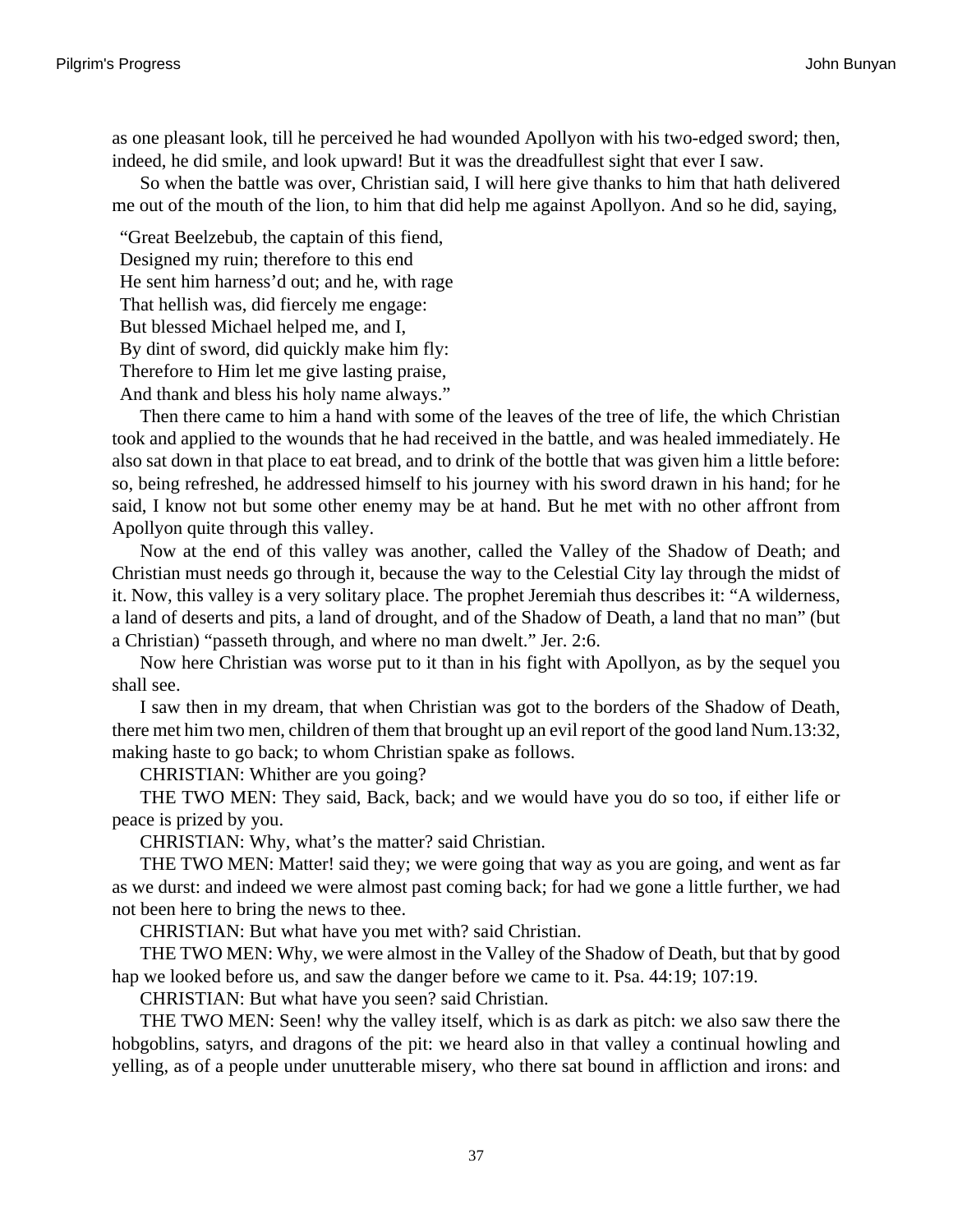as one pleasant look, till he perceived he had wounded Apollyon with his two-edged sword; then, indeed, he did smile, and look upward! But it was the dreadfullest sight that ever I saw.

So when the battle was over, Christian said, I will here give thanks to him that hath delivered me out of the mouth of the lion, to him that did help me against Apollyon. And so he did, saying,

"Great Beelzebub, the captain of this fiend,  
Designed my ruin; therefore to this end  
He sent him harness'd out; and he, with rage  
That hellish was, did fiercely me engage:  
But blessed Michael helped me, and I,  
By dint of sword, did quickly make him fly:  
Therefore to Him let me give lasting praise,  
And thank and bless his holy name always."

Then there came to him a hand with some of the leaves of the tree of life, the which Christian took and applied to the wounds that he had received in the battle, and was healed immediately. He also sat down in that place to eat bread, and to drink of the bottle that was given him a little before: so, being refreshed, he addressed himself to his journey with his sword drawn in his hand; for he said, I know not but some other enemy may be at hand. But he met with no other affront from Apollyon quite through this valley.

Now at the end of this valley was another, called the Valley of the Shadow of Death; and Christian must needs go through it, because the way to the Celestial City lay through the midst of it. Now, this valley is a very solitary place. The prophet Jeremiah thus describes it: "A wilderness, a land of deserts and pits, a land of drought, and of the Shadow of Death, a land that no man" (but a Christian) "passeth through, and where no man dwelt." Jer. 2:6.

Now here Christian was worse put to it than in his fight with Apollyon, as by the sequel you shall see.

I saw then in my dream, that when Christian was got to the borders of the Shadow of Death, there met him two men, children of them that brought up an evil report of the good land Num.13:32, making haste to go back; to whom Christian spake as follows.

CHRISTIAN: Whither are you going?

THE TWO MEN: They said, Back, back; and we would have you do so too, if either life or peace is prized by you.

CHRISTIAN: Why, what's the matter? said Christian.

THE TWO MEN: Matter! said they; we were going that way as you are going, and went as far as we durst: and indeed we were almost past coming back; for had we gone a little further, we had not been here to bring the news to thee.

CHRISTIAN: But what have you met with? said Christian.

THE TWO MEN: Why, we were almost in the Valley of the Shadow of Death, but that by good hap we looked before us, and saw the danger before we came to it. Psa. 44:19; 107:19.

CHRISTIAN: But what have you seen? said Christian.

THE TWO MEN: Seen! why the valley itself, which is as dark as pitch: we also saw there the hobgoblins, satyrs, and dragons of the pit: we heard also in that valley a continual howling and yelling, as of a people under unutterable misery, who there sat bound in affliction and irons: and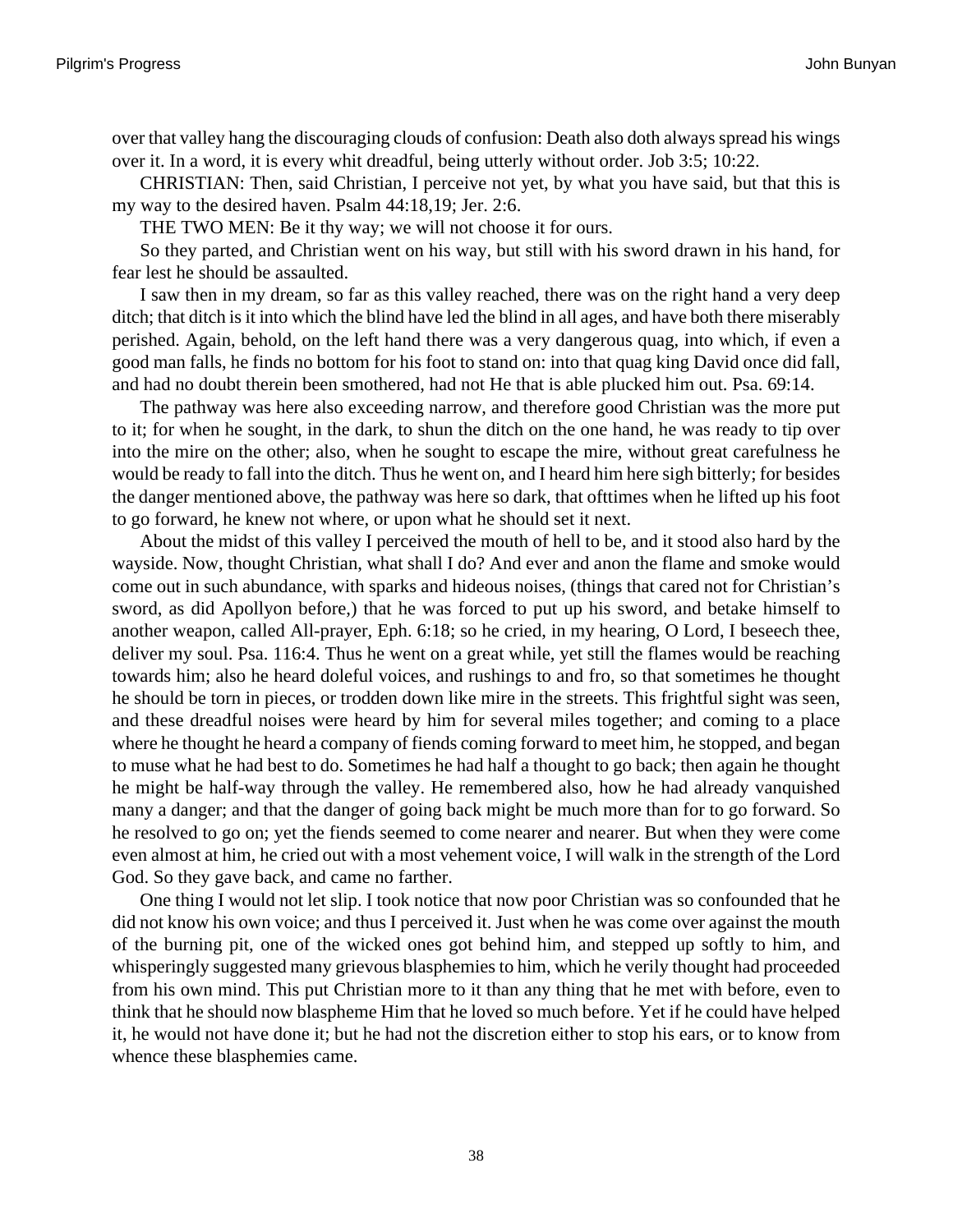over that valley hang the discouraging clouds of confusion: Death also doth always spread his wings over it. In a word, it is every whit dreadful, being utterly without order. Job 3:5; 10:22.

CHRISTIAN: Then, said Christian, I perceive not yet, by what you have said, but that this is my way to the desired haven. Psalm 44:18,19; Jer. 2:6.

THE TWO MEN: Be it thy way; we will not choose it for ours.

So they parted, and Christian went on his way, but still with his sword drawn in his hand, for fear lest he should be assaulted.

I saw then in my dream, so far as this valley reached, there was on the right hand a very deep ditch; that ditch is it into which the blind have led the blind in all ages, and have both there miserably perished. Again, behold, on the left hand there was a very dangerous quag, into which, if even a good man falls, he finds no bottom for his foot to stand on: into that quag king David once did fall, and had no doubt therein been smothered, had not He that is able plucked him out. Psa. 69:14.

The pathway was here also exceeding narrow, and therefore good Christian was the more put to it; for when he sought, in the dark, to shun the ditch on the one hand, he was ready to tip over into the mire on the other; also, when he sought to escape the mire, without great carefulness he would be ready to fall into the ditch. Thus he went on, and I heard him here sigh bitterly; for besides the danger mentioned above, the pathway was here so dark, that ofttimes when he lifted up his foot to go forward, he knew not where, or upon what he should set it next.

About the midst of this valley I perceived the mouth of hell to be, and it stood also hard by the wayside. Now, thought Christian, what shall I do? And ever and anon the flame and smoke would come out in such abundance, with sparks and hideous noises, (things that cared not for Christian's sword, as did Apollyon before,) that he was forced to put up his sword, and betake himself to another weapon, called All-prayer, Eph. 6:18; so he cried, in my hearing, O Lord, I beseech thee, deliver my soul. Psa. 116:4. Thus he went on a great while, yet still the flames would be reaching towards him; also he heard doleful voices, and rushings to and fro, so that sometimes he thought he should be torn in pieces, or trodden down like mire in the streets. This frightful sight was seen, and these dreadful noises were heard by him for several miles together; and coming to a place where he thought he heard a company of fiends coming forward to meet him, he stopped, and began to muse what he had best to do. Sometimes he had half a thought to go back; then again he thought he might be half-way through the valley. He remembered also, how he had already vanquished many a danger; and that the danger of going back might be much more than for to go forward. So he resolved to go on; yet the fiends seemed to come nearer and nearer. But when they were come even almost at him, he cried out with a most vehement voice, I will walk in the strength of the Lord God. So they gave back, and came no farther.

One thing I would not let slip. I took notice that now poor Christian was so confounded that he did not know his own voice; and thus I perceived it. Just when he was come over against the mouth of the burning pit, one of the wicked ones got behind him, and stepped up softly to him, and whisperingly suggested many grievous blasphemies to him, which he verily thought had proceeded from his own mind. This put Christian more to it than any thing that he met with before, even to think that he should now blaspheme Him that he loved so much before. Yet if he could have helped it, he would not have done it; but he had not the discretion either to stop his ears, or to know from whence these blasphemies came.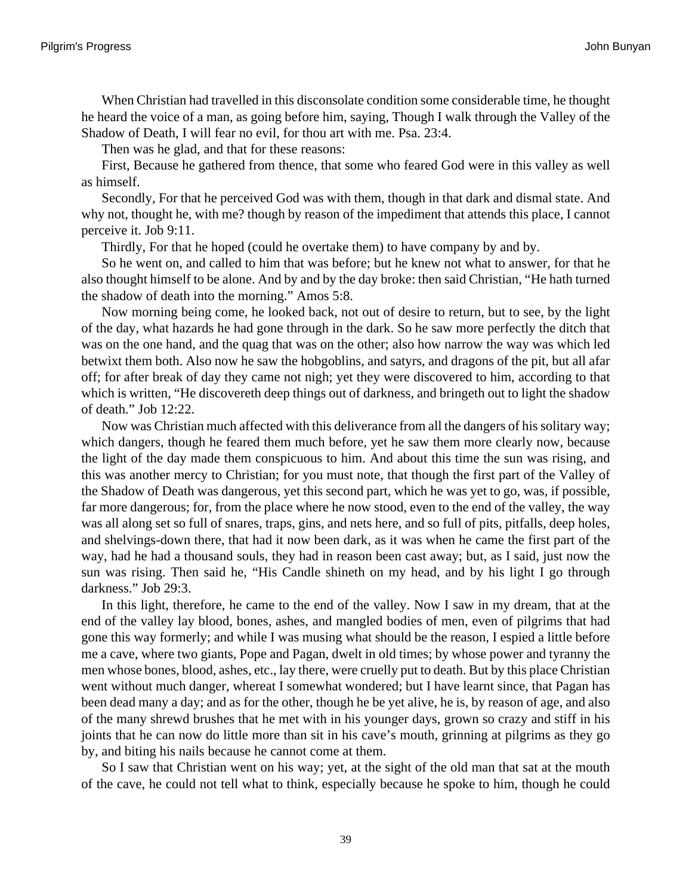When Christian had travelled in this disconsolate condition some considerable time, he thought he heard the voice of a man, as going before him, saying, Though I walk through the Valley of the Shadow of Death, I will fear no evil, for thou art with me. Psa. 23:4.

Then was he glad, and that for these reasons:

First, Because he gathered from thence, that some who feared God were in this valley as well as himself.

Secondly, For that he perceived God was with them, though in that dark and dismal state. And why not, thought he, with me? though by reason of the impediment that attends this place, I cannot perceive it. Job 9:11.

Thirdly, For that he hoped (could he overtake them) to have company by and by.

So he went on, and called to him that was before; but he knew not what to answer, for that he also thought himself to be alone. And by and by the day broke: then said Christian, "He hath turned the shadow of death into the morning." Amos 5:8.

Now morning being come, he looked back, not out of desire to return, but to see, by the light of the day, what hazards he had gone through in the dark. So he saw more perfectly the ditch that was on the one hand, and the quag that was on the other; also how narrow the way was which led betwixt them both. Also now he saw the hobgoblins, and satyrs, and dragons of the pit, but all afar off; for after break of day they came not nigh; yet they were discovered to him, according to that which is written, "He discovereth deep things out of darkness, and bringeth out to light the shadow of death." Job 12:22.

Now was Christian much affected with this deliverance from all the dangers of his solitary way; which dangers, though he feared them much before, yet he saw them more clearly now, because the light of the day made them conspicuous to him. And about this time the sun was rising, and this was another mercy to Christian; for you must note, that though the first part of the Valley of the Shadow of Death was dangerous, yet this second part, which he was yet to go, was, if possible, far more dangerous; for, from the place where he now stood, even to the end of the valley, the way was all along set so full of snares, traps, gins, and nets here, and so full of pits, pitfalls, deep holes, and shelvings-down there, that had it now been dark, as it was when he came the first part of the way, had he had a thousand souls, they had in reason been cast away; but, as I said, just now the sun was rising. Then said he, "His Candle shineth on my head, and by his light I go through darkness." Job 29:3.

In this light, therefore, he came to the end of the valley. Now I saw in my dream, that at the end of the valley lay blood, bones, ashes, and mangled bodies of men, even of pilgrims that had gone this way formerly; and while I was musing what should be the reason, I espied a little before me a cave, where two giants, Pope and Pagan, dwelt in old times; by whose power and tyranny the men whose bones, blood, ashes, etc., lay there, were cruelly put to death. But by this place Christian went without much danger, whereat I somewhat wondered; but I have learnt since, that Pagan has been dead many a day; and as for the other, though he be yet alive, he is, by reason of age, and also of the many shrewd brushes that he met with in his younger days, grown so crazy and stiff in his joints that he can now do little more than sit in his cave's mouth, grinning at pilgrims as they go by, and biting his nails because he cannot come at them.

So I saw that Christian went on his way; yet, at the sight of the old man that sat at the mouth of the cave, he could not tell what to think, especially because he spoke to him, though he could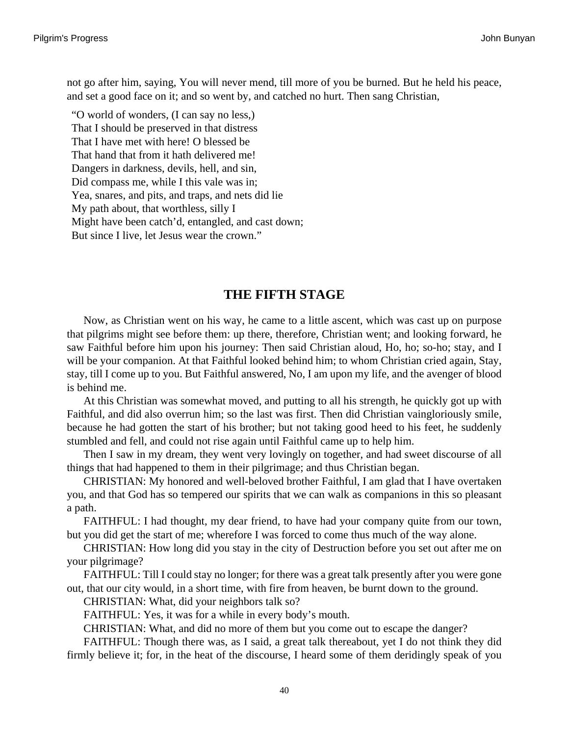not go after him, saying, You will never mend, till more of you be burned. But he held his peace, and set a good face on it; and so went by, and catched no hurt. Then sang Christian,

“O world of wonders, (I can say no less,)  
That I should be preserved in that distress  
That I have met with here! O blessed be  
That hand that from it hath delivered me!  
Dangers in darkness, devils, hell, and sin,  
Did compass me, while I this vale was in;  
Yea, snares, and pits, and traps, and nets did lie  
My path about, that worthless, silly I  
Might have been catch’d, entangled, and cast down;  
But since I live, let Jesus wear the crown.”

## THE FIFTH STAGE

Now, as Christian went on his way, he came to a little ascent, which was cast up on purpose that pilgrims might see before them: up there, therefore, Christian went; and looking forward, he saw Faithful before him upon his journey: Then said Christian aloud, Ho, ho; so-ho; stay, and I will be your companion. At that Faithful looked behind him; to whom Christian cried again, Stay, stay, till I come up to you. But Faithful answered, No, I am upon my life, and the avenger of blood is behind me.

At this Christian was somewhat moved, and putting to all his strength, he quickly got up with Faithful, and did also overrun him; so the last was first. Then did Christian vaingloriously smile, because he had gotten the start of his brother; but not taking good heed to his feet, he suddenly stumbled and fell, and could not rise again until Faithful came up to help him.

Then I saw in my dream, they went very lovingly on together, and had sweet discourse of all things that had happened to them in their pilgrimage; and thus Christian began.

CHRISTIAN: My honored and well-beloved brother Faithful, I am glad that I have overtaken you, and that God has so tempered our spirits that we can walk as companions in this so pleasant a path.

FAITHFUL: I had thought, my dear friend, to have had your company quite from our town, but you did get the start of me; wherefore I was forced to come thus much of the way alone.

CHRISTIAN: How long did you stay in the city of Destruction before you set out after me on your pilgrimage?

FAITHFUL: Till I could stay no longer; for there was a great talk presently after you were gone out, that our city would, in a short time, with fire from heaven, be burnt down to the ground.

CHRISTIAN: What, did your neighbors talk so?

FAITHFUL: Yes, it was for a while in every body’s mouth.

CHRISTIAN: What, and did no more of them but you come out to escape the danger?

FAITHFUL: Though there was, as I said, a great talk thereabout, yet I do not think they did firmly believe it; for, in the heat of the discourse, I heard some of them deridingly speak of you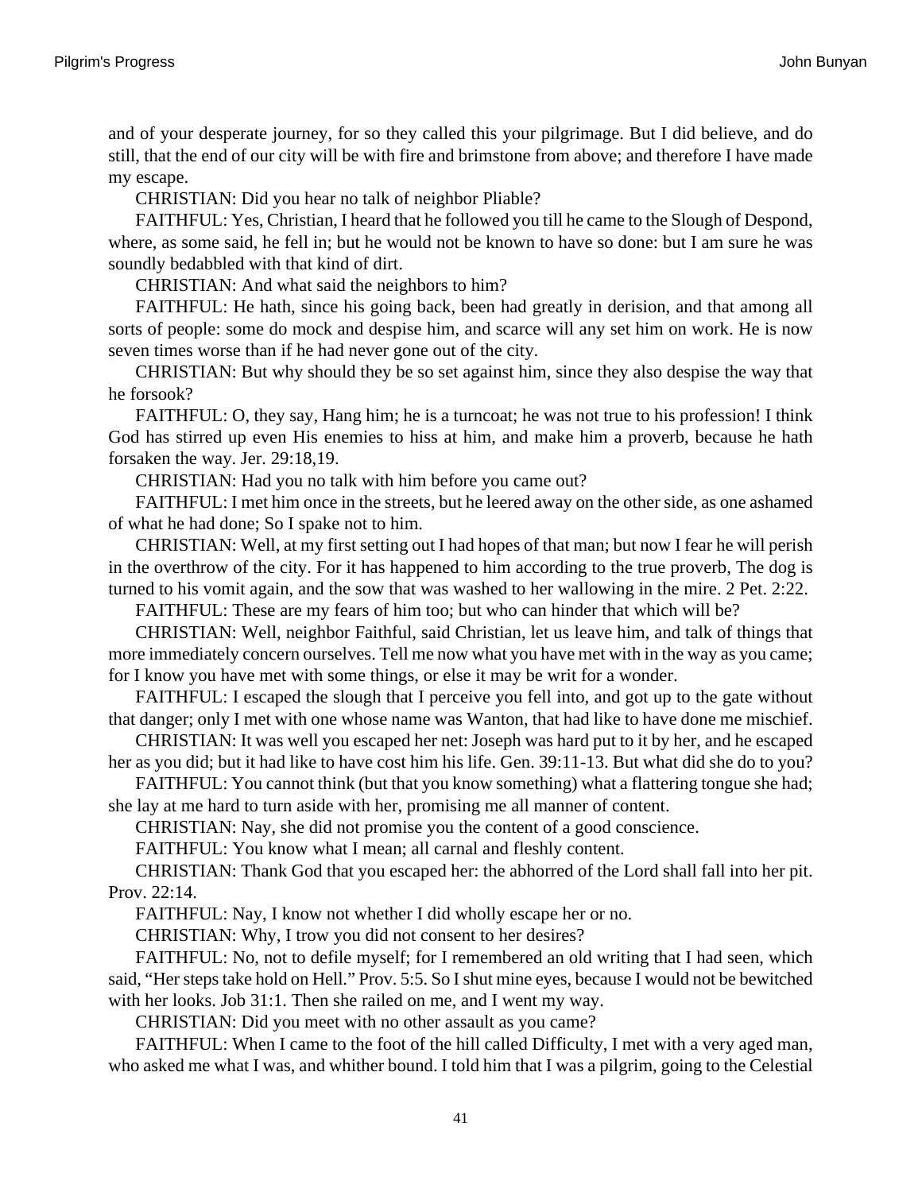and of your desperate journey, for so they called this your pilgrimage. But I did believe, and do still, that the end of our city will be with fire and brimstone from above; and therefore I have made my escape.

CHRISTIAN: Did you hear no talk of neighbor Pliable?

FAITHFUL: Yes, Christian, I heard that he followed you till he came to the Slough of Despond, where, as some said, he fell in; but he would not be known to have so done: but I am sure he was soundly bedabbled with that kind of dirt.

CHRISTIAN: And what said the neighbors to him?

FAITHFUL: He hath, since his going back, been had greatly in derision, and that among all sorts of people: some do mock and despise him, and scarce will any set him on work. He is now seven times worse than if he had never gone out of the city.

CHRISTIAN: But why should they be so set against him, since they also despise the way that he forsook?

FAITHFUL: O, they say, Hang him; he is a turncoat; he was not true to his profession! I think God has stirred up even His enemies to hiss at him, and make him a proverb, because he hath forsaken the way. Jer. 29:18,19.

CHRISTIAN: Had you no talk with him before you came out?

FAITHFUL: I met him once in the streets, but he leered away on the other side, as one ashamed of what he had done; So I spake not to him.

CHRISTIAN: Well, at my first setting out I had hopes of that man; but now I fear he will perish in the overthrow of the city. For it has happened to him according to the true proverb, The dog is turned to his vomit again, and the sow that was washed to her wallowing in the mire. 2 Pet. 2:22.

FAITHFUL: These are my fears of him too; but who can hinder that which will be?

CHRISTIAN: Well, neighbor Faithful, said Christian, let us leave him, and talk of things that more immediately concern ourselves. Tell me now what you have met with in the way as you came; for I know you have met with some things, or else it may be writ for a wonder.

FAITHFUL: I escaped the slough that I perceive you fell into, and got up to the gate without that danger; only I met with one whose name was Wanton, that had like to have done me mischief.

CHRISTIAN: It was well you escaped her net: Joseph was hard put to it by her, and he escaped her as you did; but it had like to have cost him his life. Gen. 39:11-13. But what did she do to you?

FAITHFUL: You cannot think (but that you know something) what a flattering tongue she had; she lay at me hard to turn aside with her, promising me all manner of content.

CHRISTIAN: Nay, she did not promise you the content of a good conscience.

FAITHFUL: You know what I mean; all carnal and fleshly content.

CHRISTIAN: Thank God that you escaped her: the abhorred of the Lord shall fall into her pit. Prov. 22:14.

FAITHFUL: Nay, I know not whether I did wholly escape her or no.

CHRISTIAN: Why, I trow you did not consent to her desires?

FAITHFUL: No, not to defile myself; for I remembered an old writing that I had seen, which said, "Her steps take hold on Hell." Prov. 5:5. So I shut mine eyes, because I would not be bewitched with her looks. Job 31:1. Then she railed on me, and I went my way.

CHRISTIAN: Did you meet with no other assault as you came?

FAITHFUL: When I came to the foot of the hill called Difficulty, I met with a very aged man, who asked me what I was, and whither bound. I told him that I was a pilgrim, going to the Celestial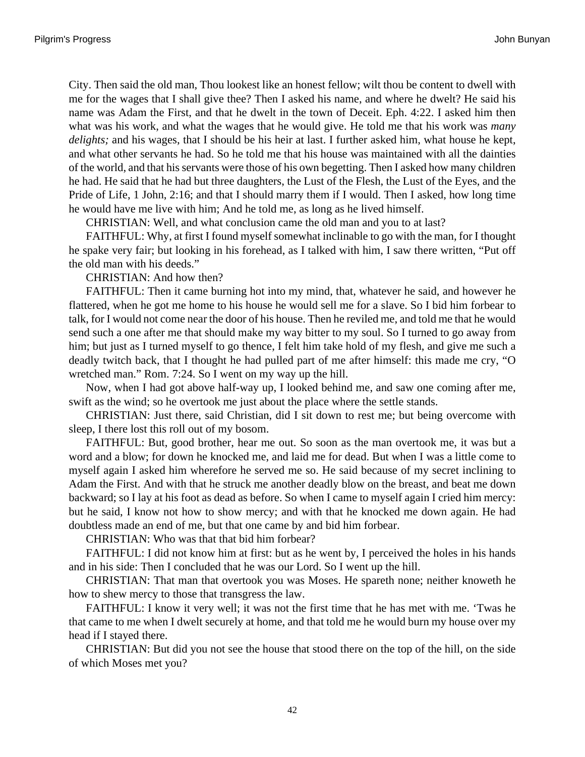City. Then said the old man, Thou lookest like an honest fellow; wilt thou be content to dwell with me for the wages that I shall give thee? Then I asked his name, and where he dwelt? He said his name was Adam the First, and that he dwelt in the town of Deceit. Eph. 4:22. I asked him then what was his work, and what the wages that he would give. He told me that his work was *many delights;* and his wages, that I should be his heir at last. I further asked him, what house he kept, and what other servants he had. So he told me that his house was maintained with all the dainties of the world, and that his servants were those of his own begetting. Then I asked how many children he had. He said that he had but three daughters, the Lust of the Flesh, the Lust of the Eyes, and the Pride of Life, 1 John, 2:16; and that I should marry them if I would. Then I asked, how long time he would have me live with him; And he told me, as long as he lived himself.

CHRISTIAN: Well, and what conclusion came the old man and you to at last?

FAITHFUL: Why, at first I found myself somewhat inclinable to go with the man, for I thought he spake very fair; but looking in his forehead, as I talked with him, I saw there written, "Put off the old man with his deeds."

CHRISTIAN: And how then?

FAITHFUL: Then it came burning hot into my mind, that, whatever he said, and however he flattered, when he got me home to his house he would sell me for a slave. So I bid him forbear to talk, for I would not come near the door of his house. Then he reviled me, and told me that he would send such a one after me that should make my way bitter to my soul. So I turned to go away from him; but just as I turned myself to go thence, I felt him take hold of my flesh, and give me such a deadly twitch back, that I thought he had pulled part of me after himself: this made me cry, "O wretched man." Rom. 7:24. So I went on my way up the hill.

Now, when I had got above half-way up, I looked behind me, and saw one coming after me, swift as the wind; so he overtook me just about the place where the settle stands.

CHRISTIAN: Just there, said Christian, did I sit down to rest me; but being overcome with sleep, I there lost this roll out of my bosom.

FAITHFUL: But, good brother, hear me out. So soon as the man overtook me, it was but a word and a blow; for down he knocked me, and laid me for dead. But when I was a little come to myself again I asked him wherefore he served me so. He said because of my secret inclining to Adam the First. And with that he struck me another deadly blow on the breast, and beat me down backward; so I lay at his foot as dead as before. So when I came to myself again I cried him mercy: but he said, I know not how to show mercy; and with that he knocked me down again. He had doubtless made an end of me, but that one came by and bid him forbear.

CHRISTIAN: Who was that that bid him forbear?

FAITHFUL: I did not know him at first: but as he went by, I perceived the holes in his hands and in his side: Then I concluded that he was our Lord. So I went up the hill.

CHRISTIAN: That man that overtook you was Moses. He spareth none; neither knoweth he how to shew mercy to those that transgress the law.

FAITHFUL: I know it very well; it was not the first time that he has met with me. 'Twas he that came to me when I dwelt securely at home, and that told me he would burn my house over my head if I stayed there.

CHRISTIAN: But did you not see the house that stood there on the top of the hill, on the side of which Moses met you?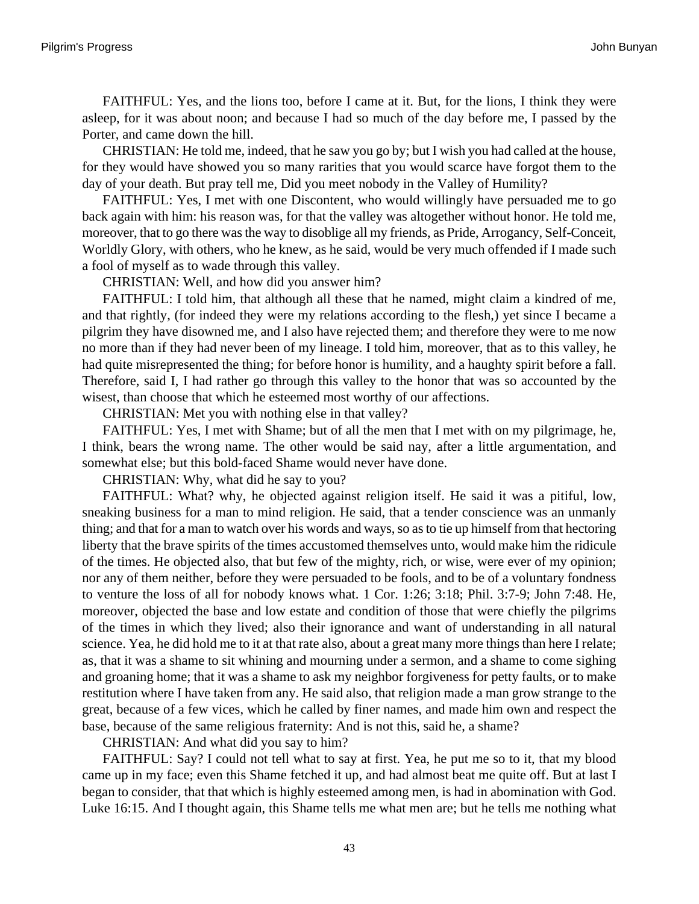FAITHFUL: Yes, and the lions too, before I came at it. But, for the lions, I think they were asleep, for it was about noon; and because I had so much of the day before me, I passed by the Porter, and came down the hill.

CHRISTIAN: He told me, indeed, that he saw you go by; but I wish you had called at the house, for they would have showed you so many rarities that you would scarce have forgot them to the day of your death. But pray tell me, Did you meet nobody in the Valley of Humility?

FAITHFUL: Yes, I met with one Discontent, who would willingly have persuaded me to go back again with him: his reason was, for that the valley was altogether without honor. He told me, moreover, that to go there was the way to disoblige all my friends, as Pride, Arrogancy, Self-Conceit, Worldly Glory, with others, who he knew, as he said, would be very much offended if I made such a fool of myself as to wade through this valley.

CHRISTIAN: Well, and how did you answer him?

FAITHFUL: I told him, that although all these that he named, might claim a kindred of me, and that rightly, (for indeed they were my relations according to the flesh,) yet since I became a pilgrim they have disowned me, and I also have rejected them; and therefore they were to me now no more than if they had never been of my lineage. I told him, moreover, that as to this valley, he had quite misrepresented the thing; for before honor is humility, and a haughty spirit before a fall. Therefore, said I, I had rather go through this valley to the honor that was so accounted by the wisest, than choose that which he esteemed most worthy of our affections.

CHRISTIAN: Met you with nothing else in that valley?

FAITHFUL: Yes, I met with Shame; but of all the men that I met with on my pilgrimage, he, I think, bears the wrong name. The other would be said nay, after a little argumentation, and somewhat else; but this bold-faced Shame would never have done.

CHRISTIAN: Why, what did he say to you?

FAITHFUL: What? why, he objected against religion itself. He said it was a pitiful, low, sneaking business for a man to mind religion. He said, that a tender conscience was an unmanly thing; and that for a man to watch over his words and ways, so as to tie up himself from that hectoring liberty that the brave spirits of the times accustomed themselves unto, would make him the ridicule of the times. He objected also, that but few of the mighty, rich, or wise, were ever of my opinion; nor any of them neither, before they were persuaded to be fools, and to be of a voluntary fondness to venture the loss of all for nobody knows what. 1 Cor. 1:26; 3:18; Phil. 3:7-9; John 7:48. He, moreover, objected the base and low estate and condition of those that were chiefly the pilgrims of the times in which they lived; also their ignorance and want of understanding in all natural science. Yea, he did hold me to it at that rate also, about a great many more things than here I relate; as, that it was a shame to sit whining and mourning under a sermon, and a shame to come sighing and groaning home; that it was a shame to ask my neighbor forgiveness for petty faults, or to make restitution where I have taken from any. He said also, that religion made a man grow strange to the great, because of a few vices, which he called by finer names, and made him own and respect the base, because of the same religious fraternity: And is not this, said he, a shame?

CHRISTIAN: And what did you say to him?

FAITHFUL: Say? I could not tell what to say at first. Yea, he put me so to it, that my blood came up in my face; even this Shame fetched it up, and had almost beat me quite off. But at last I began to consider, that that which is highly esteemed among men, is had in abomination with God. Luke 16:15. And I thought again, this Shame tells me what men are; but he tells me nothing what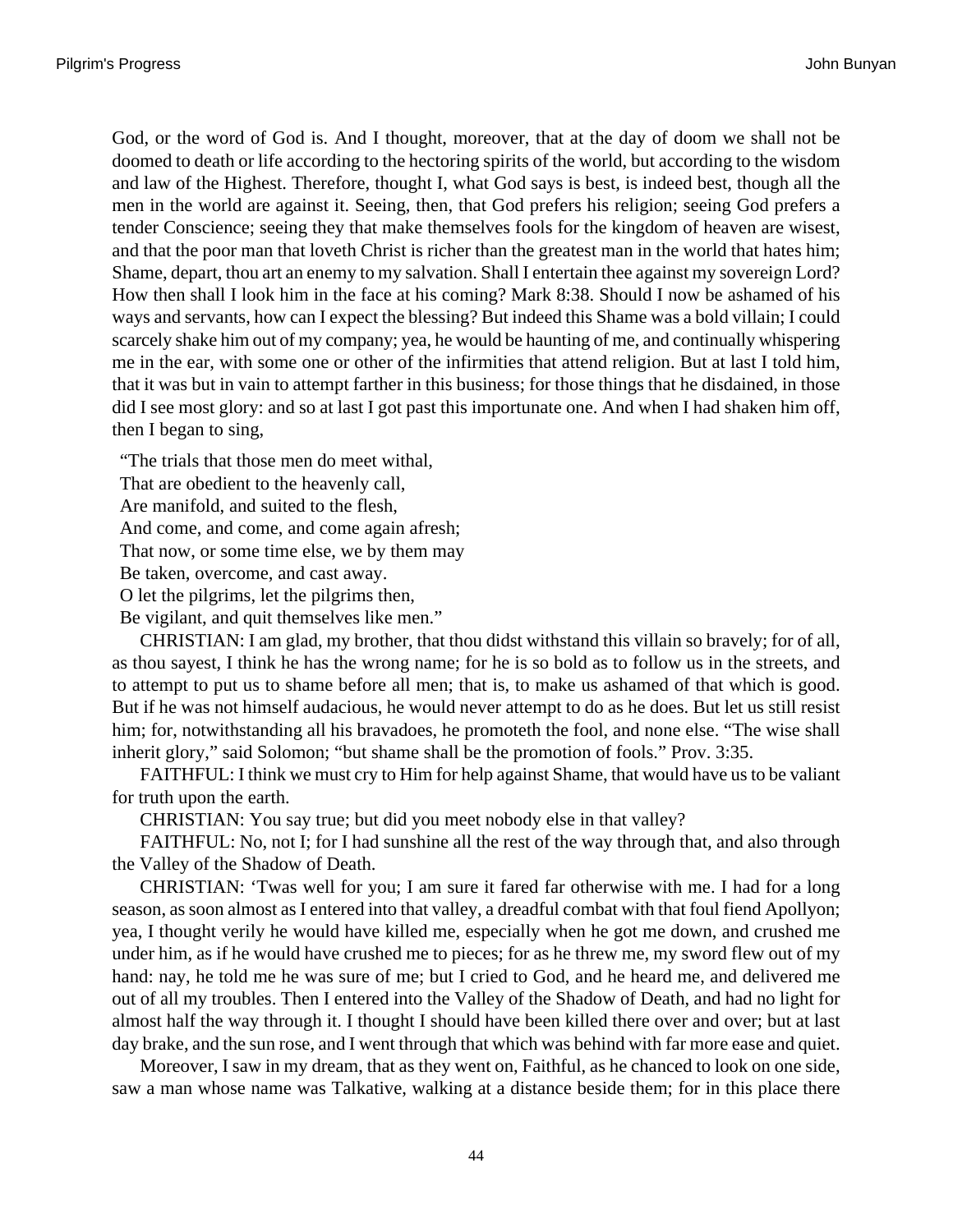God, or the word of God is. And I thought, moreover, that at the day of doom we shall not be doomed to death or life according to the hectoring spirits of the world, but according to the wisdom and law of the Highest. Therefore, thought I, what God says is best, is indeed best, though all the men in the world are against it. Seeing, then, that God prefers his religion; seeing God prefers a tender Conscience; seeing they that make themselves fools for the kingdom of heaven are wisest, and that the poor man that loveth Christ is richer than the greatest man in the world that hates him; Shame, depart, thou art an enemy to my salvation. Shall I entertain thee against my sovereign Lord? How then shall I look him in the face at his coming? Mark 8:38. Should I now be ashamed of his ways and servants, how can I expect the blessing? But indeed this Shame was a bold villain; I could scarcely shake him out of my company; yea, he would be haunting of me, and continually whispering me in the ear, with some one or other of the infirmities that attend religion. But at last I told him, that it was but in vain to attempt farther in this business; for those things that he disdained, in those did I see most glory: and so at last I got past this importunate one. And when I had shaken him off, then I began to sing,

"The trials that those men do meet withal,  
That are obedient to the heavenly call,  
Are manifold, and suited to the flesh,  
And come, and come, and come again afresh;  
That now, or some time else, we by them may  
Be taken, overcome, and cast away.  
O let the pilgrims, let the pilgrims then,  
Be vigilant, and quit themselves like men."

CHRISTIAN: I am glad, my brother, that thou didst withstand this villain so bravely; for of all, as thou sayest, I think he has the wrong name; for he is so bold as to follow us in the streets, and to attempt to put us to shame before all men; that is, to make us ashamed of that which is good. But if he was not himself audacious, he would never attempt to do as he does. But let us still resist him; for, notwithstanding all his bravadoes, he promoteth the fool, and none else. "The wise shall inherit glory," said Solomon; "but shame shall be the promotion of fools." Prov. 3:35.

FAITHFUL: I think we must cry to Him for help against Shame, that would have us to be valiant for truth upon the earth.

CHRISTIAN: You say true; but did you meet nobody else in that valley?

FAITHFUL: No, not I; for I had sunshine all the rest of the way through that, and also through the Valley of the Shadow of Death.

CHRISTIAN: 'Twas well for you; I am sure it fared far otherwise with me. I had for a long season, as soon almost as I entered into that valley, a dreadful combat with that foul fiend Apollyon; yea, I thought verily he would have killed me, especially when he got me down, and crushed me under him, as if he would have crushed me to pieces; for as he threw me, my sword flew out of my hand: nay, he told me he was sure of me; but I cried to God, and he heard me, and delivered me out of all my troubles. Then I entered into the Valley of the Shadow of Death, and had no light for almost half the way through it. I thought I should have been killed there over and over; but at last day brake, and the sun rose, and I went through that which was behind with far more ease and quiet.

Moreover, I saw in my dream, that as they went on, Faithful, as he chanced to look on one side, saw a man whose name was Talkative, walking at a distance beside them; for in this place there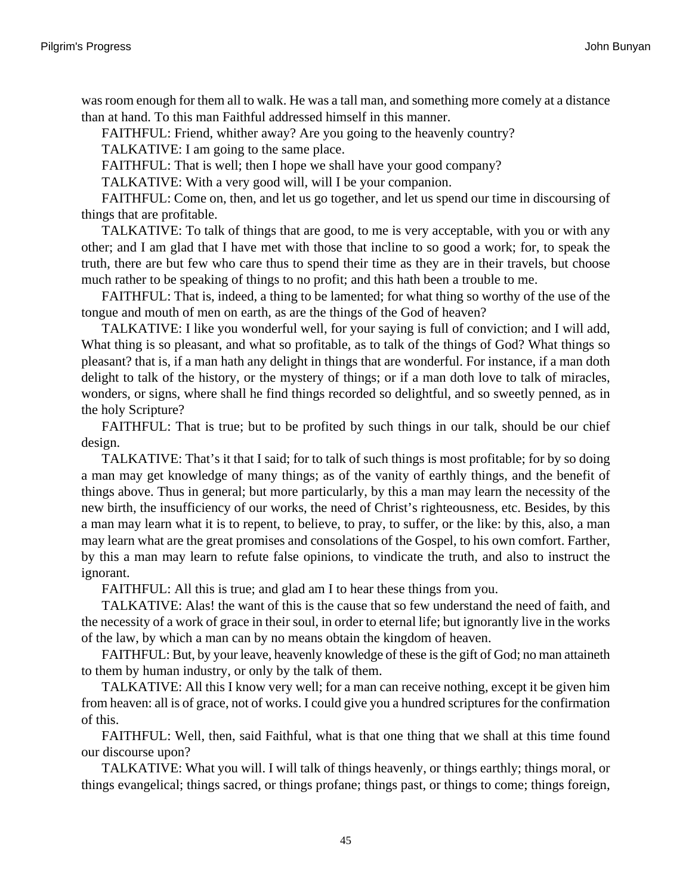was room enough for them all to walk. He was a tall man, and something more comely at a distance than at hand. To this man Faithful addressed himself in this manner.

FAITHFUL: Friend, whither away? Are you going to the heavenly country?

TALKATIVE: I am going to the same place.

FAITHFUL: That is well; then I hope we shall have your good company?

TALKATIVE: With a very good will, will I be your companion.

FAITHFUL: Come on, then, and let us go together, and let us spend our time in discoursing of things that are profitable.

TALKATIVE: To talk of things that are good, to me is very acceptable, with you or with any other; and I am glad that I have met with those that incline to so good a work; for, to speak the truth, there are but few who care thus to spend their time as they are in their travels, but choose much rather to be speaking of things to no profit; and this hath been a trouble to me.

FAITHFUL: That is, indeed, a thing to be lamented; for what thing so worthy of the use of the tongue and mouth of men on earth, as are the things of the God of heaven?

TALKATIVE: I like you wonderful well, for your saying is full of conviction; and I will add, What thing is so pleasant, and what so profitable, as to talk of the things of God? What things so pleasant? that is, if a man hath any delight in things that are wonderful. For instance, if a man doth delight to talk of the history, or the mystery of things; or if a man doth love to talk of miracles, wonders, or signs, where shall he find things recorded so delightful, and so sweetly penned, as in the holy Scripture?

FAITHFUL: That is true; but to be profited by such things in our talk, should be our chief design.

TALKATIVE: That's it that I said; for to talk of such things is most profitable; for by so doing a man may get knowledge of many things; as of the vanity of earthly things, and the benefit of things above. Thus in general; but more particularly, by this a man may learn the necessity of the new birth, the insufficiency of our works, the need of Christ's righteousness, etc. Besides, by this a man may learn what it is to repent, to believe, to pray, to suffer, or the like: by this, also, a man may learn what are the great promises and consolations of the Gospel, to his own comfort. Farther, by this a man may learn to refute false opinions, to vindicate the truth, and also to instruct the ignorant.

FAITHFUL: All this is true; and glad am I to hear these things from you.

TALKATIVE: Alas! the want of this is the cause that so few understand the need of faith, and the necessity of a work of grace in their soul, in order to eternal life; but ignorantly live in the works of the law, by which a man can by no means obtain the kingdom of heaven.

FAITHFUL: But, by your leave, heavenly knowledge of these is the gift of God; no man attaineth to them by human industry, or only by the talk of them.

TALKATIVE: All this I know very well; for a man can receive nothing, except it be given him from heaven: all is of grace, not of works. I could give you a hundred scriptures for the confirmation of this.

FAITHFUL: Well, then, said Faithful, what is that one thing that we shall at this time found our discourse upon?

TALKATIVE: What you will. I will talk of things heavenly, or things earthly; things moral, or things evangelical; things sacred, or things profane; things past, or things to come; things foreign,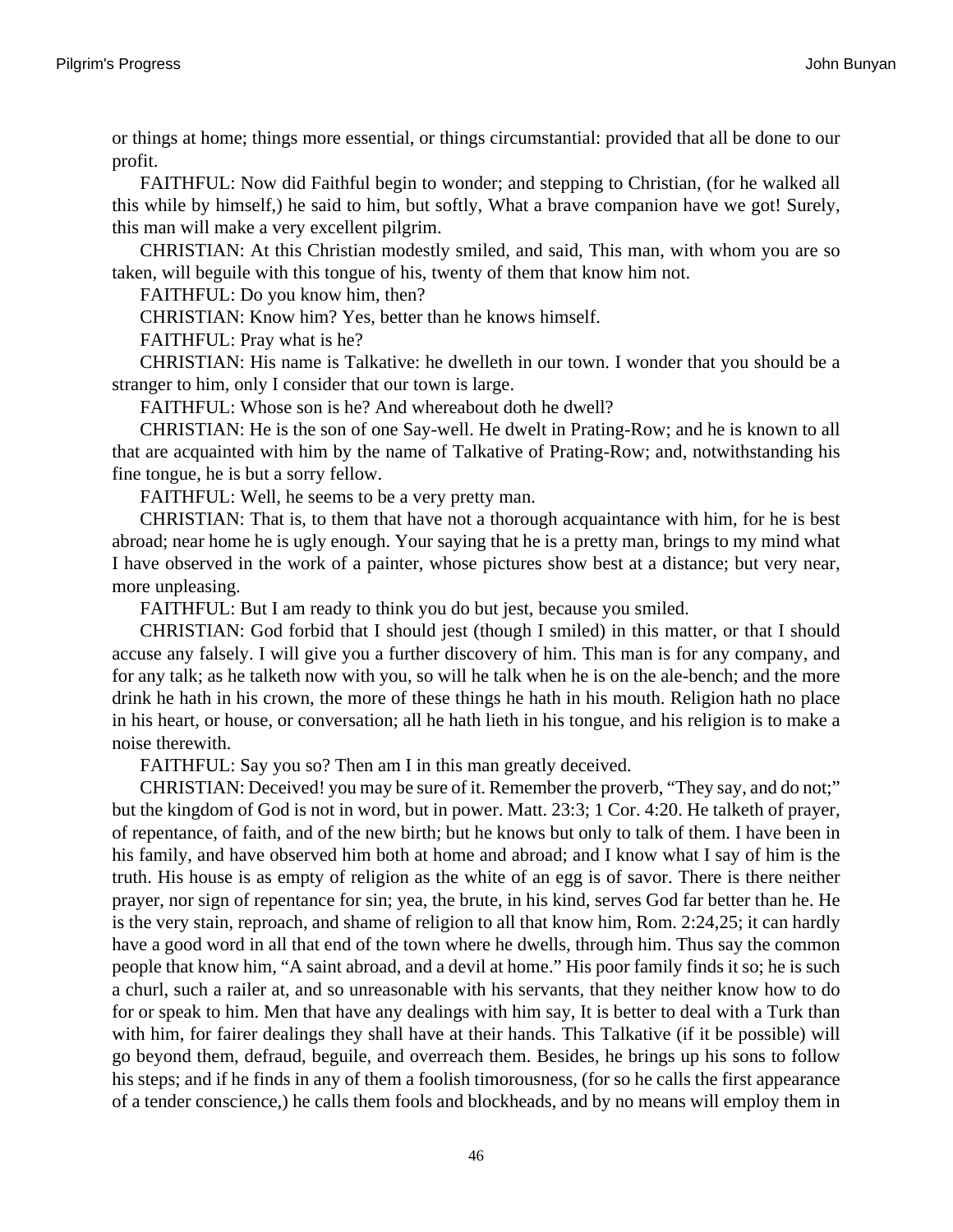or things at home; things more essential, or things circumstantial: provided that all be done to our profit.

FAITHFUL: Now did Faithful begin to wonder; and stepping to Christian, (for he walked all this while by himself,) he said to him, but softly, What a brave companion have we got! Surely, this man will make a very excellent pilgrim.

CHRISTIAN: At this Christian modestly smiled, and said, This man, with whom you are so taken, will beguile with this tongue of his, twenty of them that know him not.

FAITHFUL: Do you know him, then?

CHRISTIAN: Know him? Yes, better than he knows himself.

FAITHFUL: Pray what is he?

CHRISTIAN: His name is Talkative: he dwelleth in our town. I wonder that you should be a stranger to him, only I consider that our town is large.

FAITHFUL: Whose son is he? And whereabout doth he dwell?

CHRISTIAN: He is the son of one Say-well. He dwelt in Prating-Row; and he is known to all that are acquainted with him by the name of Talkative of Prating-Row; and, notwithstanding his fine tongue, he is but a sorry fellow.

FAITHFUL: Well, he seems to be a very pretty man.

CHRISTIAN: That is, to them that have not a thorough acquaintance with him, for he is best abroad; near home he is ugly enough. Your saying that he is a pretty man, brings to my mind what I have observed in the work of a painter, whose pictures show best at a distance; but very near, more unpleasing.

FAITHFUL: But I am ready to think you do but jest, because you smiled.

CHRISTIAN: God forbid that I should jest (though I smiled) in this matter, or that I should accuse any falsely. I will give you a further discovery of him. This man is for any company, and for any talk; as he talketh now with you, so will he talk when he is on the ale-bench; and the more drink he hath in his crown, the more of these things he hath in his mouth. Religion hath no place in his heart, or house, or conversation; all he hath lieth in his tongue, and his religion is to make a noise therewith.

FAITHFUL: Say you so? Then am I in this man greatly deceived.

CHRISTIAN: Deceived! you may be sure of it. Remember the proverb, "They say, and do not;" but the kingdom of God is not in word, but in power. Matt. 23:3; 1 Cor. 4:20. He talketh of prayer, of repentance, of faith, and of the new birth; but he knows but only to talk of them. I have been in his family, and have observed him both at home and abroad; and I know what I say of him is the truth. His house is as empty of religion as the white of an egg is of savor. There is there neither prayer, nor sign of repentance for sin; yea, the brute, in his kind, serves God far better than he. He is the very stain, reproach, and shame of religion to all that know him, Rom. 2:24,25; it can hardly have a good word in all that end of the town where he dwells, through him. Thus say the common people that know him, "A saint abroad, and a devil at home." His poor family finds it so; he is such a churl, such a railer at, and so unreasonable with his servants, that they neither know how to do for or speak to him. Men that have any dealings with him say, It is better to deal with a Turk than with him, for fairer dealings they shall have at their hands. This Talkative (if it be possible) will go beyond them, defraud, beguile, and overreach them. Besides, he brings up his sons to follow his steps; and if he finds in any of them a foolish timorousness, (for so he calls the first appearance of a tender conscience,) he calls them fools and blockheads, and by no means will employ them in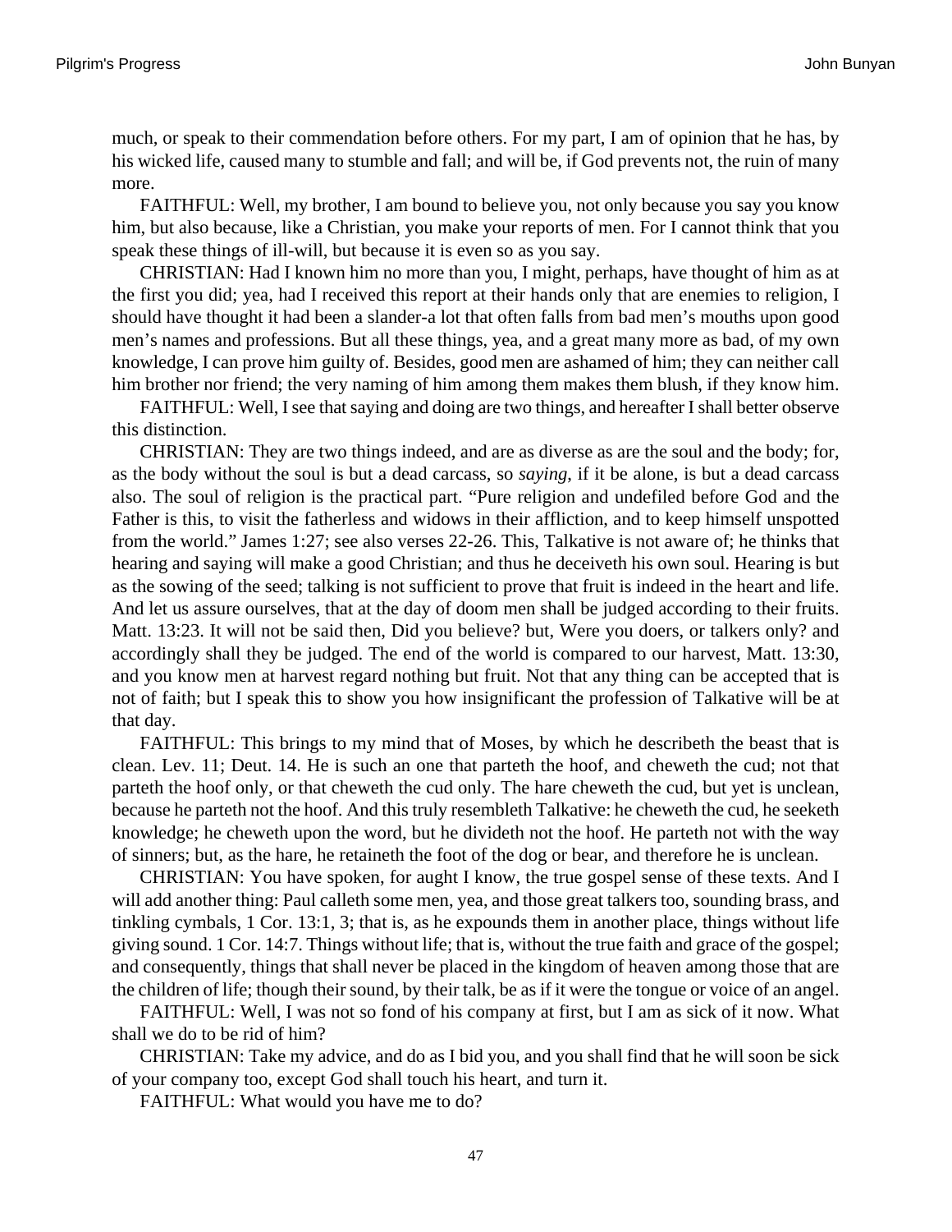much, or speak to their commendation before others. For my part, I am of opinion that he has, by his wicked life, caused many to stumble and fall; and will be, if God prevents not, the ruin of many more.

FAITHFUL: Well, my brother, I am bound to believe you, not only because you say you know him, but also because, like a Christian, you make your reports of men. For I cannot think that you speak these things of ill-will, but because it is even so as you say.

CHRISTIAN: Had I known him no more than you, I might, perhaps, have thought of him as at the first you did; yea, had I received this report at their hands only that are enemies to religion, I should have thought it had been a slander-a lot that often falls from bad men's mouths upon good men's names and professions. But all these things, yea, and a great many more as bad, of my own knowledge, I can prove him guilty of. Besides, good men are ashamed of him; they can neither call him brother nor friend; the very naming of him among them makes them blush, if they know him.

FAITHFUL: Well, I see that saying and doing are two things, and hereafter I shall better observe this distinction.

CHRISTIAN: They are two things indeed, and are as diverse as are the soul and the body; for, as the body without the soul is but a dead carcass, so *saying,* if it be alone, is but a dead carcass also. The soul of religion is the practical part. "Pure religion and undefiled before God and the Father is this, to visit the fatherless and widows in their affliction, and to keep himself unspotted from the world." James 1:27; see also verses 22-26. This, Talkative is not aware of; he thinks that hearing and saying will make a good Christian; and thus he deceiveth his own soul. Hearing is but as the sowing of the seed; talking is not sufficient to prove that fruit is indeed in the heart and life. And let us assure ourselves, that at the day of doom men shall be judged according to their fruits. Matt. 13:23. It will not be said then, Did you believe? but, Were you doers, or talkers only? and accordingly shall they be judged. The end of the world is compared to our harvest, Matt. 13:30, and you know men at harvest regard nothing but fruit. Not that any thing can be accepted that is not of faith; but I speak this to show you how insignificant the profession of Talkative will be at that day.

FAITHFUL: This brings to my mind that of Moses, by which he describeth the beast that is clean. Lev. 11; Deut. 14. He is such an one that parteth the hoof, and cheweth the cud; not that parteth the hoof only, or that cheweth the cud only. The hare cheweth the cud, but yet is unclean, because he parteth not the hoof. And this truly resembleth Talkative: he cheweth the cud, he seeketh knowledge; he cheweth upon the word, but he divideth not the hoof. He parteth not with the way of sinners; but, as the hare, he retaineth the foot of the dog or bear, and therefore he is unclean.

CHRISTIAN: You have spoken, for aught I know, the true gospel sense of these texts. And I will add another thing: Paul calleth some men, yea, and those great talkers too, sounding brass, and tinkling cymbals, 1 Cor. 13:1, 3; that is, as he expounds them in another place, things without life giving sound. 1 Cor. 14:7. Things without life; that is, without the true faith and grace of the gospel; and consequently, things that shall never be placed in the kingdom of heaven among those that are the children of life; though their sound, by their talk, be as if it were the tongue or voice of an angel.

FAITHFUL: Well, I was not so fond of his company at first, but I am as sick of it now. What shall we do to be rid of him?

CHRISTIAN: Take my advice, and do as I bid you, and you shall find that he will soon be sick of your company too, except God shall touch his heart, and turn it.

FAITHFUL: What would you have me to do?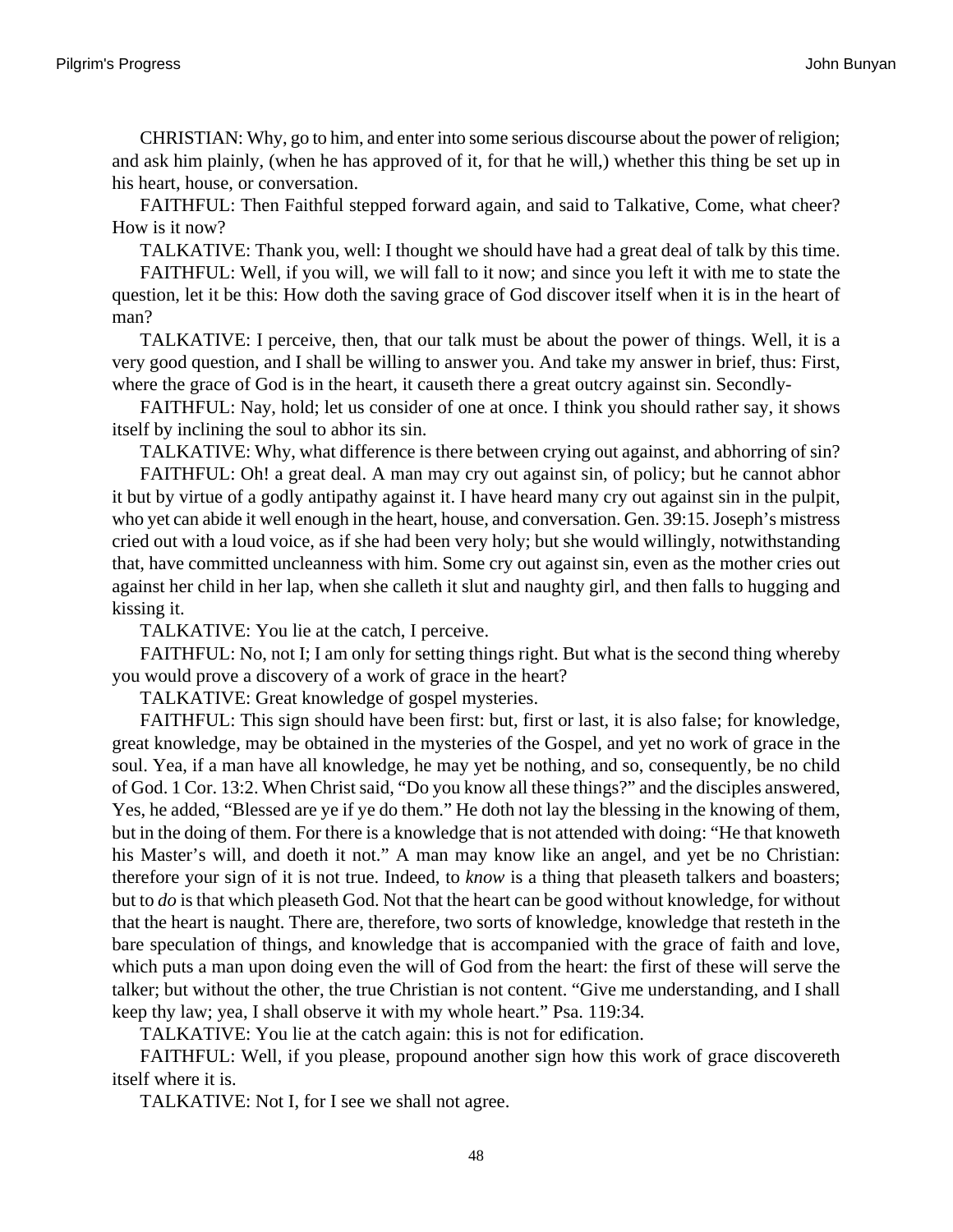CHRISTIAN: Why, go to him, and enter into some serious discourse about the power of religion; and ask him plainly, (when he has approved of it, for that he will,) whether this thing be set up in his heart, house, or conversation.

FAITHFUL: Then Faithful stepped forward again, and said to Talkative, Come, what cheer? How is it now?

TALKATIVE: Thank you, well: I thought we should have had a great deal of talk by this time.

FAITHFUL: Well, if you will, we will fall to it now; and since you left it with me to state the question, let it be this: How doth the saving grace of God discover itself when it is in the heart of man?

TALKATIVE: I perceive, then, that our talk must be about the power of things. Well, it is a very good question, and I shall be willing to answer you. And take my answer in brief, thus: First, where the grace of God is in the heart, it causeth there a great outcry against sin. Secondly-

FAITHFUL: Nay, hold; let us consider of one at once. I think you should rather say, it shows itself by inclining the soul to abhor its sin.

TALKATIVE: Why, what difference is there between crying out against, and abhorring of sin?

FAITHFUL: Oh! a great deal. A man may cry out against sin, of policy; but he cannot abhor it but by virtue of a godly antipathy against it. I have heard many cry out against sin in the pulpit, who yet can abide it well enough in the heart, house, and conversation. Gen. 39:15. Joseph's mistress cried out with a loud voice, as if she had been very holy; but she would willingly, notwithstanding that, have committed uncleanness with him. Some cry out against sin, even as the mother cries out against her child in her lap, when she calleth it slut and naughty girl, and then falls to hugging and kissing it.

TALKATIVE: You lie at the catch, I perceive.

FAITHFUL: No, not I; I am only for setting things right. But what is the second thing whereby you would prove a discovery of a work of grace in the heart?

TALKATIVE: Great knowledge of gospel mysteries.

FAITHFUL: This sign should have been first: but, first or last, it is also false; for knowledge, great knowledge, may be obtained in the mysteries of the Gospel, and yet no work of grace in the soul. Yea, if a man have all knowledge, he may yet be nothing, and so, consequently, be no child of God. 1 Cor. 13:2. When Christ said, "Do you know all these things?" and the disciples answered, Yes, he added, "Blessed are ye if ye do them." He doth not lay the blessing in the knowing of them, but in the doing of them. For there is a knowledge that is not attended with doing: "He that knoweth his Master's will, and doeth it not." A man may know like an angel, and yet be no Christian: therefore your sign of it is not true. Indeed, to *know* is a thing that pleaseth talkers and boasters; but to *do* is that which pleaseth God. Not that the heart can be good without knowledge, for without that the heart is naught. There are, therefore, two sorts of knowledge, knowledge that resteth in the bare speculation of things, and knowledge that is accompanied with the grace of faith and love, which puts a man upon doing even the will of God from the heart: the first of these will serve the talker; but without the other, the true Christian is not content. "Give me understanding, and I shall keep thy law; yea, I shall observe it with my whole heart." Psa. 119:34.

TALKATIVE: You lie at the catch again: this is not for edification.

FAITHFUL: Well, if you please, propound another sign how this work of grace discovereth itself where it is.

TALKATIVE: Not I, for I see we shall not agree.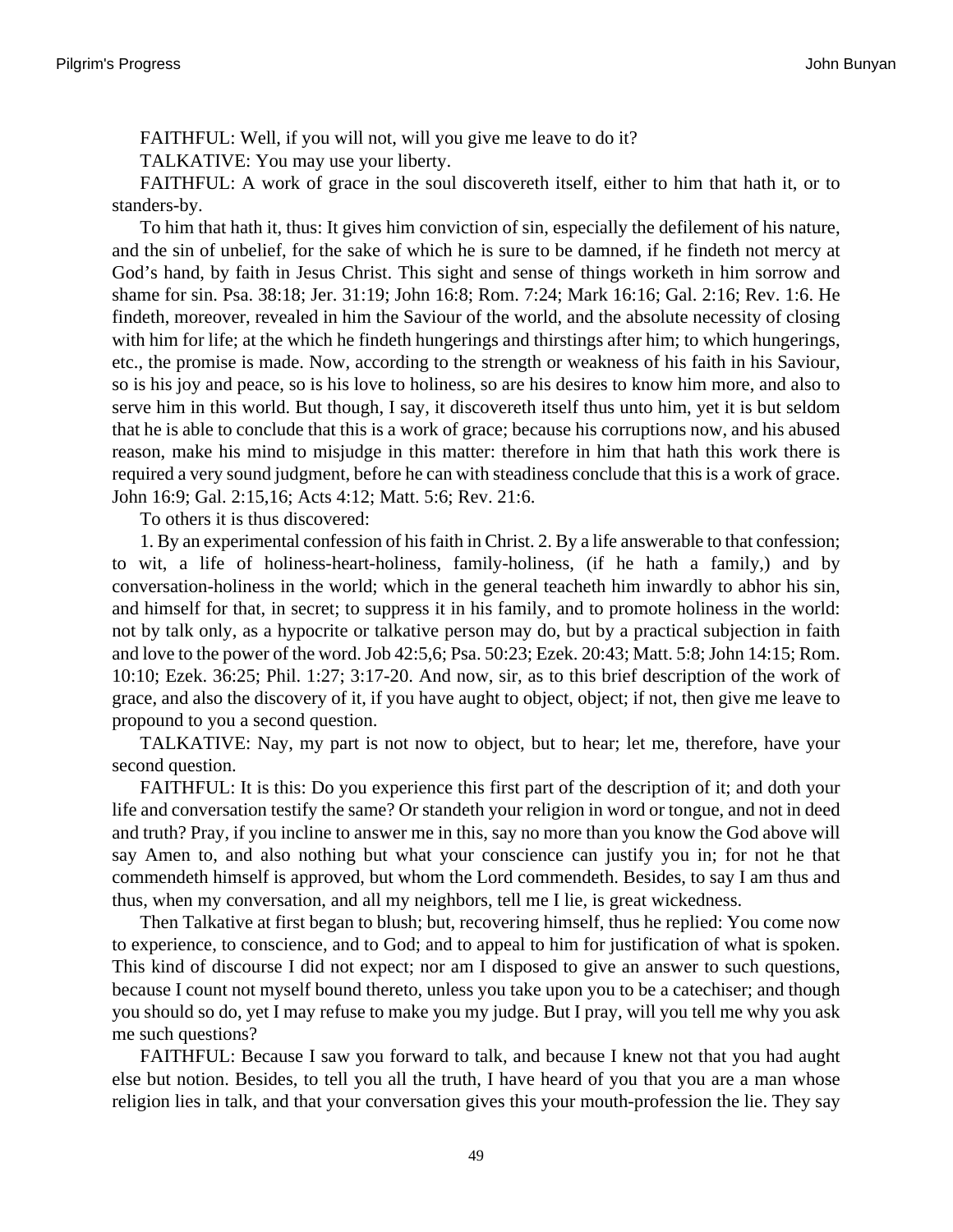FAITHFUL: Well, if you will not, will you give me leave to do it?

TALKATIVE: You may use your liberty.

FAITHFUL: A work of grace in the soul discovereth itself, either to him that hath it, or to standers-by.

To him that hath it, thus: It gives him conviction of sin, especially the defilement of his nature, and the sin of unbelief, for the sake of which he is sure to be damned, if he findeth not mercy at God's hand, by faith in Jesus Christ. This sight and sense of things worketh in him sorrow and shame for sin. Psa. 38:18; Jer. 31:19; John 16:8; Rom. 7:24; Mark 16:16; Gal. 2:16; Rev. 1:6. He findeth, moreover, revealed in him the Saviour of the world, and the absolute necessity of closing with him for life; at the which he findeth hungerings and thirstings after him; to which hungerings, etc., the promise is made. Now, according to the strength or weakness of his faith in his Saviour, so is his joy and peace, so is his love to holiness, so are his desires to know him more, and also to serve him in this world. But though, I say, it discovereth itself thus unto him, yet it is but seldom that he is able to conclude that this is a work of grace; because his corruptions now, and his abused reason, make his mind to misjudge in this matter: therefore in him that hath this work there is required a very sound judgment, before he can with steadiness conclude that this is a work of grace. John 16:9; Gal. 2:15,16; Acts 4:12; Matt. 5:6; Rev. 21:6.

To others it is thus discovered:

1. By an experimental confession of his faith in Christ. 2. By a life answerable to that confession; to wit, a life of holiness-heart-holiness, family-holiness, (if he hath a family,) and by conversation-holiness in the world; which in the general teacheth him inwardly to abhor his sin, and himself for that, in secret; to suppress it in his family, and to promote holiness in the world: not by talk only, as a hypocrite or talkative person may do, but by a practical subjection in faith and love to the power of the word. Job 42:5,6; Psa. 50:23; Ezek. 20:43; Matt. 5:8; John 14:15; Rom. 10:10; Ezek. 36:25; Phil. 1:27; 3:17-20. And now, sir, as to this brief description of the work of grace, and also the discovery of it, if you have aught to object, object; if not, then give me leave to propound to you a second question.

TALKATIVE: Nay, my part is not now to object, but to hear; let me, therefore, have your second question.

FAITHFUL: It is this: Do you experience this first part of the description of it; and doth your life and conversation testify the same? Or standeth your religion in word or tongue, and not in deed and truth? Pray, if you incline to answer me in this, say no more than you know the God above will say Amen to, and also nothing but what your conscience can justify you in; for not he that commendeth himself is approved, but whom the Lord commendeth. Besides, to say I am thus and thus, when my conversation, and all my neighbors, tell me I lie, is great wickedness.

Then Talkative at first began to blush; but, recovering himself, thus he replied: You come now to experience, to conscience, and to God; and to appeal to him for justification of what is spoken. This kind of discourse I did not expect; nor am I disposed to give an answer to such questions, because I count not myself bound thereto, unless you take upon you to be a catechiser; and though you should so do, yet I may refuse to make you my judge. But I pray, will you tell me why you ask me such questions?

FAITHFUL: Because I saw you forward to talk, and because I knew not that you had aught else but notion. Besides, to tell you all the truth, I have heard of you that you are a man whose religion lies in talk, and that your conversation gives this your mouth-profession the lie. They say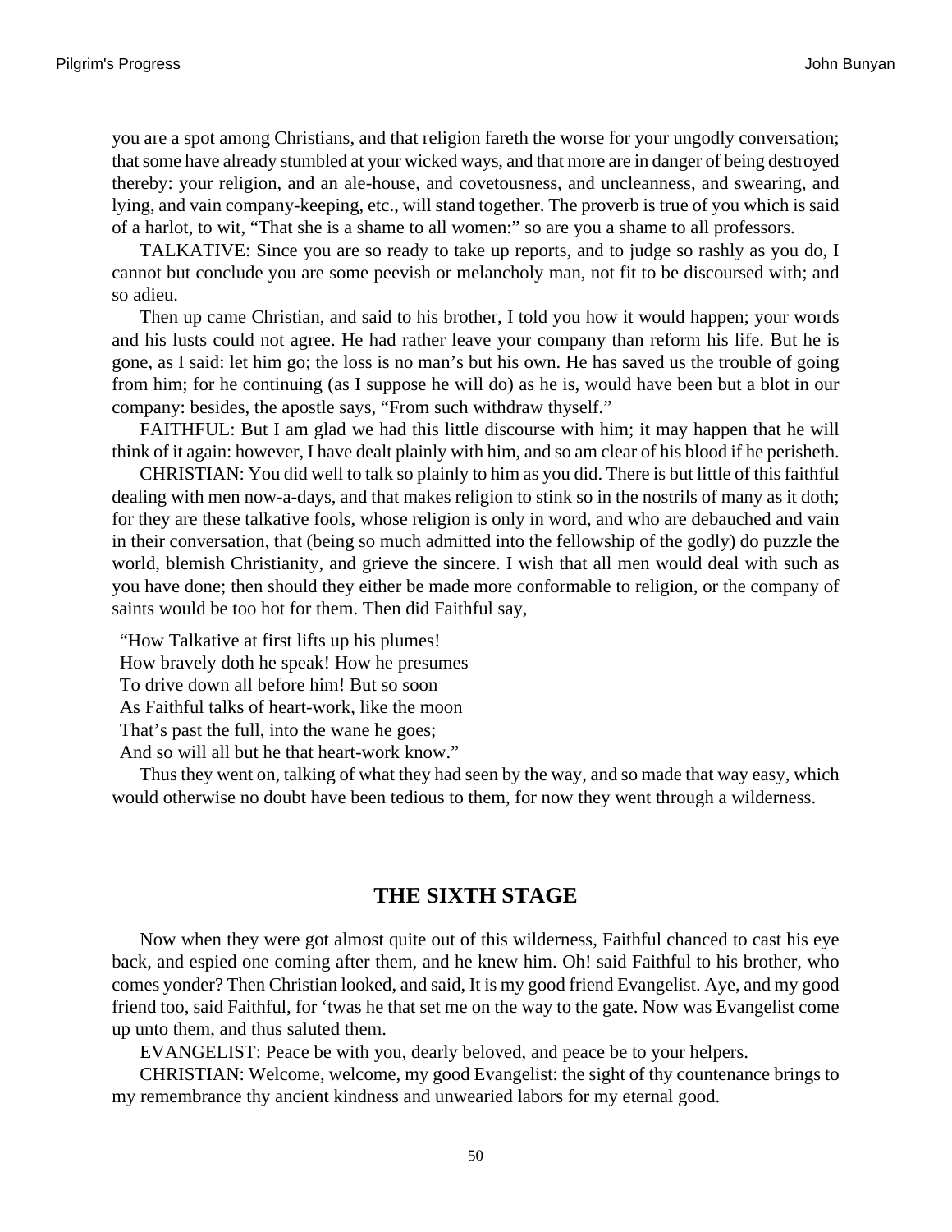you are a spot among Christians, and that religion fareth the worse for your ungodly conversation; that some have already stumbled at your wicked ways, and that more are in danger of being destroyed thereby: your religion, and an ale-house, and covetousness, and uncleanness, and swearing, and lying, and vain company-keeping, etc., will stand together. The proverb is true of you which is said of a harlot, to wit, "That she is a shame to all women:" so are you a shame to all professors.

TALKATIVE: Since you are so ready to take up reports, and to judge so rashly as you do, I cannot but conclude you are some peevish or melancholy man, not fit to be discoursed with; and so adieu.

Then up came Christian, and said to his brother, I told you how it would happen; your words and his lusts could not agree. He had rather leave your company than reform his life. But he is gone, as I said: let him go; the loss is no man's but his own. He has saved us the trouble of going from him; for he continuing (as I suppose he will do) as he is, would have been but a blot in our company: besides, the apostle says, "From such withdraw thyself."

FAITHFUL: But I am glad we had this little discourse with him; it may happen that he will think of it again: however, I have dealt plainly with him, and so am clear of his blood if he perisheth.

CHRISTIAN: You did well to talk so plainly to him as you did. There is but little of this faithful dealing with men now-a-days, and that makes religion to stink so in the nostrils of many as it doth; for they are these talkative fools, whose religion is only in word, and who are debauched and vain in their conversation, that (being so much admitted into the fellowship of the godly) do puzzle the world, blemish Christianity, and grieve the sincere. I wish that all men would deal with such as you have done; then should they either be made more conformable to religion, or the company of saints would be too hot for them. Then did Faithful say,

"How Talkative at first lifts up his plumes!
How bravely doth he speak! How he presumes
To drive down all before him! But so soon
As Faithful talks of heart-work, like the moon
That's past the full, into the wane he goes;
And so will all but he that heart-work know."

Thus they went on, talking of what they had seen by the way, and so made that way easy, which would otherwise no doubt have been tedious to them, for now they went through a wilderness.

## THE SIXTH STAGE

Now when they were got almost quite out of this wilderness, Faithful chanced to cast his eye back, and espied one coming after them, and he knew him. Oh! said Faithful to his brother, who comes yonder? Then Christian looked, and said, It is my good friend Evangelist. Aye, and my good friend too, said Faithful, for 'twas he that set me on the way to the gate. Now was Evangelist come up unto them, and thus saluted them.

EVANGELIST: Peace be with you, dearly beloved, and peace be to your helpers.

CHRISTIAN: Welcome, welcome, my good Evangelist: the sight of thy countenance brings to my remembrance thy ancient kindness and unwearied labors for my eternal good.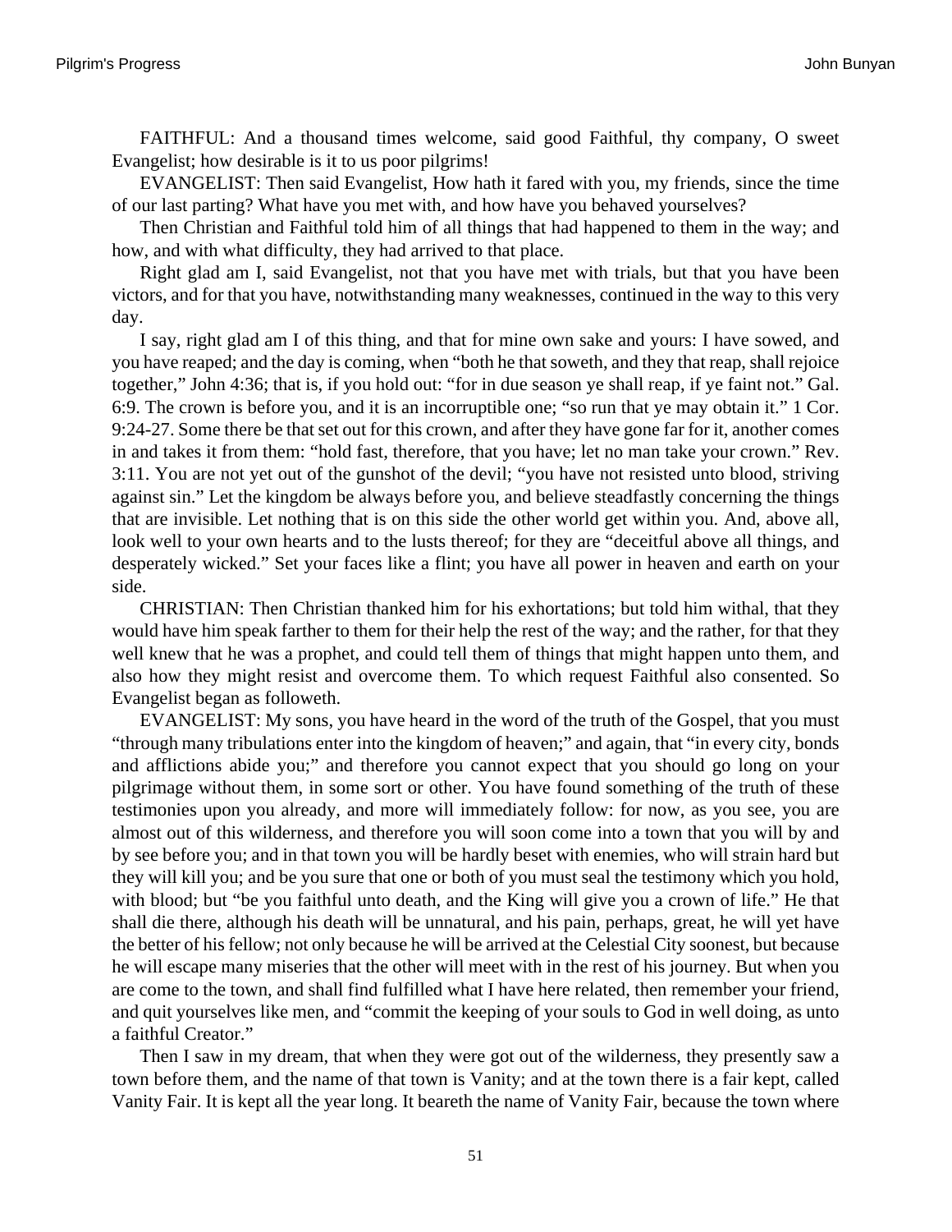FAITHFUL: And a thousand times welcome, said good Faithful, thy company, O sweet Evangelist; how desirable is it to us poor pilgrims!

EVANGELIST: Then said Evangelist, How hath it fared with you, my friends, since the time of our last parting? What have you met with, and how have you behaved yourselves?

Then Christian and Faithful told him of all things that had happened to them in the way; and how, and with what difficulty, they had arrived to that place.

Right glad am I, said Evangelist, not that you have met with trials, but that you have been victors, and for that you have, notwithstanding many weaknesses, continued in the way to this very day.

I say, right glad am I of this thing, and that for mine own sake and yours: I have sowed, and you have reaped; and the day is coming, when "both he that soweth, and they that reap, shall rejoice together," John 4:36; that is, if you hold out: "for in due season ye shall reap, if ye faint not." Gal. 6:9. The crown is before you, and it is an incorruptible one; "so run that ye may obtain it." 1 Cor. 9:24-27. Some there be that set out for this crown, and after they have gone far for it, another comes in and takes it from them: "hold fast, therefore, that you have; let no man take your crown." Rev. 3:11. You are not yet out of the gunshot of the devil; "you have not resisted unto blood, striving against sin." Let the kingdom be always before you, and believe steadfastly concerning the things that are invisible. Let nothing that is on this side the other world get within you. And, above all, look well to your own hearts and to the lusts thereof; for they are "deceitful above all things, and desperately wicked." Set your faces like a flint; you have all power in heaven and earth on your side.

CHRISTIAN: Then Christian thanked him for his exhortations; but told him withal, that they would have him speak farther to them for their help the rest of the way; and the rather, for that they well knew that he was a prophet, and could tell them of things that might happen unto them, and also how they might resist and overcome them. To which request Faithful also consented. So Evangelist began as followeth.

EVANGELIST: My sons, you have heard in the word of the truth of the Gospel, that you must "through many tribulations enter into the kingdom of heaven;" and again, that "in every city, bonds and afflictions abide you;" and therefore you cannot expect that you should go long on your pilgrimage without them, in some sort or other. You have found something of the truth of these testimonies upon you already, and more will immediately follow: for now, as you see, you are almost out of this wilderness, and therefore you will soon come into a town that you will by and by see before you; and in that town you will be hardly beset with enemies, who will strain hard but they will kill you; and be you sure that one or both of you must seal the testimony which you hold, with blood; but "be you faithful unto death, and the King will give you a crown of life." He that shall die there, although his death will be unnatural, and his pain, perhaps, great, he will yet have the better of his fellow; not only because he will be arrived at the Celestial City soonest, but because he will escape many miseries that the other will meet with in the rest of his journey. But when you are come to the town, and shall find fulfilled what I have here related, then remember your friend, and quit yourselves like men, and "commit the keeping of your souls to God in well doing, as unto a faithful Creator."

Then I saw in my dream, that when they were got out of the wilderness, they presently saw a town before them, and the name of that town is Vanity; and at the town there is a fair kept, called Vanity Fair. It is kept all the year long. It beareth the name of Vanity Fair, because the town where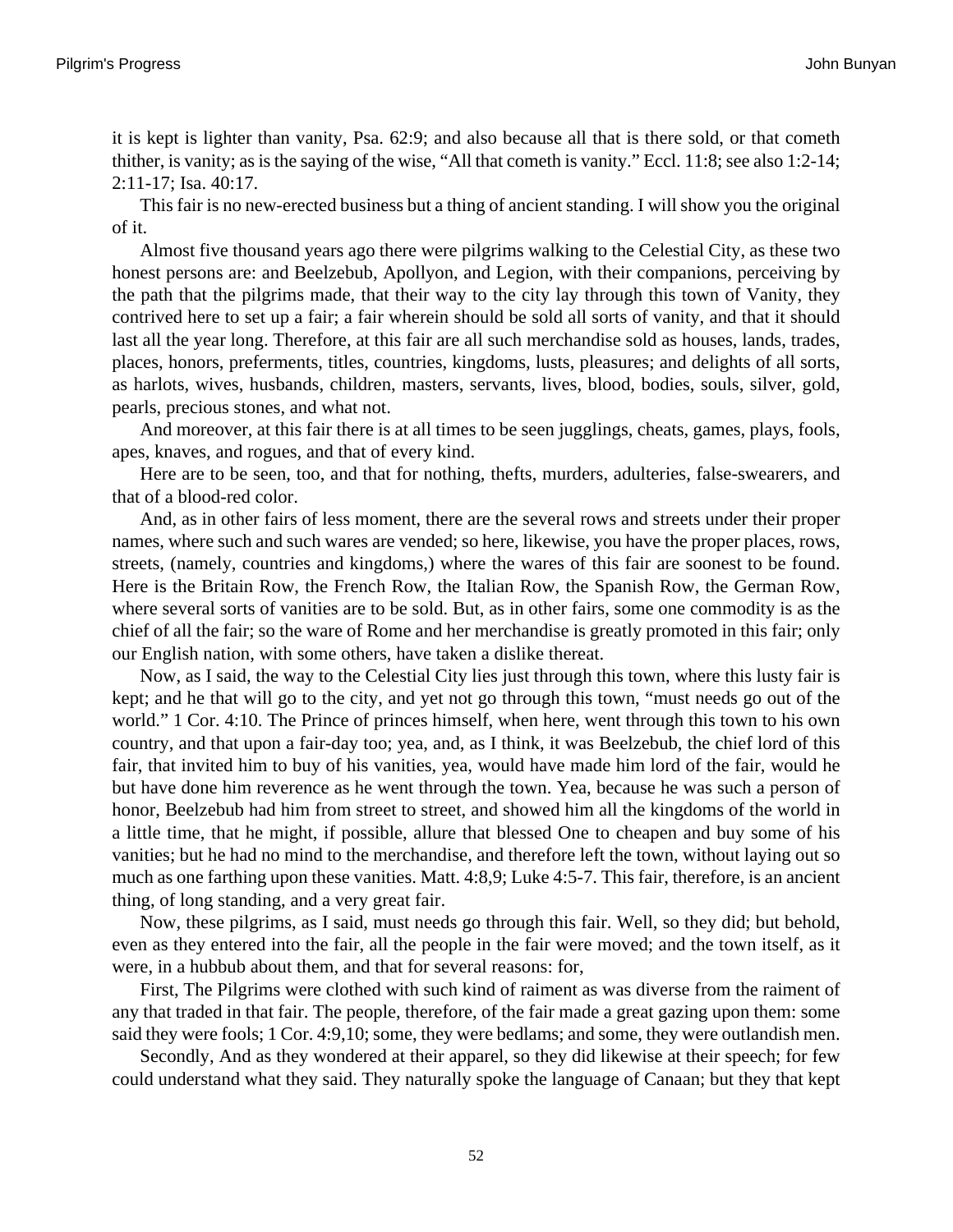it is kept is lighter than vanity, Psa. 62:9; and also because all that is there sold, or that cometh thither, is vanity; as is the saying of the wise, “All that cometh is vanity.” Eccl. 11:8; see also 1:2-14; 2:11-17; Isa. 40:17.

This fair is no new-erected business but a thing of ancient standing. I will show you the original of it.

Almost five thousand years ago there were pilgrims walking to the Celestial City, as these two honest persons are: and Beelzebub, Apollyon, and Legion, with their companions, perceiving by the path that the pilgrims made, that their way to the city lay through this town of Vanity, they contrived here to set up a fair; a fair wherein should be sold all sorts of vanity, and that it should last all the year long. Therefore, at this fair are all such merchandise sold as houses, lands, trades, places, honors, preferments, titles, countries, kingdoms, lusts, pleasures; and delights of all sorts, as harlots, wives, husbands, children, masters, servants, lives, blood, bodies, souls, silver, gold, pearls, precious stones, and what not.

And moreover, at this fair there is at all times to be seen jugglings, cheats, games, plays, fools, apes, knaves, and rogues, and that of every kind.

Here are to be seen, too, and that for nothing, thefts, murders, adulteries, false-swearers, and that of a blood-red color.

And, as in other fairs of less moment, there are the several rows and streets under their proper names, where such and such wares are vended; so here, likewise, you have the proper places, rows, streets, (namely, countries and kingdoms,) where the wares of this fair are soonest to be found. Here is the Britain Row, the French Row, the Italian Row, the Spanish Row, the German Row, where several sorts of vanities are to be sold. But, as in other fairs, some one commodity is as the chief of all the fair; so the ware of Rome and her merchandise is greatly promoted in this fair; only our English nation, with some others, have taken a dislike thereat.

Now, as I said, the way to the Celestial City lies just through this town, where this lusty fair is kept; and he that will go to the city, and yet not go through this town, “must needs go out of the world.” 1 Cor. 4:10. The Prince of princes himself, when here, went through this town to his own country, and that upon a fair-day too; yea, and, as I think, it was Beelzebub, the chief lord of this fair, that invited him to buy of his vanities, yea, would have made him lord of the fair, would he but have done him reverence as he went through the town. Yea, because he was such a person of honor, Beelzebub had him from street to street, and showed him all the kingdoms of the world in a little time, that he might, if possible, allure that blessed One to cheapen and buy some of his vanities; but he had no mind to the merchandise, and therefore left the town, without laying out so much as one farthing upon these vanities. Matt. 4:8,9; Luke 4:5-7. This fair, therefore, is an ancient thing, of long standing, and a very great fair.

Now, these pilgrims, as I said, must needs go through this fair. Well, so they did; but behold, even as they entered into the fair, all the people in the fair were moved; and the town itself, as it were, in a hubbub about them, and that for several reasons: for,

First, The Pilgrims were clothed with such kind of raiment as was diverse from the raiment of any that traded in that fair. The people, therefore, of the fair made a great gazing upon them: some said they were fools; 1 Cor. 4:9,10; some, they were bedlams; and some, they were outlandish men.

Secondly, And as they wondered at their apparel, so they did likewise at their speech; for few could understand what they said. They naturally spoke the language of Canaan; but they that kept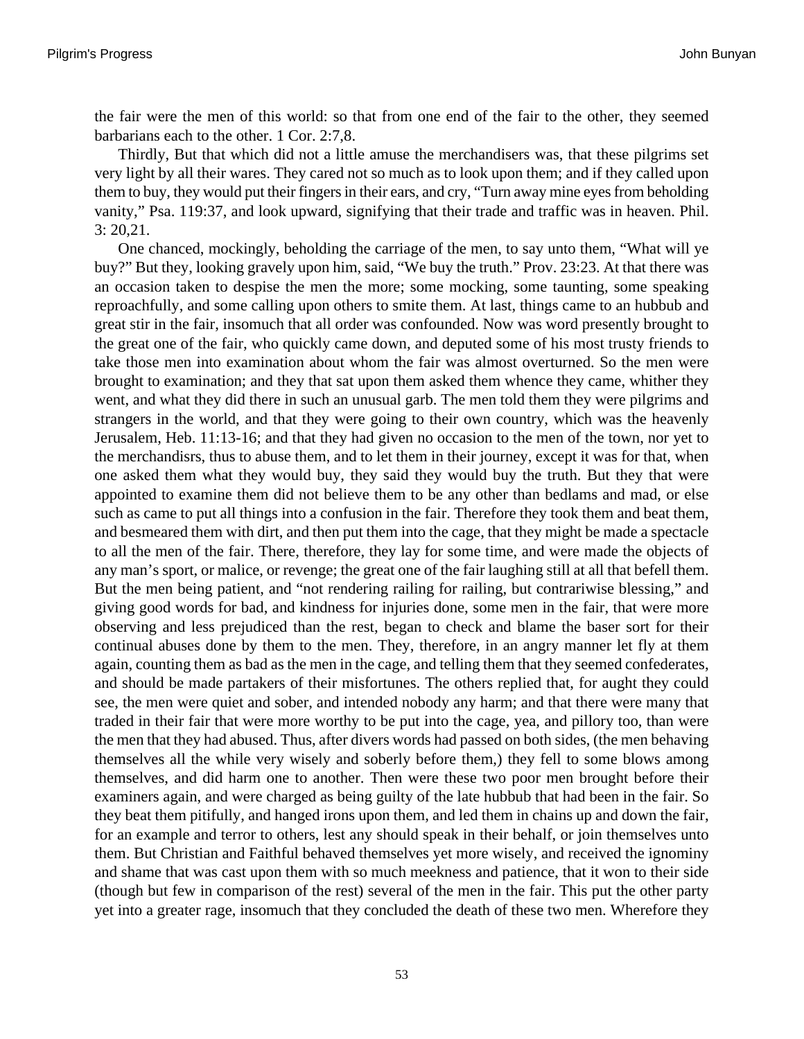the fair were the men of this world: so that from one end of the fair to the other, they seemed barbarians each to the other. 1 Cor. 2:7,8.

Thirdly, But that which did not a little amuse the merchandisers was, that these pilgrims set very light by all their wares. They cared not so much as to look upon them; and if they called upon them to buy, they would put their fingers in their ears, and cry, “Turn away mine eyes from beholding vanity,” Psa. 119:37, and look upward, signifying that their trade and traffic was in heaven. Phil. 3: 20,21.

One chanced, mockingly, beholding the carriage of the men, to say unto them, “What will ye buy?” But they, looking gravely upon him, said, “We buy the truth.” Prov. 23:23. At that there was an occasion taken to despise the men the more; some mocking, some taunting, some speaking reproachfully, and some calling upon others to smite them. At last, things came to an hubbub and great stir in the fair, insomuch that all order was confounded. Now was word presently brought to the great one of the fair, who quickly came down, and deputed some of his most trusty friends to take those men into examination about whom the fair was almost overturned. So the men were brought to examination; and they that sat upon them asked them whence they came, whither they went, and what they did there in such an unusual garb. The men told them they were pilgrims and strangers in the world, and that they were going to their own country, which was the heavenly Jerusalem, Heb. 11:13-16; and that they had given no occasion to the men of the town, nor yet to the merchandisrs, thus to abuse them, and to let them in their journey, except it was for that, when one asked them what they would buy, they said they would buy the truth. But they that were appointed to examine them did not believe them to be any other than bedlams and mad, or else such as came to put all things into a confusion in the fair. Therefore they took them and beat them, and besmeared them with dirt, and then put them into the cage, that they might be made a spectacle to all the men of the fair. There, therefore, they lay for some time, and were made the objects of any man’s sport, or malice, or revenge; the great one of the fair laughing still at all that befell them. But the men being patient, and “not rendering railing for railing, but contrariwise blessing,” and giving good words for bad, and kindness for injuries done, some men in the fair, that were more observing and less prejudiced than the rest, began to check and blame the baser sort for their continual abuses done by them to the men. They, therefore, in an angry manner let fly at them again, counting them as bad as the men in the cage, and telling them that they seemed confederates, and should be made partakers of their misfortunes. The others replied that, for aught they could see, the men were quiet and sober, and intended nobody any harm; and that there were many that traded in their fair that were more worthy to be put into the cage, yea, and pillory too, than were the men that they had abused. Thus, after divers words had passed on both sides, (the men behaving themselves all the while very wisely and soberly before them,) they fell to some blows among themselves, and did harm one to another. Then were these two poor men brought before their examiners again, and were charged as being guilty of the late hubbub that had been in the fair. So they beat them pitifully, and hanged irons upon them, and led them in chains up and down the fair, for an example and terror to others, lest any should speak in their behalf, or join themselves unto them. But Christian and Faithful behaved themselves yet more wisely, and received the ignominy and shame that was cast upon them with so much meekness and patience, that it won to their side (though but few in comparison of the rest) several of the men in the fair. This put the other party yet into a greater rage, insomuch that they concluded the death of these two men. Wherefore they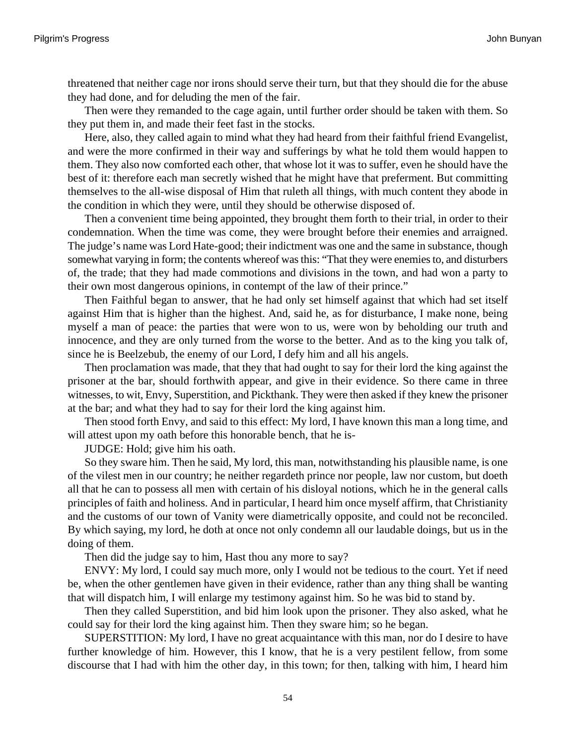threatened that neither cage nor irons should serve their turn, but that they should die for the abuse they had done, and for deluding the men of the fair.

Then were they remanded to the cage again, until further order should be taken with them. So they put them in, and made their feet fast in the stocks.

Here, also, they called again to mind what they had heard from their faithful friend Evangelist, and were the more confirmed in their way and sufferings by what he told them would happen to them. They also now comforted each other, that whose lot it was to suffer, even he should have the best of it: therefore each man secretly wished that he might have that preferment. But committing themselves to the all-wise disposal of Him that ruleth all things, with much content they abode in the condition in which they were, until they should be otherwise disposed of.

Then a convenient time being appointed, they brought them forth to their trial, in order to their condemnation. When the time was come, they were brought before their enemies and arraigned. The judge's name was Lord Hate-good; their indictment was one and the same in substance, though somewhat varying in form; the contents whereof was this: "That they were enemies to, and disturbers of, the trade; that they had made commotions and divisions in the town, and had won a party to their own most dangerous opinions, in contempt of the law of their prince."

Then Faithful began to answer, that he had only set himself against that which had set itself against Him that is higher than the highest. And, said he, as for disturbance, I make none, being myself a man of peace: the parties that were won to us, were won by beholding our truth and innocence, and they are only turned from the worse to the better. And as to the king you talk of, since he is Beelzebub, the enemy of our Lord, I defy him and all his angels.

Then proclamation was made, that they that had ought to say for their lord the king against the prisoner at the bar, should forthwith appear, and give in their evidence. So there came in three witnesses, to wit, Envy, Superstition, and Pickthank. They were then asked if they knew the prisoner at the bar; and what they had to say for their lord the king against him.

Then stood forth Envy, and said to this effect: My lord, I have known this man a long time, and will attest upon my oath before this honorable bench, that he is-

JUDGE: Hold; give him his oath.

So they sware him. Then he said, My lord, this man, notwithstanding his plausible name, is one of the vilest men in our country; he neither regardeth prince nor people, law nor custom, but doeth all that he can to possess all men with certain of his disloyal notions, which he in the general calls principles of faith and holiness. And in particular, I heard him once myself affirm, that Christianity and the customs of our town of Vanity were diametrically opposite, and could not be reconciled. By which saying, my lord, he doth at once not only condemn all our laudable doings, but us in the doing of them.

Then did the judge say to him, Hast thou any more to say?

ENVY: My lord, I could say much more, only I would not be tedious to the court. Yet if need be, when the other gentlemen have given in their evidence, rather than any thing shall be wanting that will dispatch him, I will enlarge my testimony against him. So he was bid to stand by.

Then they called Superstition, and bid him look upon the prisoner. They also asked, what he could say for their lord the king against him. Then they sware him; so he began.

SUPERSTITION: My lord, I have no great acquaintance with this man, nor do I desire to have further knowledge of him. However, this I know, that he is a very pestilent fellow, from some discourse that I had with him the other day, in this town; for then, talking with him, I heard him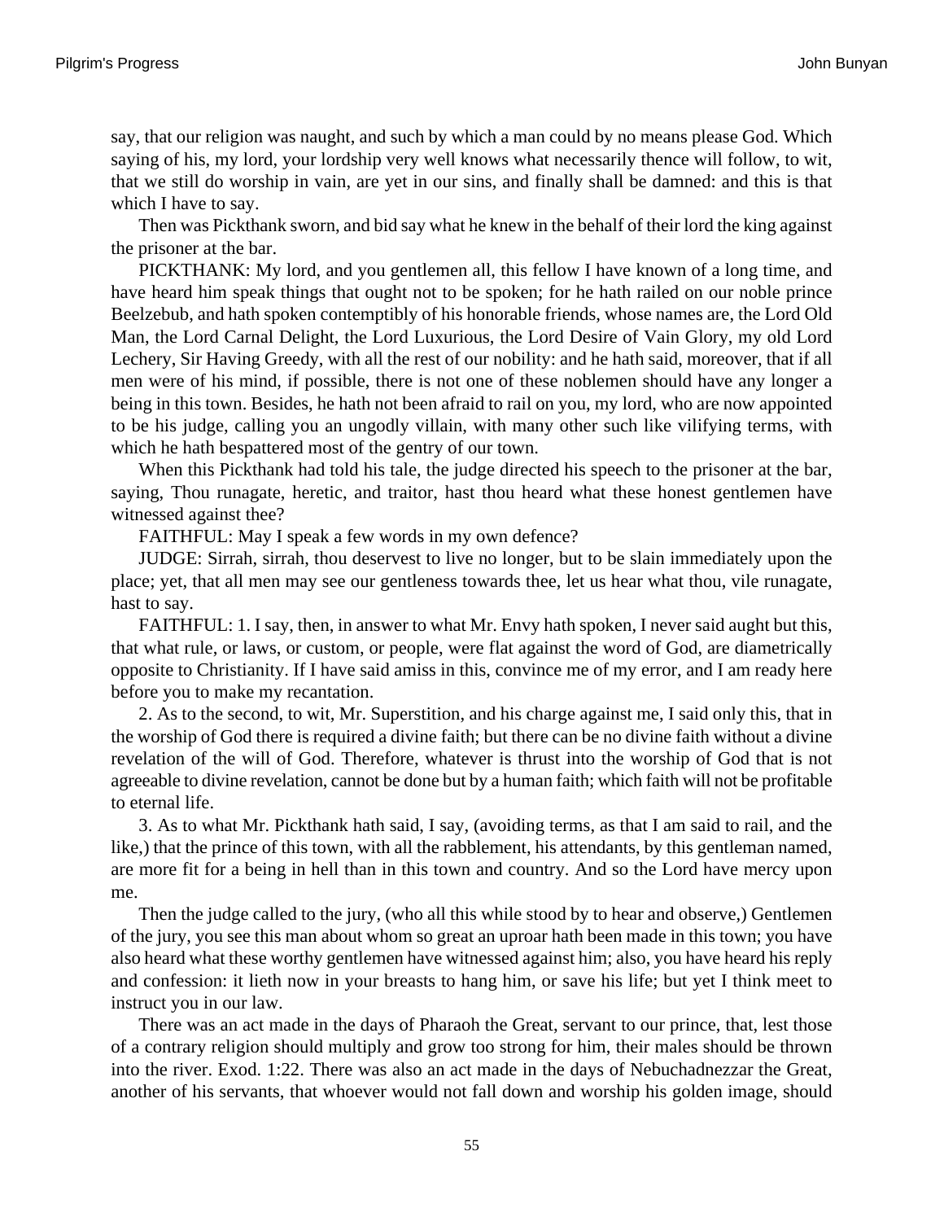say, that our religion was naught, and such by which a man could by no means please God. Which saying of his, my lord, your lordship very well knows what necessarily thence will follow, to wit, that we still do worship in vain, are yet in our sins, and finally shall be damned: and this is that which I have to say.

Then was Pickthank sworn, and bid say what he knew in the behalf of their lord the king against the prisoner at the bar.

PICKTHANK: My lord, and you gentlemen all, this fellow I have known of a long time, and have heard him speak things that ought not to be spoken; for he hath railed on our noble prince Beelzebub, and hath spoken contemptibly of his honorable friends, whose names are, the Lord Old Man, the Lord Carnal Delight, the Lord Luxurious, the Lord Desire of Vain Glory, my old Lord Lechery, Sir Having Greedy, with all the rest of our nobility: and he hath said, moreover, that if all men were of his mind, if possible, there is not one of these noblemen should have any longer a being in this town. Besides, he hath not been afraid to rail on you, my lord, who are now appointed to be his judge, calling you an ungodly villain, with many other such like vilifying terms, with which he hath bespattered most of the gentry of our town.

When this Pickthank had told his tale, the judge directed his speech to the prisoner at the bar, saying, Thou runagate, heretic, and traitor, hast thou heard what these honest gentlemen have witnessed against thee?

FAITHFUL: May I speak a few words in my own defence?

JUDGE: Sirrah, sirrah, thou deservest to live no longer, but to be slain immediately upon the place; yet, that all men may see our gentleness towards thee, let us hear what thou, vile runagate, hast to say.

FAITHFUL: 1. I say, then, in answer to what Mr. Envy hath spoken, I never said aught but this, that what rule, or laws, or custom, or people, were flat against the word of God, are diametrically opposite to Christianity. If I have said amiss in this, convince me of my error, and I am ready here before you to make my recantation.

2. As to the second, to wit, Mr. Superstition, and his charge against me, I said only this, that in the worship of God there is required a divine faith; but there can be no divine faith without a divine revelation of the will of God. Therefore, whatever is thrust into the worship of God that is not agreeable to divine revelation, cannot be done but by a human faith; which faith will not be profitable to eternal life.

3. As to what Mr. Pickthank hath said, I say, (avoiding terms, as that I am said to rail, and the like,) that the prince of this town, with all the rabblement, his attendants, by this gentleman named, are more fit for a being in hell than in this town and country. And so the Lord have mercy upon me.

Then the judge called to the jury, (who all this while stood by to hear and observe,) Gentlemen of the jury, you see this man about whom so great an uproar hath been made in this town; you have also heard what these worthy gentlemen have witnessed against him; also, you have heard his reply and confession: it lieth now in your breasts to hang him, or save his life; but yet I think meet to instruct you in our law.

There was an act made in the days of Pharaoh the Great, servant to our prince, that, lest those of a contrary religion should multiply and grow too strong for him, their males should be thrown into the river. Exod. 1:22. There was also an act made in the days of Nebuchadnezzar the Great, another of his servants, that whoever would not fall down and worship his golden image, should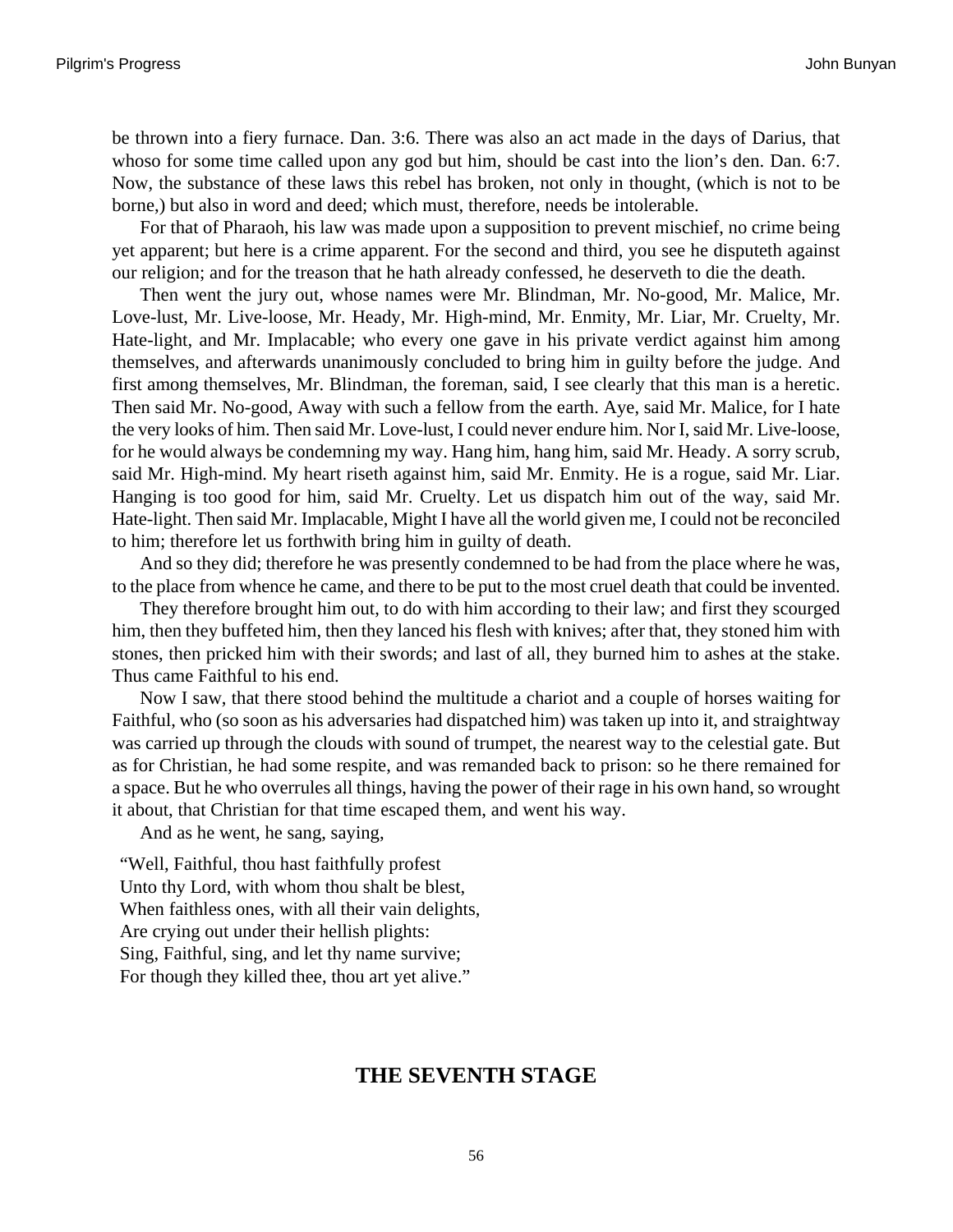be thrown into a fiery furnace. Dan. 3:6. There was also an act made in the days of Darius, that whoso for some time called upon any god but him, should be cast into the lion's den. Dan. 6:7. Now, the substance of these laws this rebel has broken, not only in thought, (which is not to be borne,) but also in word and deed; which must, therefore, needs be intolerable.

For that of Pharaoh, his law was made upon a supposition to prevent mischief, no crime being yet apparent; but here is a crime apparent. For the second and third, you see he disputeth against our religion; and for the treason that he hath already confessed, he deserveth to die the death.

Then went the jury out, whose names were Mr. Blindman, Mr. No-good, Mr. Malice, Mr. Love-lust, Mr. Live-loose, Mr. Heady, Mr. High-mind, Mr. Enmity, Mr. Liar, Mr. Cruelty, Mr. Hate-light, and Mr. Implacable; who every one gave in his private verdict against him among themselves, and afterwards unanimously concluded to bring him in guilty before the judge. And first among themselves, Mr. Blindman, the foreman, said, I see clearly that this man is a heretic. Then said Mr. No-good, Away with such a fellow from the earth. Aye, said Mr. Malice, for I hate the very looks of him. Then said Mr. Love-lust, I could never endure him. Nor I, said Mr. Live-loose, for he would always be condemning my way. Hang him, hang him, said Mr. Heady. A sorry scrub, said Mr. High-mind. My heart riseth against him, said Mr. Enmity. He is a rogue, said Mr. Liar. Hanging is too good for him, said Mr. Cruelty. Let us dispatch him out of the way, said Mr. Hate-light. Then said Mr. Implacable, Might I have all the world given me, I could not be reconciled to him; therefore let us forthwith bring him in guilty of death.

And so they did; therefore he was presently condemned to be had from the place where he was, to the place from whence he came, and there to be put to the most cruel death that could be invented.

They therefore brought him out, to do with him according to their law; and first they scourged him, then they buffeted him, then they lanced his flesh with knives; after that, they stoned him with stones, then pricked him with their swords; and last of all, they burned him to ashes at the stake. Thus came Faithful to his end.

Now I saw, that there stood behind the multitude a chariot and a couple of horses waiting for Faithful, who (so soon as his adversaries had dispatched him) was taken up into it, and straightway was carried up through the clouds with sound of trumpet, the nearest way to the celestial gate. But as for Christian, he had some respite, and was remanded back to prison: so he there remained for a space. But he who overrules all things, having the power of their rage in his own hand, so wrought it about, that Christian for that time escaped them, and went his way.

And as he went, he sang, saying,

"Well, Faithful, thou hast faithfully profest
Unto thy Lord, with whom thou shalt be blest,
When faithless ones, with all their vain delights,
Are crying out under their hellish plights:
Sing, Faithful, sing, and let thy name survive;
For though they killed thee, thou art yet alive."

## THE SEVENTH STAGE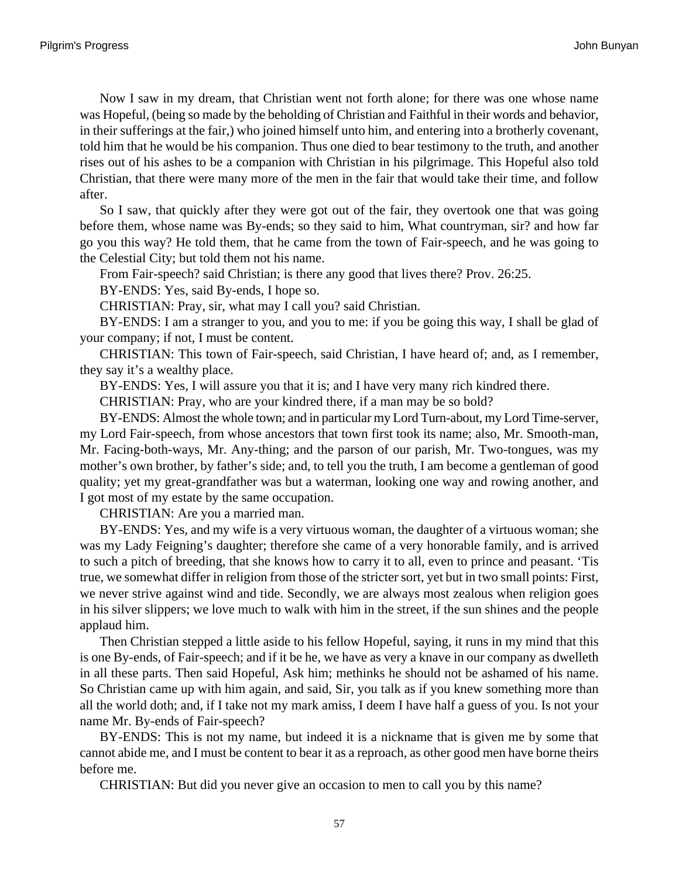Now I saw in my dream, that Christian went not forth alone; for there was one whose name was Hopeful, (being so made by the beholding of Christian and Faithful in their words and behavior, in their sufferings at the fair,) who joined himself unto him, and entering into a brotherly covenant, told him that he would be his companion. Thus one died to bear testimony to the truth, and another rises out of his ashes to be a companion with Christian in his pilgrimage. This Hopeful also told Christian, that there were many more of the men in the fair that would take their time, and follow after.

So I saw, that quickly after they were got out of the fair, they overtook one that was going before them, whose name was By-ends; so they said to him, What countryman, sir? and how far go you this way? He told them, that he came from the town of Fair-speech, and he was going to the Celestial City; but told them not his name.

From Fair-speech? said Christian; is there any good that lives there? Prov. 26:25.

BY-ENDS: Yes, said By-ends, I hope so.

CHRISTIAN: Pray, sir, what may I call you? said Christian.

BY-ENDS: I am a stranger to you, and you to me: if you be going this way, I shall be glad of your company; if not, I must be content.

CHRISTIAN: This town of Fair-speech, said Christian, I have heard of; and, as I remember, they say it's a wealthy place.

BY-ENDS: Yes, I will assure you that it is; and I have very many rich kindred there.

CHRISTIAN: Pray, who are your kindred there, if a man may be so bold?

BY-ENDS: Almost the whole town; and in particular my Lord Turn-about, my Lord Time-server, my Lord Fair-speech, from whose ancestors that town first took its name; also, Mr. Smooth-man, Mr. Facing-both-ways, Mr. Any-thing; and the parson of our parish, Mr. Two-tongues, was my mother's own brother, by father's side; and, to tell you the truth, I am become a gentleman of good quality; yet my great-grandfather was but a waterman, looking one way and rowing another, and I got most of my estate by the same occupation.

CHRISTIAN: Are you a married man.

BY-ENDS: Yes, and my wife is a very virtuous woman, the daughter of a virtuous woman; she was my Lady Feigning's daughter; therefore she came of a very honorable family, and is arrived to such a pitch of breeding, that she knows how to carry it to all, even to prince and peasant. 'Tis true, we somewhat differ in religion from those of the stricter sort, yet but in two small points: First, we never strive against wind and tide. Secondly, we are always most zealous when religion goes in his silver slippers; we love much to walk with him in the street, if the sun shines and the people applaud him.

Then Christian stepped a little aside to his fellow Hopeful, saying, it runs in my mind that this is one By-ends, of Fair-speech; and if it be he, we have as very a knave in our company as dwelleth in all these parts. Then said Hopeful, Ask him; methinks he should not be ashamed of his name. So Christian came up with him again, and said, Sir, you talk as if you knew something more than all the world doth; and, if I take not my mark amiss, I deem I have half a guess of you. Is not your name Mr. By-ends of Fair-speech?

BY-ENDS: This is not my name, but indeed it is a nickname that is given me by some that cannot abide me, and I must be content to bear it as a reproach, as other good men have borne theirs before me.

CHRISTIAN: But did you never give an occasion to men to call you by this name?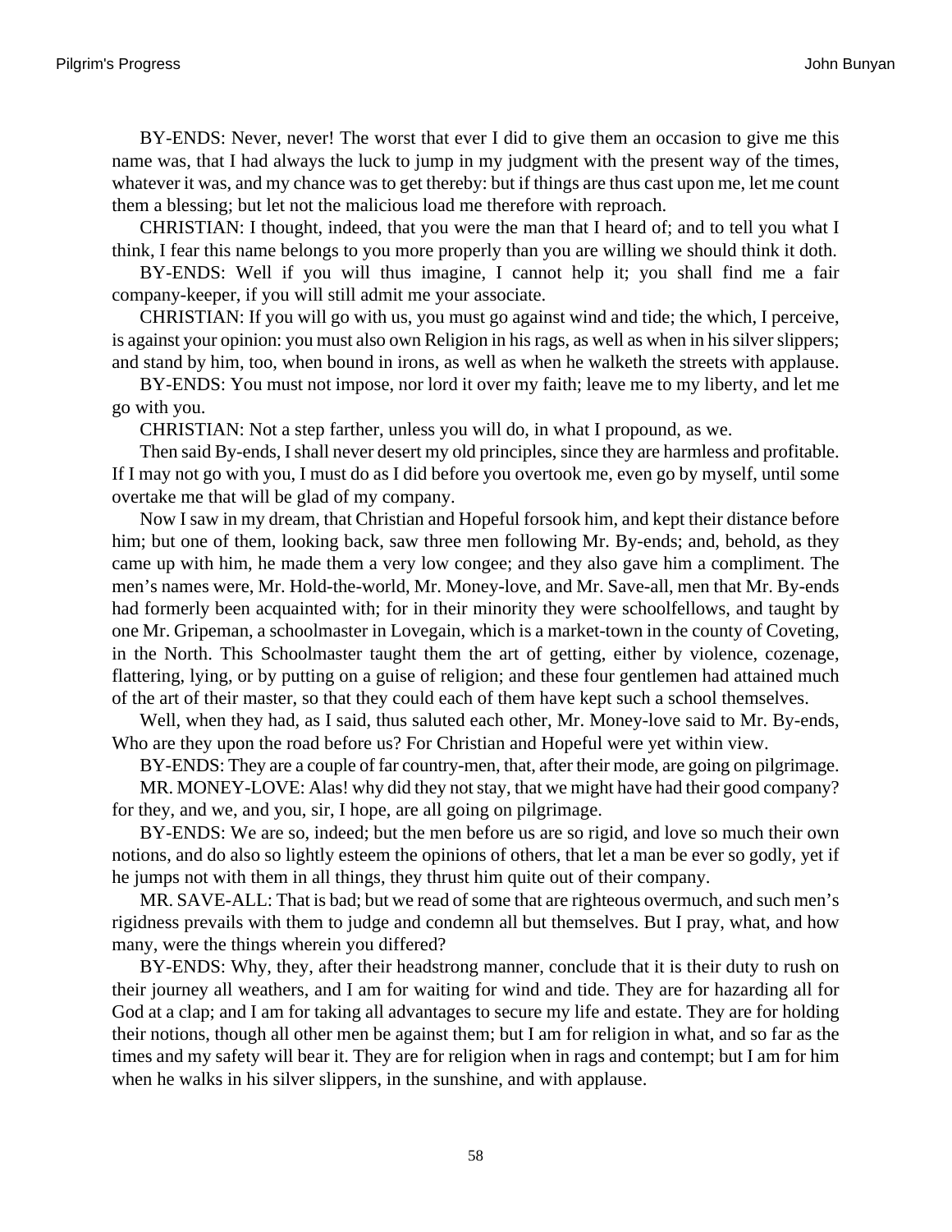BY-ENDS: Never, never! The worst that ever I did to give them an occasion to give me this name was, that I had always the luck to jump in my judgment with the present way of the times, whatever it was, and my chance was to get thereby: but if things are thus cast upon me, let me count them a blessing; but let not the malicious load me therefore with reproach.

CHRISTIAN: I thought, indeed, that you were the man that I heard of; and to tell you what I think, I fear this name belongs to you more properly than you are willing we should think it doth.

BY-ENDS: Well if you will thus imagine, I cannot help it; you shall find me a fair company-keeper, if you will still admit me your associate.

CHRISTIAN: If you will go with us, you must go against wind and tide; the which, I perceive, is against your opinion: you must also own Religion in his rags, as well as when in his silver slippers; and stand by him, too, when bound in irons, as well as when he walketh the streets with applause.

BY-ENDS: You must not impose, nor lord it over my faith; leave me to my liberty, and let me go with you.

CHRISTIAN: Not a step farther, unless you will do, in what I propound, as we.

Then said By-ends, I shall never desert my old principles, since they are harmless and profitable. If I may not go with you, I must do as I did before you overtook me, even go by myself, until some overtake me that will be glad of my company.

Now I saw in my dream, that Christian and Hopeful forsook him, and kept their distance before him; but one of them, looking back, saw three men following Mr. By-ends; and, behold, as they came up with him, he made them a very low congee; and they also gave him a compliment. The men's names were, Mr. Hold-the-world, Mr. Money-love, and Mr. Save-all, men that Mr. By-ends had formerly been acquainted with; for in their minority they were schoolfellows, and taught by one Mr. Gripeman, a schoolmaster in Lovegain, which is a market-town in the county of Coveting, in the North. This Schoolmaster taught them the art of getting, either by violence, cozenage, flattering, lying, or by putting on a guise of religion; and these four gentlemen had attained much of the art of their master, so that they could each of them have kept such a school themselves.

Well, when they had, as I said, thus saluted each other, Mr. Money-love said to Mr. By-ends, Who are they upon the road before us? For Christian and Hopeful were yet within view.

BY-ENDS: They are a couple of far country-men, that, after their mode, are going on pilgrimage.

MR. MONEY-LOVE: Alas! why did they not stay, that we might have had their good company? for they, and we, and you, sir, I hope, are all going on pilgrimage.

BY-ENDS: We are so, indeed; but the men before us are so rigid, and love so much their own notions, and do also so lightly esteem the opinions of others, that let a man be ever so godly, yet if he jumps not with them in all things, they thrust him quite out of their company.

MR. SAVE-ALL: That is bad; but we read of some that are righteous overmuch, and such men's rigidness prevails with them to judge and condemn all but themselves. But I pray, what, and how many, were the things wherein you differed?

BY-ENDS: Why, they, after their headstrong manner, conclude that it is their duty to rush on their journey all weathers, and I am for waiting for wind and tide. They are for hazarding all for God at a clap; and I am for taking all advantages to secure my life and estate. They are for holding their notions, though all other men be against them; but I am for religion in what, and so far as the times and my safety will bear it. They are for religion when in rags and contempt; but I am for him when he walks in his silver slippers, in the sunshine, and with applause.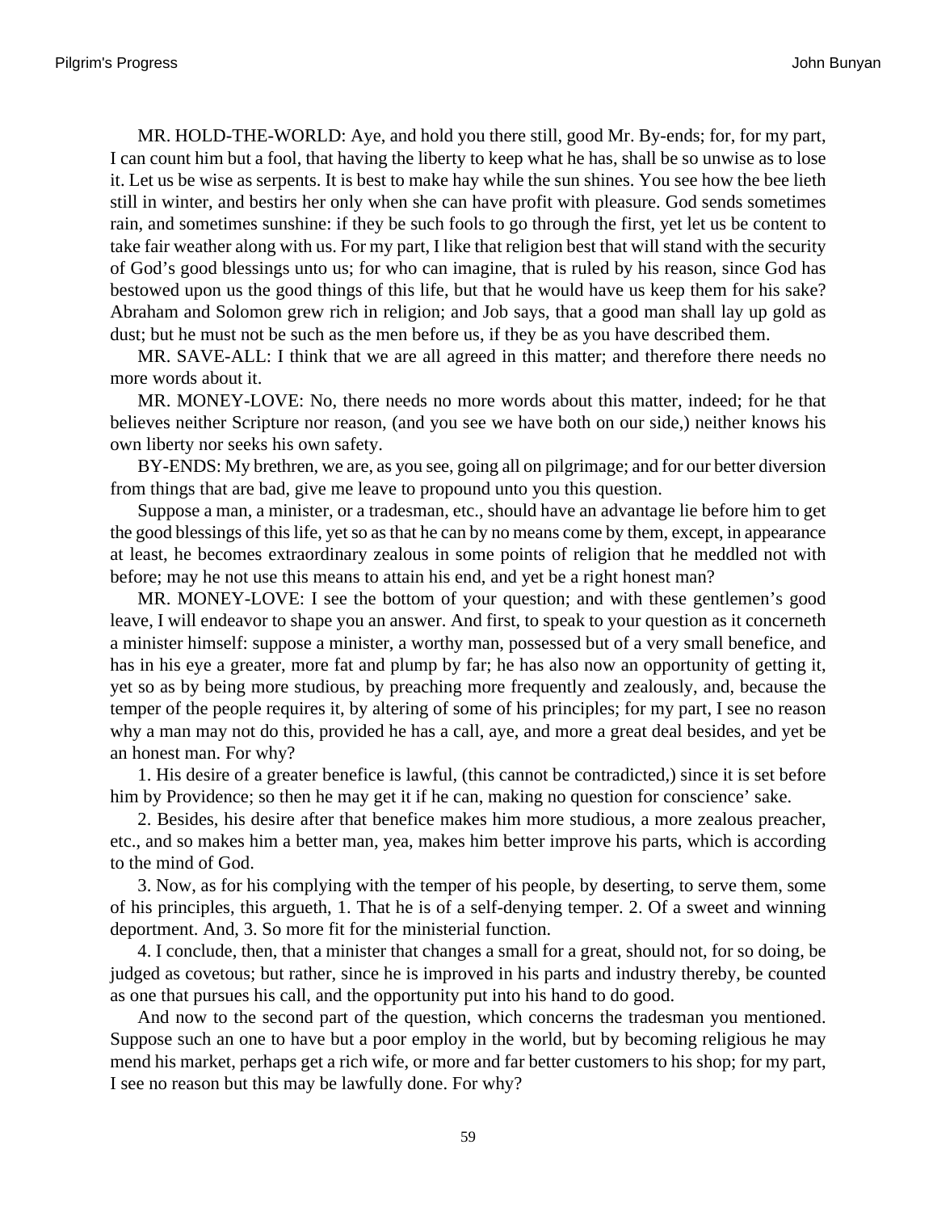MR. HOLD-THE-WORLD: Aye, and hold you there still, good Mr. By-ends; for, for my part, I can count him but a fool, that having the liberty to keep what he has, shall be so unwise as to lose it. Let us be wise as serpents. It is best to make hay while the sun shines. You see how the bee lieth still in winter, and bestirs her only when she can have profit with pleasure. God sends sometimes rain, and sometimes sunshine: if they be such fools to go through the first, yet let us be content to take fair weather along with us. For my part, I like that religion best that will stand with the security of God's good blessings unto us; for who can imagine, that is ruled by his reason, since God has bestowed upon us the good things of this life, but that he would have us keep them for his sake? Abraham and Solomon grew rich in religion; and Job says, that a good man shall lay up gold as dust; but he must not be such as the men before us, if they be as you have described them.

MR. SAVE-ALL: I think that we are all agreed in this matter; and therefore there needs no more words about it.

MR. MONEY-LOVE: No, there needs no more words about this matter, indeed; for he that believes neither Scripture nor reason, (and you see we have both on our side,) neither knows his own liberty nor seeks his own safety.

BY-ENDS: My brethren, we are, as you see, going all on pilgrimage; and for our better diversion from things that are bad, give me leave to propound unto you this question.

Suppose a man, a minister, or a tradesman, etc., should have an advantage lie before him to get the good blessings of this life, yet so as that he can by no means come by them, except, in appearance at least, he becomes extraordinary zealous in some points of religion that he meddled not with before; may he not use this means to attain his end, and yet be a right honest man?

MR. MONEY-LOVE: I see the bottom of your question; and with these gentlemen's good leave, I will endeavor to shape you an answer. And first, to speak to your question as it concerneth a minister himself: suppose a minister, a worthy man, possessed but of a very small benefice, and has in his eye a greater, more fat and plump by far; he has also now an opportunity of getting it, yet so as by being more studious, by preaching more frequently and zealously, and, because the temper of the people requires it, by altering of some of his principles; for my part, I see no reason why a man may not do this, provided he has a call, aye, and more a great deal besides, and yet be an honest man. For why?

1. His desire of a greater benefice is lawful, (this cannot be contradicted,) since it is set before him by Providence; so then he may get it if he can, making no question for conscience' sake.

2. Besides, his desire after that benefice makes him more studious, a more zealous preacher, etc., and so makes him a better man, yea, makes him better improve his parts, which is according to the mind of God.

3. Now, as for his complying with the temper of his people, by deserting, to serve them, some of his principles, this argueth, 1. That he is of a self-denying temper. 2. Of a sweet and winning deportment. And, 3. So more fit for the ministerial function.

4. I conclude, then, that a minister that changes a small for a great, should not, for so doing, be judged as covetous; but rather, since he is improved in his parts and industry thereby, be counted as one that pursues his call, and the opportunity put into his hand to do good.

And now to the second part of the question, which concerns the tradesman you mentioned. Suppose such an one to have but a poor employ in the world, but by becoming religious he may mend his market, perhaps get a rich wife, or more and far better customers to his shop; for my part, I see no reason but this may be lawfully done. For why?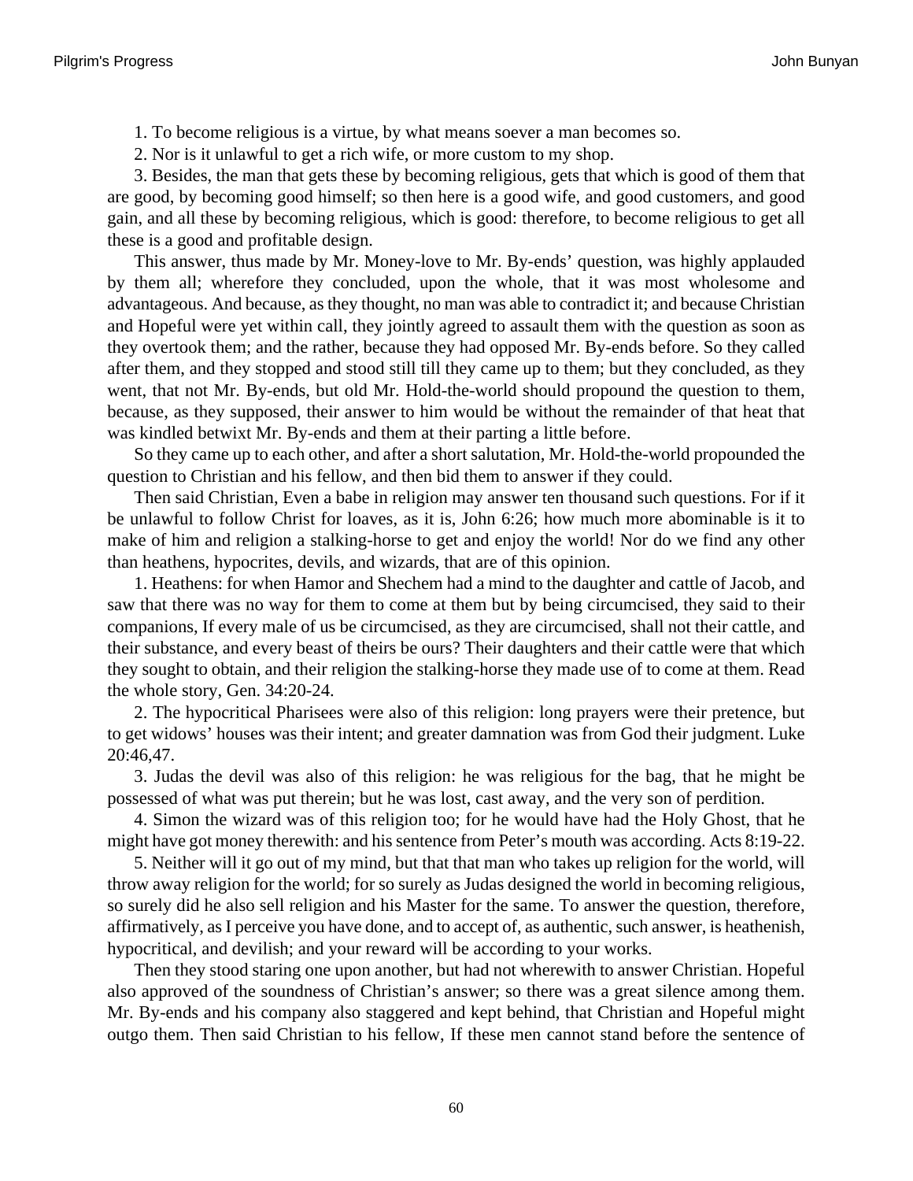1. To become religious is a virtue, by what means soever a man becomes so.

2. Nor is it unlawful to get a rich wife, or more custom to my shop.

3. Besides, the man that gets these by becoming religious, gets that which is good of them that are good, by becoming good himself; so then here is a good wife, and good customers, and good gain, and all these by becoming religious, which is good: therefore, to become religious to get all these is a good and profitable design.

This answer, thus made by Mr. Money-love to Mr. By-ends' question, was highly applauded by them all; wherefore they concluded, upon the whole, that it was most wholesome and advantageous. And because, as they thought, no man was able to contradict it; and because Christian and Hopeful were yet within call, they jointly agreed to assault them with the question as soon as they overtook them; and the rather, because they had opposed Mr. By-ends before. So they called after them, and they stopped and stood still till they came up to them; but they concluded, as they went, that not Mr. By-ends, but old Mr. Hold-the-world should propound the question to them, because, as they supposed, their answer to him would be without the remainder of that heat that was kindled betwixt Mr. By-ends and them at their parting a little before.

So they came up to each other, and after a short salutation, Mr. Hold-the-world propounded the question to Christian and his fellow, and then bid them to answer if they could.

Then said Christian, Even a babe in religion may answer ten thousand such questions. For if it be unlawful to follow Christ for loaves, as it is, John 6:26; how much more abominable is it to make of him and religion a stalking-horse to get and enjoy the world! Nor do we find any other than heathens, hypocrites, devils, and wizards, that are of this opinion.

1. Heathens: for when Hamor and Shechem had a mind to the daughter and cattle of Jacob, and saw that there was no way for them to come at them but by being circumcised, they said to their companions, If every male of us be circumcised, as they are circumcised, shall not their cattle, and their substance, and every beast of theirs be ours? Their daughters and their cattle were that which they sought to obtain, and their religion the stalking-horse they made use of to come at them. Read the whole story, Gen. 34:20-24.

2. The hypocritical Pharisees were also of this religion: long prayers were their pretence, but to get widows' houses was their intent; and greater damnation was from God their judgment. Luke 20:46,47.

3. Judas the devil was also of this religion: he was religious for the bag, that he might be possessed of what was put therein; but he was lost, cast away, and the very son of perdition.

4. Simon the wizard was of this religion too; for he would have had the Holy Ghost, that he might have got money therewith: and his sentence from Peter's mouth was according. Acts 8:19-22.

5. Neither will it go out of my mind, but that that man who takes up religion for the world, will throw away religion for the world; for so surely as Judas designed the world in becoming religious, so surely did he also sell religion and his Master for the same. To answer the question, therefore, affirmatively, as I perceive you have done, and to accept of, as authentic, such answer, is heathenish, hypocritical, and devilish; and your reward will be according to your works.

Then they stood staring one upon another, but had not wherewith to answer Christian. Hopeful also approved of the soundness of Christian's answer; so there was a great silence among them. Mr. By-ends and his company also staggered and kept behind, that Christian and Hopeful might outgo them. Then said Christian to his fellow, If these men cannot stand before the sentence of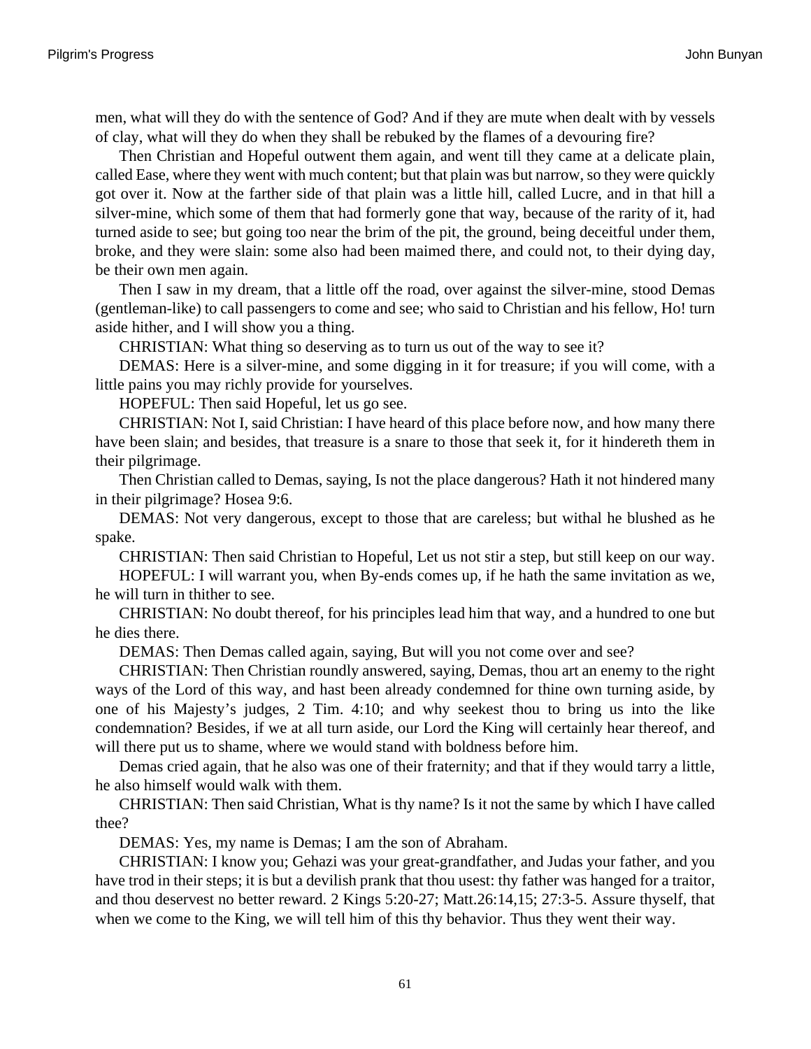men, what will they do with the sentence of God? And if they are mute when dealt with by vessels of clay, what will they do when they shall be rebuked by the flames of a devouring fire?

Then Christian and Hopeful outwent them again, and went till they came at a delicate plain, called Ease, where they went with much content; but that plain was but narrow, so they were quickly got over it. Now at the farther side of that plain was a little hill, called Lucre, and in that hill a silver-mine, which some of them that had formerly gone that way, because of the rarity of it, had turned aside to see; but going too near the brim of the pit, the ground, being deceitful under them, broke, and they were slain: some also had been maimed there, and could not, to their dying day, be their own men again.

Then I saw in my dream, that a little off the road, over against the silver-mine, stood Demas (gentleman-like) to call passengers to come and see; who said to Christian and his fellow, Ho! turn aside hither, and I will show you a thing.

CHRISTIAN: What thing so deserving as to turn us out of the way to see it?

DEMAS: Here is a silver-mine, and some digging in it for treasure; if you will come, with a little pains you may richly provide for yourselves.

HOPEFUL: Then said Hopeful, let us go see.

CHRISTIAN: Not I, said Christian: I have heard of this place before now, and how many there have been slain; and besides, that treasure is a snare to those that seek it, for it hindereth them in their pilgrimage.

Then Christian called to Demas, saying, Is not the place dangerous? Hath it not hindered many in their pilgrimage? Hosea 9:6.

DEMAS: Not very dangerous, except to those that are careless; but withal he blushed as he spake.

CHRISTIAN: Then said Christian to Hopeful, Let us not stir a step, but still keep on our way.

HOPEFUL: I will warrant you, when By-ends comes up, if he hath the same invitation as we, he will turn in thither to see.

CHRISTIAN: No doubt thereof, for his principles lead him that way, and a hundred to one but he dies there.

DEMAS: Then Demas called again, saying, But will you not come over and see?

CHRISTIAN: Then Christian roundly answered, saying, Demas, thou art an enemy to the right ways of the Lord of this way, and hast been already condemned for thine own turning aside, by one of his Majesty's judges, 2 Tim. 4:10; and why seekest thou to bring us into the like condemnation? Besides, if we at all turn aside, our Lord the King will certainly hear thereof, and will there put us to shame, where we would stand with boldness before him.

Demas cried again, that he also was one of their fraternity; and that if they would tarry a little, he also himself would walk with them.

CHRISTIAN: Then said Christian, What is thy name? Is it not the same by which I have called thee?

DEMAS: Yes, my name is Demas; I am the son of Abraham.

CHRISTIAN: I know you; Gehazi was your great-grandfather, and Judas your father, and you have trod in their steps; it is but a devilish prank that thou usest: thy father was hanged for a traitor, and thou deservest no better reward. 2 Kings 5:20-27; Matt.26:14,15; 27:3-5. Assure thyself, that when we come to the King, we will tell him of this thy behavior. Thus they went their way.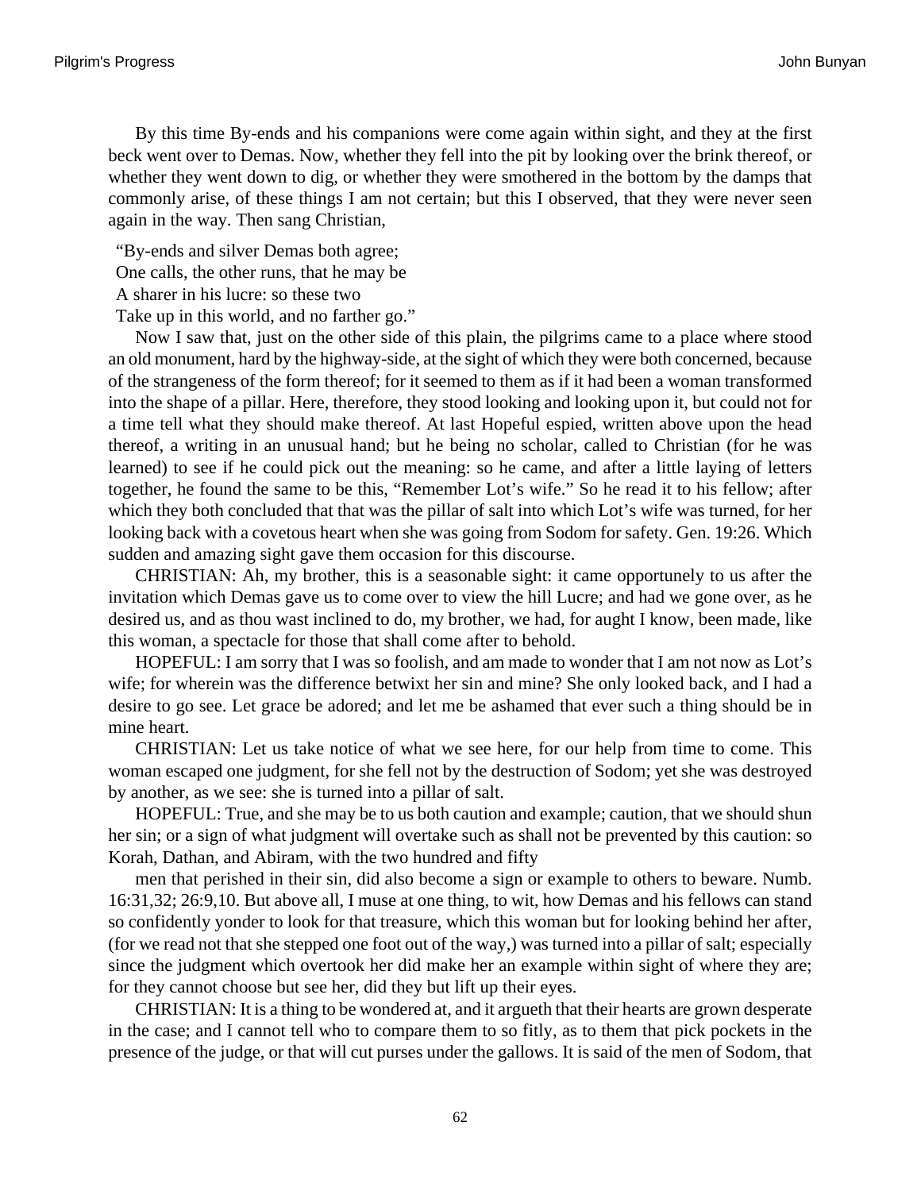By this time By-ends and his companions were come again within sight, and they at the first beck went over to Demas. Now, whether they fell into the pit by looking over the brink thereof, or whether they went down to dig, or whether they were smothered in the bottom by the damps that commonly arise, of these things I am not certain; but this I observed, that they were never seen again in the way. Then sang Christian,

"By-ends and silver Demas both agree;  
One calls, the other runs, that he may be  
A sharer in his lucre: so these two  
Take up in this world, and no farther go."

Now I saw that, just on the other side of this plain, the pilgrims came to a place where stood an old monument, hard by the highway-side, at the sight of which they were both concerned, because of the strangeness of the form thereof; for it seemed to them as if it had been a woman transformed into the shape of a pillar. Here, therefore, they stood looking and looking upon it, but could not for a time tell what they should make thereof. At last Hopeful espied, written above upon the head thereof, a writing in an unusual hand; but he being no scholar, called to Christian (for he was learned) to see if he could pick out the meaning: so he came, and after a little laying of letters together, he found the same to be this, "Remember Lot's wife." So he read it to his fellow; after which they both concluded that that was the pillar of salt into which Lot's wife was turned, for her looking back with a covetous heart when she was going from Sodom for safety. Gen. 19:26. Which sudden and amazing sight gave them occasion for this discourse.

CHRISTIAN: Ah, my brother, this is a seasonable sight: it came opportunely to us after the invitation which Demas gave us to come over to view the hill Lucre; and had we gone over, as he desired us, and as thou wast inclined to do, my brother, we had, for aught I know, been made, like this woman, a spectacle for those that shall come after to behold.

HOPEFUL: I am sorry that I was so foolish, and am made to wonder that I am not now as Lot's wife; for wherein was the difference betwixt her sin and mine? She only looked back, and I had a desire to go see. Let grace be adored; and let me be ashamed that ever such a thing should be in mine heart.

CHRISTIAN: Let us take notice of what we see here, for our help from time to come. This woman escaped one judgment, for she fell not by the destruction of Sodom; yet she was destroyed by another, as we see: she is turned into a pillar of salt.

HOPEFUL: True, and she may be to us both caution and example; caution, that we should shun her sin; or a sign of what judgment will overtake such as shall not be prevented by this caution: so Korah, Dathan, and Abiram, with the two hundred and fifty men that perished in their sin, did also become a sign or example to others to beware. Numb. 16:31,32; 26:9,10. But above all, I muse at one thing, to wit, how Demas and his fellows can stand so confidently yonder to look for that treasure, which this woman but for looking behind her after, (for we read not that she stepped one foot out of the way,) was turned into a pillar of salt; especially since the judgment which overtook her did make her an example within sight of where they are; for they cannot choose but see her, did they but lift up their eyes.

CHRISTIAN: It is a thing to be wondered at, and it argueth that their hearts are grown desperate in the case; and I cannot tell who to compare them to so fitly, as to them that pick pockets in the presence of the judge, or that will cut purses under the gallows. It is said of the men of Sodom, that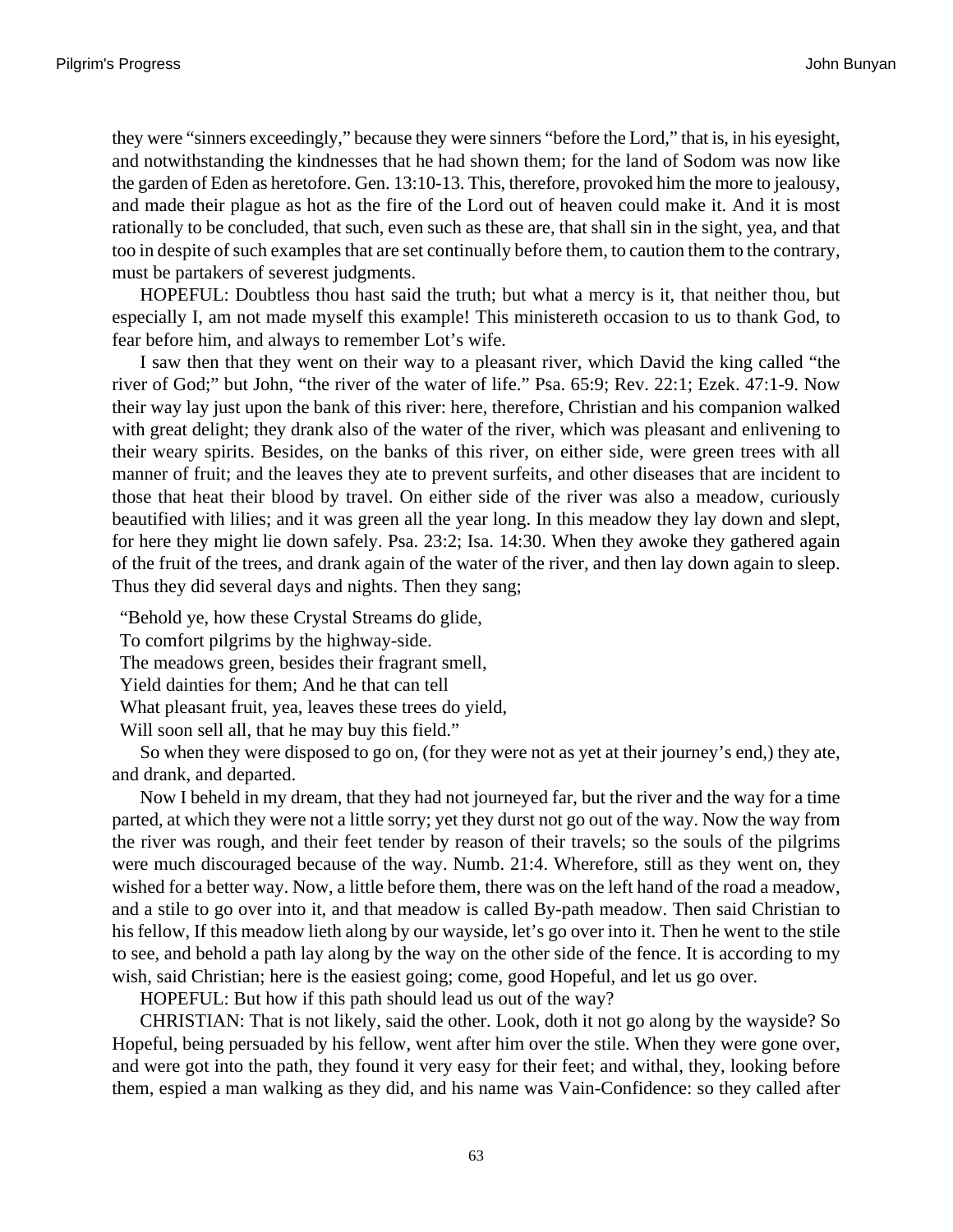they were "sinners exceedingly," because they were sinners "before the Lord," that is, in his eyesight, and notwithstanding the kindnesses that he had shown them; for the land of Sodom was now like the garden of Eden as heretofore. Gen. 13:10-13. This, therefore, provoked him the more to jealousy, and made their plague as hot as the fire of the Lord out of heaven could make it. And it is most rationally to be concluded, that such, even such as these are, that shall sin in the sight, yea, and that too in despite of such examples that are set continually before them, to caution them to the contrary, must be partakers of severest judgments.

HOPEFUL: Doubtless thou hast said the truth; but what a mercy is it, that neither thou, but especially I, am not made myself this example! This ministereth occasion to us to thank God, to fear before him, and always to remember Lot's wife.

I saw then that they went on their way to a pleasant river, which David the king called "the river of God;" but John, "the river of the water of life." Psa. 65:9; Rev. 22:1; Ezek. 47:1-9. Now their way lay just upon the bank of this river: here, therefore, Christian and his companion walked with great delight; they drank also of the water of the river, which was pleasant and enlivening to their weary spirits. Besides, on the banks of this river, on either side, were green trees with all manner of fruit; and the leaves they ate to prevent surfeits, and other diseases that are incident to those that heat their blood by travel. On either side of the river was also a meadow, curiously beautified with lilies; and it was green all the year long. In this meadow they lay down and slept, for here they might lie down safely. Psa. 23:2; Isa. 14:30. When they awoke they gathered again of the fruit of the trees, and drank again of the water of the river, and then lay down again to sleep. Thus they did several days and nights. Then they sang;

"Behold ye, how these Crystal Streams do glide,
To comfort pilgrims by the highway-side.
The meadows green, besides their fragrant smell,
Yield dainties for them; And he that can tell
What pleasant fruit, yea, leaves these trees do yield,
Will soon sell all, that he may buy this field."

So when they were disposed to go on, (for they were not as yet at their journey's end,) they ate, and drank, and departed.

Now I beheld in my dream, that they had not journeyed far, but the river and the way for a time parted, at which they were not a little sorry; yet they durst not go out of the way. Now the way from the river was rough, and their feet tender by reason of their travels; so the souls of the pilgrims were much discouraged because of the way. Numb. 21:4. Wherefore, still as they went on, they wished for a better way. Now, a little before them, there was on the left hand of the road a meadow, and a stile to go over into it, and that meadow is called By-path meadow. Then said Christian to his fellow, If this meadow lieth along by our wayside, let's go over into it. Then he went to the stile to see, and behold a path lay along by the way on the other side of the fence. It is according to my wish, said Christian; here is the easiest going; come, good Hopeful, and let us go over.

HOPEFUL: But how if this path should lead us out of the way?

CHRISTIAN: That is not likely, said the other. Look, doth it not go along by the wayside? So Hopeful, being persuaded by his fellow, went after him over the stile. When they were gone over, and were got into the path, they found it very easy for their feet; and withal, they, looking before them, espied a man walking as they did, and his name was Vain-Confidence: so they called after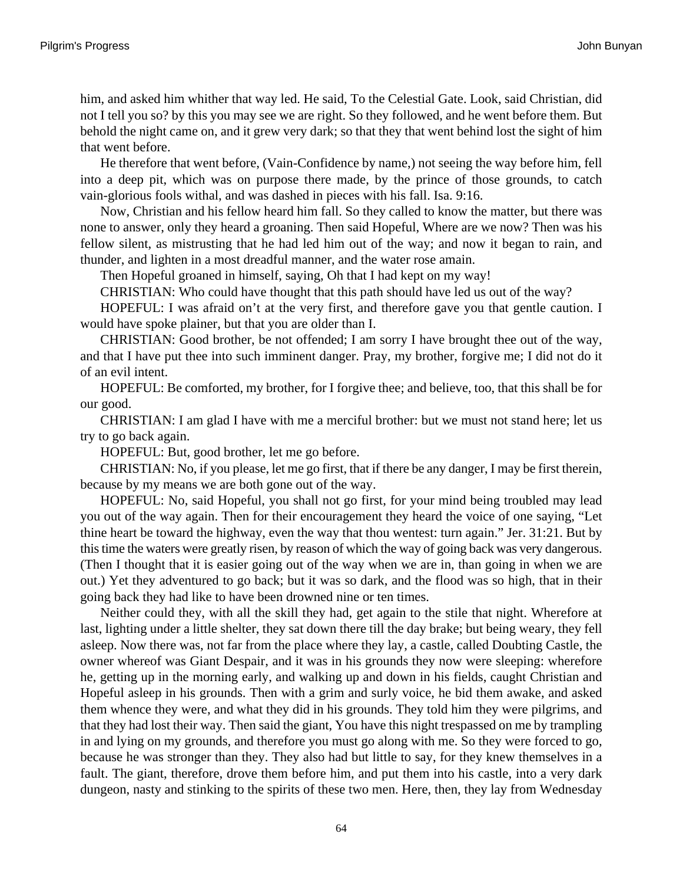him, and asked him whither that way led. He said, To the Celestial Gate. Look, said Christian, did not I tell you so? by this you may see we are right. So they followed, and he went before them. But behold the night came on, and it grew very dark; so that they that went behind lost the sight of him that went before.

He therefore that went before, (Vain-Confidence by name,) not seeing the way before him, fell into a deep pit, which was on purpose there made, by the prince of those grounds, to catch vain-glorious fools withal, and was dashed in pieces with his fall. Isa. 9:16.

Now, Christian and his fellow heard him fall. So they called to know the matter, but there was none to answer, only they heard a groaning. Then said Hopeful, Where are we now? Then was his fellow silent, as mistrusting that he had led him out of the way; and now it began to rain, and thunder, and lighten in a most dreadful manner, and the water rose amain.

Then Hopeful groaned in himself, saying, Oh that I had kept on my way!

CHRISTIAN: Who could have thought that this path should have led us out of the way?

HOPEFUL: I was afraid on't at the very first, and therefore gave you that gentle caution. I would have spoke plainer, but that you are older than I.

CHRISTIAN: Good brother, be not offended; I am sorry I have brought thee out of the way, and that I have put thee into such imminent danger. Pray, my brother, forgive me; I did not do it of an evil intent.

HOPEFUL: Be comforted, my brother, for I forgive thee; and believe, too, that this shall be for our good.

CHRISTIAN: I am glad I have with me a merciful brother: but we must not stand here; let us try to go back again.

HOPEFUL: But, good brother, let me go before.

CHRISTIAN: No, if you please, let me go first, that if there be any danger, I may be first therein, because by my means we are both gone out of the way.

HOPEFUL: No, said Hopeful, you shall not go first, for your mind being troubled may lead you out of the way again. Then for their encouragement they heard the voice of one saying, "Let thine heart be toward the highway, even the way that thou wentest: turn again." Jer. 31:21. But by this time the waters were greatly risen, by reason of which the way of going back was very dangerous. (Then I thought that it is easier going out of the way when we are in, than going in when we are out.) Yet they adventured to go back; but it was so dark, and the flood was so high, that in their going back they had like to have been drowned nine or ten times.

Neither could they, with all the skill they had, get again to the stile that night. Wherefore at last, lighting under a little shelter, they sat down there till the day brake; but being weary, they fell asleep. Now there was, not far from the place where they lay, a castle, called Doubting Castle, the owner whereof was Giant Despair, and it was in his grounds they now were sleeping: wherefore he, getting up in the morning early, and walking up and down in his fields, caught Christian and Hopeful asleep in his grounds. Then with a grim and surly voice, he bid them awake, and asked them whence they were, and what they did in his grounds. They told him they were pilgrims, and that they had lost their way. Then said the giant, You have this night trespassed on me by trampling in and lying on my grounds, and therefore you must go along with me. So they were forced to go, because he was stronger than they. They also had but little to say, for they knew themselves in a fault. The giant, therefore, drove them before him, and put them into his castle, into a very dark dungeon, nasty and stinking to the spirits of these two men. Here, then, they lay from Wednesday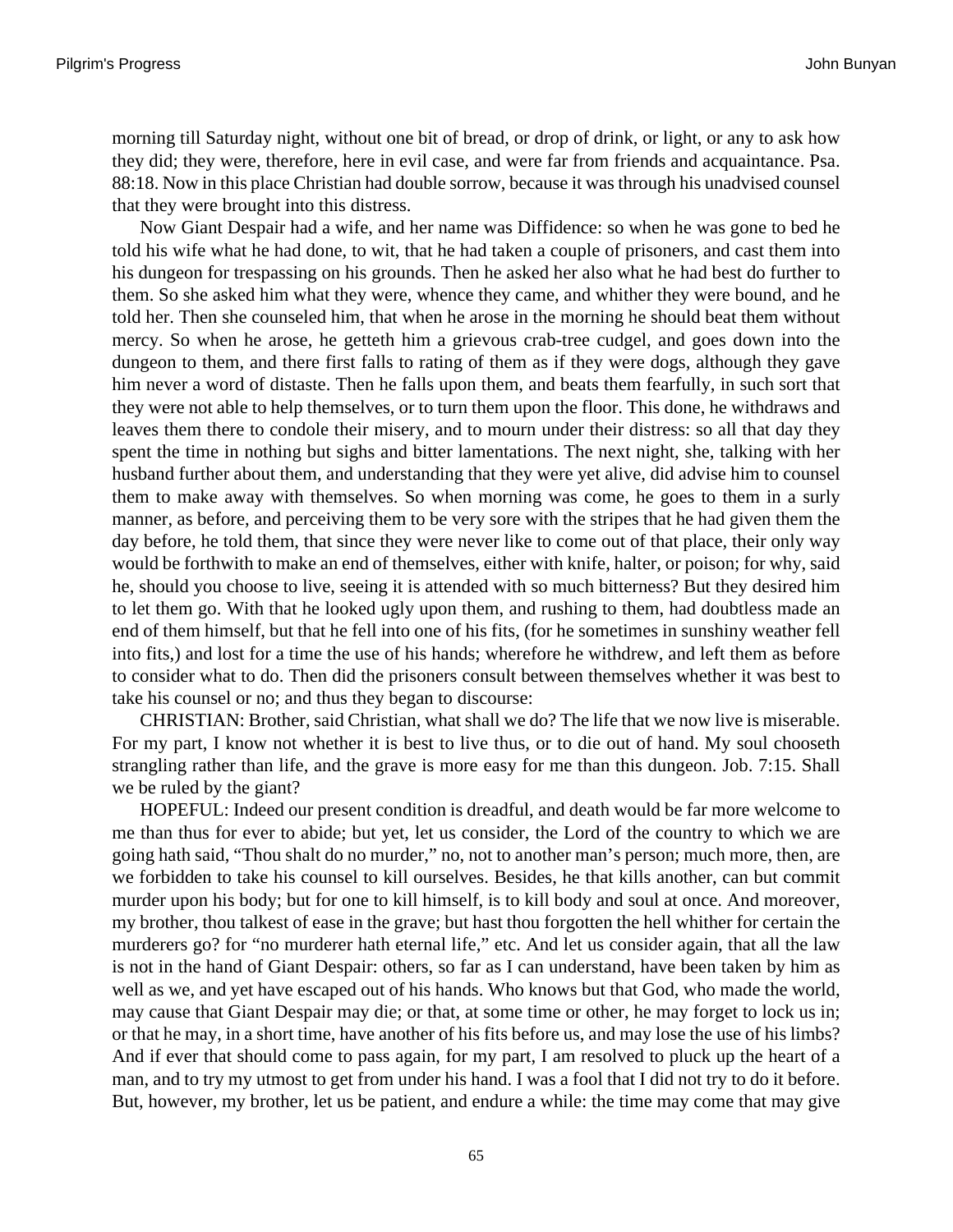morning till Saturday night, without one bit of bread, or drop of drink, or light, or any to ask how they did; they were, therefore, here in evil case, and were far from friends and acquaintance. Psa. 88:18. Now in this place Christian had double sorrow, because it was through his unadvised counsel that they were brought into this distress.

Now Giant Despair had a wife, and her name was Diffidence: so when he was gone to bed he told his wife what he had done, to wit, that he had taken a couple of prisoners, and cast them into his dungeon for trespassing on his grounds. Then he asked her also what he had best do further to them. So she asked him what they were, whence they came, and whither they were bound, and he told her. Then she counseled him, that when he arose in the morning he should beat them without mercy. So when he arose, he getteth him a grievous crab-tree cudgel, and goes down into the dungeon to them, and there first falls to rating of them as if they were dogs, although they gave him never a word of distaste. Then he falls upon them, and beats them fearfully, in such sort that they were not able to help themselves, or to turn them upon the floor. This done, he withdraws and leaves them there to condole their misery, and to mourn under their distress: so all that day they spent the time in nothing but sighs and bitter lamentations. The next night, she, talking with her husband further about them, and understanding that they were yet alive, did advise him to counsel them to make away with themselves. So when morning was come, he goes to them in a surly manner, as before, and perceiving them to be very sore with the stripes that he had given them the day before, he told them, that since they were never like to come out of that place, their only way would be forthwith to make an end of themselves, either with knife, halter, or poison; for why, said he, should you choose to live, seeing it is attended with so much bitterness? But they desired him to let them go. With that he looked ugly upon them, and rushing to them, had doubtless made an end of them himself, but that he fell into one of his fits, (for he sometimes in sunshiny weather fell into fits,) and lost for a time the use of his hands; wherefore he withdrew, and left them as before to consider what to do. Then did the prisoners consult between themselves whether it was best to take his counsel or no; and thus they began to discourse:

CHRISTIAN: Brother, said Christian, what shall we do? The life that we now live is miserable. For my part, I know not whether it is best to live thus, or to die out of hand. My soul chooseth strangling rather than life, and the grave is more easy for me than this dungeon. Job. 7:15. Shall we be ruled by the giant?

HOPEFUL: Indeed our present condition is dreadful, and death would be far more welcome to me than thus for ever to abide; but yet, let us consider, the Lord of the country to which we are going hath said, “Thou shalt do no murder,” no, not to another man’s person; much more, then, are we forbidden to take his counsel to kill ourselves. Besides, he that kills another, can but commit murder upon his body; but for one to kill himself, is to kill body and soul at once. And moreover, my brother, thou talkest of ease in the grave; but hast thou forgotten the hell whither for certain the murderers go? for “no murderer hath eternal life,” etc. And let us consider again, that all the law is not in the hand of Giant Despair: others, so far as I can understand, have been taken by him as well as we, and yet have escaped out of his hands. Who knows but that God, who made the world, may cause that Giant Despair may die; or that, at some time or other, he may forget to lock us in; or that he may, in a short time, have another of his fits before us, and may lose the use of his limbs? And if ever that should come to pass again, for my part, I am resolved to pluck up the heart of a man, and to try my utmost to get from under his hand. I was a fool that I did not try to do it before. But, however, my brother, let us be patient, and endure a while: the time may come that may give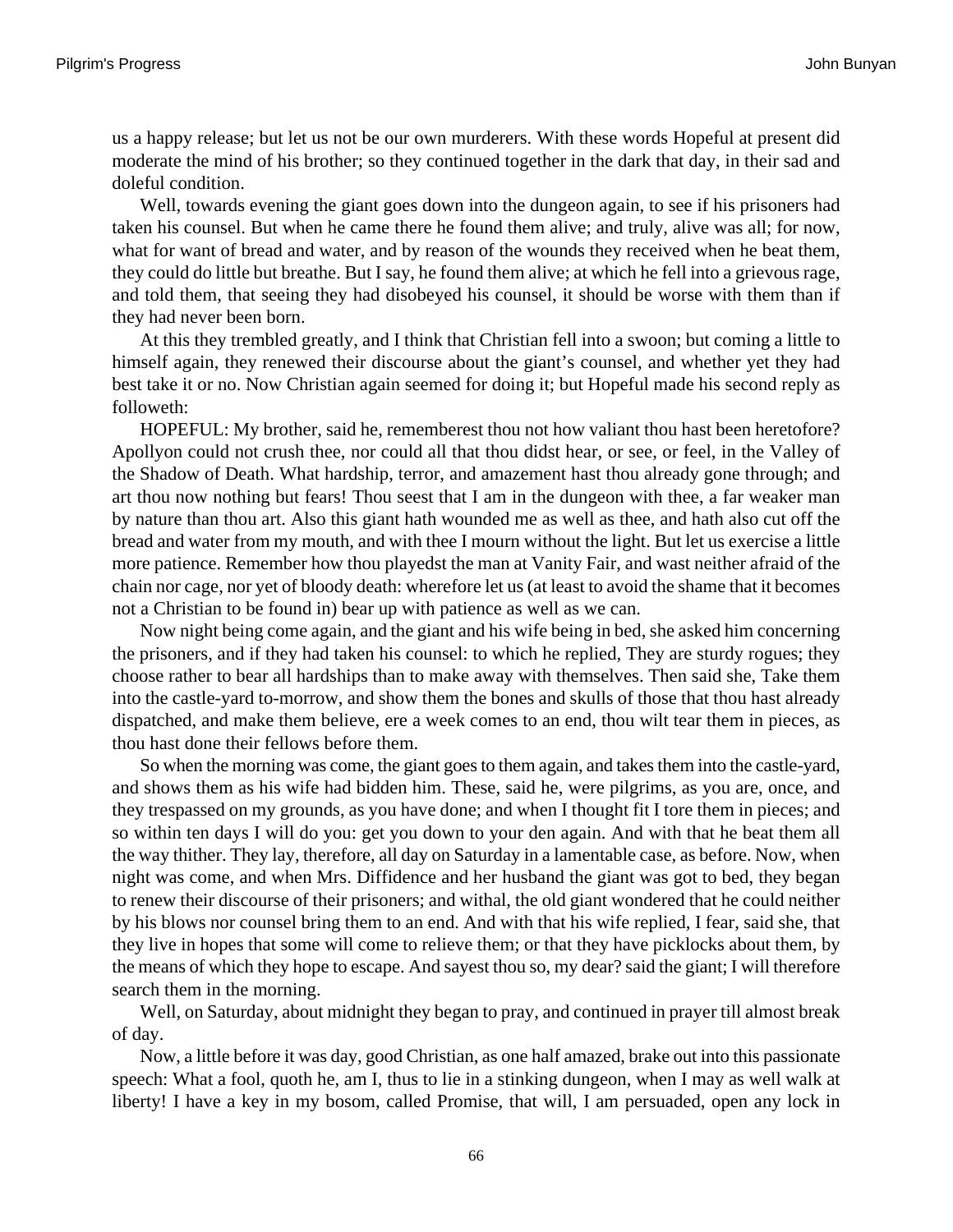us a happy release; but let us not be our own murderers. With these words Hopeful at present did moderate the mind of his brother; so they continued together in the dark that day, in their sad and doleful condition.

Well, towards evening the giant goes down into the dungeon again, to see if his prisoners had taken his counsel. But when he came there he found them alive; and truly, alive was all; for now, what for want of bread and water, and by reason of the wounds they received when he beat them, they could do little but breathe. But I say, he found them alive; at which he fell into a grievous rage, and told them, that seeing they had disobeyed his counsel, it should be worse with them than if they had never been born.

At this they trembled greatly, and I think that Christian fell into a swoon; but coming a little to himself again, they renewed their discourse about the giant's counsel, and whether yet they had best take it or no. Now Christian again seemed for doing it; but Hopeful made his second reply as followeth:

HOPEFUL: My brother, said he, rememberest thou not how valiant thou hast been heretofore? Apollyon could not crush thee, nor could all that thou didst hear, or see, or feel, in the Valley of the Shadow of Death. What hardship, terror, and amazement hast thou already gone through; and art thou now nothing but fears! Thou seest that I am in the dungeon with thee, a far weaker man by nature than thou art. Also this giant hath wounded me as well as thee, and hath also cut off the bread and water from my mouth, and with thee I mourn without the light. But let us exercise a little more patience. Remember how thou playedst the man at Vanity Fair, and wast neither afraid of the chain nor cage, nor yet of bloody death: wherefore let us (at least to avoid the shame that it becomes not a Christian to be found in) bear up with patience as well as we can.

Now night being come again, and the giant and his wife being in bed, she asked him concerning the prisoners, and if they had taken his counsel: to which he replied, They are sturdy rogues; they choose rather to bear all hardships than to make away with themselves. Then said she, Take them into the castle-yard to-morrow, and show them the bones and skulls of those that thou hast already dispatched, and make them believe, ere a week comes to an end, thou wilt tear them in pieces, as thou hast done their fellows before them.

So when the morning was come, the giant goes to them again, and takes them into the castle-yard, and shows them as his wife had bidden him. These, said he, were pilgrims, as you are, once, and they trespassed on my grounds, as you have done; and when I thought fit I tore them in pieces; and so within ten days I will do you: get you down to your den again. And with that he beat them all the way thither. They lay, therefore, all day on Saturday in a lamentable case, as before. Now, when night was come, and when Mrs. Diffidence and her husband the giant was got to bed, they began to renew their discourse of their prisoners; and withal, the old giant wondered that he could neither by his blows nor counsel bring them to an end. And with that his wife replied, I fear, said she, that they live in hopes that some will come to relieve them; or that they have picklocks about them, by the means of which they hope to escape. And sayest thou so, my dear? said the giant; I will therefore search them in the morning.

Well, on Saturday, about midnight they began to pray, and continued in prayer till almost break of day.

Now, a little before it was day, good Christian, as one half amazed, brake out into this passionate speech: What a fool, quoth he, am I, thus to lie in a stinking dungeon, when I may as well walk at liberty! I have a key in my bosom, called Promise, that will, I am persuaded, open any lock in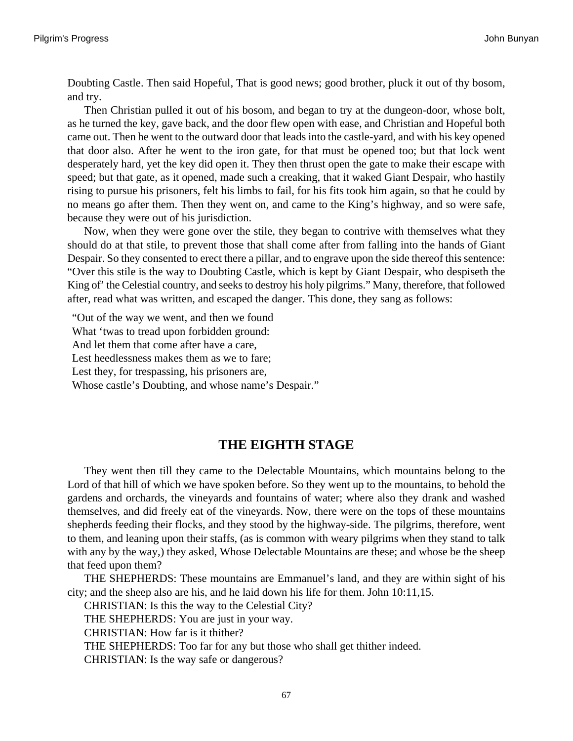Doubting Castle. Then said Hopeful, That is good news; good brother, pluck it out of thy bosom, and try.

Then Christian pulled it out of his bosom, and began to try at the dungeon-door, whose bolt, as he turned the key, gave back, and the door flew open with ease, and Christian and Hopeful both came out. Then he went to the outward door that leads into the castle-yard, and with his key opened that door also. After he went to the iron gate, for that must be opened too; but that lock went desperately hard, yet the key did open it. They then thrust open the gate to make their escape with speed; but that gate, as it opened, made such a creaking, that it waked Giant Despair, who hastily rising to pursue his prisoners, felt his limbs to fail, for his fits took him again, so that he could by no means go after them. Then they went on, and came to the King's highway, and so were safe, because they were out of his jurisdiction.

Now, when they were gone over the stile, they began to contrive with themselves what they should do at that stile, to prevent those that shall come after from falling into the hands of Giant Despair. So they consented to erect there a pillar, and to engrave upon the side thereof this sentence: "Over this stile is the way to Doubting Castle, which is kept by Giant Despair, who despiseth the King of' the Celestial country, and seeks to destroy his holy pilgrims." Many, therefore, that followed after, read what was written, and escaped the danger. This done, they sang as follows:

"Out of the way we went, and then we found  
What 'twas to tread upon forbidden ground:  
And let them that come after have a care,  
Lest heedlessness makes them as we to fare;  
Lest they, for trespassing, his prisoners are,  
Whose castle's Doubting, and whose name's Despair."

## THE EIGHTH STAGE

They went then till they came to the Delectable Mountains, which mountains belong to the Lord of that hill of which we have spoken before. So they went up to the mountains, to behold the gardens and orchards, the vineyards and fountains of water; where also they drank and washed themselves, and did freely eat of the vineyards. Now, there were on the tops of these mountains shepherds feeding their flocks, and they stood by the highway-side. The pilgrims, therefore, went to them, and leaning upon their staffs, (as is common with weary pilgrims when they stand to talk with any by the way,) they asked, Whose Delectable Mountains are these; and whose be the sheep that feed upon them?

THE SHEPHERDS: These mountains are Emmanuel's land, and they are within sight of his city; and the sheep also are his, and he laid down his life for them. John 10:11,15.

CHRISTIAN: Is this the way to the Celestial City?

THE SHEPHERDS: You are just in your way.

CHRISTIAN: How far is it thither?

THE SHEPHERDS: Too far for any but those who shall get thither indeed.

CHRISTIAN: Is the way safe or dangerous?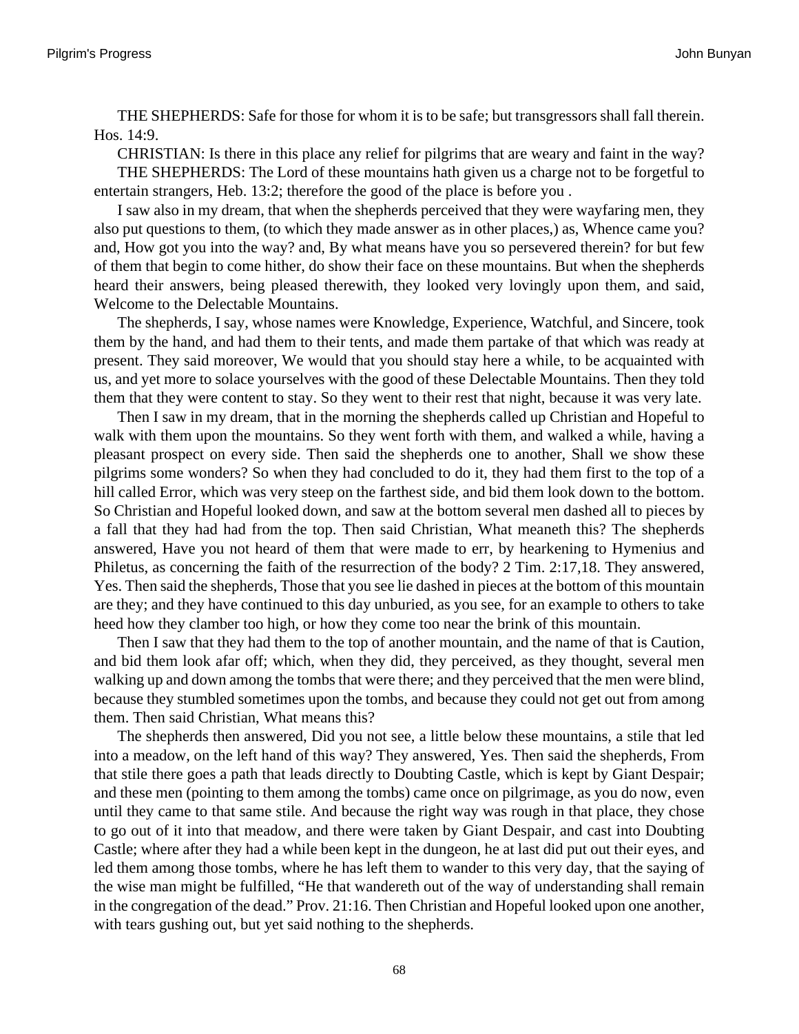THE SHEPHERDS: Safe for those for whom it is to be safe; but transgressors shall fall therein. Hos. 14:9.

CHRISTIAN: Is there in this place any relief for pilgrims that are weary and faint in the way?

THE SHEPHERDS: The Lord of these mountains hath given us a charge not to be forgetful to entertain strangers, Heb. 13:2; therefore the good of the place is before you .

I saw also in my dream, that when the shepherds perceived that they were wayfaring men, they also put questions to them, (to which they made answer as in other places,) as, Whence came you? and, How got you into the way? and, By what means have you so persevered therein? for but few of them that begin to come hither, do show their face on these mountains. But when the shepherds heard their answers, being pleased therewith, they looked very lovingly upon them, and said, Welcome to the Delectable Mountains.

The shepherds, I say, whose names were Knowledge, Experience, Watchful, and Sincere, took them by the hand, and had them to their tents, and made them partake of that which was ready at present. They said moreover, We would that you should stay here a while, to be acquainted with us, and yet more to solace yourselves with the good of these Delectable Mountains. Then they told them that they were content to stay. So they went to their rest that night, because it was very late.

Then I saw in my dream, that in the morning the shepherds called up Christian and Hopeful to walk with them upon the mountains. So they went forth with them, and walked a while, having a pleasant prospect on every side. Then said the shepherds one to another, Shall we show these pilgrims some wonders? So when they had concluded to do it, they had them first to the top of a hill called Error, which was very steep on the farthest side, and bid them look down to the bottom. So Christian and Hopeful looked down, and saw at the bottom several men dashed all to pieces by a fall that they had had from the top. Then said Christian, What meaneth this? The shepherds answered, Have you not heard of them that were made to err, by hearkening to Hymenius and Philetus, as concerning the faith of the resurrection of the body? 2 Tim. 2:17,18. They answered, Yes. Then said the shepherds, Those that you see lie dashed in pieces at the bottom of this mountain are they; and they have continued to this day unburied, as you see, for an example to others to take heed how they clamber too high, or how they come too near the brink of this mountain.

Then I saw that they had them to the top of another mountain, and the name of that is Caution, and bid them look afar off; which, when they did, they perceived, as they thought, several men walking up and down among the tombs that were there; and they perceived that the men were blind, because they stumbled sometimes upon the tombs, and because they could not get out from among them. Then said Christian, What means this?

The shepherds then answered, Did you not see, a little below these mountains, a stile that led into a meadow, on the left hand of this way? They answered, Yes. Then said the shepherds, From that stile there goes a path that leads directly to Doubting Castle, which is kept by Giant Despair; and these men (pointing to them among the tombs) came once on pilgrimage, as you do now, even until they came to that same stile. And because the right way was rough in that place, they chose to go out of it into that meadow, and there were taken by Giant Despair, and cast into Doubting Castle; where after they had a while been kept in the dungeon, he at last did put out their eyes, and led them among those tombs, where he has left them to wander to this very day, that the saying of the wise man might be fulfilled, “He that wandereth out of the way of understanding shall remain in the congregation of the dead.” Prov. 21:16. Then Christian and Hopeful looked upon one another, with tears gushing out, but yet said nothing to the shepherds.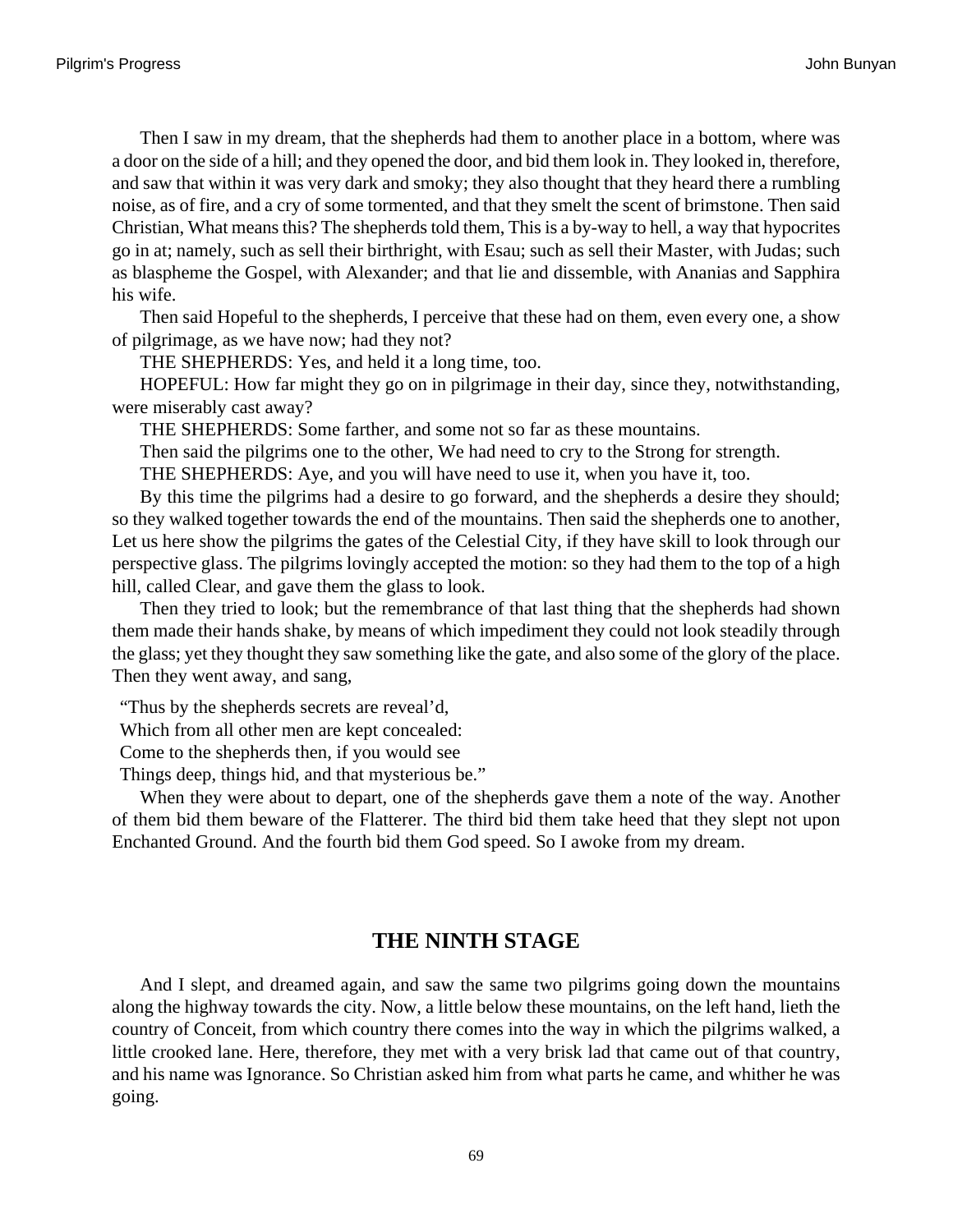Then I saw in my dream, that the shepherds had them to another place in a bottom, where was a door on the side of a hill; and they opened the door, and bid them look in. They looked in, therefore, and saw that within it was very dark and smoky; they also thought that they heard there a rumbling noise, as of fire, and a cry of some tormented, and that they smelt the scent of brimstone. Then said Christian, What means this? The shepherds told them, This is a by-way to hell, a way that hypocrites go in at; namely, such as sell their birthright, with Esau; such as sell their Master, with Judas; such as blaspheme the Gospel, with Alexander; and that lie and dissemble, with Ananias and Sapphira his wife.

Then said Hopeful to the shepherds, I perceive that these had on them, even every one, a show of pilgrimage, as we have now; had they not?

THE SHEPHERDS: Yes, and held it a long time, too.

HOPEFUL: How far might they go on in pilgrimage in their day, since they, notwithstanding, were miserably cast away?

THE SHEPHERDS: Some farther, and some not so far as these mountains.

Then said the pilgrims one to the other, We had need to cry to the Strong for strength.

THE SHEPHERDS: Aye, and you will have need to use it, when you have it, too.

By this time the pilgrims had a desire to go forward, and the shepherds a desire they should; so they walked together towards the end of the mountains. Then said the shepherds one to another, Let us here show the pilgrims the gates of the Celestial City, if they have skill to look through our perspective glass. The pilgrims lovingly accepted the motion: so they had them to the top of a high hill, called Clear, and gave them the glass to look.

Then they tried to look; but the remembrance of that last thing that the shepherds had shown them made their hands shake, by means of which impediment they could not look steadily through the glass; yet they thought they saw something like the gate, and also some of the glory of the place. Then they went away, and sang,

"Thus by the shepherds secrets are reveal'd,
Which from all other men are kept concealed:
Come to the shepherds then, if you would see
Things deep, things hid, and that mysterious be."

When they were about to depart, one of the shepherds gave them a note of the way. Another of them bid them beware of the Flatterer. The third bid them take heed that they slept not upon Enchanted Ground. And the fourth bid them God speed. So I awoke from my dream.

## THE NINTH STAGE

And I slept, and dreamed again, and saw the same two pilgrims going down the mountains along the highway towards the city. Now, a little below these mountains, on the left hand, lieth the country of Conceit, from which country there comes into the way in which the pilgrims walked, a little crooked lane. Here, therefore, they met with a very brisk lad that came out of that country, and his name was Ignorance. So Christian asked him from what parts he came, and whither he was going.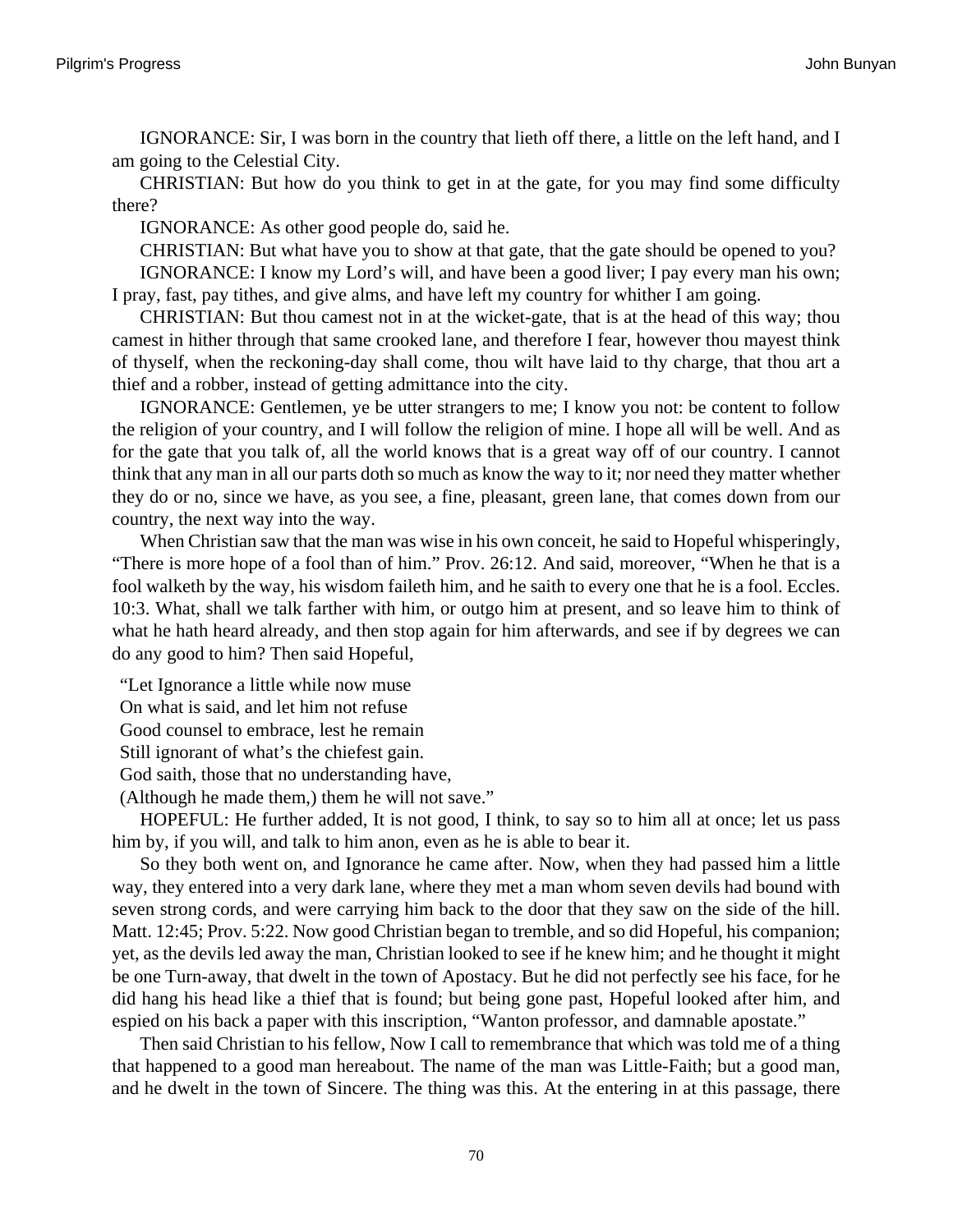IGNORANCE: Sir, I was born in the country that lieth off there, a little on the left hand, and I am going to the Celestial City.

CHRISTIAN: But how do you think to get in at the gate, for you may find some difficulty there?

IGNORANCE: As other good people do, said he.

CHRISTIAN: But what have you to show at that gate, that the gate should be opened to you?

IGNORANCE: I know my Lord's will, and have been a good liver; I pay every man his own; I pray, fast, pay tithes, and give alms, and have left my country for whither I am going.

CHRISTIAN: But thou camest not in at the wicket-gate, that is at the head of this way; thou camest in hither through that same crooked lane, and therefore I fear, however thou mayest think of thyself, when the reckoning-day shall come, thou wilt have laid to thy charge, that thou art a thief and a robber, instead of getting admittance into the city.

IGNORANCE: Gentlemen, ye be utter strangers to me; I know you not: be content to follow the religion of your country, and I will follow the religion of mine. I hope all will be well. And as for the gate that you talk of, all the world knows that is a great way off of our country. I cannot think that any man in all our parts doth so much as know the way to it; nor need they matter whether they do or no, since we have, as you see, a fine, pleasant, green lane, that comes down from our country, the next way into the way.

When Christian saw that the man was wise in his own conceit, he said to Hopeful whisperingly, "There is more hope of a fool than of him." Prov. 26:12. And said, moreover, "When he that is a fool walketh by the way, his wisdom faileth him, and he saith to every one that he is a fool. Eccles. 10:3. What, shall we talk farther with him, or outgo him at present, and so leave him to think of what he hath heard already, and then stop again for him afterwards, and see if by degrees we can do any good to him? Then said Hopeful,

"Let Ignorance a little while now muse
On what is said, and let him not refuse
Good counsel to embrace, lest he remain
Still ignorant of what's the chiefest gain.
God saith, those that no understanding have,
(Although he made them,) them he will not save."

HOPEFUL: He further added, It is not good, I think, to say so to him all at once; let us pass him by, if you will, and talk to him anon, even as he is able to bear it.

So they both went on, and Ignorance he came after. Now, when they had passed him a little way, they entered into a very dark lane, where they met a man whom seven devils had bound with seven strong cords, and were carrying him back to the door that they saw on the side of the hill. Matt. 12:45; Prov. 5:22. Now good Christian began to tremble, and so did Hopeful, his companion; yet, as the devils led away the man, Christian looked to see if he knew him; and he thought it might be one Turn-away, that dwelt in the town of Apostacy. But he did not perfectly see his face, for he did hang his head like a thief that is found; but being gone past, Hopeful looked after him, and espied on his back a paper with this inscription, "Wanton professor, and damnable apostate."

Then said Christian to his fellow, Now I call to remembrance that which was told me of a thing that happened to a good man hereabout. The name of the man was Little-Faith; but a good man, and he dwelt in the town of Sincere. The thing was this. At the entering in at this passage, there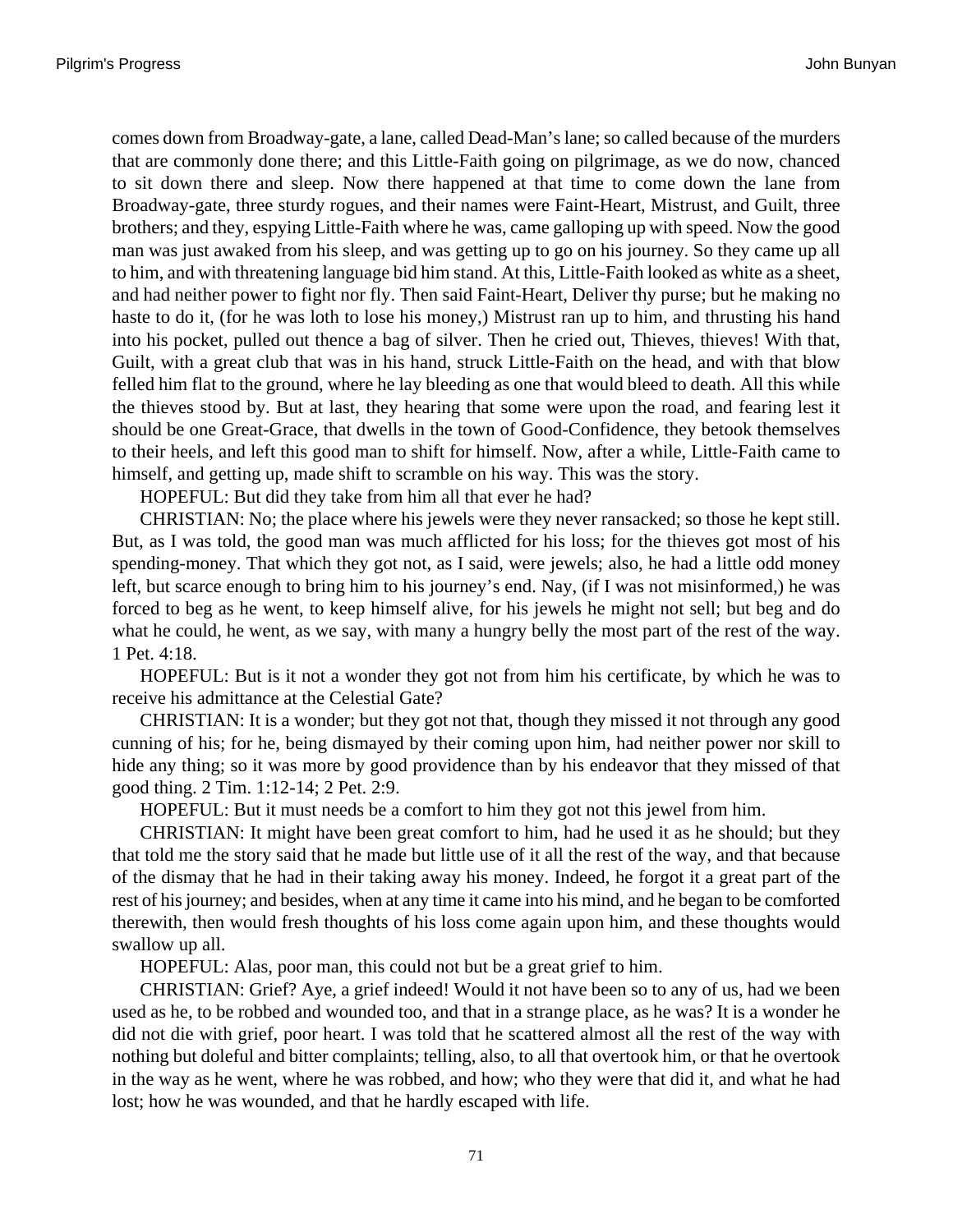comes down from Broadway-gate, a lane, called Dead-Man's lane; so called because of the murders that are commonly done there; and this Little-Faith going on pilgrimage, as we do now, chanced to sit down there and sleep. Now there happened at that time to come down the lane from Broadway-gate, three sturdy rogues, and their names were Faint-Heart, Mistrust, and Guilt, three brothers; and they, espying Little-Faith where he was, came galloping up with speed. Now the good man was just awaked from his sleep, and was getting up to go on his journey. So they came up all to him, and with threatening language bid him stand. At this, Little-Faith looked as white as a sheet, and had neither power to fight nor fly. Then said Faint-Heart, Deliver thy purse; but he making no haste to do it, (for he was loth to lose his money,) Mistrust ran up to him, and thrusting his hand into his pocket, pulled out thence a bag of silver. Then he cried out, Thieves, thieves! With that, Guilt, with a great club that was in his hand, struck Little-Faith on the head, and with that blow felled him flat to the ground, where he lay bleeding as one that would bleed to death. All this while the thieves stood by. But at last, they hearing that some were upon the road, and fearing lest it should be one Great-Grace, that dwells in the town of Good-Confidence, they betook themselves to their heels, and left this good man to shift for himself. Now, after a while, Little-Faith came to himself, and getting up, made shift to scramble on his way. This was the story.

HOPEFUL: But did they take from him all that ever he had?

CHRISTIAN: No; the place where his jewels were they never ransacked; so those he kept still. But, as I was told, the good man was much afflicted for his loss; for the thieves got most of his spending-money. That which they got not, as I said, were jewels; also, he had a little odd money left, but scarce enough to bring him to his journey's end. Nay, (if I was not misinformed,) he was forced to beg as he went, to keep himself alive, for his jewels he might not sell; but beg and do what he could, he went, as we say, with many a hungry belly the most part of the rest of the way. 1 Pet. 4:18.

HOPEFUL: But is it not a wonder they got not from him his certificate, by which he was to receive his admittance at the Celestial Gate?

CHRISTIAN: It is a wonder; but they got not that, though they missed it not through any good cunning of his; for he, being dismayed by their coming upon him, had neither power nor skill to hide any thing; so it was more by good providence than by his endeavor that they missed of that good thing. 2 Tim. 1:12-14; 2 Pet. 2:9.

HOPEFUL: But it must needs be a comfort to him they got not this jewel from him.

CHRISTIAN: It might have been great comfort to him, had he used it as he should; but they that told me the story said that he made but little use of it all the rest of the way, and that because of the dismay that he had in their taking away his money. Indeed, he forgot it a great part of the rest of his journey; and besides, when at any time it came into his mind, and he began to be comforted therewith, then would fresh thoughts of his loss come again upon him, and these thoughts would swallow up all.

HOPEFUL: Alas, poor man, this could not but be a great grief to him.

CHRISTIAN: Grief? Aye, a grief indeed! Would it not have been so to any of us, had we been used as he, to be robbed and wounded too, and that in a strange place, as he was? It is a wonder he did not die with grief, poor heart. I was told that he scattered almost all the rest of the way with nothing but doleful and bitter complaints; telling, also, to all that overtook him, or that he overtook in the way as he went, where he was robbed, and how; who they were that did it, and what he had lost; how he was wounded, and that he hardly escaped with life.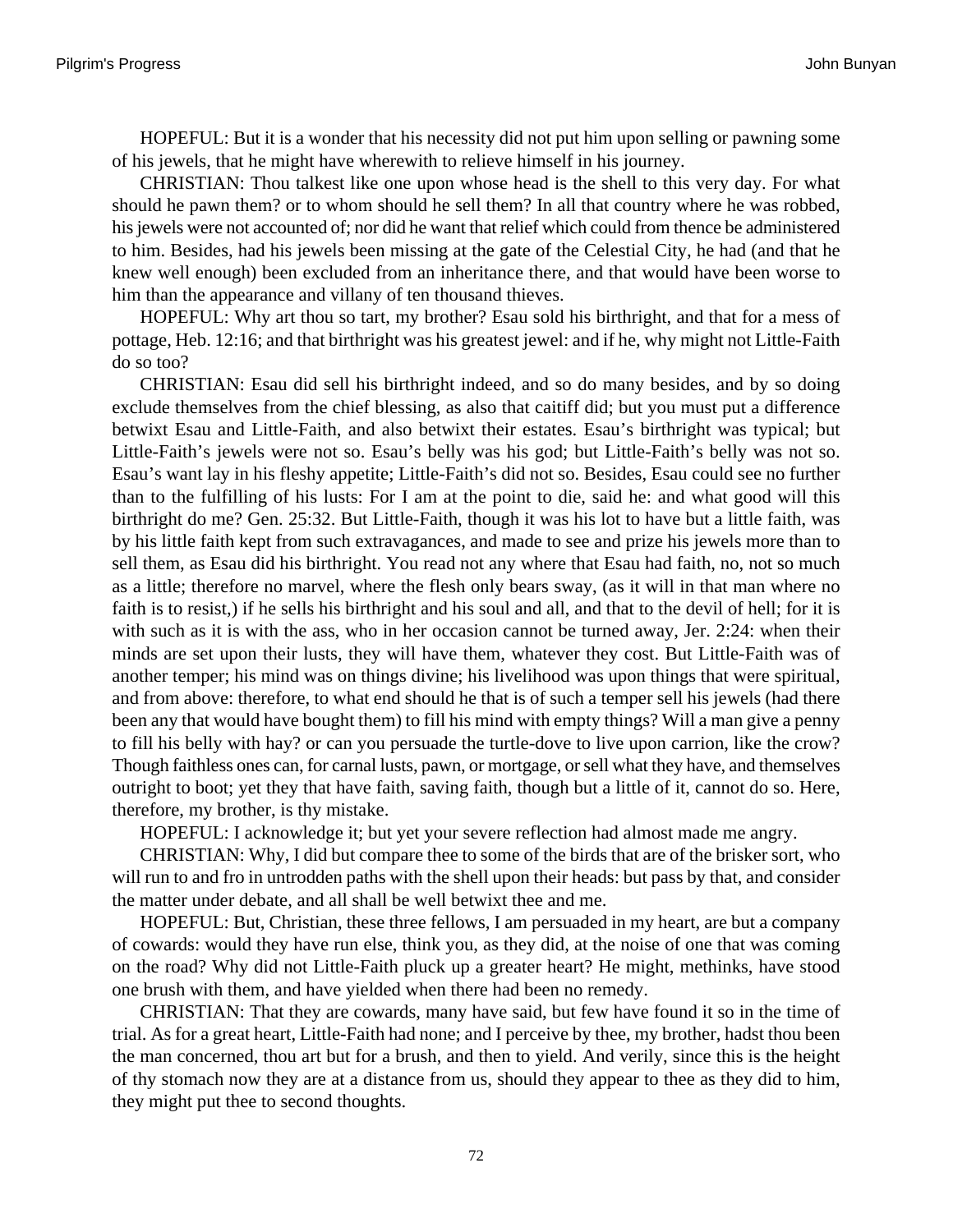HOPEFUL: But it is a wonder that his necessity did not put him upon selling or pawning some of his jewels, that he might have wherewith to relieve himself in his journey.

CHRISTIAN: Thou talkest like one upon whose head is the shell to this very day. For what should he pawn them? or to whom should he sell them? In all that country where he was robbed, his jewels were not accounted of; nor did he want that relief which could from thence be administered to him. Besides, had his jewels been missing at the gate of the Celestial City, he had (and that he knew well enough) been excluded from an inheritance there, and that would have been worse to him than the appearance and villany of ten thousand thieves.

HOPEFUL: Why art thou so tart, my brother? Esau sold his birthright, and that for a mess of pottage, Heb. 12:16; and that birthright was his greatest jewel: and if he, why might not Little-Faith do so too?

CHRISTIAN: Esau did sell his birthright indeed, and so do many besides, and by so doing exclude themselves from the chief blessing, as also that caitiff did; but you must put a difference betwixt Esau and Little-Faith, and also betwixt their estates. Esau's birthright was typical; but Little-Faith's jewels were not so. Esau's belly was his god; but Little-Faith's belly was not so. Esau's want lay in his fleshy appetite; Little-Faith's did not so. Besides, Esau could see no further than to the fulfilling of his lusts: For I am at the point to die, said he: and what good will this birthright do me? Gen. 25:32. But Little-Faith, though it was his lot to have but a little faith, was by his little faith kept from such extravagances, and made to see and prize his jewels more than to sell them, as Esau did his birthright. You read not any where that Esau had faith, no, not so much as a little; therefore no marvel, where the flesh only bears sway, (as it will in that man where no faith is to resist,) if he sells his birthright and his soul and all, and that to the devil of hell; for it is with such as it is with the ass, who in her occasion cannot be turned away, Jer. 2:24: when their minds are set upon their lusts, they will have them, whatever they cost. But Little-Faith was of another temper; his mind was on things divine; his livelihood was upon things that were spiritual, and from above: therefore, to what end should he that is of such a temper sell his jewels (had there been any that would have bought them) to fill his mind with empty things? Will a man give a penny to fill his belly with hay? or can you persuade the turtle-dove to live upon carrion, like the crow? Though faithless ones can, for carnal lusts, pawn, or mortgage, or sell what they have, and themselves outright to boot; yet they that have faith, saving faith, though but a little of it, cannot do so. Here, therefore, my brother, is thy mistake.

HOPEFUL: I acknowledge it; but yet your severe reflection had almost made me angry.

CHRISTIAN: Why, I did but compare thee to some of the birds that are of the brisker sort, who will run to and fro in untrodden paths with the shell upon their heads: but pass by that, and consider the matter under debate, and all shall be well betwixt thee and me.

HOPEFUL: But, Christian, these three fellows, I am persuaded in my heart, are but a company of cowards: would they have run else, think you, as they did, at the noise of one that was coming on the road? Why did not Little-Faith pluck up a greater heart? He might, methinks, have stood one brush with them, and have yielded when there had been no remedy.

CHRISTIAN: That they are cowards, many have said, but few have found it so in the time of trial. As for a great heart, Little-Faith had none; and I perceive by thee, my brother, hadst thou been the man concerned, thou art but for a brush, and then to yield. And verily, since this is the height of thy stomach now they are at a distance from us, should they appear to thee as they did to him, they might put thee to second thoughts.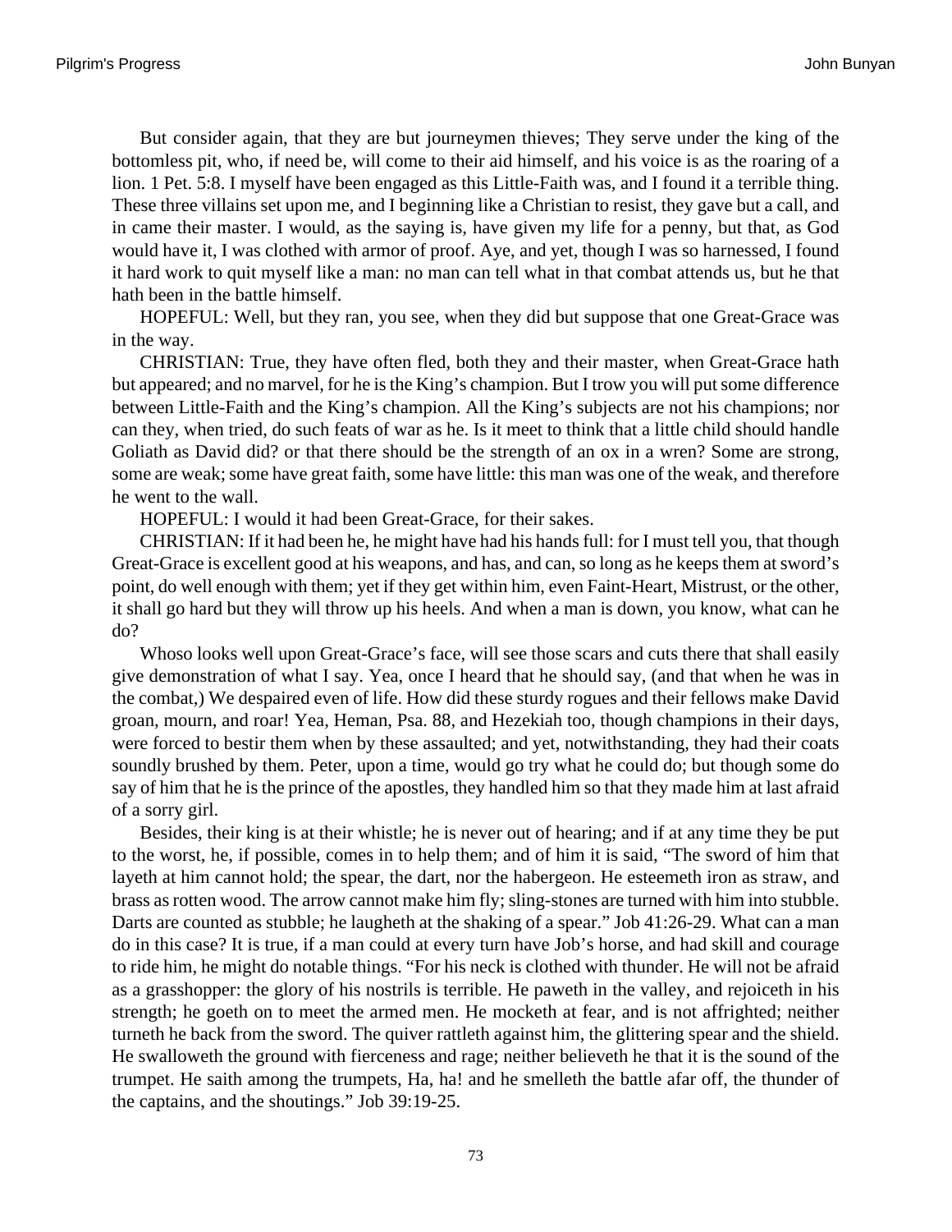But consider again, that they are but journeymen thieves; They serve under the king of the bottomless pit, who, if need be, will come to their aid himself, and his voice is as the roaring of a lion. 1 Pet. 5:8. I myself have been engaged as this Little-Faith was, and I found it a terrible thing. These three villains set upon me, and I beginning like a Christian to resist, they gave but a call, and in came their master. I would, as the saying is, have given my life for a penny, but that, as God would have it, I was clothed with armor of proof. Aye, and yet, though I was so harnessed, I found it hard work to quit myself like a man: no man can tell what in that combat attends us, but he that hath been in the battle himself.

HOPEFUL: Well, but they ran, you see, when they did but suppose that one Great-Grace was in the way.

CHRISTIAN: True, they have often fled, both they and their master, when Great-Grace hath but appeared; and no marvel, for he is the King's champion. But I trow you will put some difference between Little-Faith and the King's champion. All the King's subjects are not his champions; nor can they, when tried, do such feats of war as he. Is it meet to think that a little child should handle Goliath as David did? or that there should be the strength of an ox in a wren? Some are strong, some are weak; some have great faith, some have little: this man was one of the weak, and therefore he went to the wall.

HOPEFUL: I would it had been Great-Grace, for their sakes.

CHRISTIAN: If it had been he, he might have had his hands full: for I must tell you, that though Great-Grace is excellent good at his weapons, and has, and can, so long as he keeps them at sword's point, do well enough with them; yet if they get within him, even Faint-Heart, Mistrust, or the other, it shall go hard but they will throw up his heels. And when a man is down, you know, what can he do?

Whoso looks well upon Great-Grace's face, will see those scars and cuts there that shall easily give demonstration of what I say. Yea, once I heard that he should say, (and that when he was in the combat,) We despaired even of life. How did these sturdy rogues and their fellows make David groan, mourn, and roar! Yea, Heman, Psa. 88, and Hezekiah too, though champions in their days, were forced to bestir them when by these assaulted; and yet, notwithstanding, they had their coats soundly brushed by them. Peter, upon a time, would go try what he could do; but though some do say of him that he is the prince of the apostles, they handled him so that they made him at last afraid of a sorry girl.

Besides, their king is at their whistle; he is never out of hearing; and if at any time they be put to the worst, he, if possible, comes in to help them; and of him it is said, "The sword of him that layeth at him cannot hold; the spear, the dart, nor the habergeon. He esteemeth iron as straw, and brass as rotten wood. The arrow cannot make him fly; sling-stones are turned with him into stubble. Darts are counted as stubble; he laugheth at the shaking of a spear." Job 41:26-29. What can a man do in this case? It is true, if a man could at every turn have Job's horse, and had skill and courage to ride him, he might do notable things. "For his neck is clothed with thunder. He will not be afraid as a grasshopper: the glory of his nostrils is terrible. He paweth in the valley, and rejoiceth in his strength; he goeth on to meet the armed men. He mocketh at fear, and is not affrighted; neither turneth he back from the sword. The quiver rattleth against him, the glittering spear and the shield. He swalloweth the ground with fierceness and rage; neither believeth he that it is the sound of the trumpet. He saith among the trumpets, Ha, ha! and he smelleth the battle afar off, the thunder of the captains, and the shoutings." Job 39:19-25.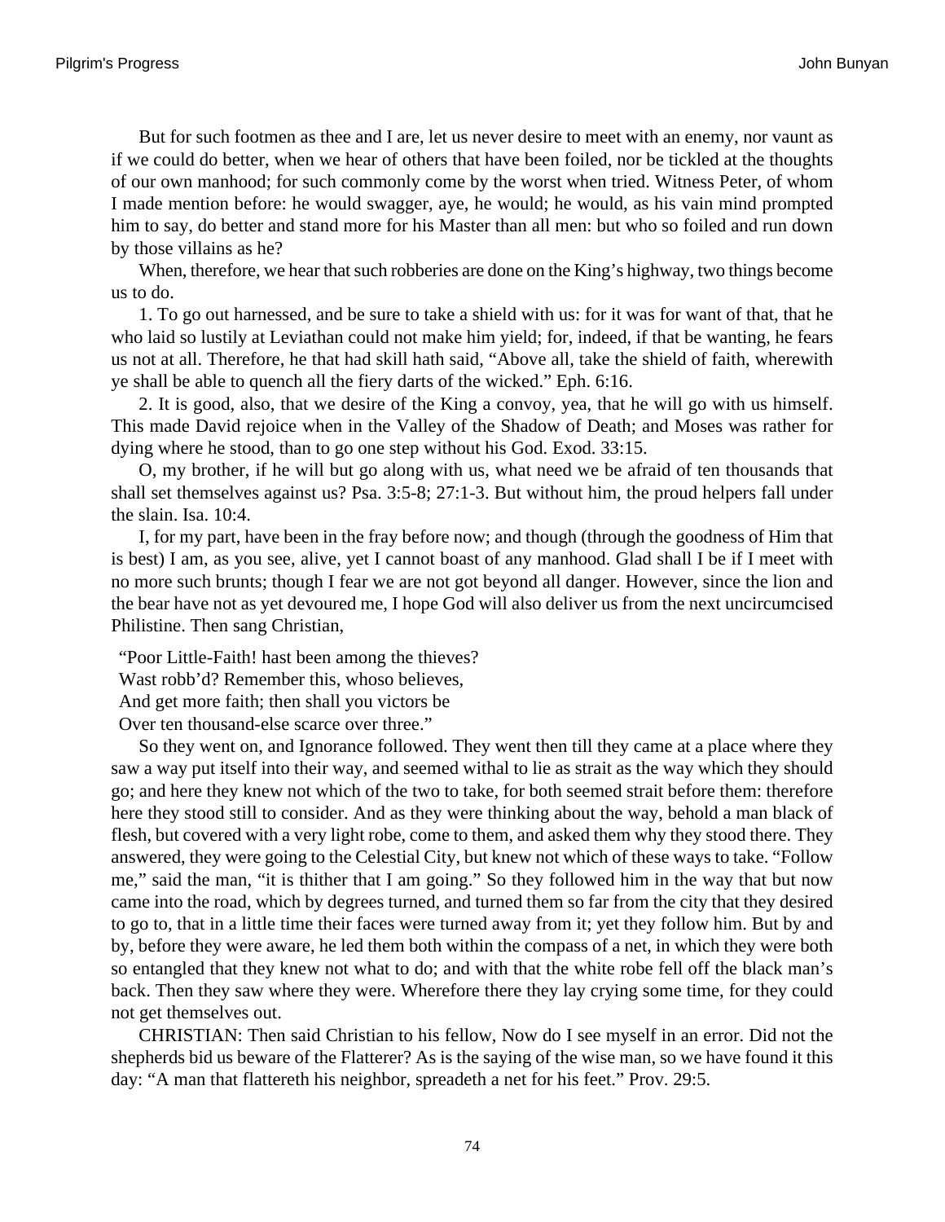But for such footmen as thee and I are, let us never desire to meet with an enemy, nor vaunt as if we could do better, when we hear of others that have been foiled, nor be tickled at the thoughts of our own manhood; for such commonly come by the worst when tried. Witness Peter, of whom I made mention before: he would swagger, aye, he would; he would, as his vain mind prompted him to say, do better and stand more for his Master than all men: but who so foiled and run down by those villains as he?

When, therefore, we hear that such robberies are done on the King's highway, two things become us to do.

1. To go out harnessed, and be sure to take a shield with us: for it was for want of that, that he who laid so lustily at Leviathan could not make him yield; for, indeed, if that be wanting, he fears us not at all. Therefore, he that had skill hath said, "Above all, take the shield of faith, wherewith ye shall be able to quench all the fiery darts of the wicked." Eph. 6:16.

2. It is good, also, that we desire of the King a convoy, yea, that he will go with us himself. This made David rejoice when in the Valley of the Shadow of Death; and Moses was rather for dying where he stood, than to go one step without his God. Exod. 33:15.

O, my brother, if he will but go along with us, what need we be afraid of ten thousands that shall set themselves against us? Psa. 3:5-8; 27:1-3. But without him, the proud helpers fall under the slain. Isa. 10:4.

I, for my part, have been in the fray before now; and though (through the goodness of Him that is best) I am, as you see, alive, yet I cannot boast of any manhood. Glad shall I be if I meet with no more such brunts; though I fear we are not got beyond all danger. However, since the lion and the bear have not as yet devoured me, I hope God will also deliver us from the next uncircumcised Philistine. Then sang Christian,

"Poor Little-Faith! hast been among the thieves?
Wast robb'd? Remember this, whoso believes,
And get more faith; then shall you victors be
Over ten thousand-else scarce over three."

So they went on, and Ignorance followed. They went then till they came at a place where they saw a way put itself into their way, and seemed withal to lie as strait as the way which they should go; and here they knew not which of the two to take, for both seemed strait before them: therefore here they stood still to consider. And as they were thinking about the way, behold a man black of flesh, but covered with a very light robe, come to them, and asked them why they stood there. They answered, they were going to the Celestial City, but knew not which of these ways to take. "Follow me," said the man, "it is thither that I am going." So they followed him in the way that but now came into the road, which by degrees turned, and turned them so far from the city that they desired to go to, that in a little time their faces were turned away from it; yet they follow him. But by and by, before they were aware, he led them both within the compass of a net, in which they were both so entangled that they knew not what to do; and with that the white robe fell off the black man's back. Then they saw where they were. Wherefore there they lay crying some time, for they could not get themselves out.

CHRISTIAN: Then said Christian to his fellow, Now do I see myself in an error. Did not the shepherds bid us beware of the Flatterer? As is the saying of the wise man, so we have found it this day: "A man that flattereth his neighbor, spreadeth a net for his feet." Prov. 29:5.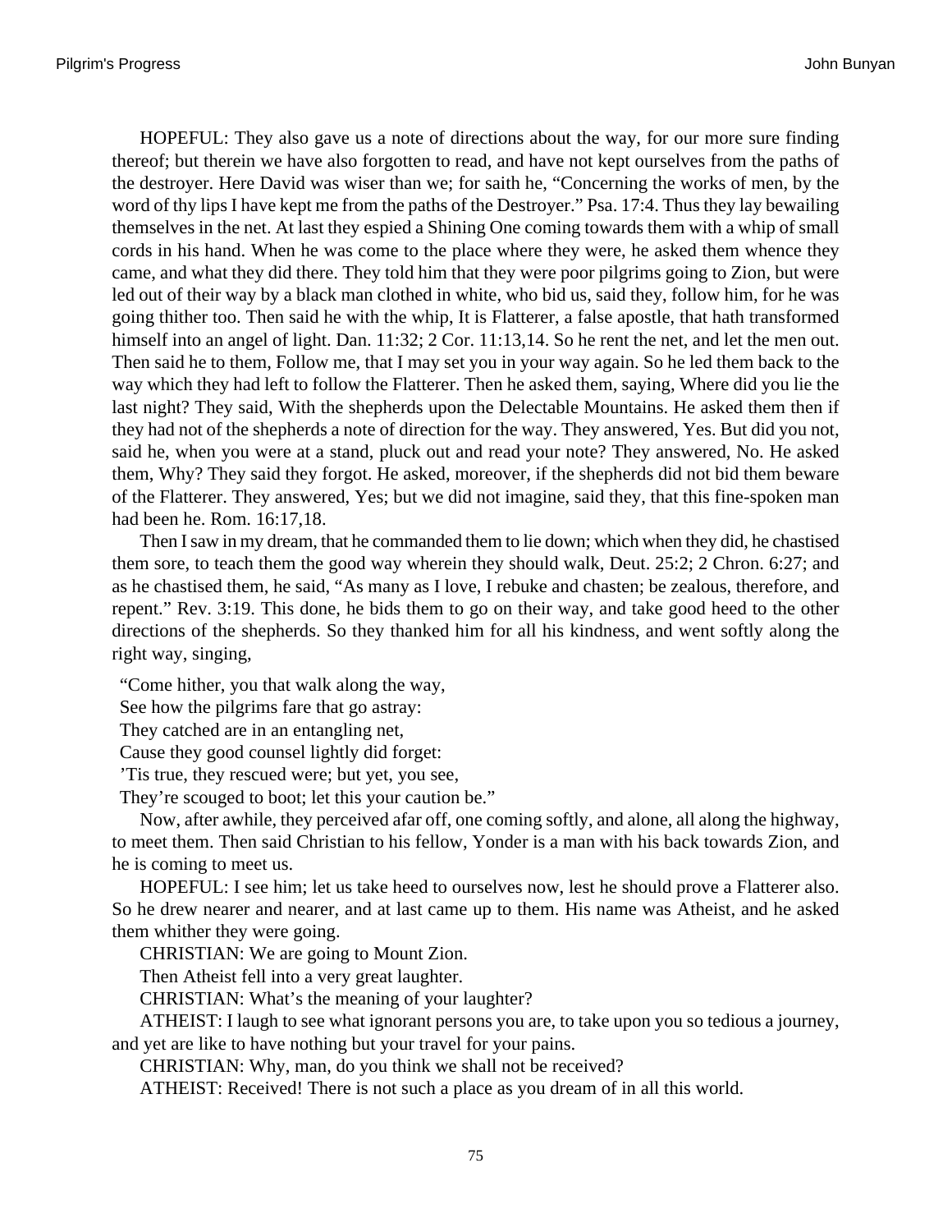HOPEFUL: They also gave us a note of directions about the way, for our more sure finding thereof; but therein we have also forgotten to read, and have not kept ourselves from the paths of the destroyer. Here David was wiser than we; for saith he, “Concerning the works of men, by the word of thy lips I have kept me from the paths of the Destroyer.” Psa. 17:4. Thus they lay bewailing themselves in the net. At last they espied a Shining One coming towards them with a whip of small cords in his hand. When he was come to the place where they were, he asked them whence they came, and what they did there. They told him that they were poor pilgrims going to Zion, but were led out of their way by a black man clothed in white, who bid us, said they, follow him, for he was going thither too. Then said he with the whip, It is Flatterer, a false apostle, that hath transformed himself into an angel of light. Dan. 11:32; 2 Cor. 11:13,14. So he rent the net, and let the men out. Then said he to them, Follow me, that I may set you in your way again. So he led them back to the way which they had left to follow the Flatterer. Then he asked them, saying, Where did you lie the last night? They said, With the shepherds upon the Delectable Mountains. He asked them then if they had not of the shepherds a note of direction for the way. They answered, Yes. But did you not, said he, when you were at a stand, pluck out and read your note? They answered, No. He asked them, Why? They said they forgot. He asked, moreover, if the shepherds did not bid them beware of the Flatterer. They answered, Yes; but we did not imagine, said they, that this fine-spoken man had been he. Rom. 16:17,18.

Then I saw in my dream, that he commanded them to lie down; which when they did, he chastised them sore, to teach them the good way wherein they should walk, Deut. 25:2; 2 Chron. 6:27; and as he chastised them, he said, “As many as I love, I rebuke and chasten; be zealous, therefore, and repent.” Rev. 3:19. This done, he bids them to go on their way, and take good heed to the other directions of the shepherds. So they thanked him for all his kindness, and went softly along the right way, singing,

“Come hither, you that walk along the way,
See how the pilgrims fare that go astray:
They catched are in an entangling net,
Cause they good counsel lightly did forget:
’Tis true, they rescued were; but yet, you see,
They’re scouged to boot; let this your caution be.”

Now, after awhile, they perceived afar off, one coming softly, and alone, all along the highway, to meet them. Then said Christian to his fellow, Yonder is a man with his back towards Zion, and he is coming to meet us.

HOPEFUL: I see him; let us take heed to ourselves now, lest he should prove a Flatterer also. So he drew nearer and nearer, and at last came up to them. His name was Atheist, and he asked them whither they were going.

CHRISTIAN: We are going to Mount Zion.

Then Atheist fell into a very great laughter.

CHRISTIAN: What’s the meaning of your laughter?

ATHEIST: I laugh to see what ignorant persons you are, to take upon you so tedious a journey, and yet are like to have nothing but your travel for your pains.

CHRISTIAN: Why, man, do you think we shall not be received?

ATHEIST: Received! There is not such a place as you dream of in all this world.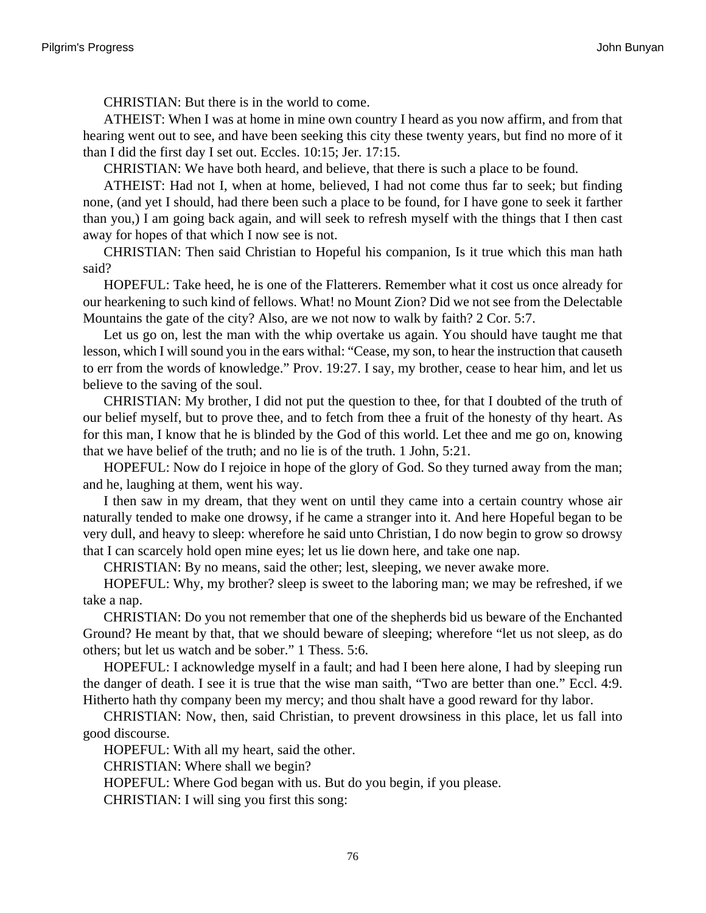CHRISTIAN: But there is in the world to come.

ATHEIST: When I was at home in mine own country I heard as you now affirm, and from that hearing went out to see, and have been seeking this city these twenty years, but find no more of it than I did the first day I set out. Eccles. 10:15; Jer. 17:15.

CHRISTIAN: We have both heard, and believe, that there is such a place to be found.

ATHEIST: Had not I, when at home, believed, I had not come thus far to seek; but finding none, (and yet I should, had there been such a place to be found, for I have gone to seek it farther than you,) I am going back again, and will seek to refresh myself with the things that I then cast away for hopes of that which I now see is not.

CHRISTIAN: Then said Christian to Hopeful his companion, Is it true which this man hath said?

HOPEFUL: Take heed, he is one of the Flatterers. Remember what it cost us once already for our hearkening to such kind of fellows. What! no Mount Zion? Did we not see from the Delectable Mountains the gate of the city? Also, are we not now to walk by faith? 2 Cor. 5:7.

Let us go on, lest the man with the whip overtake us again. You should have taught me that lesson, which I will sound you in the ears withal: "Cease, my son, to hear the instruction that causeth to err from the words of knowledge." Prov. 19:27. I say, my brother, cease to hear him, and let us believe to the saving of the soul.

CHRISTIAN: My brother, I did not put the question to thee, for that I doubted of the truth of our belief myself, but to prove thee, and to fetch from thee a fruit of the honesty of thy heart. As for this man, I know that he is blinded by the God of this world. Let thee and me go on, knowing that we have belief of the truth; and no lie is of the truth. 1 John, 5:21.

HOPEFUL: Now do I rejoice in hope of the glory of God. So they turned away from the man; and he, laughing at them, went his way.

I then saw in my dream, that they went on until they came into a certain country whose air naturally tended to make one drowsy, if he came a stranger into it. And here Hopeful began to be very dull, and heavy to sleep: wherefore he said unto Christian, I do now begin to grow so drowsy that I can scarcely hold open mine eyes; let us lie down here, and take one nap.

CHRISTIAN: By no means, said the other; lest, sleeping, we never awake more.

HOPEFUL: Why, my brother? sleep is sweet to the laboring man; we may be refreshed, if we take a nap.

CHRISTIAN: Do you not remember that one of the shepherds bid us beware of the Enchanted Ground? He meant by that, that we should beware of sleeping; wherefore "let us not sleep, as do others; but let us watch and be sober." 1 Thess. 5:6.

HOPEFUL: I acknowledge myself in a fault; and had I been here alone, I had by sleeping run the danger of death. I see it is true that the wise man saith, "Two are better than one." Eccl. 4:9. Hitherto hath thy company been my mercy; and thou shalt have a good reward for thy labor.

CHRISTIAN: Now, then, said Christian, to prevent drowsiness in this place, let us fall into good discourse.

HOPEFUL: With all my heart, said the other.

CHRISTIAN: Where shall we begin?

HOPEFUL: Where God began with us. But do you begin, if you please.

CHRISTIAN: I will sing you first this song: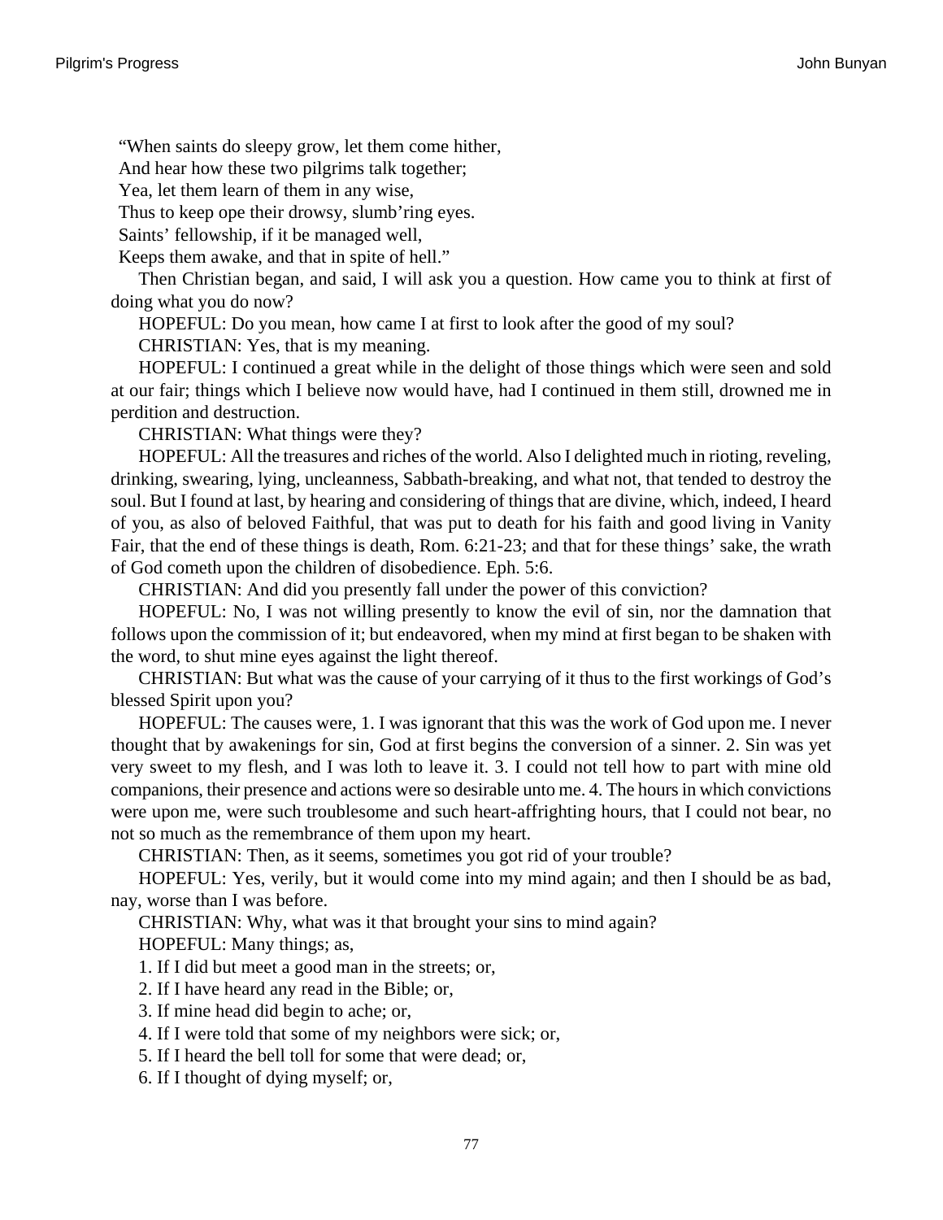"When saints do sleepy grow, let them come hither,  
And hear how these two pilgrims talk together;  
Yea, let them learn of them in any wise,  
Thus to keep ope their drowsy, slumb'ring eyes.  
Saints' fellowship, if it be managed well,  
Keeps them awake, and that in spite of hell."

Then Christian began, and said, I will ask you a question. How came you to think at first of doing what you do now?

HOPEFUL: Do you mean, how came I at first to look after the good of my soul?

CHRISTIAN: Yes, that is my meaning.

HOPEFUL: I continued a great while in the delight of those things which were seen and sold at our fair; things which I believe now would have, had I continued in them still, drowned me in perdition and destruction.

CHRISTIAN: What things were they?

HOPEFUL: All the treasures and riches of the world. Also I delighted much in rioting, reveling, drinking, swearing, lying, uncleanness, Sabbath-breaking, and what not, that tended to destroy the soul. But I found at last, by hearing and considering of things that are divine, which, indeed, I heard of you, as also of beloved Faithful, that was put to death for his faith and good living in Vanity Fair, that the end of these things is death, Rom. 6:21-23; and that for these things' sake, the wrath of God cometh upon the children of disobedience. Eph. 5:6.

CHRISTIAN: And did you presently fall under the power of this conviction?

HOPEFUL: No, I was not willing presently to know the evil of sin, nor the damnation that follows upon the commission of it; but endeavored, when my mind at first began to be shaken with the word, to shut mine eyes against the light thereof.

CHRISTIAN: But what was the cause of your carrying of it thus to the first workings of God's blessed Spirit upon you?

HOPEFUL: The causes were, 1. I was ignorant that this was the work of God upon me. I never thought that by awakenings for sin, God at first begins the conversion of a sinner. 2. Sin was yet very sweet to my flesh, and I was loth to leave it. 3. I could not tell how to part with mine old companions, their presence and actions were so desirable unto me. 4. The hours in which convictions were upon me, were such troublesome and such heart-affrighting hours, that I could not bear, no not so much as the remembrance of them upon my heart.

CHRISTIAN: Then, as it seems, sometimes you got rid of your trouble?

HOPEFUL: Yes, verily, but it would come into my mind again; and then I should be as bad, nay, worse than I was before.

CHRISTIAN: Why, what was it that brought your sins to mind again?

HOPEFUL: Many things; as,

1. If I did but meet a good man in the streets; or,
2. If I have heard any read in the Bible; or,
3. If mine head did begin to ache; or,
4. If I were told that some of my neighbors were sick; or,
5. If I heard the bell toll for some that were dead; or,
6. If I thought of dying myself; or,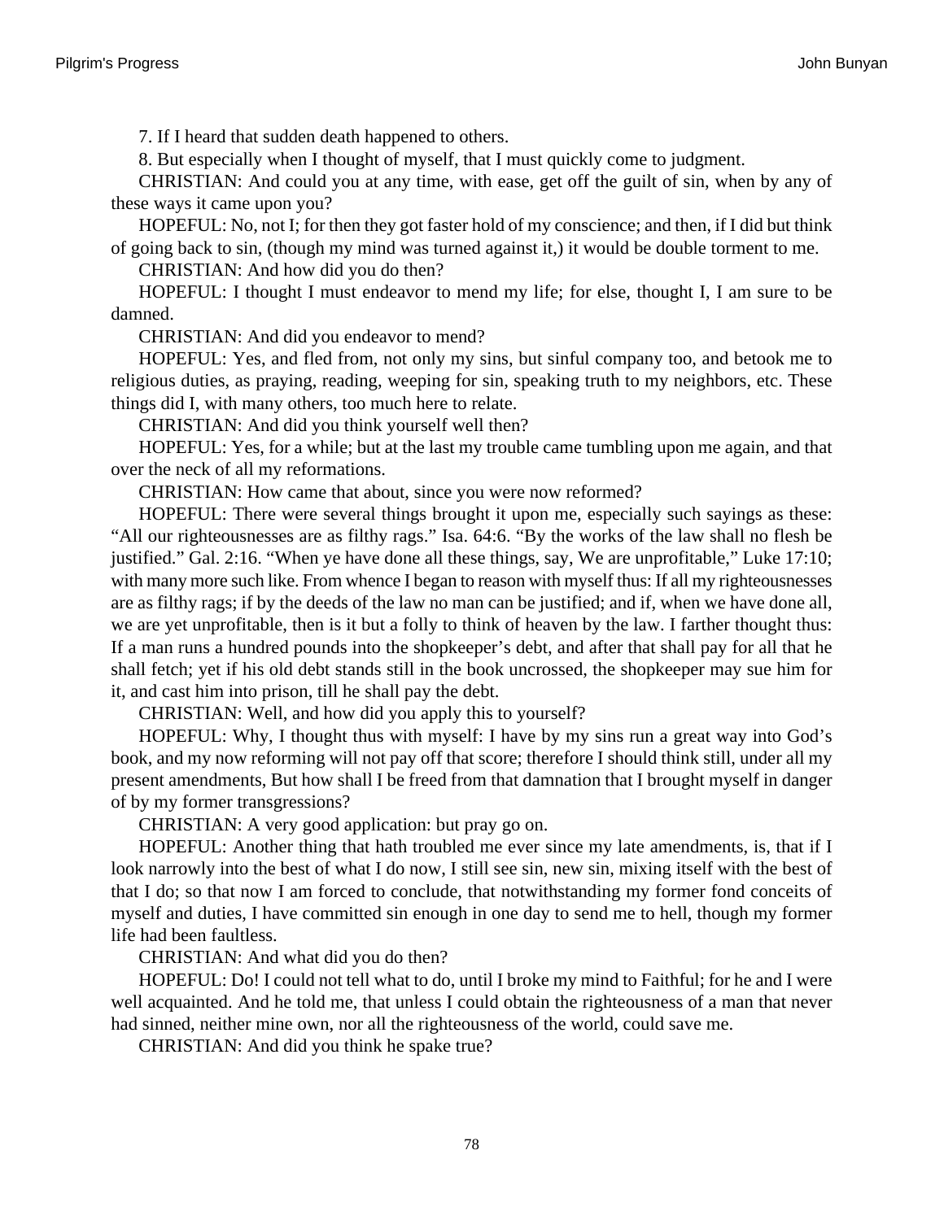7. If I heard that sudden death happened to others.

8. But especially when I thought of myself, that I must quickly come to judgment.

CHRISTIAN: And could you at any time, with ease, get off the guilt of sin, when by any of these ways it came upon you?

HOPEFUL: No, not I; for then they got faster hold of my conscience; and then, if I did but think of going back to sin, (though my mind was turned against it,) it would be double torment to me.

CHRISTIAN: And how did you do then?

HOPEFUL: I thought I must endeavor to mend my life; for else, thought I, I am sure to be damned.

CHRISTIAN: And did you endeavor to mend?

HOPEFUL: Yes, and fled from, not only my sins, but sinful company too, and betook me to religious duties, as praying, reading, weeping for sin, speaking truth to my neighbors, etc. These things did I, with many others, too much here to relate.

CHRISTIAN: And did you think yourself well then?

HOPEFUL: Yes, for a while; but at the last my trouble came tumbling upon me again, and that over the neck of all my reformations.

CHRISTIAN: How came that about, since you were now reformed?

HOPEFUL: There were several things brought it upon me, especially such sayings as these: "All our righteousnesses are as filthy rags." Isa. 64:6. "By the works of the law shall no flesh be justified." Gal. 2:16. "When ye have done all these things, say, We are unprofitable," Luke 17:10; with many more such like. From whence I began to reason with myself thus: If all my righteousnesses are as filthy rags; if by the deeds of the law no man can be justified; and if, when we have done all, we are yet unprofitable, then is it but a folly to think of heaven by the law. I farther thought thus: If a man runs a hundred pounds into the shopkeeper's debt, and after that shall pay for all that he shall fetch; yet if his old debt stands still in the book uncrossed, the shopkeeper may sue him for it, and cast him into prison, till he shall pay the debt.

CHRISTIAN: Well, and how did you apply this to yourself?

HOPEFUL: Why, I thought thus with myself: I have by my sins run a great way into God's book, and my now reforming will not pay off that score; therefore I should think still, under all my present amendments, But how shall I be freed from that damnation that I brought myself in danger of by my former transgressions?

CHRISTIAN: A very good application: but pray go on.

HOPEFUL: Another thing that hath troubled me ever since my late amendments, is, that if I look narrowly into the best of what I do now, I still see sin, new sin, mixing itself with the best of that I do; so that now I am forced to conclude, that notwithstanding my former fond conceits of myself and duties, I have committed sin enough in one day to send me to hell, though my former life had been faultless.

CHRISTIAN: And what did you do then?

HOPEFUL: Do! I could not tell what to do, until I broke my mind to Faithful; for he and I were well acquainted. And he told me, that unless I could obtain the righteousness of a man that never had sinned, neither mine own, nor all the righteousness of the world, could save me.

CHRISTIAN: And did you think he spake true?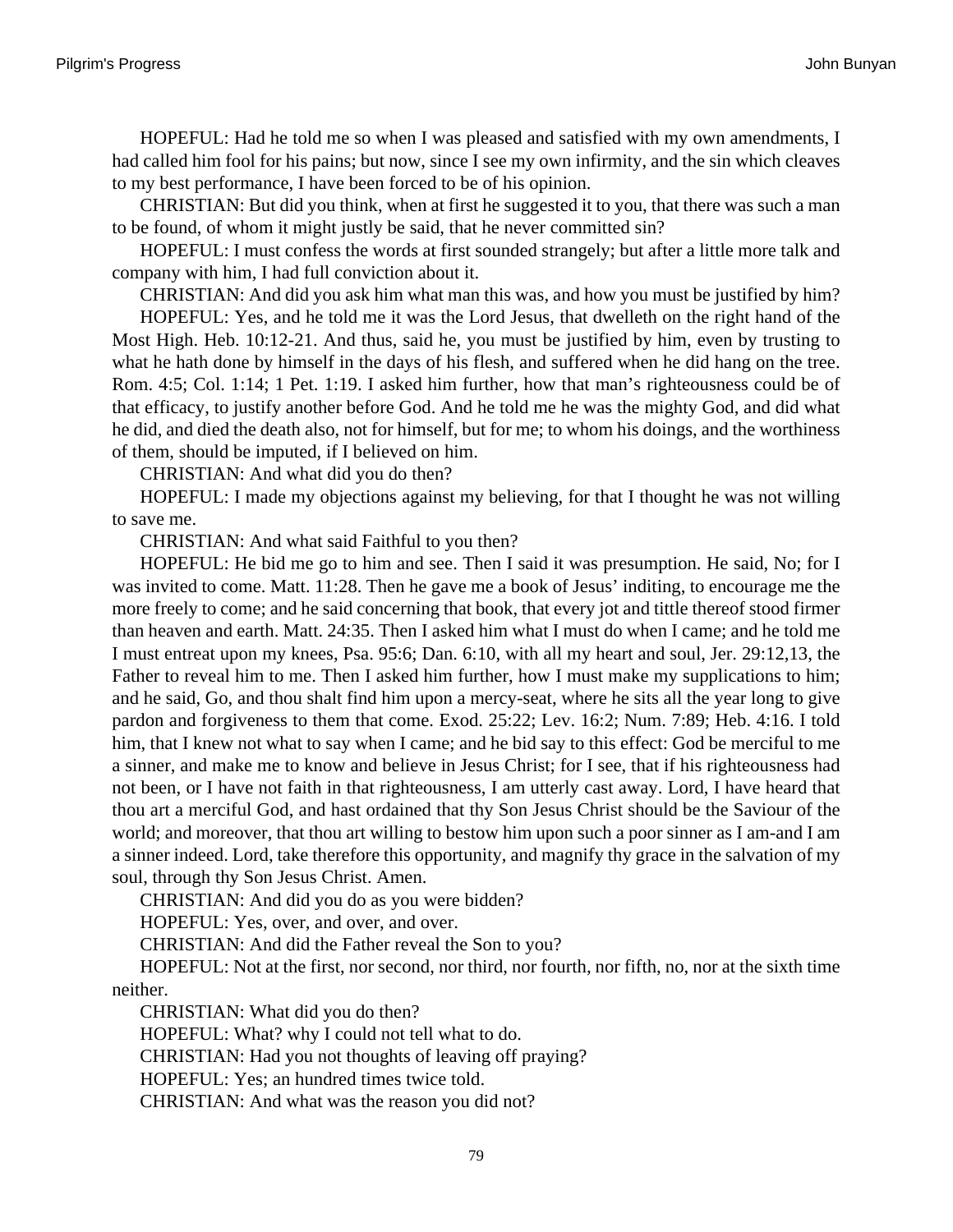HOPEFUL: Had he told me so when I was pleased and satisfied with my own amendments, I had called him fool for his pains; but now, since I see my own infirmity, and the sin which cleaves to my best performance, I have been forced to be of his opinion.

CHRISTIAN: But did you think, when at first he suggested it to you, that there was such a man to be found, of whom it might justly be said, that he never committed sin?

HOPEFUL: I must confess the words at first sounded strangely; but after a little more talk and company with him, I had full conviction about it.

CHRISTIAN: And did you ask him what man this was, and how you must be justified by him?

HOPEFUL: Yes, and he told me it was the Lord Jesus, that dwelleth on the right hand of the Most High. Heb. 10:12-21. And thus, said he, you must be justified by him, even by trusting to what he hath done by himself in the days of his flesh, and suffered when he did hang on the tree. Rom. 4:5; Col. 1:14; 1 Pet. 1:19. I asked him further, how that man's righteousness could be of that efficacy, to justify another before God. And he told me he was the mighty God, and did what he did, and died the death also, not for himself, but for me; to whom his doings, and the worthiness of them, should be imputed, if I believed on him.

CHRISTIAN: And what did you do then?

HOPEFUL: I made my objections against my believing, for that I thought he was not willing to save me.

CHRISTIAN: And what said Faithful to you then?

HOPEFUL: He bid me go to him and see. Then I said it was presumption. He said, No; for I was invited to come. Matt. 11:28. Then he gave me a book of Jesus' inditing, to encourage me the more freely to come; and he said concerning that book, that every jot and tittle thereof stood firmer than heaven and earth. Matt. 24:35. Then I asked him what I must do when I came; and he told me I must entreat upon my knees, Psa. 95:6; Dan. 6:10, with all my heart and soul, Jer. 29:12,13, the Father to reveal him to me. Then I asked him further, how I must make my supplications to him; and he said, Go, and thou shalt find him upon a mercy-seat, where he sits all the year long to give pardon and forgiveness to them that come. Exod. 25:22; Lev. 16:2; Num. 7:89; Heb. 4:16. I told him, that I knew not what to say when I came; and he bid say to this effect: God be merciful to me a sinner, and make me to know and believe in Jesus Christ; for I see, that if his righteousness had not been, or I have not faith in that righteousness, I am utterly cast away. Lord, I have heard that thou art a merciful God, and hast ordained that thy Son Jesus Christ should be the Saviour of the world; and moreover, that thou art willing to bestow him upon such a poor sinner as I am-and I am a sinner indeed. Lord, take therefore this opportunity, and magnify thy grace in the salvation of my soul, through thy Son Jesus Christ. Amen.

CHRISTIAN: And did you do as you were bidden?

HOPEFUL: Yes, over, and over, and over.

CHRISTIAN: And did the Father reveal the Son to you?

HOPEFUL: Not at the first, nor second, nor third, nor fourth, nor fifth, no, nor at the sixth time neither.

CHRISTIAN: What did you do then?

HOPEFUL: What? why I could not tell what to do.

CHRISTIAN: Had you not thoughts of leaving off praying?

HOPEFUL: Yes; an hundred times twice told.

CHRISTIAN: And what was the reason you did not?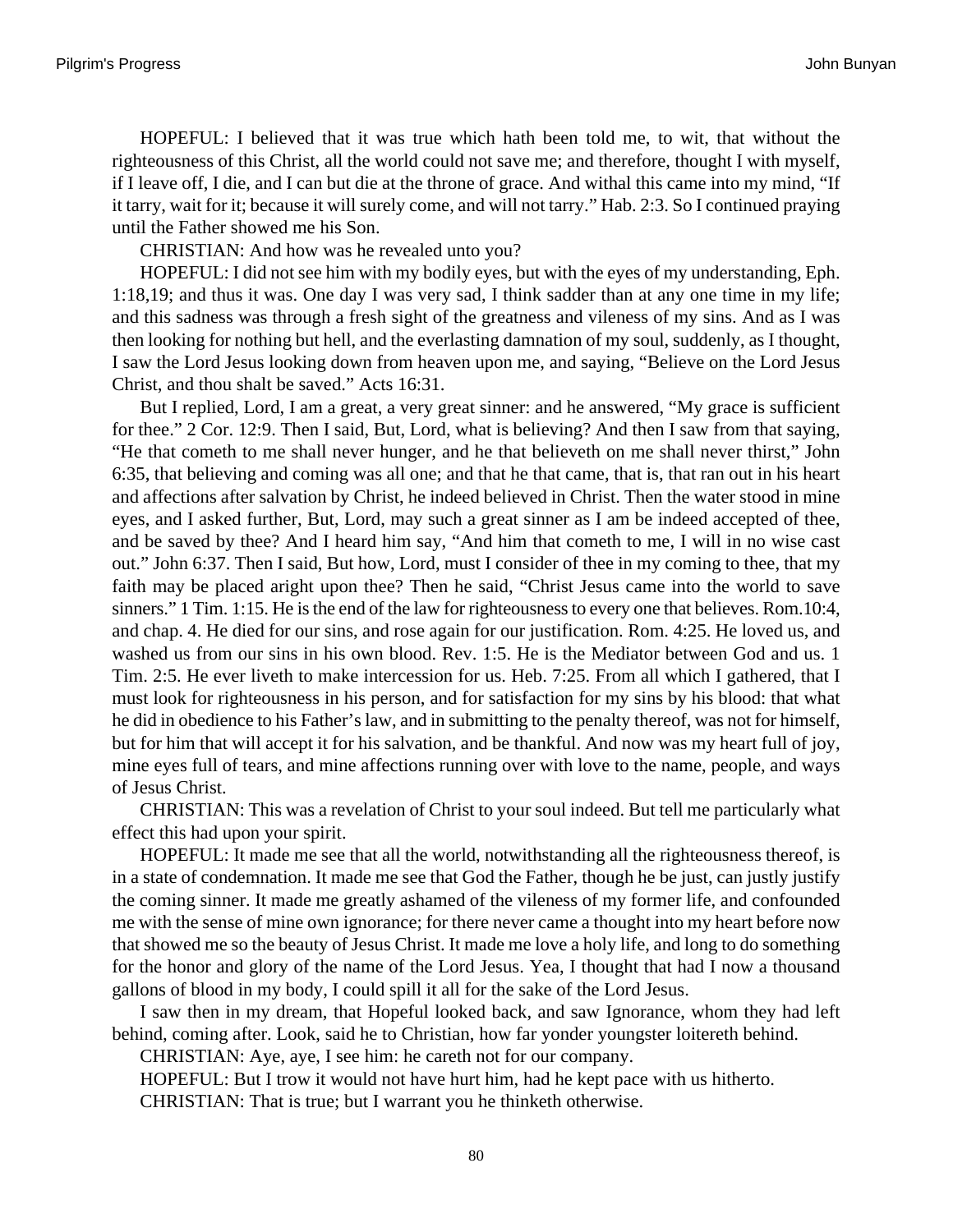HOPEFUL: I believed that it was true which hath been told me, to wit, that without the righteousness of this Christ, all the world could not save me; and therefore, thought I with myself, if I leave off, I die, and I can but die at the throne of grace. And withal this came into my mind, "If it tarry, wait for it; because it will surely come, and will not tarry." Hab. 2:3. So I continued praying until the Father showed me his Son.

CHRISTIAN: And how was he revealed unto you?

HOPEFUL: I did not see him with my bodily eyes, but with the eyes of my understanding, Eph. 1:18,19; and thus it was. One day I was very sad, I think sadder than at any one time in my life; and this sadness was through a fresh sight of the greatness and vileness of my sins. And as I was then looking for nothing but hell, and the everlasting damnation of my soul, suddenly, as I thought, I saw the Lord Jesus looking down from heaven upon me, and saying, "Believe on the Lord Jesus Christ, and thou shalt be saved." Acts 16:31.

But I replied, Lord, I am a great, a very great sinner: and he answered, "My grace is sufficient for thee." 2 Cor. 12:9. Then I said, But, Lord, what is believing? And then I saw from that saying, "He that cometh to me shall never hunger, and he that believeth on me shall never thirst," John 6:35, that believing and coming was all one; and that he that came, that is, that ran out in his heart and affections after salvation by Christ, he indeed believed in Christ. Then the water stood in mine eyes, and I asked further, But, Lord, may such a great sinner as I am be indeed accepted of thee, and be saved by thee? And I heard him say, "And him that cometh to me, I will in no wise cast out." John 6:37. Then I said, But how, Lord, must I consider of thee in my coming to thee, that my faith may be placed aright upon thee? Then he said, "Christ Jesus came into the world to save sinners." 1 Tim. 1:15. He is the end of the law for righteousness to every one that believes. Rom.10:4, and chap. 4. He died for our sins, and rose again for our justification. Rom. 4:25. He loved us, and washed us from our sins in his own blood. Rev. 1:5. He is the Mediator between God and us. 1 Tim. 2:5. He ever liveth to make intercession for us. Heb. 7:25. From all which I gathered, that I must look for righteousness in his person, and for satisfaction for my sins by his blood: that what he did in obedience to his Father's law, and in submitting to the penalty thereof, was not for himself, but for him that will accept it for his salvation, and be thankful. And now was my heart full of joy, mine eyes full of tears, and mine affections running over with love to the name, people, and ways of Jesus Christ.

CHRISTIAN: This was a revelation of Christ to your soul indeed. But tell me particularly what effect this had upon your spirit.

HOPEFUL: It made me see that all the world, notwithstanding all the righteousness thereof, is in a state of condemnation. It made me see that God the Father, though he be just, can justly justify the coming sinner. It made me greatly ashamed of the vileness of my former life, and confounded me with the sense of mine own ignorance; for there never came a thought into my heart before now that showed me so the beauty of Jesus Christ. It made me love a holy life, and long to do something for the honor and glory of the name of the Lord Jesus. Yea, I thought that had I now a thousand gallons of blood in my body, I could spill it all for the sake of the Lord Jesus.

I saw then in my dream, that Hopeful looked back, and saw Ignorance, whom they had left behind, coming after. Look, said he to Christian, how far yonder youngster loitereth behind.

CHRISTIAN: Aye, aye, I see him: he careth not for our company.

HOPEFUL: But I trow it would not have hurt him, had he kept pace with us hitherto.

CHRISTIAN: That is true; but I warrant you he thinketh otherwise.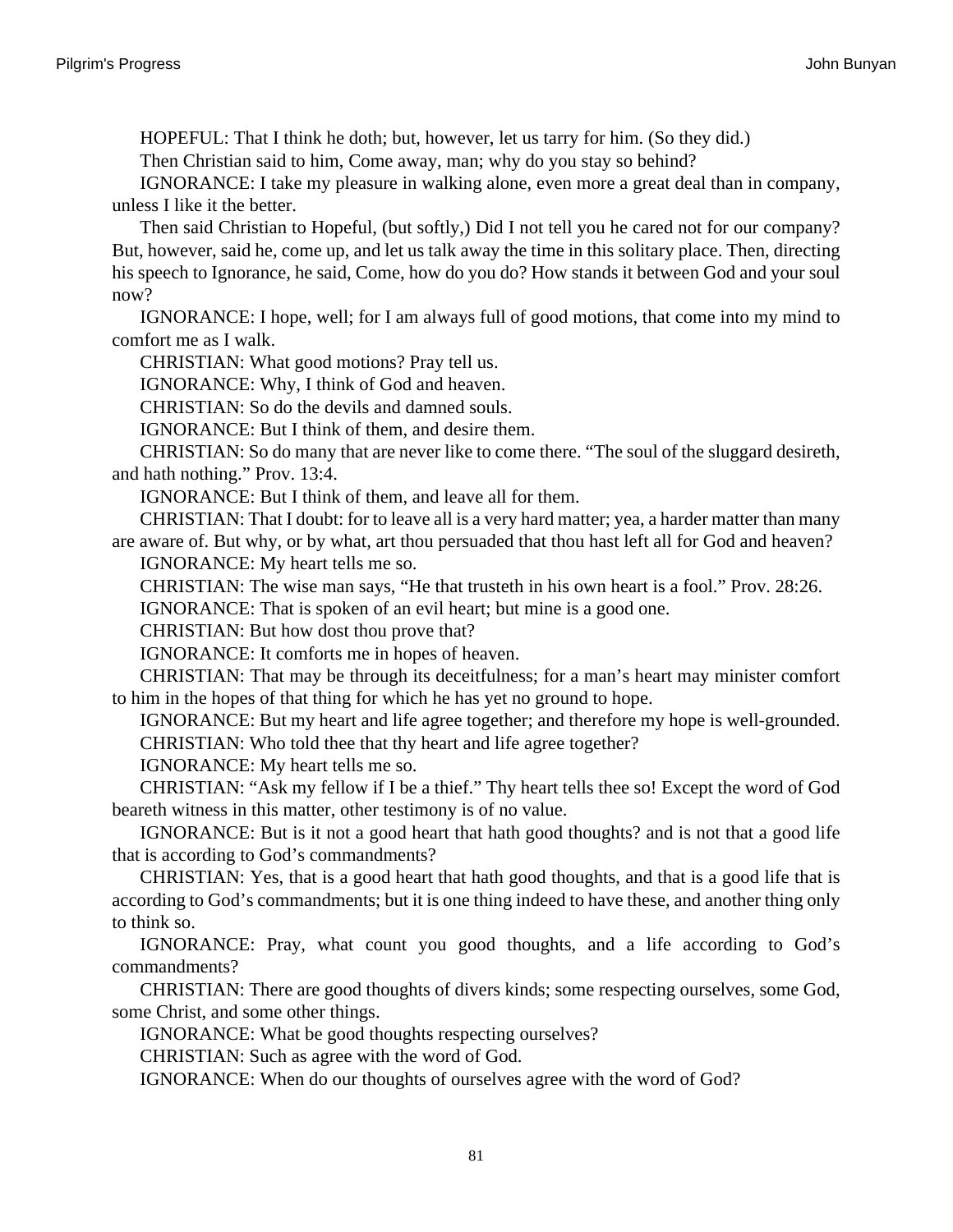HOPEFUL: That I think he doth; but, however, let us tarry for him. (So they did.)

Then Christian said to him, Come away, man; why do you stay so behind?

IGNORANCE: I take my pleasure in walking alone, even more a great deal than in company, unless I like it the better.

Then said Christian to Hopeful, (but softly,) Did I not tell you he cared not for our company? But, however, said he, come up, and let us talk away the time in this solitary place. Then, directing his speech to Ignorance, he said, Come, how do you do? How stands it between God and your soul now?

IGNORANCE: I hope, well; for I am always full of good motions, that come into my mind to comfort me as I walk.

CHRISTIAN: What good motions? Pray tell us.

IGNORANCE: Why, I think of God and heaven.

CHRISTIAN: So do the devils and damned souls.

IGNORANCE: But I think of them, and desire them.

CHRISTIAN: So do many that are never like to come there. "The soul of the sluggard desireth, and hath nothing." Prov. 13:4.

IGNORANCE: But I think of them, and leave all for them.

CHRISTIAN: That I doubt: for to leave all is a very hard matter; yea, a harder matter than many are aware of. But why, or by what, art thou persuaded that thou hast left all for God and heaven?

IGNORANCE: My heart tells me so.

CHRISTIAN: The wise man says, "He that trusteth in his own heart is a fool." Prov. 28:26.

IGNORANCE: That is spoken of an evil heart; but mine is a good one.

CHRISTIAN: But how dost thou prove that?

IGNORANCE: It comforts me in hopes of heaven.

CHRISTIAN: That may be through its deceitfulness; for a man's heart may minister comfort to him in the hopes of that thing for which he has yet no ground to hope.

IGNORANCE: But my heart and life agree together; and therefore my hope is well-grounded.

CHRISTIAN: Who told thee that thy heart and life agree together?

IGNORANCE: My heart tells me so.

CHRISTIAN: "Ask my fellow if I be a thief." Thy heart tells thee so! Except the word of God beareth witness in this matter, other testimony is of no value.

IGNORANCE: But is it not a good heart that hath good thoughts? and is not that a good life that is according to God's commandments?

CHRISTIAN: Yes, that is a good heart that hath good thoughts, and that is a good life that is according to God's commandments; but it is one thing indeed to have these, and another thing only to think so.

IGNORANCE: Pray, what count you good thoughts, and a life according to God's commandments?

CHRISTIAN: There are good thoughts of divers kinds; some respecting ourselves, some God, some Christ, and some other things.

IGNORANCE: What be good thoughts respecting ourselves?

CHRISTIAN: Such as agree with the word of God.

IGNORANCE: When do our thoughts of ourselves agree with the word of God?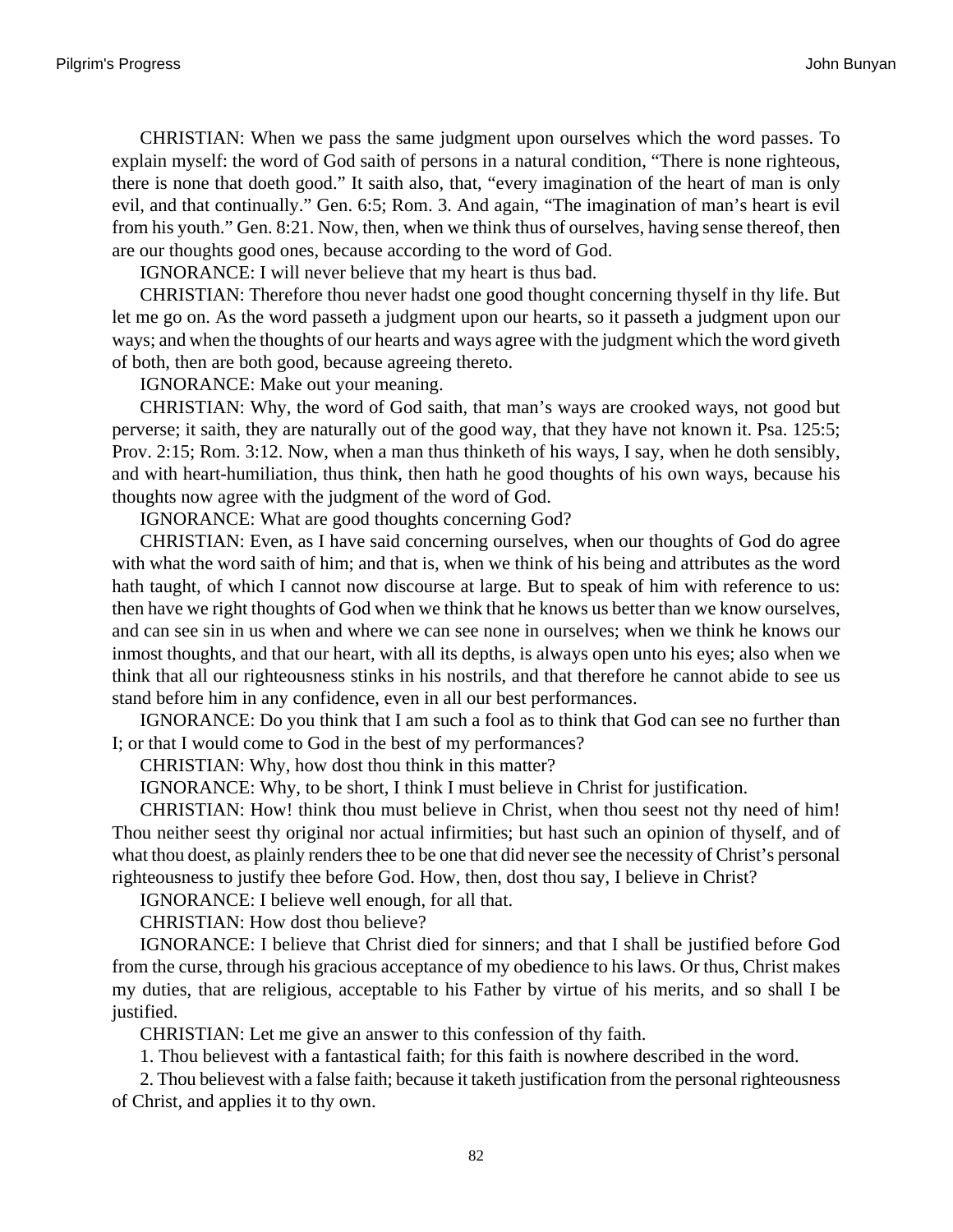CHRISTIAN: When we pass the same judgment upon ourselves which the word passes. To explain myself: the word of God saith of persons in a natural condition, “There is none righteous, there is none that doeth good.” It saith also, that, “every imagination of the heart of man is only evil, and that continually.” Gen. 6:5; Rom. 3. And again, “The imagination of man’s heart is evil from his youth.” Gen. 8:21. Now, then, when we think thus of ourselves, having sense thereof, then are our thoughts good ones, because according to the word of God.

IGNORANCE: I will never believe that my heart is thus bad.

CHRISTIAN: Therefore thou never hadst one good thought concerning thyself in thy life. But let me go on. As the word passeth a judgment upon our hearts, so it passeth a judgment upon our ways; and when the thoughts of our hearts and ways agree with the judgment which the word giveth of both, then are both good, because agreeing thereto.

IGNORANCE: Make out your meaning.

CHRISTIAN: Why, the word of God saith, that man’s ways are crooked ways, not good but perverse; it saith, they are naturally out of the good way, that they have not known it. Psa. 125:5; Prov. 2:15; Rom. 3:12. Now, when a man thus thinketh of his ways, I say, when he doth sensibly, and with heart-humiliation, thus think, then hath he good thoughts of his own ways, because his thoughts now agree with the judgment of the word of God.

IGNORANCE: What are good thoughts concerning God?

CHRISTIAN: Even, as I have said concerning ourselves, when our thoughts of God do agree with what the word saith of him; and that is, when we think of his being and attributes as the word hath taught, of which I cannot now discourse at large. But to speak of him with reference to us: then have we right thoughts of God when we think that he knows us better than we know ourselves, and can see sin in us when and where we can see none in ourselves; when we think he knows our inmost thoughts, and that our heart, with all its depths, is always open unto his eyes; also when we think that all our righteousness stinks in his nostrils, and that therefore he cannot abide to see us stand before him in any confidence, even in all our best performances.

IGNORANCE: Do you think that I am such a fool as to think that God can see no further than I; or that I would come to God in the best of my performances?

CHRISTIAN: Why, how dost thou think in this matter?

IGNORANCE: Why, to be short, I think I must believe in Christ for justification.

CHRISTIAN: How! think thou must believe in Christ, when thou seest not thy need of him! Thou neither seest thy original nor actual infirmities; but hast such an opinion of thyself, and of what thou doest, as plainly renders thee to be one that did never see the necessity of Christ’s personal righteousness to justify thee before God. How, then, dost thou say, I believe in Christ?

IGNORANCE: I believe well enough, for all that.

CHRISTIAN: How dost thou believe?

IGNORANCE: I believe that Christ died for sinners; and that I shall be justified before God from the curse, through his gracious acceptance of my obedience to his laws. Or thus, Christ makes my duties, that are religious, acceptable to his Father by virtue of his merits, and so shall I be justified.

CHRISTIAN: Let me give an answer to this confession of thy faith.

1. Thou believest with a fantastical faith; for this faith is nowhere described in the word.

2. Thou believest with a false faith; because it taketh justification from the personal righteousness of Christ, and applies it to thy own.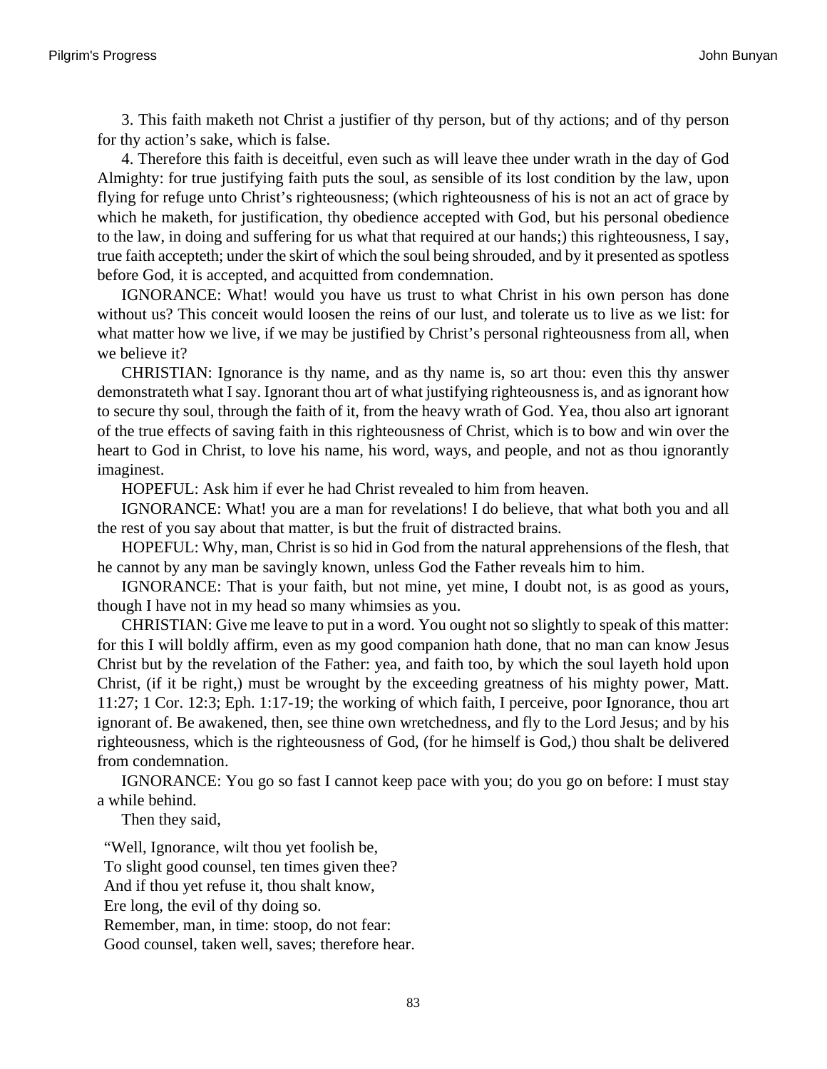3. This faith maketh not Christ a justifier of thy person, but of thy actions; and of thy person for thy action's sake, which is false.

4. Therefore this faith is deceitful, even such as will leave thee under wrath in the day of God Almighty: for true justifying faith puts the soul, as sensible of its lost condition by the law, upon flying for refuge unto Christ's righteousness; (which righteousness of his is not an act of grace by which he maketh, for justification, thy obedience accepted with God, but his personal obedience to the law, in doing and suffering for us what that required at our hands;) this righteousness, I say, true faith accepteth; under the skirt of which the soul being shrouded, and by it presented as spotless before God, it is accepted, and acquitted from condemnation.

IGNORANCE: What! would you have us trust to what Christ in his own person has done without us? This conceit would loosen the reins of our lust, and tolerate us to live as we list: for what matter how we live, if we may be justified by Christ's personal righteousness from all, when we believe it?

CHRISTIAN: Ignorance is thy name, and as thy name is, so art thou: even this thy answer demonstrateth what I say. Ignorant thou art of what justifying righteousness is, and as ignorant how to secure thy soul, through the faith of it, from the heavy wrath of God. Yea, thou also art ignorant of the true effects of saving faith in this righteousness of Christ, which is to bow and win over the heart to God in Christ, to love his name, his word, ways, and people, and not as thou ignorantly imaginest.

HOPEFUL: Ask him if ever he had Christ revealed to him from heaven.

IGNORANCE: What! you are a man for revelations! I do believe, that what both you and all the rest of you say about that matter, is but the fruit of distracted brains.

HOPEFUL: Why, man, Christ is so hid in God from the natural apprehensions of the flesh, that he cannot by any man be savingly known, unless God the Father reveals him to him.

IGNORANCE: That is your faith, but not mine, yet mine, I doubt not, is as good as yours, though I have not in my head so many whimsies as you.

CHRISTIAN: Give me leave to put in a word. You ought not so slightly to speak of this matter: for this I will boldly affirm, even as my good companion hath done, that no man can know Jesus Christ but by the revelation of the Father: yea, and faith too, by which the soul layeth hold upon Christ, (if it be right,) must be wrought by the exceeding greatness of his mighty power, Matt. 11:27; 1 Cor. 12:3; Eph. 1:17-19; the working of which faith, I perceive, poor Ignorance, thou art ignorant of. Be awakened, then, see thine own wretchedness, and fly to the Lord Jesus; and by his righteousness, which is the righteousness of God, (for he himself is God,) thou shalt be delivered from condemnation.

IGNORANCE: You go so fast I cannot keep pace with you; do you go on before: I must stay a while behind.

Then they said,

"Well, Ignorance, wilt thou yet foolish be,  
To slight good counsel, ten times given thee?  
And if thou yet refuse it, thou shalt know,  
Ere long, the evil of thy doing so.  
Remember, man, in time: stoop, do not fear:  
Good counsel, taken well, saves; therefore hear.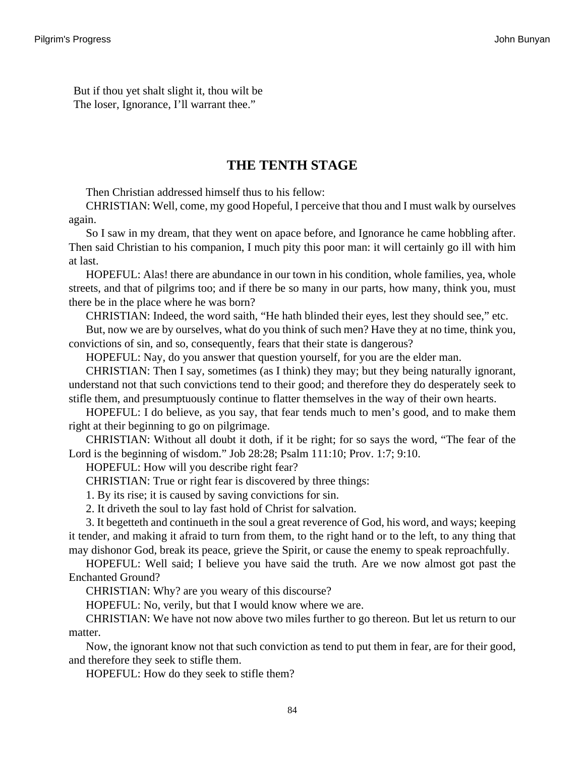But if thou yet shalt slight it, thou wilt be
The loser, Ignorance, I'll warrant thee."

## THE TENTH STAGE

Then Christian addressed himself thus to his fellow:

CHRISTIAN: Well, come, my good Hopeful, I perceive that thou and I must walk by ourselves again.

So I saw in my dream, that they went on apace before, and Ignorance he came hobbling after. Then said Christian to his companion, I much pity this poor man: it will certainly go ill with him at last.

HOPEFUL: Alas! there are abundance in our town in his condition, whole families, yea, whole streets, and that of pilgrims too; and if there be so many in our parts, how many, think you, must there be in the place where he was born?

CHRISTIAN: Indeed, the word saith, "He hath blinded their eyes, lest they should see," etc.

But, now we are by ourselves, what do you think of such men? Have they at no time, think you, convictions of sin, and so, consequently, fears that their state is dangerous?

HOPEFUL: Nay, do you answer that question yourself, for you are the elder man.

CHRISTIAN: Then I say, sometimes (as I think) they may; but they being naturally ignorant, understand not that such convictions tend to their good; and therefore they do desperately seek to stifle them, and presumptuously continue to flatter themselves in the way of their own hearts.

HOPEFUL: I do believe, as you say, that fear tends much to men's good, and to make them right at their beginning to go on pilgrimage.

CHRISTIAN: Without all doubt it doth, if it be right; for so says the word, "The fear of the Lord is the beginning of wisdom." Job 28:28; Psalm 111:10; Prov. 1:7; 9:10.

HOPEFUL: How will you describe right fear?

CHRISTIAN: True or right fear is discovered by three things:

1. By its rise; it is caused by saving convictions for sin.

2. It driveth the soul to lay fast hold of Christ for salvation.

3. It begetteth and continueth in the soul a great reverence of God, his word, and ways; keeping it tender, and making it afraid to turn from them, to the right hand or to the left, to any thing that may dishonor God, break its peace, grieve the Spirit, or cause the enemy to speak reproachfully.

HOPEFUL: Well said; I believe you have said the truth. Are we now almost got past the Enchanted Ground?

CHRISTIAN: Why? are you weary of this discourse?

HOPEFUL: No, verily, but that I would know where we are.

CHRISTIAN: We have not now above two miles further to go thereon. But let us return to our matter.

Now, the ignorant know not that such conviction as tend to put them in fear, are for their good, and therefore they seek to stifle them.

HOPEFUL: How do they seek to stifle them?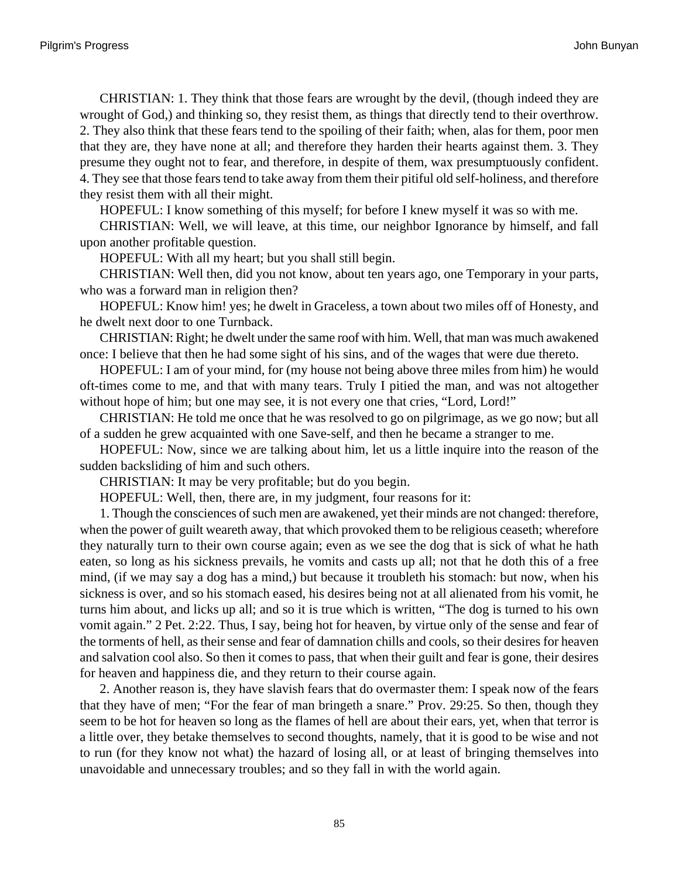CHRISTIAN: 1. They think that those fears are wrought by the devil, (though indeed they are wrought of God,) and thinking so, they resist them, as things that directly tend to their overthrow. 2. They also think that these fears tend to the spoiling of their faith; when, alas for them, poor men that they are, they have none at all; and therefore they harden their hearts against them. 3. They presume they ought not to fear, and therefore, in despite of them, wax presumptuously confident. 4. They see that those fears tend to take away from them their pitiful old self-holiness, and therefore they resist them with all their might.

HOPEFUL: I know something of this myself; for before I knew myself it was so with me.

CHRISTIAN: Well, we will leave, at this time, our neighbor Ignorance by himself, and fall upon another profitable question.

HOPEFUL: With all my heart; but you shall still begin.

CHRISTIAN: Well then, did you not know, about ten years ago, one Temporary in your parts, who was a forward man in religion then?

HOPEFUL: Know him! yes; he dwelt in Graceless, a town about two miles off of Honesty, and he dwelt next door to one Turnback.

CHRISTIAN: Right; he dwelt under the same roof with him. Well, that man was much awakened once: I believe that then he had some sight of his sins, and of the wages that were due thereto.

HOPEFUL: I am of your mind, for (my house not being above three miles from him) he would oft-times come to me, and that with many tears. Truly I pitied the man, and was not altogether without hope of him; but one may see, it is not every one that cries, "Lord, Lord!"

CHRISTIAN: He told me once that he was resolved to go on pilgrimage, as we go now; but all of a sudden he grew acquainted with one Save-self, and then he became a stranger to me.

HOPEFUL: Now, since we are talking about him, let us a little inquire into the reason of the sudden backsliding of him and such others.

CHRISTIAN: It may be very profitable; but do you begin.

HOPEFUL: Well, then, there are, in my judgment, four reasons for it:

1. Though the consciences of such men are awakened, yet their minds are not changed: therefore, when the power of guilt weareth away, that which provoked them to be religious ceaseth; wherefore they naturally turn to their own course again; even as we see the dog that is sick of what he hath eaten, so long as his sickness prevails, he vomits and casts up all; not that he doth this of a free mind, (if we may say a dog has a mind,) but because it troubleth his stomach: but now, when his sickness is over, and so his stomach eased, his desires being not at all alienated from his vomit, he turns him about, and licks up all; and so it is true which is written, "The dog is turned to his own vomit again." 2 Pet. 2:22. Thus, I say, being hot for heaven, by virtue only of the sense and fear of the torments of hell, as their sense and fear of damnation chills and cools, so their desires for heaven and salvation cool also. So then it comes to pass, that when their guilt and fear is gone, their desires for heaven and happiness die, and they return to their course again.

2. Another reason is, they have slavish fears that do overmaster them: I speak now of the fears that they have of men; "For the fear of man bringeth a snare." Prov. 29:25. So then, though they seem to be hot for heaven so long as the flames of hell are about their ears, yet, when that terror is a little over, they betake themselves to second thoughts, namely, that it is good to be wise and not to run (for they know not what) the hazard of losing all, or at least of bringing themselves into unavoidable and unnecessary troubles; and so they fall in with the world again.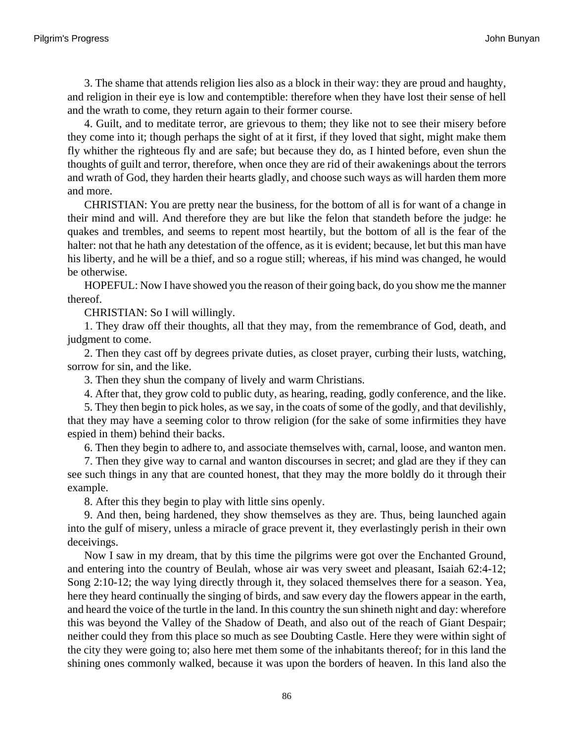3. The shame that attends religion lies also as a block in their way: they are proud and haughty, and religion in their eye is low and contemptible: therefore when they have lost their sense of hell and the wrath to come, they return again to their former course.

4. Guilt, and to meditate terror, are grievous to them; they like not to see their misery before they come into it; though perhaps the sight of at it first, if they loved that sight, might make them fly whither the righteous fly and are safe; but because they do, as I hinted before, even shun the thoughts of guilt and terror, therefore, when once they are rid of their awakenings about the terrors and wrath of God, they harden their hearts gladly, and choose such ways as will harden them more and more.

CHRISTIAN: You are pretty near the business, for the bottom of all is for want of a change in their mind and will. And therefore they are but like the felon that standeth before the judge: he quakes and trembles, and seems to repent most heartily, but the bottom of all is the fear of the halter: not that he hath any detestation of the offence, as it is evident; because, let but this man have his liberty, and he will be a thief, and so a rogue still; whereas, if his mind was changed, he would be otherwise.

HOPEFUL: Now I have showed you the reason of their going back, do you show me the manner thereof.

CHRISTIAN: So I will willingly.

1. They draw off their thoughts, all that they may, from the remembrance of God, death, and judgment to come.

2. Then they cast off by degrees private duties, as closet prayer, curbing their lusts, watching, sorrow for sin, and the like.

3. Then they shun the company of lively and warm Christians.

4. After that, they grow cold to public duty, as hearing, reading, godly conference, and the like.

5. They then begin to pick holes, as we say, in the coats of some of the godly, and that devilishly, that they may have a seeming color to throw religion (for the sake of some infirmities they have espied in them) behind their backs.

6. Then they begin to adhere to, and associate themselves with, carnal, loose, and wanton men.

7. Then they give way to carnal and wanton discourses in secret; and glad are they if they can see such things in any that are counted honest, that they may the more boldly do it through their example.

8. After this they begin to play with little sins openly.

9. And then, being hardened, they show themselves as they are. Thus, being launched again into the gulf of misery, unless a miracle of grace prevent it, they everlastingly perish in their own deceivings.

Now I saw in my dream, that by this time the pilgrims were got over the Enchanted Ground, and entering into the country of Beulah, whose air was very sweet and pleasant, Isaiah 62:4-12; Song 2:10-12; the way lying directly through it, they solaced themselves there for a season. Yea, here they heard continually the singing of birds, and saw every day the flowers appear in the earth, and heard the voice of the turtle in the land. In this country the sun shineth night and day: wherefore this was beyond the Valley of the Shadow of Death, and also out of the reach of Giant Despair; neither could they from this place so much as see Doubting Castle. Here they were within sight of the city they were going to; also here met them some of the inhabitants thereof; for in this land the shining ones commonly walked, because it was upon the borders of heaven. In this land also the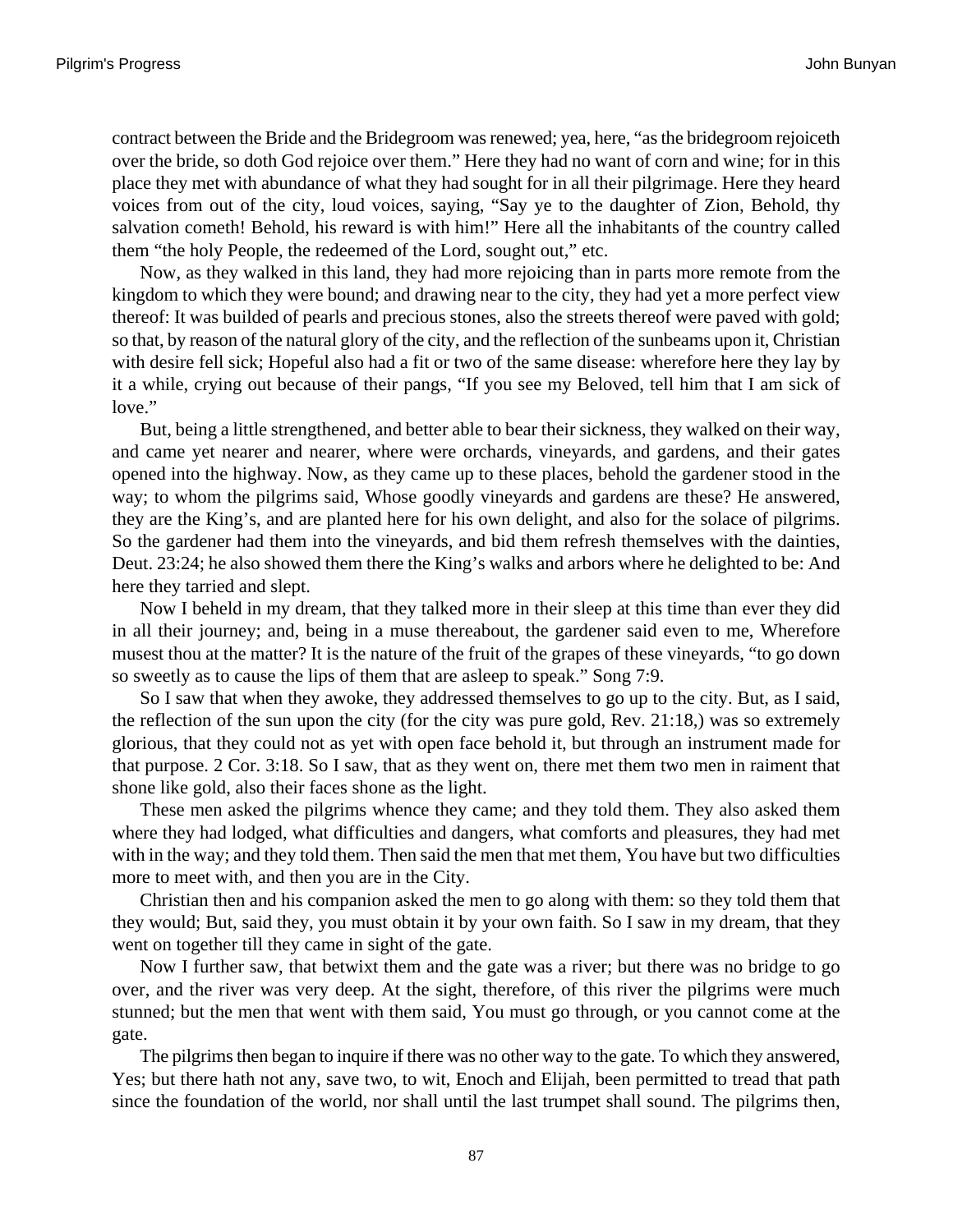contract between the Bride and the Bridegroom was renewed; yea, here, "as the bridegroom rejoiceth over the bride, so doth God rejoice over them." Here they had no want of corn and wine; for in this place they met with abundance of what they had sought for in all their pilgrimage. Here they heard voices from out of the city, loud voices, saying, "Say ye to the daughter of Zion, Behold, thy salvation cometh! Behold, his reward is with him!" Here all the inhabitants of the country called them "the holy People, the redeemed of the Lord, sought out," etc.

Now, as they walked in this land, they had more rejoicing than in parts more remote from the kingdom to which they were bound; and drawing near to the city, they had yet a more perfect view thereof: It was builded of pearls and precious stones, also the streets thereof were paved with gold; so that, by reason of the natural glory of the city, and the reflection of the sunbeams upon it, Christian with desire fell sick; Hopeful also had a fit or two of the same disease: wherefore here they lay by it a while, crying out because of their pangs, "If you see my Beloved, tell him that I am sick of love."

But, being a little strengthened, and better able to bear their sickness, they walked on their way, and came yet nearer and nearer, where were orchards, vineyards, and gardens, and their gates opened into the highway. Now, as they came up to these places, behold the gardener stood in the way; to whom the pilgrims said, Whose goodly vineyards and gardens are these? He answered, they are the King's, and are planted here for his own delight, and also for the solace of pilgrims. So the gardener had them into the vineyards, and bid them refresh themselves with the dainties, Deut. 23:24; he also showed them there the King's walks and arbors where he delighted to be: And here they tarried and slept.

Now I beheld in my dream, that they talked more in their sleep at this time than ever they did in all their journey; and, being in a muse thereabout, the gardener said even to me, Wherefore musest thou at the matter? It is the nature of the fruit of the grapes of these vineyards, "to go down so sweetly as to cause the lips of them that are asleep to speak." Song 7:9.

So I saw that when they awoke, they addressed themselves to go up to the city. But, as I said, the reflection of the sun upon the city (for the city was pure gold, Rev. 21:18,) was so extremely glorious, that they could not as yet with open face behold it, but through an instrument made for that purpose. 2 Cor. 3:18. So I saw, that as they went on, there met them two men in raiment that shone like gold, also their faces shone as the light.

These men asked the pilgrims whence they came; and they told them. They also asked them where they had lodged, what difficulties and dangers, what comforts and pleasures, they had met with in the way; and they told them. Then said the men that met them, You have but two difficulties more to meet with, and then you are in the City.

Christian then and his companion asked the men to go along with them: so they told them that they would; But, said they, you must obtain it by your own faith. So I saw in my dream, that they went on together till they came in sight of the gate.

Now I further saw, that betwixt them and the gate was a river; but there was no bridge to go over, and the river was very deep. At the sight, therefore, of this river the pilgrims were much stunned; but the men that went with them said, You must go through, or you cannot come at the gate.

The pilgrims then began to inquire if there was no other way to the gate. To which they answered, Yes; but there hath not any, save two, to wit, Enoch and Elijah, been permitted to tread that path since the foundation of the world, nor shall until the last trumpet shall sound. The pilgrims then,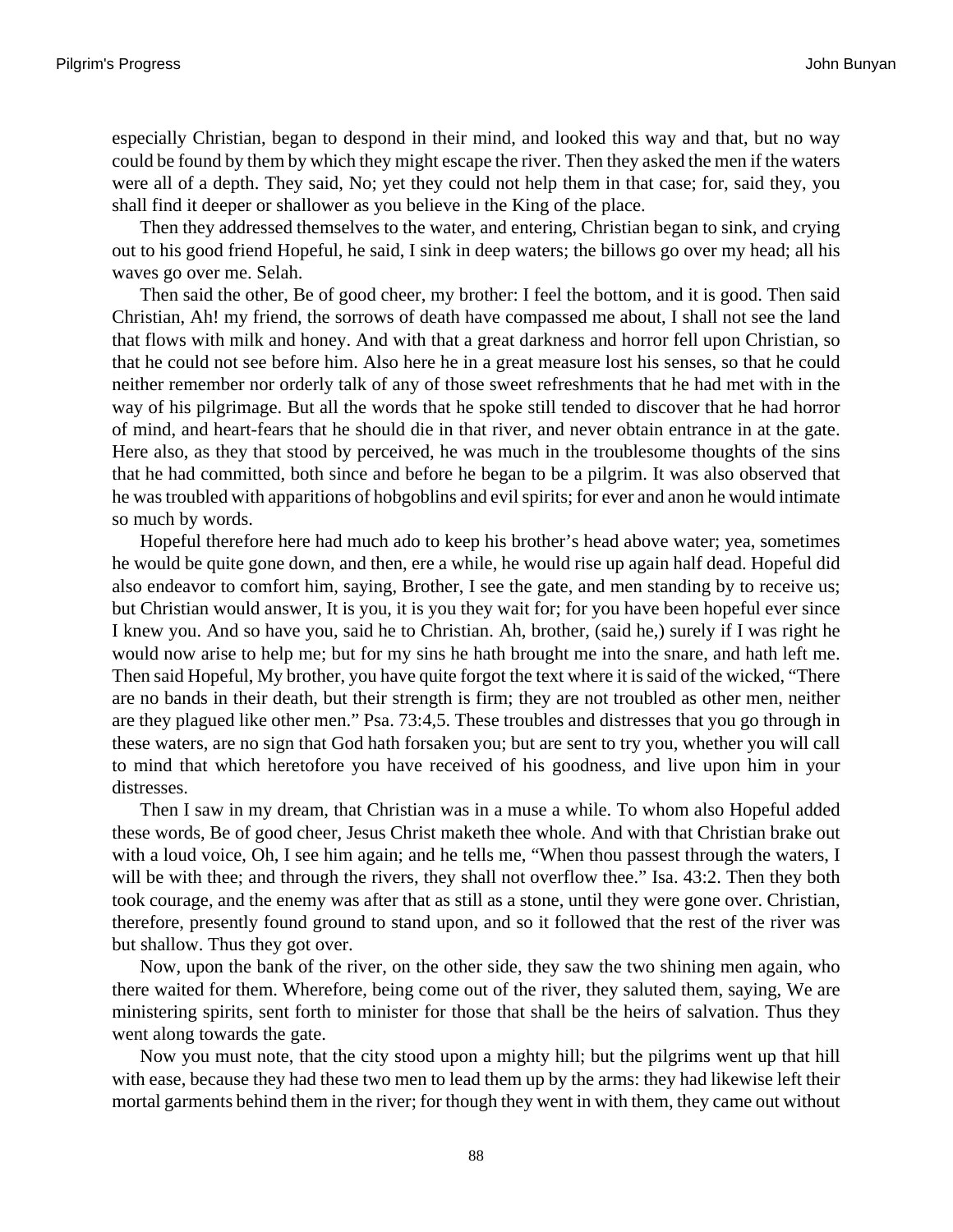especially Christian, began to despond in their mind, and looked this way and that, but no way could be found by them by which they might escape the river. Then they asked the men if the waters were all of a depth. They said, No; yet they could not help them in that case; for, said they, you shall find it deeper or shallower as you believe in the King of the place.

Then they addressed themselves to the water, and entering, Christian began to sink, and crying out to his good friend Hopeful, he said, I sink in deep waters; the billows go over my head; all his waves go over me. Selah.

Then said the other, Be of good cheer, my brother: I feel the bottom, and it is good. Then said Christian, Ah! my friend, the sorrows of death have compassed me about, I shall not see the land that flows with milk and honey. And with that a great darkness and horror fell upon Christian, so that he could not see before him. Also here he in a great measure lost his senses, so that he could neither remember nor orderly talk of any of those sweet refreshments that he had met with in the way of his pilgrimage. But all the words that he spoke still tended to discover that he had horror of mind, and heart-fears that he should die in that river, and never obtain entrance in at the gate. Here also, as they that stood by perceived, he was much in the troublesome thoughts of the sins that he had committed, both since and before he began to be a pilgrim. It was also observed that he was troubled with apparitions of hobgoblins and evil spirits; for ever and anon he would intimate so much by words.

Hopeful therefore here had much ado to keep his brother's head above water; yea, sometimes he would be quite gone down, and then, ere a while, he would rise up again half dead. Hopeful did also endeavor to comfort him, saying, Brother, I see the gate, and men standing by to receive us; but Christian would answer, It is you, it is you they wait for; for you have been hopeful ever since I knew you. And so have you, said he to Christian. Ah, brother, (said he,) surely if I was right he would now arise to help me; but for my sins he hath brought me into the snare, and hath left me. Then said Hopeful, My brother, you have quite forgot the text where it is said of the wicked, "There are no bands in their death, but their strength is firm; they are not troubled as other men, neither are they plagued like other men." Psa. 73:4,5. These troubles and distresses that you go through in these waters, are no sign that God hath forsaken you; but are sent to try you, whether you will call to mind that which heretofore you have received of his goodness, and live upon him in your distresses.

Then I saw in my dream, that Christian was in a muse a while. To whom also Hopeful added these words, Be of good cheer, Jesus Christ maketh thee whole. And with that Christian brake out with a loud voice, Oh, I see him again; and he tells me, "When thou passest through the waters, I will be with thee; and through the rivers, they shall not overflow thee." Isa. 43:2. Then they both took courage, and the enemy was after that as still as a stone, until they were gone over. Christian, therefore, presently found ground to stand upon, and so it followed that the rest of the river was but shallow. Thus they got over.

Now, upon the bank of the river, on the other side, they saw the two shining men again, who there waited for them. Wherefore, being come out of the river, they saluted them, saying, We are ministering spirits, sent forth to minister for those that shall be the heirs of salvation. Thus they went along towards the gate.

Now you must note, that the city stood upon a mighty hill; but the pilgrims went up that hill with ease, because they had these two men to lead them up by the arms: they had likewise left their mortal garments behind them in the river; for though they went in with them, they came out without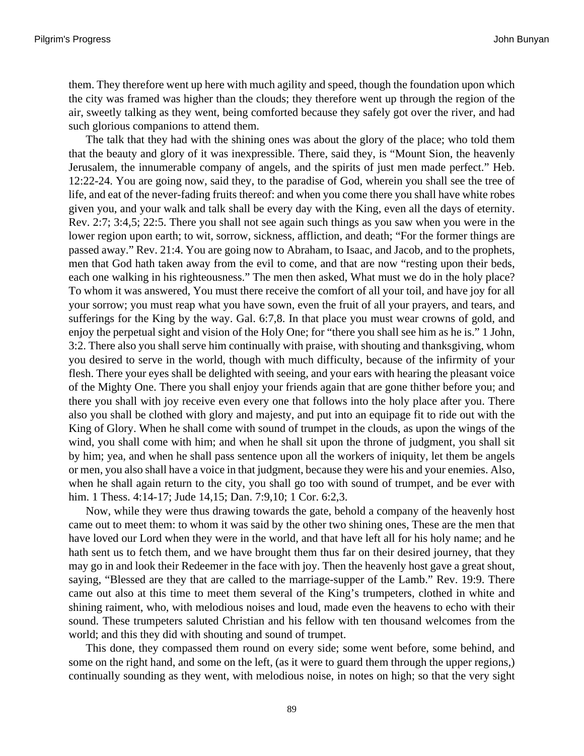them. They therefore went up here with much agility and speed, though the foundation upon which the city was framed was higher than the clouds; they therefore went up through the region of the air, sweetly talking as they went, being comforted because they safely got over the river, and had such glorious companions to attend them.

The talk that they had with the shining ones was about the glory of the place; who told them that the beauty and glory of it was inexpressible. There, said they, is "Mount Sion, the heavenly Jerusalem, the innumerable company of angels, and the spirits of just men made perfect." Heb. 12:22-24. You are going now, said they, to the paradise of God, wherein you shall see the tree of life, and eat of the never-fading fruits thereof: and when you come there you shall have white robes given you, and your walk and talk shall be every day with the King, even all the days of eternity. Rev. 2:7; 3:4,5; 22:5. There you shall not see again such things as you saw when you were in the lower region upon earth; to wit, sorrow, sickness, affliction, and death; "For the former things are passed away." Rev. 21:4. You are going now to Abraham, to Isaac, and Jacob, and to the prophets, men that God hath taken away from the evil to come, and that are now "resting upon their beds, each one walking in his righteousness." The men then asked, What must we do in the holy place? To whom it was answered, You must there receive the comfort of all your toil, and have joy for all your sorrow; you must reap what you have sown, even the fruit of all your prayers, and tears, and sufferings for the King by the way. Gal. 6:7,8. In that place you must wear crowns of gold, and enjoy the perpetual sight and vision of the Holy One; for "there you shall see him as he is." 1 John, 3:2. There also you shall serve him continually with praise, with shouting and thanksgiving, whom you desired to serve in the world, though with much difficulty, because of the infirmity of your flesh. There your eyes shall be delighted with seeing, and your ears with hearing the pleasant voice of the Mighty One. There you shall enjoy your friends again that are gone thither before you; and there you shall with joy receive even every one that follows into the holy place after you. There also you shall be clothed with glory and majesty, and put into an equipage fit to ride out with the King of Glory. When he shall come with sound of trumpet in the clouds, as upon the wings of the wind, you shall come with him; and when he shall sit upon the throne of judgment, you shall sit by him; yea, and when he shall pass sentence upon all the workers of iniquity, let them be angels or men, you also shall have a voice in that judgment, because they were his and your enemies. Also, when he shall again return to the city, you shall go too with sound of trumpet, and be ever with him. 1 Thess. 4:14-17; Jude 14,15; Dan. 7:9,10; 1 Cor. 6:2,3.

Now, while they were thus drawing towards the gate, behold a company of the heavenly host came out to meet them: to whom it was said by the other two shining ones, These are the men that have loved our Lord when they were in the world, and that have left all for his holy name; and he hath sent us to fetch them, and we have brought them thus far on their desired journey, that they may go in and look their Redeemer in the face with joy. Then the heavenly host gave a great shout, saying, "Blessed are they that are called to the marriage-supper of the Lamb." Rev. 19:9. There came out also at this time to meet them several of the King's trumpeters, clothed in white and shining raiment, who, with melodious noises and loud, made even the heavens to echo with their sound. These trumpeters saluted Christian and his fellow with ten thousand welcomes from the world; and this they did with shouting and sound of trumpet.

This done, they compassed them round on every side; some went before, some behind, and some on the right hand, and some on the left, (as it were to guard them through the upper regions,) continually sounding as they went, with melodious noise, in notes on high; so that the very sight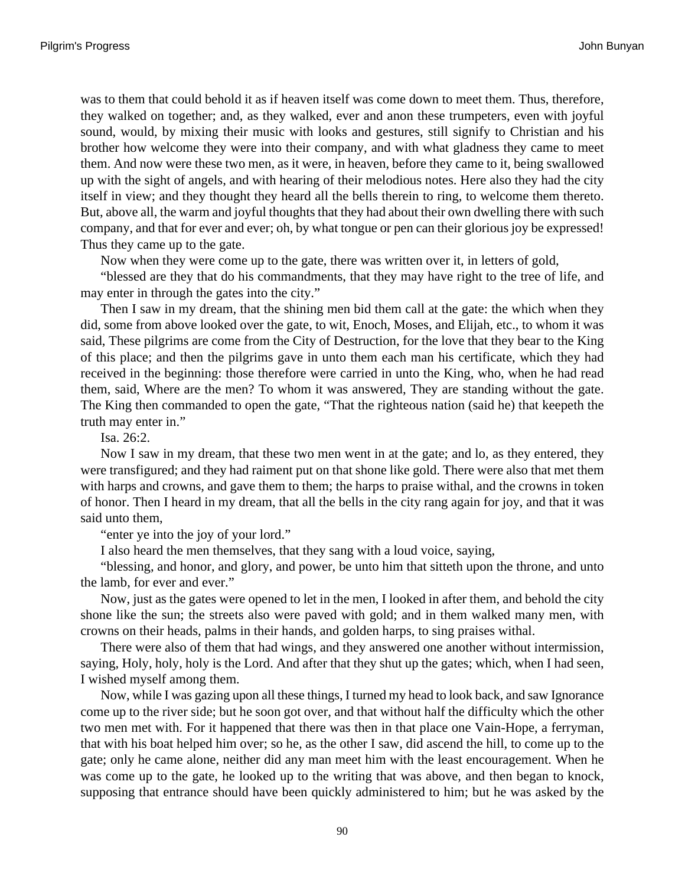was to them that could behold it as if heaven itself was come down to meet them. Thus, therefore, they walked on together; and, as they walked, ever and anon these trumpeters, even with joyful sound, would, by mixing their music with looks and gestures, still signify to Christian and his brother how welcome they were into their company, and with what gladness they came to meet them. And now were these two men, as it were, in heaven, before they came to it, being swallowed up with the sight of angels, and with hearing of their melodious notes. Here also they had the city itself in view; and they thought they heard all the bells therein to ring, to welcome them thereto. But, above all, the warm and joyful thoughts that they had about their own dwelling there with such company, and that for ever and ever; oh, by what tongue or pen can their glorious joy be expressed! Thus they came up to the gate.

Now when they were come up to the gate, there was written over it, in letters of gold,

“blessed are they that do his commandments, that they may have right to the tree of life, and may enter in through the gates into the city.”

Then I saw in my dream, that the shining men bid them call at the gate: the which when they did, some from above looked over the gate, to wit, Enoch, Moses, and Elijah, etc., to whom it was said, These pilgrims are come from the City of Destruction, for the love that they bear to the King of this place; and then the pilgrims gave in unto them each man his certificate, which they had received in the beginning: those therefore were carried in unto the King, who, when he had read them, said, Where are the men? To whom it was answered, They are standing without the gate. The King then commanded to open the gate, “That the righteous nation (said he) that keepeth the truth may enter in.”

Isa. 26:2.

Now I saw in my dream, that these two men went in at the gate; and lo, as they entered, they were transfigured; and they had raiment put on that shone like gold. There were also that met them with harps and crowns, and gave them to them; the harps to praise withal, and the crowns in token of honor. Then I heard in my dream, that all the bells in the city rang again for joy, and that it was said unto them,

“enter ye into the joy of your lord.”

I also heard the men themselves, that they sang with a loud voice, saying,

“blessing, and honor, and glory, and power, be unto him that sitteth upon the throne, and unto the lamb, for ever and ever.”

Now, just as the gates were opened to let in the men, I looked in after them, and behold the city shone like the sun; the streets also were paved with gold; and in them walked many men, with crowns on their heads, palms in their hands, and golden harps, to sing praises withal.

There were also of them that had wings, and they answered one another without intermission, saying, Holy, holy, holy is the Lord. And after that they shut up the gates; which, when I had seen, I wished myself among them.

Now, while I was gazing upon all these things, I turned my head to look back, and saw Ignorance come up to the river side; but he soon got over, and that without half the difficulty which the other two men met with. For it happened that there was then in that place one Vain-Hope, a ferryman, that with his boat helped him over; so he, as the other I saw, did ascend the hill, to come up to the gate; only he came alone, neither did any man meet him with the least encouragement. When he was come up to the gate, he looked up to the writing that was above, and then began to knock, supposing that entrance should have been quickly administered to him; but he was asked by the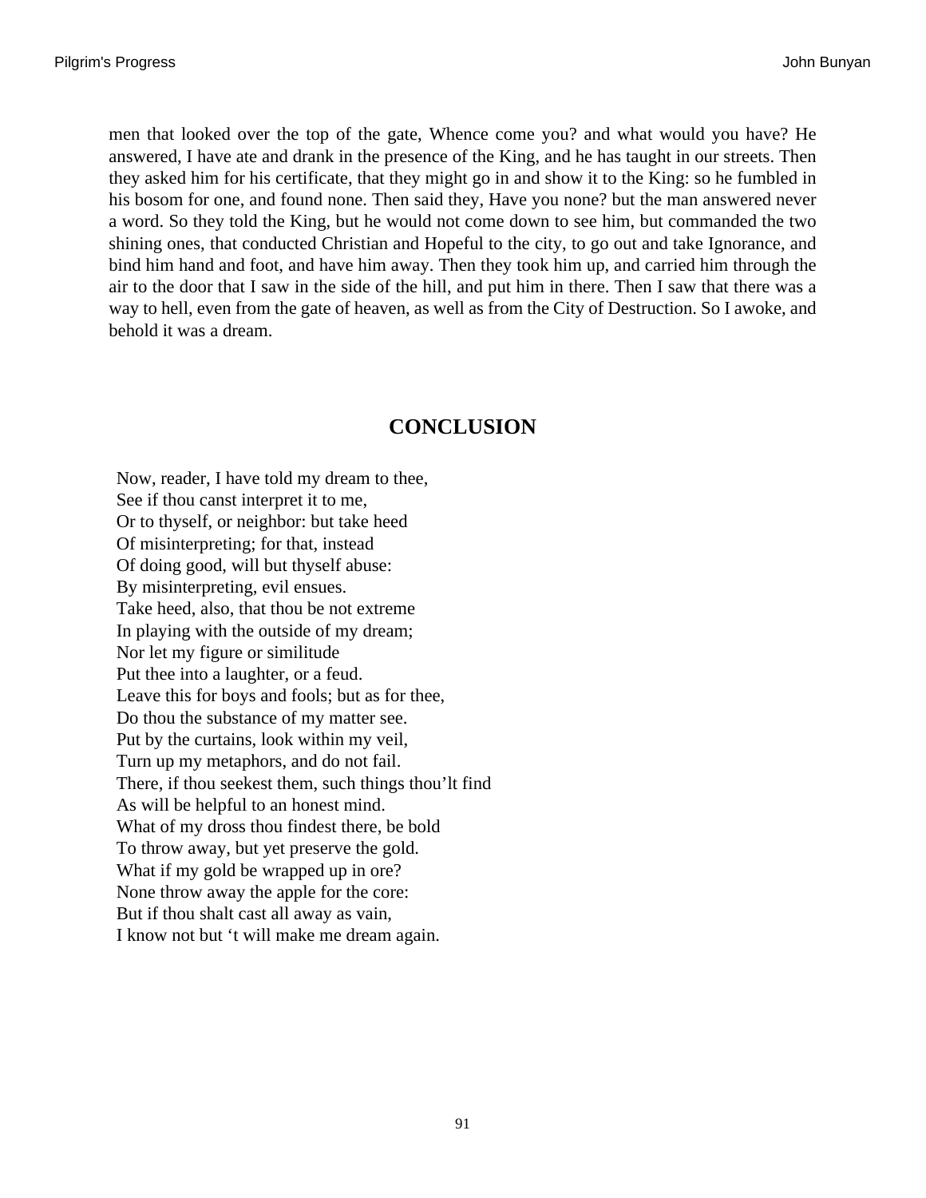men that looked over the top of the gate, Whence come you? and what would you have? He answered, I have ate and drank in the presence of the King, and he has taught in our streets. Then they asked him for his certificate, that they might go in and show it to the King: so he fumbled in his bosom for one, and found none. Then said they, Have you none? but the man answered never a word. So they told the King, but he would not come down to see him, but commanded the two shining ones, that conducted Christian and Hopeful to the city, to go out and take Ignorance, and bind him hand and foot, and have him away. Then they took him up, and carried him through the air to the door that I saw in the side of the hill, and put him in there. Then I saw that there was a way to hell, even from the gate of heaven, as well as from the City of Destruction. So I awoke, and behold it was a dream.

## CONCLUSION

Now, reader, I have told my dream to thee,  
See if thou canst interpret it to me,  
Or to thyself, or neighbor: but take heed  
Of misinterpreting; for that, instead  
Of doing good, will but thyself abuse:  
By misinterpreting, evil ensues.  
Take heed, also, that thou be not extreme  
In playing with the outside of my dream;  
Nor let my figure or similitude  
Put thee into a laughter, or a feud.  
Leave this for boys and fools; but as for thee,  
Do thou the substance of my matter see.  
Put by the curtains, look within my veil,  
Turn up my metaphors, and do not fail.  
There, if thou seekest them, such things thou'lt find  
As will be helpful to an honest mind.  
What of my dross thou findest there, be bold  
To throw away, but yet preserve the gold.  
What if my gold be wrapped up in ore?  
None throw away the apple for the core:  
But if thou shalt cast all away as vain,  
I know not but 't will make me dream again.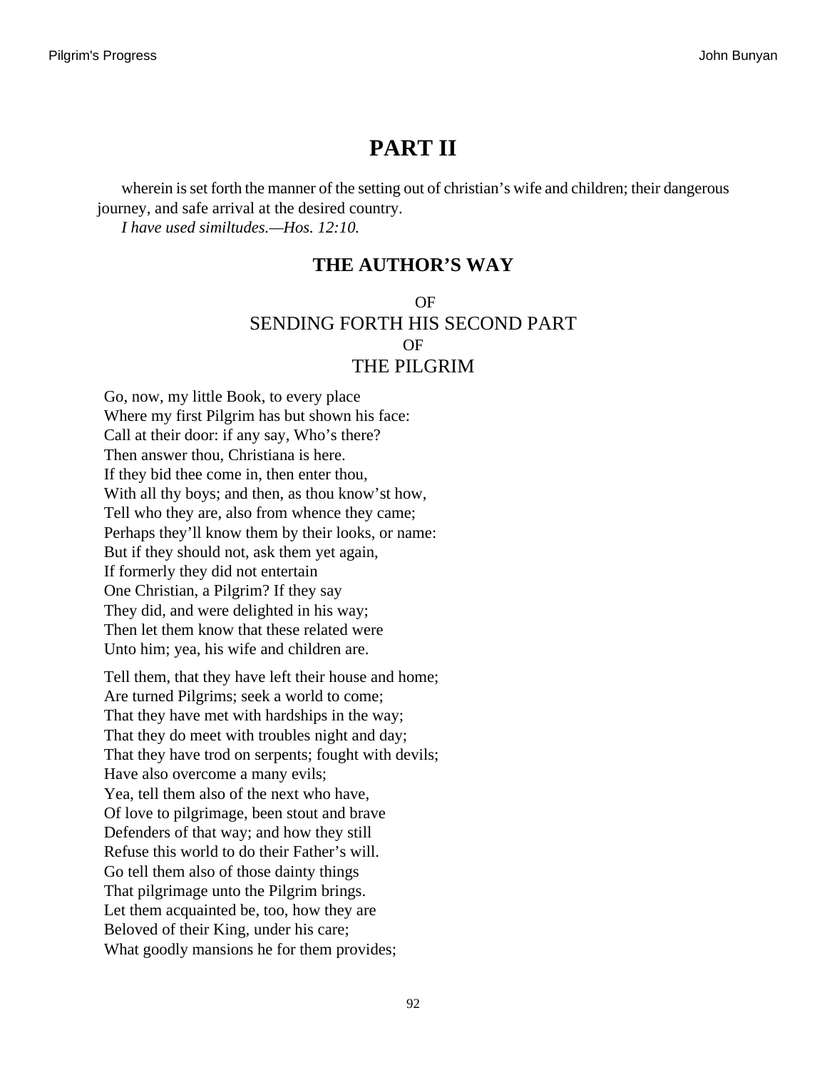# PART II

wherein is set forth the manner of the setting out of christian's wife and children; their dangerous journey, and safe arrival at the desired country.

*I have used similtudes.—Hos. 12:10.*

## THE AUTHOR'S WAY

OF

SENDING FORTH HIS SECOND PART

OF

THE PILGRIM

Go, now, my little Book, to every place  
Where my first Pilgrim has but shown his face:  
Call at their door: if any say, Who's there?  
Then answer thou, Christiana is here.  
If they bid thee come in, then enter thou,  
With all thy boys; and then, as thou know'st how,  
Tell who they are, also from whence they came;  
Perhaps they'll know them by their looks, or name:  
But if they should not, ask them yet again,  
If formerly they did not entertain  
One Christian, a Pilgrim? If they say  
They did, and were delighted in his way;  
Then let them know that these related were  
Unto him; yea, his wife and children are.

Tell them, that they have left their house and home;  
Are turned Pilgrims; seek a world to come;  
That they have met with hardships in the way;  
That they do meet with troubles night and day;  
That they have trod on serpents; fought with devils;  
Have also overcome a many evils;  
Yea, tell them also of the next who have,  
Of love to pilgrimage, been stout and brave  
Defenders of that way; and how they still  
Refuse this world to do their Father's will.  
Go tell them also of those dainty things  
That pilgrimage unto the Pilgrim brings.  
Let them acquainted be, too, how they are  
Beloved of their King, under his care;  
What goodly mansions he for them provides;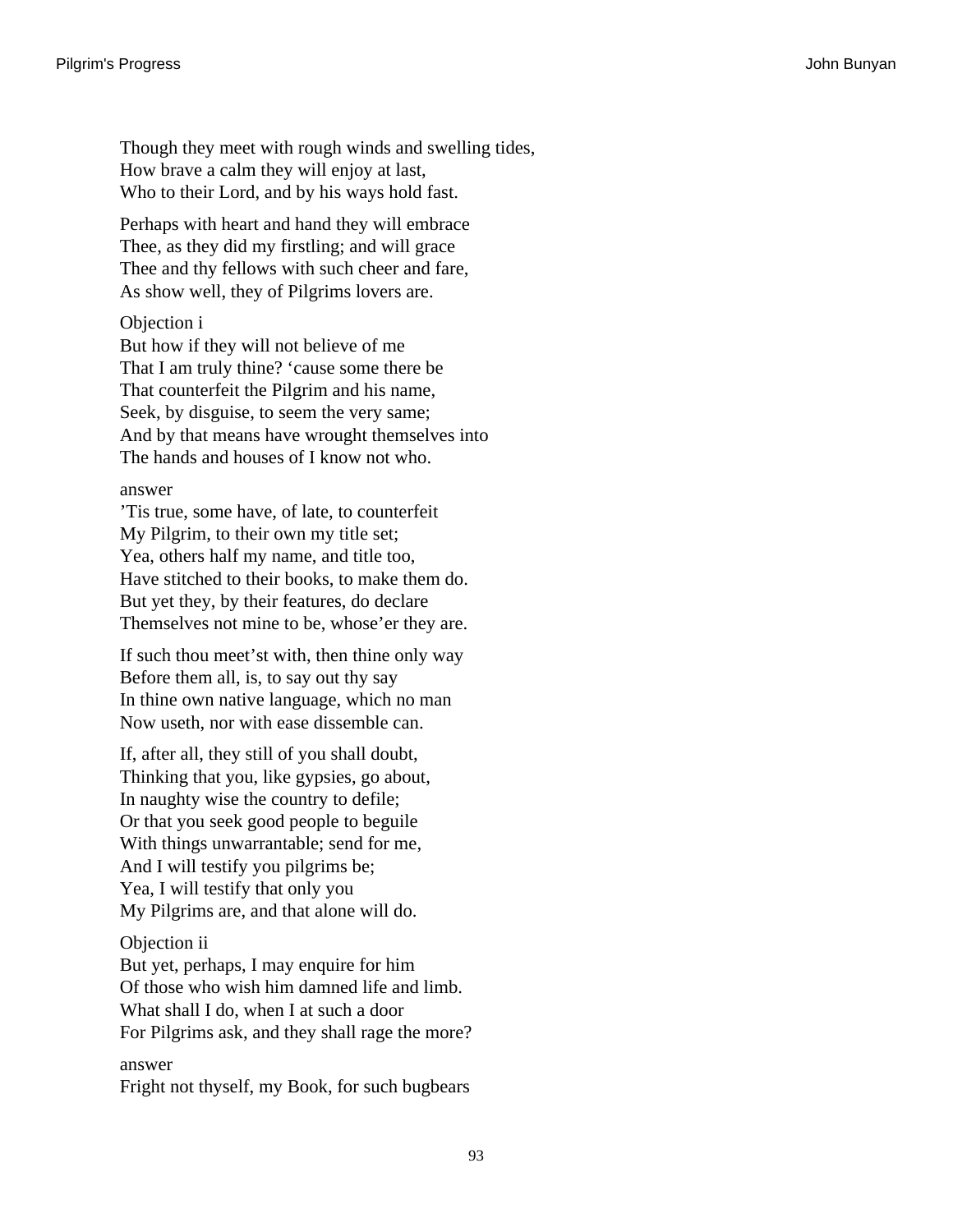Though they meet with rough winds and swelling tides,
How brave a calm they will enjoy at last,
Who to their Lord, and by his ways hold fast.

Perhaps with heart and hand they will embrace
Thee, as they did my firstling; and will grace
Thee and thy fellows with such cheer and fare,
As show well, they of Pilgrims lovers are.

Objection i
But how if they will not believe of me
That I am truly thine? ‘cause some there be
That counterfeit the Pilgrim and his name,
Seek, by disguise, to seem the very same;
And by that means have wrought themselves into
The hands and houses of I know not who.

answer
’Tis true, some have, of late, to counterfeit
My Pilgrim, to their own my title set;
Yea, others half my name, and title too,
Have stitched to their books, to make them do.
But yet they, by their features, do declare
Themselves not mine to be, whose’er they are.

If such thou meet’st with, then thine only way
Before them all, is, to say out thy say
In thine own native language, which no man
Now useth, nor with ease dissemble can.

If, after all, they still of you shall doubt,
Thinking that you, like gypsies, go about,
In naughty wise the country to defile;
Or that you seek good people to beguile
With things unwarrantable; send for me,
And I will testify you pilgrims be;
Yea, I will testify that only you
My Pilgrims are, and that alone will do.

Objection ii
But yet, perhaps, I may enquire for him
Of those who wish him damned life and limb.
What shall I do, when I at such a door
For Pilgrims ask, and they shall rage the more?

answer
Fright not thyself, my Book, for such bugbears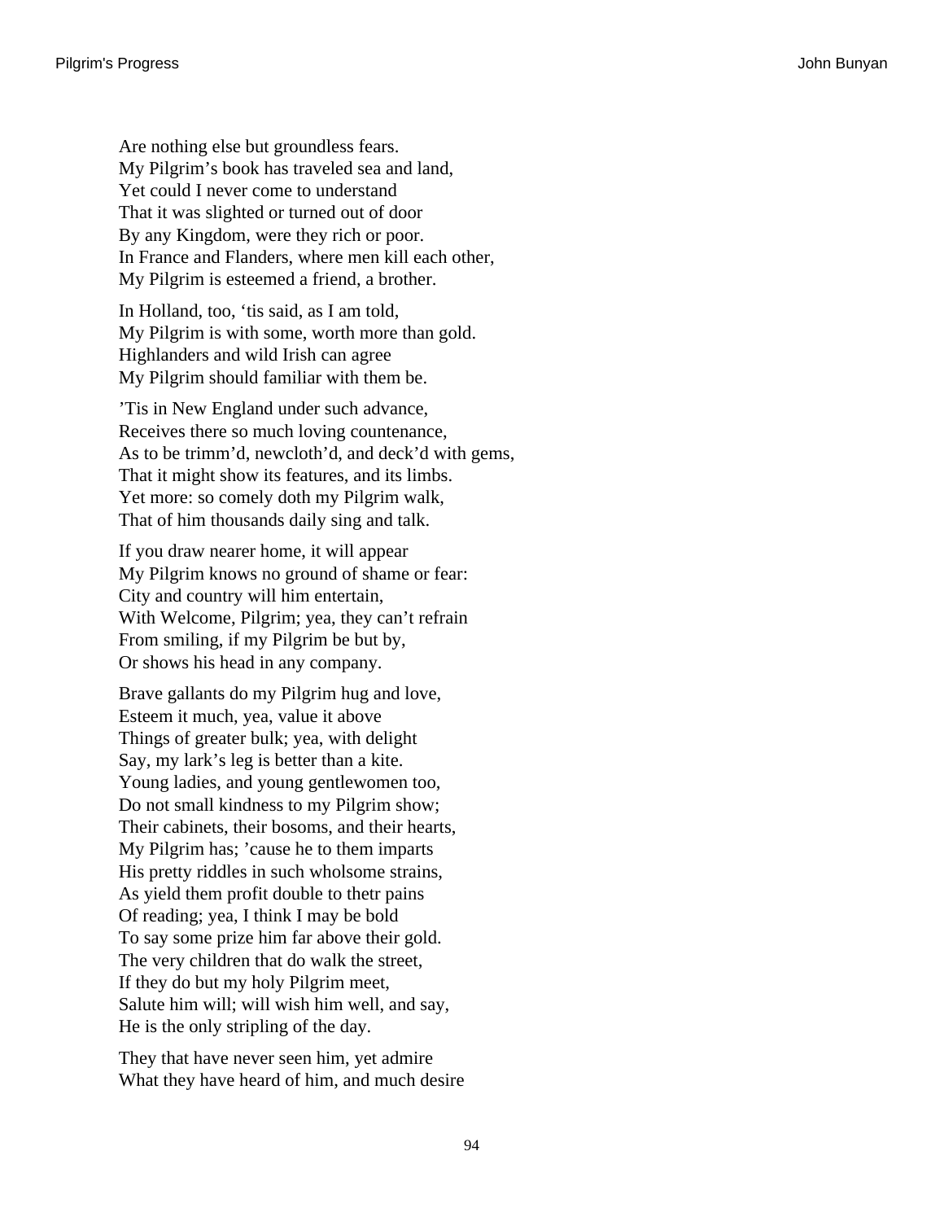Are nothing else but groundless fears.
My Pilgrim's book has traveled sea and land,
Yet could I never come to understand
That it was slighted or turned out of door
By any Kingdom, were they rich or poor.
In France and Flanders, where men kill each other,
My Pilgrim is esteemed a friend, a brother.

In Holland, too, 'tis said, as I am told,
My Pilgrim is with some, worth more than gold.
Highlanders and wild Irish can agree
My Pilgrim should familiar with them be.

'Tis in New England under such advance,
Receives there so much loving countenance,
As to be trimm'd, newcloth'd, and deck'd with gems,
That it might show its features, and its limbs.
Yet more: so comely doth my Pilgrim walk,
That of him thousands daily sing and talk.

If you draw nearer home, it will appear
My Pilgrim knows no ground of shame or fear:
City and country will him entertain,
With Welcome, Pilgrim; yea, they can't refrain
From smiling, if my Pilgrim be but by,
Or shows his head in any company.

Brave gallants do my Pilgrim hug and love,
Esteem it much, yea, value it above
Things of greater bulk; yea, with delight
Say, my lark's leg is better than a kite.
Young ladies, and young gentlewomen too,
Do not small kindness to my Pilgrim show;
Their cabinets, their bosoms, and their hearts,
My Pilgrim has; 'cause he to them imparts
His pretty riddles in such wholsome strains,
As yield them profit double to thetr pains
Of reading; yea, I think I may be bold
To say some prize him far above their gold.
The very children that do walk the street,
If they do but my holy Pilgrim meet,
Salute him will; will wish him well, and say,
He is the only stripling of the day.

They that have never seen him, yet admire
What they have heard of him, and much desire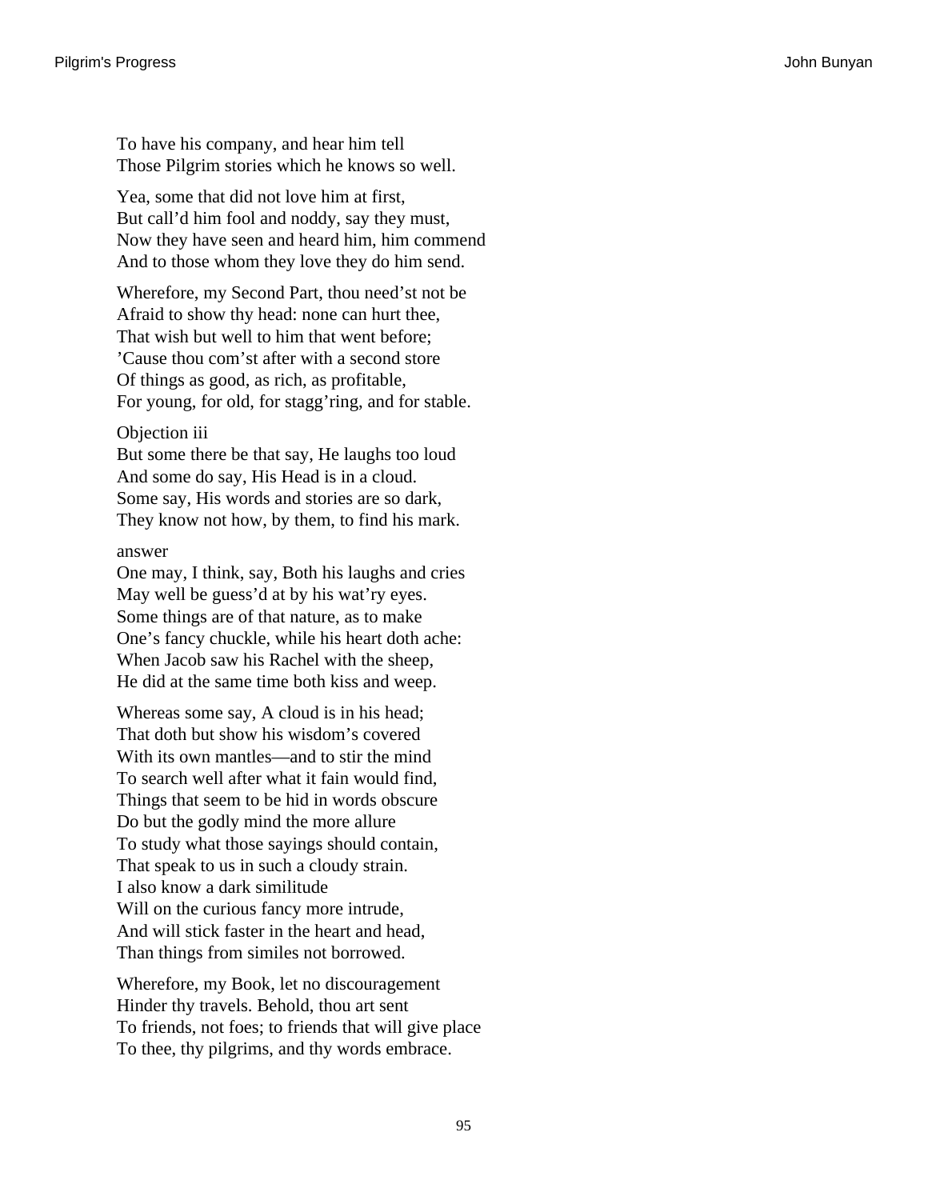To have his company, and hear him tell
Those Pilgrim stories which he knows so well.

Yea, some that did not love him at first,
But call'd him fool and noddy, say they must,
Now they have seen and heard him, him commend
And to those whom they love they do him send.

Wherefore, my Second Part, thou need'st not be
Afraid to show thy head: none can hurt thee,
That wish but well to him that went before;
'Cause thou com'st after with a second store
Of things as good, as rich, as profitable,
For young, for old, for stagg'ring, and for stable.

Objection iii
But some there be that say, He laughs too loud
And some do say, His Head is in a cloud.
Some say, His words and stories are so dark,
They know not how, by them, to find his mark.

answer
One may, I think, say, Both his laughs and cries
May well be guess'd at by his wat'ry eyes.
Some things are of that nature, as to make
One's fancy chuckle, while his heart doth ache:
When Jacob saw his Rachel with the sheep,
He did at the same time both kiss and weep.

Whereas some say, A cloud is in his head;
That doth but show his wisdom's covered
With its own mantles—and to stir the mind
To search well after what it fain would find,
Things that seem to be hid in words obscure
Do but the godly mind the more allure
To study what those sayings should contain,
That speak to us in such a cloudy strain.
I also know a dark similitude
Will on the curious fancy more intrude,
And will stick faster in the heart and head,
Than things from similes not borrowed.

Wherefore, my Book, let no discouragement
Hinder thy travels. Behold, thou art sent
To friends, not foes; to friends that will give place
To thee, thy pilgrims, and thy words embrace.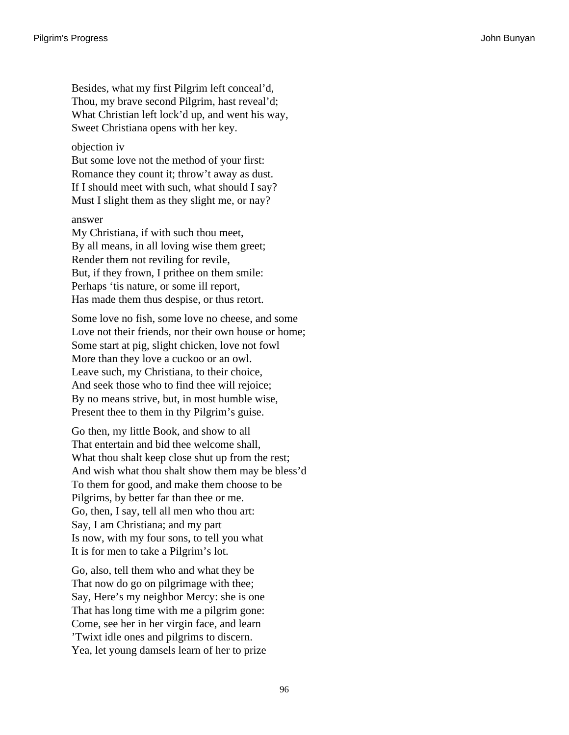Besides, what my first Pilgrim left conceal'd,  
Thou, my brave second Pilgrim, hast reveal'd;  
What Christian left lock'd up, and went his way,  
Sweet Christiana opens with her key.

objection iv  
But some love not the method of your first:  
Romance they count it; throw't away as dust.  
If I should meet with such, what should I say?  
Must I slight them as they slight me, or nay?

answer  
My Christiana, if with such thou meet,  
By all means, in all loving wise them greet;  
Render them not reviling for revile,  
But, if they frown, I prithee on them smile:  
Perhaps 'tis nature, or some ill report,  
Has made them thus despise, or thus retort.

Some love no fish, some love no cheese, and some  
Love not their friends, nor their own house or home;  
Some start at pig, slight chicken, love not fowl  
More than they love a cuckoo or an owl.  
Leave such, my Christiana, to their choice,  
And seek those who to find thee will rejoice;  
By no means strive, but, in most humble wise,  
Present thee to them in thy Pilgrim's guise.

Go then, my little Book, and show to all  
That entertain and bid thee welcome shall,  
What thou shalt keep close shut up from the rest;  
And wish what thou shalt show them may be bless'd  
To them for good, and make them choose to be  
Pilgrims, by better far than thee or me.  
Go, then, I say, tell all men who thou art:  
Say, I am Christiana; and my part  
Is now, with my four sons, to tell you what  
It is for men to take a Pilgrim's lot.

Go, also, tell them who and what they be  
That now do go on pilgrimage with thee;  
Say, Here's my neighbor Mercy: she is one  
That has long time with me a pilgrim gone:  
Come, see her in her virgin face, and learn  
'Twixt idle ones and pilgrims to discern.  
Yea, let young damsels learn of her to prize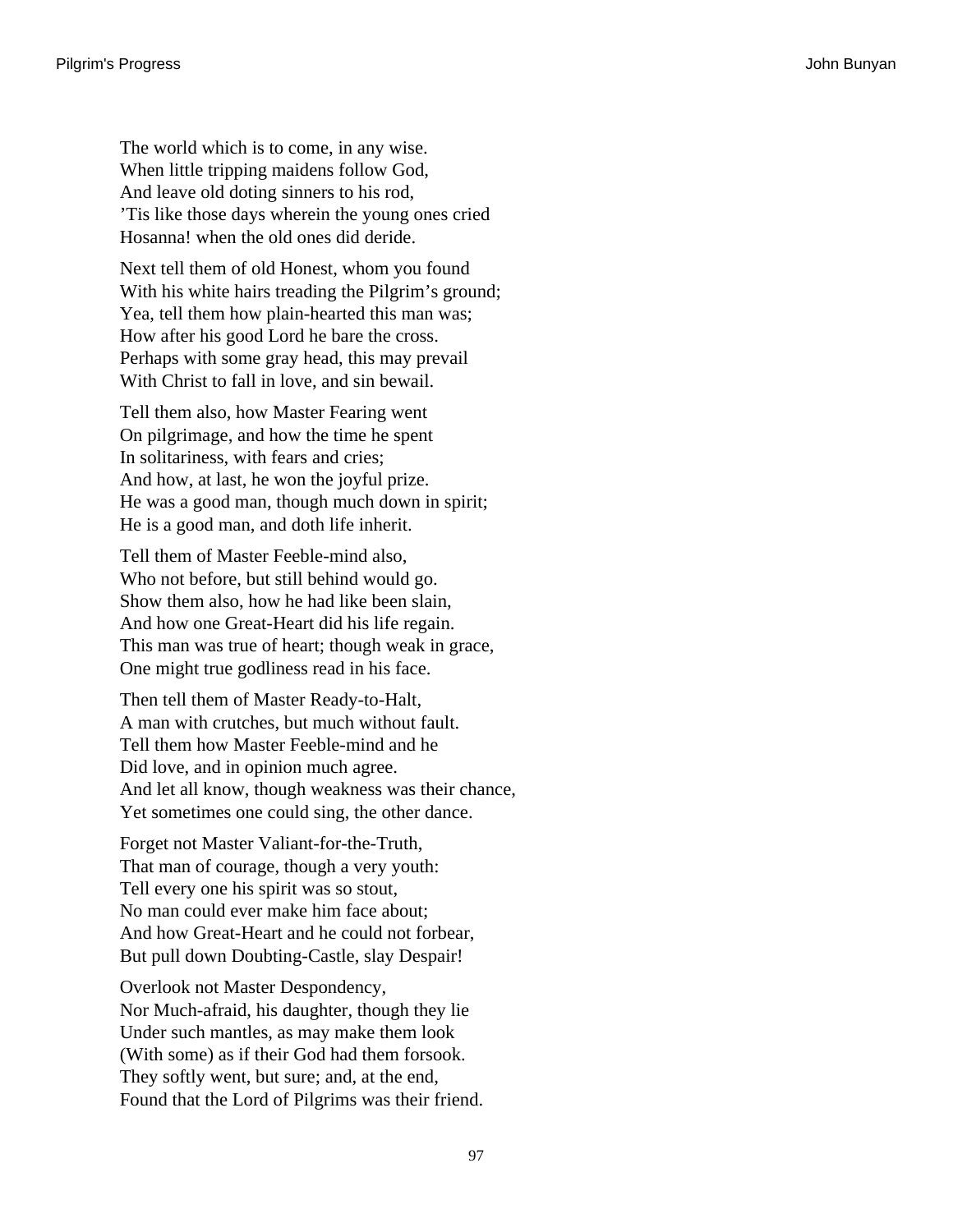The world which is to come, in any wise.
When little tripping maidens follow God,
And leave old doting sinners to his rod,
’Tis like those days wherein the young ones cried
Hosanna! when the old ones did deride.

Next tell them of old Honest, whom you found
With his white hairs treading the Pilgrim’s ground;
Yea, tell them how plain-hearted this man was;
How after his good Lord he bare the cross.
Perhaps with some gray head, this may prevail
With Christ to fall in love, and sin bewail.

Tell them also, how Master Fearing went
On pilgrimage, and how the time he spent
In solitariness, with fears and cries;
And how, at last, he won the joyful prize.
He was a good man, though much down in spirit;
He is a good man, and doth life inherit.

Tell them of Master Feeble-mind also,
Who not before, but still behind would go.
Show them also, how he had like been slain,
And how one Great-Heart did his life regain.
This man was true of heart; though weak in grace,
One might true godliness read in his face.

Then tell them of Master Ready-to-Halt,
A man with crutches, but much without fault.
Tell them how Master Feeble-mind and he
Did love, and in opinion much agree.
And let all know, though weakness was their chance,
Yet sometimes one could sing, the other dance.

Forget not Master Valiant-for-the-Truth,
That man of courage, though a very youth:
Tell every one his spirit was so stout,
No man could ever make him face about;
And how Great-Heart and he could not forbear,
But pull down Doubting-Castle, slay Despair!

Overlook not Master Despondency,
Nor Much-afraid, his daughter, though they lie
Under such mantles, as may make them look
(With some) as if their God had them forsook.
They softly went, but sure; and, at the end,
Found that the Lord of Pilgrims was their friend.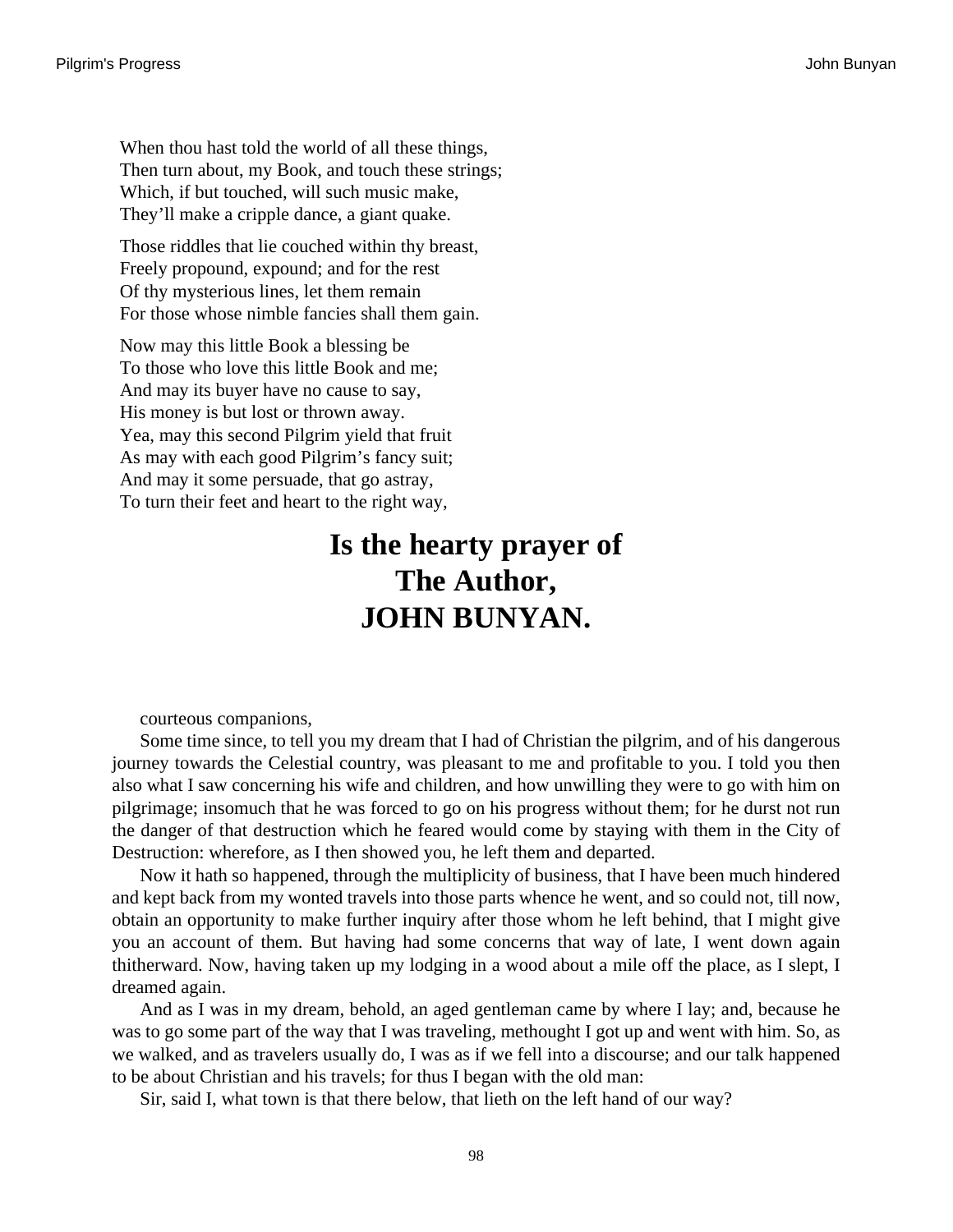When thou hast told the world of all these things,  
Then turn about, my Book, and touch these strings;  
Which, if but touched, will such music make,  
They'll make a cripple dance, a giant quake.

Those riddles that lie couched within thy breast,  
Freely propound, expound; and for the rest  
Of thy mysterious lines, let them remain  
For those whose nimble fancies shall them gain.

Now may this little Book a blessing be  
To those who love this little Book and me;  
And may its buyer have no cause to say,  
His money is but lost or thrown away.  
Yea, may this second Pilgrim yield that fruit  
As may with each good Pilgrim's fancy suit;  
And may it some persuade, that go astray,  
To turn their feet and heart to the right way,

**Is the hearty prayer of**  
**The Author,**  
**JOHN BUNYAN.**

courteous companions,

Some time since, to tell you my dream that I had of Christian the pilgrim, and of his dangerous journey towards the Celestial country, was pleasant to me and profitable to you. I told you then also what I saw concerning his wife and children, and how unwilling they were to go with him on pilgrimage; insomuch that he was forced to go on his progress without them; for he durst not run the danger of that destruction which he feared would come by staying with them in the City of Destruction: wherefore, as I then showed you, he left them and departed.

Now it hath so happened, through the multiplicity of business, that I have been much hindered and kept back from my wonted travels into those parts whence he went, and so could not, till now, obtain an opportunity to make further inquiry after those whom he left behind, that I might give you an account of them. But having had some concerns that way of late, I went down again thitherward. Now, having taken up my lodging in a wood about a mile off the place, as I slept, I dreamed again.

And as I was in my dream, behold, an aged gentleman came by where I lay; and, because he was to go some part of the way that I was traveling, methought I got up and went with him. So, as we walked, and as travelers usually do, I was as if we fell into a discourse; and our talk happened to be about Christian and his travels; for thus I began with the old man:

Sir, said I, what town is that there below, that lieth on the left hand of our way?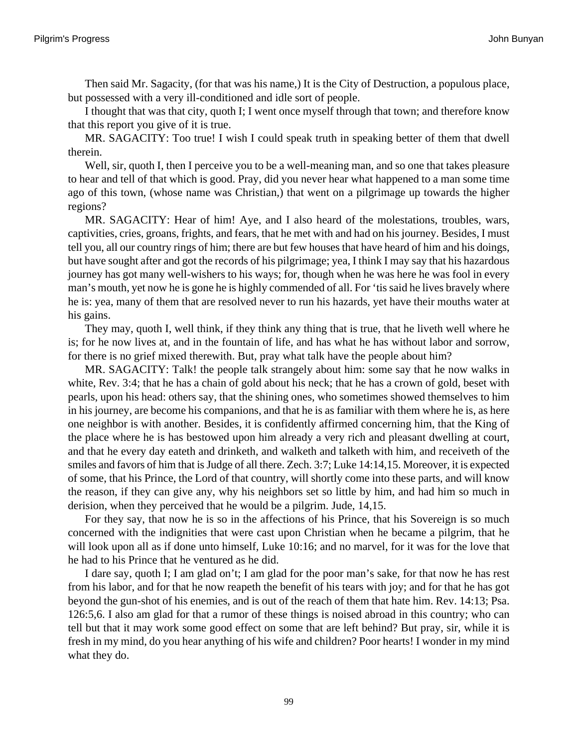Then said Mr. Sagacity, (for that was his name,) It is the City of Destruction, a populous place, but possessed with a very ill-conditioned and idle sort of people.

I thought that was that city, quoth I; I went once myself through that town; and therefore know that this report you give of it is true.

MR. SAGACITY: Too true! I wish I could speak truth in speaking better of them that dwell therein.

Well, sir, quoth I, then I perceive you to be a well-meaning man, and so one that takes pleasure to hear and tell of that which is good. Pray, did you never hear what happened to a man some time ago of this town, (whose name was Christian,) that went on a pilgrimage up towards the higher regions?

MR. SAGACITY: Hear of him! Aye, and I also heard of the molestations, troubles, wars, captivities, cries, groans, frights, and fears, that he met with and had on his journey. Besides, I must tell you, all our country rings of him; there are but few houses that have heard of him and his doings, but have sought after and got the records of his pilgrimage; yea, I think I may say that his hazardous journey has got many well-wishers to his ways; for, though when he was here he was fool in every man's mouth, yet now he is gone he is highly commended of all. For 'tis said he lives bravely where he is: yea, many of them that are resolved never to run his hazards, yet have their mouths water at his gains.

They may, quoth I, well think, if they think any thing that is true, that he liveth well where he is; for he now lives at, and in the fountain of life, and has what he has without labor and sorrow, for there is no grief mixed therewith. But, pray what talk have the people about him?

MR. SAGACITY: Talk! the people talk strangely about him: some say that he now walks in white, Rev. 3:4; that he has a chain of gold about his neck; that he has a crown of gold, beset with pearls, upon his head: others say, that the shining ones, who sometimes showed themselves to him in his journey, are become his companions, and that he is as familiar with them where he is, as here one neighbor is with another. Besides, it is confidently affirmed concerning him, that the King of the place where he is has bestowed upon him already a very rich and pleasant dwelling at court, and that he every day eateth and drinketh, and walketh and talketh with him, and receiveth of the smiles and favors of him that is Judge of all there. Zech. 3:7; Luke 14:14,15. Moreover, it is expected of some, that his Prince, the Lord of that country, will shortly come into these parts, and will know the reason, if they can give any, why his neighbors set so little by him, and had him so much in derision, when they perceived that he would be a pilgrim. Jude, 14,15.

For they say, that now he is so in the affections of his Prince, that his Sovereign is so much concerned with the indignities that were cast upon Christian when he became a pilgrim, that he will look upon all as if done unto himself, Luke 10:16; and no marvel, for it was for the love that he had to his Prince that he ventured as he did.

I dare say, quoth I; I am glad on't; I am glad for the poor man's sake, for that now he has rest from his labor, and for that he now reapeth the benefit of his tears with joy; and for that he has got beyond the gun-shot of his enemies, and is out of the reach of them that hate him. Rev. 14:13; Psa. 126:5,6. I also am glad for that a rumor of these things is noised abroad in this country; who can tell but that it may work some good effect on some that are left behind? But pray, sir, while it is fresh in my mind, do you hear anything of his wife and children? Poor hearts! I wonder in my mind what they do.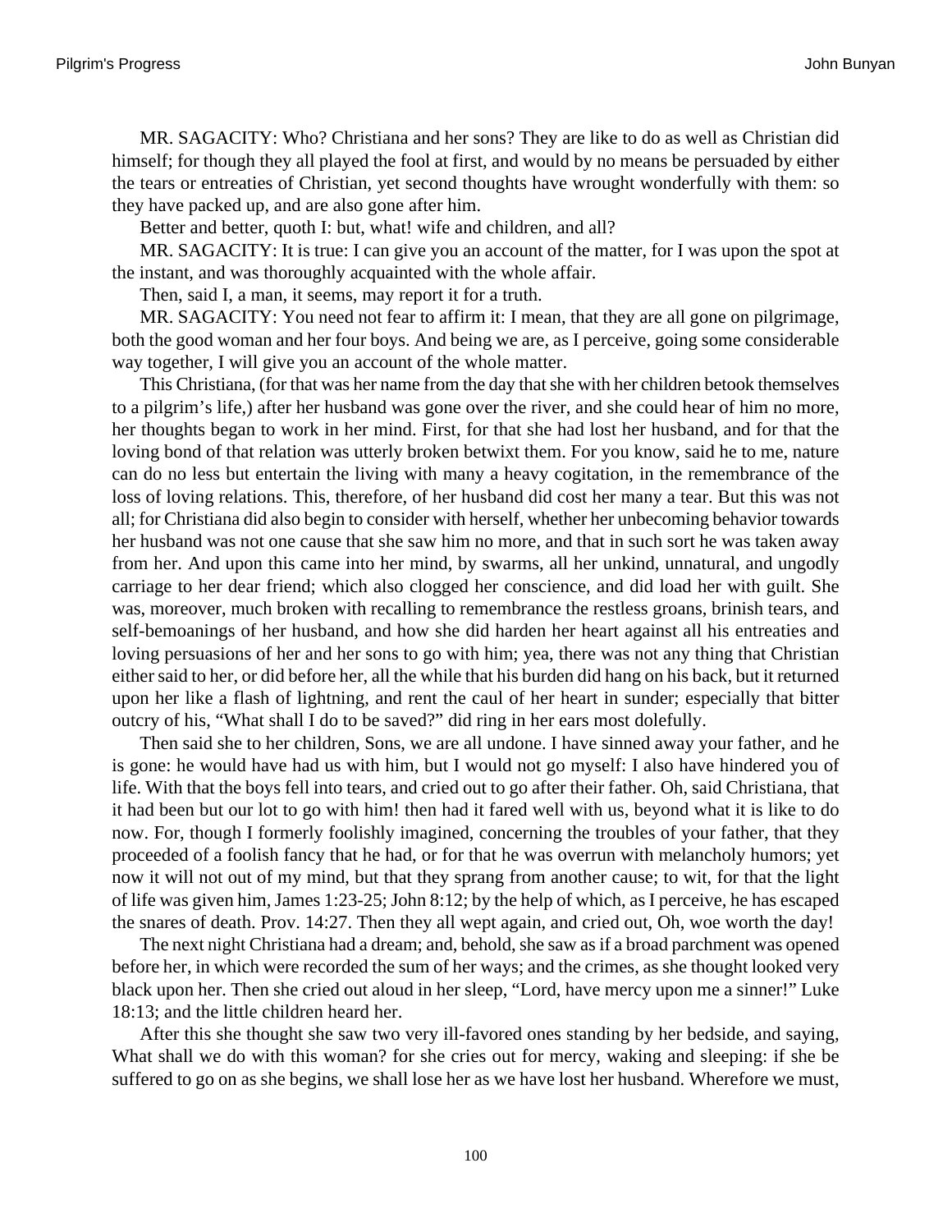MR. SAGACITY: Who? Christiana and her sons? They are like to do as well as Christian did himself; for though they all played the fool at first, and would by no means be persuaded by either the tears or entreaties of Christian, yet second thoughts have wrought wonderfully with them: so they have packed up, and are also gone after him.

Better and better, quoth I: but, what! wife and children, and all?

MR. SAGACITY: It is true: I can give you an account of the matter, for I was upon the spot at the instant, and was thoroughly acquainted with the whole affair.

Then, said I, a man, it seems, may report it for a truth.

MR. SAGACITY: You need not fear to affirm it: I mean, that they are all gone on pilgrimage, both the good woman and her four boys. And being we are, as I perceive, going some considerable way together, I will give you an account of the whole matter.

This Christiana, (for that was her name from the day that she with her children betook themselves to a pilgrim's life,) after her husband was gone over the river, and she could hear of him no more, her thoughts began to work in her mind. First, for that she had lost her husband, and for that the loving bond of that relation was utterly broken betwixt them. For you know, said he to me, nature can do no less but entertain the living with many a heavy cogitation, in the remembrance of the loss of loving relations. This, therefore, of her husband did cost her many a tear. But this was not all; for Christiana did also begin to consider with herself, whether her unbecoming behavior towards her husband was not one cause that she saw him no more, and that in such sort he was taken away from her. And upon this came into her mind, by swarms, all her unkind, unnatural, and ungodly carriage to her dear friend; which also clogged her conscience, and did load her with guilt. She was, moreover, much broken with recalling to remembrance the restless groans, brinish tears, and self-bemoanings of her husband, and how she did harden her heart against all his entreaties and loving persuasions of her and her sons to go with him; yea, there was not any thing that Christian either said to her, or did before her, all the while that his burden did hang on his back, but it returned upon her like a flash of lightning, and rent the caul of her heart in sunder; especially that bitter outcry of his, "What shall I do to be saved?" did ring in her ears most dolefully.

Then said she to her children, Sons, we are all undone. I have sinned away your father, and he is gone: he would have had us with him, but I would not go myself: I also have hindered you of life. With that the boys fell into tears, and cried out to go after their father. Oh, said Christiana, that it had been but our lot to go with him! then had it fared well with us, beyond what it is like to do now. For, though I formerly foolishly imagined, concerning the troubles of your father, that they proceeded of a foolish fancy that he had, or for that he was overrun with melancholy humors; yet now it will not out of my mind, but that they sprang from another cause; to wit, for that the light of life was given him, James 1:23-25; John 8:12; by the help of which, as I perceive, he has escaped the snares of death. Prov. 14:27. Then they all wept again, and cried out, Oh, woe worth the day!

The next night Christiana had a dream; and, behold, she saw as if a broad parchment was opened before her, in which were recorded the sum of her ways; and the crimes, as she thought looked very black upon her. Then she cried out aloud in her sleep, "Lord, have mercy upon me a sinner!" Luke 18:13; and the little children heard her.

After this she thought she saw two very ill-favored ones standing by her bedside, and saying, What shall we do with this woman? for she cries out for mercy, waking and sleeping: if she be suffered to go on as she begins, we shall lose her as we have lost her husband. Wherefore we must,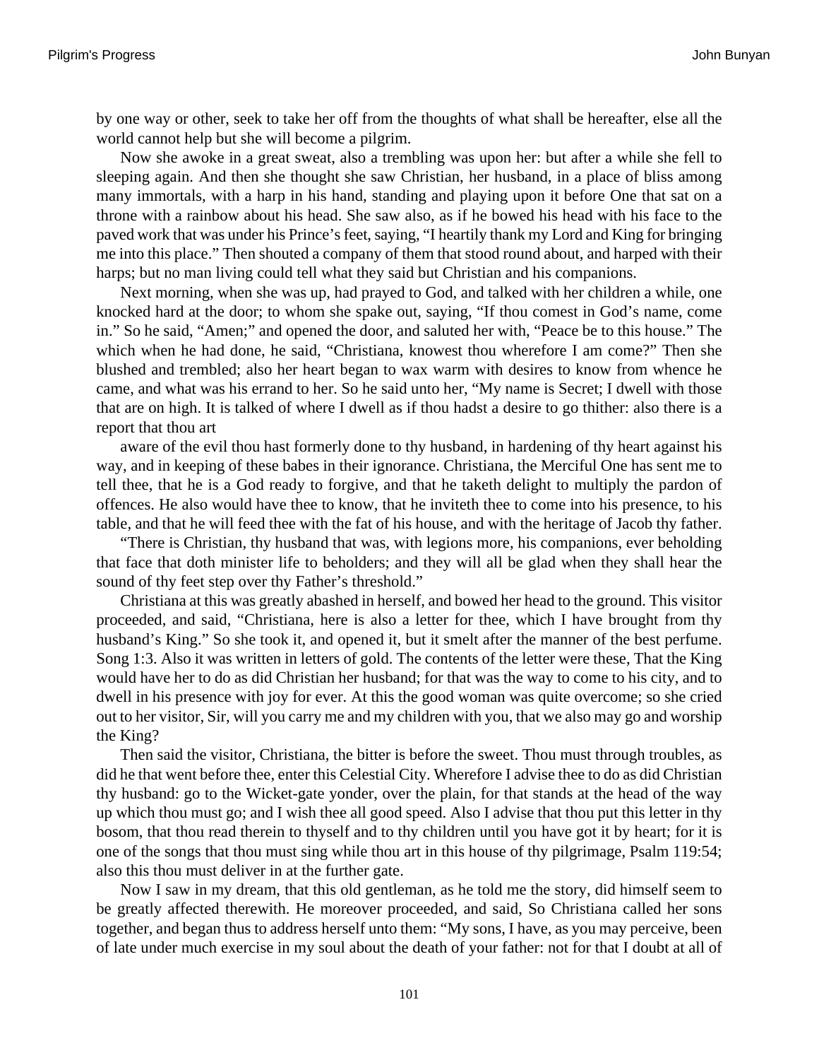by one way or other, seek to take her off from the thoughts of what shall be hereafter, else all the world cannot help but she will become a pilgrim.

Now she awoke in a great sweat, also a trembling was upon her: but after a while she fell to sleeping again. And then she thought she saw Christian, her husband, in a place of bliss among many immortals, with a harp in his hand, standing and playing upon it before One that sat on a throne with a rainbow about his head. She saw also, as if he bowed his head with his face to the paved work that was under his Prince's feet, saying, "I heartily thank my Lord and King for bringing me into this place." Then shouted a company of them that stood round about, and harped with their harps; but no man living could tell what they said but Christian and his companions.

Next morning, when she was up, had prayed to God, and talked with her children a while, one knocked hard at the door; to whom she spake out, saying, "If thou comest in God's name, come in." So he said, "Amen;" and opened the door, and saluted her with, "Peace be to this house." The which when he had done, he said, "Christiana, knowest thou wherefore I am come?" Then she blushed and trembled; also her heart began to wax warm with desires to know from whence he came, and what was his errand to her. So he said unto her, "My name is Secret; I dwell with those that are on high. It is talked of where I dwell as if thou hadst a desire to go thither: also there is a report that thou art

aware of the evil thou hast formerly done to thy husband, in hardening of thy heart against his way, and in keeping of these babes in their ignorance. Christiana, the Merciful One has sent me to tell thee, that he is a God ready to forgive, and that he taketh delight to multiply the pardon of offences. He also would have thee to know, that he inviteth thee to come into his presence, to his table, and that he will feed thee with the fat of his house, and with the heritage of Jacob thy father.

"There is Christian, thy husband that was, with legions more, his companions, ever beholding that face that doth minister life to beholders; and they will all be glad when they shall hear the sound of thy feet step over thy Father's threshold."

Christiana at this was greatly abashed in herself, and bowed her head to the ground. This visitor proceeded, and said, "Christiana, here is also a letter for thee, which I have brought from thy husband's King." So she took it, and opened it, but it smelt after the manner of the best perfume. Song 1:3. Also it was written in letters of gold. The contents of the letter were these, That the King would have her to do as did Christian her husband; for that was the way to come to his city, and to dwell in his presence with joy for ever. At this the good woman was quite overcome; so she cried out to her visitor, Sir, will you carry me and my children with you, that we also may go and worship the King?

Then said the visitor, Christiana, the bitter is before the sweet. Thou must through troubles, as did he that went before thee, enter this Celestial City. Wherefore I advise thee to do as did Christian thy husband: go to the Wicket-gate yonder, over the plain, for that stands at the head of the way up which thou must go; and I wish thee all good speed. Also I advise that thou put this letter in thy bosom, that thou read therein to thyself and to thy children until you have got it by heart; for it is one of the songs that thou must sing while thou art in this house of thy pilgrimage, Psalm 119:54; also this thou must deliver in at the further gate.

Now I saw in my dream, that this old gentleman, as he told me the story, did himself seem to be greatly affected therewith. He moreover proceeded, and said, So Christiana called her sons together, and began thus to address herself unto them: "My sons, I have, as you may perceive, been of late under much exercise in my soul about the death of your father: not for that I doubt at all of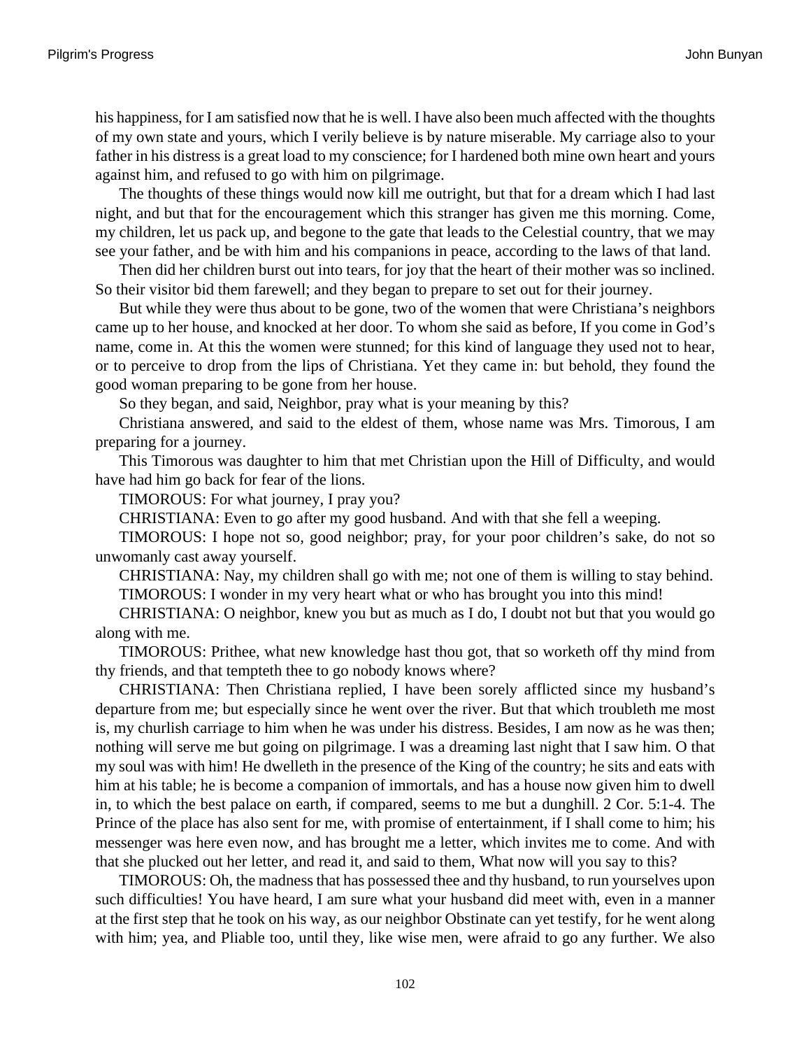his happiness, for I am satisfied now that he is well. I have also been much affected with the thoughts of my own state and yours, which I verily believe is by nature miserable. My carriage also to your father in his distress is a great load to my conscience; for I hardened both mine own heart and yours against him, and refused to go with him on pilgrimage.

The thoughts of these things would now kill me outright, but that for a dream which I had last night, and but that for the encouragement which this stranger has given me this morning. Come, my children, let us pack up, and begone to the gate that leads to the Celestial country, that we may see your father, and be with him and his companions in peace, according to the laws of that land.

Then did her children burst out into tears, for joy that the heart of their mother was so inclined. So their visitor bid them farewell; and they began to prepare to set out for their journey.

But while they were thus about to be gone, two of the women that were Christiana's neighbors came up to her house, and knocked at her door. To whom she said as before, If you come in God's name, come in. At this the women were stunned; for this kind of language they used not to hear, or to perceive to drop from the lips of Christiana. Yet they came in: but behold, they found the good woman preparing to be gone from her house.

So they began, and said, Neighbor, pray what is your meaning by this?

Christiana answered, and said to the eldest of them, whose name was Mrs. Timorous, I am preparing for a journey.

This Timorous was daughter to him that met Christian upon the Hill of Difficulty, and would have had him go back for fear of the lions.

TIMOROUS: For what journey, I pray you?

CHRISTIANA: Even to go after my good husband. And with that she fell a weeping.

TIMOROUS: I hope not so, good neighbor; pray, for your poor children's sake, do not so unwomanly cast away yourself.

CHRISTIANA: Nay, my children shall go with me; not one of them is willing to stay behind.

TIMOROUS: I wonder in my very heart what or who has brought you into this mind!

CHRISTIANA: O neighbor, knew you but as much as I do, I doubt not but that you would go along with me.

TIMOROUS: Prithee, what new knowledge hast thou got, that so worketh off thy mind from thy friends, and that tempteth thee to go nobody knows where?

CHRISTIANA: Then Christiana replied, I have been sorely afflicted since my husband's departure from me; but especially since he went over the river. But that which troubleth me most is, my churlish carriage to him when he was under his distress. Besides, I am now as he was then; nothing will serve me but going on pilgrimage. I was a dreaming last night that I saw him. O that my soul was with him! He dwelleth in the presence of the King of the country; he sits and eats with him at his table; he is become a companion of immortals, and has a house now given him to dwell in, to which the best palace on earth, if compared, seems to me but a dunghill. 2 Cor. 5:1-4. The Prince of the place has also sent for me, with promise of entertainment, if I shall come to him; his messenger was here even now, and has brought me a letter, which invites me to come. And with that she plucked out her letter, and read it, and said to them, What now will you say to this?

TIMOROUS: Oh, the madness that has possessed thee and thy husband, to run yourselves upon such difficulties! You have heard, I am sure what your husband did meet with, even in a manner at the first step that he took on his way, as our neighbor Obstinate can yet testify, for he went along with him; yea, and Pliable too, until they, like wise men, were afraid to go any further. We also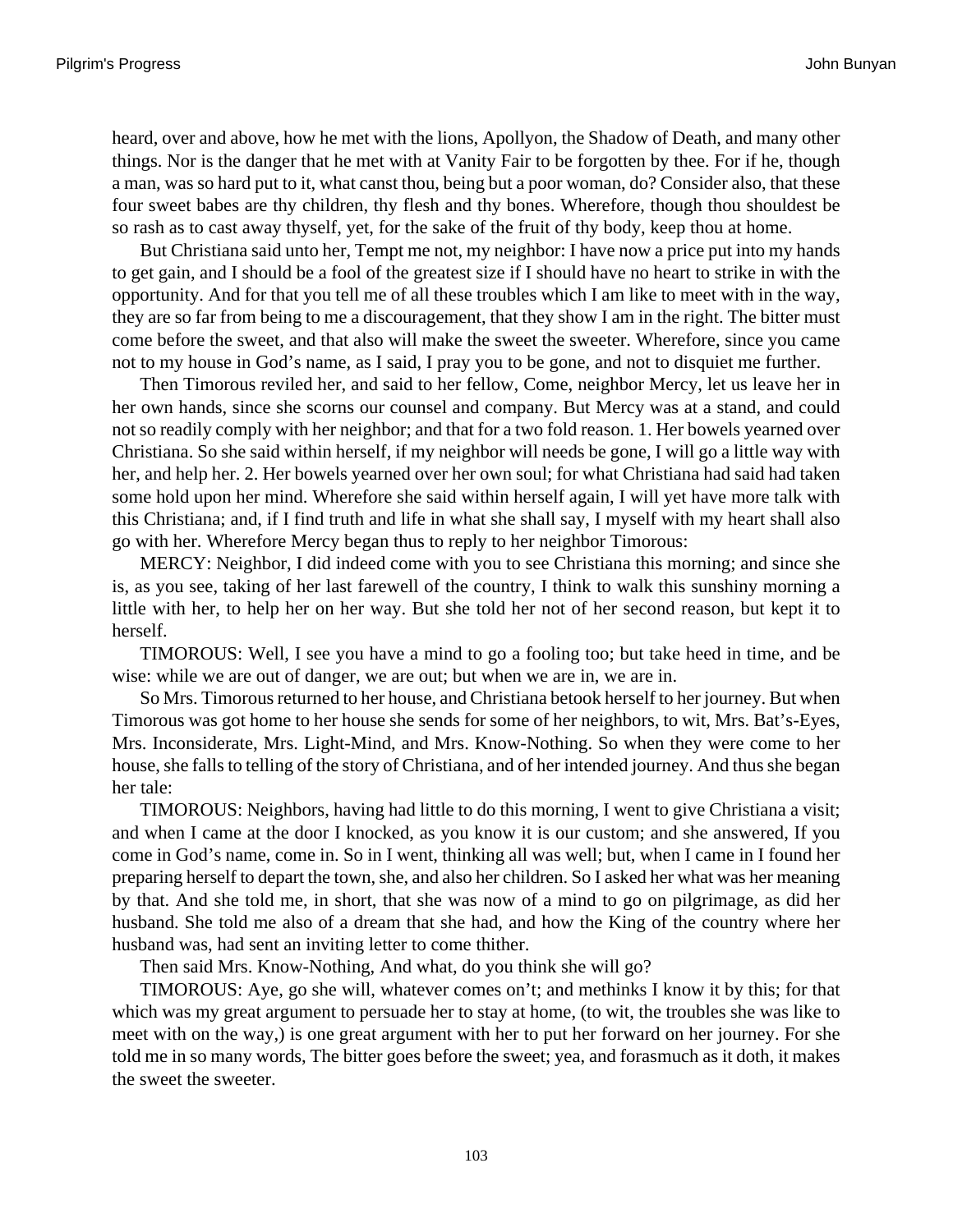heard, over and above, how he met with the lions, Apollyon, the Shadow of Death, and many other things. Nor is the danger that he met with at Vanity Fair to be forgotten by thee. For if he, though a man, was so hard put to it, what canst thou, being but a poor woman, do? Consider also, that these four sweet babes are thy children, thy flesh and thy bones. Wherefore, though thou shouldest be so rash as to cast away thyself, yet, for the sake of the fruit of thy body, keep thou at home.

But Christiana said unto her, Tempt me not, my neighbor: I have now a price put into my hands to get gain, and I should be a fool of the greatest size if I should have no heart to strike in with the opportunity. And for that you tell me of all these troubles which I am like to meet with in the way, they are so far from being to me a discouragement, that they show I am in the right. The bitter must come before the sweet, and that also will make the sweet the sweeter. Wherefore, since you came not to my house in God's name, as I said, I pray you to be gone, and not to disquiet me further.

Then Timorous reviled her, and said to her fellow, Come, neighbor Mercy, let us leave her in her own hands, since she scorns our counsel and company. But Mercy was at a stand, and could not so readily comply with her neighbor; and that for a two fold reason. 1. Her bowels yearned over Christiana. So she said within herself, if my neighbor will needs be gone, I will go a little way with her, and help her. 2. Her bowels yearned over her own soul; for what Christiana had said had taken some hold upon her mind. Wherefore she said within herself again, I will yet have more talk with this Christiana; and, if I find truth and life in what she shall say, I myself with my heart shall also go with her. Wherefore Mercy began thus to reply to her neighbor Timorous:

MERCY: Neighbor, I did indeed come with you to see Christiana this morning; and since she is, as you see, taking of her last farewell of the country, I think to walk this sunshiny morning a little with her, to help her on her way. But she told her not of her second reason, but kept it to herself.

TIMOROUS: Well, I see you have a mind to go a fooling too; but take heed in time, and be wise: while we are out of danger, we are out; but when we are in, we are in.

So Mrs. Timorous returned to her house, and Christiana betook herself to her journey. But when Timorous was got home to her house she sends for some of her neighbors, to wit, Mrs. Bat's-Eyes, Mrs. Inconsiderate, Mrs. Light-Mind, and Mrs. Know-Nothing. So when they were come to her house, she falls to telling of the story of Christiana, and of her intended journey. And thus she began her tale:

TIMOROUS: Neighbors, having had little to do this morning, I went to give Christiana a visit; and when I came at the door I knocked, as you know it is our custom; and she answered, If you come in God's name, come in. So in I went, thinking all was well; but, when I came in I found her preparing herself to depart the town, she, and also her children. So I asked her what was her meaning by that. And she told me, in short, that she was now of a mind to go on pilgrimage, as did her husband. She told me also of a dream that she had, and how the King of the country where her husband was, had sent an inviting letter to come thither.

Then said Mrs. Know-Nothing, And what, do you think she will go?

TIMOROUS: Aye, go she will, whatever comes on't; and methinks I know it by this; for that which was my great argument to persuade her to stay at home, (to wit, the troubles she was like to meet with on the way,) is one great argument with her to put her forward on her journey. For she told me in so many words, The bitter goes before the sweet; yea, and forasmuch as it doth, it makes the sweet the sweeter.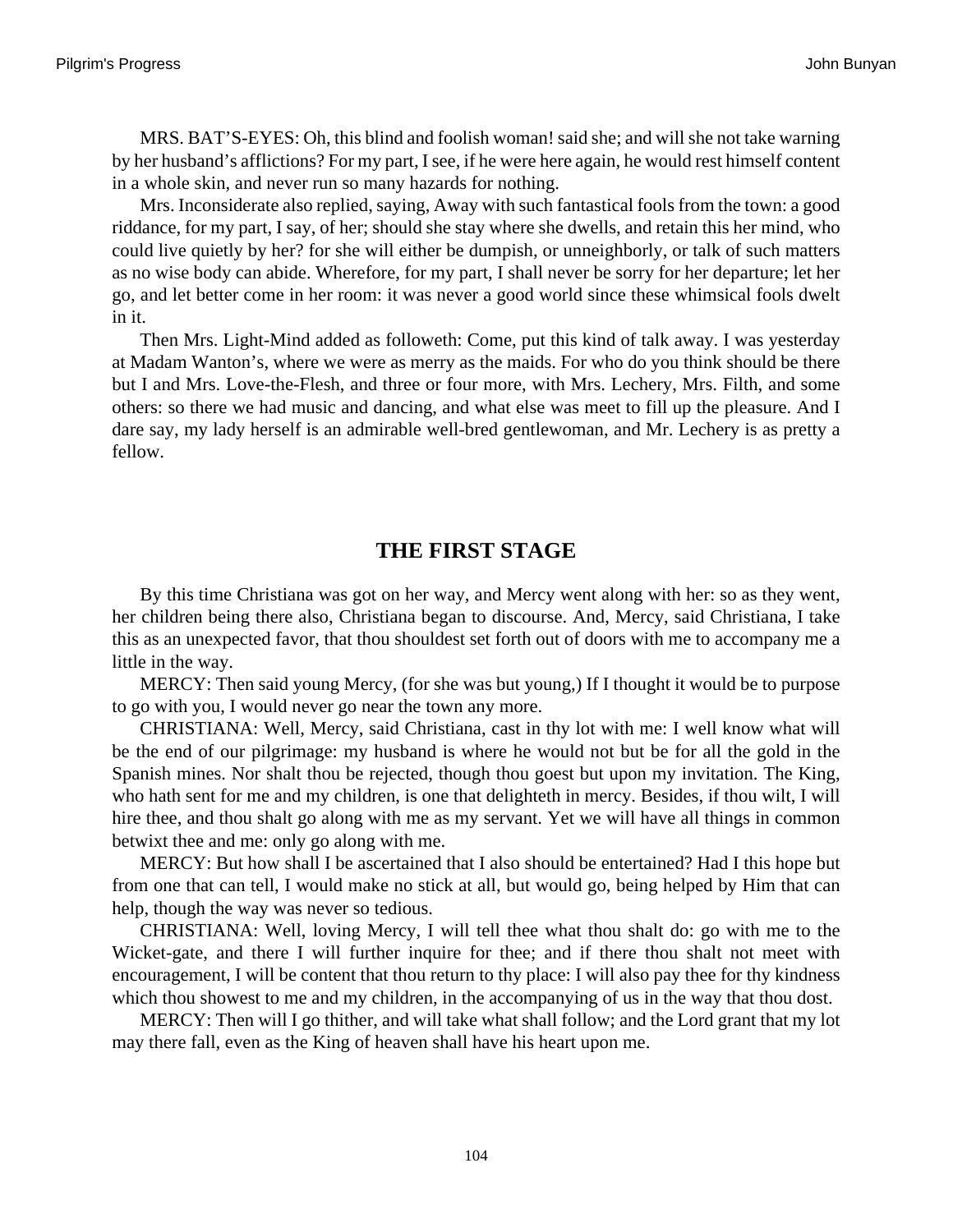MRS. BAT'S-EYES: Oh, this blind and foolish woman! said she; and will she not take warning by her husband's afflictions? For my part, I see, if he were here again, he would rest himself content in a whole skin, and never run so many hazards for nothing.

Mrs. Inconsiderate also replied, saying, Away with such fantastical fools from the town: a good riddance, for my part, I say, of her; should she stay where she dwells, and retain this her mind, who could live quietly by her? for she will either be dumpish, or unneighborly, or talk of such matters as no wise body can abide. Wherefore, for my part, I shall never be sorry for her departure; let her go, and let better come in her room: it was never a good world since these whimsical fools dwelt in it.

Then Mrs. Light-Mind added as followeth: Come, put this kind of talk away. I was yesterday at Madam Wanton's, where we were as merry as the maids. For who do you think should be there but I and Mrs. Love-the-Flesh, and three or four more, with Mrs. Lechery, Mrs. Filth, and some others: so there we had music and dancing, and what else was meet to fill up the pleasure. And I dare say, my lady herself is an admirable well-bred gentlewoman, and Mr. Lechery is as pretty a fellow.

## THE FIRST STAGE

By this time Christiana was got on her way, and Mercy went along with her: so as they went, her children being there also, Christiana began to discourse. And, Mercy, said Christiana, I take this as an unexpected favor, that thou shouldest set forth out of doors with me to accompany me a little in the way.

MERCY: Then said young Mercy, (for she was but young,) If I thought it would be to purpose to go with you, I would never go near the town any more.

CHRISTIANA: Well, Mercy, said Christiana, cast in thy lot with me: I well know what will be the end of our pilgrimage: my husband is where he would not but be for all the gold in the Spanish mines. Nor shalt thou be rejected, though thou goest but upon my invitation. The King, who hath sent for me and my children, is one that delighteth in mercy. Besides, if thou wilt, I will hire thee, and thou shalt go along with me as my servant. Yet we will have all things in common betwixt thee and me: only go along with me.

MERCY: But how shall I be ascertained that I also should be entertained? Had I this hope but from one that can tell, I would make no stick at all, but would go, being helped by Him that can help, though the way was never so tedious.

CHRISTIANA: Well, loving Mercy, I will tell thee what thou shalt do: go with me to the Wicket-gate, and there I will further inquire for thee; and if there thou shalt not meet with encouragement, I will be content that thou return to thy place: I will also pay thee for thy kindness which thou showest to me and my children, in the accompanying of us in the way that thou dost.

MERCY: Then will I go thither, and will take what shall follow; and the Lord grant that my lot may there fall, even as the King of heaven shall have his heart upon me.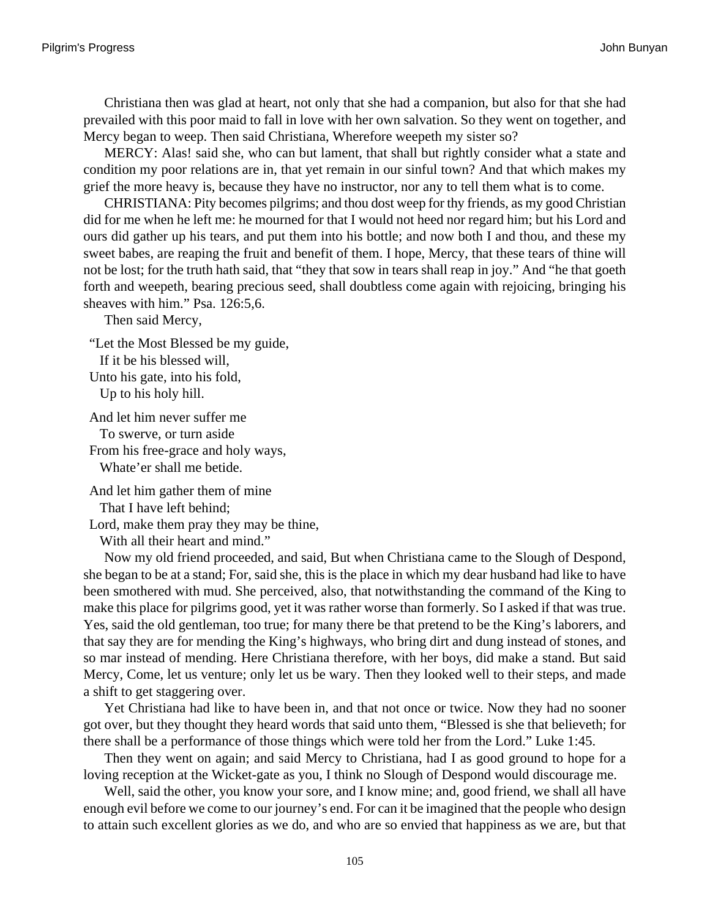Christiana then was glad at heart, not only that she had a companion, but also for that she had prevailed with this poor maid to fall in love with her own salvation. So they went on together, and Mercy began to weep. Then said Christiana, Wherefore weepeth my sister so?

MERCY: Alas! said she, who can but lament, that shall but rightly consider what a state and condition my poor relations are in, that yet remain in our sinful town? And that which makes my grief the more heavy is, because they have no instructor, nor any to tell them what is to come.

CHRISTIANA: Pity becomes pilgrims; and thou dost weep for thy friends, as my good Christian did for me when he left me: he mourned for that I would not heed nor regard him; but his Lord and ours did gather up his tears, and put them into his bottle; and now both I and thou, and these my sweet babes, are reaping the fruit and benefit of them. I hope, Mercy, that these tears of thine will not be lost; for the truth hath said, that "they that sow in tears shall reap in joy." And "he that goeth forth and weepeth, bearing precious seed, shall doubtless come again with rejoicing, bringing his sheaves with him." Psa. 126:5,6.

Then said Mercy,

"Let the Most Blessed be my guide,  
If it be his blessed will,  
Unto his gate, into his fold,  
Up to his holy hill.

And let him never suffer me  
To swerve, or turn aside  
From his free-grace and holy ways,  
Whate'er shall me betide.

And let him gather them of mine  
That I have left behind;  
Lord, make them pray they may be thine,  
With all their heart and mind."

Now my old friend proceeded, and said, But when Christiana came to the Slough of Despond, she began to be at a stand; For, said she, this is the place in which my dear husband had like to have been smothered with mud. She perceived, also, that notwithstanding the command of the King to make this place for pilgrims good, yet it was rather worse than formerly. So I asked if that was true. Yes, said the old gentleman, too true; for many there be that pretend to be the King's laborers, and that say they are for mending the King's highways, who bring dirt and dung instead of stones, and so mar instead of mending. Here Christiana therefore, with her boys, did make a stand. But said Mercy, Come, let us venture; only let us be wary. Then they looked well to their steps, and made a shift to get staggering over.

Yet Christiana had like to have been in, and that not once or twice. Now they had no sooner got over, but they thought they heard words that said unto them, "Blessed is she that believeth; for there shall be a performance of those things which were told her from the Lord." Luke 1:45.

Then they went on again; and said Mercy to Christiana, had I as good ground to hope for a loving reception at the Wicket-gate as you, I think no Slough of Despond would discourage me.

Well, said the other, you know your sore, and I know mine; and, good friend, we shall all have enough evil before we come to our journey's end. For can it be imagined that the people who design to attain such excellent glories as we do, and who are so envied that happiness as we are, but that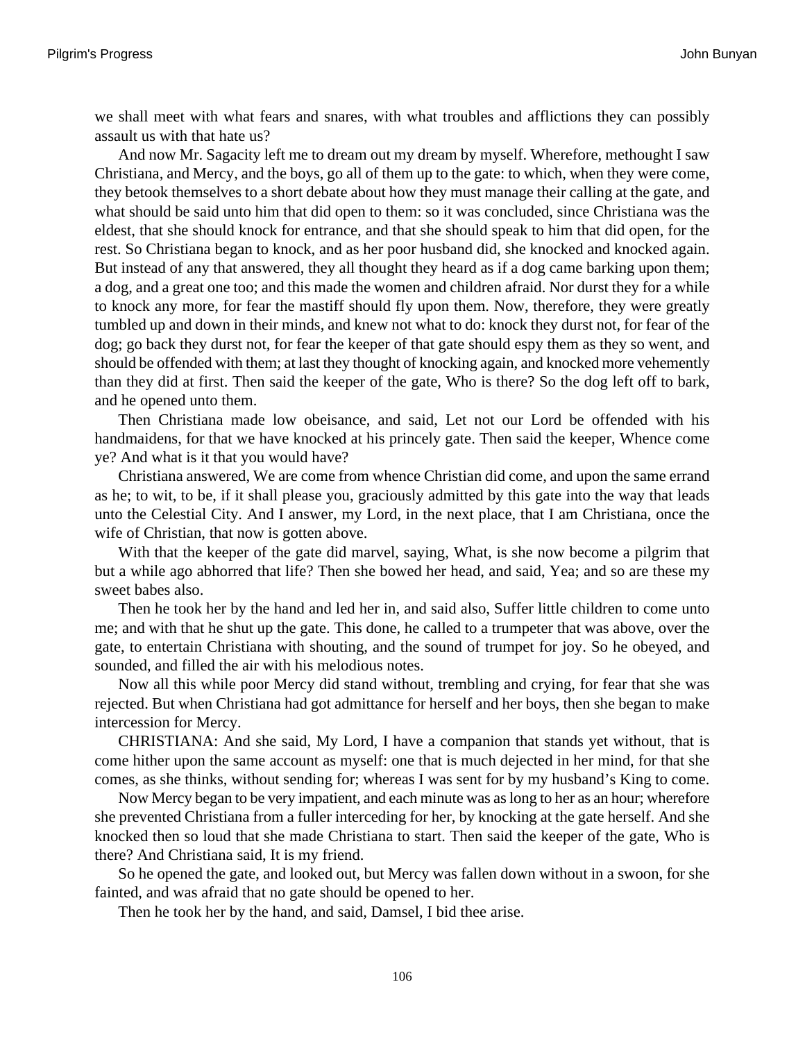we shall meet with what fears and snares, with what troubles and afflictions they can possibly assault us with that hate us?

And now Mr. Sagacity left me to dream out my dream by myself. Wherefore, methought I saw Christiana, and Mercy, and the boys, go all of them up to the gate: to which, when they were come, they betook themselves to a short debate about how they must manage their calling at the gate, and what should be said unto him that did open to them: so it was concluded, since Christiana was the eldest, that she should knock for entrance, and that she should speak to him that did open, for the rest. So Christiana began to knock, and as her poor husband did, she knocked and knocked again. But instead of any that answered, they all thought they heard as if a dog came barking upon them; a dog, and a great one too; and this made the women and children afraid. Nor durst they for a while to knock any more, for fear the mastiff should fly upon them. Now, therefore, they were greatly tumbled up and down in their minds, and knew not what to do: knock they durst not, for fear of the dog; go back they durst not, for fear the keeper of that gate should espy them as they so went, and should be offended with them; at last they thought of knocking again, and knocked more vehemently than they did at first. Then said the keeper of the gate, Who is there? So the dog left off to bark, and he opened unto them.

Then Christiana made low obeisance, and said, Let not our Lord be offended with his handmaidens, for that we have knocked at his princely gate. Then said the keeper, Whence come ye? And what is it that you would have?

Christiana answered, We are come from whence Christian did come, and upon the same errand as he; to wit, to be, if it shall please you, graciously admitted by this gate into the way that leads unto the Celestial City. And I answer, my Lord, in the next place, that I am Christiana, once the wife of Christian, that now is gotten above.

With that the keeper of the gate did marvel, saying, What, is she now become a pilgrim that but a while ago abhorred that life? Then she bowed her head, and said, Yea; and so are these my sweet babes also.

Then he took her by the hand and led her in, and said also, Suffer little children to come unto me; and with that he shut up the gate. This done, he called to a trumpeter that was above, over the gate, to entertain Christiana with shouting, and the sound of trumpet for joy. So he obeyed, and sounded, and filled the air with his melodious notes.

Now all this while poor Mercy did stand without, trembling and crying, for fear that she was rejected. But when Christiana had got admittance for herself and her boys, then she began to make intercession for Mercy.

CHRISTIANA: And she said, My Lord, I have a companion that stands yet without, that is come hither upon the same account as myself: one that is much dejected in her mind, for that she comes, as she thinks, without sending for; whereas I was sent for by my husband's King to come.

Now Mercy began to be very impatient, and each minute was as long to her as an hour; wherefore she prevented Christiana from a fuller interceding for her, by knocking at the gate herself. And she knocked then so loud that she made Christiana to start. Then said the keeper of the gate, Who is there? And Christiana said, It is my friend.

So he opened the gate, and looked out, but Mercy was fallen down without in a swoon, for she fainted, and was afraid that no gate should be opened to her.

Then he took her by the hand, and said, Damsel, I bid thee arise.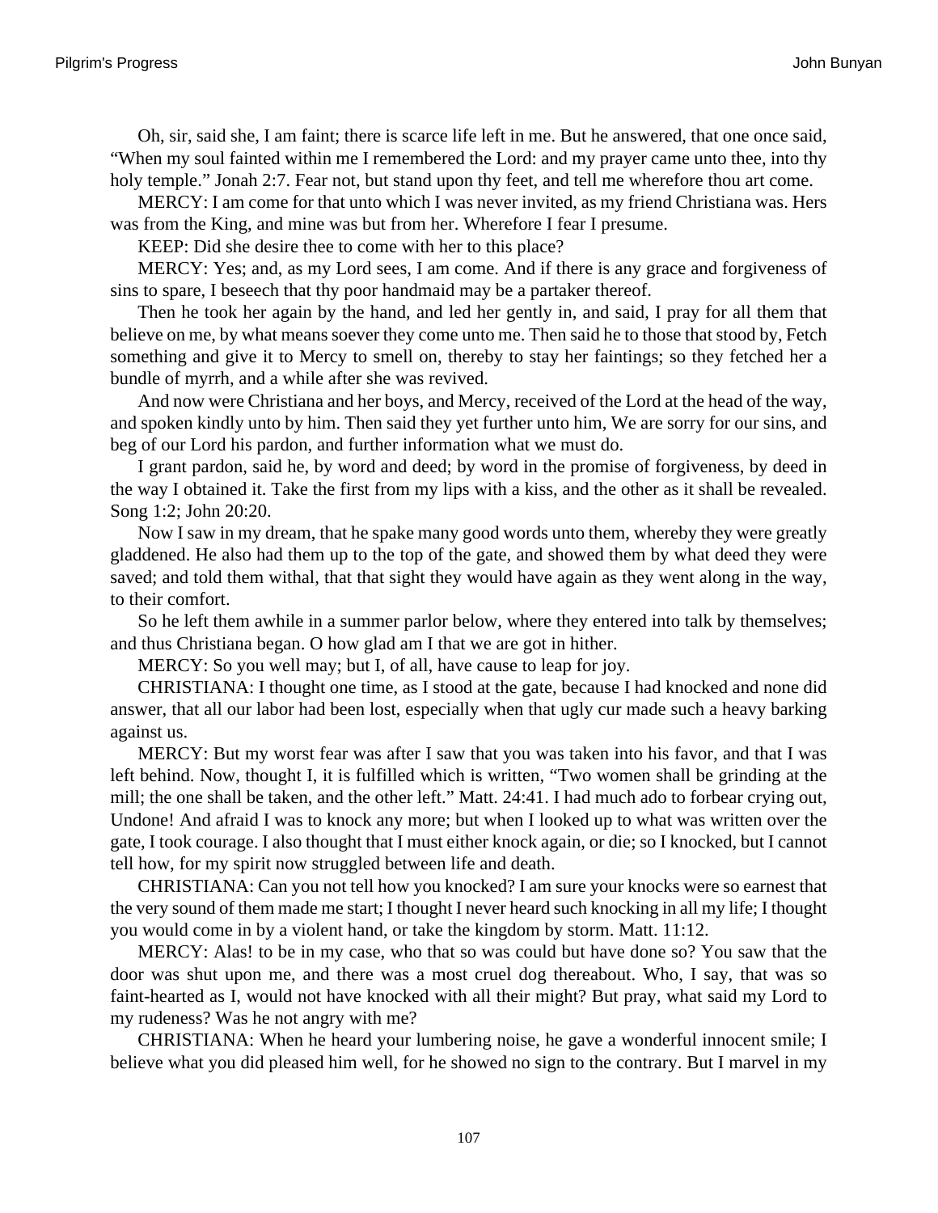Oh, sir, said she, I am faint; there is scarce life left in me. But he answered, that one once said, “When my soul fainted within me I remembered the Lord: and my prayer came unto thee, into thy holy temple.” Jonah 2:7. Fear not, but stand upon thy feet, and tell me wherefore thou art come.

MERCY: I am come for that unto which I was never invited, as my friend Christiana was. Hers was from the King, and mine was but from her. Wherefore I fear I presume.

KEEP: Did she desire thee to come with her to this place?

MERCY: Yes; and, as my Lord sees, I am come. And if there is any grace and forgiveness of sins to spare, I beseech that thy poor handmaid may be a partaker thereof.

Then he took her again by the hand, and led her gently in, and said, I pray for all them that believe on me, by what means soever they come unto me. Then said he to those that stood by, Fetch something and give it to Mercy to smell on, thereby to stay her faintings; so they fetched her a bundle of myrrh, and a while after she was revived.

And now were Christiana and her boys, and Mercy, received of the Lord at the head of the way, and spoken kindly unto by him. Then said they yet further unto him, We are sorry for our sins, and beg of our Lord his pardon, and further information what we must do.

I grant pardon, said he, by word and deed; by word in the promise of forgiveness, by deed in the way I obtained it. Take the first from my lips with a kiss, and the other as it shall be revealed. Song 1:2; John 20:20.

Now I saw in my dream, that he spake many good words unto them, whereby they were greatly gladdened. He also had them up to the top of the gate, and showed them by what deed they were saved; and told them withal, that that sight they would have again as they went along in the way, to their comfort.

So he left them awhile in a summer parlor below, where they entered into talk by themselves; and thus Christiana began. O how glad am I that we are got in hither.

MERCY: So you well may; but I, of all, have cause to leap for joy.

CHRISTIANA: I thought one time, as I stood at the gate, because I had knocked and none did answer, that all our labor had been lost, especially when that ugly cur made such a heavy barking against us.

MERCY: But my worst fear was after I saw that you was taken into his favor, and that I was left behind. Now, thought I, it is fulfilled which is written, “Two women shall be grinding at the mill; the one shall be taken, and the other left.” Matt. 24:41. I had much ado to forbear crying out, Undone! And afraid I was to knock any more; but when I looked up to what was written over the gate, I took courage. I also thought that I must either knock again, or die; so I knocked, but I cannot tell how, for my spirit now struggled between life and death.

CHRISTIANA: Can you not tell how you knocked? I am sure your knocks were so earnest that the very sound of them made me start; I thought I never heard such knocking in all my life; I thought you would come in by a violent hand, or take the kingdom by storm. Matt. 11:12.

MERCY: Alas! to be in my case, who that so was could but have done so? You saw that the door was shut upon me, and there was a most cruel dog thereabout. Who, I say, that was so faint-hearted as I, would not have knocked with all their might? But pray, what said my Lord to my rudeness? Was he not angry with me?

CHRISTIANA: When he heard your lumbering noise, he gave a wonderful innocent smile; I believe what you did pleased him well, for he showed no sign to the contrary. But I marvel in my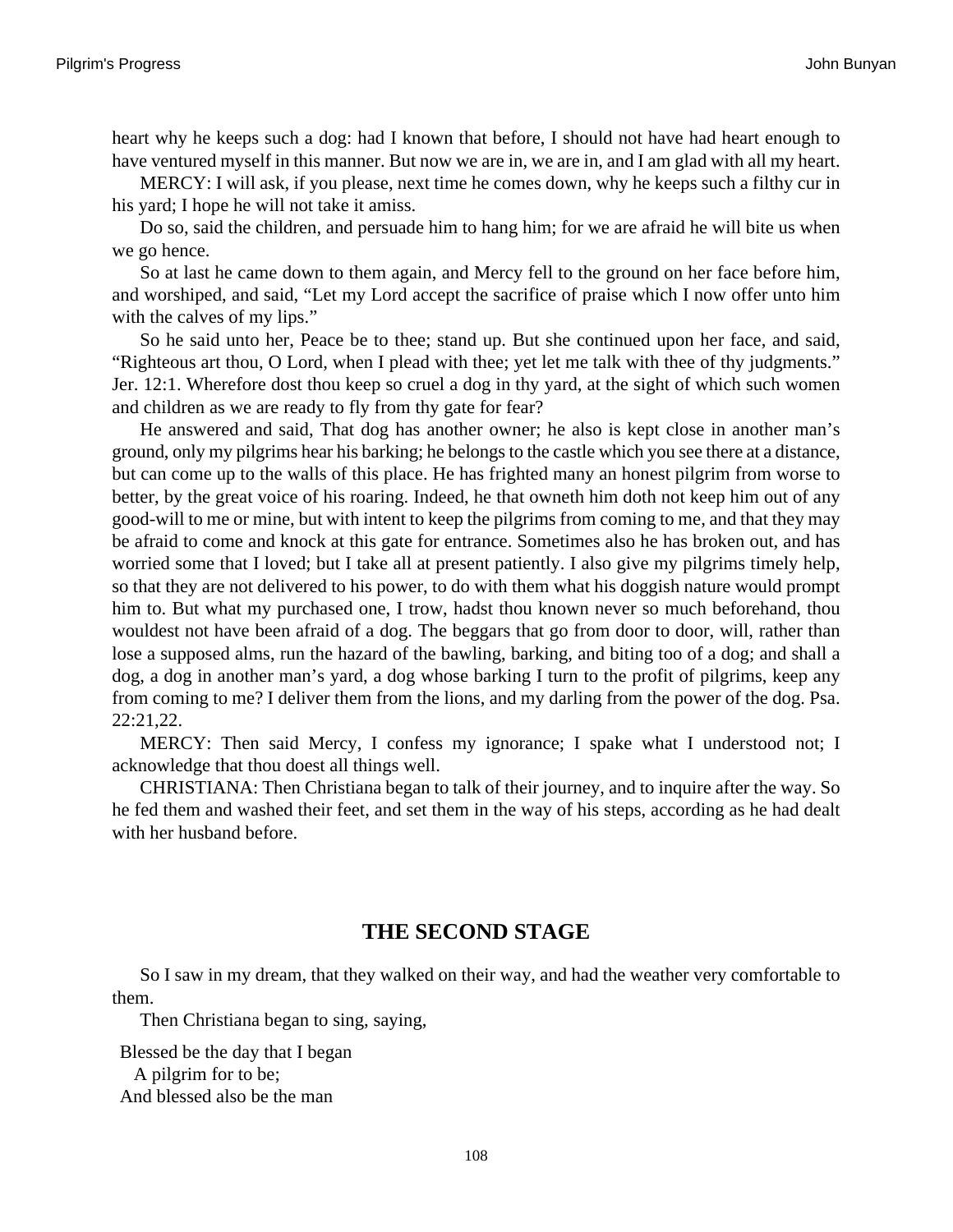heart why he keeps such a dog: had I known that before, I should not have had heart enough to have ventured myself in this manner. But now we are in, we are in, and I am glad with all my heart.

MERCY: I will ask, if you please, next time he comes down, why he keeps such a filthy cur in his yard; I hope he will not take it amiss.

Do so, said the children, and persuade him to hang him; for we are afraid he will bite us when we go hence.

So at last he came down to them again, and Mercy fell to the ground on her face before him, and worshiped, and said, "Let my Lord accept the sacrifice of praise which I now offer unto him with the calves of my lips."

So he said unto her, Peace be to thee; stand up. But she continued upon her face, and said, "Righteous art thou, O Lord, when I plead with thee; yet let me talk with thee of thy judgments." Jer. 12:1. Wherefore dost thou keep so cruel a dog in thy yard, at the sight of which such women and children as we are ready to fly from thy gate for fear?

He answered and said, That dog has another owner; he also is kept close in another man's ground, only my pilgrims hear his barking; he belongs to the castle which you see there at a distance, but can come up to the walls of this place. He has frighted many an honest pilgrim from worse to better, by the great voice of his roaring. Indeed, he that owneth him doth not keep him out of any good-will to me or mine, but with intent to keep the pilgrims from coming to me, and that they may be afraid to come and knock at this gate for entrance. Sometimes also he has broken out, and has worried some that I loved; but I take all at present patiently. I also give my pilgrims timely help, so that they are not delivered to his power, to do with them what his doggish nature would prompt him to. But what my purchased one, I trow, hadst thou known never so much beforehand, thou wouldest not have been afraid of a dog. The beggars that go from door to door, will, rather than lose a supposed alms, run the hazard of the bawling, barking, and biting too of a dog; and shall a dog, a dog in another man's yard, a dog whose barking I turn to the profit of pilgrims, keep any from coming to me? I deliver them from the lions, and my darling from the power of the dog. Psa. 22:21,22.

MERCY: Then said Mercy, I confess my ignorance; I spake what I understood not; I acknowledge that thou doest all things well.

CHRISTIANA: Then Christiana began to talk of their journey, and to inquire after the way. So he fed them and washed their feet, and set them in the way of his steps, according as he had dealt with her husband before.

## THE SECOND STAGE

So I saw in my dream, that they walked on their way, and had the weather very comfortable to them.

Then Christiana began to sing, saying,

Blessed be the day that I began
  A pilgrim for to be;
And blessed also be the man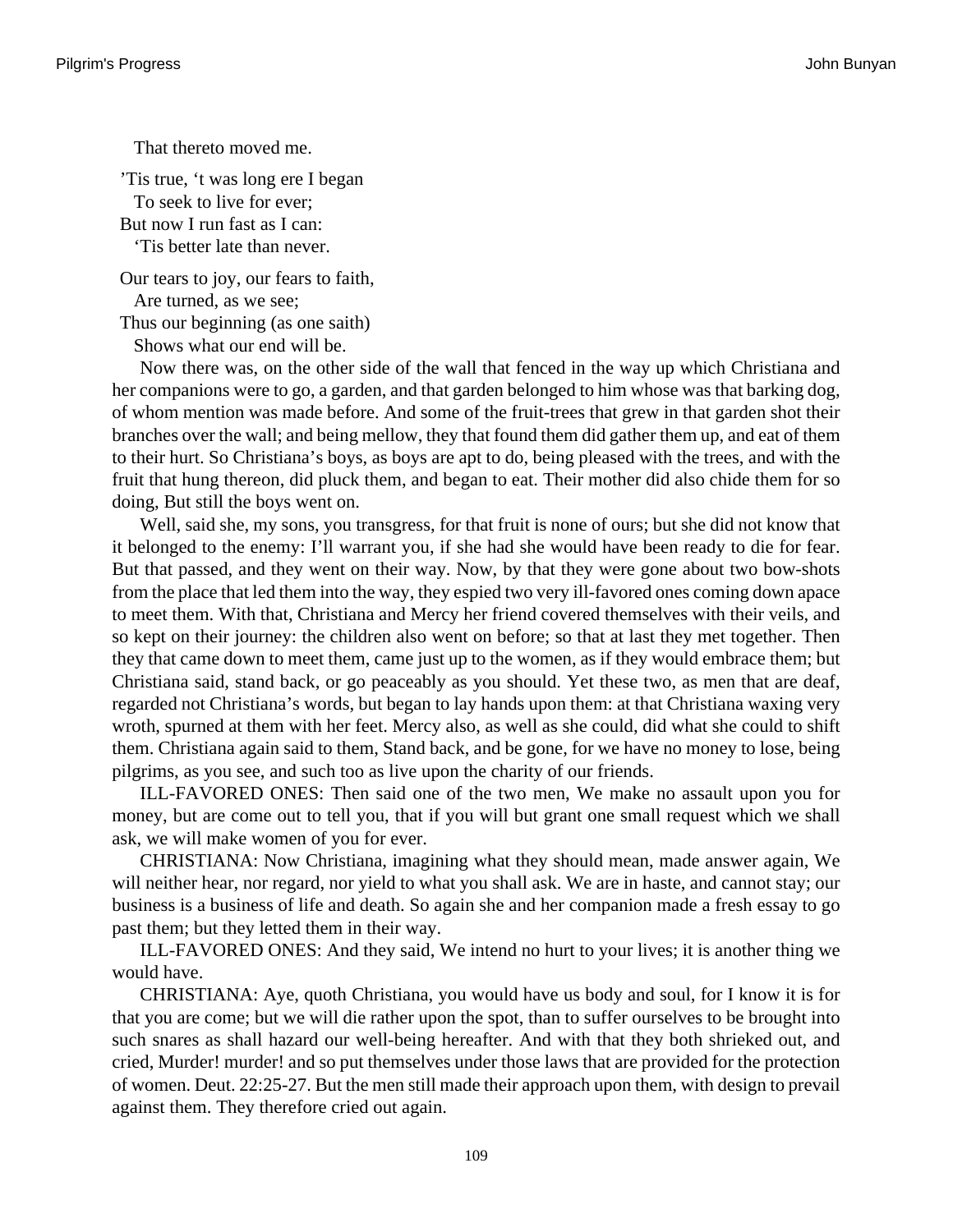That thereto moved me.

’Tis true, ‘t was long ere I began  
To seek to live for ever;  
But now I run fast as I can:  
‘Tis better late than never.

Our tears to joy, our fears to faith,  
Are turned, as we see;  
Thus our beginning (as one saith)  
Shows what our end will be.

Now there was, on the other side of the wall that fenced in the way up which Christiana and her companions were to go, a garden, and that garden belonged to him whose was that barking dog, of whom mention was made before. And some of the fruit-trees that grew in that garden shot their branches over the wall; and being mellow, they that found them did gather them up, and eat of them to their hurt. So Christiana’s boys, as boys are apt to do, being pleased with the trees, and with the fruit that hung thereon, did pluck them, and began to eat. Their mother did also chide them for so doing, But still the boys went on.

Well, said she, my sons, you transgress, for that fruit is none of ours; but she did not know that it belonged to the enemy: I’ll warrant you, if she had she would have been ready to die for fear. But that passed, and they went on their way. Now, by that they were gone about two bow-shots from the place that led them into the way, they espied two very ill-favored ones coming down apace to meet them. With that, Christiana and Mercy her friend covered themselves with their veils, and so kept on their journey: the children also went on before; so that at last they met together. Then they that came down to meet them, came just up to the women, as if they would embrace them; but Christiana said, stand back, or go peaceably as you should. Yet these two, as men that are deaf, regarded not Christiana’s words, but began to lay hands upon them: at that Christiana waxing very wroth, spurned at them with her feet. Mercy also, as well as she could, did what she could to shift them. Christiana again said to them, Stand back, and be gone, for we have no money to lose, being pilgrims, as you see, and such too as live upon the charity of our friends.

ILL-FAVORED ONES: Then said one of the two men, We make no assault upon you for money, but are come out to tell you, that if you will but grant one small request which we shall ask, we will make women of you for ever.

CHRISTIANA: Now Christiana, imagining what they should mean, made answer again, We will neither hear, nor regard, nor yield to what you shall ask. We are in haste, and cannot stay; our business is a business of life and death. So again she and her companion made a fresh essay to go past them; but they letted them in their way.

ILL-FAVORED ONES: And they said, We intend no hurt to your lives; it is another thing we would have.

CHRISTIANA: Aye, quoth Christiana, you would have us body and soul, for I know it is for that you are come; but we will die rather upon the spot, than to suffer ourselves to be brought into such snares as shall hazard our well-being hereafter. And with that they both shrieked out, and cried, Murder! murder! and so put themselves under those laws that are provided for the protection of women. Deut. 22:25-27. But the men still made their approach upon them, with design to prevail against them. They therefore cried out again.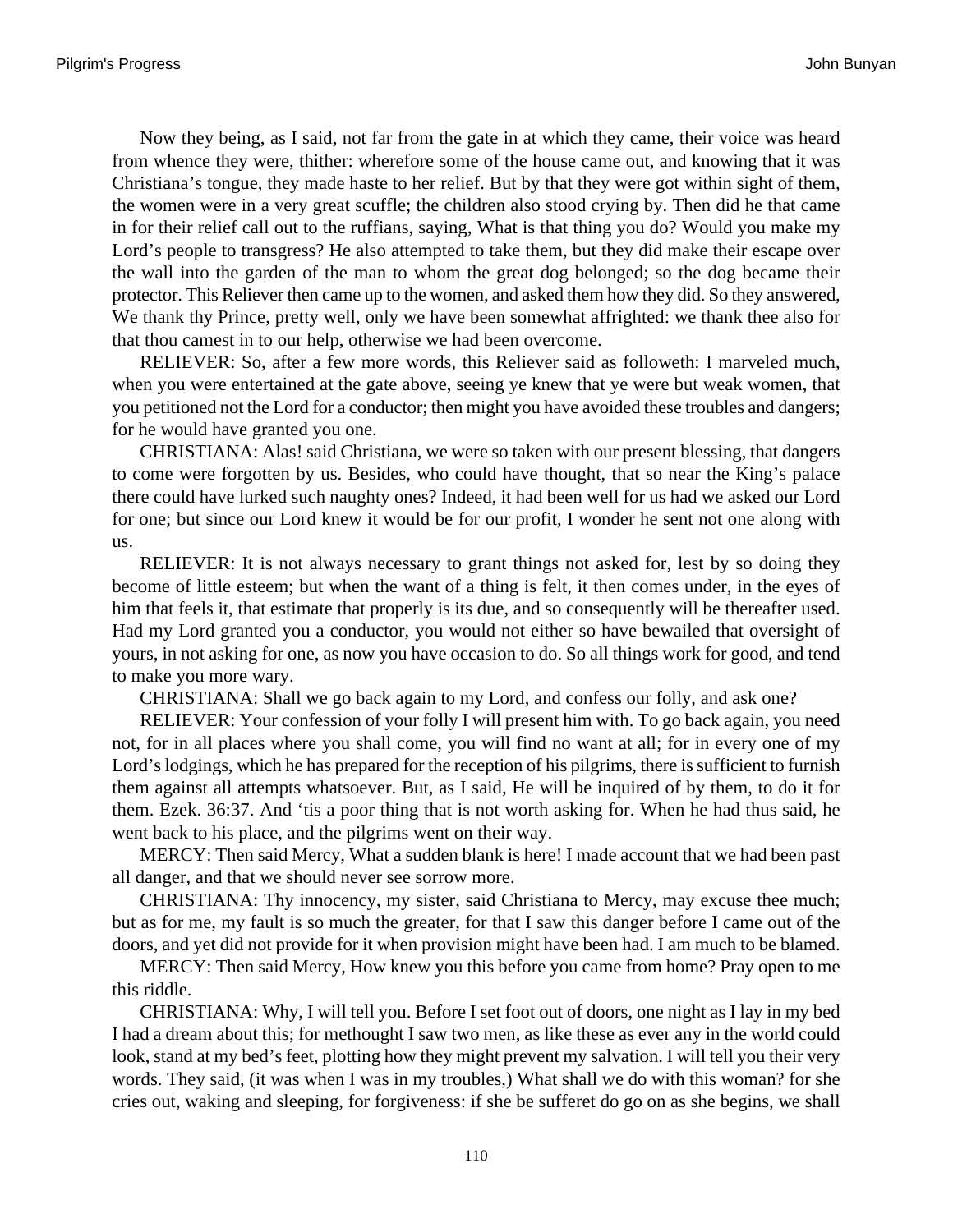Now they being, as I said, not far from the gate in at which they came, their voice was heard from whence they were, thither: wherefore some of the house came out, and knowing that it was Christiana's tongue, they made haste to her relief. But by that they were got within sight of them, the women were in a very great scuffle; the children also stood crying by. Then did he that came in for their relief call out to the ruffians, saying, What is that thing you do? Would you make my Lord's people to transgress? He also attempted to take them, but they did make their escape over the wall into the garden of the man to whom the great dog belonged; so the dog became their protector. This Reliever then came up to the women, and asked them how they did. So they answered, We thank thy Prince, pretty well, only we have been somewhat affrighted: we thank thee also for that thou camest in to our help, otherwise we had been overcome.

RELIEVER: So, after a few more words, this Reliever said as followeth: I marveled much, when you were entertained at the gate above, seeing ye knew that ye were but weak women, that you petitioned not the Lord for a conductor; then might you have avoided these troubles and dangers; for he would have granted you one.

CHRISTIANA: Alas! said Christiana, we were so taken with our present blessing, that dangers to come were forgotten by us. Besides, who could have thought, that so near the King's palace there could have lurked such naughty ones? Indeed, it had been well for us had we asked our Lord for one; but since our Lord knew it would be for our profit, I wonder he sent not one along with us.

RELIEVER: It is not always necessary to grant things not asked for, lest by so doing they become of little esteem; but when the want of a thing is felt, it then comes under, in the eyes of him that feels it, that estimate that properly is its due, and so consequently will be thereafter used. Had my Lord granted you a conductor, you would not either so have bewailed that oversight of yours, in not asking for one, as now you have occasion to do. So all things work for good, and tend to make you more wary.

CHRISTIANA: Shall we go back again to my Lord, and confess our folly, and ask one?

RELIEVER: Your confession of your folly I will present him with. To go back again, you need not, for in all places where you shall come, you will find no want at all; for in every one of my Lord's lodgings, which he has prepared for the reception of his pilgrims, there is sufficient to furnish them against all attempts whatsoever. But, as I said, He will be inquired of by them, to do it for them. Ezek. 36:37. And 'tis a poor thing that is not worth asking for. When he had thus said, he went back to his place, and the pilgrims went on their way.

MERCY: Then said Mercy, What a sudden blank is here! I made account that we had been past all danger, and that we should never see sorrow more.

CHRISTIANA: Thy innocency, my sister, said Christiana to Mercy, may excuse thee much; but as for me, my fault is so much the greater, for that I saw this danger before I came out of the doors, and yet did not provide for it when provision might have been had. I am much to be blamed.

MERCY: Then said Mercy, How knew you this before you came from home? Pray open to me this riddle.

CHRISTIANA: Why, I will tell you. Before I set foot out of doors, one night as I lay in my bed I had a dream about this; for methought I saw two men, as like these as ever any in the world could look, stand at my bed's feet, plotting how they might prevent my salvation. I will tell you their very words. They said, (it was when I was in my troubles,) What shall we do with this woman? for she cries out, waking and sleeping, for forgiveness: if she be sufferet do go on as she begins, we shall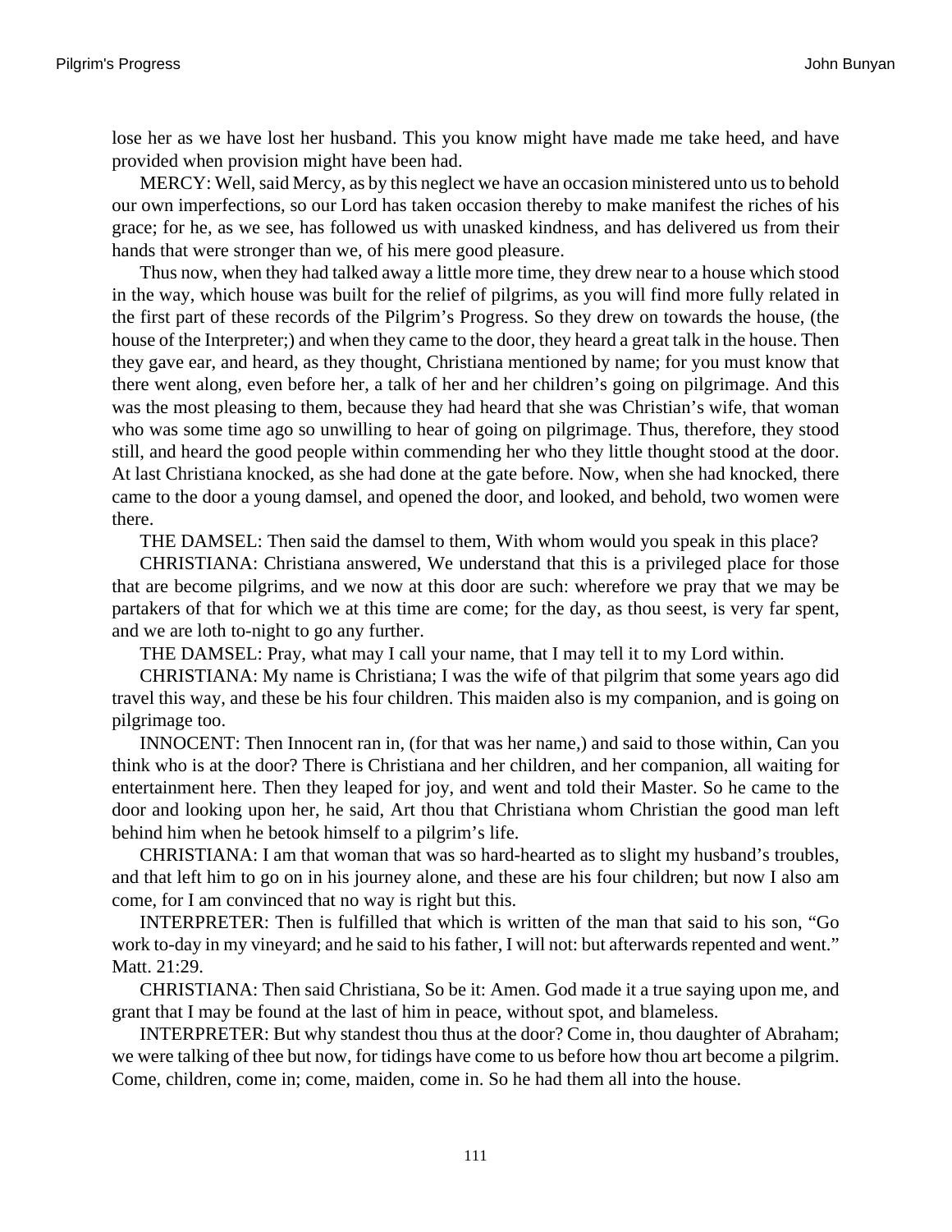lose her as we have lost her husband. This you know might have made me take heed, and have provided when provision might have been had.

MERCY: Well, said Mercy, as by this neglect we have an occasion ministered unto us to behold our own imperfections, so our Lord has taken occasion thereby to make manifest the riches of his grace; for he, as we see, has followed us with unasked kindness, and has delivered us from their hands that were stronger than we, of his mere good pleasure.

Thus now, when they had talked away a little more time, they drew near to a house which stood in the way, which house was built for the relief of pilgrims, as you will find more fully related in the first part of these records of the Pilgrim's Progress. So they drew on towards the house, (the house of the Interpreter;) and when they came to the door, they heard a great talk in the house. Then they gave ear, and heard, as they thought, Christiana mentioned by name; for you must know that there went along, even before her, a talk of her and her children's going on pilgrimage. And this was the most pleasing to them, because they had heard that she was Christian's wife, that woman who was some time ago so unwilling to hear of going on pilgrimage. Thus, therefore, they stood still, and heard the good people within commending her who they little thought stood at the door. At last Christiana knocked, as she had done at the gate before. Now, when she had knocked, there came to the door a young damsel, and opened the door, and looked, and behold, two women were there.

THE DAMSEL: Then said the damsel to them, With whom would you speak in this place?

CHRISTIANA: Christiana answered, We understand that this is a privileged place for those that are become pilgrims, and we now at this door are such: wherefore we pray that we may be partakers of that for which we at this time are come; for the day, as thou seest, is very far spent, and we are loth to-night to go any further.

THE DAMSEL: Pray, what may I call your name, that I may tell it to my Lord within.

CHRISTIANA: My name is Christiana; I was the wife of that pilgrim that some years ago did travel this way, and these be his four children. This maiden also is my companion, and is going on pilgrimage too.

INNOCENT: Then Innocent ran in, (for that was her name,) and said to those within, Can you think who is at the door? There is Christiana and her children, and her companion, all waiting for entertainment here. Then they leaped for joy, and went and told their Master. So he came to the door and looking upon her, he said, Art thou that Christiana whom Christian the good man left behind him when he betook himself to a pilgrim's life.

CHRISTIANA: I am that woman that was so hard-hearted as to slight my husband's troubles, and that left him to go on in his journey alone, and these are his four children; but now I also am come, for I am convinced that no way is right but this.

INTERPRETER: Then is fulfilled that which is written of the man that said to his son, "Go work to-day in my vineyard; and he said to his father, I will not: but afterwards repented and went." Matt. 21:29.

CHRISTIANA: Then said Christiana, So be it: Amen. God made it a true saying upon me, and grant that I may be found at the last of him in peace, without spot, and blameless.

INTERPRETER: But why standest thou thus at the door? Come in, thou daughter of Abraham; we were talking of thee but now, for tidings have come to us before how thou art become a pilgrim. Come, children, come in; come, maiden, come in. So he had them all into the house.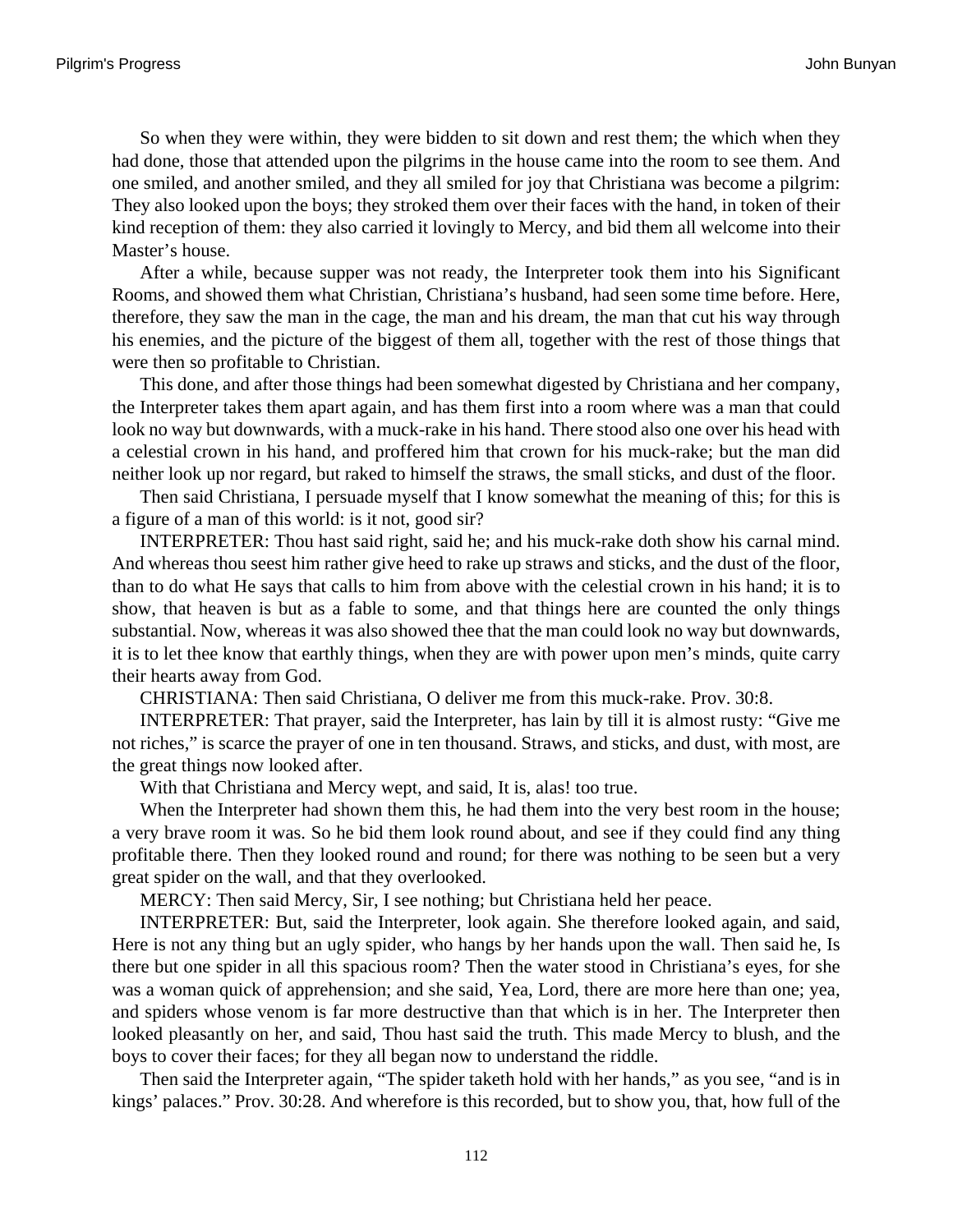So when they were within, they were bidden to sit down and rest them; the which when they had done, those that attended upon the pilgrims in the house came into the room to see them. And one smiled, and another smiled, and they all smiled for joy that Christiana was become a pilgrim: They also looked upon the boys; they stroked them over their faces with the hand, in token of their kind reception of them: they also carried it lovingly to Mercy, and bid them all welcome into their Master's house.

After a while, because supper was not ready, the Interpreter took them into his Significant Rooms, and showed them what Christian, Christiana's husband, had seen some time before. Here, therefore, they saw the man in the cage, the man and his dream, the man that cut his way through his enemies, and the picture of the biggest of them all, together with the rest of those things that were then so profitable to Christian.

This done, and after those things had been somewhat digested by Christiana and her company, the Interpreter takes them apart again, and has them first into a room where was a man that could look no way but downwards, with a muck-rake in his hand. There stood also one over his head with a celestial crown in his hand, and proffered him that crown for his muck-rake; but the man did neither look up nor regard, but raked to himself the straws, the small sticks, and dust of the floor.

Then said Christiana, I persuade myself that I know somewhat the meaning of this; for this is a figure of a man of this world: is it not, good sir?

INTERPRETER: Thou hast said right, said he; and his muck-rake doth show his carnal mind. And whereas thou seest him rather give heed to rake up straws and sticks, and the dust of the floor, than to do what He says that calls to him from above with the celestial crown in his hand; it is to show, that heaven is but as a fable to some, and that things here are counted the only things substantial. Now, whereas it was also showed thee that the man could look no way but downwards, it is to let thee know that earthly things, when they are with power upon men's minds, quite carry their hearts away from God.

CHRISTIANA: Then said Christiana, O deliver me from this muck-rake. Prov. 30:8.

INTERPRETER: That prayer, said the Interpreter, has lain by till it is almost rusty: "Give me not riches," is scarce the prayer of one in ten thousand. Straws, and sticks, and dust, with most, are the great things now looked after.

With that Christiana and Mercy wept, and said, It is, alas! too true.

When the Interpreter had shown them this, he had them into the very best room in the house; a very brave room it was. So he bid them look round about, and see if they could find any thing profitable there. Then they looked round and round; for there was nothing to be seen but a very great spider on the wall, and that they overlooked.

MERCY: Then said Mercy, Sir, I see nothing; but Christiana held her peace.

INTERPRETER: But, said the Interpreter, look again. She therefore looked again, and said, Here is not any thing but an ugly spider, who hangs by her hands upon the wall. Then said he, Is there but one spider in all this spacious room? Then the water stood in Christiana's eyes, for she was a woman quick of apprehension; and she said, Yea, Lord, there are more here than one; yea, and spiders whose venom is far more destructive than that which is in her. The Interpreter then looked pleasantly on her, and said, Thou hast said the truth. This made Mercy to blush, and the boys to cover their faces; for they all began now to understand the riddle.

Then said the Interpreter again, "The spider taketh hold with her hands," as you see, "and is in kings' palaces." Prov. 30:28. And wherefore is this recorded, but to show you, that, how full of the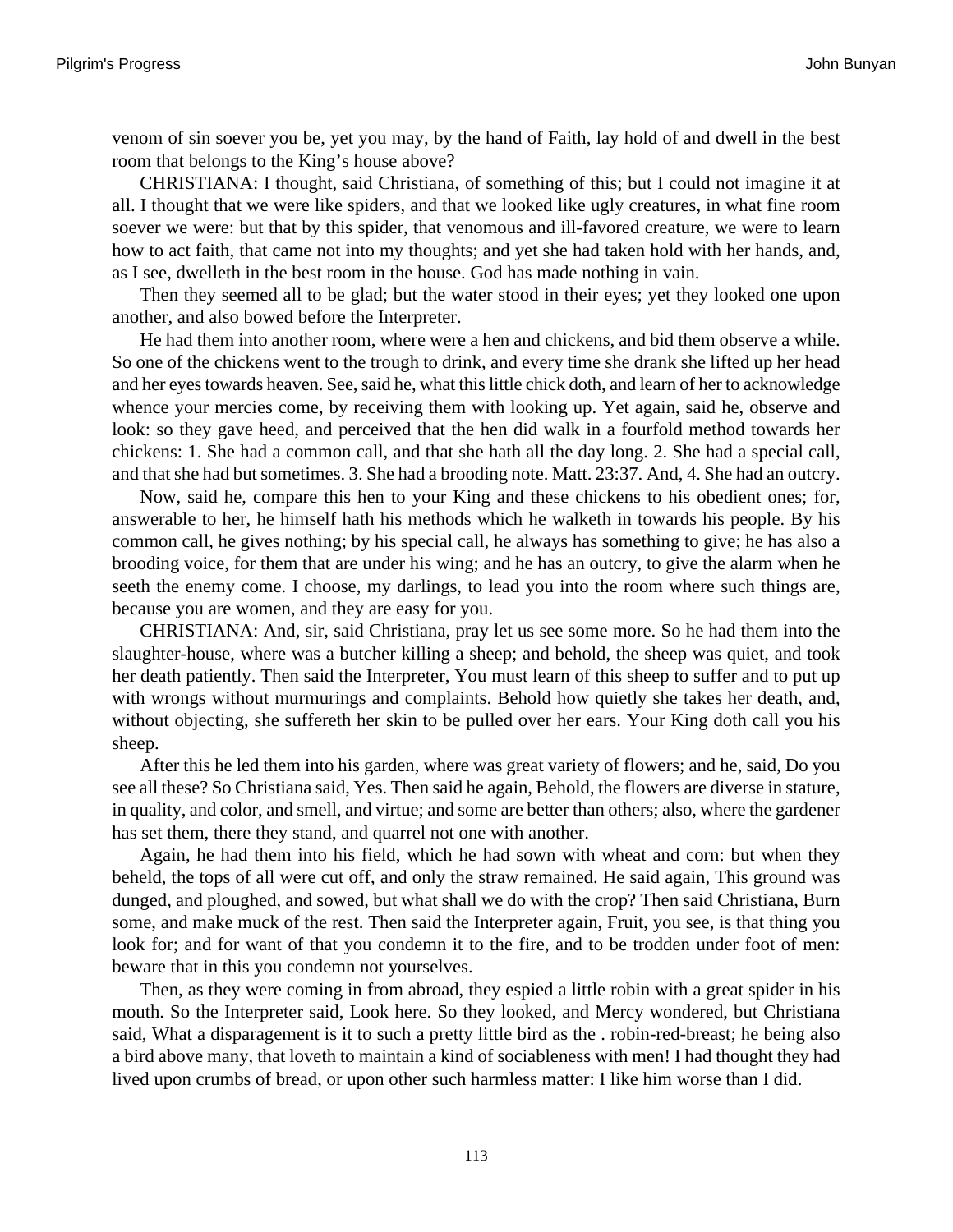venom of sin soever you be, yet you may, by the hand of Faith, lay hold of and dwell in the best room that belongs to the King's house above?

CHRISTIANA: I thought, said Christiana, of something of this; but I could not imagine it at all. I thought that we were like spiders, and that we looked like ugly creatures, in what fine room soever we were: but that by this spider, that venomous and ill-favored creature, we were to learn how to act faith, that came not into my thoughts; and yet she had taken hold with her hands, and, as I see, dwelleth in the best room in the house. God has made nothing in vain.

Then they seemed all to be glad; but the water stood in their eyes; yet they looked one upon another, and also bowed before the Interpreter.

He had them into another room, where were a hen and chickens, and bid them observe a while. So one of the chickens went to the trough to drink, and every time she drank she lifted up her head and her eyes towards heaven. See, said he, what this little chick doth, and learn of her to acknowledge whence your mercies come, by receiving them with looking up. Yet again, said he, observe and look: so they gave heed, and perceived that the hen did walk in a fourfold method towards her chickens: 1. She had a common call, and that she hath all the day long. 2. She had a special call, and that she had but sometimes. 3. She had a brooding note. Matt. 23:37. And, 4. She had an outcry.

Now, said he, compare this hen to your King and these chickens to his obedient ones; for, answerable to her, he himself hath his methods which he walketh in towards his people. By his common call, he gives nothing; by his special call, he always has something to give; he has also a brooding voice, for them that are under his wing; and he has an outcry, to give the alarm when he seeth the enemy come. I choose, my darlings, to lead you into the room where such things are, because you are women, and they are easy for you.

CHRISTIANA: And, sir, said Christiana, pray let us see some more. So he had them into the slaughter-house, where was a butcher killing a sheep; and behold, the sheep was quiet, and took her death patiently. Then said the Interpreter, You must learn of this sheep to suffer and to put up with wrongs without murmurings and complaints. Behold how quietly she takes her death, and, without objecting, she suffereth her skin to be pulled over her ears. Your King doth call you his sheep.

After this he led them into his garden, where was great variety of flowers; and he, said, Do you see all these? So Christiana said, Yes. Then said he again, Behold, the flowers are diverse in stature, in quality, and color, and smell, and virtue; and some are better than others; also, where the gardener has set them, there they stand, and quarrel not one with another.

Again, he had them into his field, which he had sown with wheat and corn: but when they beheld, the tops of all were cut off, and only the straw remained. He said again, This ground was dunged, and ploughed, and sowed, but what shall we do with the crop? Then said Christiana, Burn some, and make muck of the rest. Then said the Interpreter again, Fruit, you see, is that thing you look for; and for want of that you condemn it to the fire, and to be trodden under foot of men: beware that in this you condemn not yourselves.

Then, as they were coming in from abroad, they espied a little robin with a great spider in his mouth. So the Interpreter said, Look here. So they looked, and Mercy wondered, but Christiana said, What a disparagement is it to such a pretty little bird as the . robin-red-breast; he being also a bird above many, that loveth to maintain a kind of sociableness with men! I had thought they had lived upon crumbs of bread, or upon other such harmless matter: I like him worse than I did.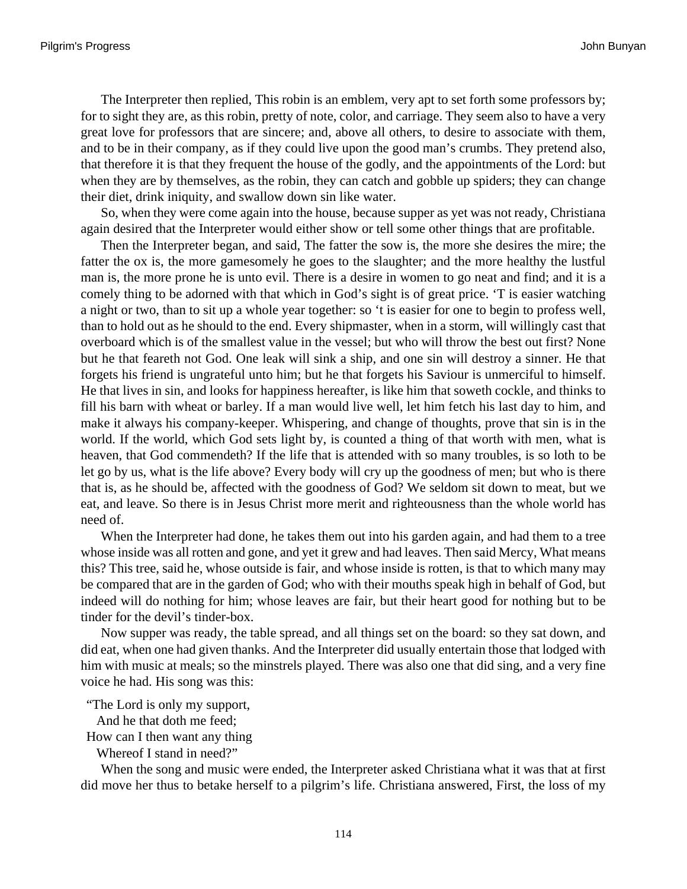The Interpreter then replied, This robin is an emblem, very apt to set forth some professors by; for to sight they are, as this robin, pretty of note, color, and carriage. They seem also to have a very great love for professors that are sincere; and, above all others, to desire to associate with them, and to be in their company, as if they could live upon the good man's crumbs. They pretend also, that therefore it is that they frequent the house of the godly, and the appointments of the Lord: but when they are by themselves, as the robin, they can catch and gobble up spiders; they can change their diet, drink iniquity, and swallow down sin like water.

So, when they were come again into the house, because supper as yet was not ready, Christiana again desired that the Interpreter would either show or tell some other things that are profitable.

Then the Interpreter began, and said, The fatter the sow is, the more she desires the mire; the fatter the ox is, the more gamesomely he goes to the slaughter; and the more healthy the lustful man is, the more prone he is unto evil. There is a desire in women to go neat and find; and it is a comely thing to be adorned with that which in God's sight is of great price. 'T is easier watching a night or two, than to sit up a whole year together: so 't is easier for one to begin to profess well, than to hold out as he should to the end. Every shipmaster, when in a storm, will willingly cast that overboard which is of the smallest value in the vessel; but who will throw the best out first? None but he that feareth not God. One leak will sink a ship, and one sin will destroy a sinner. He that forgets his friend is ungrateful unto him; but he that forgets his Saviour is unmerciful to himself. He that lives in sin, and looks for happiness hereafter, is like him that soweth cockle, and thinks to fill his barn with wheat or barley. If a man would live well, let him fetch his last day to him, and make it always his company-keeper. Whispering, and change of thoughts, prove that sin is in the world. If the world, which God sets light by, is counted a thing of that worth with men, what is heaven, that God commendeth? If the life that is attended with so many troubles, is so loth to be let go by us, what is the life above? Every body will cry up the goodness of men; but who is there that is, as he should be, affected with the goodness of God? We seldom sit down to meat, but we eat, and leave. So there is in Jesus Christ more merit and righteousness than the whole world has need of.

When the Interpreter had done, he takes them out into his garden again, and had them to a tree whose inside was all rotten and gone, and yet it grew and had leaves. Then said Mercy, What means this? This tree, said he, whose outside is fair, and whose inside is rotten, is that to which many may be compared that are in the garden of God; who with their mouths speak high in behalf of God, but indeed will do nothing for him; whose leaves are fair, but their heart good for nothing but to be tinder for the devil's tinder-box.

Now supper was ready, the table spread, and all things set on the board: so they sat down, and did eat, when one had given thanks. And the Interpreter did usually entertain those that lodged with him with music at meals; so the minstrels played. There was also one that did sing, and a very fine voice he had. His song was this:

"The Lord is only my support,  
And he that doth me feed;  
How can I then want any thing  
Whereof I stand in need?"

When the song and music were ended, the Interpreter asked Christiana what it was that at first did move her thus to betake herself to a pilgrim's life. Christiana answered, First, the loss of my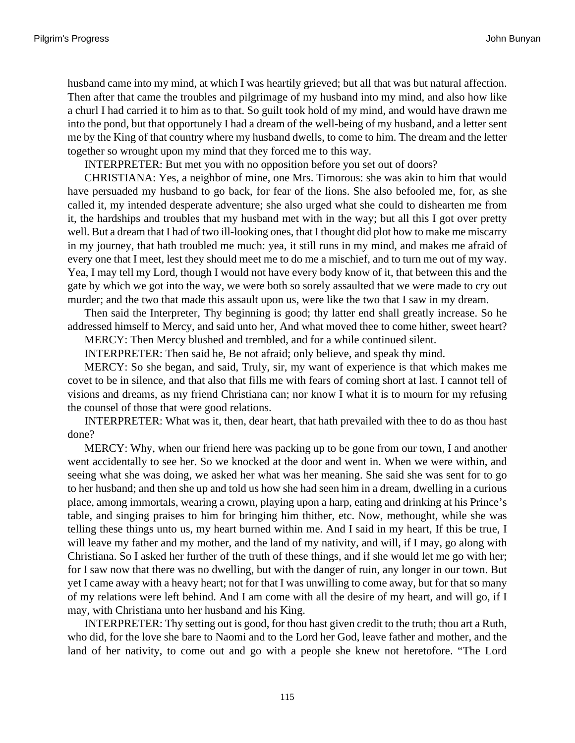husband came into my mind, at which I was heartily grieved; but all that was but natural affection. Then after that came the troubles and pilgrimage of my husband into my mind, and also how like a churl I had carried it to him as to that. So guilt took hold of my mind, and would have drawn me into the pond, but that opportunely I had a dream of the well-being of my husband, and a letter sent me by the King of that country where my husband dwells, to come to him. The dream and the letter together so wrought upon my mind that they forced me to this way.

INTERPRETER: But met you with no opposition before you set out of doors?

CHRISTIANA: Yes, a neighbor of mine, one Mrs. Timorous: she was akin to him that would have persuaded my husband to go back, for fear of the lions. She also befooled me, for, as she called it, my intended desperate adventure; she also urged what she could to dishearten me from it, the hardships and troubles that my husband met with in the way; but all this I got over pretty well. But a dream that I had of two ill-looking ones, that I thought did plot how to make me miscarry in my journey, that hath troubled me much: yea, it still runs in my mind, and makes me afraid of every one that I meet, lest they should meet me to do me a mischief, and to turn me out of my way. Yea, I may tell my Lord, though I would not have every body know of it, that between this and the gate by which we got into the way, we were both so sorely assaulted that we were made to cry out murder; and the two that made this assault upon us, were like the two that I saw in my dream.

Then said the Interpreter, Thy beginning is good; thy latter end shall greatly increase. So he addressed himself to Mercy, and said unto her, And what moved thee to come hither, sweet heart?

MERCY: Then Mercy blushed and trembled, and for a while continued silent.

INTERPRETER: Then said he, Be not afraid; only believe, and speak thy mind.

MERCY: So she began, and said, Truly, sir, my want of experience is that which makes me covet to be in silence, and that also that fills me with fears of coming short at last. I cannot tell of visions and dreams, as my friend Christiana can; nor know I what it is to mourn for my refusing the counsel of those that were good relations.

INTERPRETER: What was it, then, dear heart, that hath prevailed with thee to do as thou hast done?

MERCY: Why, when our friend here was packing up to be gone from our town, I and another went accidentally to see her. So we knocked at the door and went in. When we were within, and seeing what she was doing, we asked her what was her meaning. She said she was sent for to go to her husband; and then she up and told us how she had seen him in a dream, dwelling in a curious place, among immortals, wearing a crown, playing upon a harp, eating and drinking at his Prince's table, and singing praises to him for bringing him thither, etc. Now, methought, while she was telling these things unto us, my heart burned within me. And I said in my heart, If this be true, I will leave my father and my mother, and the land of my nativity, and will, if I may, go along with Christiana. So I asked her further of the truth of these things, and if she would let me go with her; for I saw now that there was no dwelling, but with the danger of ruin, any longer in our town. But yet I came away with a heavy heart; not for that I was unwilling to come away, but for that so many of my relations were left behind. And I am come with all the desire of my heart, and will go, if I may, with Christiana unto her husband and his King.

INTERPRETER: Thy setting out is good, for thou hast given credit to the truth; thou art a Ruth, who did, for the love she bare to Naomi and to the Lord her God, leave father and mother, and the land of her nativity, to come out and go with a people she knew not heretofore. "The Lord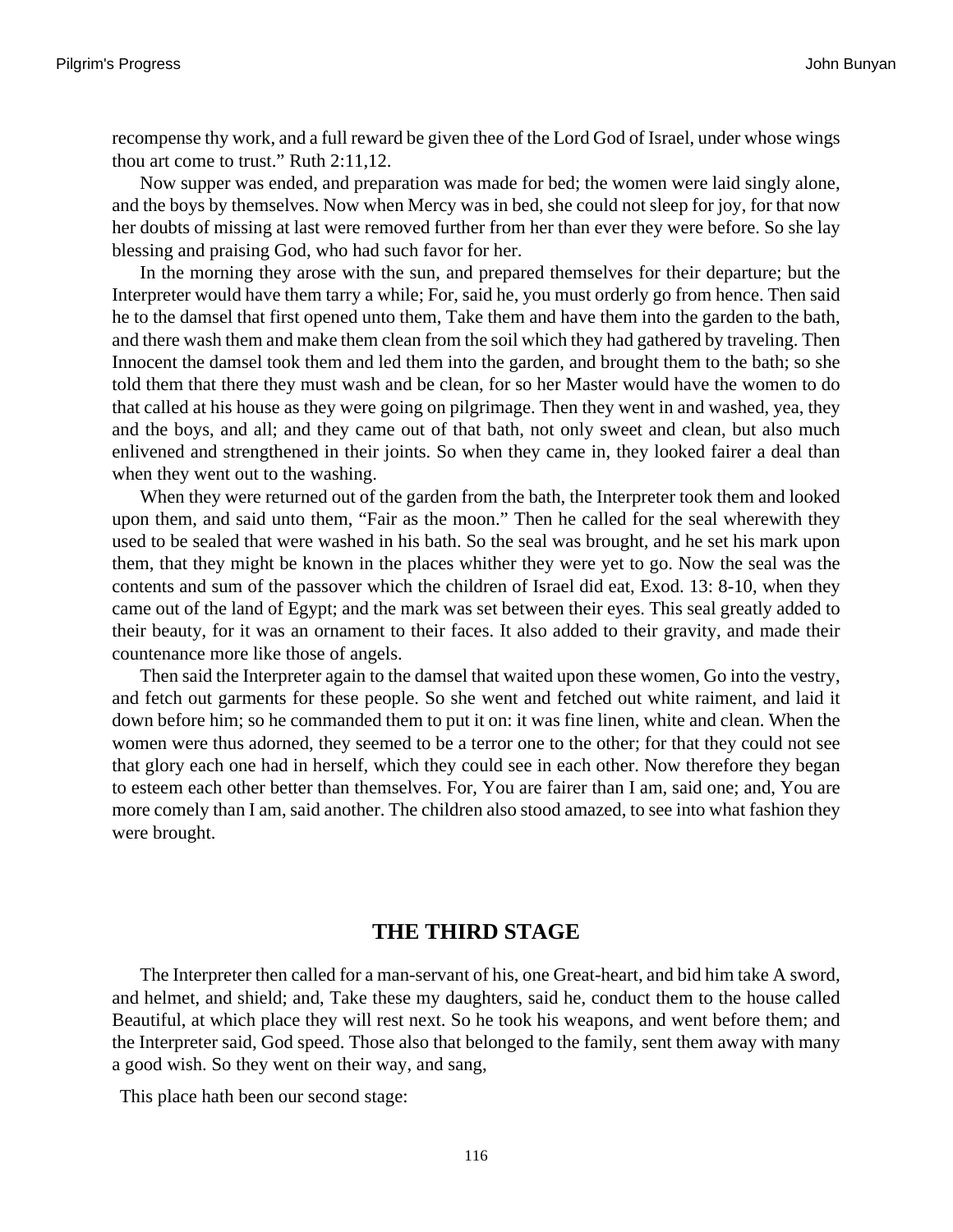recompense thy work, and a full reward be given thee of the Lord God of Israel, under whose wings thou art come to trust." Ruth 2:11,12.

Now supper was ended, and preparation was made for bed; the women were laid singly alone, and the boys by themselves. Now when Mercy was in bed, she could not sleep for joy, for that now her doubts of missing at last were removed further from her than ever they were before. So she lay blessing and praising God, who had such favor for her.

In the morning they arose with the sun, and prepared themselves for their departure; but the Interpreter would have them tarry a while; For, said he, you must orderly go from hence. Then said he to the damsel that first opened unto them, Take them and have them into the garden to the bath, and there wash them and make them clean from the soil which they had gathered by traveling. Then Innocent the damsel took them and led them into the garden, and brought them to the bath; so she told them that there they must wash and be clean, for so her Master would have the women to do that called at his house as they were going on pilgrimage. Then they went in and washed, yea, they and the boys, and all; and they came out of that bath, not only sweet and clean, but also much enlivened and strengthened in their joints. So when they came in, they looked fairer a deal than when they went out to the washing.

When they were returned out of the garden from the bath, the Interpreter took them and looked upon them, and said unto them, "Fair as the moon." Then he called for the seal wherewith they used to be sealed that were washed in his bath. So the seal was brought, and he set his mark upon them, that they might be known in the places whither they were yet to go. Now the seal was the contents and sum of the passover which the children of Israel did eat, Exod. 13: 8-10, when they came out of the land of Egypt; and the mark was set between their eyes. This seal greatly added to their beauty, for it was an ornament to their faces. It also added to their gravity, and made their countenance more like those of angels.

Then said the Interpreter again to the damsel that waited upon these women, Go into the vestry, and fetch out garments for these people. So she went and fetched out white raiment, and laid it down before him; so he commanded them to put it on: it was fine linen, white and clean. When the women were thus adorned, they seemed to be a terror one to the other; for that they could not see that glory each one had in herself, which they could see in each other. Now therefore they began to esteem each other better than themselves. For, You are fairer than I am, said one; and, You are more comely than I am, said another. The children also stood amazed, to see into what fashion they were brought.

## THE THIRD STAGE

The Interpreter then called for a man-servant of his, one Great-heart, and bid him take A sword, and helmet, and shield; and, Take these my daughters, said he, conduct them to the house called Beautiful, at which place they will rest next. So he took his weapons, and went before them; and the Interpreter said, God speed. Those also that belonged to the family, sent them away with many a good wish. So they went on their way, and sang,

This place hath been our second stage: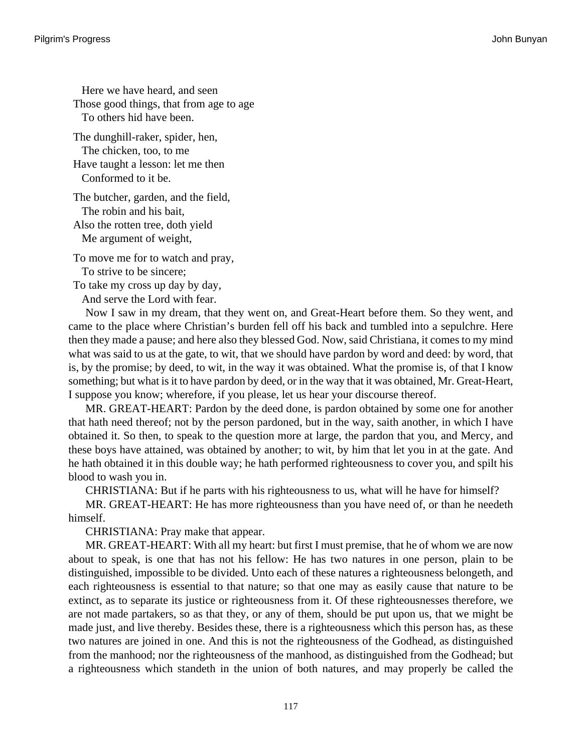Here we have heard, and seen  
Those good things, that from age to age  
To others hid have been.

The dunghill-raker, spider, hen,  
The chicken, too, to me  
Have taught a lesson: let me then  
Conformed to it be.

The butcher, garden, and the field,  
The robin and his bait,  
Also the rotten tree, doth yield  
Me argument of weight,

To move me for to watch and pray,  
To strive to be sincere;  
To take my cross up day by day,  
And serve the Lord with fear.

Now I saw in my dream, that they went on, and Great-Heart before them. So they went, and came to the place where Christian's burden fell off his back and tumbled into a sepulchre. Here then they made a pause; and here also they blessed God. Now, said Christiana, it comes to my mind what was said to us at the gate, to wit, that we should have pardon by word and deed: by word, that is, by the promise; by deed, to wit, in the way it was obtained. What the promise is, of that I know something; but what is it to have pardon by deed, or in the way that it was obtained, Mr. Great-Heart, I suppose you know; wherefore, if you please, let us hear your discourse thereof.

MR. GREAT-HEART: Pardon by the deed done, is pardon obtained by some one for another that hath need thereof; not by the person pardoned, but in the way, saith another, in which I have obtained it. So then, to speak to the question more at large, the pardon that you, and Mercy, and these boys have attained, was obtained by another; to wit, by him that let you in at the gate. And he hath obtained it in this double way; he hath performed righteousness to cover you, and spilt his blood to wash you in.

CHRISTIANA: But if he parts with his righteousness to us, what will he have for himself?

MR. GREAT-HEART: He has more righteousness than you have need of, or than he needeth himself.

CHRISTIANA: Pray make that appear.

MR. GREAT-HEART: With all my heart: but first I must premise, that he of whom we are now about to speak, is one that has not his fellow: He has two natures in one person, plain to be distinguished, impossible to be divided. Unto each of these natures a righteousness belongeth, and each righteousness is essential to that nature; so that one may as easily cause that nature to be extinct, as to separate its justice or righteousness from it. Of these righteousnesses therefore, we are not made partakers, so as that they, or any of them, should be put upon us, that we might be made just, and live thereby. Besides these, there is a righteousness which this person has, as these two natures are joined in one. And this is not the righteousness of the Godhead, as distinguished from the manhood; nor the righteousness of the manhood, as distinguished from the Godhead; but a righteousness which standeth in the union of both natures, and may properly be called the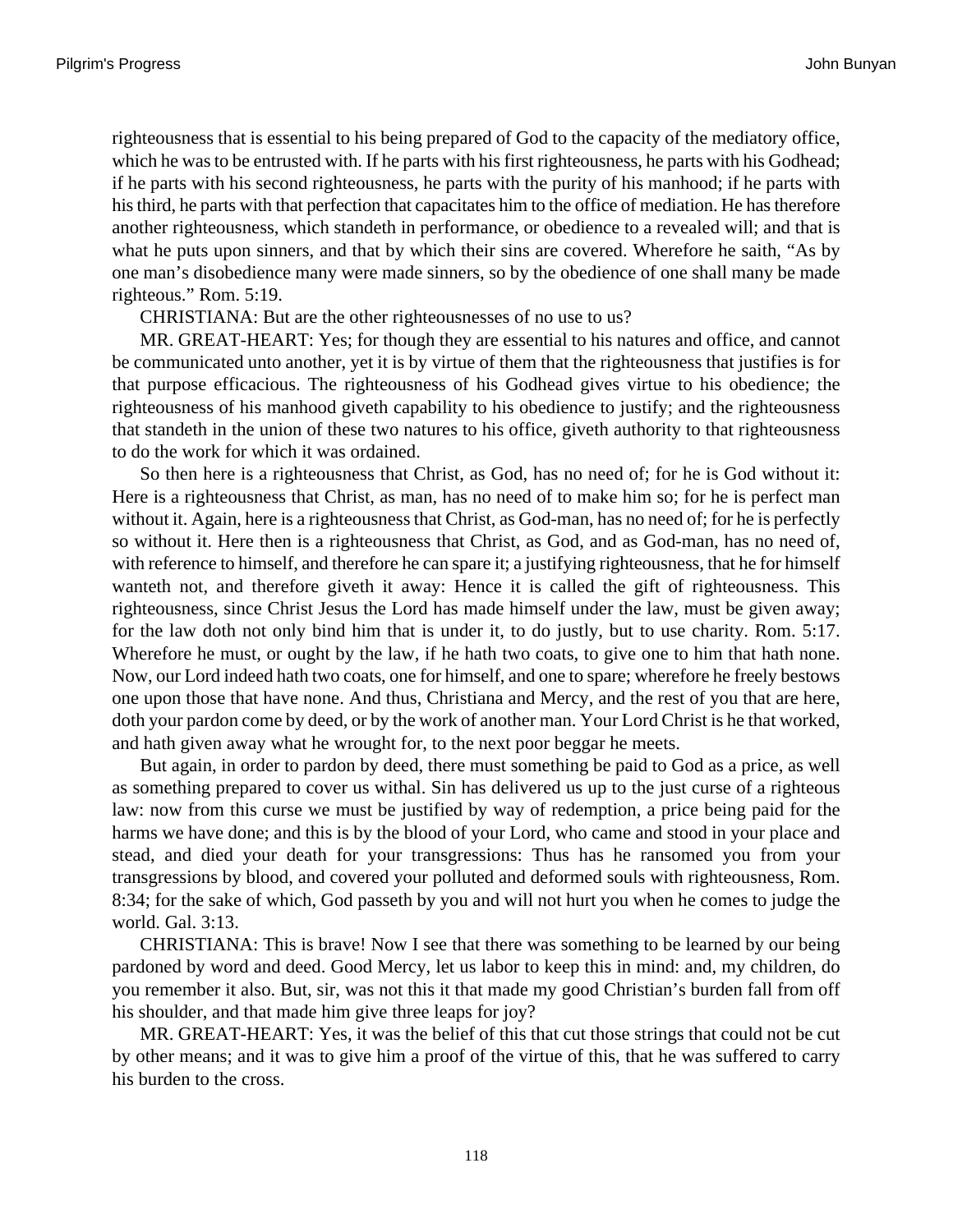righteousness that is essential to his being prepared of God to the capacity of the mediatory office, which he was to be entrusted with. If he parts with his first righteousness, he parts with his Godhead; if he parts with his second righteousness, he parts with the purity of his manhood; if he parts with his third, he parts with that perfection that capacitates him to the office of mediation. He has therefore another righteousness, which standeth in performance, or obedience to a revealed will; and that is what he puts upon sinners, and that by which their sins are covered. Wherefore he saith, "As by one man's disobedience many were made sinners, so by the obedience of one shall many be made righteous." Rom. 5:19.

CHRISTIANA: But are the other righteousnesses of no use to us?

MR. GREAT-HEART: Yes; for though they are essential to his natures and office, and cannot be communicated unto another, yet it is by virtue of them that the righteousness that justifies is for that purpose efficacious. The righteousness of his Godhead gives virtue to his obedience; the righteousness of his manhood giveth capability to his obedience to justify; and the righteousness that standeth in the union of these two natures to his office, giveth authority to that righteousness to do the work for which it was ordained.

So then here is a righteousness that Christ, as God, has no need of; for he is God without it: Here is a righteousness that Christ, as man, has no need of to make him so; for he is perfect man without it. Again, here is a righteousness that Christ, as God-man, has no need of; for he is perfectly so without it. Here then is a righteousness that Christ, as God, and as God-man, has no need of, with reference to himself, and therefore he can spare it; a justifying righteousness, that he for himself wanteth not, and therefore giveth it away: Hence it is called the gift of righteousness. This righteousness, since Christ Jesus the Lord has made himself under the law, must be given away; for the law doth not only bind him that is under it, to do justly, but to use charity. Rom. 5:17. Wherefore he must, or ought by the law, if he hath two coats, to give one to him that hath none. Now, our Lord indeed hath two coats, one for himself, and one to spare; wherefore he freely bestows one upon those that have none. And thus, Christiana and Mercy, and the rest of you that are here, doth your pardon come by deed, or by the work of another man. Your Lord Christ is he that worked, and hath given away what he wrought for, to the next poor beggar he meets.

But again, in order to pardon by deed, there must something be paid to God as a price, as well as something prepared to cover us withal. Sin has delivered us up to the just curse of a righteous law: now from this curse we must be justified by way of redemption, a price being paid for the harms we have done; and this is by the blood of your Lord, who came and stood in your place and stead, and died your death for your transgressions: Thus has he ransomed you from your transgressions by blood, and covered your polluted and deformed souls with righteousness, Rom. 8:34; for the sake of which, God passeth by you and will not hurt you when he comes to judge the world. Gal. 3:13.

CHRISTIANA: This is brave! Now I see that there was something to be learned by our being pardoned by word and deed. Good Mercy, let us labor to keep this in mind: and, my children, do you remember it also. But, sir, was not this it that made my good Christian's burden fall from off his shoulder, and that made him give three leaps for joy?

MR. GREAT-HEART: Yes, it was the belief of this that cut those strings that could not be cut by other means; and it was to give him a proof of the virtue of this, that he was suffered to carry his burden to the cross.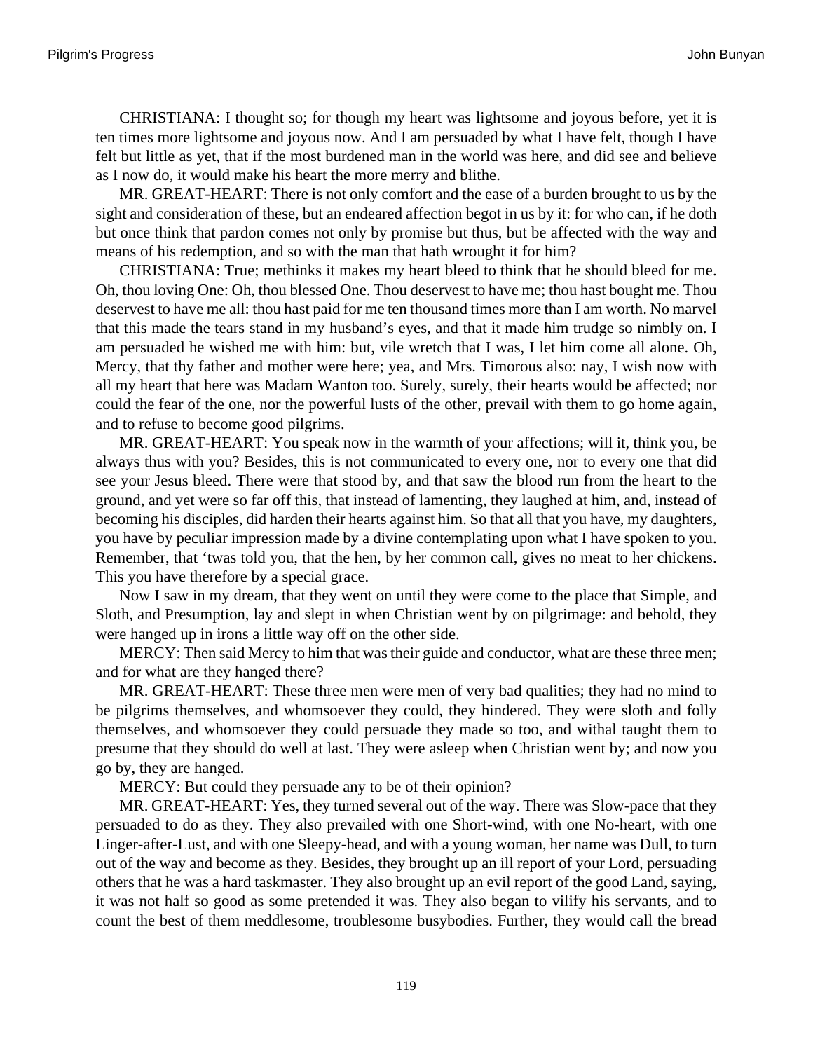CHRISTIANA: I thought so; for though my heart was lightsome and joyous before, yet it is ten times more lightsome and joyous now. And I am persuaded by what I have felt, though I have felt but little as yet, that if the most burdened man in the world was here, and did see and believe as I now do, it would make his heart the more merry and blithe.

MR. GREAT-HEART: There is not only comfort and the ease of a burden brought to us by the sight and consideration of these, but an endeared affection begot in us by it: for who can, if he doth but once think that pardon comes not only by promise but thus, but be affected with the way and means of his redemption, and so with the man that hath wrought it for him?

CHRISTIANA: True; methinks it makes my heart bleed to think that he should bleed for me. Oh, thou loving One: Oh, thou blessed One. Thou deservest to have me; thou hast bought me. Thou deservest to have me all: thou hast paid for me ten thousand times more than I am worth. No marvel that this made the tears stand in my husband's eyes, and that it made him trudge so nimbly on. I am persuaded he wished me with him: but, vile wretch that I was, I let him come all alone. Oh, Mercy, that thy father and mother were here; yea, and Mrs. Timorous also: nay, I wish now with all my heart that here was Madam Wanton too. Surely, surely, their hearts would be affected; nor could the fear of the one, nor the powerful lusts of the other, prevail with them to go home again, and to refuse to become good pilgrims.

MR. GREAT-HEART: You speak now in the warmth of your affections; will it, think you, be always thus with you? Besides, this is not communicated to every one, nor to every one that did see your Jesus bleed. There were that stood by, and that saw the blood run from the heart to the ground, and yet were so far off this, that instead of lamenting, they laughed at him, and, instead of becoming his disciples, did harden their hearts against him. So that all that you have, my daughters, you have by peculiar impression made by a divine contemplating upon what I have spoken to you. Remember, that 'twas told you, that the hen, by her common call, gives no meat to her chickens. This you have therefore by a special grace.

Now I saw in my dream, that they went on until they were come to the place that Simple, and Sloth, and Presumption, lay and slept in when Christian went by on pilgrimage: and behold, they were hanged up in irons a little way off on the other side.

MERCY: Then said Mercy to him that was their guide and conductor, what are these three men; and for what are they hanged there?

MR. GREAT-HEART: These three men were men of very bad qualities; they had no mind to be pilgrims themselves, and whomsoever they could, they hindered. They were sloth and folly themselves, and whomsoever they could persuade they made so too, and withal taught them to presume that they should do well at last. They were asleep when Christian went by; and now you go by, they are hanged.

MERCY: But could they persuade any to be of their opinion?

MR. GREAT-HEART: Yes, they turned several out of the way. There was Slow-pace that they persuaded to do as they. They also prevailed with one Short-wind, with one No-heart, with one Linger-after-Lust, and with one Sleepy-head, and with a young woman, her name was Dull, to turn out of the way and become as they. Besides, they brought up an ill report of your Lord, persuading others that he was a hard taskmaster. They also brought up an evil report of the good Land, saying, it was not half so good as some pretended it was. They also began to vilify his servants, and to count the best of them meddlesome, troublesome busybodies. Further, they would call the bread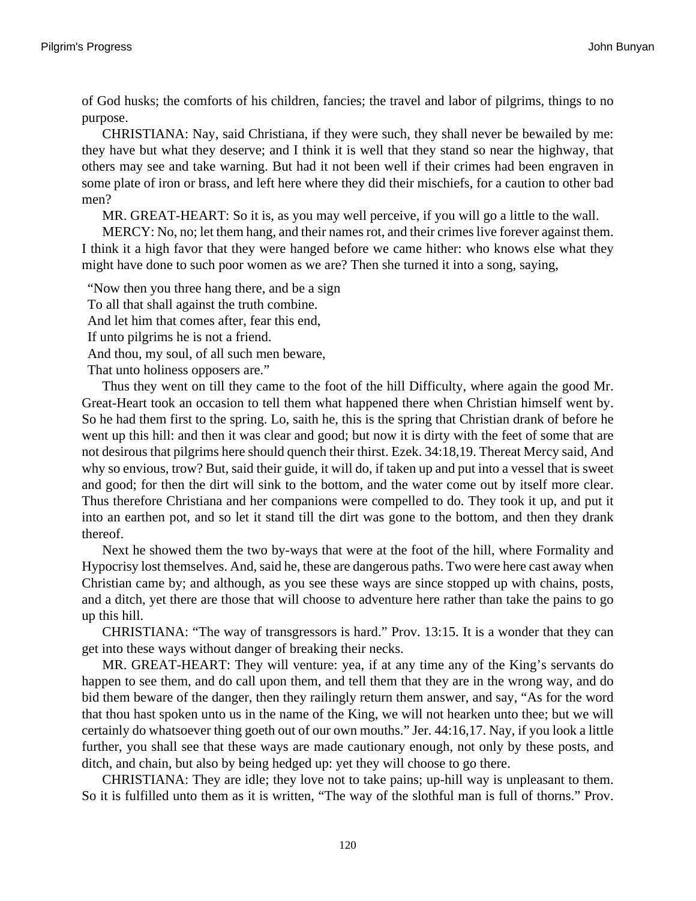of God husks; the comforts of his children, fancies; the travel and labor of pilgrims, things to no purpose.

CHRISTIANA: Nay, said Christiana, if they were such, they shall never be bewailed by me: they have but what they deserve; and I think it is well that they stand so near the highway, that others may see and take warning. But had it not been well if their crimes had been engraven in some plate of iron or brass, and left here where they did their mischiefs, for a caution to other bad men?

MR. GREAT-HEART: So it is, as you may well perceive, if you will go a little to the wall.

MERCY: No, no; let them hang, and their names rot, and their crimes live forever against them. I think it a high favor that they were hanged before we came hither: who knows else what they might have done to such poor women as we are? Then she turned it into a song, saying,

"Now then you three hang there, and be a sign
To all that shall against the truth combine.
And let him that comes after, fear this end,
If unto pilgrims he is not a friend.
And thou, my soul, of all such men beware,
That unto holiness opposers are."

Thus they went on till they came to the foot of the hill Difficulty, where again the good Mr. Great-Heart took an occasion to tell them what happened there when Christian himself went by. So he had them first to the spring. Lo, saith he, this is the spring that Christian drank of before he went up this hill: and then it was clear and good; but now it is dirty with the feet of some that are not desirous that pilgrims here should quench their thirst. Ezek. 34:18,19. Thereat Mercy said, And why so envious, trow? But, said their guide, it will do, if taken up and put into a vessel that is sweet and good; for then the dirt will sink to the bottom, and the water come out by itself more clear. Thus therefore Christiana and her companions were compelled to do. They took it up, and put it into an earthen pot, and so let it stand till the dirt was gone to the bottom, and then they drank thereof.

Next he showed them the two by-ways that were at the foot of the hill, where Formality and Hypocrisy lost themselves. And, said he, these are dangerous paths. Two were here cast away when Christian came by; and although, as you see these ways are since stopped up with chains, posts, and a ditch, yet there are those that will choose to adventure here rather than take the pains to go up this hill.

CHRISTIANA: "The way of transgressors is hard." Prov. 13:15. It is a wonder that they can get into these ways without danger of breaking their necks.

MR. GREAT-HEART: They will venture: yea, if at any time any of the King's servants do happen to see them, and do call upon them, and tell them that they are in the wrong way, and do bid them beware of the danger, then they railingly return them answer, and say, "As for the word that thou hast spoken unto us in the name of the King, we will not hearken unto thee; but we will certainly do whatsoever thing goeth out of our own mouths." Jer. 44:16,17. Nay, if you look a little further, you shall see that these ways are made cautionary enough, not only by these posts, and ditch, and chain, but also by being hedged up: yet they will choose to go there.

CHRISTIANA: They are idle; they love not to take pains; up-hill way is unpleasant to them. So it is fulfilled unto them as it is written, "The way of the slothful man is full of thorns." Prov.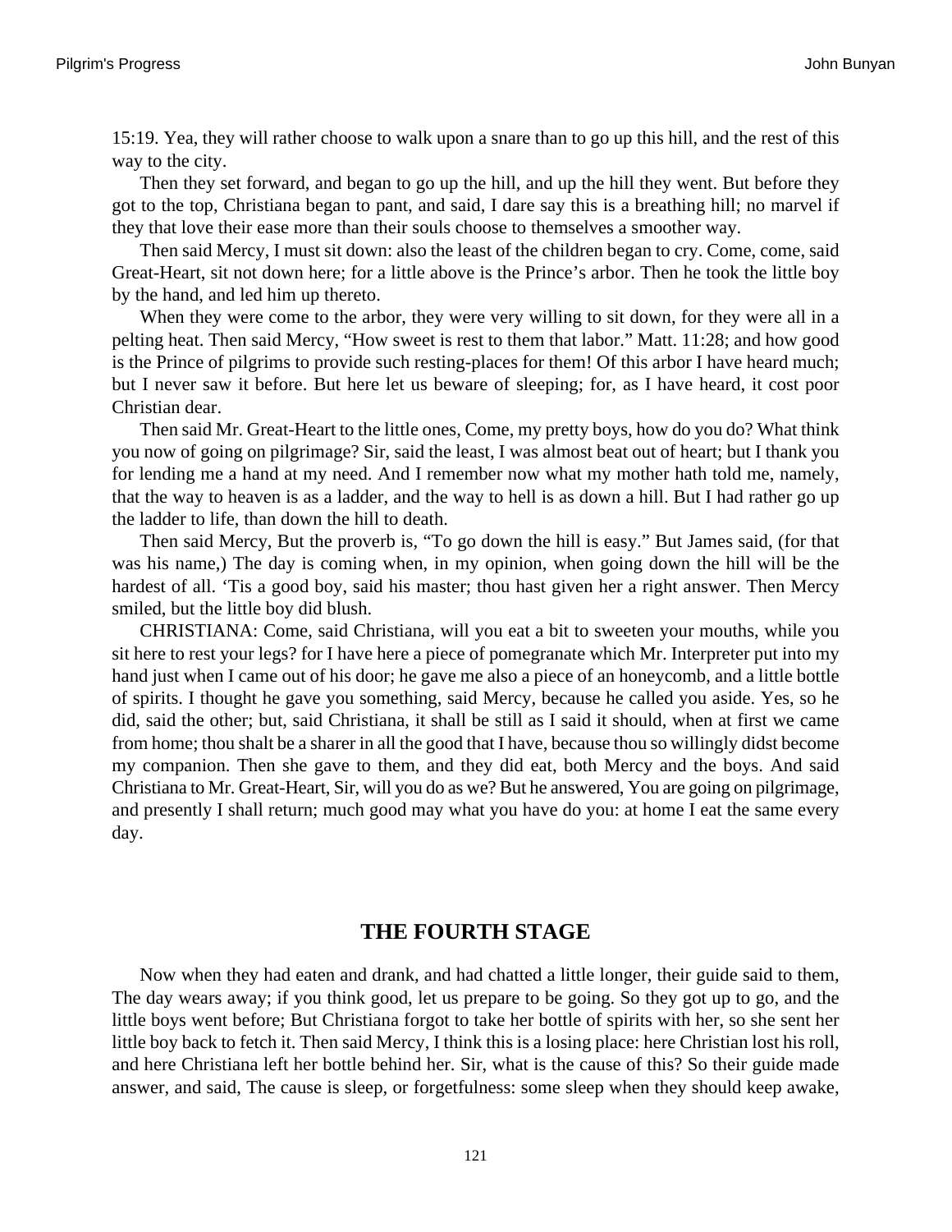15:19. Yea, they will rather choose to walk upon a snare than to go up this hill, and the rest of this way to the city.

Then they set forward, and began to go up the hill, and up the hill they went. But before they got to the top, Christiana began to pant, and said, I dare say this is a breathing hill; no marvel if they that love their ease more than their souls choose to themselves a smoother way.

Then said Mercy, I must sit down: also the least of the children began to cry. Come, come, said Great-Heart, sit not down here; for a little above is the Prince's arbor. Then he took the little boy by the hand, and led him up thereto.

When they were come to the arbor, they were very willing to sit down, for they were all in a pelting heat. Then said Mercy, "How sweet is rest to them that labor." Matt. 11:28; and how good is the Prince of pilgrims to provide such resting-places for them! Of this arbor I have heard much; but I never saw it before. But here let us beware of sleeping; for, as I have heard, it cost poor Christian dear.

Then said Mr. Great-Heart to the little ones, Come, my pretty boys, how do you do? What think you now of going on pilgrimage? Sir, said the least, I was almost beat out of heart; but I thank you for lending me a hand at my need. And I remember now what my mother hath told me, namely, that the way to heaven is as a ladder, and the way to hell is as down a hill. But I had rather go up the ladder to life, than down the hill to death.

Then said Mercy, But the proverb is, "To go down the hill is easy." But James said, (for that was his name,) The day is coming when, in my opinion, when going down the hill will be the hardest of all. 'Tis a good boy, said his master; thou hast given her a right answer. Then Mercy smiled, but the little boy did blush.

CHRISTIANA: Come, said Christiana, will you eat a bit to sweeten your mouths, while you sit here to rest your legs? for I have here a piece of pomegranate which Mr. Interpreter put into my hand just when I came out of his door; he gave me also a piece of an honeycomb, and a little bottle of spirits. I thought he gave you something, said Mercy, because he called you aside. Yes, so he did, said the other; but, said Christiana, it shall be still as I said it should, when at first we came from home; thou shalt be a sharer in all the good that I have, because thou so willingly didst become my companion. Then she gave to them, and they did eat, both Mercy and the boys. And said Christiana to Mr. Great-Heart, Sir, will you do as we? But he answered, You are going on pilgrimage, and presently I shall return; much good may what you have do you: at home I eat the same every day.

## THE FOURTH STAGE

Now when they had eaten and drank, and had chatted a little longer, their guide said to them, The day wears away; if you think good, let us prepare to be going. So they got up to go, and the little boys went before; But Christiana forgot to take her bottle of spirits with her, so she sent her little boy back to fetch it. Then said Mercy, I think this is a losing place: here Christian lost his roll, and here Christiana left her bottle behind her. Sir, what is the cause of this? So their guide made answer, and said, The cause is sleep, or forgetfulness: some sleep when they should keep awake,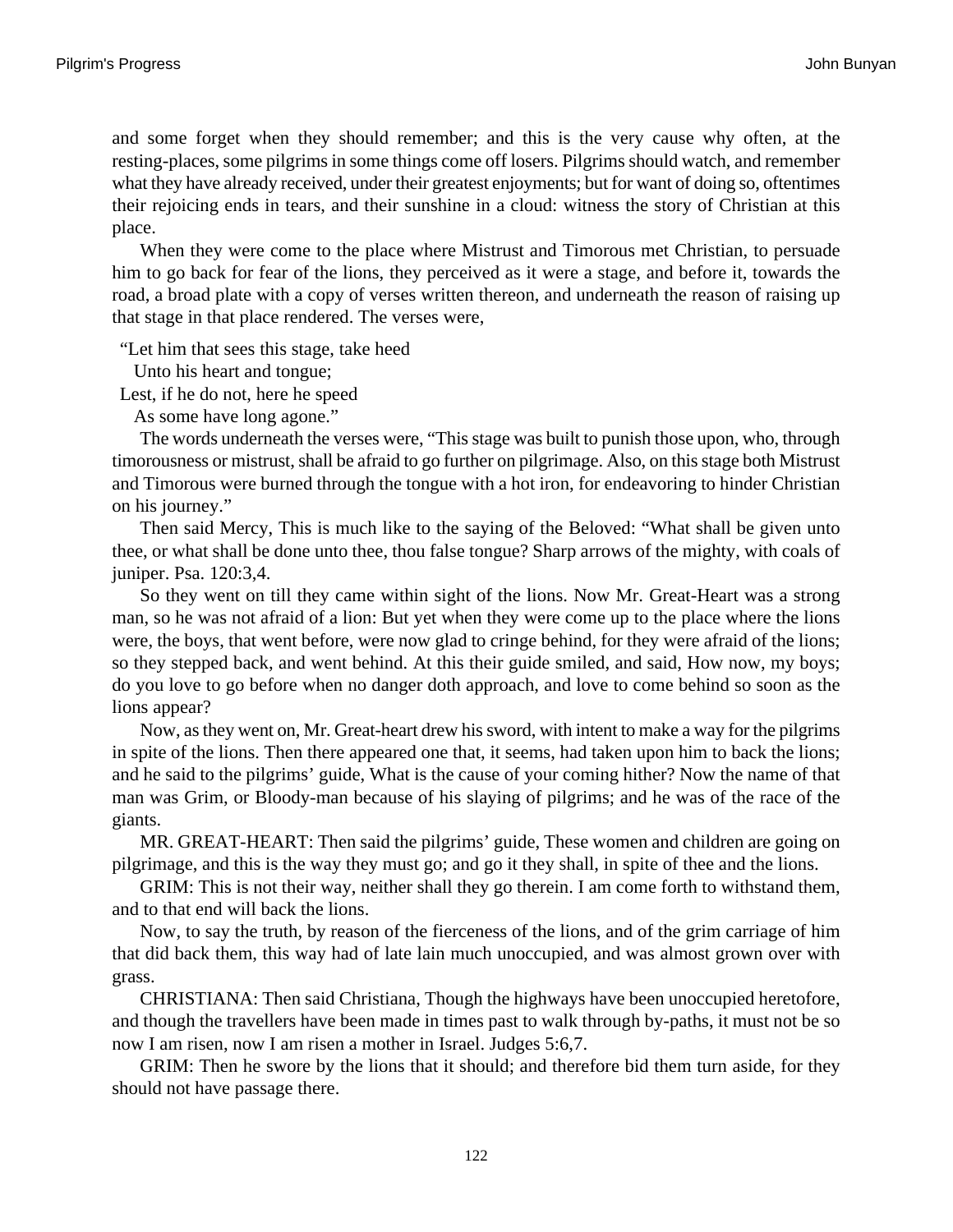and some forget when they should remember; and this is the very cause why often, at the resting-places, some pilgrims in some things come off losers. Pilgrims should watch, and remember what they have already received, under their greatest enjoyments; but for want of doing so, oftentimes their rejoicing ends in tears, and their sunshine in a cloud: witness the story of Christian at this place.

When they were come to the place where Mistrust and Timorous met Christian, to persuade him to go back for fear of the lions, they perceived as it were a stage, and before it, towards the road, a broad plate with a copy of verses written thereon, and underneath the reason of raising up that stage in that place rendered. The verses were,

"Let him that sees this stage, take heed
 Unto his heart and tongue;
Lest, if he do not, here he speed
 As some have long agone."

The words underneath the verses were, "This stage was built to punish those upon, who, through timorousness or mistrust, shall be afraid to go further on pilgrimage. Also, on this stage both Mistrust and Timorous were burned through the tongue with a hot iron, for endeavoring to hinder Christian on his journey."

Then said Mercy, This is much like to the saying of the Beloved: "What shall be given unto thee, or what shall be done unto thee, thou false tongue? Sharp arrows of the mighty, with coals of juniper. Psa. 120:3,4.

So they went on till they came within sight of the lions. Now Mr. Great-Heart was a strong man, so he was not afraid of a lion: But yet when they were come up to the place where the lions were, the boys, that went before, were now glad to cringe behind, for they were afraid of the lions; so they stepped back, and went behind. At this their guide smiled, and said, How now, my boys; do you love to go before when no danger doth approach, and love to come behind so soon as the lions appear?

Now, as they went on, Mr. Great-heart drew his sword, with intent to make a way for the pilgrims in spite of the lions. Then there appeared one that, it seems, had taken upon him to back the lions; and he said to the pilgrims' guide, What is the cause of your coming hither? Now the name of that man was Grim, or Bloody-man because of his slaying of pilgrims; and he was of the race of the giants.

MR. GREAT-HEART: Then said the pilgrims' guide, These women and children are going on pilgrimage, and this is the way they must go; and go it they shall, in spite of thee and the lions.

GRIM: This is not their way, neither shall they go therein. I am come forth to withstand them, and to that end will back the lions.

Now, to say the truth, by reason of the fierceness of the lions, and of the grim carriage of him that did back them, this way had of late lain much unoccupied, and was almost grown over with grass.

CHRISTIANA: Then said Christiana, Though the highways have been unoccupied heretofore, and though the travellers have been made in times past to walk through by-paths, it must not be so now I am risen, now I am risen a mother in Israel. Judges 5:6,7.

GRIM: Then he swore by the lions that it should; and therefore bid them turn aside, for they should not have passage there.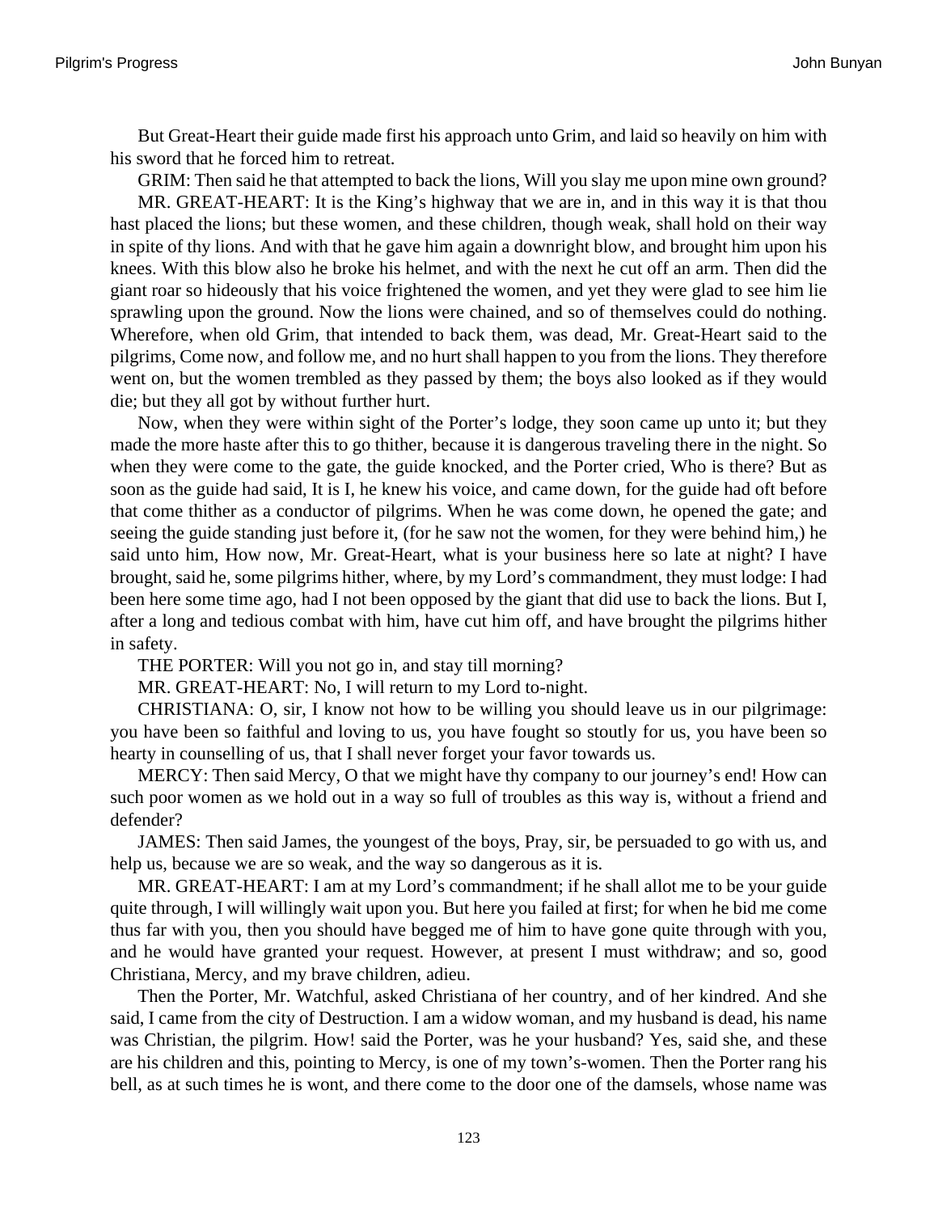But Great-Heart their guide made first his approach unto Grim, and laid so heavily on him with his sword that he forced him to retreat.

GRIM: Then said he that attempted to back the lions, Will you slay me upon mine own ground?

MR. GREAT-HEART: It is the King's highway that we are in, and in this way it is that thou hast placed the lions; but these women, and these children, though weak, shall hold on their way in spite of thy lions. And with that he gave him again a downright blow, and brought him upon his knees. With this blow also he broke his helmet, and with the next he cut off an arm. Then did the giant roar so hideously that his voice frightened the women, and yet they were glad to see him lie sprawling upon the ground. Now the lions were chained, and so of themselves could do nothing. Wherefore, when old Grim, that intended to back them, was dead, Mr. Great-Heart said to the pilgrims, Come now, and follow me, and no hurt shall happen to you from the lions. They therefore went on, but the women trembled as they passed by them; the boys also looked as if they would die; but they all got by without further hurt.

Now, when they were within sight of the Porter's lodge, they soon came up unto it; but they made the more haste after this to go thither, because it is dangerous traveling there in the night. So when they were come to the gate, the guide knocked, and the Porter cried, Who is there? But as soon as the guide had said, It is I, he knew his voice, and came down, for the guide had oft before that come thither as a conductor of pilgrims. When he was come down, he opened the gate; and seeing the guide standing just before it, (for he saw not the women, for they were behind him,) he said unto him, How now, Mr. Great-Heart, what is your business here so late at night? I have brought, said he, some pilgrims hither, where, by my Lord's commandment, they must lodge: I had been here some time ago, had I not been opposed by the giant that did use to back the lions. But I, after a long and tedious combat with him, have cut him off, and have brought the pilgrims hither in safety.

THE PORTER: Will you not go in, and stay till morning?

MR. GREAT-HEART: No, I will return to my Lord to-night.

CHRISTIANA: O, sir, I know not how to be willing you should leave us in our pilgrimage: you have been so faithful and loving to us, you have fought so stoutly for us, you have been so hearty in counselling of us, that I shall never forget your favor towards us.

MERCY: Then said Mercy, O that we might have thy company to our journey's end! How can such poor women as we hold out in a way so full of troubles as this way is, without a friend and defender?

JAMES: Then said James, the youngest of the boys, Pray, sir, be persuaded to go with us, and help us, because we are so weak, and the way so dangerous as it is.

MR. GREAT-HEART: I am at my Lord's commandment; if he shall allot me to be your guide quite through, I will willingly wait upon you. But here you failed at first; for when he bid me come thus far with you, then you should have begged me of him to have gone quite through with you, and he would have granted your request. However, at present I must withdraw; and so, good Christiana, Mercy, and my brave children, adieu.

Then the Porter, Mr. Watchful, asked Christiana of her country, and of her kindred. And she said, I came from the city of Destruction. I am a widow woman, and my husband is dead, his name was Christian, the pilgrim. How! said the Porter, was he your husband? Yes, said she, and these are his children and this, pointing to Mercy, is one of my town's-women. Then the Porter rang his bell, as at such times he is wont, and there come to the door one of the damsels, whose name was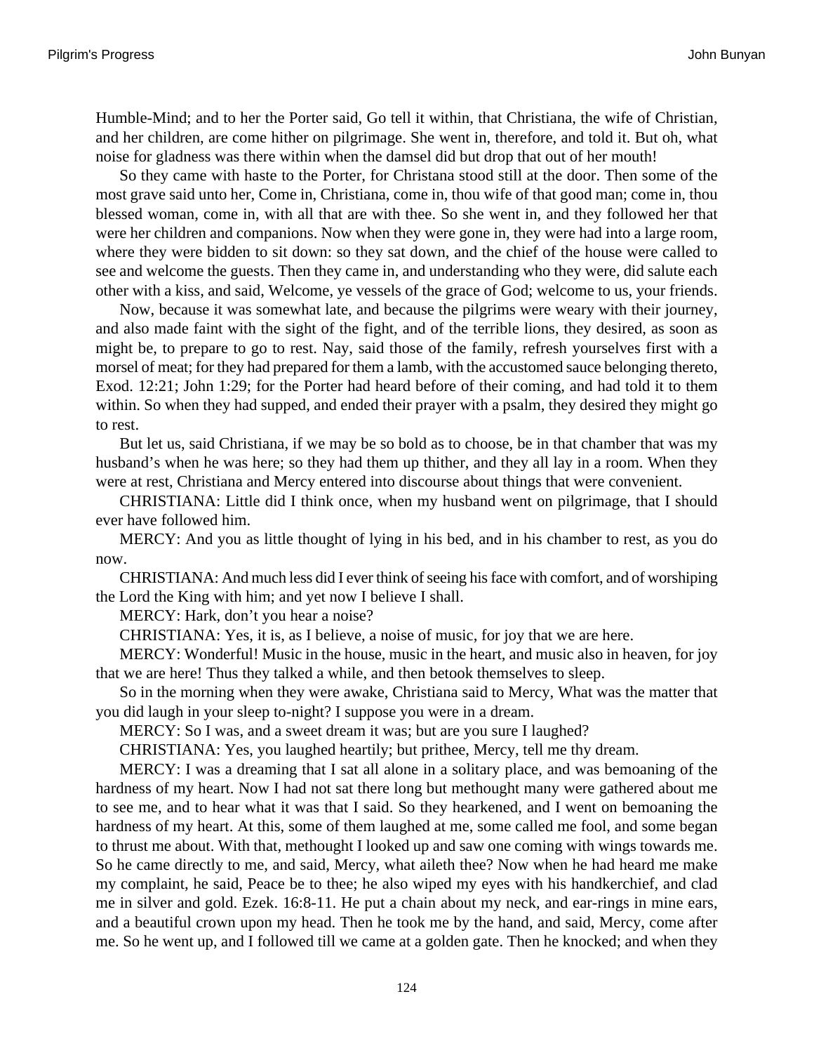Humble-Mind; and to her the Porter said, Go tell it within, that Christiana, the wife of Christian, and her children, are come hither on pilgrimage. She went in, therefore, and told it. But oh, what noise for gladness was there within when the damsel did but drop that out of her mouth!

So they came with haste to the Porter, for Christana stood still at the door. Then some of the most grave said unto her, Come in, Christiana, come in, thou wife of that good man; come in, thou blessed woman, come in, with all that are with thee. So she went in, and they followed her that were her children and companions. Now when they were gone in, they were had into a large room, where they were bidden to sit down: so they sat down, and the chief of the house were called to see and welcome the guests. Then they came in, and understanding who they were, did salute each other with a kiss, and said, Welcome, ye vessels of the grace of God; welcome to us, your friends.

Now, because it was somewhat late, and because the pilgrims were weary with their journey, and also made faint with the sight of the fight, and of the terrible lions, they desired, as soon as might be, to prepare to go to rest. Nay, said those of the family, refresh yourselves first with a morsel of meat; for they had prepared for them a lamb, with the accustomed sauce belonging thereto, Exod. 12:21; John 1:29; for the Porter had heard before of their coming, and had told it to them within. So when they had supped, and ended their prayer with a psalm, they desired they might go to rest.

But let us, said Christiana, if we may be so bold as to choose, be in that chamber that was my husband's when he was here; so they had them up thither, and they all lay in a room. When they were at rest, Christiana and Mercy entered into discourse about things that were convenient.

CHRISTIANA: Little did I think once, when my husband went on pilgrimage, that I should ever have followed him.

MERCY: And you as little thought of lying in his bed, and in his chamber to rest, as you do now.

CHRISTIANA: And much less did I ever think of seeing his face with comfort, and of worshiping the Lord the King with him; and yet now I believe I shall.

MERCY: Hark, don't you hear a noise?

CHRISTIANA: Yes, it is, as I believe, a noise of music, for joy that we are here.

MERCY: Wonderful! Music in the house, music in the heart, and music also in heaven, for joy that we are here! Thus they talked a while, and then betook themselves to sleep.

So in the morning when they were awake, Christiana said to Mercy, What was the matter that you did laugh in your sleep to-night? I suppose you were in a dream.

MERCY: So I was, and a sweet dream it was; but are you sure I laughed?

CHRISTIANA: Yes, you laughed heartily; but prithee, Mercy, tell me thy dream.

MERCY: I was a dreaming that I sat all alone in a solitary place, and was bemoaning of the hardness of my heart. Now I had not sat there long but methought many were gathered about me to see me, and to hear what it was that I said. So they hearkened, and I went on bemoaning the hardness of my heart. At this, some of them laughed at me, some called me fool, and some began to thrust me about. With that, methought I looked up and saw one coming with wings towards me. So he came directly to me, and said, Mercy, what aileth thee? Now when he had heard me make my complaint, he said, Peace be to thee; he also wiped my eyes with his handkerchief, and clad me in silver and gold. Ezek. 16:8-11. He put a chain about my neck, and ear-rings in mine ears, and a beautiful crown upon my head. Then he took me by the hand, and said, Mercy, come after me. So he went up, and I followed till we came at a golden gate. Then he knocked; and when they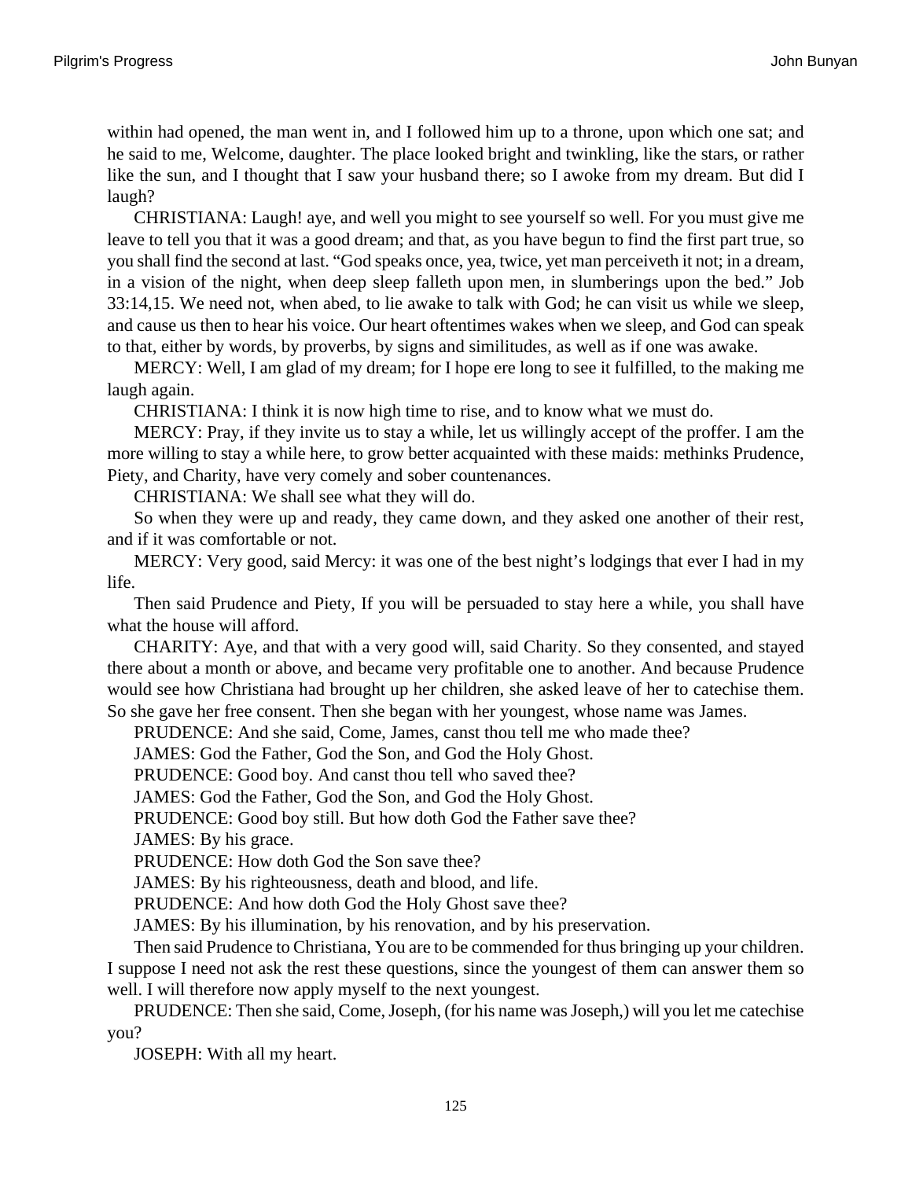within had opened, the man went in, and I followed him up to a throne, upon which one sat; and he said to me, Welcome, daughter. The place looked bright and twinkling, like the stars, or rather like the sun, and I thought that I saw your husband there; so I awoke from my dream. But did I laugh?

CHRISTIANA: Laugh! aye, and well you might to see yourself so well. For you must give me leave to tell you that it was a good dream; and that, as you have begun to find the first part true, so you shall find the second at last. “God speaks once, yea, twice, yet man perceiveth it not; in a dream, in a vision of the night, when deep sleep falleth upon men, in slumberings upon the bed.” Job 33:14,15. We need not, when abed, to lie awake to talk with God; he can visit us while we sleep, and cause us then to hear his voice. Our heart oftentimes wakes when we sleep, and God can speak to that, either by words, by proverbs, by signs and similitudes, as well as if one was awake.

MERCY: Well, I am glad of my dream; for I hope ere long to see it fulfilled, to the making me laugh again.

CHRISTIANA: I think it is now high time to rise, and to know what we must do.

MERCY: Pray, if they invite us to stay a while, let us willingly accept of the proffer. I am the more willing to stay a while here, to grow better acquainted with these maids: methinks Prudence, Piety, and Charity, have very comely and sober countenances.

CHRISTIANA: We shall see what they will do.

So when they were up and ready, they came down, and they asked one another of their rest, and if it was comfortable or not.

MERCY: Very good, said Mercy: it was one of the best night’s lodgings that ever I had in my life.

Then said Prudence and Piety, If you will be persuaded to stay here a while, you shall have what the house will afford.

CHARITY: Aye, and that with a very good will, said Charity. So they consented, and stayed there about a month or above, and became very profitable one to another. And because Prudence would see how Christiana had brought up her children, she asked leave of her to catechise them. So she gave her free consent. Then she began with her youngest, whose name was James.

PRUDENCE: And she said, Come, James, canst thou tell me who made thee?

JAMES: God the Father, God the Son, and God the Holy Ghost.

PRUDENCE: Good boy. And canst thou tell who saved thee?

JAMES: God the Father, God the Son, and God the Holy Ghost.

PRUDENCE: Good boy still. But how doth God the Father save thee?

JAMES: By his grace.

PRUDENCE: How doth God the Son save thee?

JAMES: By his righteousness, death and blood, and life.

PRUDENCE: And how doth God the Holy Ghost save thee?

JAMES: By his illumination, by his renovation, and by his preservation.

Then said Prudence to Christiana, You are to be commended for thus bringing up your children. I suppose I need not ask the rest these questions, since the youngest of them can answer them so well. I will therefore now apply myself to the next youngest.

PRUDENCE: Then she said, Come, Joseph, (for his name was Joseph,) will you let me catechise you?

JOSEPH: With all my heart.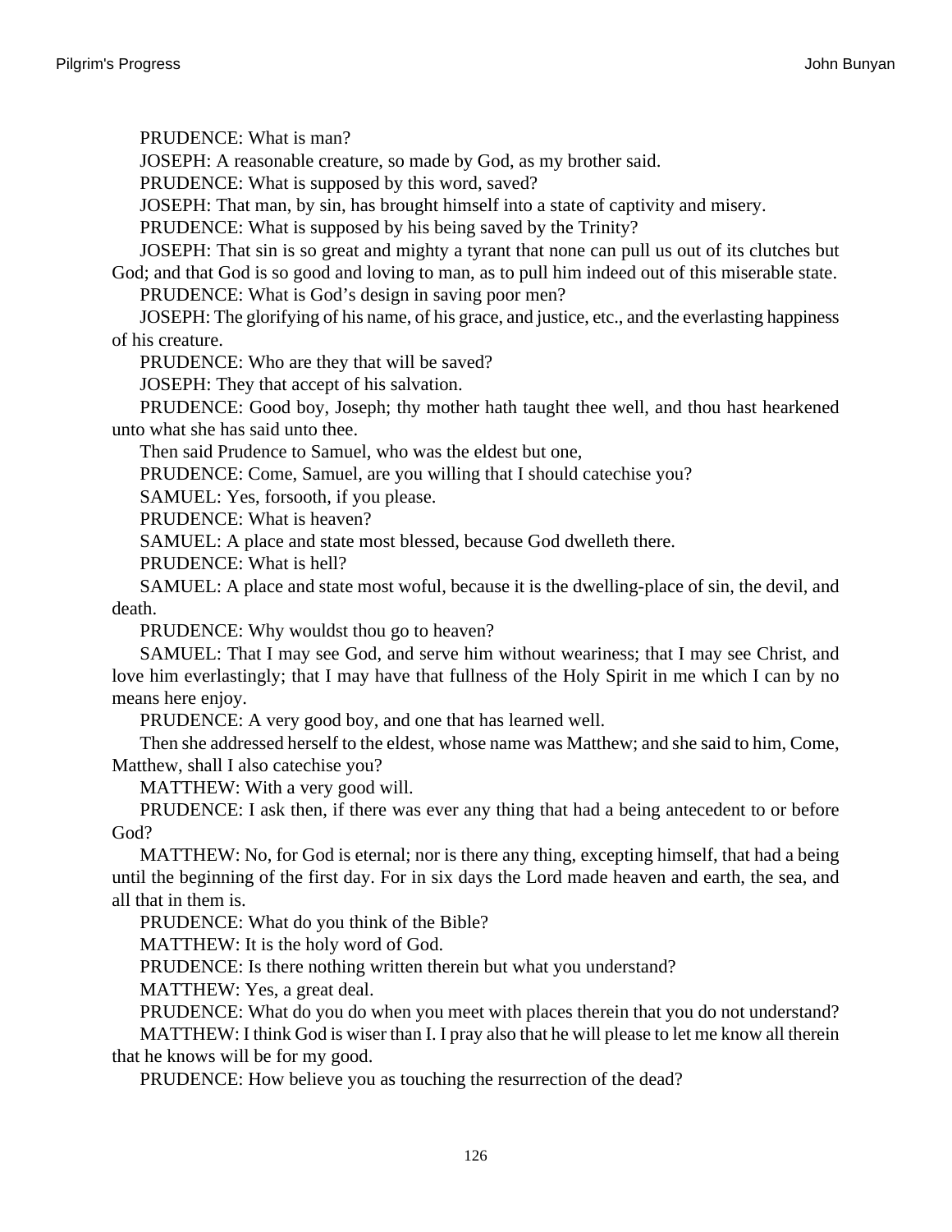PRUDENCE: What is man?

JOSEPH: A reasonable creature, so made by God, as my brother said.

PRUDENCE: What is supposed by this word, saved?

JOSEPH: That man, by sin, has brought himself into a state of captivity and misery.

PRUDENCE: What is supposed by his being saved by the Trinity?

JOSEPH: That sin is so great and mighty a tyrant that none can pull us out of its clutches but God; and that God is so good and loving to man, as to pull him indeed out of this miserable state.

PRUDENCE: What is God's design in saving poor men?

JOSEPH: The glorifying of his name, of his grace, and justice, etc., and the everlasting happiness of his creature.

PRUDENCE: Who are they that will be saved?

JOSEPH: They that accept of his salvation.

PRUDENCE: Good boy, Joseph; thy mother hath taught thee well, and thou hast hearkened unto what she has said unto thee.

Then said Prudence to Samuel, who was the eldest but one,

PRUDENCE: Come, Samuel, are you willing that I should catechise you?

SAMUEL: Yes, forsooth, if you please.

PRUDENCE: What is heaven?

SAMUEL: A place and state most blessed, because God dwelleth there.

PRUDENCE: What is hell?

SAMUEL: A place and state most woful, because it is the dwelling-place of sin, the devil, and death.

PRUDENCE: Why wouldst thou go to heaven?

SAMUEL: That I may see God, and serve him without weariness; that I may see Christ, and love him everlastingly; that I may have that fullness of the Holy Spirit in me which I can by no means here enjoy.

PRUDENCE: A very good boy, and one that has learned well.

Then she addressed herself to the eldest, whose name was Matthew; and she said to him, Come, Matthew, shall I also catechise you?

MATTHEW: With a very good will.

PRUDENCE: I ask then, if there was ever any thing that had a being antecedent to or before God?

MATTHEW: No, for God is eternal; nor is there any thing, excepting himself, that had a being until the beginning of the first day. For in six days the Lord made heaven and earth, the sea, and all that in them is.

PRUDENCE: What do you think of the Bible?

MATTHEW: It is the holy word of God.

PRUDENCE: Is there nothing written therein but what you understand?

MATTHEW: Yes, a great deal.

PRUDENCE: What do you do when you meet with places therein that you do not understand?

MATTHEW: I think God is wiser than I. I pray also that he will please to let me know all therein that he knows will be for my good.

PRUDENCE: How believe you as touching the resurrection of the dead?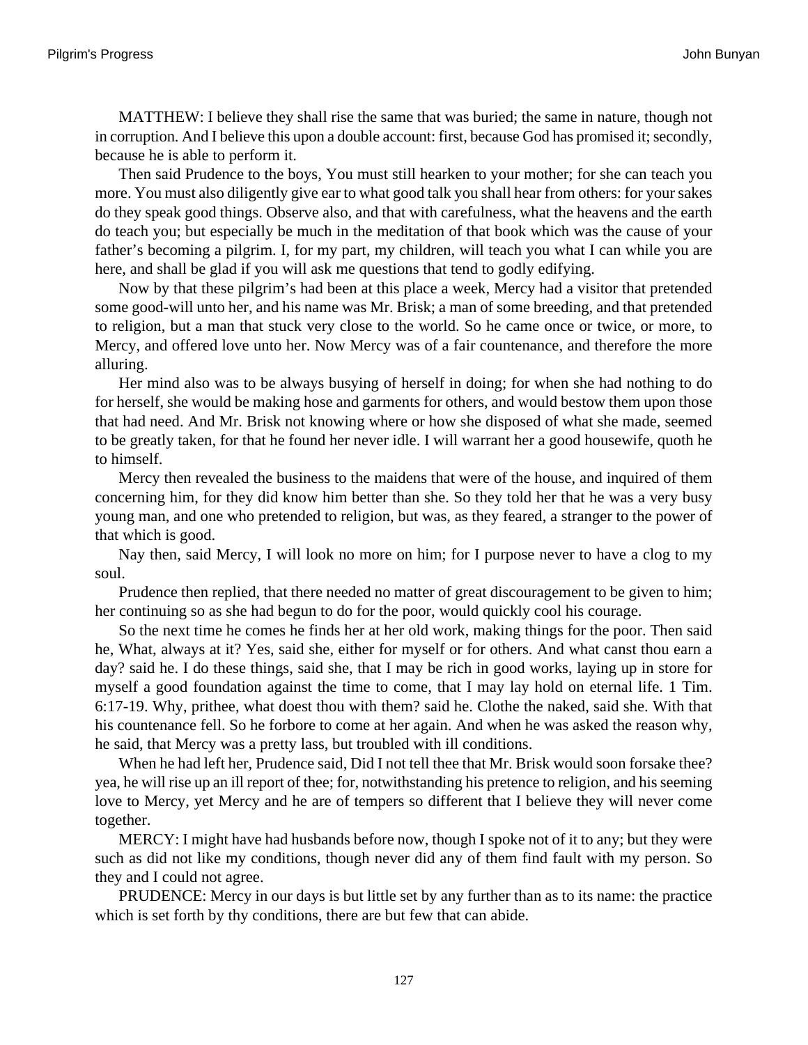MATTHEW: I believe they shall rise the same that was buried; the same in nature, though not in corruption. And I believe this upon a double account: first, because God has promised it; secondly, because he is able to perform it.

Then said Prudence to the boys, You must still hearken to your mother; for she can teach you more. You must also diligently give ear to what good talk you shall hear from others: for your sakes do they speak good things. Observe also, and that with carefulness, what the heavens and the earth do teach you; but especially be much in the meditation of that book which was the cause of your father's becoming a pilgrim. I, for my part, my children, will teach you what I can while you are here, and shall be glad if you will ask me questions that tend to godly edifying.

Now by that these pilgrim's had been at this place a week, Mercy had a visitor that pretended some good-will unto her, and his name was Mr. Brisk; a man of some breeding, and that pretended to religion, but a man that stuck very close to the world. So he came once or twice, or more, to Mercy, and offered love unto her. Now Mercy was of a fair countenance, and therefore the more alluring.

Her mind also was to be always busying of herself in doing; for when she had nothing to do for herself, she would be making hose and garments for others, and would bestow them upon those that had need. And Mr. Brisk not knowing where or how she disposed of what she made, seemed to be greatly taken, for that he found her never idle. I will warrant her a good housewife, quoth he to himself.

Mercy then revealed the business to the maidens that were of the house, and inquired of them concerning him, for they did know him better than she. So they told her that he was a very busy young man, and one who pretended to religion, but was, as they feared, a stranger to the power of that which is good.

Nay then, said Mercy, I will look no more on him; for I purpose never to have a clog to my soul.

Prudence then replied, that there needed no matter of great discouragement to be given to him; her continuing so as she had begun to do for the poor, would quickly cool his courage.

So the next time he comes he finds her at her old work, making things for the poor. Then said he, What, always at it? Yes, said she, either for myself or for others. And what canst thou earn a day? said he. I do these things, said she, that I may be rich in good works, laying up in store for myself a good foundation against the time to come, that I may lay hold on eternal life. 1 Tim. 6:17-19. Why, prithee, what doest thou with them? said he. Clothe the naked, said she. With that his countenance fell. So he forbore to come at her again. And when he was asked the reason why, he said, that Mercy was a pretty lass, but troubled with ill conditions.

When he had left her, Prudence said, Did I not tell thee that Mr. Brisk would soon forsake thee? yea, he will rise up an ill report of thee; for, notwithstanding his pretence to religion, and his seeming love to Mercy, yet Mercy and he are of tempers so different that I believe they will never come together.

MERCY: I might have had husbands before now, though I spoke not of it to any; but they were such as did not like my conditions, though never did any of them find fault with my person. So they and I could not agree.

PRUDENCE: Mercy in our days is but little set by any further than as to its name: the practice which is set forth by thy conditions, there are but few that can abide.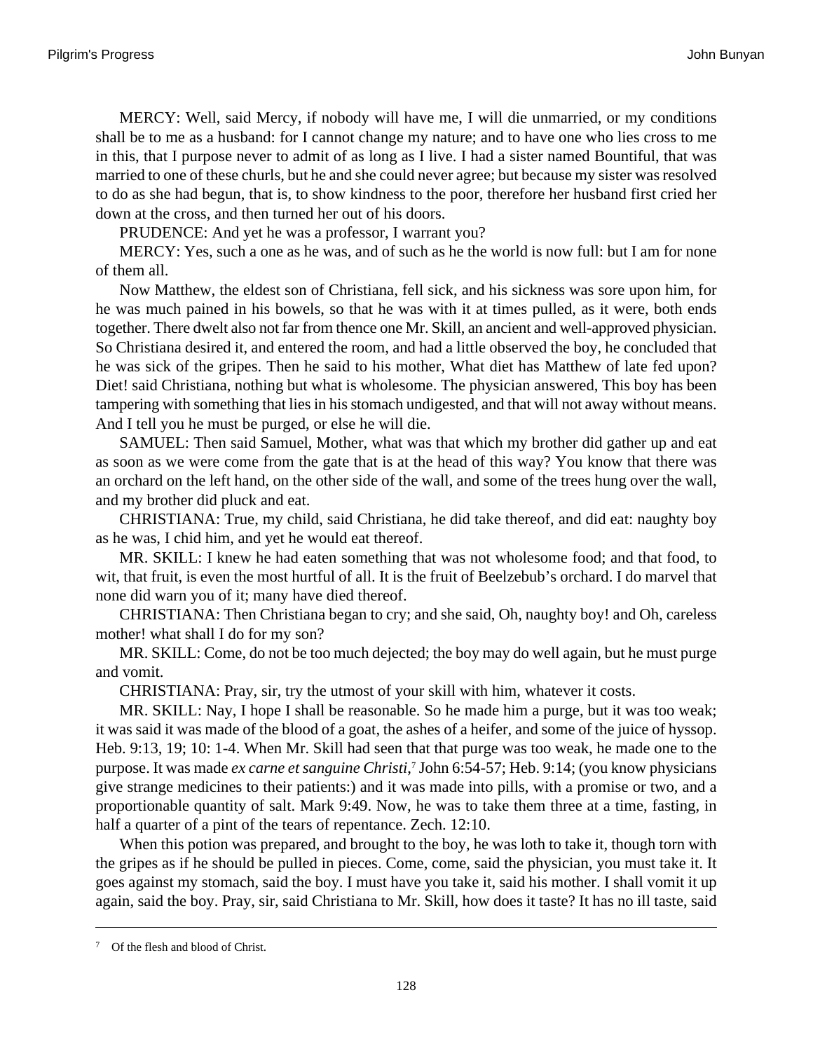MERCY: Well, said Mercy, if nobody will have me, I will die unmarried, or my conditions shall be to me as a husband: for I cannot change my nature; and to have one who lies cross to me in this, that I purpose never to admit of as long as I live. I had a sister named Bountiful, that was married to one of these churls, but he and she could never agree; but because my sister was resolved to do as she had begun, that is, to show kindness to the poor, therefore her husband first cried her down at the cross, and then turned her out of his doors.

PRUDENCE: And yet he was a professor, I warrant you?

MERCY: Yes, such a one as he was, and of such as he the world is now full: but I am for none of them all.

Now Matthew, the eldest son of Christiana, fell sick, and his sickness was sore upon him, for he was much pained in his bowels, so that he was with it at times pulled, as it were, both ends together. There dwelt also not far from thence one Mr. Skill, an ancient and well-approved physician. So Christiana desired it, and entered the room, and had a little observed the boy, he concluded that he was sick of the gripes. Then he said to his mother, What diet has Matthew of late fed upon? Diet! said Christiana, nothing but what is wholesome. The physician answered, This boy has been tampering with something that lies in his stomach undigested, and that will not away without means. And I tell you he must be purged, or else he will die.

SAMUEL: Then said Samuel, Mother, what was that which my brother did gather up and eat as soon as we were come from the gate that is at the head of this way? You know that there was an orchard on the left hand, on the other side of the wall, and some of the trees hung over the wall, and my brother did pluck and eat.

CHRISTIANA: True, my child, said Christiana, he did take thereof, and did eat: naughty boy as he was, I chid him, and yet he would eat thereof.

MR. SKILL: I knew he had eaten something that was not wholesome food; and that food, to wit, that fruit, is even the most hurtful of all. It is the fruit of Beelzebub's orchard. I do marvel that none did warn you of it; many have died thereof.

CHRISTIANA: Then Christiana began to cry; and she said, Oh, naughty boy! and Oh, careless mother! what shall I do for my son?

MR. SKILL: Come, do not be too much dejected; the boy may do well again, but he must purge and vomit.

CHRISTIANA: Pray, sir, try the utmost of your skill with him, whatever it costs.

MR. SKILL: Nay, I hope I shall be reasonable. So he made him a purge, but it was too weak; it was said it was made of the blood of a goat, the ashes of a heifer, and some of the juice of hyssop. Heb. 9:13, 19; 10: 1-4. When Mr. Skill had seen that that purge was too weak, he made one to the purpose. It was made *ex carne et sanguine Christi*,[7] John 6:54-57; Heb. 9:14; (you know physicians give strange medicines to their patients:) and it was made into pills, with a promise or two, and a proportionable quantity of salt. Mark 9:49. Now, he was to take them three at a time, fasting, in half a quarter of a pint of the tears of repentance. Zech. 12:10.

When this potion was prepared, and brought to the boy, he was loth to take it, though torn with the gripes as if he should be pulled in pieces. Come, come, said the physician, you must take it. It goes against my stomach, said the boy. I must have you take it, said his mother. I shall vomit it up again, said the boy. Pray, sir, said Christiana to Mr. Skill, how does it taste? It has no ill taste, said

---

[7] Of the flesh and blood of Christ.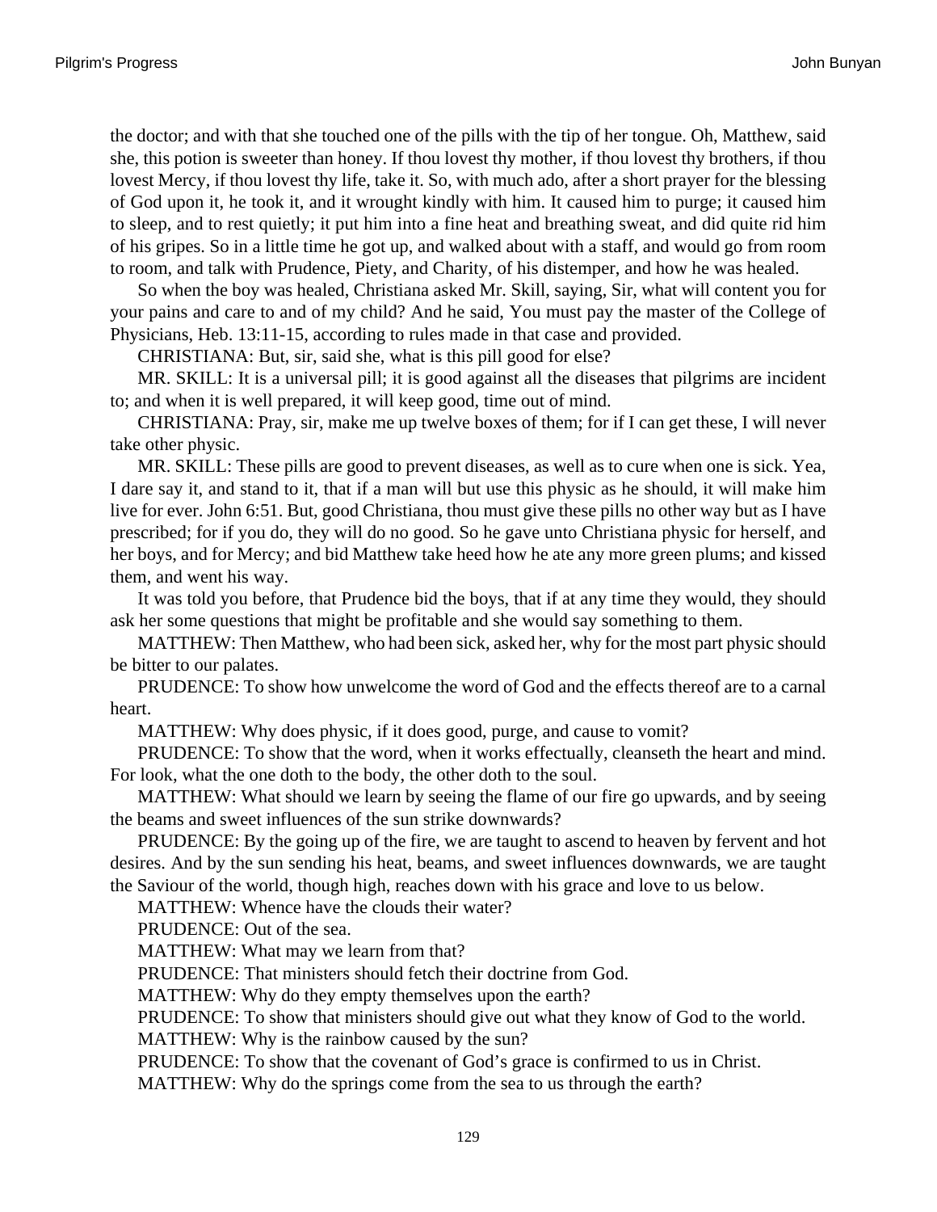the doctor; and with that she touched one of the pills with the tip of her tongue. Oh, Matthew, said she, this potion is sweeter than honey. If thou lovest thy mother, if thou lovest thy brothers, if thou lovest Mercy, if thou lovest thy life, take it. So, with much ado, after a short prayer for the blessing of God upon it, he took it, and it wrought kindly with him. It caused him to purge; it caused him to sleep, and to rest quietly; it put him into a fine heat and breathing sweat, and did quite rid him of his gripes. So in a little time he got up, and walked about with a staff, and would go from room to room, and talk with Prudence, Piety, and Charity, of his distemper, and how he was healed.

So when the boy was healed, Christiana asked Mr. Skill, saying, Sir, what will content you for your pains and care to and of my child? And he said, You must pay the master of the College of Physicians, Heb. 13:11-15, according to rules made in that case and provided.

CHRISTIANA: But, sir, said she, what is this pill good for else?

MR. SKILL: It is a universal pill; it is good against all the diseases that pilgrims are incident to; and when it is well prepared, it will keep good, time out of mind.

CHRISTIANA: Pray, sir, make me up twelve boxes of them; for if I can get these, I will never take other physic.

MR. SKILL: These pills are good to prevent diseases, as well as to cure when one is sick. Yea, I dare say it, and stand to it, that if a man will but use this physic as he should, it will make him live for ever. John 6:51. But, good Christiana, thou must give these pills no other way but as I have prescribed; for if you do, they will do no good. So he gave unto Christiana physic for herself, and her boys, and for Mercy; and bid Matthew take heed how he ate any more green plums; and kissed them, and went his way.

It was told you before, that Prudence bid the boys, that if at any time they would, they should ask her some questions that might be profitable and she would say something to them.

MATTHEW: Then Matthew, who had been sick, asked her, why for the most part physic should be bitter to our palates.

PRUDENCE: To show how unwelcome the word of God and the effects thereof are to a carnal heart.

MATTHEW: Why does physic, if it does good, purge, and cause to vomit?

PRUDENCE: To show that the word, when it works effectually, cleanseth the heart and mind. For look, what the one doth to the body, the other doth to the soul.

MATTHEW: What should we learn by seeing the flame of our fire go upwards, and by seeing the beams and sweet influences of the sun strike downwards?

PRUDENCE: By the going up of the fire, we are taught to ascend to heaven by fervent and hot desires. And by the sun sending his heat, beams, and sweet influences downwards, we are taught the Saviour of the world, though high, reaches down with his grace and love to us below.

MATTHEW: Whence have the clouds their water?

PRUDENCE: Out of the sea.

MATTHEW: What may we learn from that?

PRUDENCE: That ministers should fetch their doctrine from God.

MATTHEW: Why do they empty themselves upon the earth?

PRUDENCE: To show that ministers should give out what they know of God to the world.

MATTHEW: Why is the rainbow caused by the sun?

PRUDENCE: To show that the covenant of God's grace is confirmed to us in Christ.

MATTHEW: Why do the springs come from the sea to us through the earth?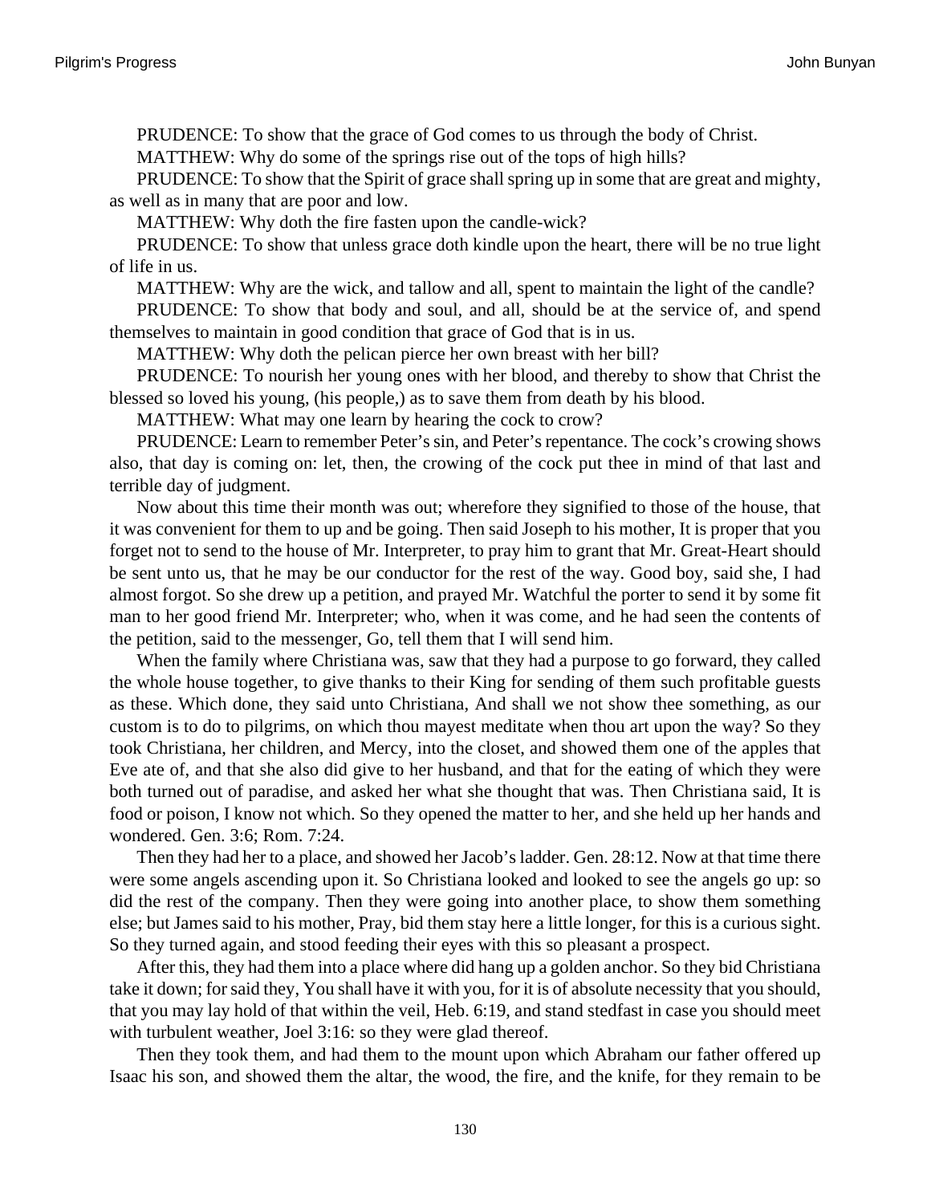PRUDENCE: To show that the grace of God comes to us through the body of Christ.

MATTHEW: Why do some of the springs rise out of the tops of high hills?

PRUDENCE: To show that the Spirit of grace shall spring up in some that are great and mighty, as well as in many that are poor and low.

MATTHEW: Why doth the fire fasten upon the candle-wick?

PRUDENCE: To show that unless grace doth kindle upon the heart, there will be no true light of life in us.

MATTHEW: Why are the wick, and tallow and all, spent to maintain the light of the candle?

PRUDENCE: To show that body and soul, and all, should be at the service of, and spend themselves to maintain in good condition that grace of God that is in us.

MATTHEW: Why doth the pelican pierce her own breast with her bill?

PRUDENCE: To nourish her young ones with her blood, and thereby to show that Christ the blessed so loved his young, (his people,) as to save them from death by his blood.

MATTHEW: What may one learn by hearing the cock to crow?

PRUDENCE: Learn to remember Peter's sin, and Peter's repentance. The cock's crowing shows also, that day is coming on: let, then, the crowing of the cock put thee in mind of that last and terrible day of judgment.

Now about this time their month was out; wherefore they signified to those of the house, that it was convenient for them to up and be going. Then said Joseph to his mother, It is proper that you forget not to send to the house of Mr. Interpreter, to pray him to grant that Mr. Great-Heart should be sent unto us, that he may be our conductor for the rest of the way. Good boy, said she, I had almost forgot. So she drew up a petition, and prayed Mr. Watchful the porter to send it by some fit man to her good friend Mr. Interpreter; who, when it was come, and he had seen the contents of the petition, said to the messenger, Go, tell them that I will send him.

When the family where Christiana was, saw that they had a purpose to go forward, they called the whole house together, to give thanks to their King for sending of them such profitable guests as these. Which done, they said unto Christiana, And shall we not show thee something, as our custom is to do to pilgrims, on which thou mayest meditate when thou art upon the way? So they took Christiana, her children, and Mercy, into the closet, and showed them one of the apples that Eve ate of, and that she also did give to her husband, and that for the eating of which they were both turned out of paradise, and asked her what she thought that was. Then Christiana said, It is food or poison, I know not which. So they opened the matter to her, and she held up her hands and wondered. Gen. 3:6; Rom. 7:24.

Then they had her to a place, and showed her Jacob's ladder. Gen. 28:12. Now at that time there were some angels ascending upon it. So Christiana looked and looked to see the angels go up: so did the rest of the company. Then they were going into another place, to show them something else; but James said to his mother, Pray, bid them stay here a little longer, for this is a curious sight. So they turned again, and stood feeding their eyes with this so pleasant a prospect.

After this, they had them into a place where did hang up a golden anchor. So they bid Christiana take it down; for said they, You shall have it with you, for it is of absolute necessity that you should, that you may lay hold of that within the veil, Heb. 6:19, and stand stedfast in case you should meet with turbulent weather, Joel 3:16: so they were glad thereof.

Then they took them, and had them to the mount upon which Abraham our father offered up Isaac his son, and showed them the altar, the wood, the fire, and the knife, for they remain to be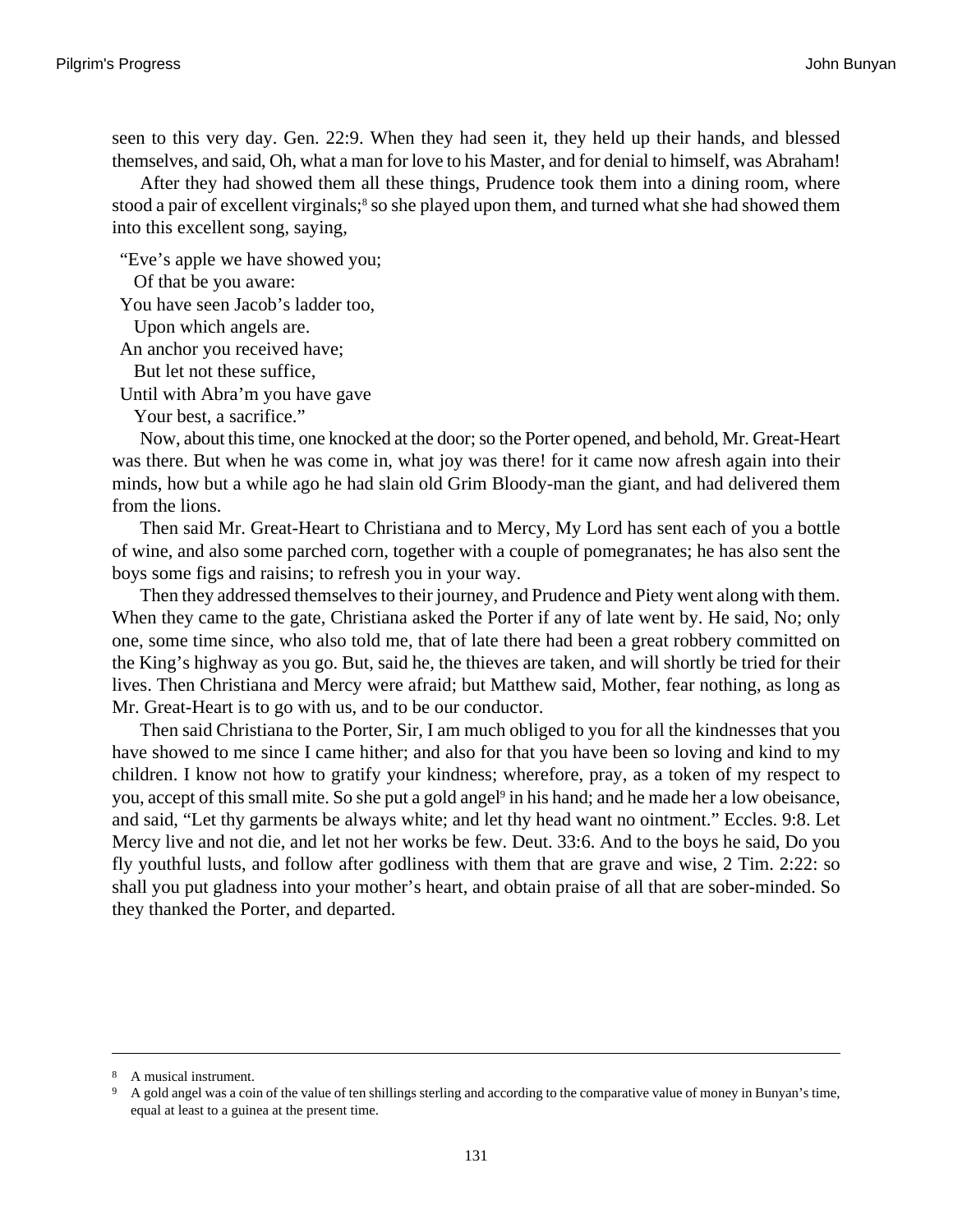seen to this very day. Gen. 22:9. When they had seen it, they held up their hands, and blessed themselves, and said, Oh, what a man for love to his Master, and for denial to himself, was Abraham!

After they had showed them all these things, Prudence took them into a dining room, where stood a pair of excellent virginals;[8] so she played upon them, and turned what she had showed them into this excellent song, saying,

"Eve's apple we have showed you;
  Of that be you aware:
You have seen Jacob's ladder too,
  Upon which angels are.
An anchor you received have;
  But let not these suffice,
Until with Abra'm you have gave
  Your best, a sacrifice."

Now, about this time, one knocked at the door; so the Porter opened, and behold, Mr. Great-Heart was there. But when he was come in, what joy was there! for it came now afresh again into their minds, how but a while ago he had slain old Grim Bloody-man the giant, and had delivered them from the lions.

Then said Mr. Great-Heart to Christiana and to Mercy, My Lord has sent each of you a bottle of wine, and also some parched corn, together with a couple of pomegranates; he has also sent the boys some figs and raisins; to refresh you in your way.

Then they addressed themselves to their journey, and Prudence and Piety went along with them. When they came to the gate, Christiana asked the Porter if any of late went by. He said, No; only one, some time since, who also told me, that of late there had been a great robbery committed on the King's highway as you go. But, said he, the thieves are taken, and will shortly be tried for their lives. Then Christiana and Mercy were afraid; but Matthew said, Mother, fear nothing, as long as Mr. Great-Heart is to go with us, and to be our conductor.

Then said Christiana to the Porter, Sir, I am much obliged to you for all the kindnesses that you have showed to me since I came hither; and also for that you have been so loving and kind to my children. I know not how to gratify your kindness; wherefore, pray, as a token of my respect to you, accept of this small mite. So she put a gold angel[9] in his hand; and he made her a low obeisance, and said, "Let thy garments be always white; and let thy head want no ointment." Eccles. 9:8. Let Mercy live and not die, and let not her works be few. Deut. 33:6. And to the boys he said, Do you fly youthful lusts, and follow after godliness with them that are grave and wise, 2 Tim. 2:22: so shall you put gladness into your mother's heart, and obtain praise of all that are sober-minded. So they thanked the Porter, and departed.

---

[8] A musical instrument.

[9] A gold angel was a coin of the value of ten shillings sterling and according to the comparative value of money in Bunyan's time, equal at least to a guinea at the present time.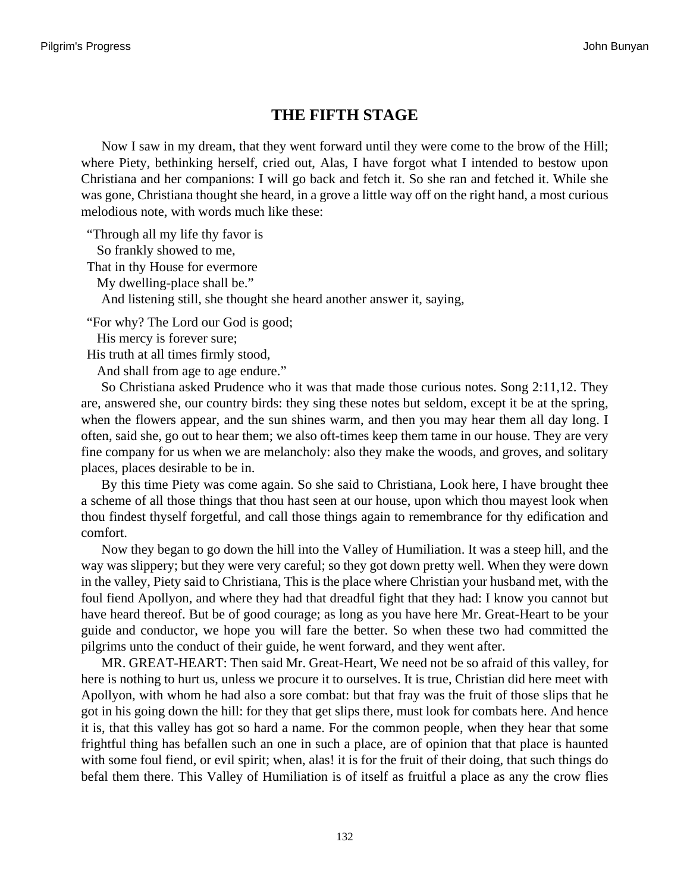## THE FIFTH STAGE

Now I saw in my dream, that they went forward until they were come to the brow of the Hill; where Piety, bethinking herself, cried out, Alas, I have forgot what I intended to bestow upon Christiana and her companions: I will go back and fetch it. So she ran and fetched it. While she was gone, Christiana thought she heard, in a grove a little way off on the right hand, a most curious melodious note, with words much like these:

"Through all my life thy favor is  
So frankly showed to me,  
That in thy House for evermore  
My dwelling-place shall be."

And listening still, she thought she heard another answer it, saying,

"For why? The Lord our God is good;  
His mercy is forever sure;  
His truth at all times firmly stood,  
And shall from age to age endure."

So Christiana asked Prudence who it was that made those curious notes. Song 2:11,12. They are, answered she, our country birds: they sing these notes but seldom, except it be at the spring, when the flowers appear, and the sun shines warm, and then you may hear them all day long. I often, said she, go out to hear them; we also oft-times keep them tame in our house. They are very fine company for us when we are melancholy: also they make the woods, and groves, and solitary places, places desirable to be in.

By this time Piety was come again. So she said to Christiana, Look here, I have brought thee a scheme of all those things that thou hast seen at our house, upon which thou mayest look when thou findest thyself forgetful, and call those things again to remembrance for thy edification and comfort.

Now they began to go down the hill into the Valley of Humiliation. It was a steep hill, and the way was slippery; but they were very careful; so they got down pretty well. When they were down in the valley, Piety said to Christiana, This is the place where Christian your husband met, with the foul fiend Apollyon, and where they had that dreadful fight that they had: I know you cannot but have heard thereof. But be of good courage; as long as you have here Mr. Great-Heart to be your guide and conductor, we hope you will fare the better. So when these two had committed the pilgrims unto the conduct of their guide, he went forward, and they went after.

MR. GREAT-HEART: Then said Mr. Great-Heart, We need not be so afraid of this valley, for here is nothing to hurt us, unless we procure it to ourselves. It is true, Christian did here meet with Apollyon, with whom he had also a sore combat: but that fray was the fruit of those slips that he got in his going down the hill: for they that get slips there, must look for combats here. And hence it is, that this valley has got so hard a name. For the common people, when they hear that some frightful thing has befallen such an one in such a place, are of opinion that that place is haunted with some foul fiend, or evil spirit; when, alas! it is for the fruit of their doing, that such things do befal them there. This Valley of Humiliation is of itself as fruitful a place as any the crow flies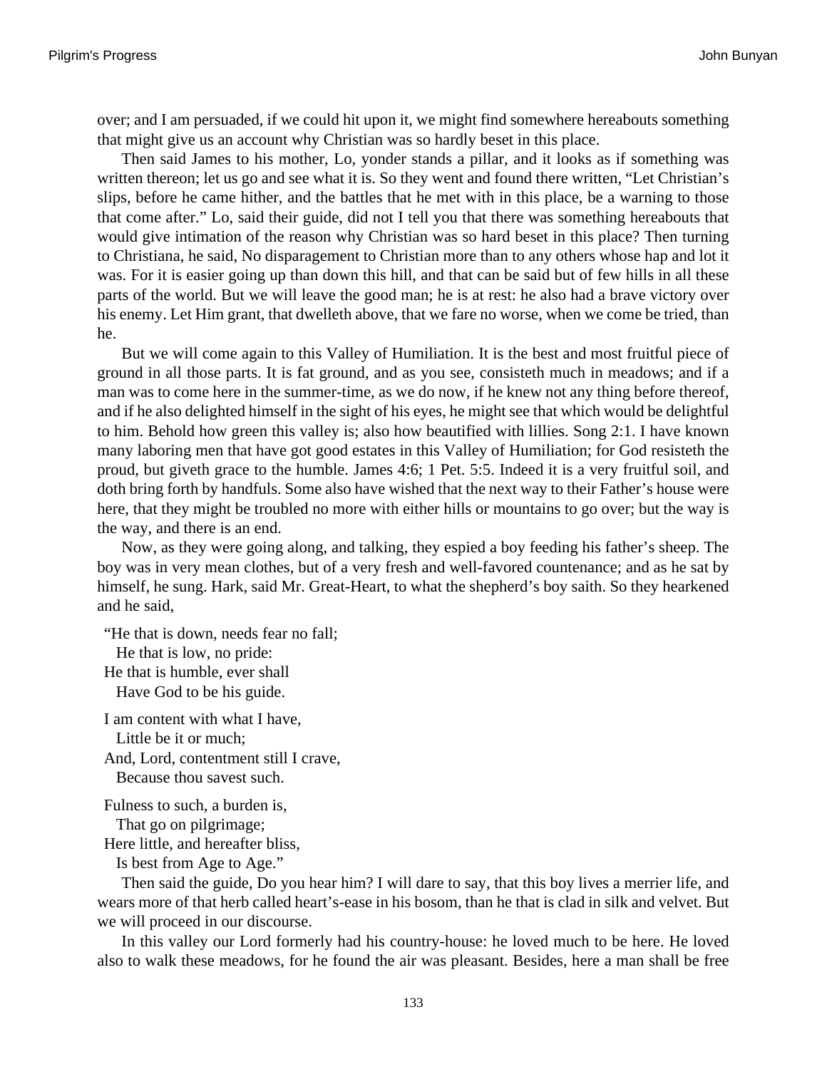over; and I am persuaded, if we could hit upon it, we might find somewhere hereabouts something that might give us an account why Christian was so hardly beset in this place.

Then said James to his mother, Lo, yonder stands a pillar, and it looks as if something was written thereon; let us go and see what it is. So they went and found there written, "Let Christian's slips, before he came hither, and the battles that he met with in this place, be a warning to those that come after." Lo, said their guide, did not I tell you that there was something hereabouts that would give intimation of the reason why Christian was so hard beset in this place? Then turning to Christiana, he said, No disparagement to Christian more than to any others whose hap and lot it was. For it is easier going up than down this hill, and that can be said but of few hills in all these parts of the world. But we will leave the good man; he is at rest: he also had a brave victory over his enemy. Let Him grant, that dwelleth above, that we fare no worse, when we come be tried, than he.

But we will come again to this Valley of Humiliation. It is the best and most fruitful piece of ground in all those parts. It is fat ground, and as you see, consisteth much in meadows; and if a man was to come here in the summer-time, as we do now, if he knew not any thing before thereof, and if he also delighted himself in the sight of his eyes, he might see that which would be delightful to him. Behold how green this valley is; also how beautified with lillies. Song 2:1. I have known many laboring men that have got good estates in this Valley of Humiliation; for God resisteth the proud, but giveth grace to the humble. James 4:6; 1 Pet. 5:5. Indeed it is a very fruitful soil, and doth bring forth by handfuls. Some also have wished that the next way to their Father's house were here, that they might be troubled no more with either hills or mountains to go over; but the way is the way, and there is an end.

Now, as they were going along, and talking, they espied a boy feeding his father's sheep. The boy was in very mean clothes, but of a very fresh and well-favored countenance; and as he sat by himself, he sung. Hark, said Mr. Great-Heart, to what the shepherd's boy saith. So they hearkened and he said,

"He that is down, needs fear no fall;
He that is low, no pride:
He that is humble, ever shall
Have God to be his guide.

I am content with what I have,
Little be it or much;
And, Lord, contentment still I crave,
Because thou savest such.

Fulness to such, a burden is,
That go on pilgrimage;
Here little, and hereafter bliss,
Is best from Age to Age."

Then said the guide, Do you hear him? I will dare to say, that this boy lives a merrier life, and wears more of that herb called heart's-ease in his bosom, than he that is clad in silk and velvet. But we will proceed in our discourse.

In this valley our Lord formerly had his country-house: he loved much to be here. He loved also to walk these meadows, for he found the air was pleasant. Besides, here a man shall be free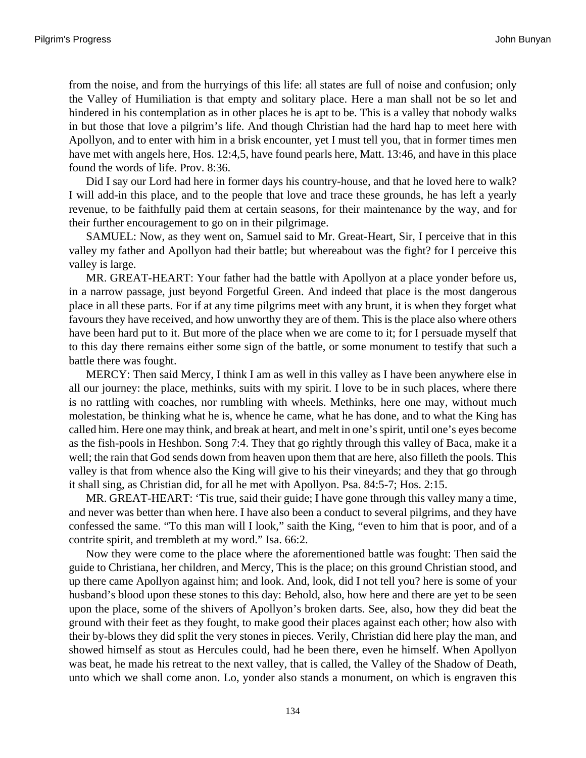from the noise, and from the hurryings of this life: all states are full of noise and confusion; only the Valley of Humiliation is that empty and solitary place. Here a man shall not be so let and hindered in his contemplation as in other places he is apt to be. This is a valley that nobody walks in but those that love a pilgrim's life. And though Christian had the hard hap to meet here with Apollyon, and to enter with him in a brisk encounter, yet I must tell you, that in former times men have met with angels here, Hos. 12:4,5, have found pearls here, Matt. 13:46, and have in this place found the words of life. Prov. 8:36.

Did I say our Lord had here in former days his country-house, and that he loved here to walk? I will add-in this place, and to the people that love and trace these grounds, he has left a yearly revenue, to be faithfully paid them at certain seasons, for their maintenance by the way, and for their further encouragement to go on in their pilgrimage.

SAMUEL: Now, as they went on, Samuel said to Mr. Great-Heart, Sir, I perceive that in this valley my father and Apollyon had their battle; but whereabout was the fight? for I perceive this valley is large.

MR. GREAT-HEART: Your father had the battle with Apollyon at a place yonder before us, in a narrow passage, just beyond Forgetful Green. And indeed that place is the most dangerous place in all these parts. For if at any time pilgrims meet with any brunt, it is when they forget what favours they have received, and how unworthy they are of them. This is the place also where others have been hard put to it. But more of the place when we are come to it; for I persuade myself that to this day there remains either some sign of the battle, or some monument to testify that such a battle there was fought.

MERCY: Then said Mercy, I think I am as well in this valley as I have been anywhere else in all our journey: the place, methinks, suits with my spirit. I love to be in such places, where there is no rattling with coaches, nor rumbling with wheels. Methinks, here one may, without much molestation, be thinking what he is, whence he came, what he has done, and to what the King has called him. Here one may think, and break at heart, and melt in one's spirit, until one's eyes become as the fish-pools in Heshbon. Song 7:4. They that go rightly through this valley of Baca, make it a well; the rain that God sends down from heaven upon them that are here, also filleth the pools. This valley is that from whence also the King will give to his their vineyards; and they that go through it shall sing, as Christian did, for all he met with Apollyon. Psa. 84:5-7; Hos. 2:15.

MR. GREAT-HEART: 'Tis true, said their guide; I have gone through this valley many a time, and never was better than when here. I have also been a conduct to several pilgrims, and they have confessed the same. "To this man will I look," saith the King, "even to him that is poor, and of a contrite spirit, and trembleth at my word." Isa. 66:2.

Now they were come to the place where the aforementioned battle was fought: Then said the guide to Christiana, her children, and Mercy, This is the place; on this ground Christian stood, and up there came Apollyon against him; and look. And, look, did I not tell you? here is some of your husband's blood upon these stones to this day: Behold, also, how here and there are yet to be seen upon the place, some of the shivers of Apollyon's broken darts. See, also, how they did beat the ground with their feet as they fought, to make good their places against each other; how also with their by-blows they did split the very stones in pieces. Verily, Christian did here play the man, and showed himself as stout as Hercules could, had he been there, even he himself. When Apollyon was beat, he made his retreat to the next valley, that is called, the Valley of the Shadow of Death, unto which we shall come anon. Lo, yonder also stands a monument, on which is engraven this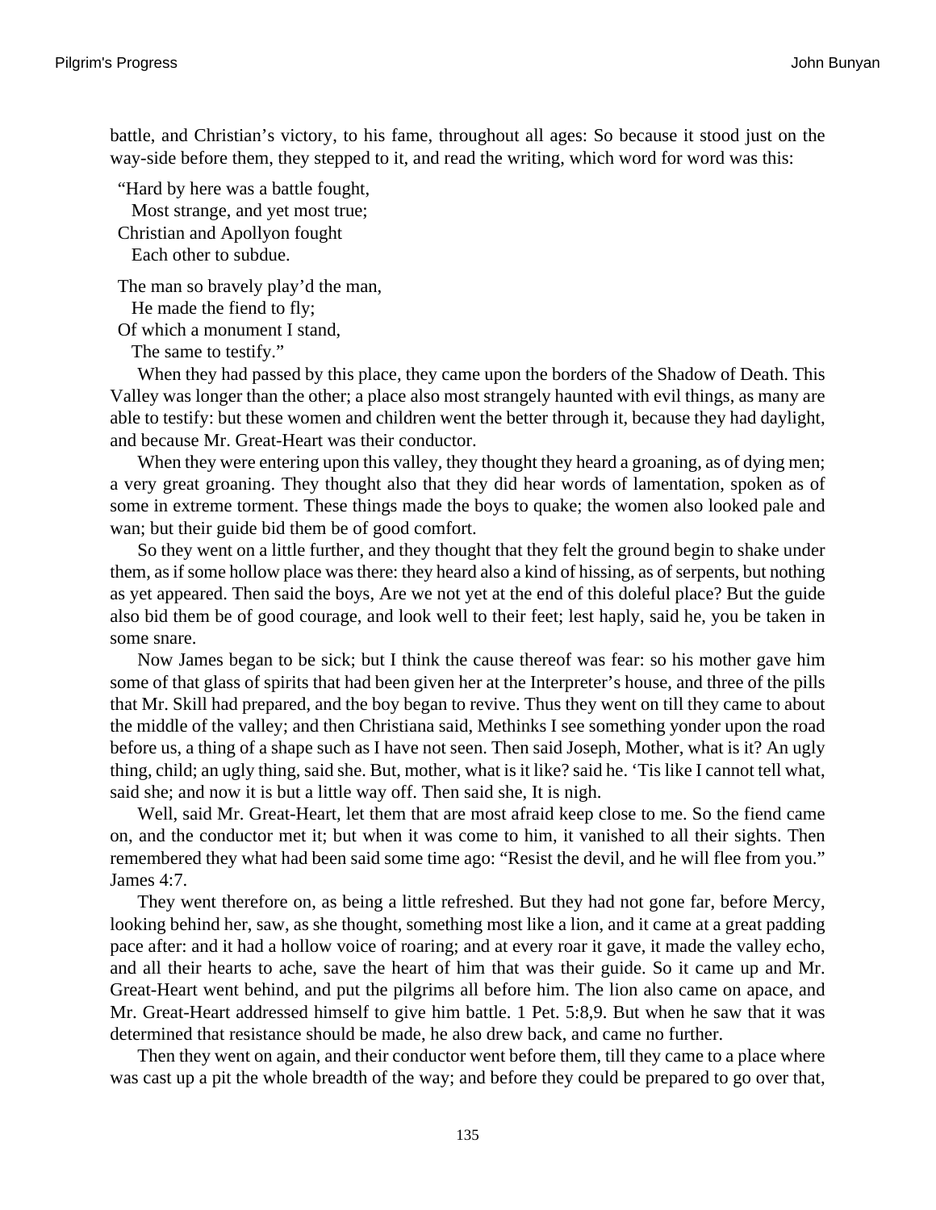battle, and Christian's victory, to his fame, throughout all ages: So because it stood just on the way-side before them, they stepped to it, and read the writing, which word for word was this:

"Hard by here was a battle fought,  
  Most strange, and yet most true;  
Christian and Apollyon fought  
  Each other to subdue.

The man so bravely play'd the man,  
  He made the fiend to fly;  
Of which a monument I stand,  
  The same to testify."

When they had passed by this place, they came upon the borders of the Shadow of Death. This Valley was longer than the other; a place also most strangely haunted with evil things, as many are able to testify: but these women and children went the better through it, because they had daylight, and because Mr. Great-Heart was their conductor.

When they were entering upon this valley, they thought they heard a groaning, as of dying men; a very great groaning. They thought also that they did hear words of lamentation, spoken as of some in extreme torment. These things made the boys to quake; the women also looked pale and wan; but their guide bid them be of good comfort.

So they went on a little further, and they thought that they felt the ground begin to shake under them, as if some hollow place was there: they heard also a kind of hissing, as of serpents, but nothing as yet appeared. Then said the boys, Are we not yet at the end of this doleful place? But the guide also bid them be of good courage, and look well to their feet; lest haply, said he, you be taken in some snare.

Now James began to be sick; but I think the cause thereof was fear: so his mother gave him some of that glass of spirits that had been given her at the Interpreter's house, and three of the pills that Mr. Skill had prepared, and the boy began to revive. Thus they went on till they came to about the middle of the valley; and then Christiana said, Methinks I see something yonder upon the road before us, a thing of a shape such as I have not seen. Then said Joseph, Mother, what is it? An ugly thing, child; an ugly thing, said she. But, mother, what is it like? said he. 'Tis like I cannot tell what, said she; and now it is but a little way off. Then said she, It is nigh.

Well, said Mr. Great-Heart, let them that are most afraid keep close to me. So the fiend came on, and the conductor met it; but when it was come to him, it vanished to all their sights. Then remembered they what had been said some time ago: "Resist the devil, and he will flee from you." James 4:7.

They went therefore on, as being a little refreshed. But they had not gone far, before Mercy, looking behind her, saw, as she thought, something most like a lion, and it came at a great padding pace after: and it had a hollow voice of roaring; and at every roar it gave, it made the valley echo, and all their hearts to ache, save the heart of him that was their guide. So it came up and Mr. Great-Heart went behind, and put the pilgrims all before him. The lion also came on apace, and Mr. Great-Heart addressed himself to give him battle. 1 Pet. 5:8,9. But when he saw that it was determined that resistance should be made, he also drew back, and came no further.

Then they went on again, and their conductor went before them, till they came to a place where was cast up a pit the whole breadth of the way; and before they could be prepared to go over that,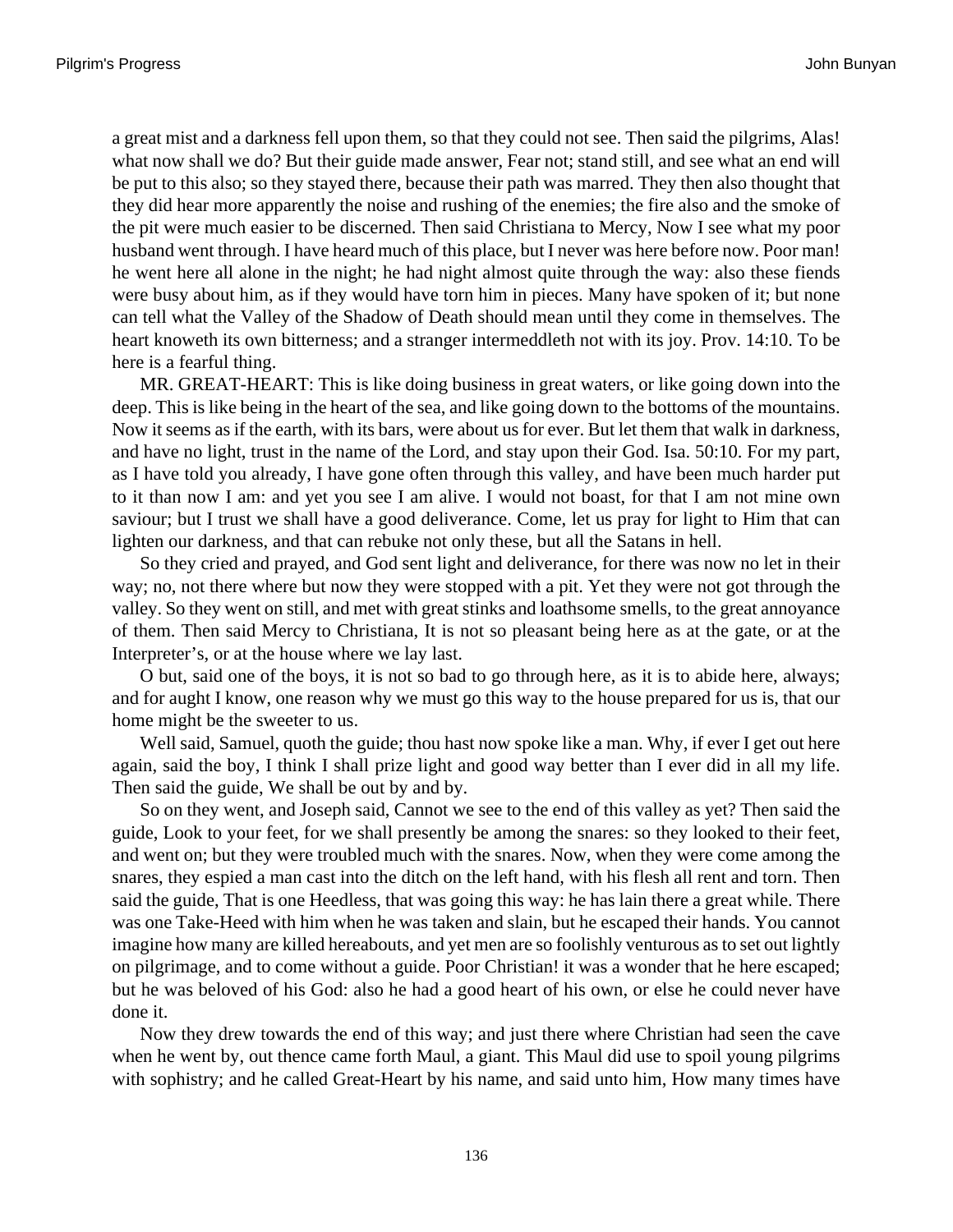a great mist and a darkness fell upon them, so that they could not see. Then said the pilgrims, Alas! what now shall we do? But their guide made answer, Fear not; stand still, and see what an end will be put to this also; so they stayed there, because their path was marred. They then also thought that they did hear more apparently the noise and rushing of the enemies; the fire also and the smoke of the pit were much easier to be discerned. Then said Christiana to Mercy, Now I see what my poor husband went through. I have heard much of this place, but I never was here before now. Poor man! he went here all alone in the night; he had night almost quite through the way: also these fiends were busy about him, as if they would have torn him in pieces. Many have spoken of it; but none can tell what the Valley of the Shadow of Death should mean until they come in themselves. The heart knoweth its own bitterness; and a stranger intermeddleth not with its joy. Prov. 14:10. To be here is a fearful thing.

MR. GREAT-HEART: This is like doing business in great waters, or like going down into the deep. This is like being in the heart of the sea, and like going down to the bottoms of the mountains. Now it seems as if the earth, with its bars, were about us for ever. But let them that walk in darkness, and have no light, trust in the name of the Lord, and stay upon their God. Isa. 50:10. For my part, as I have told you already, I have gone often through this valley, and have been much harder put to it than now I am: and yet you see I am alive. I would not boast, for that I am not mine own saviour; but I trust we shall have a good deliverance. Come, let us pray for light to Him that can lighten our darkness, and that can rebuke not only these, but all the Satans in hell.

So they cried and prayed, and God sent light and deliverance, for there was now no let in their way; no, not there where but now they were stopped with a pit. Yet they were not got through the valley. So they went on still, and met with great stinks and loathsome smells, to the great annoyance of them. Then said Mercy to Christiana, It is not so pleasant being here as at the gate, or at the Interpreter's, or at the house where we lay last.

O but, said one of the boys, it is not so bad to go through here, as it is to abide here, always; and for aught I know, one reason why we must go this way to the house prepared for us is, that our home might be the sweeter to us.

Well said, Samuel, quoth the guide; thou hast now spoke like a man. Why, if ever I get out here again, said the boy, I think I shall prize light and good way better than I ever did in all my life. Then said the guide, We shall be out by and by.

So on they went, and Joseph said, Cannot we see to the end of this valley as yet? Then said the guide, Look to your feet, for we shall presently be among the snares: so they looked to their feet, and went on; but they were troubled much with the snares. Now, when they were come among the snares, they espied a man cast into the ditch on the left hand, with his flesh all rent and torn. Then said the guide, That is one Heedless, that was going this way: he has lain there a great while. There was one Take-Heed with him when he was taken and slain, but he escaped their hands. You cannot imagine how many are killed hereabouts, and yet men are so foolishly venturous as to set out lightly on pilgrimage, and to come without a guide. Poor Christian! it was a wonder that he here escaped; but he was beloved of his God: also he had a good heart of his own, or else he could never have done it.

Now they drew towards the end of this way; and just there where Christian had seen the cave when he went by, out thence came forth Maul, a giant. This Maul did use to spoil young pilgrims with sophistry; and he called Great-Heart by his name, and said unto him, How many times have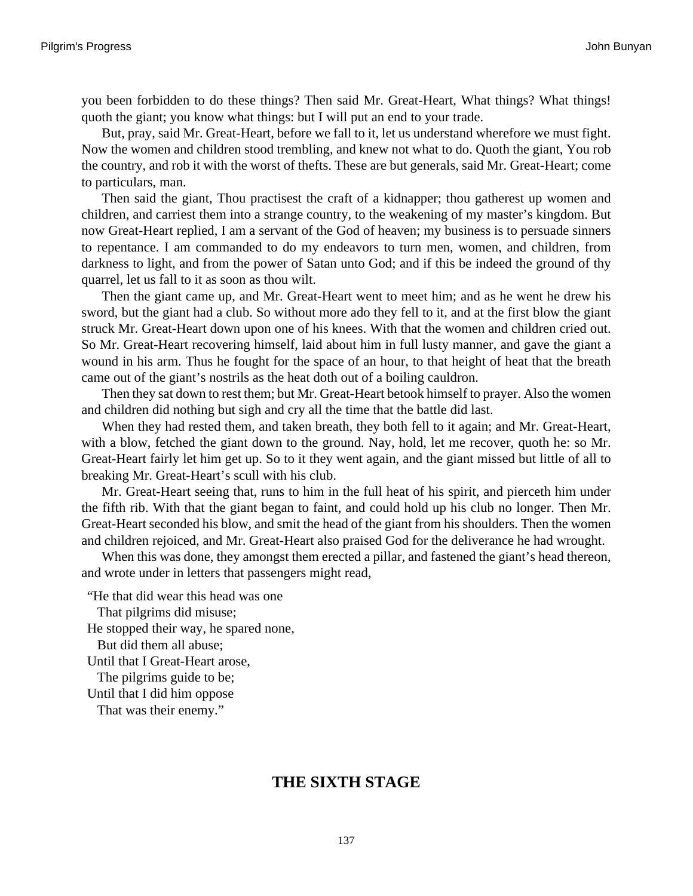you been forbidden to do these things? Then said Mr. Great-Heart, What things? What things! quoth the giant; you know what things: but I will put an end to your trade.

But, pray, said Mr. Great-Heart, before we fall to it, let us understand wherefore we must fight. Now the women and children stood trembling, and knew not what to do. Quoth the giant, You rob the country, and rob it with the worst of thefts. These are but generals, said Mr. Great-Heart; come to particulars, man.

Then said the giant, Thou practisest the craft of a kidnapper; thou gatherest up women and children, and carriest them into a strange country, to the weakening of my master's kingdom. But now Great-Heart replied, I am a servant of the God of heaven; my business is to persuade sinners to repentance. I am commanded to do my endeavors to turn men, women, and children, from darkness to light, and from the power of Satan unto God; and if this be indeed the ground of thy quarrel, let us fall to it as soon as thou wilt.

Then the giant came up, and Mr. Great-Heart went to meet him; and as he went he drew his sword, but the giant had a club. So without more ado they fell to it, and at the first blow the giant struck Mr. Great-Heart down upon one of his knees. With that the women and children cried out. So Mr. Great-Heart recovering himself, laid about him in full lusty manner, and gave the giant a wound in his arm. Thus he fought for the space of an hour, to that height of heat that the breath came out of the giant's nostrils as the heat doth out of a boiling cauldron.

Then they sat down to rest them; but Mr. Great-Heart betook himself to prayer. Also the women and children did nothing but sigh and cry all the time that the battle did last.

When they had rested them, and taken breath, they both fell to it again; and Mr. Great-Heart, with a blow, fetched the giant down to the ground. Nay, hold, let me recover, quoth he: so Mr. Great-Heart fairly let him get up. So to it they went again, and the giant missed but little of all to breaking Mr. Great-Heart's scull with his club.

Mr. Great-Heart seeing that, runs to him in the full heat of his spirit, and pierceth him under the fifth rib. With that the giant began to faint, and could hold up his club no longer. Then Mr. Great-Heart seconded his blow, and smit the head of the giant from his shoulders. Then the women and children rejoiced, and Mr. Great-Heart also praised God for the deliverance he had wrought.

When this was done, they amongst them erected a pillar, and fastened the giant's head thereon, and wrote under in letters that passengers might read,

"He that did wear this head was one
  That pilgrims did misuse;
He stopped their way, he spared none,
  But did them all abuse;
Until that I Great-Heart arose,
  The pilgrims guide to be;
Until that I did him oppose
  That was their enemy."

## THE SIXTH STAGE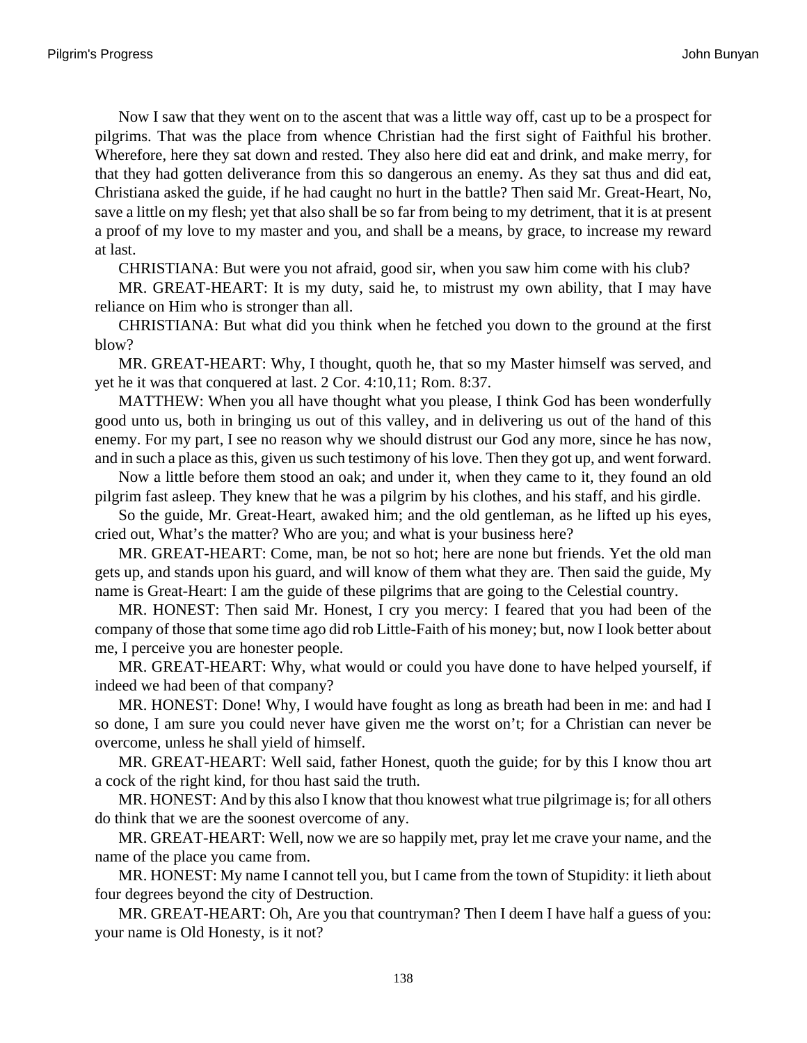Now I saw that they went on to the ascent that was a little way off, cast up to be a prospect for pilgrims. That was the place from whence Christian had the first sight of Faithful his brother. Wherefore, here they sat down and rested. They also here did eat and drink, and make merry, for that they had gotten deliverance from this so dangerous an enemy. As they sat thus and did eat, Christiana asked the guide, if he had caught no hurt in the battle? Then said Mr. Great-Heart, No, save a little on my flesh; yet that also shall be so far from being to my detriment, that it is at present a proof of my love to my master and you, and shall be a means, by grace, to increase my reward at last.

CHRISTIANA: But were you not afraid, good sir, when you saw him come with his club?

MR. GREAT-HEART: It is my duty, said he, to mistrust my own ability, that I may have reliance on Him who is stronger than all.

CHRISTIANA: But what did you think when he fetched you down to the ground at the first blow?

MR. GREAT-HEART: Why, I thought, quoth he, that so my Master himself was served, and yet he it was that conquered at last. 2 Cor. 4:10,11; Rom. 8:37.

MATTHEW: When you all have thought what you please, I think God has been wonderfully good unto us, both in bringing us out of this valley, and in delivering us out of the hand of this enemy. For my part, I see no reason why we should distrust our God any more, since he has now, and in such a place as this, given us such testimony of his love. Then they got up, and went forward.

Now a little before them stood an oak; and under it, when they came to it, they found an old pilgrim fast asleep. They knew that he was a pilgrim by his clothes, and his staff, and his girdle.

So the guide, Mr. Great-Heart, awaked him; and the old gentleman, as he lifted up his eyes, cried out, What's the matter? Who are you; and what is your business here?

MR. GREAT-HEART: Come, man, be not so hot; here are none but friends. Yet the old man gets up, and stands upon his guard, and will know of them what they are. Then said the guide, My name is Great-Heart: I am the guide of these pilgrims that are going to the Celestial country.

MR. HONEST: Then said Mr. Honest, I cry you mercy: I feared that you had been of the company of those that some time ago did rob Little-Faith of his money; but, now I look better about me, I perceive you are honester people.

MR. GREAT-HEART: Why, what would or could you have done to have helped yourself, if indeed we had been of that company?

MR. HONEST: Done! Why, I would have fought as long as breath had been in me: and had I so done, I am sure you could never have given me the worst on't; for a Christian can never be overcome, unless he shall yield of himself.

MR. GREAT-HEART: Well said, father Honest, quoth the guide; for by this I know thou art a cock of the right kind, for thou hast said the truth.

MR. HONEST: And by this also I know that thou knowest what true pilgrimage is; for all others do think that we are the soonest overcome of any.

MR. GREAT-HEART: Well, now we are so happily met, pray let me crave your name, and the name of the place you came from.

MR. HONEST: My name I cannot tell you, but I came from the town of Stupidity: it lieth about four degrees beyond the city of Destruction.

MR. GREAT-HEART: Oh, Are you that countryman? Then I deem I have half a guess of you: your name is Old Honesty, is it not?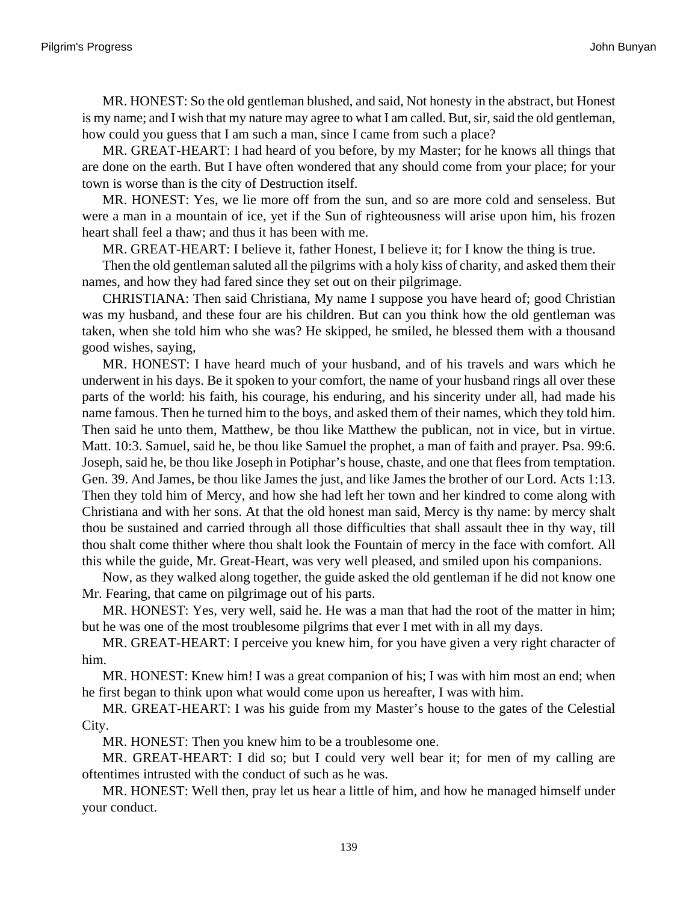MR. HONEST: So the old gentleman blushed, and said, Not honesty in the abstract, but Honest is my name; and I wish that my nature may agree to what I am called. But, sir, said the old gentleman, how could you guess that I am such a man, since I came from such a place?

MR. GREAT-HEART: I had heard of you before, by my Master; for he knows all things that are done on the earth. But I have often wondered that any should come from your place; for your town is worse than is the city of Destruction itself.

MR. HONEST: Yes, we lie more off from the sun, and so are more cold and senseless. But were a man in a mountain of ice, yet if the Sun of righteousness will arise upon him, his frozen heart shall feel a thaw; and thus it has been with me.

MR. GREAT-HEART: I believe it, father Honest, I believe it; for I know the thing is true.

Then the old gentleman saluted all the pilgrims with a holy kiss of charity, and asked them their names, and how they had fared since they set out on their pilgrimage.

CHRISTIANA: Then said Christiana, My name I suppose you have heard of; good Christian was my husband, and these four are his children. But can you think how the old gentleman was taken, when she told him who she was? He skipped, he smiled, he blessed them with a thousand good wishes, saying,

MR. HONEST: I have heard much of your husband, and of his travels and wars which he underwent in his days. Be it spoken to your comfort, the name of your husband rings all over these parts of the world: his faith, his courage, his enduring, and his sincerity under all, had made his name famous. Then he turned him to the boys, and asked them of their names, which they told him. Then said he unto them, Matthew, be thou like Matthew the publican, not in vice, but in virtue. Matt. 10:3. Samuel, said he, be thou like Samuel the prophet, a man of faith and prayer. Psa. 99:6. Joseph, said he, be thou like Joseph in Potiphar's house, chaste, and one that flees from temptation. Gen. 39. And James, be thou like James the just, and like James the brother of our Lord. Acts 1:13. Then they told him of Mercy, and how she had left her town and her kindred to come along with Christiana and with her sons. At that the old honest man said, Mercy is thy name: by mercy shalt thou be sustained and carried through all those difficulties that shall assault thee in thy way, till thou shalt come thither where thou shalt look the Fountain of mercy in the face with comfort. All this while the guide, Mr. Great-Heart, was very well pleased, and smiled upon his companions.

Now, as they walked along together, the guide asked the old gentleman if he did not know one Mr. Fearing, that came on pilgrimage out of his parts.

MR. HONEST: Yes, very well, said he. He was a man that had the root of the matter in him; but he was one of the most troublesome pilgrims that ever I met with in all my days.

MR. GREAT-HEART: I perceive you knew him, for you have given a very right character of him.

MR. HONEST: Knew him! I was a great companion of his; I was with him most an end; when he first began to think upon what would come upon us hereafter, I was with him.

MR. GREAT-HEART: I was his guide from my Master's house to the gates of the Celestial City.

MR. HONEST: Then you knew him to be a troublesome one.

MR. GREAT-HEART: I did so; but I could very well bear it; for men of my calling are oftentimes intrusted with the conduct of such as he was.

MR. HONEST: Well then, pray let us hear a little of him, and how he managed himself under your conduct.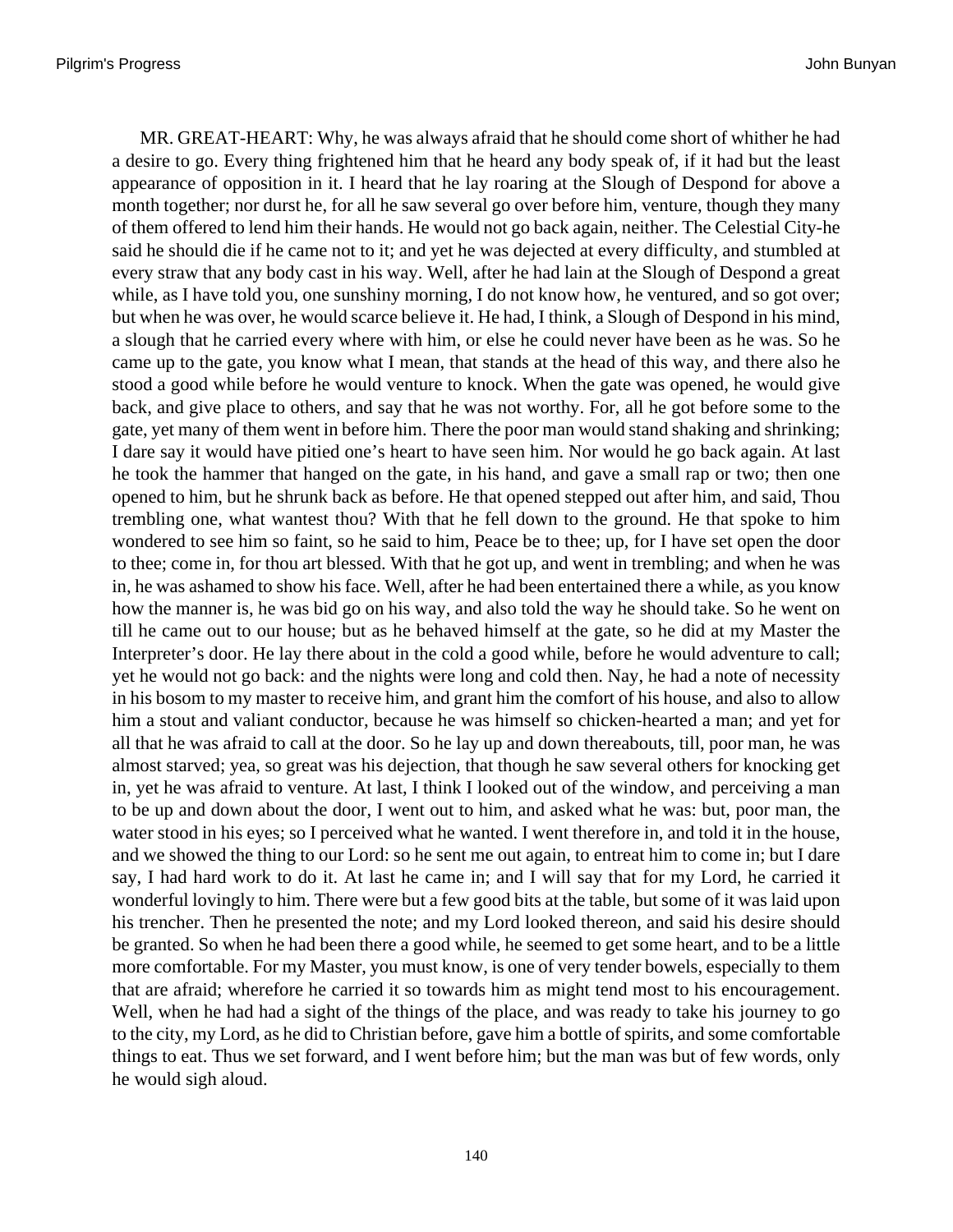MR. GREAT-HEART: Why, he was always afraid that he should come short of whither he had a desire to go. Every thing frightened him that he heard any body speak of, if it had but the least appearance of opposition in it. I heard that he lay roaring at the Slough of Despond for above a month together; nor durst he, for all he saw several go over before him, venture, though they many of them offered to lend him their hands. He would not go back again, neither. The Celestial City-he said he should die if he came not to it; and yet he was dejected at every difficulty, and stumbled at every straw that any body cast in his way. Well, after he had lain at the Slough of Despond a great while, as I have told you, one sunshiny morning, I do not know how, he ventured, and so got over; but when he was over, he would scarce believe it. He had, I think, a Slough of Despond in his mind, a slough that he carried every where with him, or else he could never have been as he was. So he came up to the gate, you know what I mean, that stands at the head of this way, and there also he stood a good while before he would venture to knock. When the gate was opened, he would give back, and give place to others, and say that he was not worthy. For, all he got before some to the gate, yet many of them went in before him. There the poor man would stand shaking and shrinking; I dare say it would have pitied one's heart to have seen him. Nor would he go back again. At last he took the hammer that hanged on the gate, in his hand, and gave a small rap or two; then one opened to him, but he shrunk back as before. He that opened stepped out after him, and said, Thou trembling one, what wantest thou? With that he fell down to the ground. He that spoke to him wondered to see him so faint, so he said to him, Peace be to thee; up, for I have set open the door to thee; come in, for thou art blessed. With that he got up, and went in trembling; and when he was in, he was ashamed to show his face. Well, after he had been entertained there a while, as you know how the manner is, he was bid go on his way, and also told the way he should take. So he went on till he came out to our house; but as he behaved himself at the gate, so he did at my Master the Interpreter's door. He lay there about in the cold a good while, before he would adventure to call; yet he would not go back: and the nights were long and cold then. Nay, he had a note of necessity in his bosom to my master to receive him, and grant him the comfort of his house, and also to allow him a stout and valiant conductor, because he was himself so chicken-hearted a man; and yet for all that he was afraid to call at the door. So he lay up and down thereabouts, till, poor man, he was almost starved; yea, so great was his dejection, that though he saw several others for knocking get in, yet he was afraid to venture. At last, I think I looked out of the window, and perceiving a man to be up and down about the door, I went out to him, and asked what he was: but, poor man, the water stood in his eyes; so I perceived what he wanted. I went therefore in, and told it in the house, and we showed the thing to our Lord: so he sent me out again, to entreat him to come in; but I dare say, I had hard work to do it. At last he came in; and I will say that for my Lord, he carried it wonderful lovingly to him. There were but a few good bits at the table, but some of it was laid upon his trencher. Then he presented the note; and my Lord looked thereon, and said his desire should be granted. So when he had been there a good while, he seemed to get some heart, and to be a little more comfortable. For my Master, you must know, is one of very tender bowels, especially to them that are afraid; wherefore he carried it so towards him as might tend most to his encouragement. Well, when he had had a sight of the things of the place, and was ready to take his journey to go to the city, my Lord, as he did to Christian before, gave him a bottle of spirits, and some comfortable things to eat. Thus we set forward, and I went before him; but the man was but of few words, only he would sigh aloud.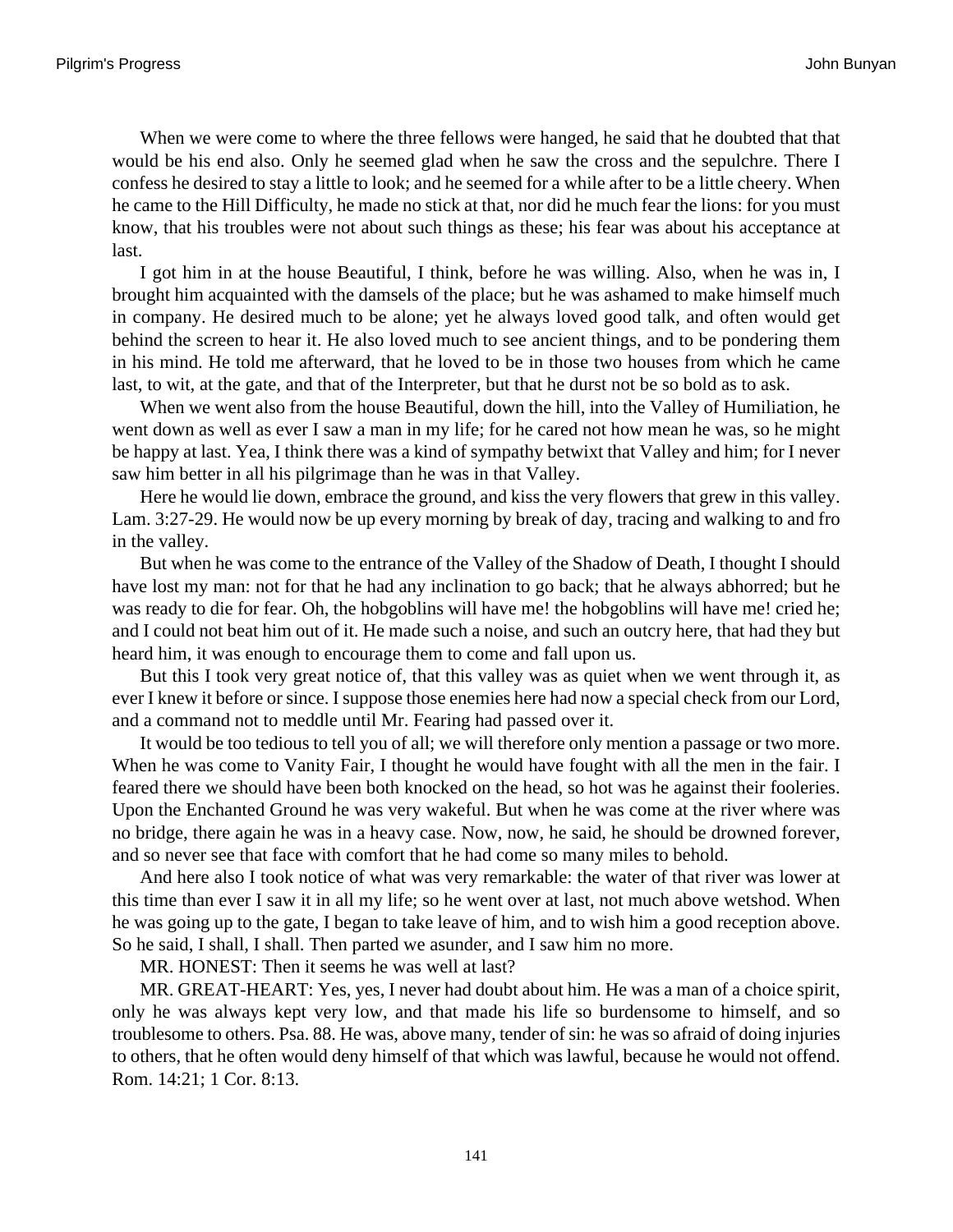When we were come to where the three fellows were hanged, he said that he doubted that that would be his end also. Only he seemed glad when he saw the cross and the sepulchre. There I confess he desired to stay a little to look; and he seemed for a while after to be a little cheery. When he came to the Hill Difficulty, he made no stick at that, nor did he much fear the lions: for you must know, that his troubles were not about such things as these; his fear was about his acceptance at last.

I got him in at the house Beautiful, I think, before he was willing. Also, when he was in, I brought him acquainted with the damsels of the place; but he was ashamed to make himself much in company. He desired much to be alone; yet he always loved good talk, and often would get behind the screen to hear it. He also loved much to see ancient things, and to be pondering them in his mind. He told me afterward, that he loved to be in those two houses from which he came last, to wit, at the gate, and that of the Interpreter, but that he durst not be so bold as to ask.

When we went also from the house Beautiful, down the hill, into the Valley of Humiliation, he went down as well as ever I saw a man in my life; for he cared not how mean he was, so he might be happy at last. Yea, I think there was a kind of sympathy betwixt that Valley and him; for I never saw him better in all his pilgrimage than he was in that Valley.

Here he would lie down, embrace the ground, and kiss the very flowers that grew in this valley. Lam. 3:27-29. He would now be up every morning by break of day, tracing and walking to and fro in the valley.

But when he was come to the entrance of the Valley of the Shadow of Death, I thought I should have lost my man: not for that he had any inclination to go back; that he always abhorred; but he was ready to die for fear. Oh, the hobgoblins will have me! the hobgoblins will have me! cried he; and I could not beat him out of it. He made such a noise, and such an outcry here, that had they but heard him, it was enough to encourage them to come and fall upon us.

But this I took very great notice of, that this valley was as quiet when we went through it, as ever I knew it before or since. I suppose those enemies here had now a special check from our Lord, and a command not to meddle until Mr. Fearing had passed over it.

It would be too tedious to tell you of all; we will therefore only mention a passage or two more. When he was come to Vanity Fair, I thought he would have fought with all the men in the fair. I feared there we should have been both knocked on the head, so hot was he against their fooleries. Upon the Enchanted Ground he was very wakeful. But when he was come at the river where was no bridge, there again he was in a heavy case. Now, now, he said, he should be drowned forever, and so never see that face with comfort that he had come so many miles to behold.

And here also I took notice of what was very remarkable: the water of that river was lower at this time than ever I saw it in all my life; so he went over at last, not much above wetshod. When he was going up to the gate, I began to take leave of him, and to wish him a good reception above. So he said, I shall, I shall. Then parted we asunder, and I saw him no more.

MR. HONEST: Then it seems he was well at last?

MR. GREAT-HEART: Yes, yes, I never had doubt about him. He was a man of a choice spirit, only he was always kept very low, and that made his life so burdensome to himself, and so troublesome to others. Psa. 88. He was, above many, tender of sin: he was so afraid of doing injuries to others, that he often would deny himself of that which was lawful, because he would not offend. Rom. 14:21; 1 Cor. 8:13.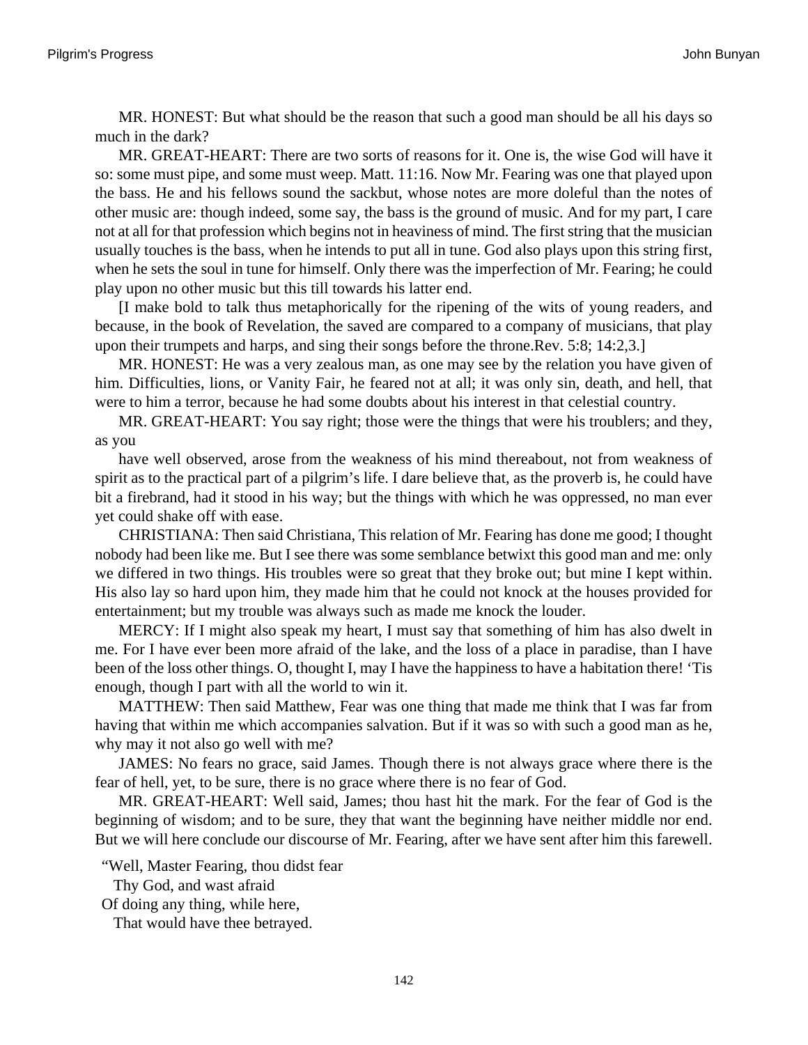MR. HONEST: But what should be the reason that such a good man should be all his days so much in the dark?

MR. GREAT-HEART: There are two sorts of reasons for it. One is, the wise God will have it so: some must pipe, and some must weep. Matt. 11:16. Now Mr. Fearing was one that played upon the bass. He and his fellows sound the sackbut, whose notes are more doleful than the notes of other music are: though indeed, some say, the bass is the ground of music. And for my part, I care not at all for that profession which begins not in heaviness of mind. The first string that the musician usually touches is the bass, when he intends to put all in tune. God also plays upon this string first, when he sets the soul in tune for himself. Only there was the imperfection of Mr. Fearing; he could play upon no other music but this till towards his latter end.

[I make bold to talk thus metaphorically for the ripening of the wits of young readers, and because, in the book of Revelation, the saved are compared to a company of musicians, that play upon their trumpets and harps, and sing their songs before the throne.Rev. 5:8; 14:2,3.]

MR. HONEST: He was a very zealous man, as one may see by the relation you have given of him. Difficulties, lions, or Vanity Fair, he feared not at all; it was only sin, death, and hell, that were to him a terror, because he had some doubts about his interest in that celestial country.

MR. GREAT-HEART: You say right; those were the things that were his troublers; and they, as you

have well observed, arose from the weakness of his mind thereabout, not from weakness of spirit as to the practical part of a pilgrim's life. I dare believe that, as the proverb is, he could have bit a firebrand, had it stood in his way; but the things with which he was oppressed, no man ever yet could shake off with ease.

CHRISTIANA: Then said Christiana, This relation of Mr. Fearing has done me good; I thought nobody had been like me. But I see there was some semblance betwixt this good man and me: only we differed in two things. His troubles were so great that they broke out; but mine I kept within. His also lay so hard upon him, they made him that he could not knock at the houses provided for entertainment; but my trouble was always such as made me knock the louder.

MERCY: If I might also speak my heart, I must say that something of him has also dwelt in me. For I have ever been more afraid of the lake, and the loss of a place in paradise, than I have been of the loss other things. O, thought I, may I have the happiness to have a habitation there! 'Tis enough, though I part with all the world to win it.

MATTHEW: Then said Matthew, Fear was one thing that made me think that I was far from having that within me which accompanies salvation. But if it was so with such a good man as he, why may it not also go well with me?

JAMES: No fears no grace, said James. Though there is not always grace where there is the fear of hell, yet, to be sure, there is no grace where there is no fear of God.

MR. GREAT-HEART: Well said, James; thou hast hit the mark. For the fear of God is the beginning of wisdom; and to be sure, they that want the beginning have neither middle nor end. But we will here conclude our discourse of Mr. Fearing, after we have sent after him this farewell.

"Well, Master Fearing, thou didst fear
  Thy God, and wast afraid
Of doing any thing, while here,
  That would have thee betrayed.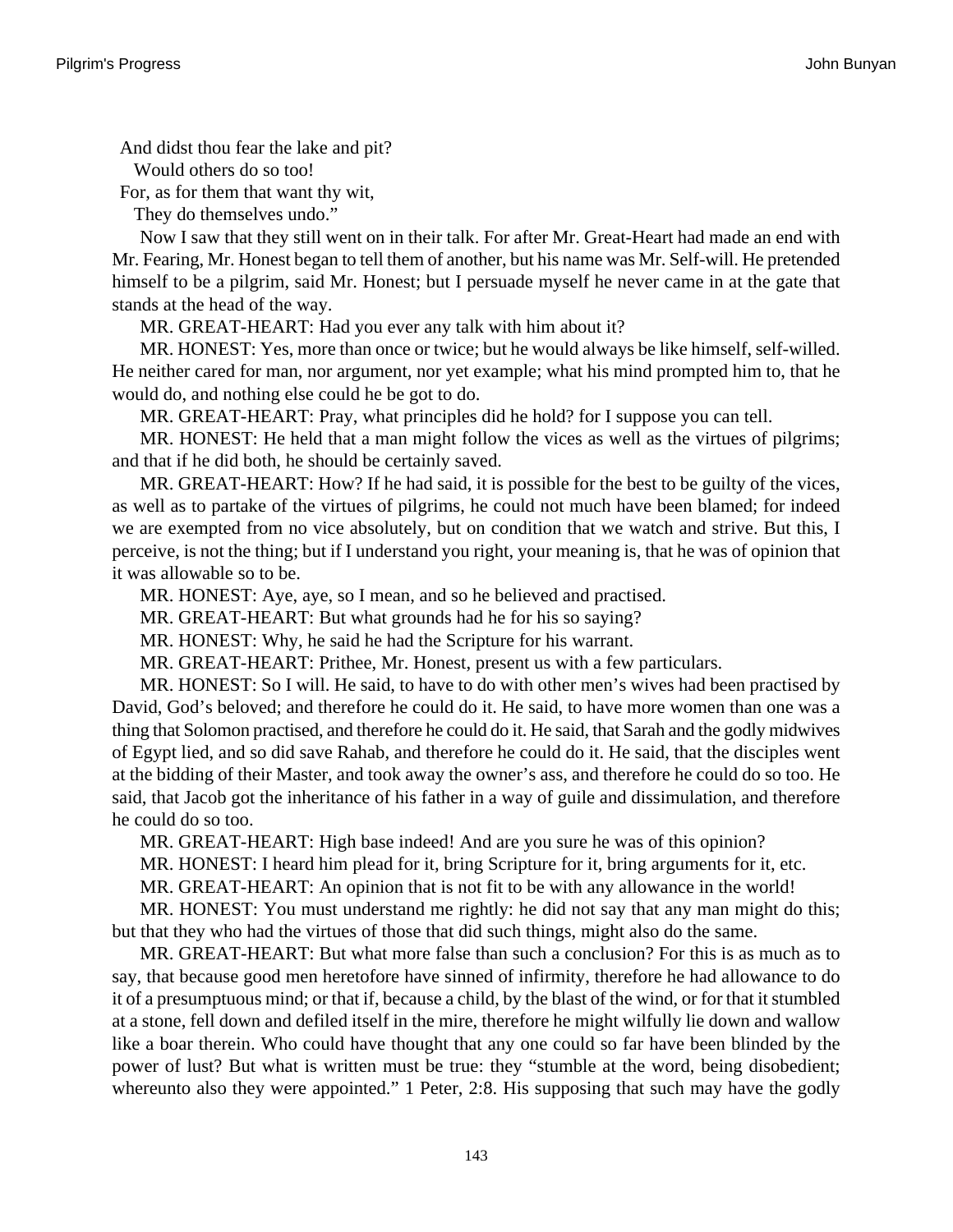And didst thou fear the lake and pit?
  Would others do so too!
For, as for them that want thy wit,
  They do themselves undo."

Now I saw that they still went on in their talk. For after Mr. Great-Heart had made an end with Mr. Fearing, Mr. Honest began to tell them of another, but his name was Mr. Self-will. He pretended himself to be a pilgrim, said Mr. Honest; but I persuade myself he never came in at the gate that stands at the head of the way.

MR. GREAT-HEART: Had you ever any talk with him about it?

MR. HONEST: Yes, more than once or twice; but he would always be like himself, self-willed. He neither cared for man, nor argument, nor yet example; what his mind prompted him to, that he would do, and nothing else could he be got to do.

MR. GREAT-HEART: Pray, what principles did he hold? for I suppose you can tell.

MR. HONEST: He held that a man might follow the vices as well as the virtues of pilgrims; and that if he did both, he should be certainly saved.

MR. GREAT-HEART: How? If he had said, it is possible for the best to be guilty of the vices, as well as to partake of the virtues of pilgrims, he could not much have been blamed; for indeed we are exempted from no vice absolutely, but on condition that we watch and strive. But this, I perceive, is not the thing; but if I understand you right, your meaning is, that he was of opinion that it was allowable so to be.

MR. HONEST: Aye, aye, so I mean, and so he believed and practised.

MR. GREAT-HEART: But what grounds had he for his so saying?

MR. HONEST: Why, he said he had the Scripture for his warrant.

MR. GREAT-HEART: Prithee, Mr. Honest, present us with a few particulars.

MR. HONEST: So I will. He said, to have to do with other men's wives had been practised by David, God's beloved; and therefore he could do it. He said, to have more women than one was a thing that Solomon practised, and therefore he could do it. He said, that Sarah and the godly midwives of Egypt lied, and so did save Rahab, and therefore he could do it. He said, that the disciples went at the bidding of their Master, and took away the owner's ass, and therefore he could do so too. He said, that Jacob got the inheritance of his father in a way of guile and dissimulation, and therefore he could do so too.

MR. GREAT-HEART: High base indeed! And are you sure he was of this opinion?

MR. HONEST: I heard him plead for it, bring Scripture for it, bring arguments for it, etc.

MR. GREAT-HEART: An opinion that is not fit to be with any allowance in the world!

MR. HONEST: You must understand me rightly: he did not say that any man might do this; but that they who had the virtues of those that did such things, might also do the same.

MR. GREAT-HEART: But what more false than such a conclusion? For this is as much as to say, that because good men heretofore have sinned of infirmity, therefore he had allowance to do it of a presumptuous mind; or that if, because a child, by the blast of the wind, or for that it stumbled at a stone, fell down and defiled itself in the mire, therefore he might wilfully lie down and wallow like a boar therein. Who could have thought that any one could so far have been blinded by the power of lust? But what is written must be true: they "stumble at the word, being disobedient; whereunto also they were appointed." 1 Peter, 2:8. His supposing that such may have the godly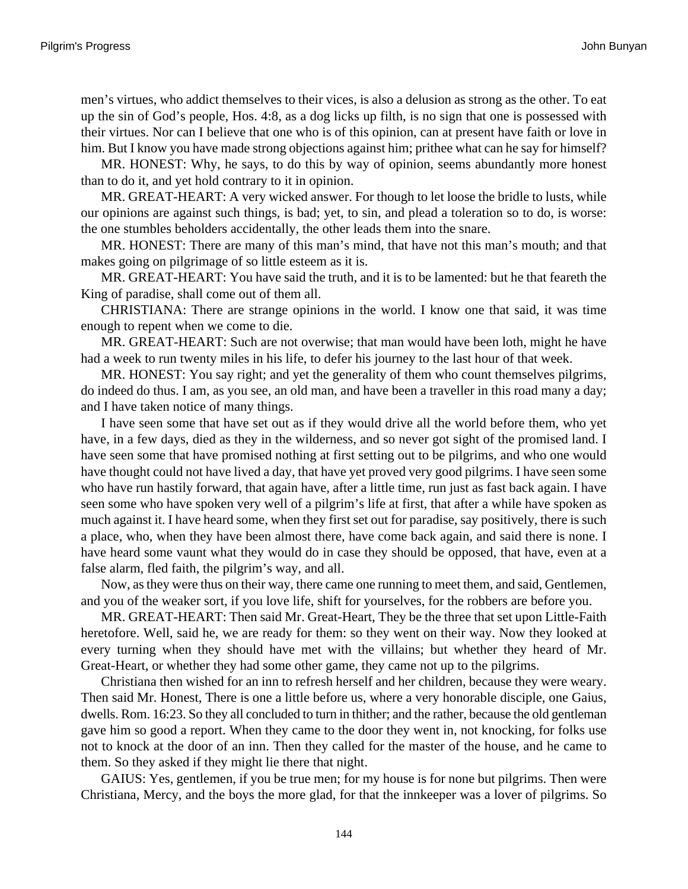men’s virtues, who addict themselves to their vices, is also a delusion as strong as the other. To eat up the sin of God’s people, Hos. 4:8, as a dog licks up filth, is no sign that one is possessed with their virtues. Nor can I believe that one who is of this opinion, can at present have faith or love in him. But I know you have made strong objections against him; prithee what can he say for himself?

MR. HONEST: Why, he says, to do this by way of opinion, seems abundantly more honest than to do it, and yet hold contrary to it in opinion.

MR. GREAT-HEART: A very wicked answer. For though to let loose the bridle to lusts, while our opinions are against such things, is bad; yet, to sin, and plead a toleration so to do, is worse: the one stumbles beholders accidentally, the other leads them into the snare.

MR. HONEST: There are many of this man’s mind, that have not this man’s mouth; and that makes going on pilgrimage of so little esteem as it is.

MR. GREAT-HEART: You have said the truth, and it is to be lamented: but he that feareth the King of paradise, shall come out of them all.

CHRISTIANA: There are strange opinions in the world. I know one that said, it was time enough to repent when we come to die.

MR. GREAT-HEART: Such are not overwise; that man would have been loth, might he have had a week to run twenty miles in his life, to defer his journey to the last hour of that week.

MR. HONEST: You say right; and yet the generality of them who count themselves pilgrims, do indeed do thus. I am, as you see, an old man, and have been a traveller in this road many a day; and I have taken notice of many things.

I have seen some that have set out as if they would drive all the world before them, who yet have, in a few days, died as they in the wilderness, and so never got sight of the promised land. I have seen some that have promised nothing at first setting out to be pilgrims, and who one would have thought could not have lived a day, that have yet proved very good pilgrims. I have seen some who have run hastily forward, that again have, after a little time, run just as fast back again. I have seen some who have spoken very well of a pilgrim’s life at first, that after a while have spoken as much against it. I have heard some, when they first set out for paradise, say positively, there is such a place, who, when they have been almost there, have come back again, and said there is none. I have heard some vaunt what they would do in case they should be opposed, that have, even at a false alarm, fled faith, the pilgrim’s way, and all.

Now, as they were thus on their way, there came one running to meet them, and said, Gentlemen, and you of the weaker sort, if you love life, shift for yourselves, for the robbers are before you.

MR. GREAT-HEART: Then said Mr. Great-Heart, They be the three that set upon Little-Faith heretofore. Well, said he, we are ready for them: so they went on their way. Now they looked at every turning when they should have met with the villains; but whether they heard of Mr. Great-Heart, or whether they had some other game, they came not up to the pilgrims.

Christiana then wished for an inn to refresh herself and her children, because they were weary. Then said Mr. Honest, There is one a little before us, where a very honorable disciple, one Gaius, dwells. Rom. 16:23. So they all concluded to turn in thither; and the rather, because the old gentleman gave him so good a report. When they came to the door they went in, not knocking, for folks use not to knock at the door of an inn. Then they called for the master of the house, and he came to them. So they asked if they might lie there that night.

GAIUS: Yes, gentlemen, if you be true men; for my house is for none but pilgrims. Then were Christiana, Mercy, and the boys the more glad, for that the innkeeper was a lover of pilgrims. So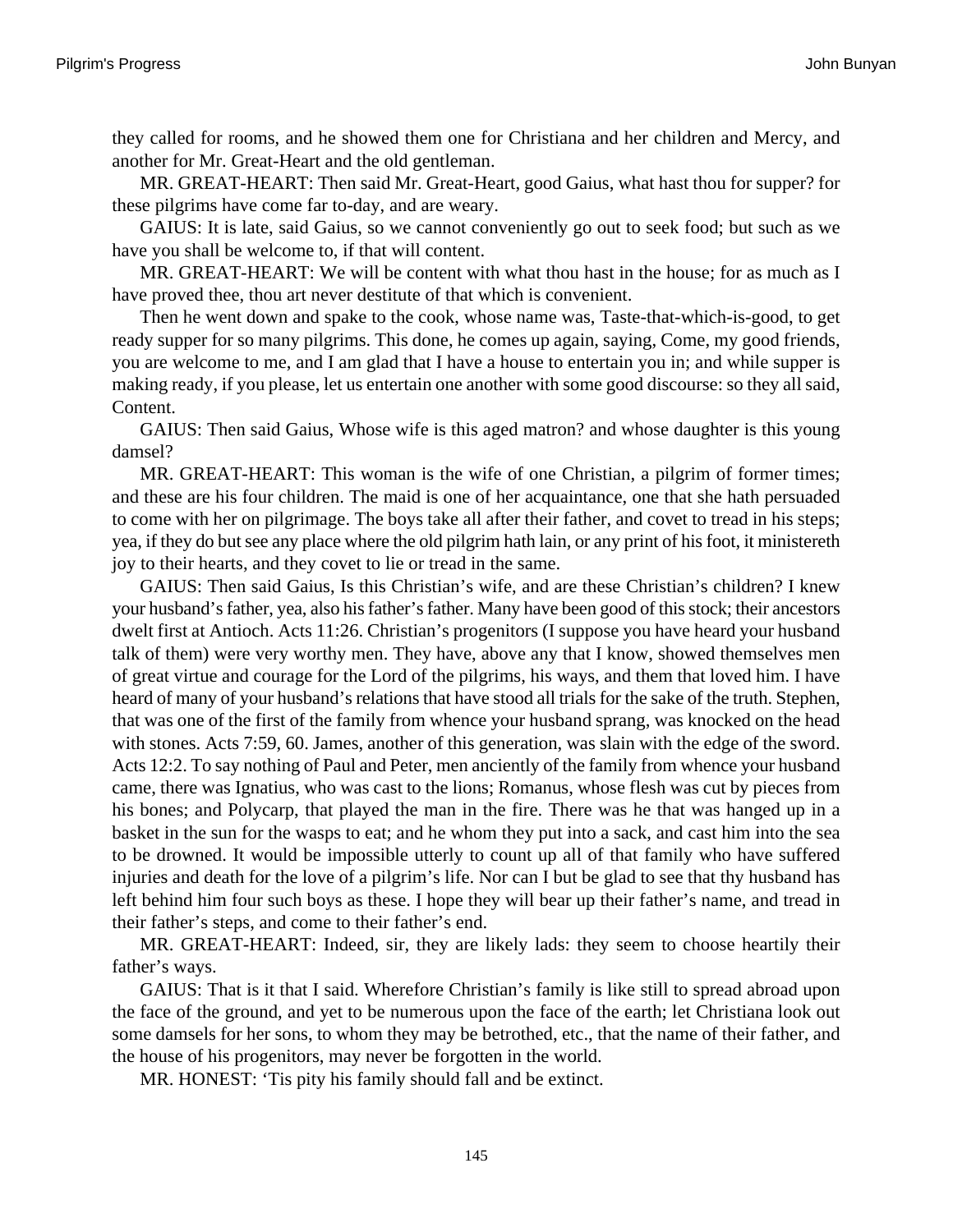they called for rooms, and he showed them one for Christiana and her children and Mercy, and another for Mr. Great-Heart and the old gentleman.

MR. GREAT-HEART: Then said Mr. Great-Heart, good Gaius, what hast thou for supper? for these pilgrims have come far to-day, and are weary.

GAIUS: It is late, said Gaius, so we cannot conveniently go out to seek food; but such as we have you shall be welcome to, if that will content.

MR. GREAT-HEART: We will be content with what thou hast in the house; for as much as I have proved thee, thou art never destitute of that which is convenient.

Then he went down and spake to the cook, whose name was, Taste-that-which-is-good, to get ready supper for so many pilgrims. This done, he comes up again, saying, Come, my good friends, you are welcome to me, and I am glad that I have a house to entertain you in; and while supper is making ready, if you please, let us entertain one another with some good discourse: so they all said, Content.

GAIUS: Then said Gaius, Whose wife is this aged matron? and whose daughter is this young damsel?

MR. GREAT-HEART: This woman is the wife of one Christian, a pilgrim of former times; and these are his four children. The maid is one of her acquaintance, one that she hath persuaded to come with her on pilgrimage. The boys take all after their father, and covet to tread in his steps; yea, if they do but see any place where the old pilgrim hath lain, or any print of his foot, it ministereth joy to their hearts, and they covet to lie or tread in the same.

GAIUS: Then said Gaius, Is this Christian's wife, and are these Christian's children? I knew your husband's father, yea, also his father's father. Many have been good of this stock; their ancestors dwelt first at Antioch. Acts 11:26. Christian's progenitors (I suppose you have heard your husband talk of them) were very worthy men. They have, above any that I know, showed themselves men of great virtue and courage for the Lord of the pilgrims, his ways, and them that loved him. I have heard of many of your husband's relations that have stood all trials for the sake of the truth. Stephen, that was one of the first of the family from whence your husband sprang, was knocked on the head with stones. Acts 7:59, 60. James, another of this generation, was slain with the edge of the sword. Acts 12:2. To say nothing of Paul and Peter, men anciently of the family from whence your husband came, there was Ignatius, who was cast to the lions; Romanus, whose flesh was cut by pieces from his bones; and Polycarp, that played the man in the fire. There was he that was hanged up in a basket in the sun for the wasps to eat; and he whom they put into a sack, and cast him into the sea to be drowned. It would be impossible utterly to count up all of that family who have suffered injuries and death for the love of a pilgrim's life. Nor can I but be glad to see that thy husband has left behind him four such boys as these. I hope they will bear up their father's name, and tread in their father's steps, and come to their father's end.

MR. GREAT-HEART: Indeed, sir, they are likely lads: they seem to choose heartily their father's ways.

GAIUS: That is it that I said. Wherefore Christian's family is like still to spread abroad upon the face of the ground, and yet to be numerous upon the face of the earth; let Christiana look out some damsels for her sons, to whom they may be betrothed, etc., that the name of their father, and the house of his progenitors, may never be forgotten in the world.

MR. HONEST: 'Tis pity his family should fall and be extinct.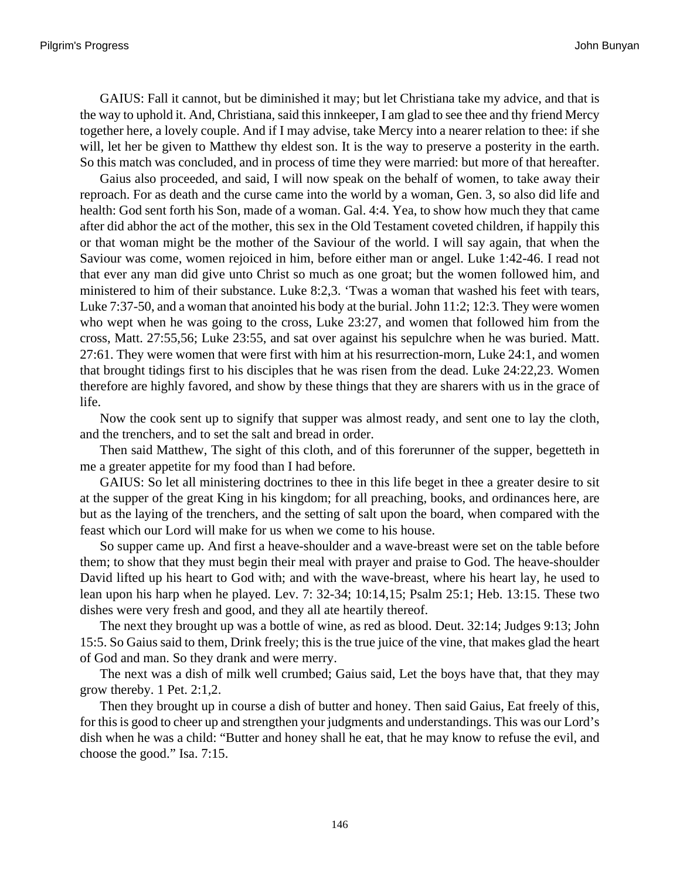GAIUS: Fall it cannot, but be diminished it may; but let Christiana take my advice, and that is the way to uphold it. And, Christiana, said this innkeeper, I am glad to see thee and thy friend Mercy together here, a lovely couple. And if I may advise, take Mercy into a nearer relation to thee: if she will, let her be given to Matthew thy eldest son. It is the way to preserve a posterity in the earth. So this match was concluded, and in process of time they were married: but more of that hereafter.

Gaius also proceeded, and said, I will now speak on the behalf of women, to take away their reproach. For as death and the curse came into the world by a woman, Gen. 3, so also did life and health: God sent forth his Son, made of a woman. Gal. 4:4. Yea, to show how much they that came after did abhor the act of the mother, this sex in the Old Testament coveted children, if happily this or that woman might be the mother of the Saviour of the world. I will say again, that when the Saviour was come, women rejoiced in him, before either man or angel. Luke 1:42-46. I read not that ever any man did give unto Christ so much as one groat; but the women followed him, and ministered to him of their substance. Luke 8:2,3. 'Twas a woman that washed his feet with tears, Luke 7:37-50, and a woman that anointed his body at the burial. John 11:2; 12:3. They were women who wept when he was going to the cross, Luke 23:27, and women that followed him from the cross, Matt. 27:55,56; Luke 23:55, and sat over against his sepulchre when he was buried. Matt. 27:61. They were women that were first with him at his resurrection-morn, Luke 24:1, and women that brought tidings first to his disciples that he was risen from the dead. Luke 24:22,23. Women therefore are highly favored, and show by these things that they are sharers with us in the grace of life.

Now the cook sent up to signify that supper was almost ready, and sent one to lay the cloth, and the trenchers, and to set the salt and bread in order.

Then said Matthew, The sight of this cloth, and of this forerunner of the supper, begetteth in me a greater appetite for my food than I had before.

GAIUS: So let all ministering doctrines to thee in this life beget in thee a greater desire to sit at the supper of the great King in his kingdom; for all preaching, books, and ordinances here, are but as the laying of the trenchers, and the setting of salt upon the board, when compared with the feast which our Lord will make for us when we come to his house.

So supper came up. And first a heave-shoulder and a wave-breast were set on the table before them; to show that they must begin their meal with prayer and praise to God. The heave-shoulder David lifted up his heart to God with; and with the wave-breast, where his heart lay, he used to lean upon his harp when he played. Lev. 7: 32-34; 10:14,15; Psalm 25:1; Heb. 13:15. These two dishes were very fresh and good, and they all ate heartily thereof.

The next they brought up was a bottle of wine, as red as blood. Deut. 32:14; Judges 9:13; John 15:5. So Gaius said to them, Drink freely; this is the true juice of the vine, that makes glad the heart of God and man. So they drank and were merry.

The next was a dish of milk well crumbed; Gaius said, Let the boys have that, that they may grow thereby. 1 Pet. 2:1,2.

Then they brought up in course a dish of butter and honey. Then said Gaius, Eat freely of this, for this is good to cheer up and strengthen your judgments and understandings. This was our Lord's dish when he was a child: "Butter and honey shall he eat, that he may know to refuse the evil, and choose the good." Isa. 7:15.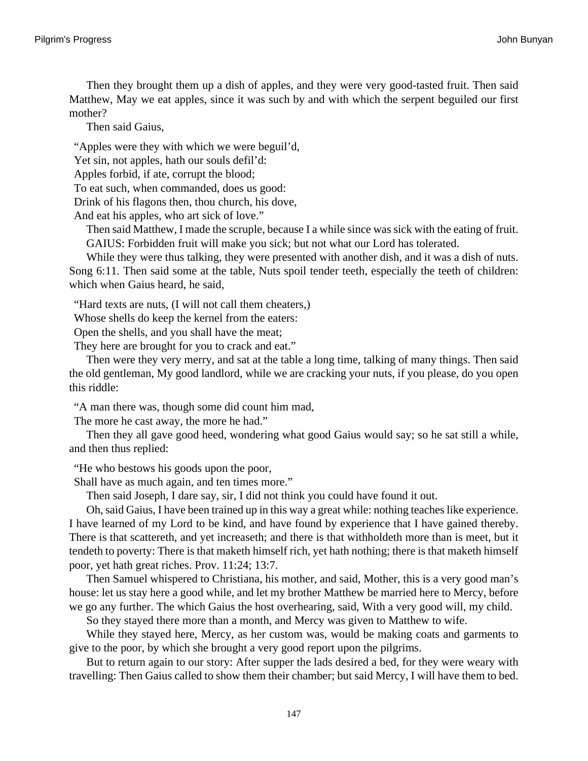Then they brought them up a dish of apples, and they were very good-tasted fruit. Then said Matthew, May we eat apples, since it was such by and with which the serpent beguiled our first mother?

Then said Gaius,

“Apples were they with which we were beguil’d,  
Yet sin, not apples, hath our souls defil’d:  
Apples forbid, if ate, corrupt the blood;  
To eat such, when commanded, does us good:  
Drink of his flagons then, thou church, his dove,  
And eat his apples, who art sick of love.”

Then said Matthew, I made the scruple, because I a while since was sick with the eating of fruit.

GAIUS: Forbidden fruit will make you sick; but not what our Lord has tolerated.

While they were thus talking, they were presented with another dish, and it was a dish of nuts. Song 6:11. Then said some at the table, Nuts spoil tender teeth, especially the teeth of children: which when Gaius heard, he said,

“Hard texts are nuts, (I will not call them cheaters,)  
Whose shells do keep the kernel from the eaters:  
Open the shells, and you shall have the meat;  
They here are brought for you to crack and eat.”

Then were they very merry, and sat at the table a long time, talking of many things. Then said the old gentleman, My good landlord, while we are cracking your nuts, if you please, do you open this riddle:

“A man there was, though some did count him mad,  
The more he cast away, the more he had.”

Then they all gave good heed, wondering what good Gaius would say; so he sat still a while, and then thus replied:

“He who bestows his goods upon the poor,  
Shall have as much again, and ten times more.”

Then said Joseph, I dare say, sir, I did not think you could have found it out.

Oh, said Gaius, I have been trained up in this way a great while: nothing teaches like experience. I have learned of my Lord to be kind, and have found by experience that I have gained thereby. There is that scattereth, and yet increaseth; and there is that withholdeth more than is meet, but it tendeth to poverty: There is that maketh himself rich, yet hath nothing; there is that maketh himself poor, yet hath great riches. Prov. 11:24; 13:7.

Then Samuel whispered to Christiana, his mother, and said, Mother, this is a very good man’s house: let us stay here a good while, and let my brother Matthew be married here to Mercy, before we go any further. The which Gaius the host overhearing, said, With a very good will, my child.

So they stayed there more than a month, and Mercy was given to Matthew to wife.

While they stayed here, Mercy, as her custom was, would be making coats and garments to give to the poor, by which she brought a very good report upon the pilgrims.

But to return again to our story: After supper the lads desired a bed, for they were weary with travelling: Then Gaius called to show them their chamber; but said Mercy, I will have them to bed.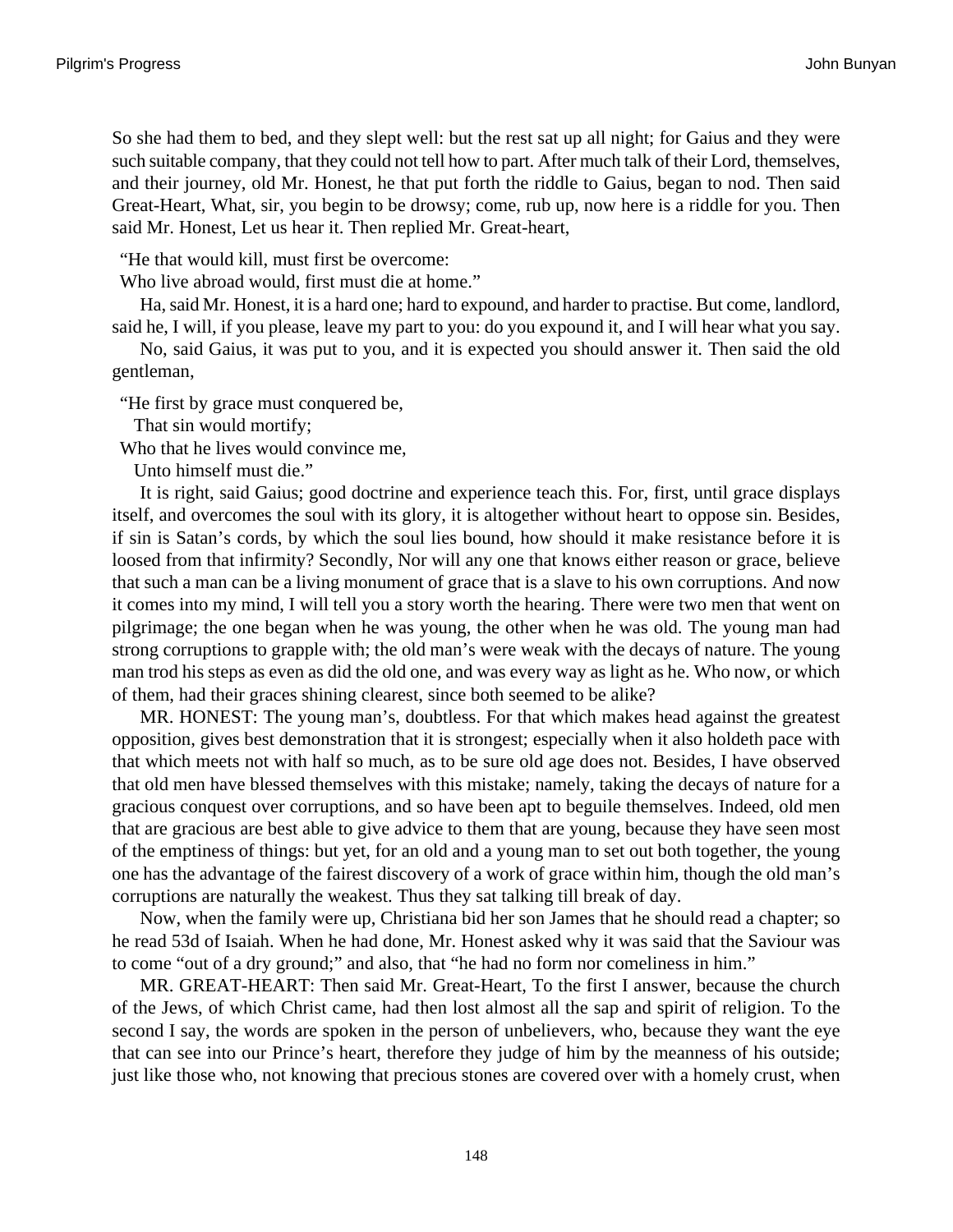So she had them to bed, and they slept well: but the rest sat up all night; for Gaius and they were such suitable company, that they could not tell how to part. After much talk of their Lord, themselves, and their journey, old Mr. Honest, he that put forth the riddle to Gaius, began to nod. Then said Great-Heart, What, sir, you begin to be drowsy; come, rub up, now here is a riddle for you. Then said Mr. Honest, Let us hear it. Then replied Mr. Great-heart,

"He that would kill, must first be overcome:  
Who live abroad would, first must die at home."

Ha, said Mr. Honest, it is a hard one; hard to expound, and harder to practise. But come, landlord, said he, I will, if you please, leave my part to you: do you expound it, and I will hear what you say.

No, said Gaius, it was put to you, and it is expected you should answer it. Then said the old gentleman,

"He first by grace must conquered be,  
That sin would mortify;  
Who that he lives would convince me,  
Unto himself must die."

It is right, said Gaius; good doctrine and experience teach this. For, first, until grace displays itself, and overcomes the soul with its glory, it is altogether without heart to oppose sin. Besides, if sin is Satan's cords, by which the soul lies bound, how should it make resistance before it is loosed from that infirmity? Secondly, Nor will any one that knows either reason or grace, believe that such a man can be a living monument of grace that is a slave to his own corruptions. And now it comes into my mind, I will tell you a story worth the hearing. There were two men that went on pilgrimage; the one began when he was young, the other when he was old. The young man had strong corruptions to grapple with; the old man's were weak with the decays of nature. The young man trod his steps as even as did the old one, and was every way as light as he. Who now, or which of them, had their graces shining clearest, since both seemed to be alike?

MR. HONEST: The young man's, doubtless. For that which makes head against the greatest opposition, gives best demonstration that it is strongest; especially when it also holdeth pace with that which meets not with half so much, as to be sure old age does not. Besides, I have observed that old men have blessed themselves with this mistake; namely, taking the decays of nature for a gracious conquest over corruptions, and so have been apt to beguile themselves. Indeed, old men that are gracious are best able to give advice to them that are young, because they have seen most of the emptiness of things: but yet, for an old and a young man to set out both together, the young one has the advantage of the fairest discovery of a work of grace within him, though the old man's corruptions are naturally the weakest. Thus they sat talking till break of day.

Now, when the family were up, Christiana bid her son James that he should read a chapter; so he read 53d of Isaiah. When he had done, Mr. Honest asked why it was said that the Saviour was to come "out of a dry ground;" and also, that "he had no form nor comeliness in him."

MR. GREAT-HEART: Then said Mr. Great-Heart, To the first I answer, because the church of the Jews, of which Christ came, had then lost almost all the sap and spirit of religion. To the second I say, the words are spoken in the person of unbelievers, who, because they want the eye that can see into our Prince's heart, therefore they judge of him by the meanness of his outside; just like those who, not knowing that precious stones are covered over with a homely crust, when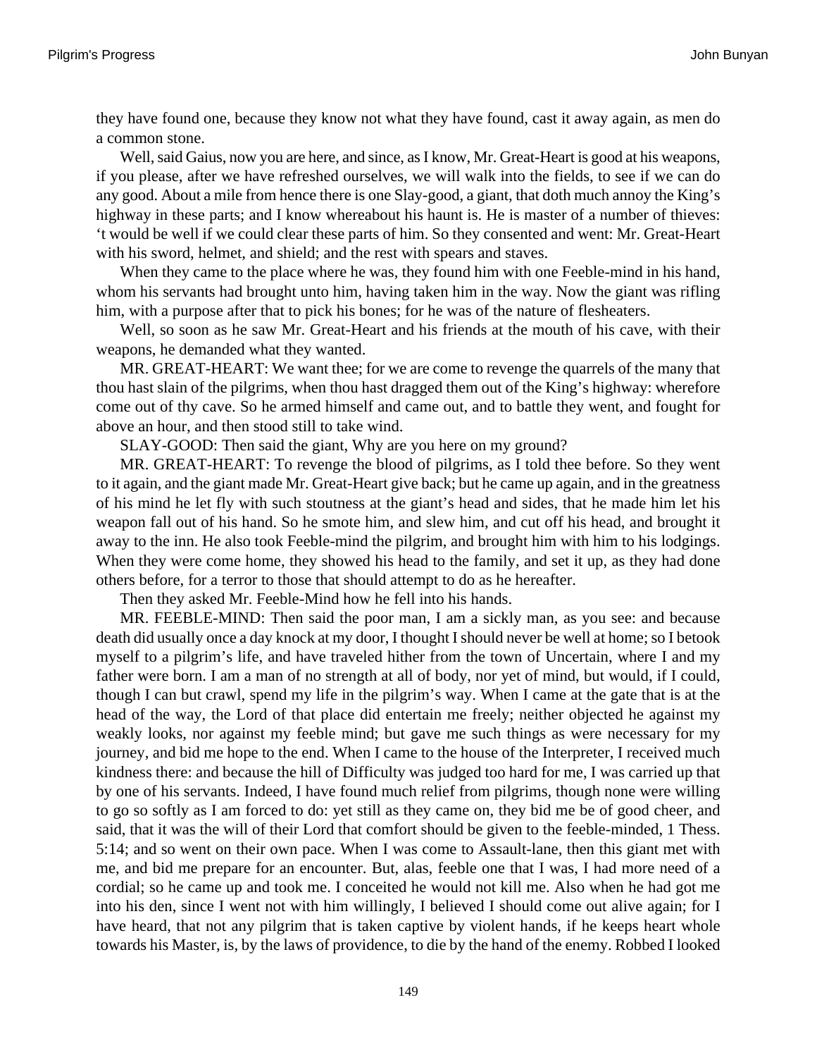they have found one, because they know not what they have found, cast it away again, as men do a common stone.

Well, said Gaius, now you are here, and since, as I know, Mr. Great-Heart is good at his weapons, if you please, after we have refreshed ourselves, we will walk into the fields, to see if we can do any good. About a mile from hence there is one Slay-good, a giant, that doth much annoy the King's highway in these parts; and I know whereabout his haunt is. He is master of a number of thieves: 't would be well if we could clear these parts of him. So they consented and went: Mr. Great-Heart with his sword, helmet, and shield; and the rest with spears and staves.

When they came to the place where he was, they found him with one Feeble-mind in his hand, whom his servants had brought unto him, having taken him in the way. Now the giant was rifling him, with a purpose after that to pick his bones; for he was of the nature of flesheaters.

Well, so soon as he saw Mr. Great-Heart and his friends at the mouth of his cave, with their weapons, he demanded what they wanted.

MR. GREAT-HEART: We want thee; for we are come to revenge the quarrels of the many that thou hast slain of the pilgrims, when thou hast dragged them out of the King's highway: wherefore come out of thy cave. So he armed himself and came out, and to battle they went, and fought for above an hour, and then stood still to take wind.

SLAY-GOOD: Then said the giant, Why are you here on my ground?

MR. GREAT-HEART: To revenge the blood of pilgrims, as I told thee before. So they went to it again, and the giant made Mr. Great-Heart give back; but he came up again, and in the greatness of his mind he let fly with such stoutness at the giant's head and sides, that he made him let his weapon fall out of his hand. So he smote him, and slew him, and cut off his head, and brought it away to the inn. He also took Feeble-mind the pilgrim, and brought him with him to his lodgings. When they were come home, they showed his head to the family, and set it up, as they had done others before, for a terror to those that should attempt to do as he hereafter.

Then they asked Mr. Feeble-Mind how he fell into his hands.

MR. FEEBLE-MIND: Then said the poor man, I am a sickly man, as you see: and because death did usually once a day knock at my door, I thought I should never be well at home; so I betook myself to a pilgrim's life, and have traveled hither from the town of Uncertain, where I and my father were born. I am a man of no strength at all of body, nor yet of mind, but would, if I could, though I can but crawl, spend my life in the pilgrim's way. When I came at the gate that is at the head of the way, the Lord of that place did entertain me freely; neither objected he against my weakly looks, nor against my feeble mind; but gave me such things as were necessary for my journey, and bid me hope to the end. When I came to the house of the Interpreter, I received much kindness there: and because the hill of Difficulty was judged too hard for me, I was carried up that by one of his servants. Indeed, I have found much relief from pilgrims, though none were willing to go so softly as I am forced to do: yet still as they came on, they bid me be of good cheer, and said, that it was the will of their Lord that comfort should be given to the feeble-minded, 1 Thess. 5:14; and so went on their own pace. When I was come to Assault-lane, then this giant met with me, and bid me prepare for an encounter. But, alas, feeble one that I was, I had more need of a cordial; so he came up and took me. I conceited he would not kill me. Also when he had got me into his den, since I went not with him willingly, I believed I should come out alive again; for I have heard, that not any pilgrim that is taken captive by violent hands, if he keeps heart whole towards his Master, is, by the laws of providence, to die by the hand of the enemy. Robbed I looked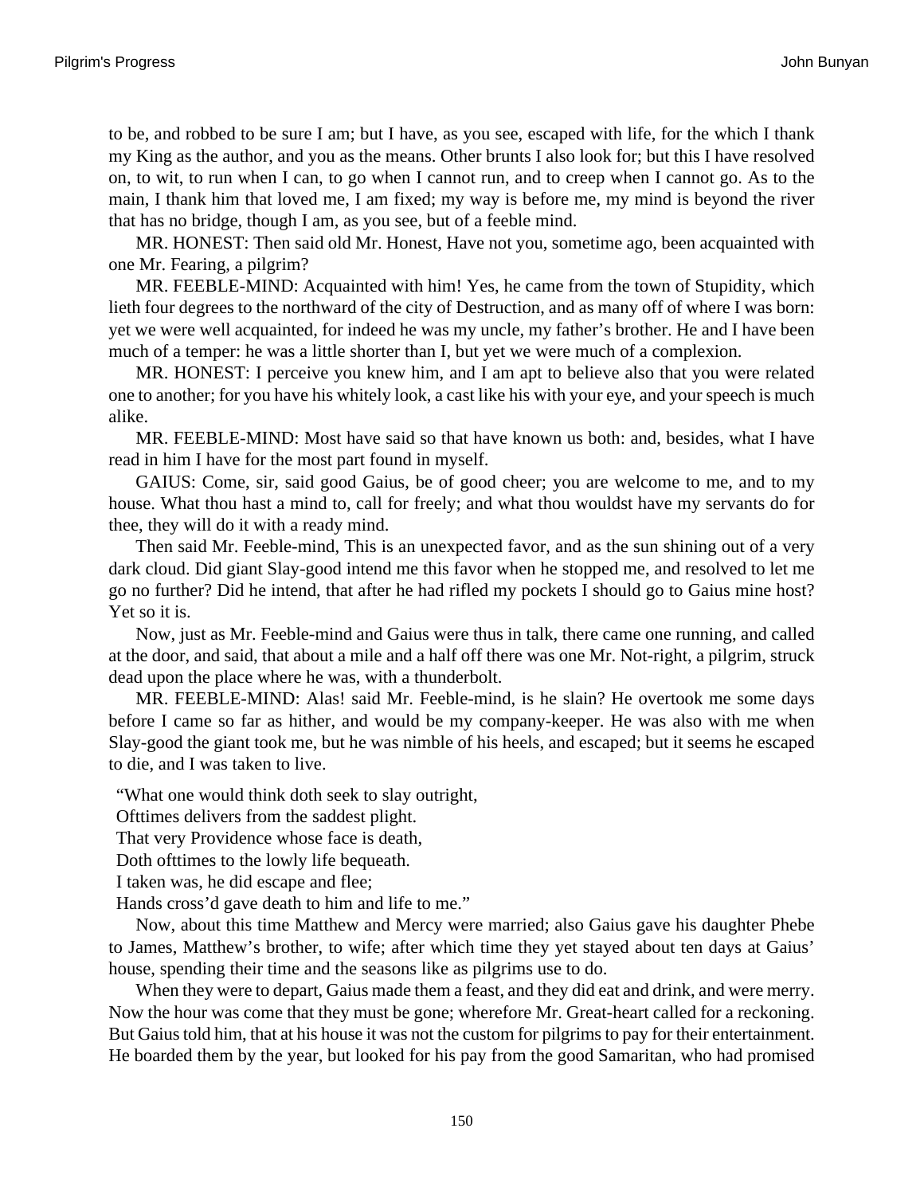to be, and robbed to be sure I am; but I have, as you see, escaped with life, for the which I thank my King as the author, and you as the means. Other brunts I also look for; but this I have resolved on, to wit, to run when I can, to go when I cannot run, and to creep when I cannot go. As to the main, I thank him that loved me, I am fixed; my way is before me, my mind is beyond the river that has no bridge, though I am, as you see, but of a feeble mind.

MR. HONEST: Then said old Mr. Honest, Have not you, sometime ago, been acquainted with one Mr. Fearing, a pilgrim?

MR. FEEBLE-MIND: Acquainted with him! Yes, he came from the town of Stupidity, which lieth four degrees to the northward of the city of Destruction, and as many off of where I was born: yet we were well acquainted, for indeed he was my uncle, my father's brother. He and I have been much of a temper: he was a little shorter than I, but yet we were much of a complexion.

MR. HONEST: I perceive you knew him, and I am apt to believe also that you were related one to another; for you have his whitely look, a cast like his with your eye, and your speech is much alike.

MR. FEEBLE-MIND: Most have said so that have known us both: and, besides, what I have read in him I have for the most part found in myself.

GAIUS: Come, sir, said good Gaius, be of good cheer; you are welcome to me, and to my house. What thou hast a mind to, call for freely; and what thou wouldst have my servants do for thee, they will do it with a ready mind.

Then said Mr. Feeble-mind, This is an unexpected favor, and as the sun shining out of a very dark cloud. Did giant Slay-good intend me this favor when he stopped me, and resolved to let me go no further? Did he intend, that after he had rifled my pockets I should go to Gaius mine host? Yet so it is.

Now, just as Mr. Feeble-mind and Gaius were thus in talk, there came one running, and called at the door, and said, that about a mile and a half off there was one Mr. Not-right, a pilgrim, struck dead upon the place where he was, with a thunderbolt.

MR. FEEBLE-MIND: Alas! said Mr. Feeble-mind, is he slain? He overtook me some days before I came so far as hither, and would be my company-keeper. He was also with me when Slay-good the giant took me, but he was nimble of his heels, and escaped; but it seems he escaped to die, and I was taken to live.

"What one would think doth seek to slay outright,
Ofttimes delivers from the saddest plight.
That very Providence whose face is death,
Doth ofttimes to the lowly life bequeath.
I taken was, he did escape and flee;
Hands cross'd gave death to him and life to me."

Now, about this time Matthew and Mercy were married; also Gaius gave his daughter Phebe to James, Matthew's brother, to wife; after which time they yet stayed about ten days at Gaius' house, spending their time and the seasons like as pilgrims use to do.

When they were to depart, Gaius made them a feast, and they did eat and drink, and were merry. Now the hour was come that they must be gone; wherefore Mr. Great-heart called for a reckoning. But Gaius told him, that at his house it was not the custom for pilgrims to pay for their entertainment. He boarded them by the year, but looked for his pay from the good Samaritan, who had promised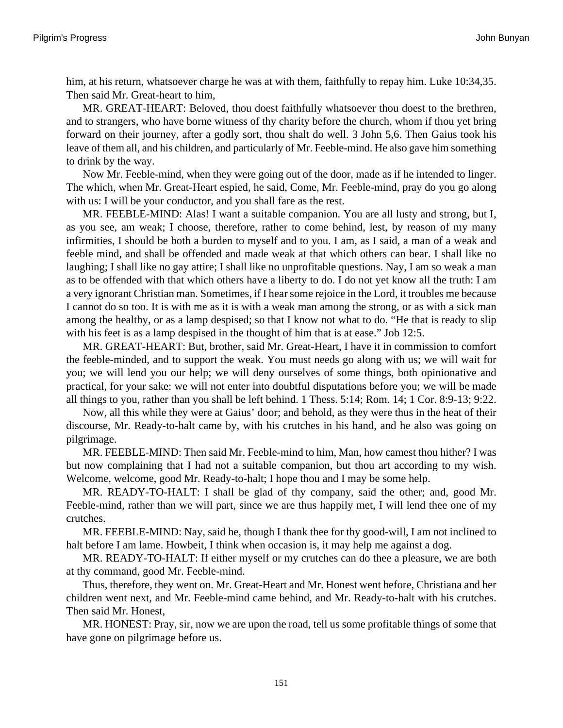him, at his return, whatsoever charge he was at with them, faithfully to repay him. Luke 10:34,35. Then said Mr. Great-heart to him,

MR. GREAT-HEART: Beloved, thou doest faithfully whatsoever thou doest to the brethren, and to strangers, who have borne witness of thy charity before the church, whom if thou yet bring forward on their journey, after a godly sort, thou shalt do well. 3 John 5,6. Then Gaius took his leave of them all, and his children, and particularly of Mr. Feeble-mind. He also gave him something to drink by the way.

Now Mr. Feeble-mind, when they were going out of the door, made as if he intended to linger. The which, when Mr. Great-Heart espied, he said, Come, Mr. Feeble-mind, pray do you go along with us: I will be your conductor, and you shall fare as the rest.

MR. FEEBLE-MIND: Alas! I want a suitable companion. You are all lusty and strong, but I, as you see, am weak; I choose, therefore, rather to come behind, lest, by reason of my many infirmities, I should be both a burden to myself and to you. I am, as I said, a man of a weak and feeble mind, and shall be offended and made weak at that which others can bear. I shall like no laughing; I shall like no gay attire; I shall like no unprofitable questions. Nay, I am so weak a man as to be offended with that which others have a liberty to do. I do not yet know all the truth: I am a very ignorant Christian man. Sometimes, if I hear some rejoice in the Lord, it troubles me because I cannot do so too. It is with me as it is with a weak man among the strong, or as with a sick man among the healthy, or as a lamp despised; so that I know not what to do. "He that is ready to slip with his feet is as a lamp despised in the thought of him that is at ease." Job 12:5.

MR. GREAT-HEART: But, brother, said Mr. Great-Heart, I have it in commission to comfort the feeble-minded, and to support the weak. You must needs go along with us; we will wait for you; we will lend you our help; we will deny ourselves of some things, both opinionative and practical, for your sake: we will not enter into doubtful disputations before you; we will be made all things to you, rather than you shall be left behind. 1 Thess. 5:14; Rom. 14; 1 Cor. 8:9-13; 9:22.

Now, all this while they were at Gaius' door; and behold, as they were thus in the heat of their discourse, Mr. Ready-to-halt came by, with his crutches in his hand, and he also was going on pilgrimage.

MR. FEEBLE-MIND: Then said Mr. Feeble-mind to him, Man, how camest thou hither? I was but now complaining that I had not a suitable companion, but thou art according to my wish. Welcome, welcome, good Mr. Ready-to-halt; I hope thou and I may be some help.

MR. READY-TO-HALT: I shall be glad of thy company, said the other; and, good Mr. Feeble-mind, rather than we will part, since we are thus happily met, I will lend thee one of my crutches.

MR. FEEBLE-MIND: Nay, said he, though I thank thee for thy good-will, I am not inclined to halt before I am lame. Howbeit, I think when occasion is, it may help me against a dog.

MR. READY-TO-HALT: If either myself or my crutches can do thee a pleasure, we are both at thy command, good Mr. Feeble-mind.

Thus, therefore, they went on. Mr. Great-Heart and Mr. Honest went before, Christiana and her children went next, and Mr. Feeble-mind came behind, and Mr. Ready-to-halt with his crutches. Then said Mr. Honest,

MR. HONEST: Pray, sir, now we are upon the road, tell us some profitable things of some that have gone on pilgrimage before us.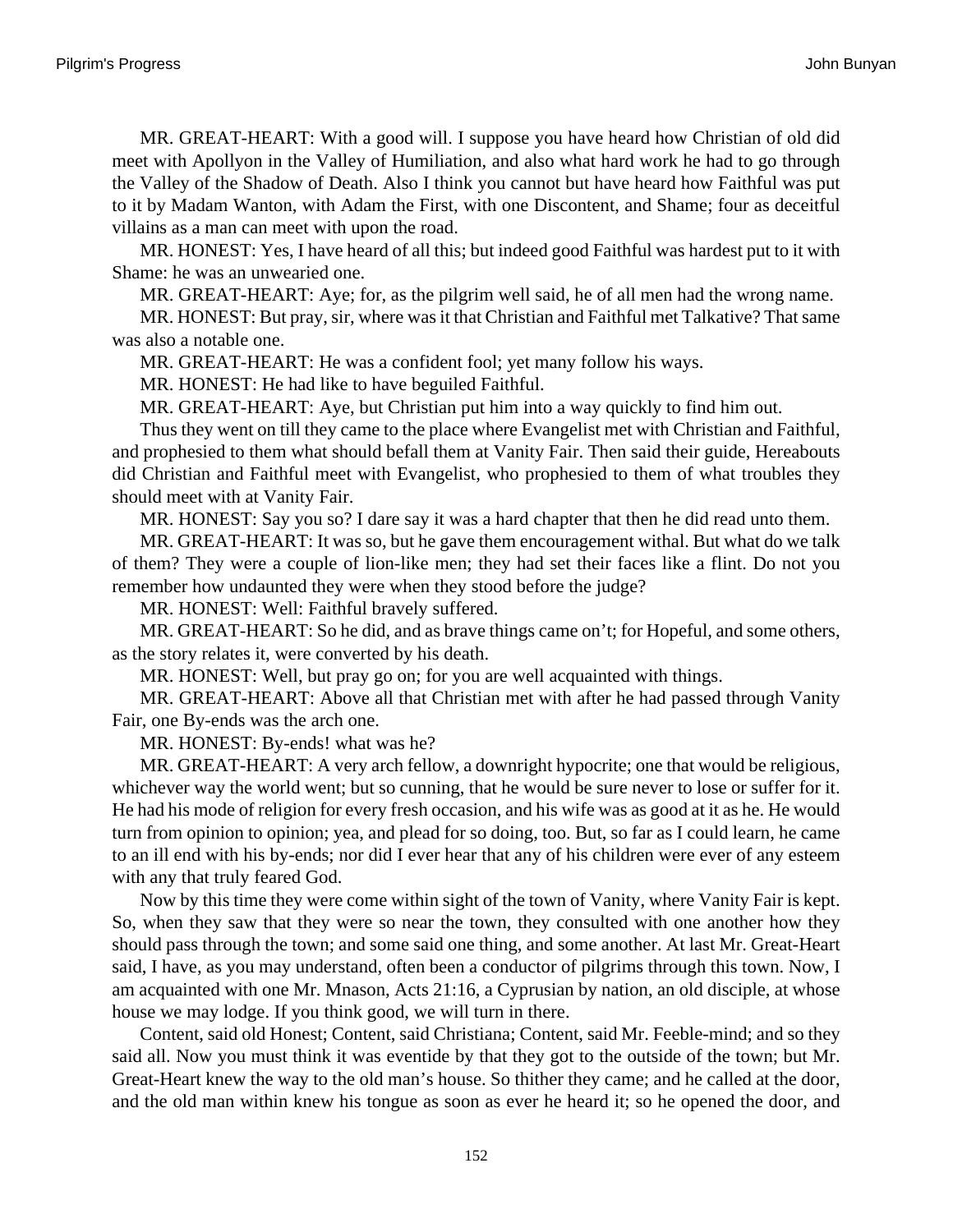MR. GREAT-HEART: With a good will. I suppose you have heard how Christian of old did meet with Apollyon in the Valley of Humiliation, and also what hard work he had to go through the Valley of the Shadow of Death. Also I think you cannot but have heard how Faithful was put to it by Madam Wanton, with Adam the First, with one Discontent, and Shame; four as deceitful villains as a man can meet with upon the road.

MR. HONEST: Yes, I have heard of all this; but indeed good Faithful was hardest put to it with Shame: he was an unwearied one.

MR. GREAT-HEART: Aye; for, as the pilgrim well said, he of all men had the wrong name.

MR. HONEST: But pray, sir, where was it that Christian and Faithful met Talkative? That same was also a notable one.

MR. GREAT-HEART: He was a confident fool; yet many follow his ways.

MR. HONEST: He had like to have beguiled Faithful.

MR. GREAT-HEART: Aye, but Christian put him into a way quickly to find him out.

Thus they went on till they came to the place where Evangelist met with Christian and Faithful, and prophesied to them what should befall them at Vanity Fair. Then said their guide, Hereabouts did Christian and Faithful meet with Evangelist, who prophesied to them of what troubles they should meet with at Vanity Fair.

MR. HONEST: Say you so? I dare say it was a hard chapter that then he did read unto them.

MR. GREAT-HEART: It was so, but he gave them encouragement withal. But what do we talk of them? They were a couple of lion-like men; they had set their faces like a flint. Do not you remember how undaunted they were when they stood before the judge?

MR. HONEST: Well: Faithful bravely suffered.

MR. GREAT-HEART: So he did, and as brave things came on't; for Hopeful, and some others, as the story relates it, were converted by his death.

MR. HONEST: Well, but pray go on; for you are well acquainted with things.

MR. GREAT-HEART: Above all that Christian met with after he had passed through Vanity Fair, one By-ends was the arch one.

MR. HONEST: By-ends! what was he?

MR. GREAT-HEART: A very arch fellow, a downright hypocrite; one that would be religious, whichever way the world went; but so cunning, that he would be sure never to lose or suffer for it. He had his mode of religion for every fresh occasion, and his wife was as good at it as he. He would turn from opinion to opinion; yea, and plead for so doing, too. But, so far as I could learn, he came to an ill end with his by-ends; nor did I ever hear that any of his children were ever of any esteem with any that truly feared God.

Now by this time they were come within sight of the town of Vanity, where Vanity Fair is kept. So, when they saw that they were so near the town, they consulted with one another how they should pass through the town; and some said one thing, and some another. At last Mr. Great-Heart said, I have, as you may understand, often been a conductor of pilgrims through this town. Now, I am acquainted with one Mr. Mnason, Acts 21:16, a Cyprusian by nation, an old disciple, at whose house we may lodge. If you think good, we will turn in there.

Content, said old Honest; Content, said Christiana; Content, said Mr. Feeble-mind; and so they said all. Now you must think it was eventide by that they got to the outside of the town; but Mr. Great-Heart knew the way to the old man's house. So thither they came; and he called at the door, and the old man within knew his tongue as soon as ever he heard it; so he opened the door, and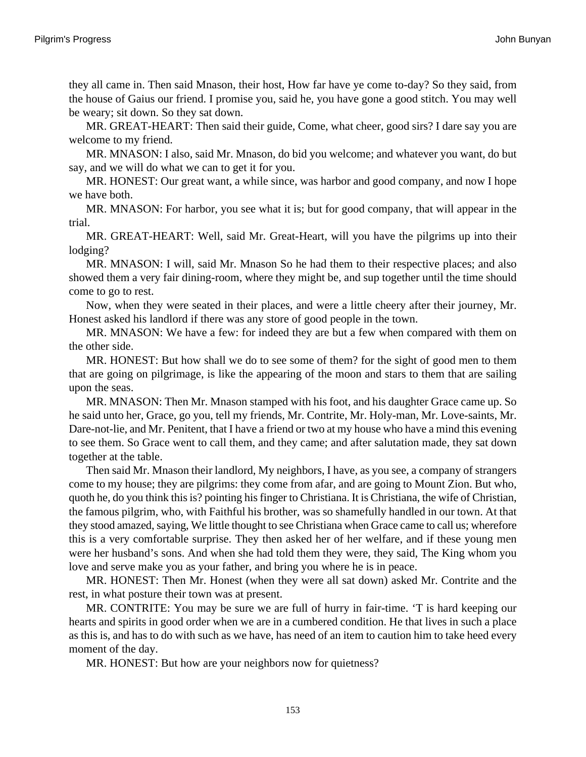they all came in. Then said Mnason, their host, How far have ye come to-day? So they said, from the house of Gaius our friend. I promise you, said he, you have gone a good stitch. You may well be weary; sit down. So they sat down.

MR. GREAT-HEART: Then said their guide, Come, what cheer, good sirs? I dare say you are welcome to my friend.

MR. MNASON: I also, said Mr. Mnason, do bid you welcome; and whatever you want, do but say, and we will do what we can to get it for you.

MR. HONEST: Our great want, a while since, was harbor and good company, and now I hope we have both.

MR. MNASON: For harbor, you see what it is; but for good company, that will appear in the trial.

MR. GREAT-HEART: Well, said Mr. Great-Heart, will you have the pilgrims up into their lodging?

MR. MNASON: I will, said Mr. Mnason So he had them to their respective places; and also showed them a very fair dining-room, where they might be, and sup together until the time should come to go to rest.

Now, when they were seated in their places, and were a little cheery after their journey, Mr. Honest asked his landlord if there was any store of good people in the town.

MR. MNASON: We have a few: for indeed they are but a few when compared with them on the other side.

MR. HONEST: But how shall we do to see some of them? for the sight of good men to them that are going on pilgrimage, is like the appearing of the moon and stars to them that are sailing upon the seas.

MR. MNASON: Then Mr. Mnason stamped with his foot, and his daughter Grace came up. So he said unto her, Grace, go you, tell my friends, Mr. Contrite, Mr. Holy-man, Mr. Love-saints, Mr. Dare-not-lie, and Mr. Penitent, that I have a friend or two at my house who have a mind this evening to see them. So Grace went to call them, and they came; and after salutation made, they sat down together at the table.

Then said Mr. Mnason their landlord, My neighbors, I have, as you see, a company of strangers come to my house; they are pilgrims: they come from afar, and are going to Mount Zion. But who, quoth he, do you think this is? pointing his finger to Christiana. It is Christiana, the wife of Christian, the famous pilgrim, who, with Faithful his brother, was so shamefully handled in our town. At that they stood amazed, saying, We little thought to see Christiana when Grace came to call us; wherefore this is a very comfortable surprise. They then asked her of her welfare, and if these young men were her husband's sons. And when she had told them they were, they said, The King whom you love and serve make you as your father, and bring you where he is in peace.

MR. HONEST: Then Mr. Honest (when they were all sat down) asked Mr. Contrite and the rest, in what posture their town was at present.

MR. CONTRITE: You may be sure we are full of hurry in fair-time. 'T is hard keeping our hearts and spirits in good order when we are in a cumbered condition. He that lives in such a place as this is, and has to do with such as we have, has need of an item to caution him to take heed every moment of the day.

MR. HONEST: But how are your neighbors now for quietness?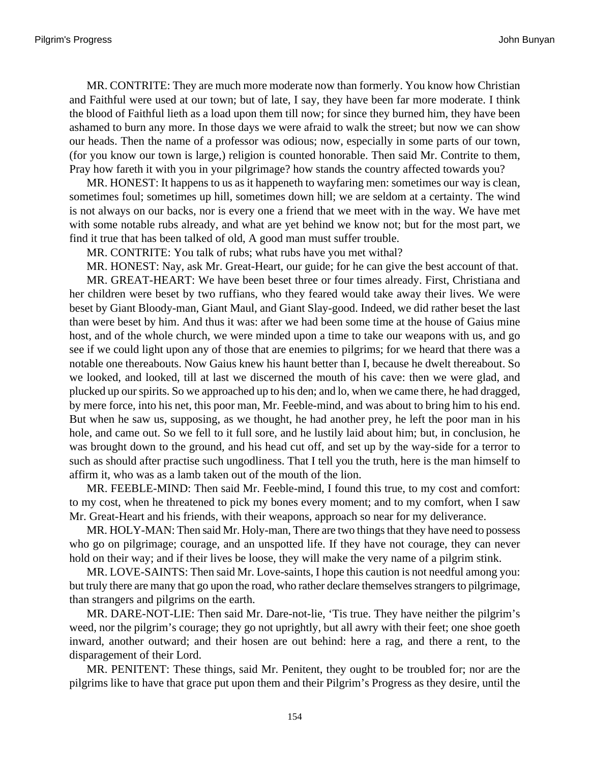MR. CONTRITE: They are much more moderate now than formerly. You know how Christian and Faithful were used at our town; but of late, I say, they have been far more moderate. I think the blood of Faithful lieth as a load upon them till now; for since they burned him, they have been ashamed to burn any more. In those days we were afraid to walk the street; but now we can show our heads. Then the name of a professor was odious; now, especially in some parts of our town, (for you know our town is large,) religion is counted honorable. Then said Mr. Contrite to them, Pray how fareth it with you in your pilgrimage? how stands the country affected towards you?

MR. HONEST: It happens to us as it happeneth to wayfaring men: sometimes our way is clean, sometimes foul; sometimes up hill, sometimes down hill; we are seldom at a certainty. The wind is not always on our backs, nor is every one a friend that we meet with in the way. We have met with some notable rubs already, and what are yet behind we know not; but for the most part, we find it true that has been talked of old, A good man must suffer trouble.

MR. CONTRITE: You talk of rubs; what rubs have you met withal?

MR. HONEST: Nay, ask Mr. Great-Heart, our guide; for he can give the best account of that.

MR. GREAT-HEART: We have been beset three or four times already. First, Christiana and her children were beset by two ruffians, who they feared would take away their lives. We were beset by Giant Bloody-man, Giant Maul, and Giant Slay-good. Indeed, we did rather beset the last than were beset by him. And thus it was: after we had been some time at the house of Gaius mine host, and of the whole church, we were minded upon a time to take our weapons with us, and go see if we could light upon any of those that are enemies to pilgrims; for we heard that there was a notable one thereabouts. Now Gaius knew his haunt better than I, because he dwelt thereabout. So we looked, and looked, till at last we discerned the mouth of his cave: then we were glad, and plucked up our spirits. So we approached up to his den; and lo, when we came there, he had dragged, by mere force, into his net, this poor man, Mr. Feeble-mind, and was about to bring him to his end. But when he saw us, supposing, as we thought, he had another prey, he left the poor man in his hole, and came out. So we fell to it full sore, and he lustily laid about him; but, in conclusion, he was brought down to the ground, and his head cut off, and set up by the way-side for a terror to such as should after practise such ungodliness. That I tell you the truth, here is the man himself to affirm it, who was as a lamb taken out of the mouth of the lion.

MR. FEEBLE-MIND: Then said Mr. Feeble-mind, I found this true, to my cost and comfort: to my cost, when he threatened to pick my bones every moment; and to my comfort, when I saw Mr. Great-Heart and his friends, with their weapons, approach so near for my deliverance.

MR. HOLY-MAN: Then said Mr. Holy-man, There are two things that they have need to possess who go on pilgrimage; courage, and an unspotted life. If they have not courage, they can never hold on their way; and if their lives be loose, they will make the very name of a pilgrim stink.

MR. LOVE-SAINTS: Then said Mr. Love-saints, I hope this caution is not needful among you: but truly there are many that go upon the road, who rather declare themselves strangers to pilgrimage, than strangers and pilgrims on the earth.

MR. DARE-NOT-LIE: Then said Mr. Dare-not-lie, 'Tis true. They have neither the pilgrim's weed, nor the pilgrim's courage; they go not uprightly, but all awry with their feet; one shoe goeth inward, another outward; and their hosen are out behind: here a rag, and there a rent, to the disparagement of their Lord.

MR. PENITENT: These things, said Mr. Penitent, they ought to be troubled for; nor are the pilgrims like to have that grace put upon them and their Pilgrim's Progress as they desire, until the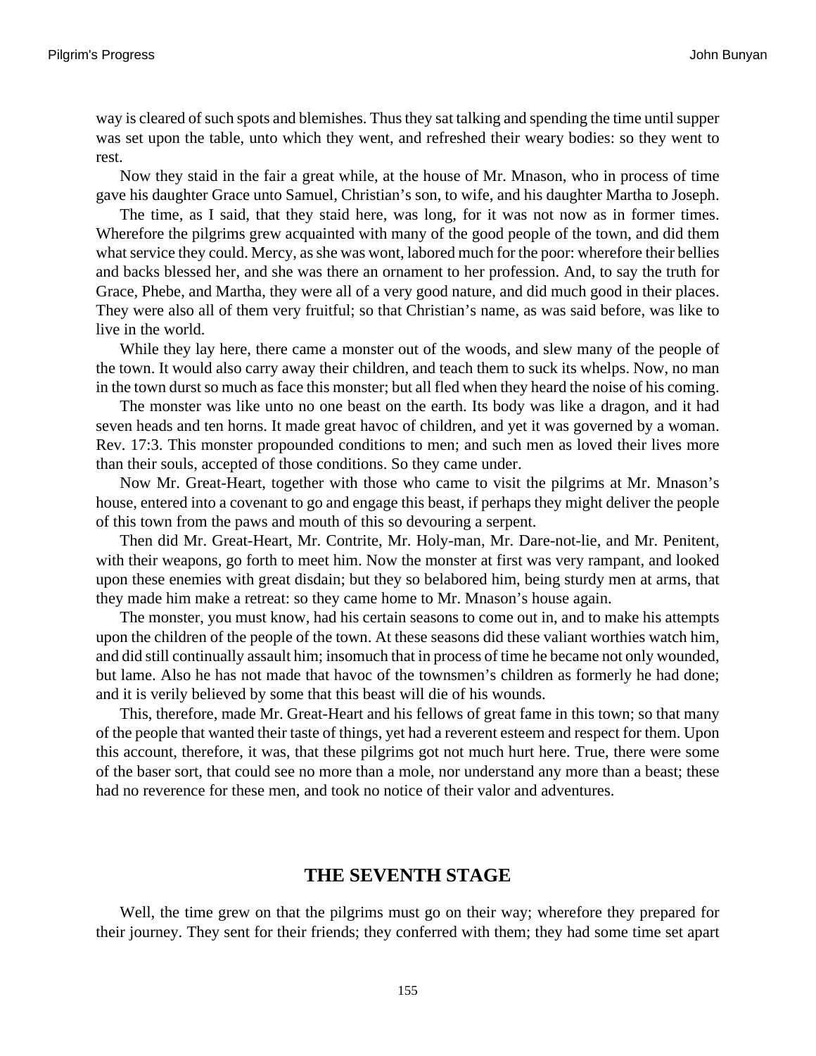way is cleared of such spots and blemishes. Thus they sat talking and spending the time until supper was set upon the table, unto which they went, and refreshed their weary bodies: so they went to rest.

Now they staid in the fair a great while, at the house of Mr. Mnason, who in process of time gave his daughter Grace unto Samuel, Christian's son, to wife, and his daughter Martha to Joseph.

The time, as I said, that they staid here, was long, for it was not now as in former times. Wherefore the pilgrims grew acquainted with many of the good people of the town, and did them what service they could. Mercy, as she was wont, labored much for the poor: wherefore their bellies and backs blessed her, and she was there an ornament to her profession. And, to say the truth for Grace, Phebe, and Martha, they were all of a very good nature, and did much good in their places. They were also all of them very fruitful; so that Christian's name, as was said before, was like to live in the world.

While they lay here, there came a monster out of the woods, and slew many of the people of the town. It would also carry away their children, and teach them to suck its whelps. Now, no man in the town durst so much as face this monster; but all fled when they heard the noise of his coming.

The monster was like unto no one beast on the earth. Its body was like a dragon, and it had seven heads and ten horns. It made great havoc of children, and yet it was governed by a woman. Rev. 17:3. This monster propounded conditions to men; and such men as loved their lives more than their souls, accepted of those conditions. So they came under.

Now Mr. Great-Heart, together with those who came to visit the pilgrims at Mr. Mnason's house, entered into a covenant to go and engage this beast, if perhaps they might deliver the people of this town from the paws and mouth of this so devouring a serpent.

Then did Mr. Great-Heart, Mr. Contrite, Mr. Holy-man, Mr. Dare-not-lie, and Mr. Penitent, with their weapons, go forth to meet him. Now the monster at first was very rampant, and looked upon these enemies with great disdain; but they so belabored him, being sturdy men at arms, that they made him make a retreat: so they came home to Mr. Mnason's house again.

The monster, you must know, had his certain seasons to come out in, and to make his attempts upon the children of the people of the town. At these seasons did these valiant worthies watch him, and did still continually assault him; insomuch that in process of time he became not only wounded, but lame. Also he has not made that havoc of the townsmen's children as formerly he had done; and it is verily believed by some that this beast will die of his wounds.

This, therefore, made Mr. Great-Heart and his fellows of great fame in this town; so that many of the people that wanted their taste of things, yet had a reverent esteem and respect for them. Upon this account, therefore, it was, that these pilgrims got not much hurt here. True, there were some of the baser sort, that could see no more than a mole, nor understand any more than a beast; these had no reverence for these men, and took no notice of their valor and adventures.

## THE SEVENTH STAGE

Well, the time grew on that the pilgrims must go on their way; wherefore they prepared for their journey. They sent for their friends; they conferred with them; they had some time set apart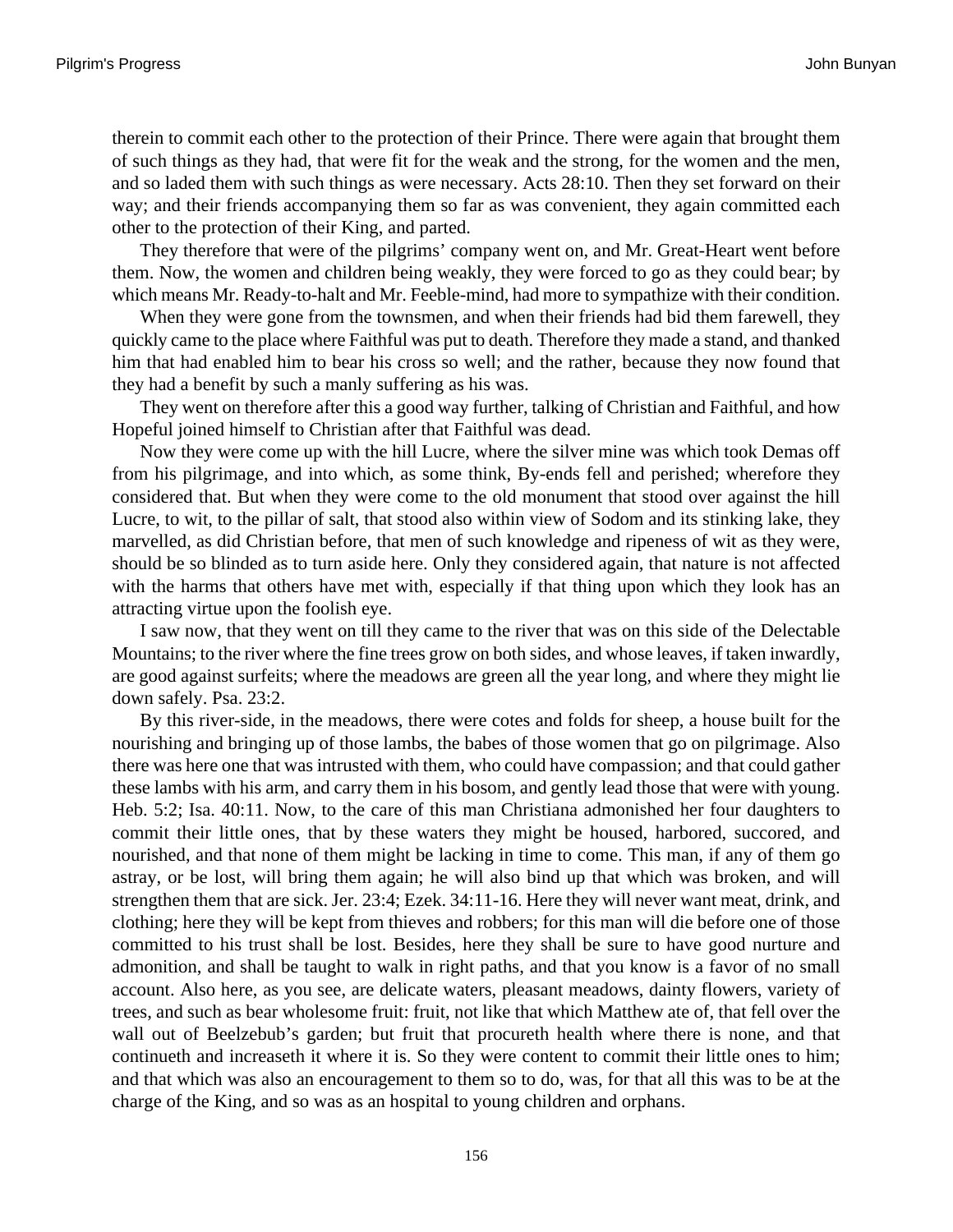therein to commit each other to the protection of their Prince. There were again that brought them of such things as they had, that were fit for the weak and the strong, for the women and the men, and so laded them with such things as were necessary. Acts 28:10. Then they set forward on their way; and their friends accompanying them so far as was convenient, they again committed each other to the protection of their King, and parted.

They therefore that were of the pilgrims' company went on, and Mr. Great-Heart went before them. Now, the women and children being weakly, they were forced to go as they could bear; by which means Mr. Ready-to-halt and Mr. Feeble-mind, had more to sympathize with their condition.

When they were gone from the townsmen, and when their friends had bid them farewell, they quickly came to the place where Faithful was put to death. Therefore they made a stand, and thanked him that had enabled him to bear his cross so well; and the rather, because they now found that they had a benefit by such a manly suffering as his was.

They went on therefore after this a good way further, talking of Christian and Faithful, and how Hopeful joined himself to Christian after that Faithful was dead.

Now they were come up with the hill Lucre, where the silver mine was which took Demas off from his pilgrimage, and into which, as some think, By-ends fell and perished; wherefore they considered that. But when they were come to the old monument that stood over against the hill Lucre, to wit, to the pillar of salt, that stood also within view of Sodom and its stinking lake, they marvelled, as did Christian before, that men of such knowledge and ripeness of wit as they were, should be so blinded as to turn aside here. Only they considered again, that nature is not affected with the harms that others have met with, especially if that thing upon which they look has an attracting virtue upon the foolish eye.

I saw now, that they went on till they came to the river that was on this side of the Delectable Mountains; to the river where the fine trees grow on both sides, and whose leaves, if taken inwardly, are good against surfeits; where the meadows are green all the year long, and where they might lie down safely. Psa. 23:2.

By this river-side, in the meadows, there were cotes and folds for sheep, a house built for the nourishing and bringing up of those lambs, the babes of those women that go on pilgrimage. Also there was here one that was intrusted with them, who could have compassion; and that could gather these lambs with his arm, and carry them in his bosom, and gently lead those that were with young. Heb. 5:2; Isa. 40:11. Now, to the care of this man Christiana admonished her four daughters to commit their little ones, that by these waters they might be housed, harbored, succored, and nourished, and that none of them might be lacking in time to come. This man, if any of them go astray, or be lost, will bring them again; he will also bind up that which was broken, and will strengthen them that are sick. Jer. 23:4; Ezek. 34:11-16. Here they will never want meat, drink, and clothing; here they will be kept from thieves and robbers; for this man will die before one of those committed to his trust shall be lost. Besides, here they shall be sure to have good nurture and admonition, and shall be taught to walk in right paths, and that you know is a favor of no small account. Also here, as you see, are delicate waters, pleasant meadows, dainty flowers, variety of trees, and such as bear wholesome fruit: fruit, not like that which Matthew ate of, that fell over the wall out of Beelzebub's garden; but fruit that procureth health where there is none, and that continueth and increaseth it where it is. So they were content to commit their little ones to him; and that which was also an encouragement to them so to do, was, for that all this was to be at the charge of the King, and so was as an hospital to young children and orphans.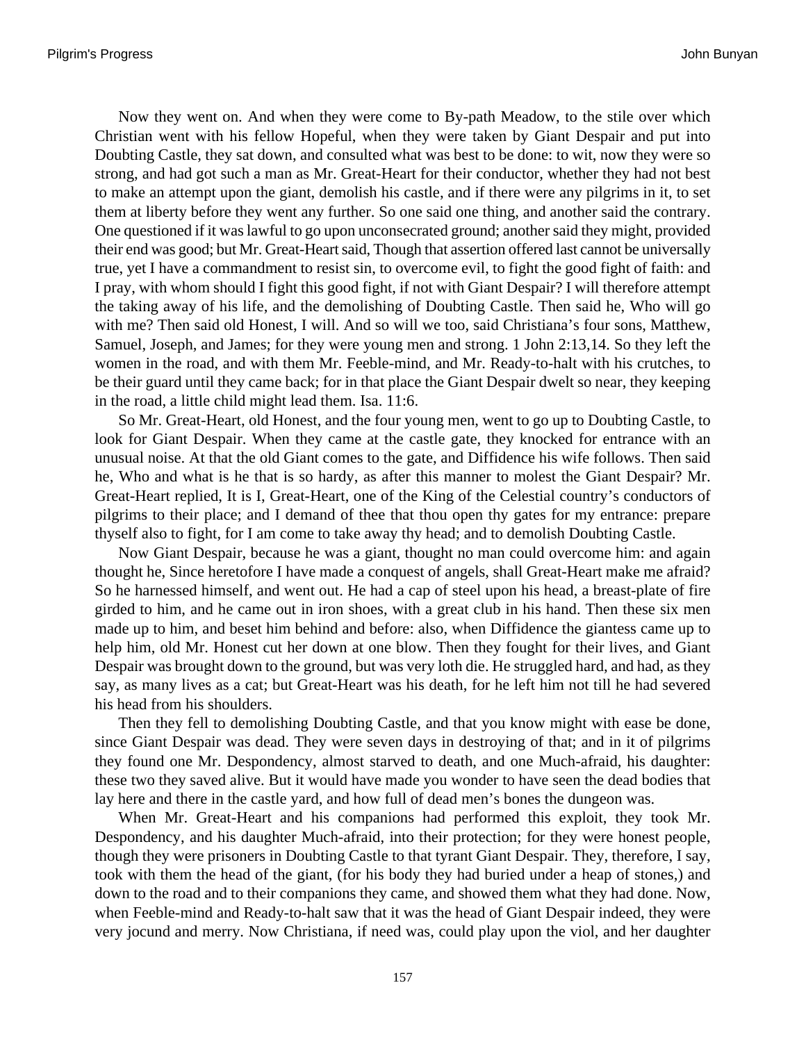Now they went on. And when they were come to By-path Meadow, to the stile over which Christian went with his fellow Hopeful, when they were taken by Giant Despair and put into Doubting Castle, they sat down, and consulted what was best to be done: to wit, now they were so strong, and had got such a man as Mr. Great-Heart for their conductor, whether they had not best to make an attempt upon the giant, demolish his castle, and if there were any pilgrims in it, to set them at liberty before they went any further. So one said one thing, and another said the contrary. One questioned if it was lawful to go upon unconsecrated ground; another said they might, provided their end was good; but Mr. Great-Heart said, Though that assertion offered last cannot be universally true, yet I have a commandment to resist sin, to overcome evil, to fight the good fight of faith: and I pray, with whom should I fight this good fight, if not with Giant Despair? I will therefore attempt the taking away of his life, and the demolishing of Doubting Castle. Then said he, Who will go with me? Then said old Honest, I will. And so will we too, said Christiana's four sons, Matthew, Samuel, Joseph, and James; for they were young men and strong. 1 John 2:13,14. So they left the women in the road, and with them Mr. Feeble-mind, and Mr. Ready-to-halt with his crutches, to be their guard until they came back; for in that place the Giant Despair dwelt so near, they keeping in the road, a little child might lead them. Isa. 11:6.

So Mr. Great-Heart, old Honest, and the four young men, went to go up to Doubting Castle, to look for Giant Despair. When they came at the castle gate, they knocked for entrance with an unusual noise. At that the old Giant comes to the gate, and Diffidence his wife follows. Then said he, Who and what is he that is so hardy, as after this manner to molest the Giant Despair? Mr. Great-Heart replied, It is I, Great-Heart, one of the King of the Celestial country's conductors of pilgrims to their place; and I demand of thee that thou open thy gates for my entrance: prepare thyself also to fight, for I am come to take away thy head; and to demolish Doubting Castle.

Now Giant Despair, because he was a giant, thought no man could overcome him: and again thought he, Since heretofore I have made a conquest of angels, shall Great-Heart make me afraid? So he harnessed himself, and went out. He had a cap of steel upon his head, a breast-plate of fire girded to him, and he came out in iron shoes, with a great club in his hand. Then these six men made up to him, and beset him behind and before: also, when Diffidence the giantess came up to help him, old Mr. Honest cut her down at one blow. Then they fought for their lives, and Giant Despair was brought down to the ground, but was very loth die. He struggled hard, and had, as they say, as many lives as a cat; but Great-Heart was his death, for he left him not till he had severed his head from his shoulders.

Then they fell to demolishing Doubting Castle, and that you know might with ease be done, since Giant Despair was dead. They were seven days in destroying of that; and in it of pilgrims they found one Mr. Despondency, almost starved to death, and one Much-afraid, his daughter: these two they saved alive. But it would have made you wonder to have seen the dead bodies that lay here and there in the castle yard, and how full of dead men's bones the dungeon was.

When Mr. Great-Heart and his companions had performed this exploit, they took Mr. Despondency, and his daughter Much-afraid, into their protection; for they were honest people, though they were prisoners in Doubting Castle to that tyrant Giant Despair. They, therefore, I say, took with them the head of the giant, (for his body they had buried under a heap of stones,) and down to the road and to their companions they came, and showed them what they had done. Now, when Feeble-mind and Ready-to-halt saw that it was the head of Giant Despair indeed, they were very jocund and merry. Now Christiana, if need was, could play upon the viol, and her daughter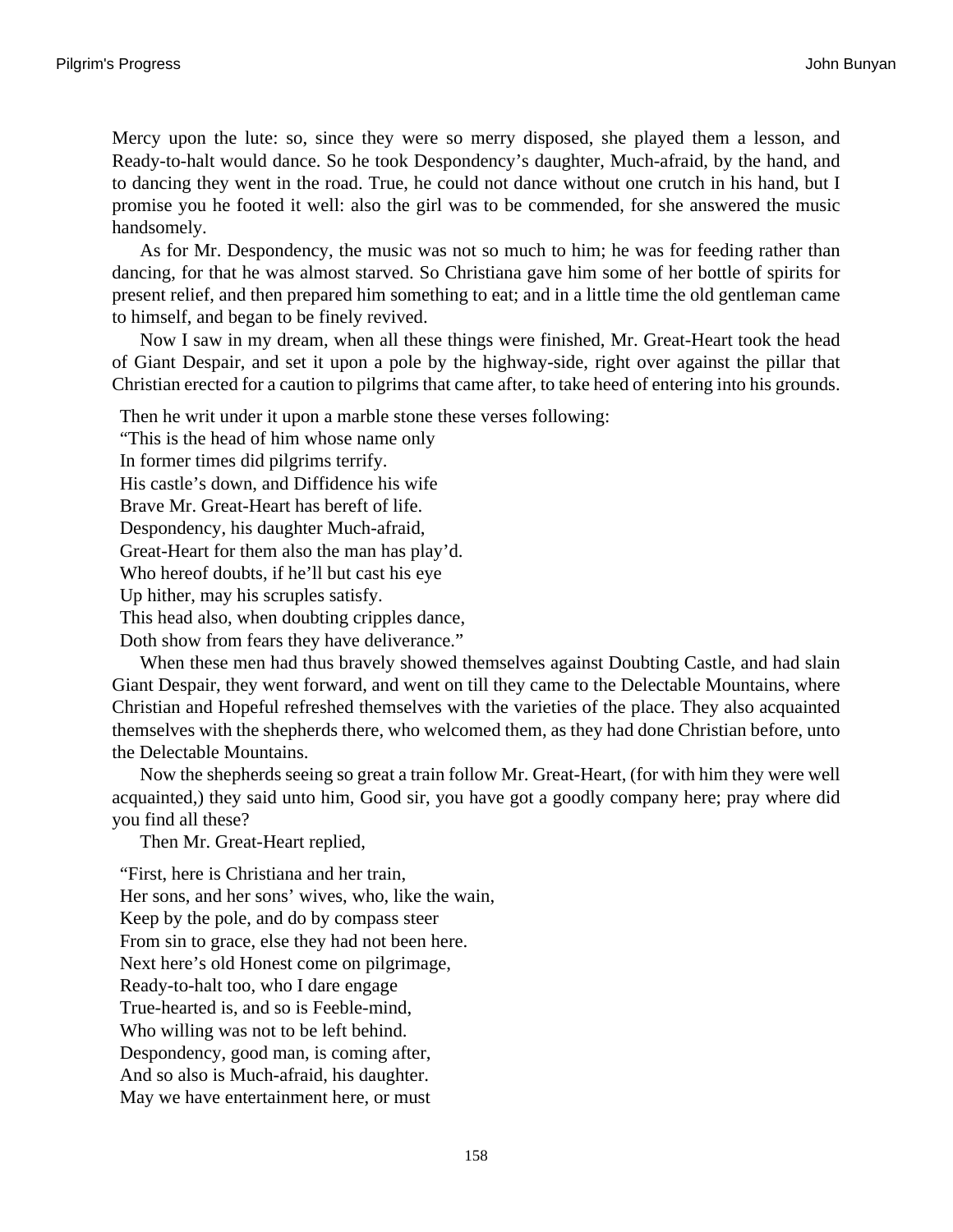Mercy upon the lute: so, since they were so merry disposed, she played them a lesson, and Ready-to-halt would dance. So he took Despondency's daughter, Much-afraid, by the hand, and to dancing they went in the road. True, he could not dance without one crutch in his hand, but I promise you he footed it well: also the girl was to be commended, for she answered the music handsomely.

As for Mr. Despondency, the music was not so much to him; he was for feeding rather than dancing, for that he was almost starved. So Christiana gave him some of her bottle of spirits for present relief, and then prepared him something to eat; and in a little time the old gentleman came to himself, and began to be finely revived.

Now I saw in my dream, when all these things were finished, Mr. Great-Heart took the head of Giant Despair, and set it upon a pole by the highway-side, right over against the pillar that Christian erected for a caution to pilgrims that came after, to take heed of entering into his grounds.

Then he writ under it upon a marble stone these verses following:
"This is the head of him whose name only
In former times did pilgrims terrify.
His castle's down, and Diffidence his wife
Brave Mr. Great-Heart has bereft of life.
Despondency, his daughter Much-afraid,
Great-Heart for them also the man has play'd.
Who hereof doubts, if he'll but cast his eye
Up hither, may his scruples satisfy.
This head also, when doubting cripples dance,
Doth show from fears they have deliverance."

When these men had thus bravely showed themselves against Doubting Castle, and had slain Giant Despair, they went forward, and went on till they came to the Delectable Mountains, where Christian and Hopeful refreshed themselves with the varieties of the place. They also acquainted themselves with the shepherds there, who welcomed them, as they had done Christian before, unto the Delectable Mountains.

Now the shepherds seeing so great a train follow Mr. Great-Heart, (for with him they were well acquainted,) they said unto him, Good sir, you have got a goodly company here; pray where did you find all these?

Then Mr. Great-Heart replied,

"First, here is Christiana and her train,
Her sons, and her sons' wives, who, like the wain,
Keep by the pole, and do by compass steer
From sin to grace, else they had not been here.
Next here's old Honest come on pilgrimage,
Ready-to-halt too, who I dare engage
True-hearted is, and so is Feeble-mind,
Who willing was not to be left behind.
Despondency, good man, is coming after,
And so also is Much-afraid, his daughter.
May we have entertainment here, or must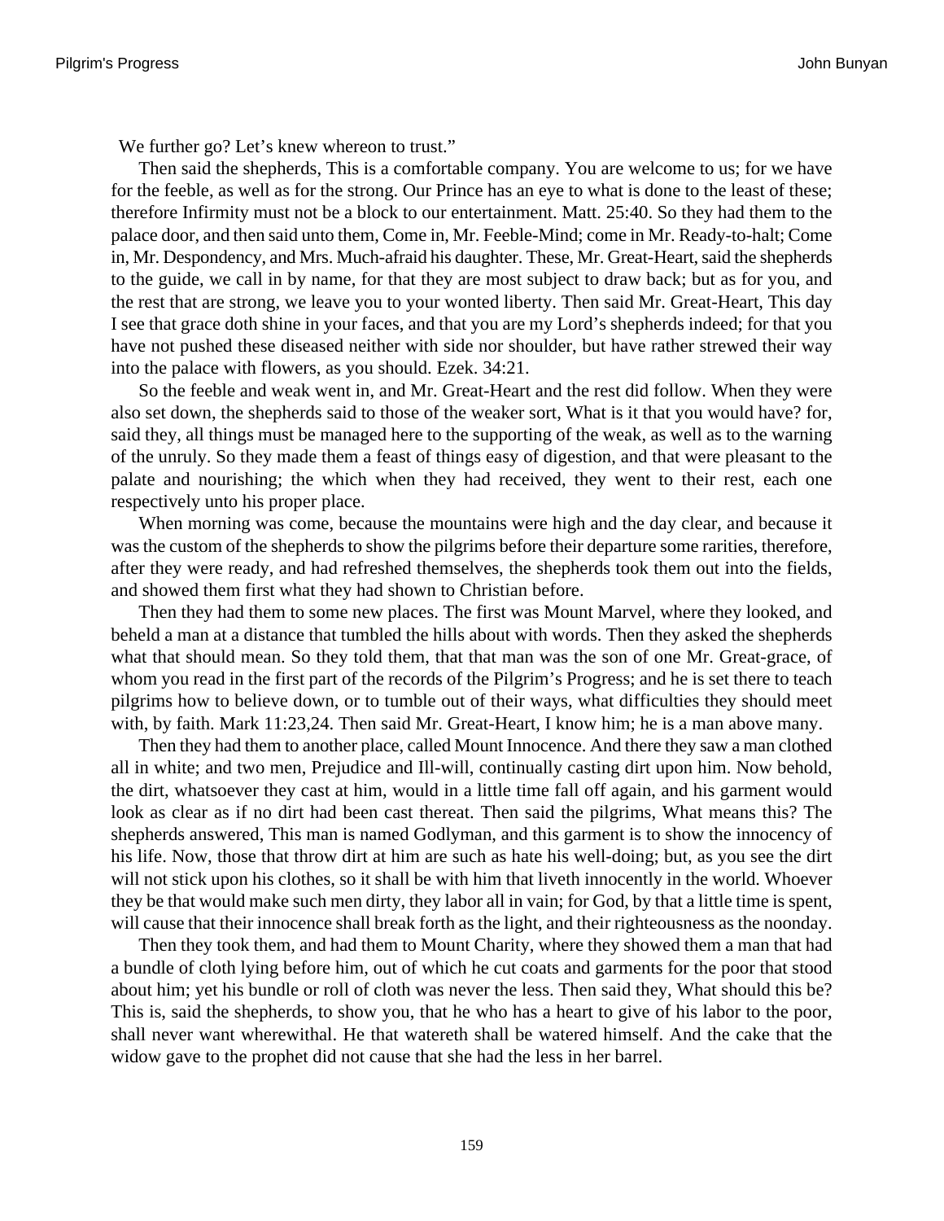We further go? Let's knew whereon to trust."

Then said the shepherds, This is a comfortable company. You are welcome to us; for we have for the feeble, as well as for the strong. Our Prince has an eye to what is done to the least of these; therefore Infirmity must not be a block to our entertainment. Matt. 25:40. So they had them to the palace door, and then said unto them, Come in, Mr. Feeble-Mind; come in Mr. Ready-to-halt; Come in, Mr. Despondency, and Mrs. Much-afraid his daughter. These, Mr. Great-Heart, said the shepherds to the guide, we call in by name, for that they are most subject to draw back; but as for you, and the rest that are strong, we leave you to your wonted liberty. Then said Mr. Great-Heart, This day I see that grace doth shine in your faces, and that you are my Lord's shepherds indeed; for that you have not pushed these diseased neither with side nor shoulder, but have rather strewed their way into the palace with flowers, as you should. Ezek. 34:21.

So the feeble and weak went in, and Mr. Great-Heart and the rest did follow. When they were also set down, the shepherds said to those of the weaker sort, What is it that you would have? for, said they, all things must be managed here to the supporting of the weak, as well as to the warning of the unruly. So they made them a feast of things easy of digestion, and that were pleasant to the palate and nourishing; the which when they had received, they went to their rest, each one respectively unto his proper place.

When morning was come, because the mountains were high and the day clear, and because it was the custom of the shepherds to show the pilgrims before their departure some rarities, therefore, after they were ready, and had refreshed themselves, the shepherds took them out into the fields, and showed them first what they had shown to Christian before.

Then they had them to some new places. The first was Mount Marvel, where they looked, and beheld a man at a distance that tumbled the hills about with words. Then they asked the shepherds what that should mean. So they told them, that that man was the son of one Mr. Great-grace, of whom you read in the first part of the records of the Pilgrim's Progress; and he is set there to teach pilgrims how to believe down, or to tumble out of their ways, what difficulties they should meet with, by faith. Mark 11:23,24. Then said Mr. Great-Heart, I know him; he is a man above many.

Then they had them to another place, called Mount Innocence. And there they saw a man clothed all in white; and two men, Prejudice and Ill-will, continually casting dirt upon him. Now behold, the dirt, whatsoever they cast at him, would in a little time fall off again, and his garment would look as clear as if no dirt had been cast thereat. Then said the pilgrims, What means this? The shepherds answered, This man is named Godlyman, and this garment is to show the innocency of his life. Now, those that throw dirt at him are such as hate his well-doing; but, as you see the dirt will not stick upon his clothes, so it shall be with him that liveth innocently in the world. Whoever they be that would make such men dirty, they labor all in vain; for God, by that a little time is spent, will cause that their innocence shall break forth as the light, and their righteousness as the noonday.

Then they took them, and had them to Mount Charity, where they showed them a man that had a bundle of cloth lying before him, out of which he cut coats and garments for the poor that stood about him; yet his bundle or roll of cloth was never the less. Then said they, What should this be? This is, said the shepherds, to show you, that he who has a heart to give of his labor to the poor, shall never want wherewithal. He that watereth shall be watered himself. And the cake that the widow gave to the prophet did not cause that she had the less in her barrel.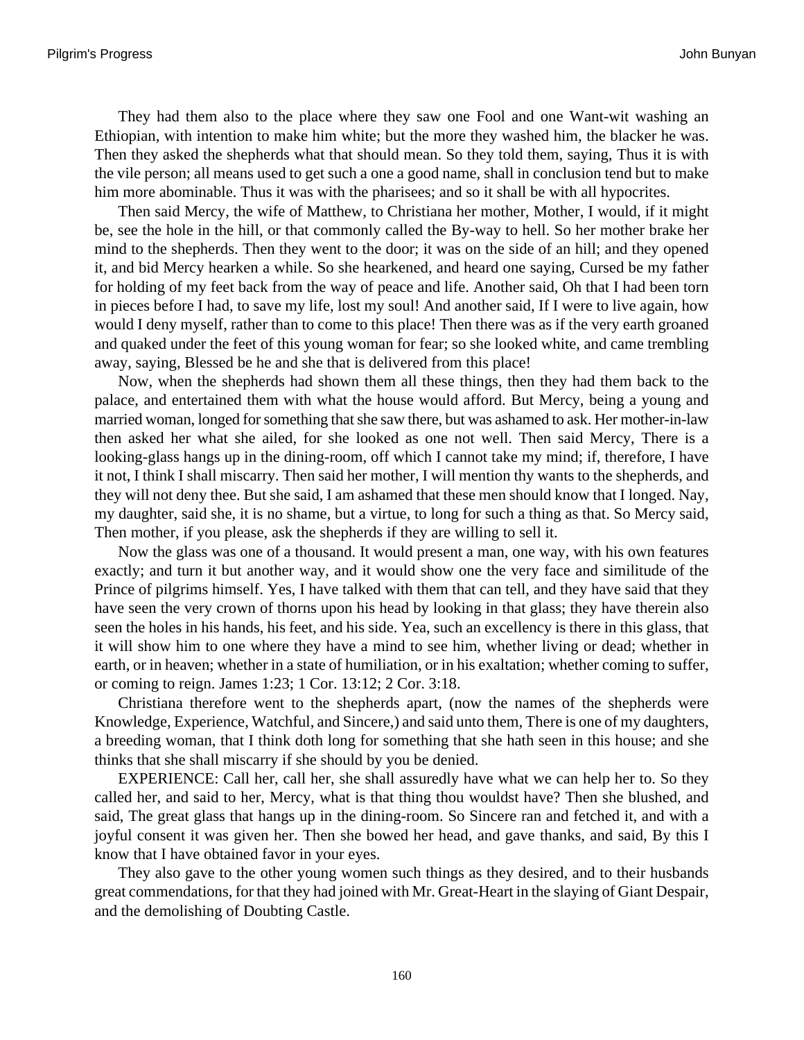They had them also to the place where they saw one Fool and one Want-wit washing an Ethiopian, with intention to make him white; but the more they washed him, the blacker he was. Then they asked the shepherds what that should mean. So they told them, saying, Thus it is with the vile person; all means used to get such a one a good name, shall in conclusion tend but to make him more abominable. Thus it was with the pharisees; and so it shall be with all hypocrites.

Then said Mercy, the wife of Matthew, to Christiana her mother, Mother, I would, if it might be, see the hole in the hill, or that commonly called the By-way to hell. So her mother brake her mind to the shepherds. Then they went to the door; it was on the side of an hill; and they opened it, and bid Mercy hearken a while. So she hearkened, and heard one saying, Cursed be my father for holding of my feet back from the way of peace and life. Another said, Oh that I had been torn in pieces before I had, to save my life, lost my soul! And another said, If I were to live again, how would I deny myself, rather than to come to this place! Then there was as if the very earth groaned and quaked under the feet of this young woman for fear; so she looked white, and came trembling away, saying, Blessed be he and she that is delivered from this place!

Now, when the shepherds had shown them all these things, then they had them back to the palace, and entertained them with what the house would afford. But Mercy, being a young and married woman, longed for something that she saw there, but was ashamed to ask. Her mother-in-law then asked her what she ailed, for she looked as one not well. Then said Mercy, There is a looking-glass hangs up in the dining-room, off which I cannot take my mind; if, therefore, I have it not, I think I shall miscarry. Then said her mother, I will mention thy wants to the shepherds, and they will not deny thee. But she said, I am ashamed that these men should know that I longed. Nay, my daughter, said she, it is no shame, but a virtue, to long for such a thing as that. So Mercy said, Then mother, if you please, ask the shepherds if they are willing to sell it.

Now the glass was one of a thousand. It would present a man, one way, with his own features exactly; and turn it but another way, and it would show one the very face and similitude of the Prince of pilgrims himself. Yes, I have talked with them that can tell, and they have said that they have seen the very crown of thorns upon his head by looking in that glass; they have therein also seen the holes in his hands, his feet, and his side. Yea, such an excellency is there in this glass, that it will show him to one where they have a mind to see him, whether living or dead; whether in earth, or in heaven; whether in a state of humiliation, or in his exaltation; whether coming to suffer, or coming to reign. James 1:23; 1 Cor. 13:12; 2 Cor. 3:18.

Christiana therefore went to the shepherds apart, (now the names of the shepherds were Knowledge, Experience, Watchful, and Sincere,) and said unto them, There is one of my daughters, a breeding woman, that I think doth long for something that she hath seen in this house; and she thinks that she shall miscarry if she should by you be denied.

EXPERIENCE: Call her, call her, she shall assuredly have what we can help her to. So they called her, and said to her, Mercy, what is that thing thou wouldst have? Then she blushed, and said, The great glass that hangs up in the dining-room. So Sincere ran and fetched it, and with a joyful consent it was given her. Then she bowed her head, and gave thanks, and said, By this I know that I have obtained favor in your eyes.

They also gave to the other young women such things as they desired, and to their husbands great commendations, for that they had joined with Mr. Great-Heart in the slaying of Giant Despair, and the demolishing of Doubting Castle.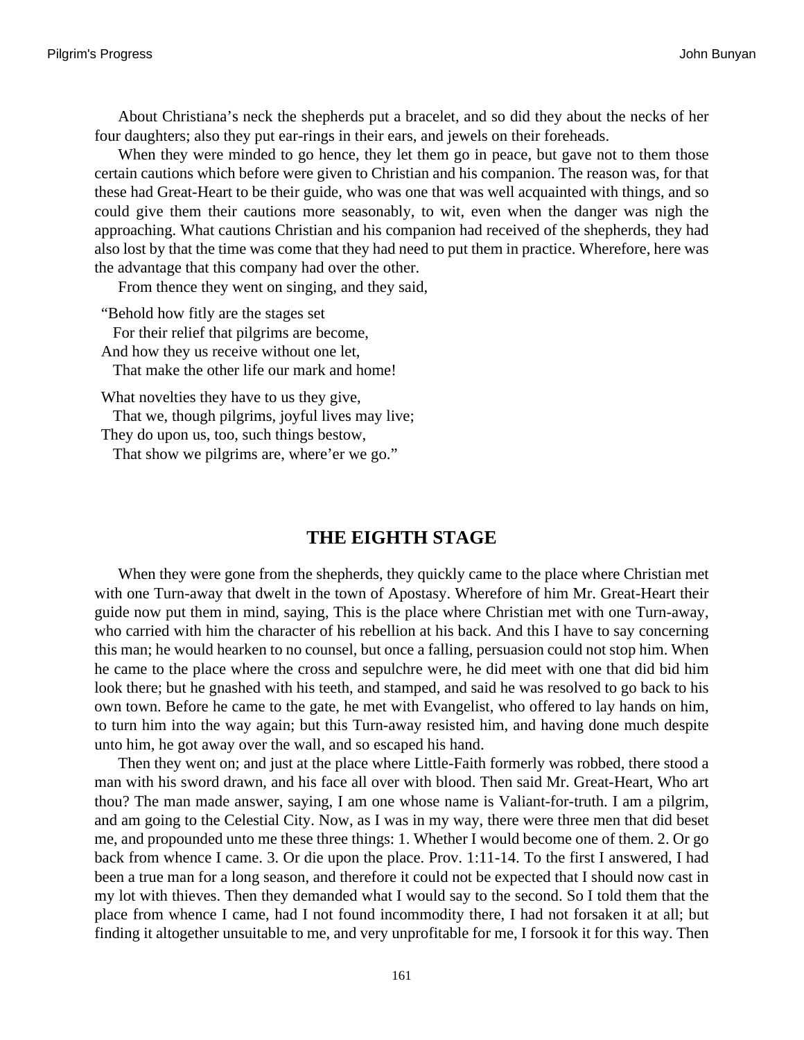About Christiana's neck the shepherds put a bracelet, and so did they about the necks of her four daughters; also they put ear-rings in their ears, and jewels on their foreheads.

When they were minded to go hence, they let them go in peace, but gave not to them those certain cautions which before were given to Christian and his companion. The reason was, for that these had Great-Heart to be their guide, who was one that was well acquainted with things, and so could give them their cautions more seasonably, to wit, even when the danger was nigh the approaching. What cautions Christian and his companion had received of the shepherds, they had also lost by that the time was come that they had need to put them in practice. Wherefore, here was the advantage that this company had over the other.

From thence they went on singing, and they said,

"Behold how fitly are the stages set  
For their relief that pilgrims are become,  
And how they us receive without one let,  
That make the other life our mark and home!

What novelties they have to us they give,  
That we, though pilgrims, joyful lives may live;  
They do upon us, too, such things bestow,  
That show we pilgrims are, where'er we go."

## THE EIGHTH STAGE

When they were gone from the shepherds, they quickly came to the place where Christian met with one Turn-away that dwelt in the town of Apostasy. Wherefore of him Mr. Great-Heart their guide now put them in mind, saying, This is the place where Christian met with one Turn-away, who carried with him the character of his rebellion at his back. And this I have to say concerning this man; he would hearken to no counsel, but once a falling, persuasion could not stop him. When he came to the place where the cross and sepulchre were, he did meet with one that did bid him look there; but he gnashed with his teeth, and stamped, and said he was resolved to go back to his own town. Before he came to the gate, he met with Evangelist, who offered to lay hands on him, to turn him into the way again; but this Turn-away resisted him, and having done much despite unto him, he got away over the wall, and so escaped his hand.

Then they went on; and just at the place where Little-Faith formerly was robbed, there stood a man with his sword drawn, and his face all over with blood. Then said Mr. Great-Heart, Who art thou? The man made answer, saying, I am one whose name is Valiant-for-truth. I am a pilgrim, and am going to the Celestial City. Now, as I was in my way, there were three men that did beset me, and propounded unto me these three things: 1. Whether I would become one of them. 2. Or go back from whence I came. 3. Or die upon the place. Prov. 1:11-14. To the first I answered, I had been a true man for a long season, and therefore it could not be expected that I should now cast in my lot with thieves. Then they demanded what I would say to the second. So I told them that the place from whence I came, had I not found incommodity there, I had not forsaken it at all; but finding it altogether unsuitable to me, and very unprofitable for me, I forsook it for this way. Then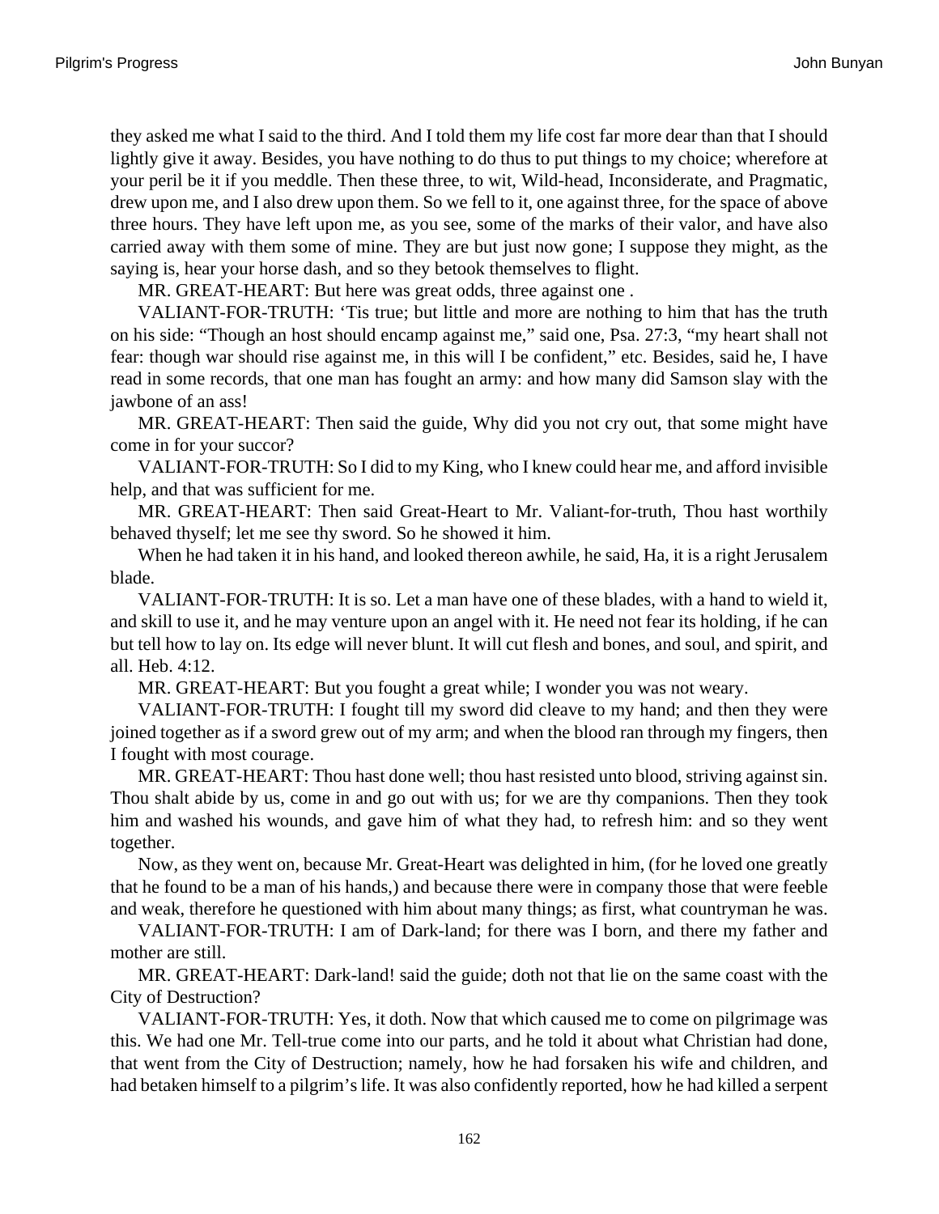they asked me what I said to the third. And I told them my life cost far more dear than that I should lightly give it away. Besides, you have nothing to do thus to put things to my choice; wherefore at your peril be it if you meddle. Then these three, to wit, Wild-head, Inconsiderate, and Pragmatic, drew upon me, and I also drew upon them. So we fell to it, one against three, for the space of above three hours. They have left upon me, as you see, some of the marks of their valor, and have also carried away with them some of mine. They are but just now gone; I suppose they might, as the saying is, hear your horse dash, and so they betook themselves to flight.

MR. GREAT-HEART: But here was great odds, three against one .

VALIANT-FOR-TRUTH: 'Tis true; but little and more are nothing to him that has the truth on his side: "Though an host should encamp against me," said one, Psa. 27:3, "my heart shall not fear: though war should rise against me, in this will I be confident," etc. Besides, said he, I have read in some records, that one man has fought an army: and how many did Samson slay with the jawbone of an ass!

MR. GREAT-HEART: Then said the guide, Why did you not cry out, that some might have come in for your succor?

VALIANT-FOR-TRUTH: So I did to my King, who I knew could hear me, and afford invisible help, and that was sufficient for me.

MR. GREAT-HEART: Then said Great-Heart to Mr. Valiant-for-truth, Thou hast worthily behaved thyself; let me see thy sword. So he showed it him.

When he had taken it in his hand, and looked thereon awhile, he said, Ha, it is a right Jerusalem blade.

VALIANT-FOR-TRUTH: It is so. Let a man have one of these blades, with a hand to wield it, and skill to use it, and he may venture upon an angel with it. He need not fear its holding, if he can but tell how to lay on. Its edge will never blunt. It will cut flesh and bones, and soul, and spirit, and all. Heb. 4:12.

MR. GREAT-HEART: But you fought a great while; I wonder you was not weary.

VALIANT-FOR-TRUTH: I fought till my sword did cleave to my hand; and then they were joined together as if a sword grew out of my arm; and when the blood ran through my fingers, then I fought with most courage.

MR. GREAT-HEART: Thou hast done well; thou hast resisted unto blood, striving against sin. Thou shalt abide by us, come in and go out with us; for we are thy companions. Then they took him and washed his wounds, and gave him of what they had, to refresh him: and so they went together.

Now, as they went on, because Mr. Great-Heart was delighted in him, (for he loved one greatly that he found to be a man of his hands,) and because there were in company those that were feeble and weak, therefore he questioned with him about many things; as first, what countryman he was.

VALIANT-FOR-TRUTH: I am of Dark-land; for there was I born, and there my father and mother are still.

MR. GREAT-HEART: Dark-land! said the guide; doth not that lie on the same coast with the City of Destruction?

VALIANT-FOR-TRUTH: Yes, it doth. Now that which caused me to come on pilgrimage was this. We had one Mr. Tell-true come into our parts, and he told it about what Christian had done, that went from the City of Destruction; namely, how he had forsaken his wife and children, and had betaken himself to a pilgrim's life. It was also confidently reported, how he had killed a serpent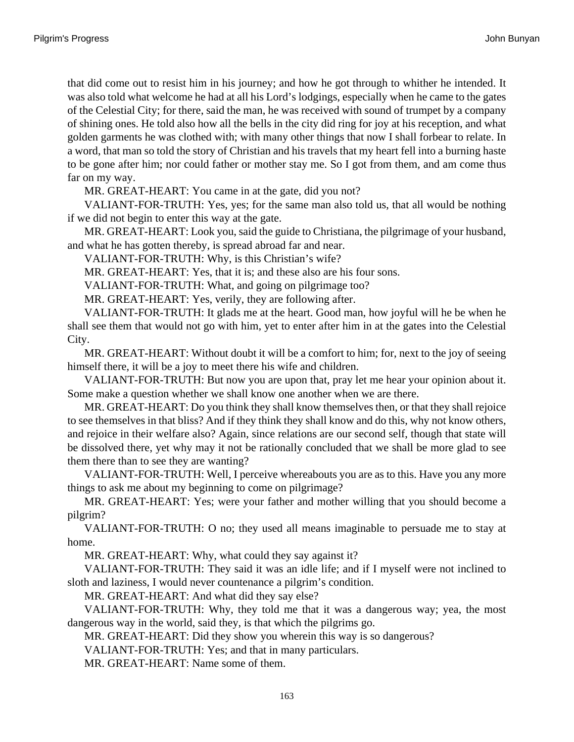that did come out to resist him in his journey; and how he got through to whither he intended. It was also told what welcome he had at all his Lord's lodgings, especially when he came to the gates of the Celestial City; for there, said the man, he was received with sound of trumpet by a company of shining ones. He told also how all the bells in the city did ring for joy at his reception, and what golden garments he was clothed with; with many other things that now I shall forbear to relate. In a word, that man so told the story of Christian and his travels that my heart fell into a burning haste to be gone after him; nor could father or mother stay me. So I got from them, and am come thus far on my way.

MR. GREAT-HEART: You came in at the gate, did you not?

VALIANT-FOR-TRUTH: Yes, yes; for the same man also told us, that all would be nothing if we did not begin to enter this way at the gate.

MR. GREAT-HEART: Look you, said the guide to Christiana, the pilgrimage of your husband, and what he has gotten thereby, is spread abroad far and near.

VALIANT-FOR-TRUTH: Why, is this Christian's wife?

MR. GREAT-HEART: Yes, that it is; and these also are his four sons.

VALIANT-FOR-TRUTH: What, and going on pilgrimage too?

MR. GREAT-HEART: Yes, verily, they are following after.

VALIANT-FOR-TRUTH: It glads me at the heart. Good man, how joyful will he be when he shall see them that would not go with him, yet to enter after him in at the gates into the Celestial City.

MR. GREAT-HEART: Without doubt it will be a comfort to him; for, next to the joy of seeing himself there, it will be a joy to meet there his wife and children.

VALIANT-FOR-TRUTH: But now you are upon that, pray let me hear your opinion about it. Some make a question whether we shall know one another when we are there.

MR. GREAT-HEART: Do you think they shall know themselves then, or that they shall rejoice to see themselves in that bliss? And if they think they shall know and do this, why not know others, and rejoice in their welfare also? Again, since relations are our second self, though that state will be dissolved there, yet why may it not be rationally concluded that we shall be more glad to see them there than to see they are wanting?

VALIANT-FOR-TRUTH: Well, I perceive whereabouts you are as to this. Have you any more things to ask me about my beginning to come on pilgrimage?

MR. GREAT-HEART: Yes; were your father and mother willing that you should become a pilgrim?

VALIANT-FOR-TRUTH: O no; they used all means imaginable to persuade me to stay at home.

MR. GREAT-HEART: Why, what could they say against it?

VALIANT-FOR-TRUTH: They said it was an idle life; and if I myself were not inclined to sloth and laziness, I would never countenance a pilgrim's condition.

MR. GREAT-HEART: And what did they say else?

VALIANT-FOR-TRUTH: Why, they told me that it was a dangerous way; yea, the most dangerous way in the world, said they, is that which the pilgrims go.

MR. GREAT-HEART: Did they show you wherein this way is so dangerous?

VALIANT-FOR-TRUTH: Yes; and that in many particulars.

MR. GREAT-HEART: Name some of them.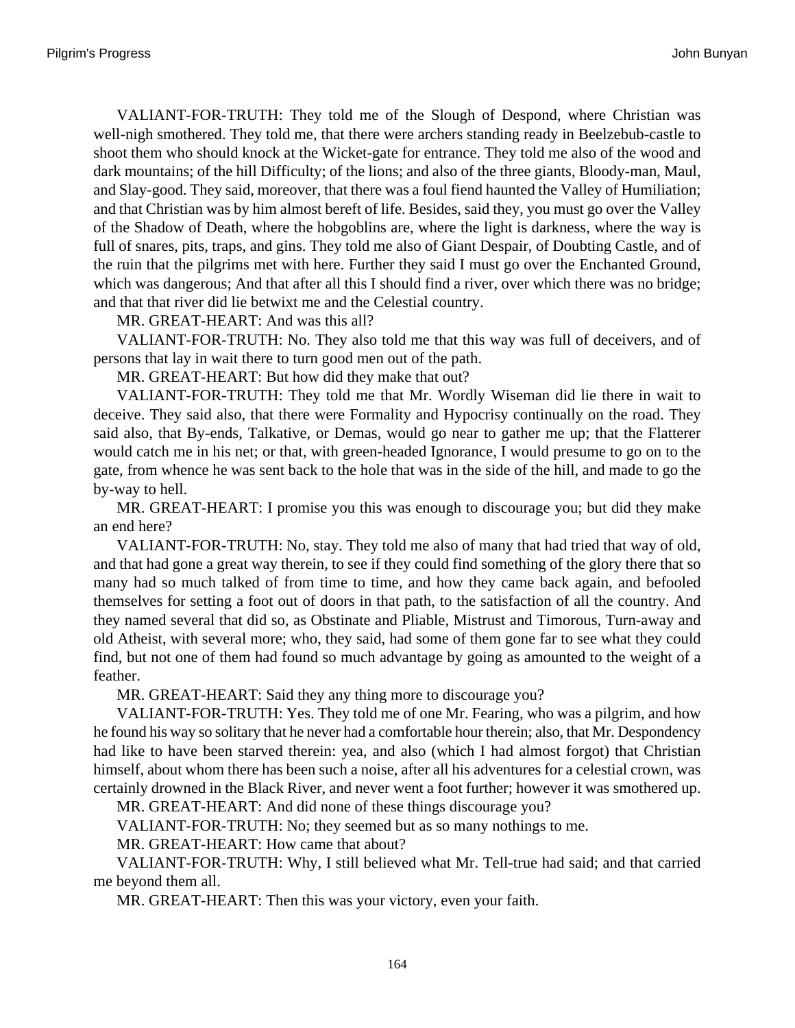VALIANT-FOR-TRUTH: They told me of the Slough of Despond, where Christian was well-nigh smothered. They told me, that there were archers standing ready in Beelzebub-castle to shoot them who should knock at the Wicket-gate for entrance. They told me also of the wood and dark mountains; of the hill Difficulty; of the lions; and also of the three giants, Bloody-man, Maul, and Slay-good. They said, moreover, that there was a foul fiend haunted the Valley of Humiliation; and that Christian was by him almost bereft of life. Besides, said they, you must go over the Valley of the Shadow of Death, where the hobgoblins are, where the light is darkness, where the way is full of snares, pits, traps, and gins. They told me also of Giant Despair, of Doubting Castle, and of the ruin that the pilgrims met with here. Further they said I must go over the Enchanted Ground, which was dangerous; And that after all this I should find a river, over which there was no bridge; and that that river did lie betwixt me and the Celestial country.

MR. GREAT-HEART: And was this all?

VALIANT-FOR-TRUTH: No. They also told me that this way was full of deceivers, and of persons that lay in wait there to turn good men out of the path.

MR. GREAT-HEART: But how did they make that out?

VALIANT-FOR-TRUTH: They told me that Mr. Wordly Wiseman did lie there in wait to deceive. They said also, that there were Formality and Hypocrisy continually on the road. They said also, that By-ends, Talkative, or Demas, would go near to gather me up; that the Flatterer would catch me in his net; or that, with green-headed Ignorance, I would presume to go on to the gate, from whence he was sent back to the hole that was in the side of the hill, and made to go the by-way to hell.

MR. GREAT-HEART: I promise you this was enough to discourage you; but did they make an end here?

VALIANT-FOR-TRUTH: No, stay. They told me also of many that had tried that way of old, and that had gone a great way therein, to see if they could find something of the glory there that so many had so much talked of from time to time, and how they came back again, and befooled themselves for setting a foot out of doors in that path, to the satisfaction of all the country. And they named several that did so, as Obstinate and Pliable, Mistrust and Timorous, Turn-away and old Atheist, with several more; who, they said, had some of them gone far to see what they could find, but not one of them had found so much advantage by going as amounted to the weight of a feather.

MR. GREAT-HEART: Said they any thing more to discourage you?

VALIANT-FOR-TRUTH: Yes. They told me of one Mr. Fearing, who was a pilgrim, and how he found his way so solitary that he never had a comfortable hour therein; also, that Mr. Despondency had like to have been starved therein: yea, and also (which I had almost forgot) that Christian himself, about whom there has been such a noise, after all his adventures for a celestial crown, was certainly drowned in the Black River, and never went a foot further; however it was smothered up.

MR. GREAT-HEART: And did none of these things discourage you?

VALIANT-FOR-TRUTH: No; they seemed but as so many nothings to me.

MR. GREAT-HEART: How came that about?

VALIANT-FOR-TRUTH: Why, I still believed what Mr. Tell-true had said; and that carried me beyond them all.

MR. GREAT-HEART: Then this was your victory, even your faith.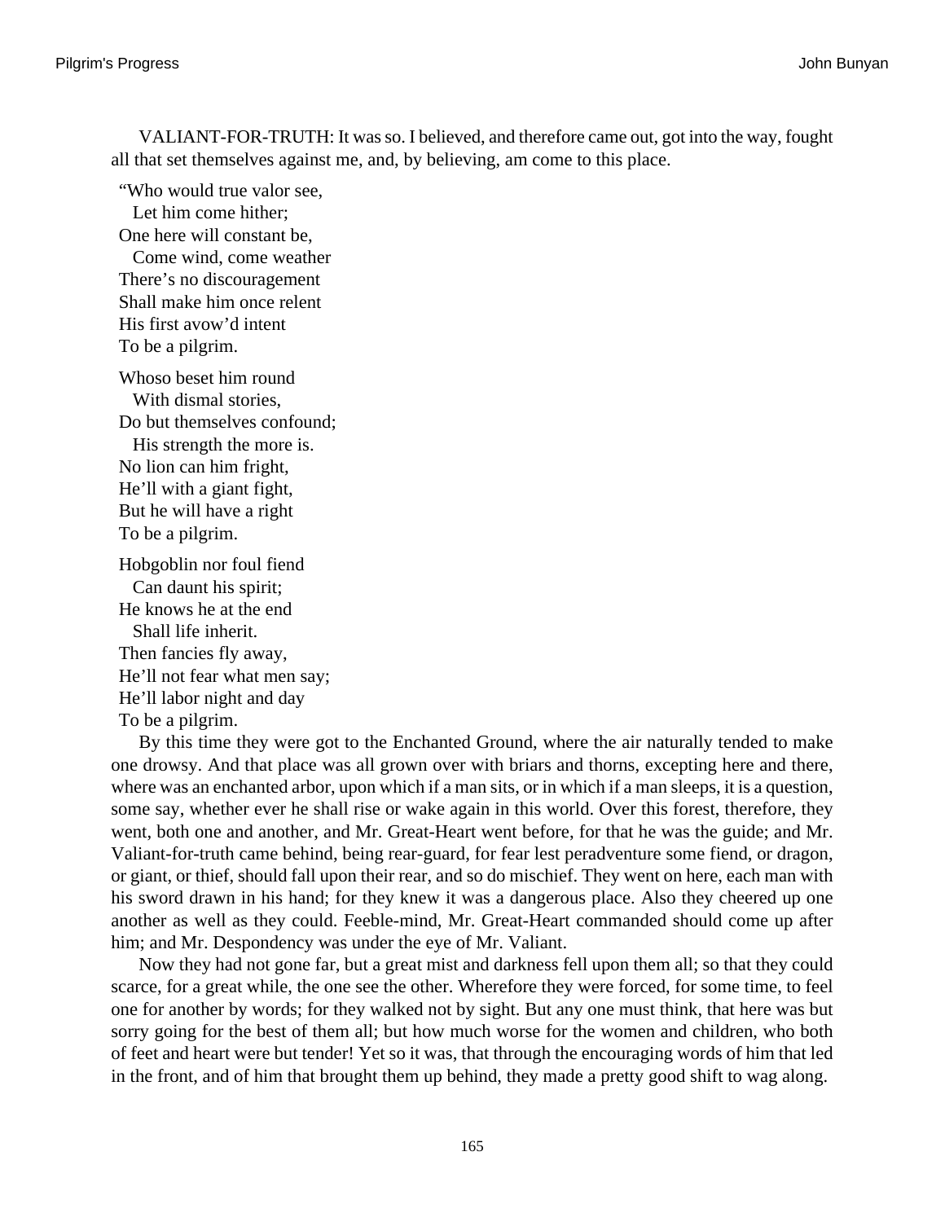VALIANT-FOR-TRUTH: It was so. I believed, and therefore came out, got into the way, fought all that set themselves against me, and, by believing, am come to this place.

“Who would true valor see,  
  Let him come hither;  
One here will constant be,  
  Come wind, come weather  
There’s no discouragement  
Shall make him once relent  
His first avow’d intent  
To be a pilgrim.

Whoso beset him round  
  With dismal stories,  
Do but themselves confound;  
  His strength the more is.  
No lion can him fright,  
He’ll with a giant fight,  
But he will have a right  
To be a pilgrim.

Hobgoblin nor foul fiend  
  Can daunt his spirit;  
He knows he at the end  
  Shall life inherit.  
Then fancies fly away,  
He’ll not fear what men say;  
He’ll labor night and day  
To be a pilgrim.

By this time they were got to the Enchanted Ground, where the air naturally tended to make one drowsy. And that place was all grown over with briars and thorns, excepting here and there, where was an enchanted arbor, upon which if a man sits, or in which if a man sleeps, it is a question, some say, whether ever he shall rise or wake again in this world. Over this forest, therefore, they went, both one and another, and Mr. Great-Heart went before, for that he was the guide; and Mr. Valiant-for-truth came behind, being rear-guard, for fear lest peradventure some fiend, or dragon, or giant, or thief, should fall upon their rear, and so do mischief. They went on here, each man with his sword drawn in his hand; for they knew it was a dangerous place. Also they cheered up one another as well as they could. Feeble-mind, Mr. Great-Heart commanded should come up after him; and Mr. Despondency was under the eye of Mr. Valiant.

Now they had not gone far, but a great mist and darkness fell upon them all; so that they could scarce, for a great while, the one see the other. Wherefore they were forced, for some time, to feel one for another by words; for they walked not by sight. But any one must think, that here was but sorry going for the best of them all; but how much worse for the women and children, who both of feet and heart were but tender! Yet so it was, that through the encouraging words of him that led in the front, and of him that brought them up behind, they made a pretty good shift to wag along.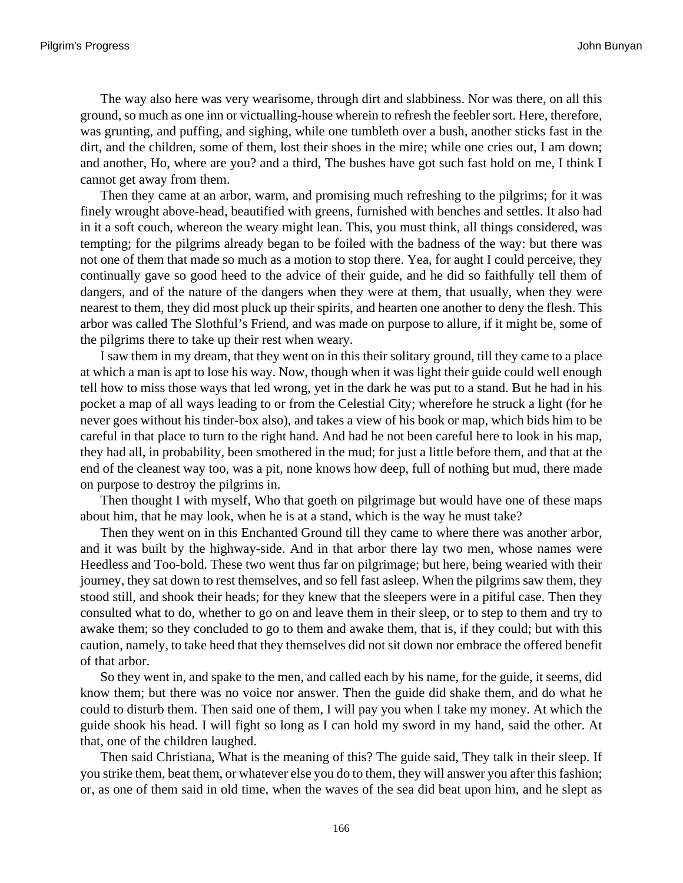The way also here was very wearisome, through dirt and slabbiness. Nor was there, on all this ground, so much as one inn or victualling-house wherein to refresh the feebler sort. Here, therefore, was grunting, and puffing, and sighing, while one tumbleth over a bush, another sticks fast in the dirt, and the children, some of them, lost their shoes in the mire; while one cries out, I am down; and another, Ho, where are you? and a third, The bushes have got such fast hold on me, I think I cannot get away from them.

Then they came at an arbor, warm, and promising much refreshing to the pilgrims; for it was finely wrought above-head, beautified with greens, furnished with benches and settles. It also had in it a soft couch, whereon the weary might lean. This, you must think, all things considered, was tempting; for the pilgrims already began to be foiled with the badness of the way: but there was not one of them that made so much as a motion to stop there. Yea, for aught I could perceive, they continually gave so good heed to the advice of their guide, and he did so faithfully tell them of dangers, and of the nature of the dangers when they were at them, that usually, when they were nearest to them, they did most pluck up their spirits, and hearten one another to deny the flesh. This arbor was called The Slothful's Friend, and was made on purpose to allure, if it might be, some of the pilgrims there to take up their rest when weary.

I saw them in my dream, that they went on in this their solitary ground, till they came to a place at which a man is apt to lose his way. Now, though when it was light their guide could well enough tell how to miss those ways that led wrong, yet in the dark he was put to a stand. But he had in his pocket a map of all ways leading to or from the Celestial City; wherefore he struck a light (for he never goes without his tinder-box also), and takes a view of his book or map, which bids him to be careful in that place to turn to the right hand. And had he not been careful here to look in his map, they had all, in probability, been smothered in the mud; for just a little before them, and that at the end of the cleanest way too, was a pit, none knows how deep, full of nothing but mud, there made on purpose to destroy the pilgrims in.

Then thought I with myself, Who that goeth on pilgrimage but would have one of these maps about him, that he may look, when he is at a stand, which is the way he must take?

Then they went on in this Enchanted Ground till they came to where there was another arbor, and it was built by the highway-side. And in that arbor there lay two men, whose names were Heedless and Too-bold. These two went thus far on pilgrimage; but here, being wearied with their journey, they sat down to rest themselves, and so fell fast asleep. When the pilgrims saw them, they stood still, and shook their heads; for they knew that the sleepers were in a pitiful case. Then they consulted what to do, whether to go on and leave them in their sleep, or to step to them and try to awake them; so they concluded to go to them and awake them, that is, if they could; but with this caution, namely, to take heed that they themselves did not sit down nor embrace the offered benefit of that arbor.

So they went in, and spake to the men, and called each by his name, for the guide, it seems, did know them; but there was no voice nor answer. Then the guide did shake them, and do what he could to disturb them. Then said one of them, I will pay you when I take my money. At which the guide shook his head. I will fight so long as I can hold my sword in my hand, said the other. At that, one of the children laughed.

Then said Christiana, What is the meaning of this? The guide said, They talk in their sleep. If you strike them, beat them, or whatever else you do to them, they will answer you after this fashion; or, as one of them said in old time, when the waves of the sea did beat upon him, and he slept as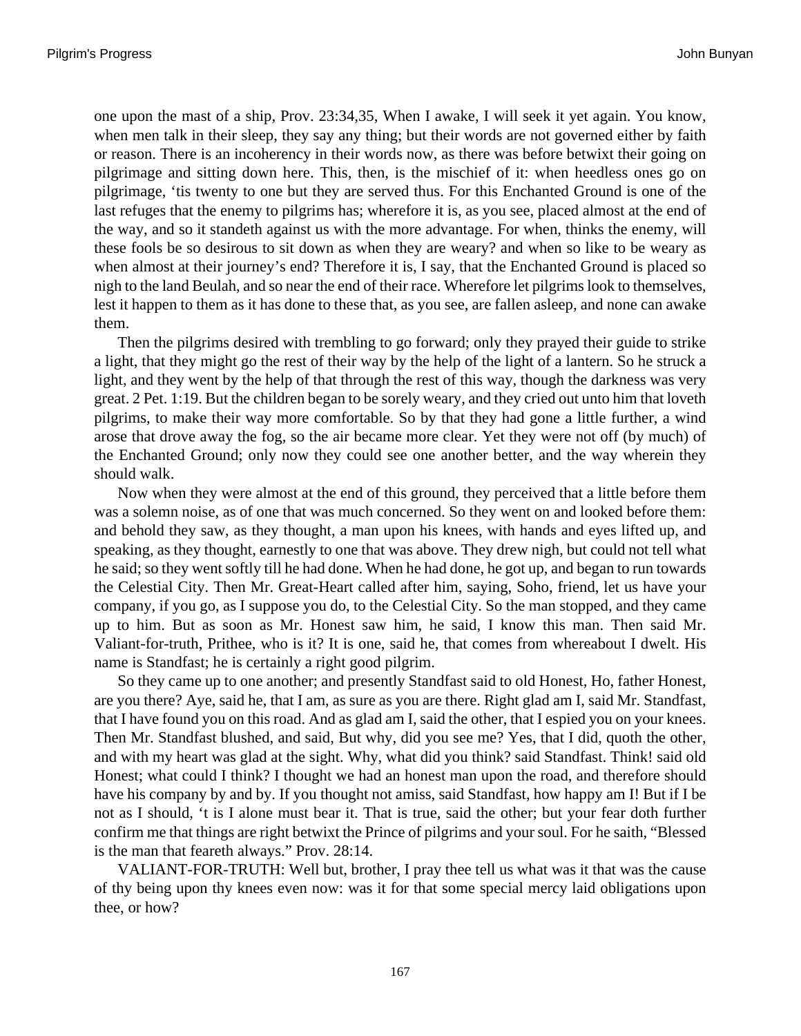one upon the mast of a ship, Prov. 23:34,35, When I awake, I will seek it yet again. You know, when men talk in their sleep, they say any thing; but their words are not governed either by faith or reason. There is an incoherency in their words now, as there was before betwixt their going on pilgrimage and sitting down here. This, then, is the mischief of it: when heedless ones go on pilgrimage, 'tis twenty to one but they are served thus. For this Enchanted Ground is one of the last refuges that the enemy to pilgrims has; wherefore it is, as you see, placed almost at the end of the way, and so it standeth against us with the more advantage. For when, thinks the enemy, will these fools be so desirous to sit down as when they are weary? and when so like to be weary as when almost at their journey's end? Therefore it is, I say, that the Enchanted Ground is placed so nigh to the land Beulah, and so near the end of their race. Wherefore let pilgrims look to themselves, lest it happen to them as it has done to these that, as you see, are fallen asleep, and none can awake them.

Then the pilgrims desired with trembling to go forward; only they prayed their guide to strike a light, that they might go the rest of their way by the help of the light of a lantern. So he struck a light, and they went by the help of that through the rest of this way, though the darkness was very great. 2 Pet. 1:19. But the children began to be sorely weary, and they cried out unto him that loveth pilgrims, to make their way more comfortable. So by that they had gone a little further, a wind arose that drove away the fog, so the air became more clear. Yet they were not off (by much) of the Enchanted Ground; only now they could see one another better, and the way wherein they should walk.

Now when they were almost at the end of this ground, they perceived that a little before them was a solemn noise, as of one that was much concerned. So they went on and looked before them: and behold they saw, as they thought, a man upon his knees, with hands and eyes lifted up, and speaking, as they thought, earnestly to one that was above. They drew nigh, but could not tell what he said; so they went softly till he had done. When he had done, he got up, and began to run towards the Celestial City. Then Mr. Great-Heart called after him, saying, Soho, friend, let us have your company, if you go, as I suppose you do, to the Celestial City. So the man stopped, and they came up to him. But as soon as Mr. Honest saw him, he said, I know this man. Then said Mr. Valiant-for-truth, Prithee, who is it? It is one, said he, that comes from whereabout I dwelt. His name is Standfast; he is certainly a right good pilgrim.

So they came up to one another; and presently Standfast said to old Honest, Ho, father Honest, are you there? Aye, said he, that I am, as sure as you are there. Right glad am I, said Mr. Standfast, that I have found you on this road. And as glad am I, said the other, that I espied you on your knees. Then Mr. Standfast blushed, and said, But why, did you see me? Yes, that I did, quoth the other, and with my heart was glad at the sight. Why, what did you think? said Standfast. Think! said old Honest; what could I think? I thought we had an honest man upon the road, and therefore should have his company by and by. If you thought not amiss, said Standfast, how happy am I! But if I be not as I should, 't is I alone must bear it. That is true, said the other; but your fear doth further confirm me that things are right betwixt the Prince of pilgrims and your soul. For he saith, "Blessed is the man that feareth always." Prov. 28:14.

VALIANT-FOR-TRUTH: Well but, brother, I pray thee tell us what was it that was the cause of thy being upon thy knees even now: was it for that some special mercy laid obligations upon thee, or how?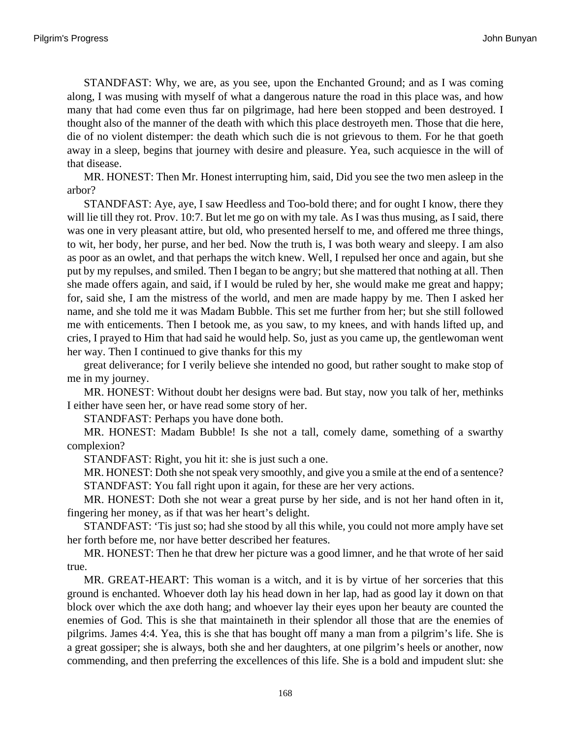STANDFAST: Why, we are, as you see, upon the Enchanted Ground; and as I was coming along, I was musing with myself of what a dangerous nature the road in this place was, and how many that had come even thus far on pilgrimage, had here been stopped and been destroyed. I thought also of the manner of the death with which this place destroyeth men. Those that die here, die of no violent distemper: the death which such die is not grievous to them. For he that goeth away in a sleep, begins that journey with desire and pleasure. Yea, such acquiesce in the will of that disease.

MR. HONEST: Then Mr. Honest interrupting him, said, Did you see the two men asleep in the arbor?

STANDFAST: Aye, aye, I saw Heedless and Too-bold there; and for ought I know, there they will lie till they rot. Prov. 10:7. But let me go on with my tale. As I was thus musing, as I said, there was one in very pleasant attire, but old, who presented herself to me, and offered me three things, to wit, her body, her purse, and her bed. Now the truth is, I was both weary and sleepy. I am also as poor as an owlet, and that perhaps the witch knew. Well, I repulsed her once and again, but she put by my repulses, and smiled. Then I began to be angry; but she mattered that nothing at all. Then she made offers again, and said, if I would be ruled by her, she would make me great and happy; for, said she, I am the mistress of the world, and men are made happy by me. Then I asked her name, and she told me it was Madam Bubble. This set me further from her; but she still followed me with enticements. Then I betook me, as you saw, to my knees, and with hands lifted up, and cries, I prayed to Him that had said he would help. So, just as you came up, the gentlewoman went her way. Then I continued to give thanks for this my great deliverance; for I verily believe she intended no good, but rather sought to make stop of me in my journey.

MR. HONEST: Without doubt her designs were bad. But stay, now you talk of her, methinks I either have seen her, or have read some story of her.

STANDFAST: Perhaps you have done both.

MR. HONEST: Madam Bubble! Is she not a tall, comely dame, something of a swarthy complexion?

STANDFAST: Right, you hit it: she is just such a one.

MR. HONEST: Doth she not speak very smoothly, and give you a smile at the end of a sentence?

STANDFAST: You fall right upon it again, for these are her very actions.

MR. HONEST: Doth she not wear a great purse by her side, and is not her hand often in it, fingering her money, as if that was her heart's delight.

STANDFAST: 'Tis just so; had she stood by all this while, you could not more amply have set her forth before me, nor have better described her features.

MR. HONEST: Then he that drew her picture was a good limner, and he that wrote of her said true.

MR. GREAT-HEART: This woman is a witch, and it is by virtue of her sorceries that this ground is enchanted. Whoever doth lay his head down in her lap, had as good lay it down on that block over which the axe doth hang; and whoever lay their eyes upon her beauty are counted the enemies of God. This is she that maintaineth in their splendor all those that are the enemies of pilgrims. James 4:4. Yea, this is she that has bought off many a man from a pilgrim's life. She is a great gossiper; she is always, both she and her daughters, at one pilgrim's heels or another, now commending, and then preferring the excellences of this life. She is a bold and impudent slut: she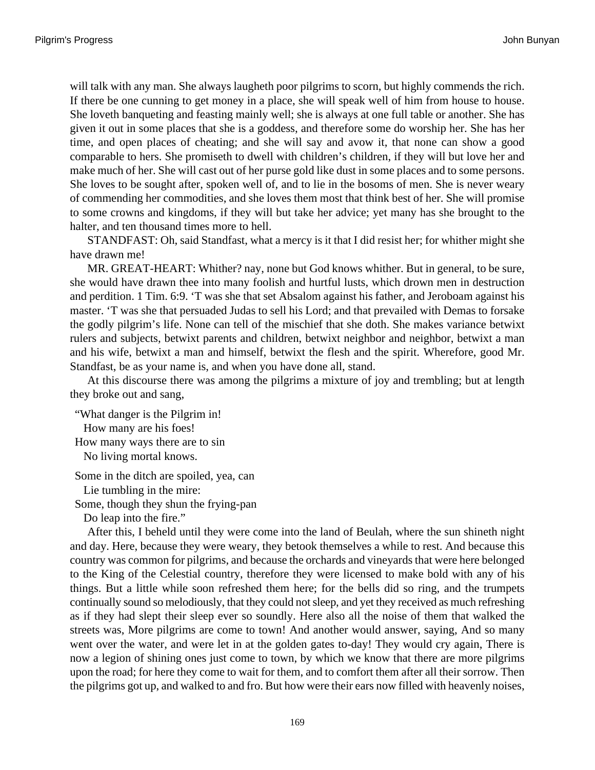will talk with any man. She always laugheth poor pilgrims to scorn, but highly commends the rich. If there be one cunning to get money in a place, she will speak well of him from house to house. She loveth banqueting and feasting mainly well; she is always at one full table or another. She has given it out in some places that she is a goddess, and therefore some do worship her. She has her time, and open places of cheating; and she will say and avow it, that none can show a good comparable to hers. She promiseth to dwell with children's children, if they will but love her and make much of her. She will cast out of her purse gold like dust in some places and to some persons. She loves to be sought after, spoken well of, and to lie in the bosoms of men. She is never weary of commending her commodities, and she loves them most that think best of her. She will promise to some crowns and kingdoms, if they will but take her advice; yet many has she brought to the halter, and ten thousand times more to hell.

STANDFAST: Oh, said Standfast, what a mercy is it that I did resist her; for whither might she have drawn me!

MR. GREAT-HEART: Whither? nay, none but God knows whither. But in general, to be sure, she would have drawn thee into many foolish and hurtful lusts, which drown men in destruction and perdition. 1 Tim. 6:9. 'T was she that set Absalom against his father, and Jeroboam against his master. 'T was she that persuaded Judas to sell his Lord; and that prevailed with Demas to forsake the godly pilgrim's life. None can tell of the mischief that she doth. She makes variance betwixt rulers and subjects, betwixt parents and children, betwixt neighbor and neighbor, betwixt a man and his wife, betwixt a man and himself, betwixt the flesh and the spirit. Wherefore, good Mr. Standfast, be as your name is, and when you have done all, stand.

At this discourse there was among the pilgrims a mixture of joy and trembling; but at length they broke out and sang,

"What danger is the Pilgrim in!
  How many are his foes!
How many ways there are to sin
  No living mortal knows.

Some in the ditch are spoiled, yea, can
  Lie tumbling in the mire:
Some, though they shun the frying-pan
  Do leap into the fire."

After this, I beheld until they were come into the land of Beulah, where the sun shineth night and day. Here, because they were weary, they betook themselves a while to rest. And because this country was common for pilgrims, and because the orchards and vineyards that were here belonged to the King of the Celestial country, therefore they were licensed to make bold with any of his things. But a little while soon refreshed them here; for the bells did so ring, and the trumpets continually sound so melodiously, that they could not sleep, and yet they received as much refreshing as if they had slept their sleep ever so soundly. Here also all the noise of them that walked the streets was, More pilgrims are come to town! And another would answer, saying, And so many went over the water, and were let in at the golden gates to-day! They would cry again, There is now a legion of shining ones just come to town, by which we know that there are more pilgrims upon the road; for here they come to wait for them, and to comfort them after all their sorrow. Then the pilgrims got up, and walked to and fro. But how were their ears now filled with heavenly noises,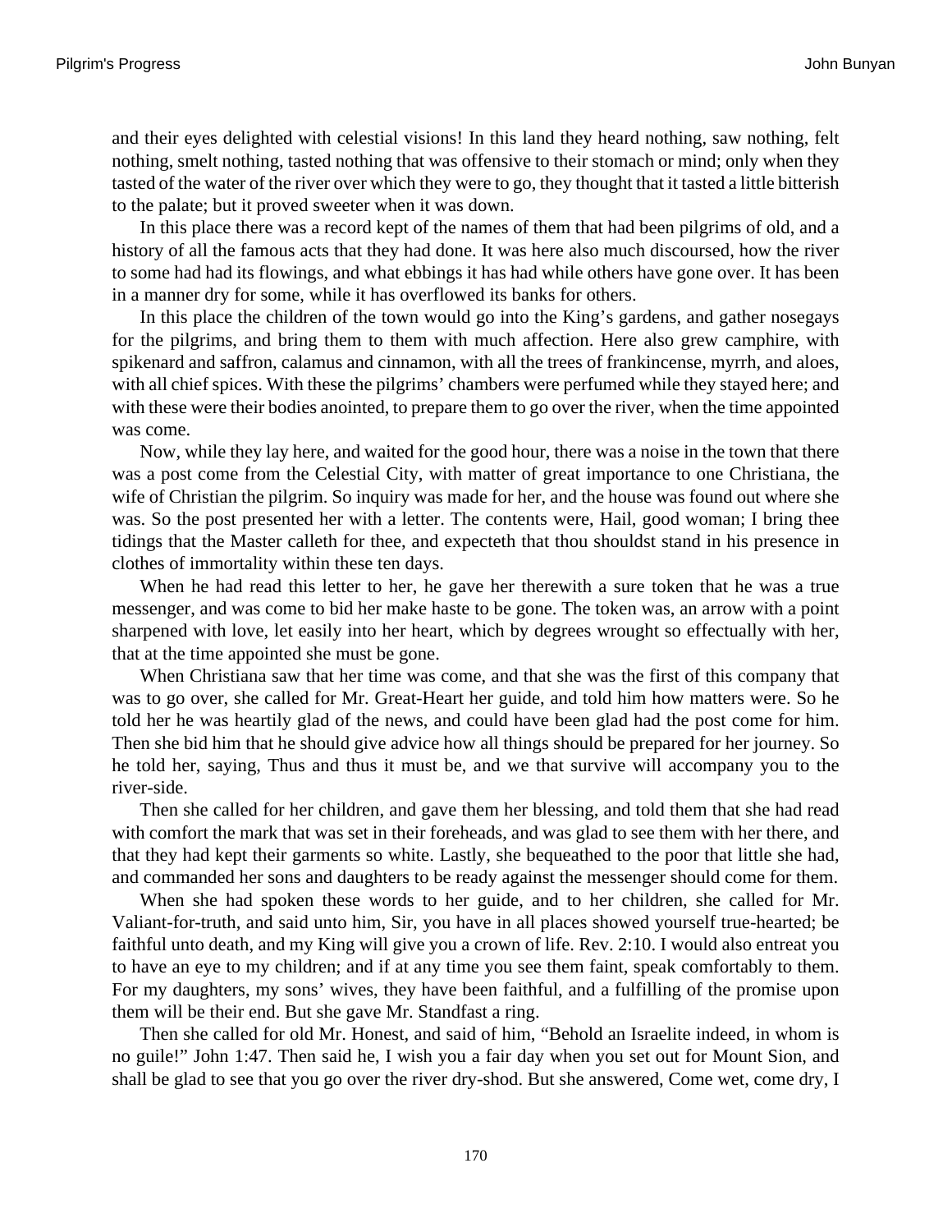and their eyes delighted with celestial visions! In this land they heard nothing, saw nothing, felt nothing, smelt nothing, tasted nothing that was offensive to their stomach or mind; only when they tasted of the water of the river over which they were to go, they thought that it tasted a little bitterish to the palate; but it proved sweeter when it was down.

In this place there was a record kept of the names of them that had been pilgrims of old, and a history of all the famous acts that they had done. It was here also much discoursed, how the river to some had had its flowings, and what ebbings it has had while others have gone over. It has been in a manner dry for some, while it has overflowed its banks for others.

In this place the children of the town would go into the King's gardens, and gather nosegays for the pilgrims, and bring them to them with much affection. Here also grew camphire, with spikenard and saffron, calamus and cinnamon, with all the trees of frankincense, myrrh, and aloes, with all chief spices. With these the pilgrims' chambers were perfumed while they stayed here; and with these were their bodies anointed, to prepare them to go over the river, when the time appointed was come.

Now, while they lay here, and waited for the good hour, there was a noise in the town that there was a post come from the Celestial City, with matter of great importance to one Christiana, the wife of Christian the pilgrim. So inquiry was made for her, and the house was found out where she was. So the post presented her with a letter. The contents were, Hail, good woman; I bring thee tidings that the Master calleth for thee, and expecteth that thou shouldst stand in his presence in clothes of immortality within these ten days.

When he had read this letter to her, he gave her therewith a sure token that he was a true messenger, and was come to bid her make haste to be gone. The token was, an arrow with a point sharpened with love, let easily into her heart, which by degrees wrought so effectually with her, that at the time appointed she must be gone.

When Christiana saw that her time was come, and that she was the first of this company that was to go over, she called for Mr. Great-Heart her guide, and told him how matters were. So he told her he was heartily glad of the news, and could have been glad had the post come for him. Then she bid him that he should give advice how all things should be prepared for her journey. So he told her, saying, Thus and thus it must be, and we that survive will accompany you to the river-side.

Then she called for her children, and gave them her blessing, and told them that she had read with comfort the mark that was set in their foreheads, and was glad to see them with her there, and that they had kept their garments so white. Lastly, she bequeathed to the poor that little she had, and commanded her sons and daughters to be ready against the messenger should come for them.

When she had spoken these words to her guide, and to her children, she called for Mr. Valiant-for-truth, and said unto him, Sir, you have in all places showed yourself true-hearted; be faithful unto death, and my King will give you a crown of life. Rev. 2:10. I would also entreat you to have an eye to my children; and if at any time you see them faint, speak comfortably to them. For my daughters, my sons' wives, they have been faithful, and a fulfilling of the promise upon them will be their end. But she gave Mr. Standfast a ring.

Then she called for old Mr. Honest, and said of him, "Behold an Israelite indeed, in whom is no guile!" John 1:47. Then said he, I wish you a fair day when you set out for Mount Sion, and shall be glad to see that you go over the river dry-shod. But she answered, Come wet, come dry, I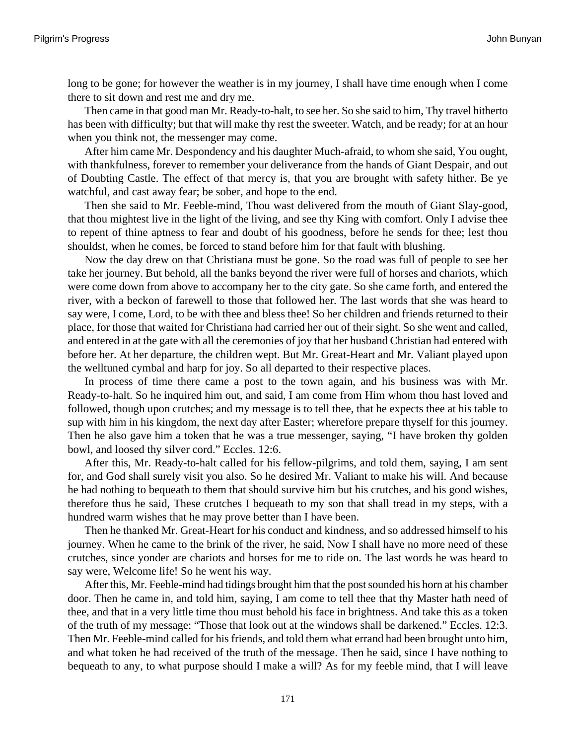long to be gone; for however the weather is in my journey, I shall have time enough when I come there to sit down and rest me and dry me.

Then came in that good man Mr. Ready-to-halt, to see her. So she said to him, Thy travel hitherto has been with difficulty; but that will make thy rest the sweeter. Watch, and be ready; for at an hour when you think not, the messenger may come.

After him came Mr. Despondency and his daughter Much-afraid, to whom she said, You ought, with thankfulness, forever to remember your deliverance from the hands of Giant Despair, and out of Doubting Castle. The effect of that mercy is, that you are brought with safety hither. Be ye watchful, and cast away fear; be sober, and hope to the end.

Then she said to Mr. Feeble-mind, Thou wast delivered from the mouth of Giant Slay-good, that thou mightest live in the light of the living, and see thy King with comfort. Only I advise thee to repent of thine aptness to fear and doubt of his goodness, before he sends for thee; lest thou shouldst, when he comes, be forced to stand before him for that fault with blushing.

Now the day drew on that Christiana must be gone. So the road was full of people to see her take her journey. But behold, all the banks beyond the river were full of horses and chariots, which were come down from above to accompany her to the city gate. So she came forth, and entered the river, with a beckon of farewell to those that followed her. The last words that she was heard to say were, I come, Lord, to be with thee and bless thee! So her children and friends returned to their place, for those that waited for Christiana had carried her out of their sight. So she went and called, and entered in at the gate with all the ceremonies of joy that her husband Christian had entered with before her. At her departure, the children wept. But Mr. Great-Heart and Mr. Valiant played upon the welltuned cymbal and harp for joy. So all departed to their respective places.

In process of time there came a post to the town again, and his business was with Mr. Ready-to-halt. So he inquired him out, and said, I am come from Him whom thou hast loved and followed, though upon crutches; and my message is to tell thee, that he expects thee at his table to sup with him in his kingdom, the next day after Easter; wherefore prepare thyself for this journey. Then he also gave him a token that he was a true messenger, saying, “I have broken thy golden bowl, and loosed thy silver cord.” Eccles. 12:6.

After this, Mr. Ready-to-halt called for his fellow-pilgrims, and told them, saying, I am sent for, and God shall surely visit you also. So he desired Mr. Valiant to make his will. And because he had nothing to bequeath to them that should survive him but his crutches, and his good wishes, therefore thus he said, These crutches I bequeath to my son that shall tread in my steps, with a hundred warm wishes that he may prove better than I have been.

Then he thanked Mr. Great-Heart for his conduct and kindness, and so addressed himself to his journey. When he came to the brink of the river, he said, Now I shall have no more need of these crutches, since yonder are chariots and horses for me to ride on. The last words he was heard to say were, Welcome life! So he went his way.

After this, Mr. Feeble-mind had tidings brought him that the post sounded his horn at his chamber door. Then he came in, and told him, saying, I am come to tell thee that thy Master hath need of thee, and that in a very little time thou must behold his face in brightness. And take this as a token of the truth of my message: “Those that look out at the windows shall be darkened.” Eccles. 12:3. Then Mr. Feeble-mind called for his friends, and told them what errand had been brought unto him, and what token he had received of the truth of the message. Then he said, since I have nothing to bequeath to any, to what purpose should I make a will? As for my feeble mind, that I will leave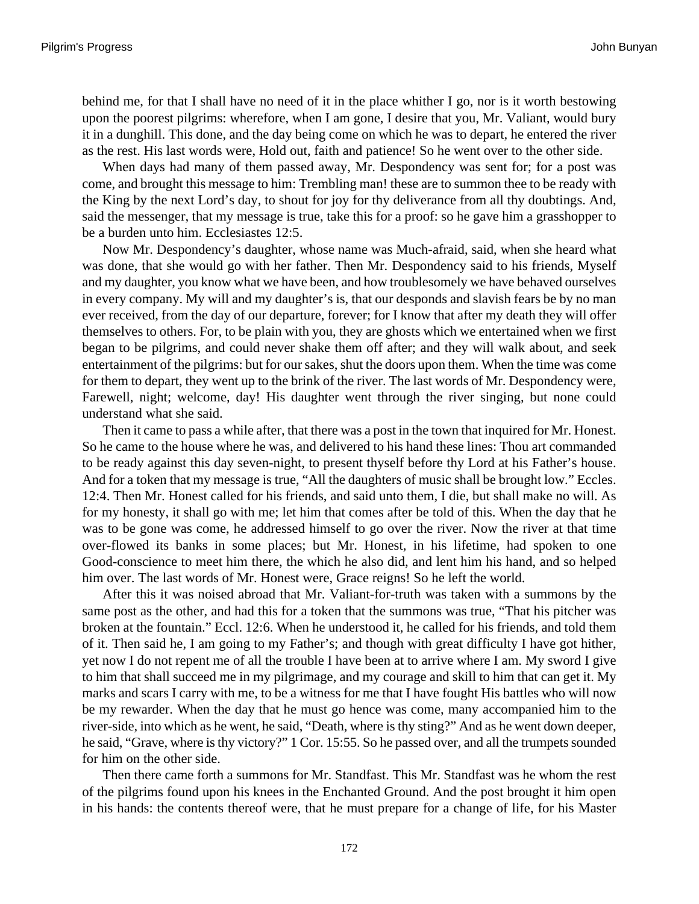behind me, for that I shall have no need of it in the place whither I go, nor is it worth bestowing upon the poorest pilgrims: wherefore, when I am gone, I desire that you, Mr. Valiant, would bury it in a dunghill. This done, and the day being come on which he was to depart, he entered the river as the rest. His last words were, Hold out, faith and patience! So he went over to the other side.

When days had many of them passed away, Mr. Despondency was sent for; for a post was come, and brought this message to him: Trembling man! these are to summon thee to be ready with the King by the next Lord's day, to shout for joy for thy deliverance from all thy doubtings. And, said the messenger, that my message is true, take this for a proof: so he gave him a grasshopper to be a burden unto him. Ecclesiastes 12:5.

Now Mr. Despondency's daughter, whose name was Much-afraid, said, when she heard what was done, that she would go with her father. Then Mr. Despondency said to his friends, Myself and my daughter, you know what we have been, and how troublesomely we have behaved ourselves in every company. My will and my daughter's is, that our desponds and slavish fears be by no man ever received, from the day of our departure, forever; for I know that after my death they will offer themselves to others. For, to be plain with you, they are ghosts which we entertained when we first began to be pilgrims, and could never shake them off after; and they will walk about, and seek entertainment of the pilgrims: but for our sakes, shut the doors upon them. When the time was come for them to depart, they went up to the brink of the river. The last words of Mr. Despondency were, Farewell, night; welcome, day! His daughter went through the river singing, but none could understand what she said.

Then it came to pass a while after, that there was a post in the town that inquired for Mr. Honest. So he came to the house where he was, and delivered to his hand these lines: Thou art commanded to be ready against this day seven-night, to present thyself before thy Lord at his Father's house. And for a token that my message is true, "All the daughters of music shall be brought low." Eccles. 12:4. Then Mr. Honest called for his friends, and said unto them, I die, but shall make no will. As for my honesty, it shall go with me; let him that comes after be told of this. When the day that he was to be gone was come, he addressed himself to go over the river. Now the river at that time over-flowed its banks in some places; but Mr. Honest, in his lifetime, had spoken to one Good-conscience to meet him there, the which he also did, and lent him his hand, and so helped him over. The last words of Mr. Honest were, Grace reigns! So he left the world.

After this it was noised abroad that Mr. Valiant-for-truth was taken with a summons by the same post as the other, and had this for a token that the summons was true, "That his pitcher was broken at the fountain." Eccl. 12:6. When he understood it, he called for his friends, and told them of it. Then said he, I am going to my Father's; and though with great difficulty I have got hither, yet now I do not repent me of all the trouble I have been at to arrive where I am. My sword I give to him that shall succeed me in my pilgrimage, and my courage and skill to him that can get it. My marks and scars I carry with me, to be a witness for me that I have fought His battles who will now be my rewarder. When the day that he must go hence was come, many accompanied him to the river-side, into which as he went, he said, "Death, where is thy sting?" And as he went down deeper, he said, "Grave, where is thy victory?" 1 Cor. 15:55. So he passed over, and all the trumpets sounded for him on the other side.

Then there came forth a summons for Mr. Standfast. This Mr. Standfast was he whom the rest of the pilgrims found upon his knees in the Enchanted Ground. And the post brought it him open in his hands: the contents thereof were, that he must prepare for a change of life, for his Master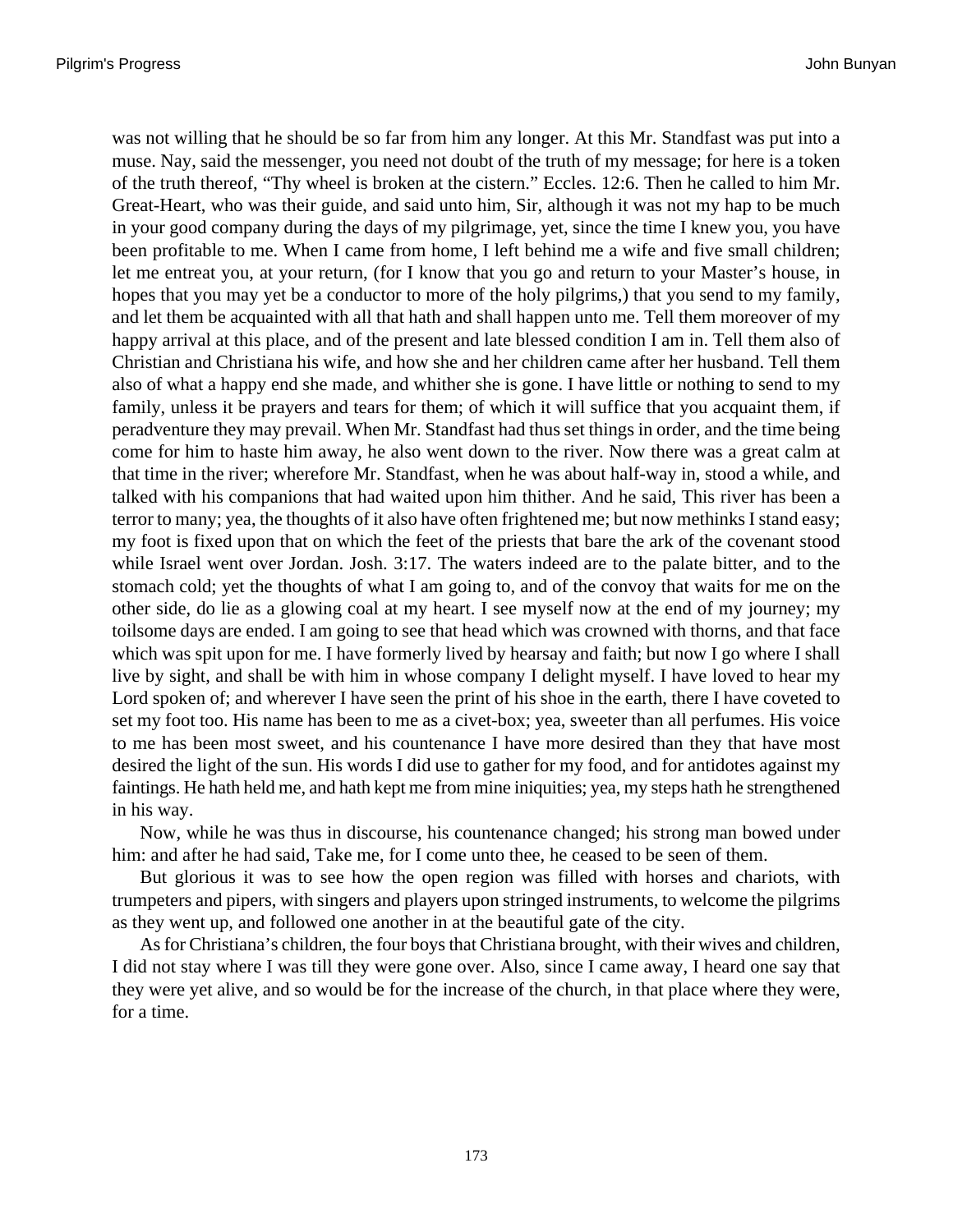was not willing that he should be so far from him any longer. At this Mr. Standfast was put into a muse. Nay, said the messenger, you need not doubt of the truth of my message; for here is a token of the truth thereof, "Thy wheel is broken at the cistern." Eccles. 12:6. Then he called to him Mr. Great-Heart, who was their guide, and said unto him, Sir, although it was not my hap to be much in your good company during the days of my pilgrimage, yet, since the time I knew you, you have been profitable to me. When I came from home, I left behind me a wife and five small children; let me entreat you, at your return, (for I know that you go and return to your Master's house, in hopes that you may yet be a conductor to more of the holy pilgrims,) that you send to my family, and let them be acquainted with all that hath and shall happen unto me. Tell them moreover of my happy arrival at this place, and of the present and late blessed condition I am in. Tell them also of Christian and Christiana his wife, and how she and her children came after her husband. Tell them also of what a happy end she made, and whither she is gone. I have little or nothing to send to my family, unless it be prayers and tears for them; of which it will suffice that you acquaint them, if peradventure they may prevail. When Mr. Standfast had thus set things in order, and the time being come for him to haste him away, he also went down to the river. Now there was a great calm at that time in the river; wherefore Mr. Standfast, when he was about half-way in, stood a while, and talked with his companions that had waited upon him thither. And he said, This river has been a terror to many; yea, the thoughts of it also have often frightened me; but now methinks I stand easy; my foot is fixed upon that on which the feet of the priests that bare the ark of the covenant stood while Israel went over Jordan. Josh. 3:17. The waters indeed are to the palate bitter, and to the stomach cold; yet the thoughts of what I am going to, and of the convoy that waits for me on the other side, do lie as a glowing coal at my heart. I see myself now at the end of my journey; my toilsome days are ended. I am going to see that head which was crowned with thorns, and that face which was spit upon for me. I have formerly lived by hearsay and faith; but now I go where I shall live by sight, and shall be with him in whose company I delight myself. I have loved to hear my Lord spoken of; and wherever I have seen the print of his shoe in the earth, there I have coveted to set my foot too. His name has been to me as a civet-box; yea, sweeter than all perfumes. His voice to me has been most sweet, and his countenance I have more desired than they that have most desired the light of the sun. His words I did use to gather for my food, and for antidotes against my faintings. He hath held me, and hath kept me from mine iniquities; yea, my steps hath he strengthened in his way.

Now, while he was thus in discourse, his countenance changed; his strong man bowed under him: and after he had said, Take me, for I come unto thee, he ceased to be seen of them.

But glorious it was to see how the open region was filled with horses and chariots, with trumpeters and pipers, with singers and players upon stringed instruments, to welcome the pilgrims as they went up, and followed one another in at the beautiful gate of the city.

As for Christiana's children, the four boys that Christiana brought, with their wives and children, I did not stay where I was till they were gone over. Also, since I came away, I heard one say that they were yet alive, and so would be for the increase of the church, in that place where they were, for a time.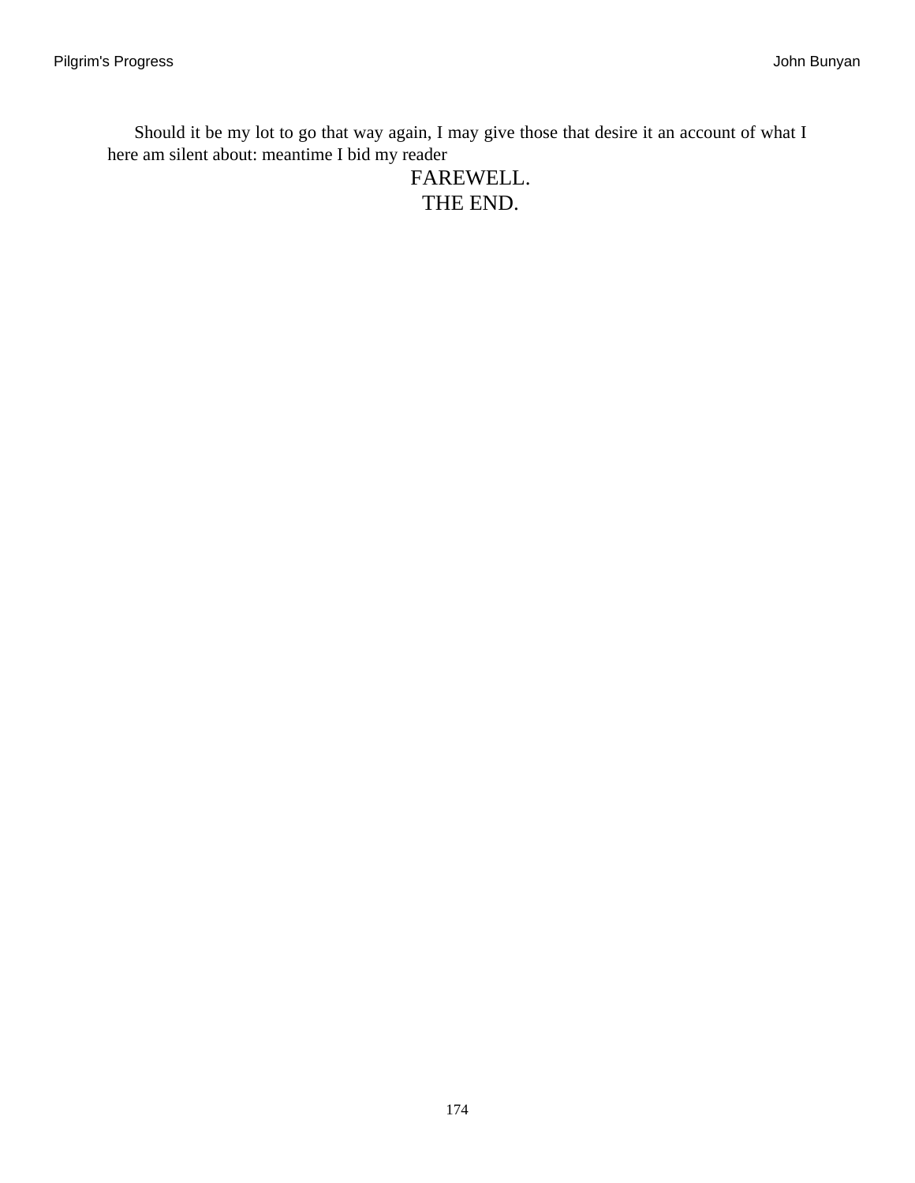Should it be my lot to go that way again, I may give those that desire it an account of what I here am silent about: meantime I bid my reader

FAREWELL.

THE END.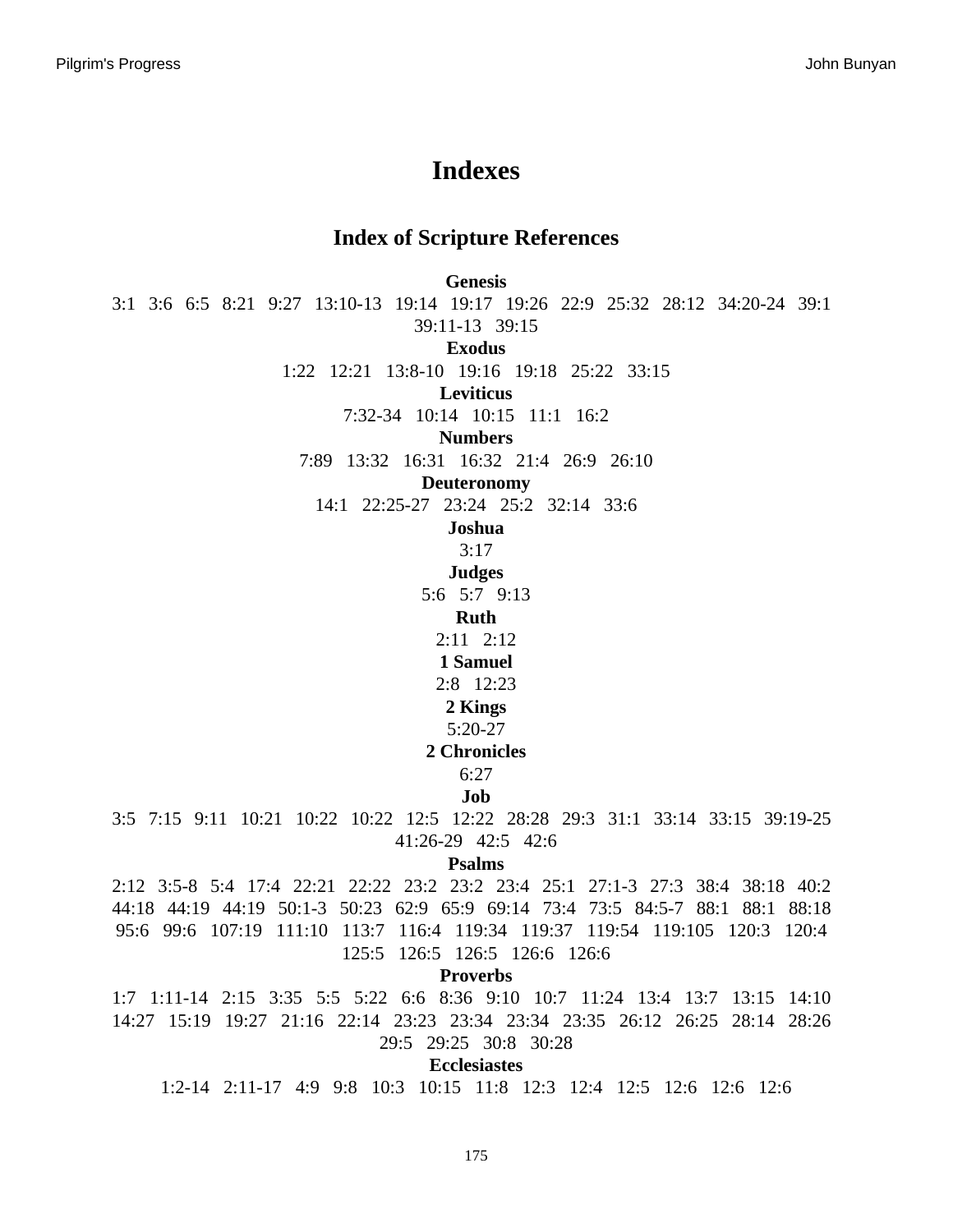# Indexes

## Index of Scripture References

**Genesis**

3:1 3:6 6:5 8:21 9:27 13:10-13 19:14 19:17 19:26 22:9 25:32 28:12 34:20-24 39:1 39:11-13 39:15

**Exodus**

1:22 12:21 13:8-10 19:16 19:18 25:22 33:15

**Leviticus**

7:32-34 10:14 10:15 11:1 16:2

**Numbers**

7:89 13:32 16:31 16:32 21:4 26:9 26:10

**Deuteronomy**

14:1 22:25-27 23:24 25:2 32:14 33:6

**Joshua**

3:17

**Judges**

5:6 5:7 9:13

**Ruth**

2:11 2:12

**1 Samuel**

2:8 12:23

**2 Kings**

5:20-27

**2 Chronicles**

6:27

**Job**

3:5 7:15 9:11 10:21 10:22 10:22 12:5 12:22 28:28 29:3 31:1 33:14 33:15 39:19-25 41:26-29 42:5 42:6

**Psalms**

2:12 3:5-8 5:4 17:4 22:21 22:22 23:2 23:2 23:4 25:1 27:1-3 27:3 38:4 38:18 40:2 44:18 44:19 44:19 50:1-3 50:23 62:9 65:9 69:14 73:4 73:5 84:5-7 88:1 88:1 88:18 95:6 99:6 107:19 111:10 113:7 116:4 119:34 119:37 119:54 119:105 120:3 120:4 125:5 126:5 126:5 126:6 126:6

**Proverbs**

1:7 1:11-14 2:15 3:35 5:5 5:22 6:6 8:36 9:10 10:7 11:24 13:4 13:7 13:15 14:10 14:27 15:19 19:27 21:16 22:14 23:23 23:34 23:34 23:35 26:12 26:25 28:14 28:26 29:5 29:25 30:8 30:28

**Ecclesiastes**

1:2-14 2:11-17 4:9 9:8 10:3 10:15 11:8 12:3 12:4 12:5 12:6 12:6 12:6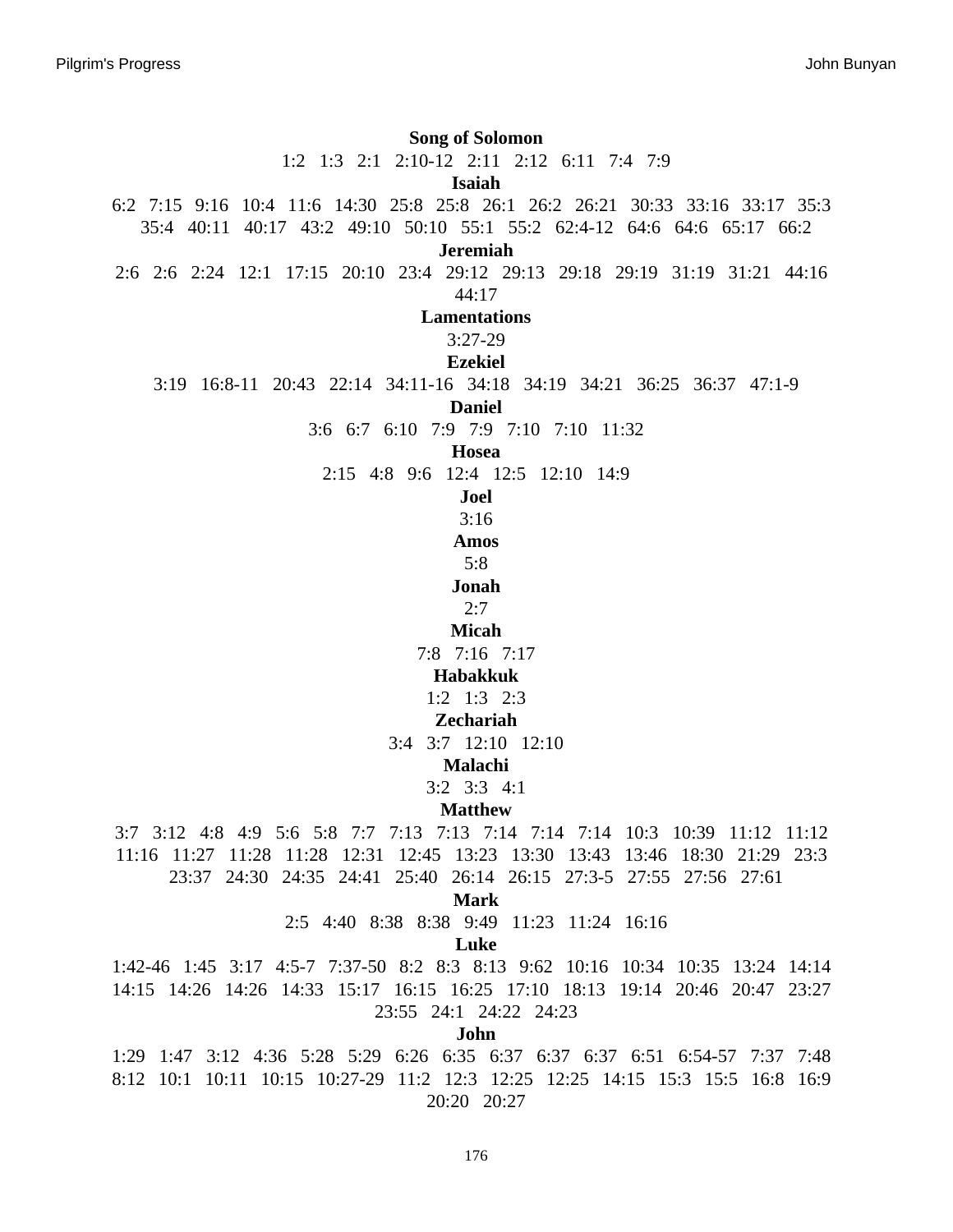**Song of Solomon**

1:2   1:3   2:1   2:10-12   2:11   2:12   6:11   7:4   7:9

**Isaiah**

6:2   7:15   9:16   10:4   11:6   14:30   25:8   25:8   26:1   26:2   26:21   30:33   33:16   33:17   35:3   35:4   40:11   40:17   43:2   49:10   50:10   55:1   55:2   62:4-12   64:6   64:6   65:17   66:2

**Jeremiah**

2:6   2:6   2:24   12:1   17:15   20:10   23:4   29:12   29:13   29:18   29:19   31:19   31:21   44:16   44:17

**Lamentations**

3:27-29

**Ezekiel**

3:19   16:8-11   20:43   22:14   34:11-16   34:18   34:19   34:21   36:25   36:37   47:1-9

**Daniel**

3:6   6:7   6:10   7:9   7:9   7:10   7:10   11:32

**Hosea**

2:15   4:8   9:6   12:4   12:5   12:10   14:9

**Joel**

3:16

**Amos**

5:8

**Jonah**

2:7

**Micah**

7:8   7:16   7:17

**Habakkuk**

1:2   1:3   2:3

**Zechariah**

3:4   3:7   12:10   12:10

**Malachi**

3:2   3:3   4:1

**Matthew**

3:7   3:12   4:8   4:9   5:6   5:8   7:7   7:13   7:13   7:14   7:14   7:14   10:3   10:39   11:12   11:12   11:16   11:27   11:28   11:28   12:31   12:45   13:23   13:30   13:43   13:46   18:30   21:29   23:3   23:37   24:30   24:35   24:41   25:40   26:14   26:15   27:3-5   27:55   27:56   27:61

**Mark**

2:5   4:40   8:38   8:38   9:49   11:23   11:24   16:16

**Luke**

1:42-46   1:45   3:17   4:5-7   7:37-50   8:2   8:3   8:13   9:62   10:16   10:34   10:35   13:24   14:14   14:15   14:26   14:26   14:33   15:17   16:15   16:25   17:10   18:13   19:14   20:46   20:47   23:27   23:55   24:1   24:22   24:23

**John**

1:29   1:47   3:12   4:36   5:28   5:29   6:26   6:35   6:37   6:37   6:37   6:51   6:54-57   7:37   7:48   8:12   10:1   10:11   10:15   10:27-29   11:2   12:3   12:25   12:25   14:15   15:3   15:5   16:8   16:9   20:20   20:27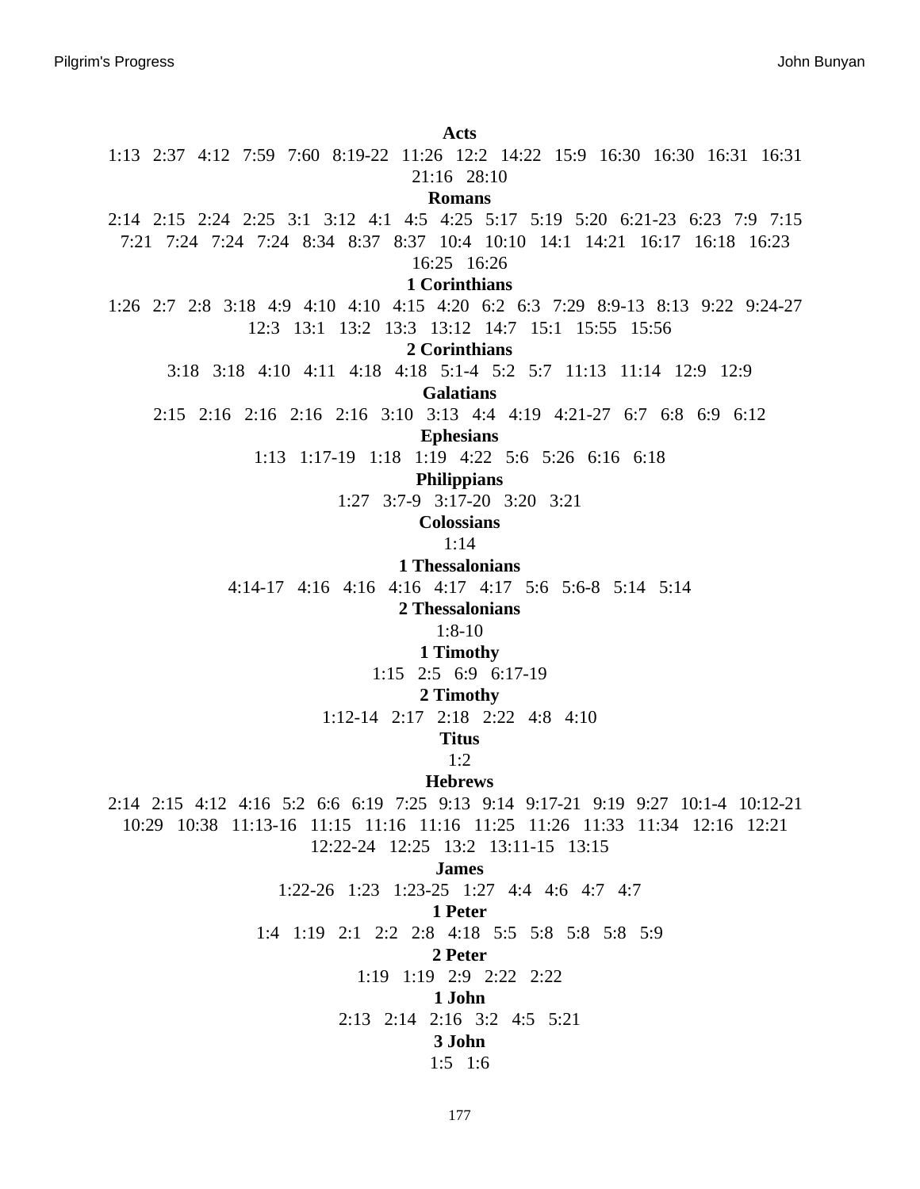**Acts**

1:13 2:37 4:12 7:59 7:60 8:19-22 11:26 12:2 14:22 15:9 16:30 16:30 16:31 16:31 21:16 28:10

**Romans**

2:14 2:15 2:24 2:25 3:1 3:12 4:1 4:5 4:25 5:17 5:19 5:20 6:21-23 6:23 7:9 7:15 7:21 7:24 7:24 7:24 8:34 8:37 8:37 10:4 10:10 14:1 14:21 16:17 16:18 16:23 16:25 16:26

**1 Corinthians**

1:26 2:7 2:8 3:18 4:9 4:10 4:10 4:15 4:20 6:2 6:3 7:29 8:9-13 8:13 9:22 9:24-27 12:3 13:1 13:2 13:3 13:12 14:7 15:1 15:55 15:56

**2 Corinthians**

3:18 3:18 4:10 4:11 4:18 4:18 5:1-4 5:2 5:7 11:13 11:14 12:9 12:9

**Galatians**

2:15 2:16 2:16 2:16 2:16 3:10 3:13 4:4 4:19 4:21-27 6:7 6:8 6:9 6:12

**Ephesians**

1:13 1:17-19 1:18 1:19 4:22 5:6 5:26 6:16 6:18

**Philippians**

1:27 3:7-9 3:17-20 3:20 3:21

**Colossians**

1:14

**1 Thessalonians**

4:14-17 4:16 4:16 4:16 4:17 4:17 5:6 5:6-8 5:14 5:14

**2 Thessalonians**

1:8-10

**1 Timothy**

1:15 2:5 6:9 6:17-19

**2 Timothy**

1:12-14 2:17 2:18 2:22 4:8 4:10

**Titus**

1:2

**Hebrews**

2:14 2:15 4:12 4:16 5:2 6:6 6:19 7:25 9:13 9:14 9:17-21 9:19 9:27 10:1-4 10:12-21 10:29 10:38 11:13-16 11:15 11:16 11:16 11:25 11:26 11:33 11:34 12:16 12:21 12:22-24 12:25 13:2 13:11-15 13:15

**James**

1:22-26 1:23 1:23-25 1:27 4:4 4:6 4:7 4:7

**1 Peter**

1:4 1:19 2:1 2:2 2:8 4:18 5:5 5:8 5:8 5:8 5:9

**2 Peter**

1:19 1:19 2:9 2:22 2:22

**1 John**

2:13 2:14 2:16 3:2 4:5 5:21

**3 John**

1:5 1:6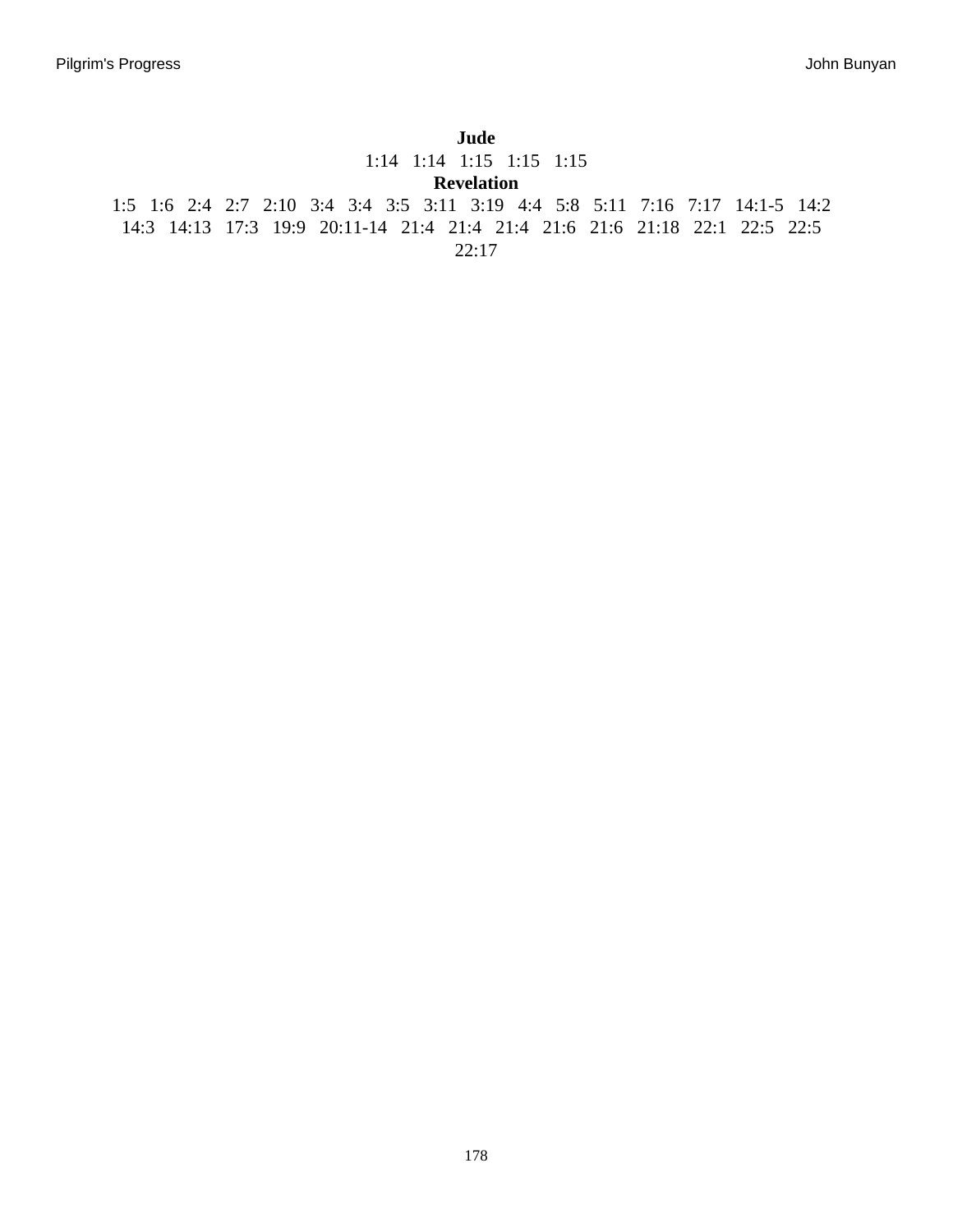**Jude**

1:14 1:14 1:15 1:15 1:15

**Revelation**

1:5 1:6 2:4 2:7 2:10 3:4 3:4 3:5 3:11 3:19 4:4 5:8 5:11 7:16 7:17 14:1-5 14:2 14:3 14:13 17:3 19:9 20:11-14 21:4 21:4 21:4 21:6 21:6 21:18 22:1 22:5 22:5 22:17